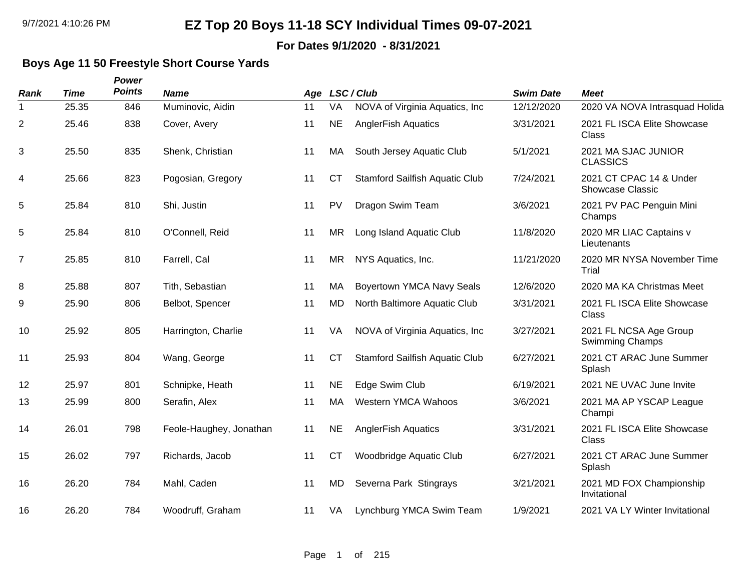# EZ Top 20 Boys 11-18 SCY Individual Times 09-07-2021

**For Dates 9/1/2020 - 8/31/2021**

## Boys Age 11 50 Freestyle Short Course Yards

| Rank | Time | Power Points | Name | Age | LSC | Club | Swim Date | Meet |
|---|---|---|---|---|---|---|---|---|
| 1 | 25.35 | 846 | Muminovic, Aidin | 11 | VA | NOVA of Virginia Aquatics, Inc | 12/12/2020 | 2020 VA NOVA Intrasquad Holida |
| 2 | 25.46 | 838 | Cover, Avery | 11 | NE | AnglerFish Aquatics | 3/31/2021 | 2021 FL ISCA Elite Showcase Class |
| 3 | 25.50 | 835 | Shenk, Christian | 11 | MA | South Jersey Aquatic Club | 5/1/2021 | 2021 MA SJAC JUNIOR CLASSICS |
| 4 | 25.66 | 823 | Pogosian, Gregory | 11 | CT | Stamford Sailfish Aquatic Club | 7/24/2021 | 2021 CT CPAC 14 & Under Showcase Classic |
| 5 | 25.84 | 810 | Shi, Justin | 11 | PV | Dragon Swim Team | 3/6/2021 | 2021 PV PAC Penguin Mini Champs |
| 5 | 25.84 | 810 | O'Connell, Reid | 11 | MR | Long Island Aquatic Club | 11/8/2020 | 2020 MR LIAC Captains v Lieutenants |
| 7 | 25.85 | 810 | Farrell, Cal | 11 | MR | NYS Aquatics, Inc. | 11/21/2020 | 2020 MR NYSA November Time Trial |
| 8 | 25.88 | 807 | Tith, Sebastian | 11 | MA | Boyertown YMCA Navy Seals | 12/6/2020 | 2020 MA KA Christmas Meet |
| 9 | 25.90 | 806 | Belbot, Spencer | 11 | MD | North Baltimore Aquatic Club | 3/31/2021 | 2021 FL ISCA Elite Showcase Class |
| 10 | 25.92 | 805 | Harrington, Charlie | 11 | VA | NOVA of Virginia Aquatics, Inc | 3/27/2021 | 2021 FL NCSA Age Group Swimming Champs |
| 11 | 25.93 | 804 | Wang, George | 11 | CT | Stamford Sailfish Aquatic Club | 6/27/2021 | 2021 CT ARAC June Summer Splash |
| 12 | 25.97 | 801 | Schnipke, Heath | 11 | NE | Edge Swim Club | 6/19/2021 | 2021 NE UVAC June Invite |
| 13 | 25.99 | 800 | Serafin, Alex | 11 | MA | Western YMCA Wahoos | 3/6/2021 | 2021 MA AP YSCAP League Champi |
| 14 | 26.01 | 798 | Feole-Haughey, Jonathan | 11 | NE | AnglerFish Aquatics | 3/31/2021 | 2021 FL ISCA Elite Showcase Class |
| 15 | 26.02 | 797 | Richards, Jacob | 11 | CT | Woodbridge Aquatic Club | 6/27/2021 | 2021 CT ARAC June Summer Splash |
| 16 | 26.20 | 784 | Mahl, Caden | 11 | MD | Severna Park Stingrays | 3/21/2021 | 2021 MD FOX Championship Invitational |
| 16 | 26.20 | 784 | Woodruff, Graham | 11 | VA | Lynchburg YMCA Swim Team | 1/9/2021 | 2021 VA LY Winter Invitational |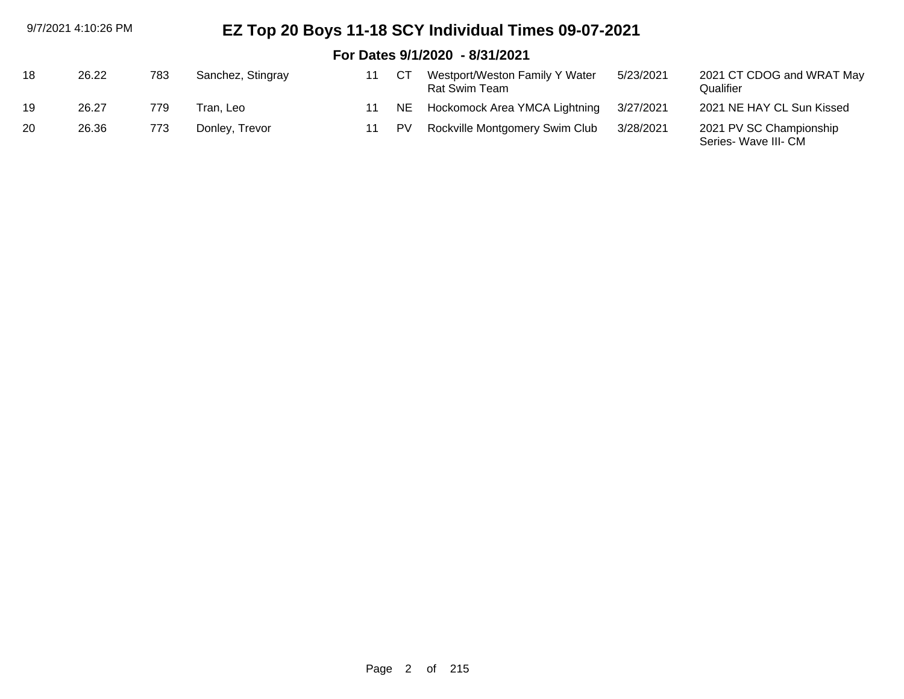| | | | | | | | | |
|---|---|---|---|---|---|---|---|---|
| 18 | 26.22 | 783 | Sanchez, Stingray | 11 | CT | Westport/Weston Family Y Water Rat Swim Team | 5/23/2021 | 2021 CT CDOG and WRAT May Qualifier |
| 19 | 26.27 | 779 | Tran, Leo | 11 | NE | Hockomock Area YMCA Lightning | 3/27/2021 | 2021 NE HAY CL Sun Kissed |
| 20 | 26.36 | 773 | Donley, Trevor | 11 | PV | Rockville Montgomery Swim Club | 3/28/2021 | 2021 PV SC Championship Series- Wave III- CM |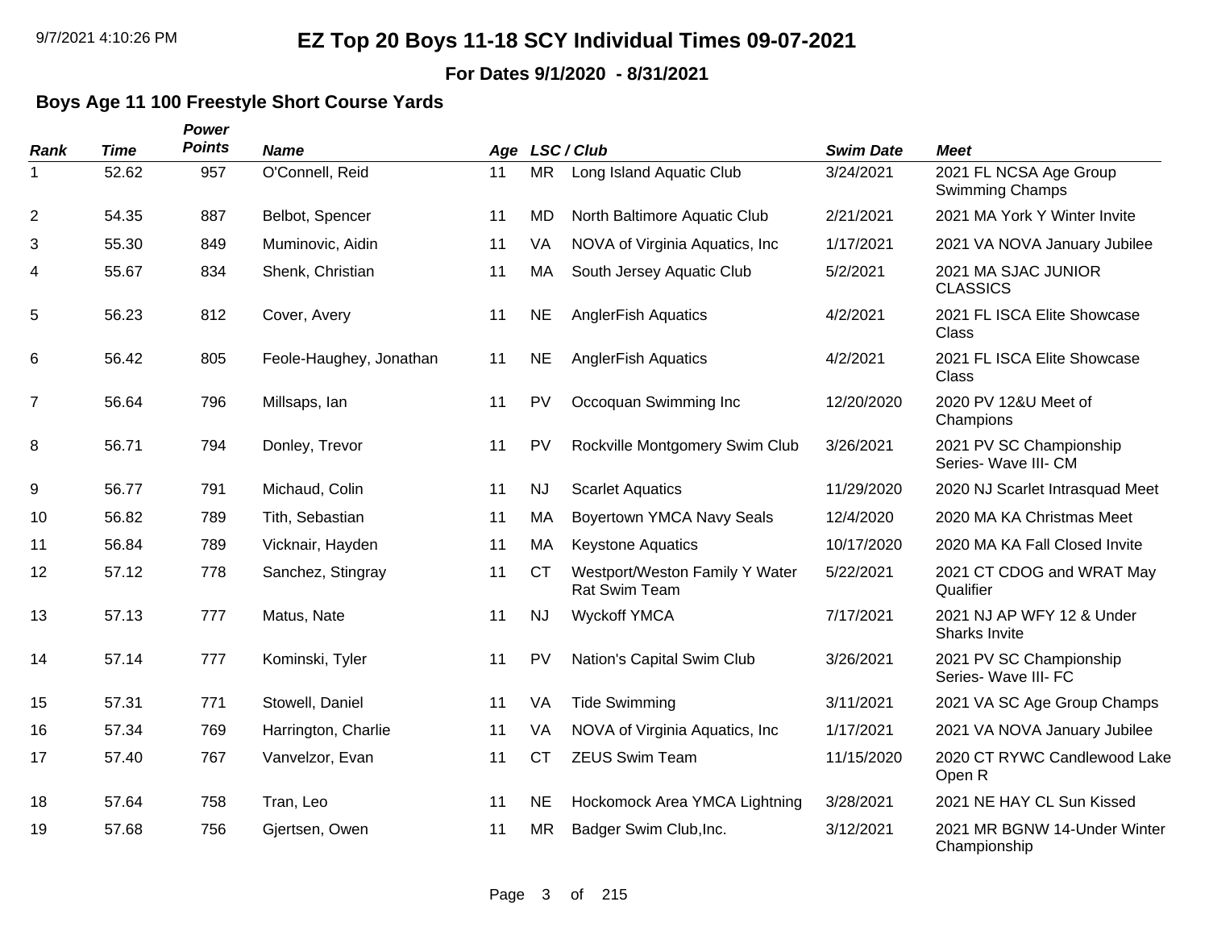# EZ Top 20 Boys 11-18 SCY Individual Times 09-07-2021

**For Dates 9/1/2020 - 8/31/2021**

## Boys Age 11 100 Freestyle Short Course Yards

| Rank | Time | Power Points | Name | Age | LSC / Club | | Swim Date | Meet |
|---|---|---|---|---|---|---|---|---|
| 1 | 52.62 | 957 | O'Connell, Reid | 11 | MR | Long Island Aquatic Club | 3/24/2021 | 2021 FL NCSA Age Group Swimming Champs |
| 2 | 54.35 | 887 | Belbot, Spencer | 11 | MD | North Baltimore Aquatic Club | 2/21/2021 | 2021 MA York Y Winter Invite |
| 3 | 55.30 | 849 | Muminovic, Aidin | 11 | VA | NOVA of Virginia Aquatics, Inc | 1/17/2021 | 2021 VA NOVA January Jubilee |
| 4 | 55.67 | 834 | Shenk, Christian | 11 | MA | South Jersey Aquatic Club | 5/2/2021 | 2021 MA SJAC JUNIOR CLASSICS |
| 5 | 56.23 | 812 | Cover, Avery | 11 | NE | AnglerFish Aquatics | 4/2/2021 | 2021 FL ISCA Elite Showcase Class |
| 6 | 56.42 | 805 | Feole-Haughey, Jonathan | 11 | NE | AnglerFish Aquatics | 4/2/2021 | 2021 FL ISCA Elite Showcase Class |
| 7 | 56.64 | 796 | Millsaps, Ian | 11 | PV | Occoquan Swimming Inc | 12/20/2020 | 2020 PV 12&U Meet of Champions |
| 8 | 56.71 | 794 | Donley, Trevor | 11 | PV | Rockville Montgomery Swim Club | 3/26/2021 | 2021 PV SC Championship Series- Wave III- CM |
| 9 | 56.77 | 791 | Michaud, Colin | 11 | NJ | Scarlet Aquatics | 11/29/2020 | 2020 NJ Scarlet Intrasquad Meet |
| 10 | 56.82 | 789 | Tith, Sebastian | 11 | MA | Boyertown YMCA Navy Seals | 12/4/2020 | 2020 MA KA Christmas Meet |
| 11 | 56.84 | 789 | Vicknair, Hayden | 11 | MA | Keystone Aquatics | 10/17/2020 | 2020 MA KA Fall Closed Invite |
| 12 | 57.12 | 778 | Sanchez, Stingray | 11 | CT | Westport/Weston Family Y Water Rat Swim Team | 5/22/2021 | 2021 CT CDOG and WRAT May Qualifier |
| 13 | 57.13 | 777 | Matus, Nate | 11 | NJ | Wyckoff YMCA | 7/17/2021 | 2021 NJ AP WFY 12 & Under Sharks Invite |
| 14 | 57.14 | 777 | Kominski, Tyler | 11 | PV | Nation's Capital Swim Club | 3/26/2021 | 2021 PV SC Championship Series- Wave III- FC |
| 15 | 57.31 | 771 | Stowell, Daniel | 11 | VA | Tide Swimming | 3/11/2021 | 2021 VA SC Age Group Champs |
| 16 | 57.34 | 769 | Harrington, Charlie | 11 | VA | NOVA of Virginia Aquatics, Inc | 1/17/2021 | 2021 VA NOVA January Jubilee |
| 17 | 57.40 | 767 | Vanvelzor, Evan | 11 | CT | ZEUS Swim Team | 11/15/2020 | 2020 CT RYWC Candlewood Lake Open R |
| 18 | 57.64 | 758 | Tran, Leo | 11 | NE | Hockomock Area YMCA Lightning | 3/28/2021 | 2021 NE HAY CL Sun Kissed |
| 19 | 57.68 | 756 | Gjertsen, Owen | 11 | MR | Badger Swim Club,Inc. | 3/12/2021 | 2021 MR BGNW 14-Under Winter Championship |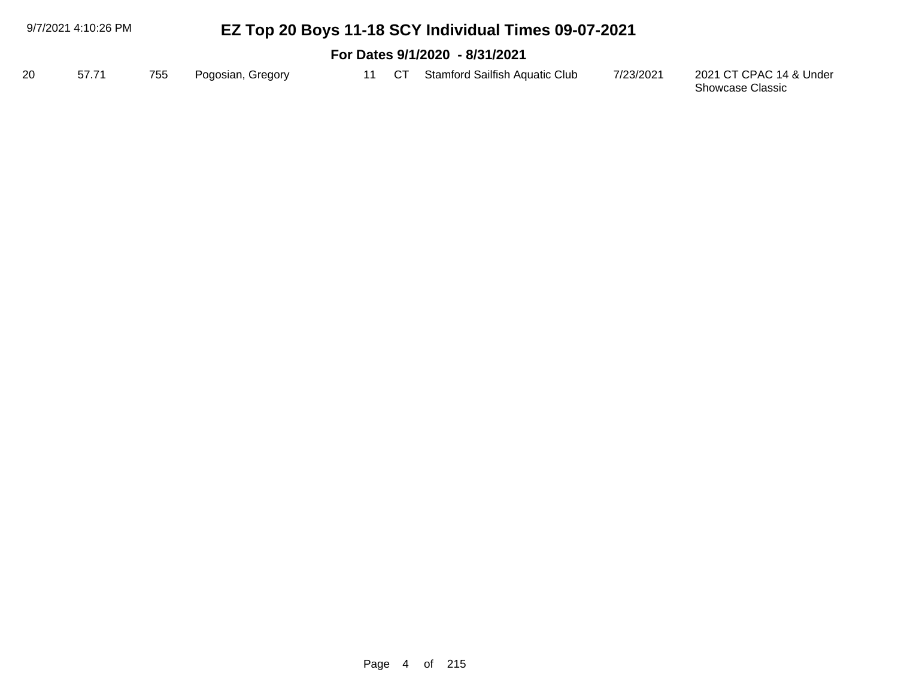# EZ Top 20 Boys 11-18 SCY Individual Times 09-07-2021

## For Dates 9/1/2020 - 8/31/2021

| | | | | | | | | |
|---|---|---|---|---|---|---|---|---|
| 20 | 57.71 | 755 | Pogosian, Gregory | 11 | CT | Stamford Sailfish Aquatic Club | 7/23/2021 | 2021 CT CPAC 14 & Under Showcase Classic |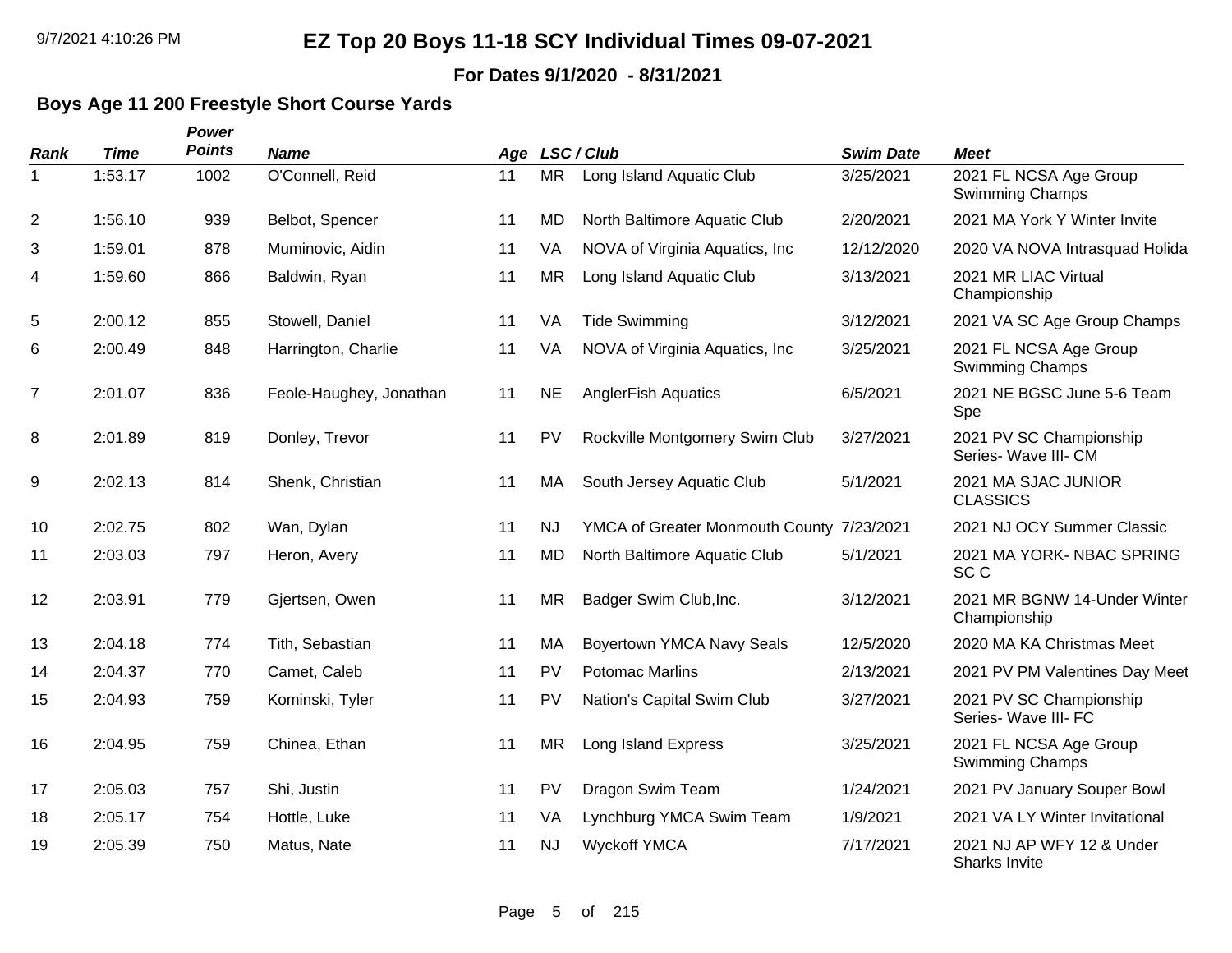# EZ Top 20 Boys 11-18 SCY Individual Times 09-07-2021

**For Dates 9/1/2020 - 8/31/2021**

## Boys Age 11 200 Freestyle Short Course Yards

| Rank | Time | Power Points | Name | Age | LSC | Club | Swim Date | Meet |
|---|---|---|---|---|---|---|---|---|
| 1 | 1:53.17 | 1002 | O'Connell, Reid | 11 | MR | Long Island Aquatic Club | 3/25/2021 | 2021 FL NCSA Age Group Swimming Champs |
| 2 | 1:56.10 | 939 | Belbot, Spencer | 11 | MD | North Baltimore Aquatic Club | 2/20/2021 | 2021 MA York Y Winter Invite |
| 3 | 1:59.01 | 878 | Muminovic, Aidin | 11 | VA | NOVA of Virginia Aquatics, Inc | 12/12/2020 | 2020 VA NOVA Intrasquad Holida |
| 4 | 1:59.60 | 866 | Baldwin, Ryan | 11 | MR | Long Island Aquatic Club | 3/13/2021 | 2021 MR LIAC Virtual Championship |
| 5 | 2:00.12 | 855 | Stowell, Daniel | 11 | VA | Tide Swimming | 3/12/2021 | 2021 VA SC Age Group Champs |
| 6 | 2:00.49 | 848 | Harrington, Charlie | 11 | VA | NOVA of Virginia Aquatics, Inc | 3/25/2021 | 2021 FL NCSA Age Group Swimming Champs |
| 7 | 2:01.07 | 836 | Feole-Haughey, Jonathan | 11 | NE | AnglerFish Aquatics | 6/5/2021 | 2021 NE BGSC June 5-6 Team Spe |
| 8 | 2:01.89 | 819 | Donley, Trevor | 11 | PV | Rockville Montgomery Swim Club | 3/27/2021 | 2021 PV SC Championship Series- Wave III- CM |
| 9 | 2:02.13 | 814 | Shenk, Christian | 11 | MA | South Jersey Aquatic Club | 5/1/2021 | 2021 MA SJAC JUNIOR CLASSICS |
| 10 | 2:02.75 | 802 | Wan, Dylan | 11 | NJ | YMCA of Greater Monmouth County | 7/23/2021 | 2021 NJ OCY Summer Classic |
| 11 | 2:03.03 | 797 | Heron, Avery | 11 | MD | North Baltimore Aquatic Club | 5/1/2021 | 2021 MA YORK- NBAC SPRING SC C |
| 12 | 2:03.91 | 779 | Gjertsen, Owen | 11 | MR | Badger Swim Club,Inc. | 3/12/2021 | 2021 MR BGNW 14-Under Winter Championship |
| 13 | 2:04.18 | 774 | Tith, Sebastian | 11 | MA | Boyertown YMCA Navy Seals | 12/5/2020 | 2020 MA KA Christmas Meet |
| 14 | 2:04.37 | 770 | Camet, Caleb | 11 | PV | Potomac Marlins | 2/13/2021 | 2021 PV PM Valentines Day Meet |
| 15 | 2:04.93 | 759 | Kominski, Tyler | 11 | PV | Nation's Capital Swim Club | 3/27/2021 | 2021 PV SC Championship Series- Wave III- FC |
| 16 | 2:04.95 | 759 | Chinea, Ethan | 11 | MR | Long Island Express | 3/25/2021 | 2021 FL NCSA Age Group Swimming Champs |
| 17 | 2:05.03 | 757 | Shi, Justin | 11 | PV | Dragon Swim Team | 1/24/2021 | 2021 PV January Souper Bowl |
| 18 | 2:05.17 | 754 | Hottle, Luke | 11 | VA | Lynchburg YMCA Swim Team | 1/9/2021 | 2021 VA LY Winter Invitational |
| 19 | 2:05.39 | 750 | Matus, Nate | 11 | NJ | Wyckoff YMCA | 7/17/2021 | 2021 NJ AP WFY 12 & Under Sharks Invite |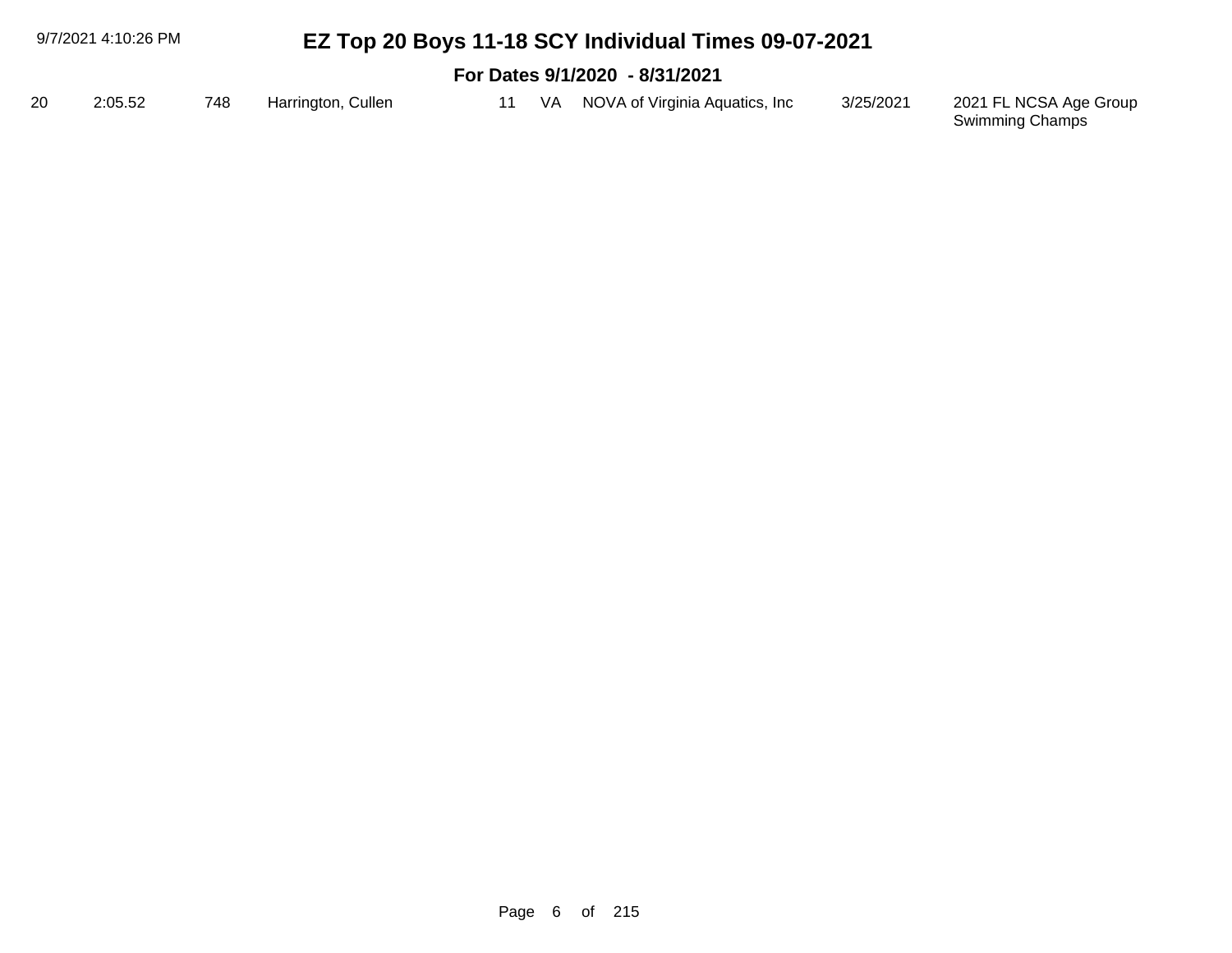# EZ Top 20 Boys 11-18 SCY Individual Times 09-07-2021

## For Dates 9/1/2020 - 8/31/2021

| | | | | | | | | |
|---|---|---|---|---|---|---|---|---|
| 20 | 2:05.52 | 748 | Harrington, Cullen | 11 | VA | NOVA of Virginia Aquatics, Inc | 3/25/2021 | 2021 FL NCSA Age Group Swimming Champs |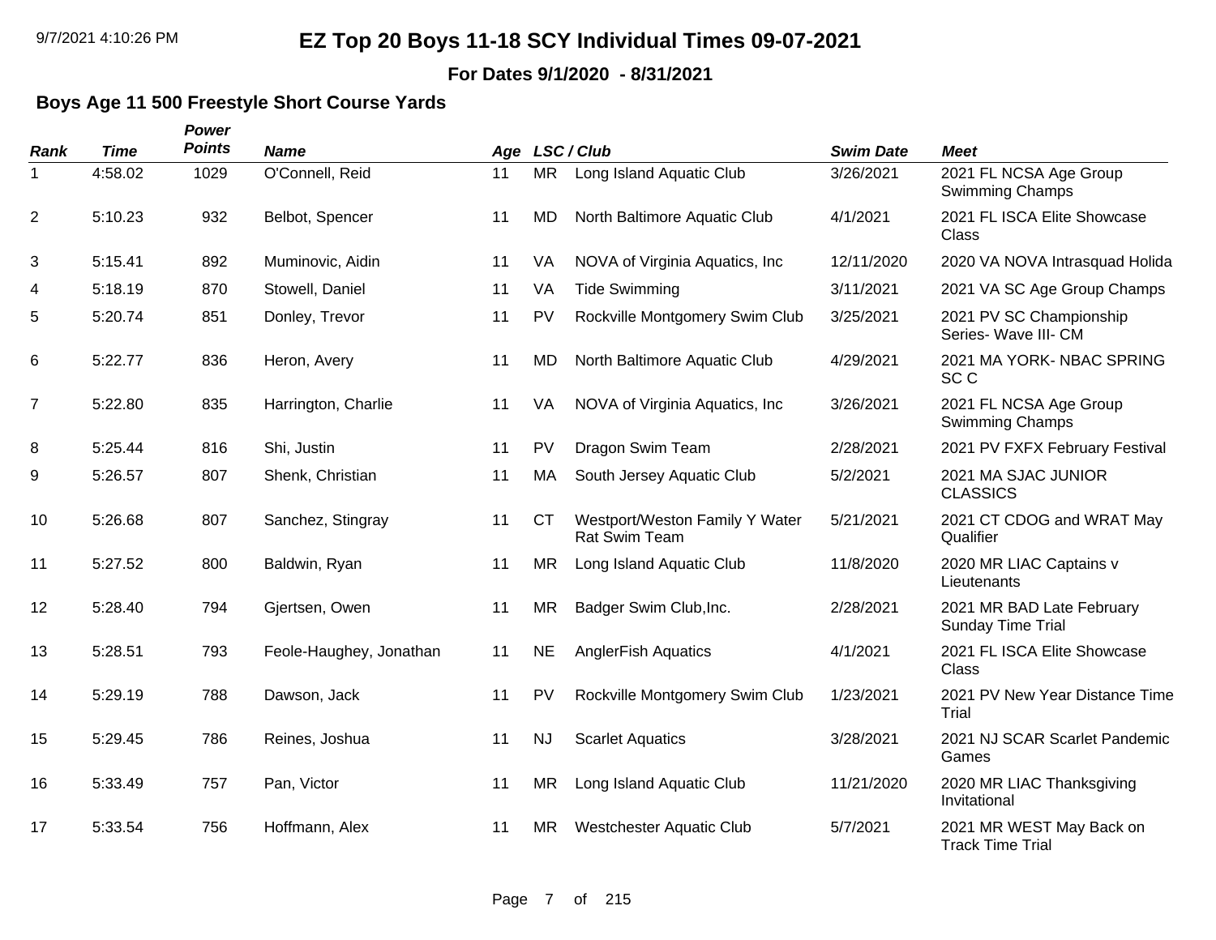# EZ Top 20 Boys 11-18 SCY Individual Times 09-07-2021

**For Dates 9/1/2020 - 8/31/2021**

### Boys Age 11 500 Freestyle Short Course Yards

| Rank | Time | Power Points | Name | Age | LSC / Club | | Swim Date | Meet |
|---|---|---|---|---|---|---|---|---|
| 1 | 4:58.02 | 1029 | O'Connell, Reid | 11 | MR | Long Island Aquatic Club | 3/26/2021 | 2021 FL NCSA Age Group Swimming Champs |
| 2 | 5:10.23 | 932 | Belbot, Spencer | 11 | MD | North Baltimore Aquatic Club | 4/1/2021 | 2021 FL ISCA Elite Showcase Class |
| 3 | 5:15.41 | 892 | Muminovic, Aidin | 11 | VA | NOVA of Virginia Aquatics, Inc | 12/11/2020 | 2020 VA NOVA Intrasquad Holida |
| 4 | 5:18.19 | 870 | Stowell, Daniel | 11 | VA | Tide Swimming | 3/11/2021 | 2021 VA SC Age Group Champs |
| 5 | 5:20.74 | 851 | Donley, Trevor | 11 | PV | Rockville Montgomery Swim Club | 3/25/2021 | 2021 PV SC Championship Series- Wave III- CM |
| 6 | 5:22.77 | 836 | Heron, Avery | 11 | MD | North Baltimore Aquatic Club | 4/29/2021 | 2021 MA YORK- NBAC SPRING SC C |
| 7 | 5:22.80 | 835 | Harrington, Charlie | 11 | VA | NOVA of Virginia Aquatics, Inc | 3/26/2021 | 2021 FL NCSA Age Group Swimming Champs |
| 8 | 5:25.44 | 816 | Shi, Justin | 11 | PV | Dragon Swim Team | 2/28/2021 | 2021 PV FXFX February Festival |
| 9 | 5:26.57 | 807 | Shenk, Christian | 11 | MA | South Jersey Aquatic Club | 5/2/2021 | 2021 MA SJAC JUNIOR CLASSICS |
| 10 | 5:26.68 | 807 | Sanchez, Stingray | 11 | CT | Westport/Weston Family Y Water Rat Swim Team | 5/21/2021 | 2021 CT CDOG and WRAT May Qualifier |
| 11 | 5:27.52 | 800 | Baldwin, Ryan | 11 | MR | Long Island Aquatic Club | 11/8/2020 | 2020 MR LIAC Captains v Lieutenants |
| 12 | 5:28.40 | 794 | Gjertsen, Owen | 11 | MR | Badger Swim Club,Inc. | 2/28/2021 | 2021 MR BAD Late February Sunday Time Trial |
| 13 | 5:28.51 | 793 | Feole-Haughey, Jonathan | 11 | NE | AnglerFish Aquatics | 4/1/2021 | 2021 FL ISCA Elite Showcase Class |
| 14 | 5:29.19 | 788 | Dawson, Jack | 11 | PV | Rockville Montgomery Swim Club | 1/23/2021 | 2021 PV New Year Distance Time Trial |
| 15 | 5:29.45 | 786 | Reines, Joshua | 11 | NJ | Scarlet Aquatics | 3/28/2021 | 2021 NJ SCAR Scarlet Pandemic Games |
| 16 | 5:33.49 | 757 | Pan, Victor | 11 | MR | Long Island Aquatic Club | 11/21/2020 | 2020 MR LIAC Thanksgiving Invitational |
| 17 | 5:33.54 | 756 | Hoffmann, Alex | 11 | MR | Westchester Aquatic Club | 5/7/2021 | 2021 MR WEST May Back on Track Time Trial |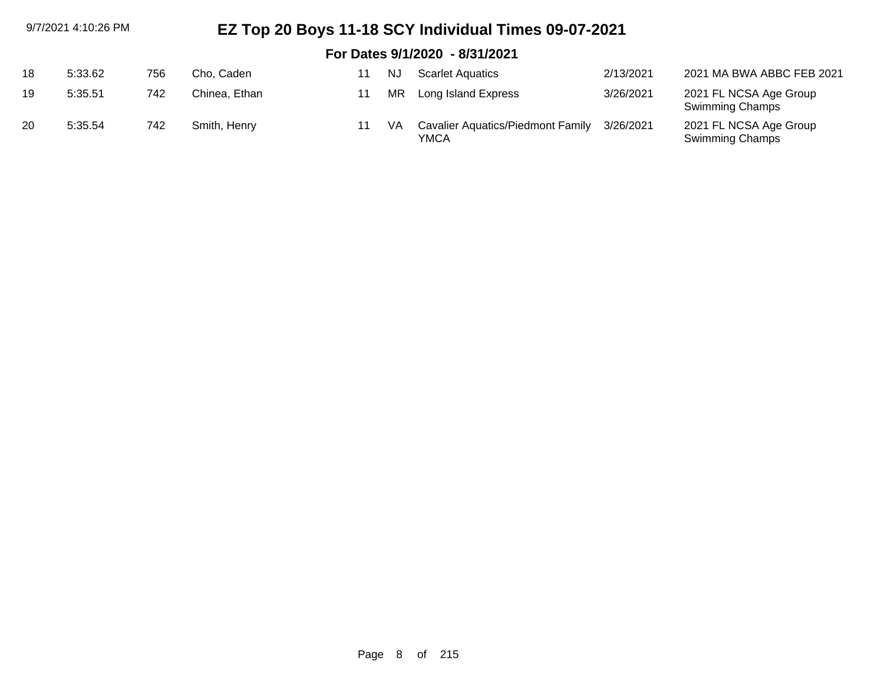# EZ Top 20 Boys 11-18 SCY Individual Times 09-07-2021

## For Dates 9/1/2020 - 8/31/2021

| | | | | | | | | |
|---|---|---|---|---|---|---|---|---|
| 18 | 5:33.62 | 756 | Cho, Caden | 11 | NJ | Scarlet Aquatics | 2/13/2021 | 2021 MA BWA ABBC FEB 2021 |
| 19 | 5:35.51 | 742 | Chinea, Ethan | 11 | MR | Long Island Express | 3/26/2021 | 2021 FL NCSA Age Group Swimming Champs |
| 20 | 5:35.54 | 742 | Smith, Henry | 11 | VA | Cavalier Aquatics/Piedmont Family YMCA | 3/26/2021 | 2021 FL NCSA Age Group Swimming Champs |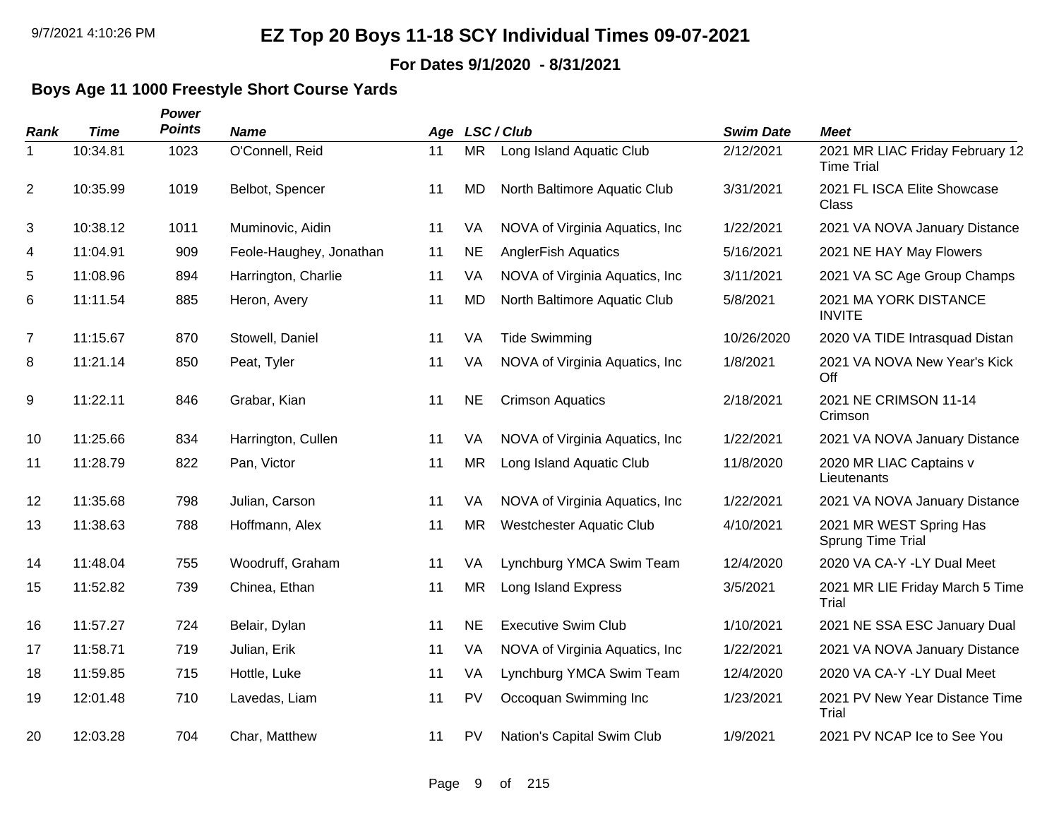# EZ Top 20 Boys 11-18 SCY Individual Times 09-07-2021

**For Dates 9/1/2020 - 8/31/2021**

## Boys Age 11 1000 Freestyle Short Course Yards

| *Rank* | *Time* | *Power Points* | *Name* | *Age* | *LSC / Club* | | *Swim Date* | *Meet* |
|---|---|---|---|---|---|---|---|---|
| 1 | 10:34.81 | 1023 | O'Connell, Reid | 11 | MR | Long Island Aquatic Club | 2/12/2021 | 2021 MR LIAC Friday February 12 Time Trial |
| 2 | 10:35.99 | 1019 | Belbot, Spencer | 11 | MD | North Baltimore Aquatic Club | 3/31/2021 | 2021 FL ISCA Elite Showcase Class |
| 3 | 10:38.12 | 1011 | Muminovic, Aidin | 11 | VA | NOVA of Virginia Aquatics, Inc | 1/22/2021 | 2021 VA NOVA January Distance |
| 4 | 11:04.91 | 909 | Feole-Haughey, Jonathan | 11 | NE | AnglerFish Aquatics | 5/16/2021 | 2021 NE HAY May Flowers |
| 5 | 11:08.96 | 894 | Harrington, Charlie | 11 | VA | NOVA of Virginia Aquatics, Inc | 3/11/2021 | 2021 VA SC Age Group Champs |
| 6 | 11:11.54 | 885 | Heron, Avery | 11 | MD | North Baltimore Aquatic Club | 5/8/2021 | 2021 MA YORK DISTANCE INVITE |
| 7 | 11:15.67 | 870 | Stowell, Daniel | 11 | VA | Tide Swimming | 10/26/2020 | 2020 VA TIDE Intrasquad Distan |
| 8 | 11:21.14 | 850 | Peat, Tyler | 11 | VA | NOVA of Virginia Aquatics, Inc | 1/8/2021 | 2021 VA NOVA New Year's Kick Off |
| 9 | 11:22.11 | 846 | Grabar, Kian | 11 | NE | Crimson Aquatics | 2/18/2021 | 2021 NE CRIMSON 11-14 Crimson |
| 10 | 11:25.66 | 834 | Harrington, Cullen | 11 | VA | NOVA of Virginia Aquatics, Inc | 1/22/2021 | 2021 VA NOVA January Distance |
| 11 | 11:28.79 | 822 | Pan, Victor | 11 | MR | Long Island Aquatic Club | 11/8/2020 | 2020 MR LIAC Captains v Lieutenants |
| 12 | 11:35.68 | 798 | Julian, Carson | 11 | VA | NOVA of Virginia Aquatics, Inc | 1/22/2021 | 2021 VA NOVA January Distance |
| 13 | 11:38.63 | 788 | Hoffmann, Alex | 11 | MR | Westchester Aquatic Club | 4/10/2021 | 2021 MR WEST Spring Has Sprung Time Trial |
| 14 | 11:48.04 | 755 | Woodruff, Graham | 11 | VA | Lynchburg YMCA Swim Team | 12/4/2020 | 2020 VA CA-Y -LY Dual Meet |
| 15 | 11:52.82 | 739 | Chinea, Ethan | 11 | MR | Long Island Express | 3/5/2021 | 2021 MR LIE Friday March 5 Time Trial |
| 16 | 11:57.27 | 724 | Belair, Dylan | 11 | NE | Executive Swim Club | 1/10/2021 | 2021 NE SSA ESC January Dual |
| 17 | 11:58.71 | 719 | Julian, Erik | 11 | VA | NOVA of Virginia Aquatics, Inc | 1/22/2021 | 2021 VA NOVA January Distance |
| 18 | 11:59.85 | 715 | Hottle, Luke | 11 | VA | Lynchburg YMCA Swim Team | 12/4/2020 | 2020 VA CA-Y -LY Dual Meet |
| 19 | 12:01.48 | 710 | Lavedas, Liam | 11 | PV | Occoquan Swimming Inc | 1/23/2021 | 2021 PV New Year Distance Time Trial |
| 20 | 12:03.28 | 704 | Char, Matthew | 11 | PV | Nation's Capital Swim Club | 1/9/2021 | 2021 PV NCAP Ice to See You |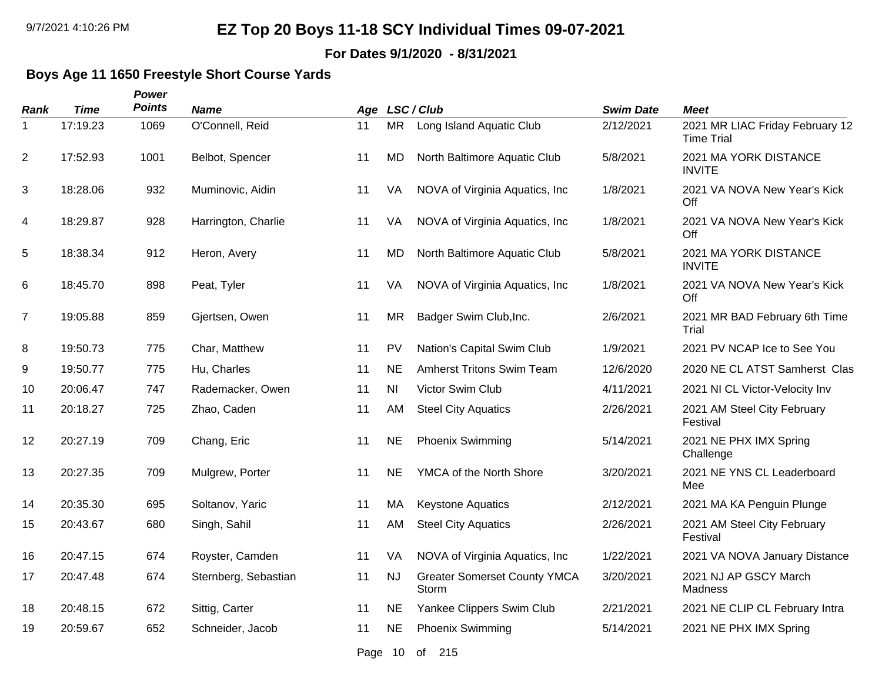# EZ Top 20 Boys 11-18 SCY Individual Times 09-07-2021

**For Dates 9/1/2020 - 8/31/2021**

## Boys Age 11 1650 Freestyle Short Course Yards

| Rank | Time | Power Points | Name | Age | LSC / Club | | Swim Date | Meet |
|---|---|---|---|---|---|---|---|---|
| 1 | 17:19.23 | 1069 | O'Connell, Reid | 11 | MR | Long Island Aquatic Club | 2/12/2021 | 2021 MR LIAC Friday February 12 Time Trial |
| 2 | 17:52.93 | 1001 | Belbot, Spencer | 11 | MD | North Baltimore Aquatic Club | 5/8/2021 | 2021 MA YORK DISTANCE INVITE |
| 3 | 18:28.06 | 932 | Muminovic, Aidin | 11 | VA | NOVA of Virginia Aquatics, Inc | 1/8/2021 | 2021 VA NOVA New Year's Kick Off |
| 4 | 18:29.87 | 928 | Harrington, Charlie | 11 | VA | NOVA of Virginia Aquatics, Inc | 1/8/2021 | 2021 VA NOVA New Year's Kick Off |
| 5 | 18:38.34 | 912 | Heron, Avery | 11 | MD | North Baltimore Aquatic Club | 5/8/2021 | 2021 MA YORK DISTANCE INVITE |
| 6 | 18:45.70 | 898 | Peat, Tyler | 11 | VA | NOVA of Virginia Aquatics, Inc | 1/8/2021 | 2021 VA NOVA New Year's Kick Off |
| 7 | 19:05.88 | 859 | Gjertsen, Owen | 11 | MR | Badger Swim Club,Inc. | 2/6/2021 | 2021 MR BAD February 6th Time Trial |
| 8 | 19:50.73 | 775 | Char, Matthew | 11 | PV | Nation's Capital Swim Club | 1/9/2021 | 2021 PV NCAP Ice to See You |
| 9 | 19:50.77 | 775 | Hu, Charles | 11 | NE | Amherst Tritons Swim Team | 12/6/2020 | 2020 NE CL ATST Samherst Clas |
| 10 | 20:06.47 | 747 | Rademacker, Owen | 11 | NI | Victor Swim Club | 4/11/2021 | 2021 NI CL Victor-Velocity Inv |
| 11 | 20:18.27 | 725 | Zhao, Caden | 11 | AM | Steel City Aquatics | 2/26/2021 | 2021 AM Steel City February Festival |
| 12 | 20:27.19 | 709 | Chang, Eric | 11 | NE | Phoenix Swimming | 5/14/2021 | 2021 NE PHX IMX Spring Challenge |
| 13 | 20:27.35 | 709 | Mulgrew, Porter | 11 | NE | YMCA of the North Shore | 3/20/2021 | 2021 NE YNS CL Leaderboard Mee |
| 14 | 20:35.30 | 695 | Soltanov, Yaric | 11 | MA | Keystone Aquatics | 2/12/2021 | 2021 MA KA Penguin Plunge |
| 15 | 20:43.67 | 680 | Singh, Sahil | 11 | AM | Steel City Aquatics | 2/26/2021 | 2021 AM Steel City February Festival |
| 16 | 20:47.15 | 674 | Royster, Camden | 11 | VA | NOVA of Virginia Aquatics, Inc | 1/22/2021 | 2021 VA NOVA January Distance |
| 17 | 20:47.48 | 674 | Sternberg, Sebastian | 11 | NJ | Greater Somerset County YMCA Storm | 3/20/2021 | 2021 NJ AP GSCY March Madness |
| 18 | 20:48.15 | 672 | Sittig, Carter | 11 | NE | Yankee Clippers Swim Club | 2/21/2021 | 2021 NE CLIP CL February Intra |
| 19 | 20:59.67 | 652 | Schneider, Jacob | 11 | NE | Phoenix Swimming | 5/14/2021 | 2021 NE PHX IMX Spring |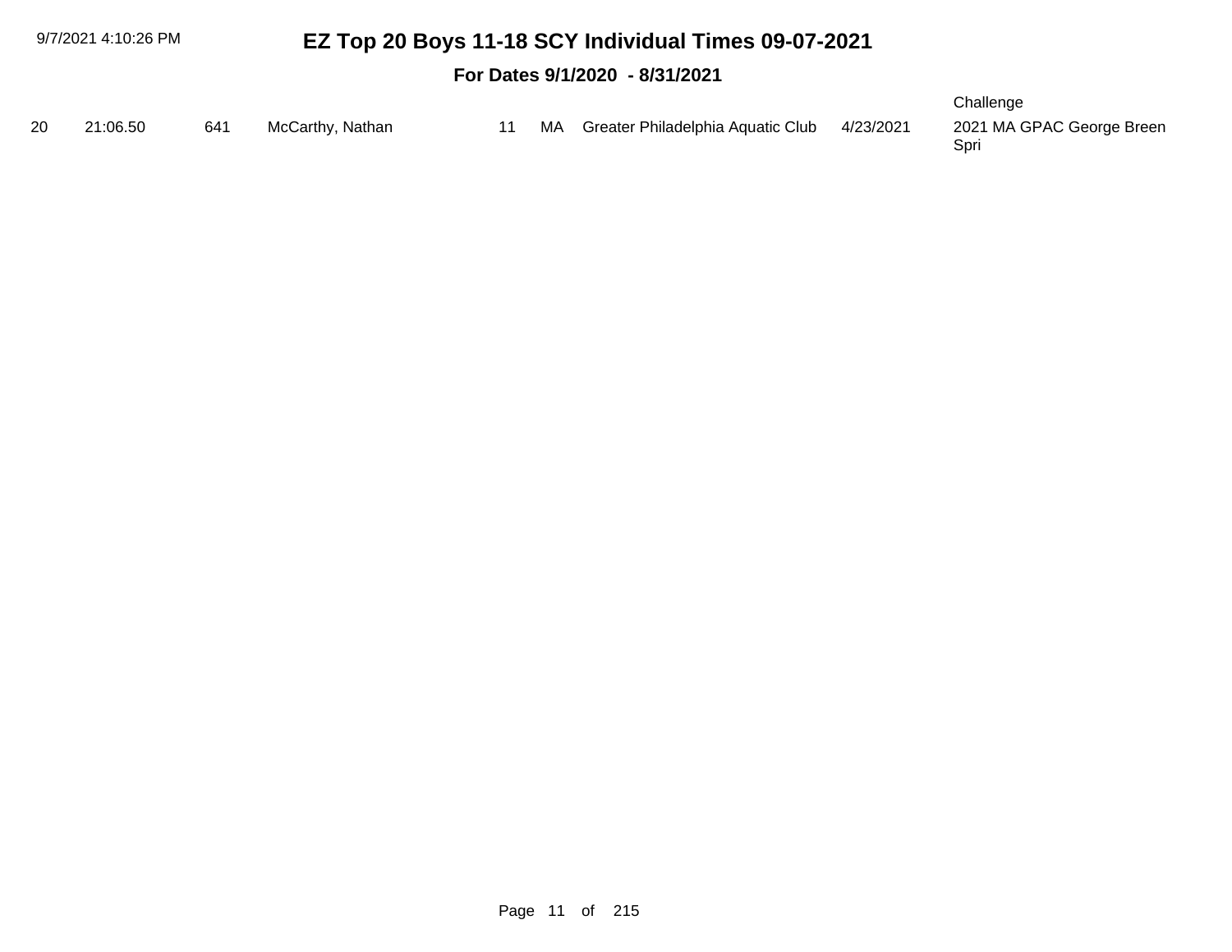# EZ Top 20 Boys 11-18 SCY Individual Times 09-07-2021

## For Dates 9/1/2020 - 8/31/2021

| | | | | | | | | |
|---|---|---|---|---|---|---|---|---|
| | | | | | | | | Challenge |
| 20 | 21:06.50 | 641 | McCarthy, Nathan | 11 | MA | Greater Philadelphia Aquatic Club | 4/23/2021 | 2021 MA GPAC George Breen Spri |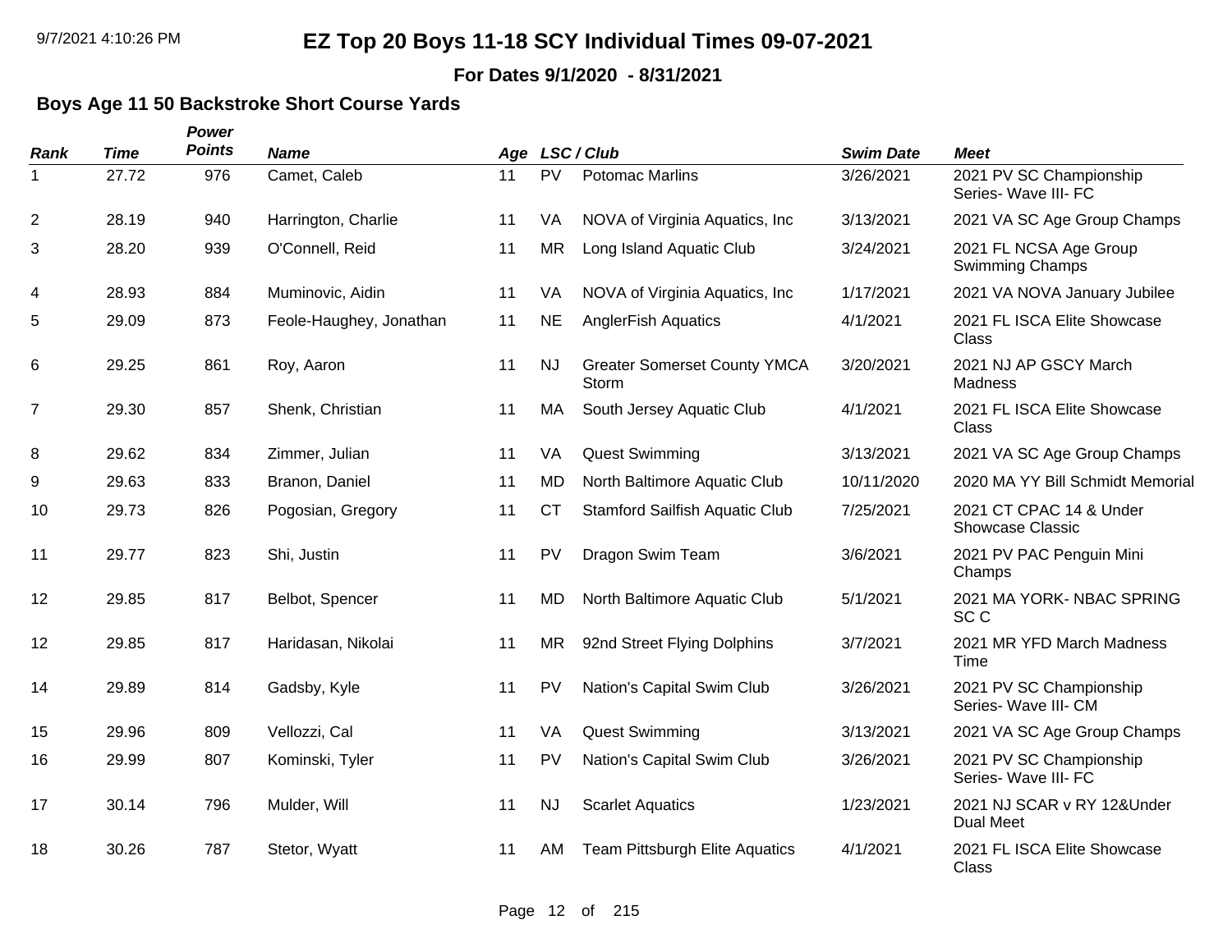# EZ Top 20 Boys 11-18 SCY Individual Times 09-07-2021

**For Dates 9/1/2020 - 8/31/2021**

## Boys Age 11 50 Backstroke Short Course Yards

| Rank | Time | Power Points | Name | Age | LSC | Club | Swim Date | Meet |
|---|---|---|---|---|---|---|---|---|
| 1 | 27.72 | 976 | Camet, Caleb | 11 | PV | Potomac Marlins | 3/26/2021 | 2021 PV SC Championship Series- Wave III- FC |
| 2 | 28.19 | 940 | Harrington, Charlie | 11 | VA | NOVA of Virginia Aquatics, Inc | 3/13/2021 | 2021 VA SC Age Group Champs |
| 3 | 28.20 | 939 | O'Connell, Reid | 11 | MR | Long Island Aquatic Club | 3/24/2021 | 2021 FL NCSA Age Group Swimming Champs |
| 4 | 28.93 | 884 | Muminovic, Aidin | 11 | VA | NOVA of Virginia Aquatics, Inc | 1/17/2021 | 2021 VA NOVA January Jubilee |
| 5 | 29.09 | 873 | Feole-Haughey, Jonathan | 11 | NE | AnglerFish Aquatics | 4/1/2021 | 2021 FL ISCA Elite Showcase Class |
| 6 | 29.25 | 861 | Roy, Aaron | 11 | NJ | Greater Somerset County YMCA Storm | 3/20/2021 | 2021 NJ AP GSCY March Madness |
| 7 | 29.30 | 857 | Shenk, Christian | 11 | MA | South Jersey Aquatic Club | 4/1/2021 | 2021 FL ISCA Elite Showcase Class |
| 8 | 29.62 | 834 | Zimmer, Julian | 11 | VA | Quest Swimming | 3/13/2021 | 2021 VA SC Age Group Champs |
| 9 | 29.63 | 833 | Branon, Daniel | 11 | MD | North Baltimore Aquatic Club | 10/11/2020 | 2020 MA YY Bill Schmidt Memorial |
| 10 | 29.73 | 826 | Pogosian, Gregory | 11 | CT | Stamford Sailfish Aquatic Club | 7/25/2021 | 2021 CT CPAC 14 & Under Showcase Classic |
| 11 | 29.77 | 823 | Shi, Justin | 11 | PV | Dragon Swim Team | 3/6/2021 | 2021 PV PAC Penguin Mini Champs |
| 12 | 29.85 | 817 | Belbot, Spencer | 11 | MD | North Baltimore Aquatic Club | 5/1/2021 | 2021 MA YORK- NBAC SPRING SC C |
| 12 | 29.85 | 817 | Haridasan, Nikolai | 11 | MR | 92nd Street Flying Dolphins | 3/7/2021 | 2021 MR YFD March Madness Time |
| 14 | 29.89 | 814 | Gadsby, Kyle | 11 | PV | Nation's Capital Swim Club | 3/26/2021 | 2021 PV SC Championship Series- Wave III- CM |
| 15 | 29.96 | 809 | Vellozzi, Cal | 11 | VA | Quest Swimming | 3/13/2021 | 2021 VA SC Age Group Champs |
| 16 | 29.99 | 807 | Kominski, Tyler | 11 | PV | Nation's Capital Swim Club | 3/26/2021 | 2021 PV SC Championship Series- Wave III- FC |
| 17 | 30.14 | 796 | Mulder, Will | 11 | NJ | Scarlet Aquatics | 1/23/2021 | 2021 NJ SCAR v RY 12&Under Dual Meet |
| 18 | 30.26 | 787 | Stetor, Wyatt | 11 | AM | Team Pittsburgh Elite Aquatics | 4/1/2021 | 2021 FL ISCA Elite Showcase Class |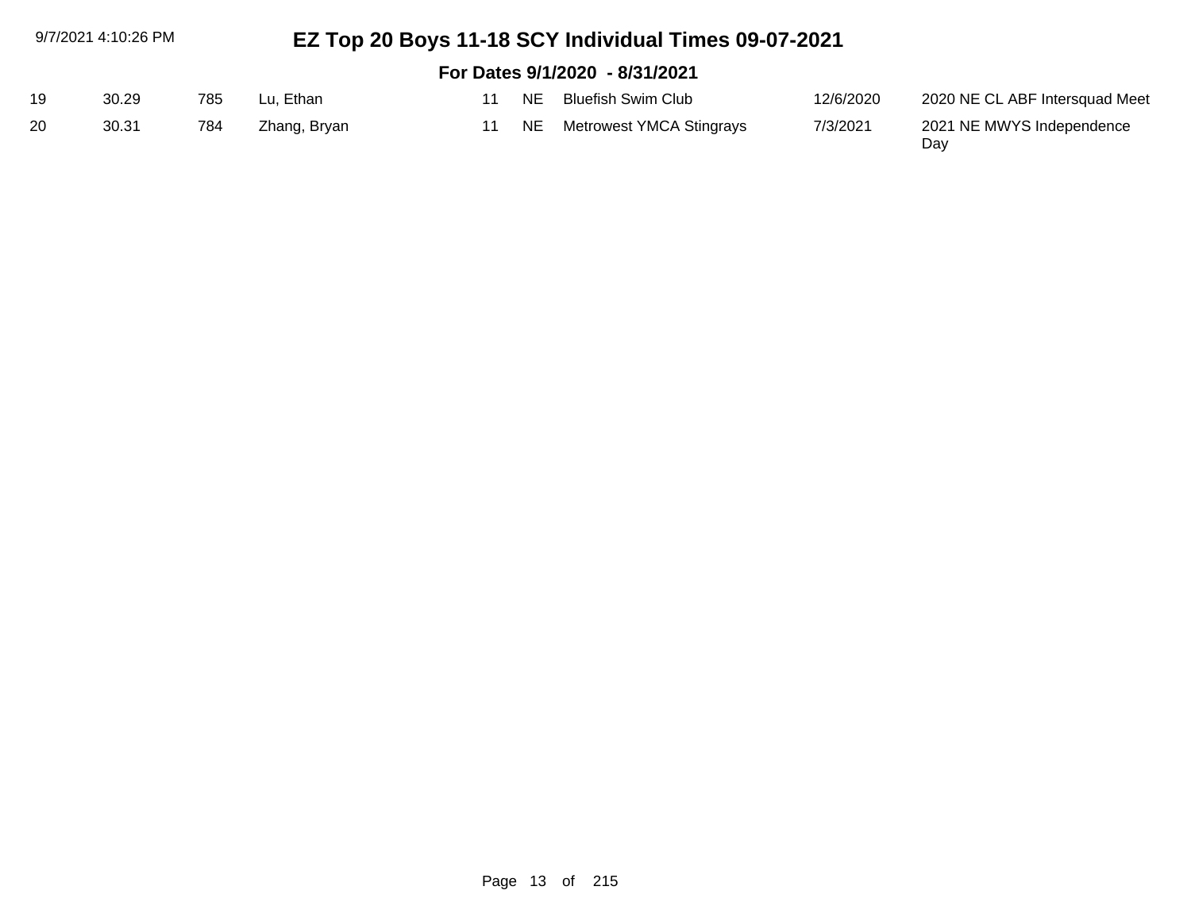# EZ Top 20 Boys 11-18 SCY Individual Times 09-07-2021

## For Dates 9/1/2020 - 8/31/2021

| | | | | | | | | |
|---|---|---|---|---|---|---|---|---|
| 19 | 30.29 | 785 | Lu, Ethan | 11 | NE | Bluefish Swim Club | 12/6/2020 | 2020 NE CL ABF Intersquad Meet |
| 20 | 30.31 | 784 | Zhang, Bryan | 11 | NE | Metrowest YMCA Stingrays | 7/3/2021 | 2021 NE MWYS Independence Day |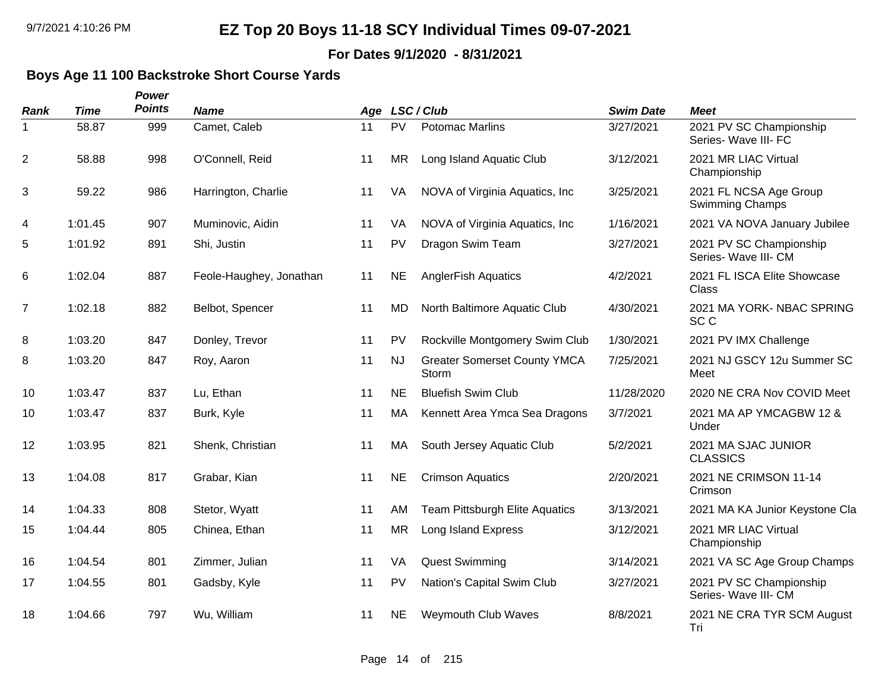# EZ Top 20 Boys 11-18 SCY Individual Times 09-07-2021

**For Dates 9/1/2020 - 8/31/2021**

### Boys Age 11 100 Backstroke Short Course Yards

| Rank | Time | Power Points | Name | Age | LSC | Club | Swim Date | Meet |
|---|---|---|---|---|---|---|---|---|
| 1 | 58.87 | 999 | Camet, Caleb | 11 | PV | Potomac Marlins | 3/27/2021 | 2021 PV SC Championship Series- Wave III- FC |
| 2 | 58.88 | 998 | O'Connell, Reid | 11 | MR | Long Island Aquatic Club | 3/12/2021 | 2021 MR LIAC Virtual Championship |
| 3 | 59.22 | 986 | Harrington, Charlie | 11 | VA | NOVA of Virginia Aquatics, Inc | 3/25/2021 | 2021 FL NCSA Age Group Swimming Champs |
| 4 | 1:01.45 | 907 | Muminovic, Aidin | 11 | VA | NOVA of Virginia Aquatics, Inc | 1/16/2021 | 2021 VA NOVA January Jubilee |
| 5 | 1:01.92 | 891 | Shi, Justin | 11 | PV | Dragon Swim Team | 3/27/2021 | 2021 PV SC Championship Series- Wave III- CM |
| 6 | 1:02.04 | 887 | Feole-Haughey, Jonathan | 11 | NE | AnglerFish Aquatics | 4/2/2021 | 2021 FL ISCA Elite Showcase Class |
| 7 | 1:02.18 | 882 | Belbot, Spencer | 11 | MD | North Baltimore Aquatic Club | 4/30/2021 | 2021 MA YORK- NBAC SPRING SC C |
| 8 | 1:03.20 | 847 | Donley, Trevor | 11 | PV | Rockville Montgomery Swim Club | 1/30/2021 | 2021 PV IMX Challenge |
| 8 | 1:03.20 | 847 | Roy, Aaron | 11 | NJ | Greater Somerset County YMCA Storm | 7/25/2021 | 2021 NJ GSCY 12u Summer SC Meet |
| 10 | 1:03.47 | 837 | Lu, Ethan | 11 | NE | Bluefish Swim Club | 11/28/2020 | 2020 NE CRA Nov COVID Meet |
| 10 | 1:03.47 | 837 | Burk, Kyle | 11 | MA | Kennett Area Ymca Sea Dragons | 3/7/2021 | 2021 MA AP YMCAGBW 12 & Under |
| 12 | 1:03.95 | 821 | Shenk, Christian | 11 | MA | South Jersey Aquatic Club | 5/2/2021 | 2021 MA SJAC JUNIOR CLASSICS |
| 13 | 1:04.08 | 817 | Grabar, Kian | 11 | NE | Crimson Aquatics | 2/20/2021 | 2021 NE CRIMSON 11-14 Crimson |
| 14 | 1:04.33 | 808 | Stetor, Wyatt | 11 | AM | Team Pittsburgh Elite Aquatics | 3/13/2021 | 2021 MA KA Junior Keystone Cla |
| 15 | 1:04.44 | 805 | Chinea, Ethan | 11 | MR | Long Island Express | 3/12/2021 | 2021 MR LIAC Virtual Championship |
| 16 | 1:04.54 | 801 | Zimmer, Julian | 11 | VA | Quest Swimming | 3/14/2021 | 2021 VA SC Age Group Champs |
| 17 | 1:04.55 | 801 | Gadsby, Kyle | 11 | PV | Nation's Capital Swim Club | 3/27/2021 | 2021 PV SC Championship Series- Wave III- CM |
| 18 | 1:04.66 | 797 | Wu, William | 11 | NE | Weymouth Club Waves | 8/8/2021 | 2021 NE CRA TYR SCM August Tri |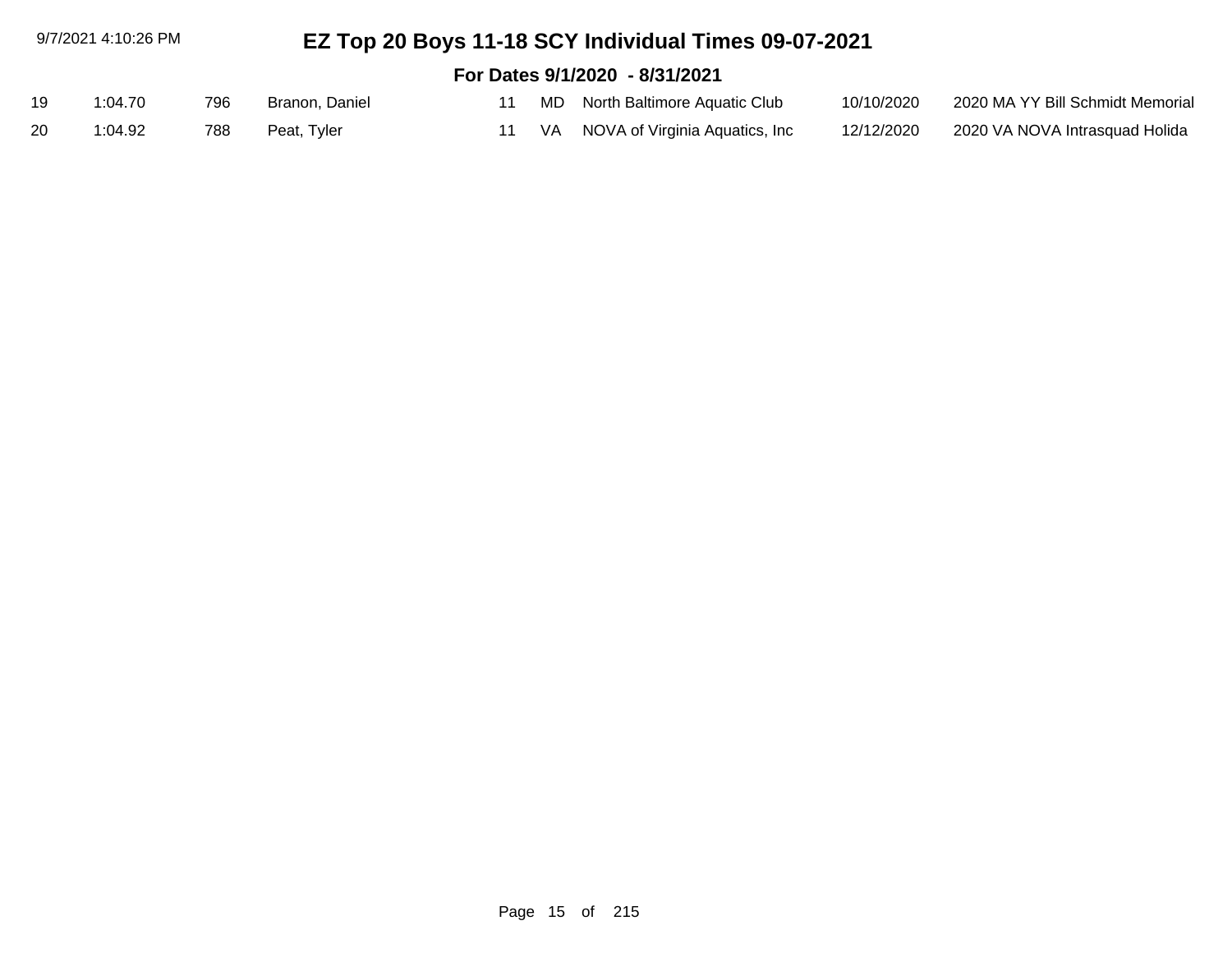# EZ Top 20 Boys 11-18 SCY Individual Times 09-07-2021

## For Dates 9/1/2020 - 8/31/2021

| | | | | | | | | |
|---|---|---|---|---|---|---|---|---|
| 19 | 1:04.70 | 796 | Branon, Daniel | 11 | MD | North Baltimore Aquatic Club | 10/10/2020 | 2020 MA YY Bill Schmidt Memorial |
| 20 | 1:04.92 | 788 | Peat, Tyler | 11 | VA | NOVA of Virginia Aquatics, Inc | 12/12/2020 | 2020 VA NOVA Intrasquad Holida |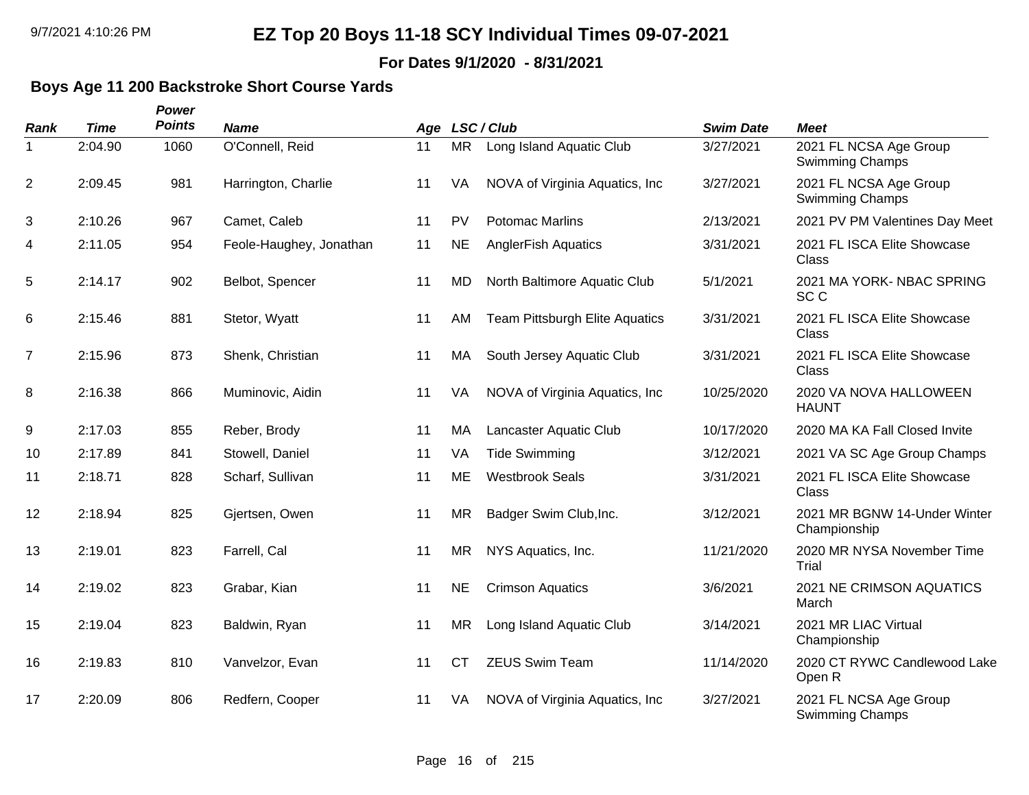# EZ Top 20 Boys 11-18 SCY Individual Times 09-07-2021

**For Dates 9/1/2020 - 8/31/2021**

## Boys Age 11 200 Backstroke Short Course Yards

| Rank | Time | Power Points | Name | Age | LSC / Club | | Swim Date | Meet |
|---|---|---|---|---|---|---|---|---|
| 1 | 2:04.90 | 1060 | O'Connell, Reid | 11 | MR | Long Island Aquatic Club | 3/27/2021 | 2021 FL NCSA Age Group Swimming Champs |
| 2 | 2:09.45 | 981 | Harrington, Charlie | 11 | VA | NOVA of Virginia Aquatics, Inc | 3/27/2021 | 2021 FL NCSA Age Group Swimming Champs |
| 3 | 2:10.26 | 967 | Camet, Caleb | 11 | PV | Potomac Marlins | 2/13/2021 | 2021 PV PM Valentines Day Meet |
| 4 | 2:11.05 | 954 | Feole-Haughey, Jonathan | 11 | NE | AnglerFish Aquatics | 3/31/2021 | 2021 FL ISCA Elite Showcase Class |
| 5 | 2:14.17 | 902 | Belbot, Spencer | 11 | MD | North Baltimore Aquatic Club | 5/1/2021 | 2021 MA YORK- NBAC SPRING SC C |
| 6 | 2:15.46 | 881 | Stetor, Wyatt | 11 | AM | Team Pittsburgh Elite Aquatics | 3/31/2021 | 2021 FL ISCA Elite Showcase Class |
| 7 | 2:15.96 | 873 | Shenk, Christian | 11 | MA | South Jersey Aquatic Club | 3/31/2021 | 2021 FL ISCA Elite Showcase Class |
| 8 | 2:16.38 | 866 | Muminovic, Aidin | 11 | VA | NOVA of Virginia Aquatics, Inc | 10/25/2020 | 2020 VA NOVA HALLOWEEN HAUNT |
| 9 | 2:17.03 | 855 | Reber, Brody | 11 | MA | Lancaster Aquatic Club | 10/17/2020 | 2020 MA KA Fall Closed Invite |
| 10 | 2:17.89 | 841 | Stowell, Daniel | 11 | VA | Tide Swimming | 3/12/2021 | 2021 VA SC Age Group Champs |
| 11 | 2:18.71 | 828 | Scharf, Sullivan | 11 | ME | Westbrook Seals | 3/31/2021 | 2021 FL ISCA Elite Showcase Class |
| 12 | 2:18.94 | 825 | Gjertsen, Owen | 11 | MR | Badger Swim Club,Inc. | 3/12/2021 | 2021 MR BGNW 14-Under Winter Championship |
| 13 | 2:19.01 | 823 | Farrell, Cal | 11 | MR | NYS Aquatics, Inc. | 11/21/2020 | 2020 MR NYSA November Time Trial |
| 14 | 2:19.02 | 823 | Grabar, Kian | 11 | NE | Crimson Aquatics | 3/6/2021 | 2021 NE CRIMSON AQUATICS March |
| 15 | 2:19.04 | 823 | Baldwin, Ryan | 11 | MR | Long Island Aquatic Club | 3/14/2021 | 2021 MR LIAC Virtual Championship |
| 16 | 2:19.83 | 810 | Vanvelzor, Evan | 11 | CT | ZEUS Swim Team | 11/14/2020 | 2020 CT RYWC Candlewood Lake Open R |
| 17 | 2:20.09 | 806 | Redfern, Cooper | 11 | VA | NOVA of Virginia Aquatics, Inc | 3/27/2021 | 2021 FL NCSA Age Group Swimming Champs |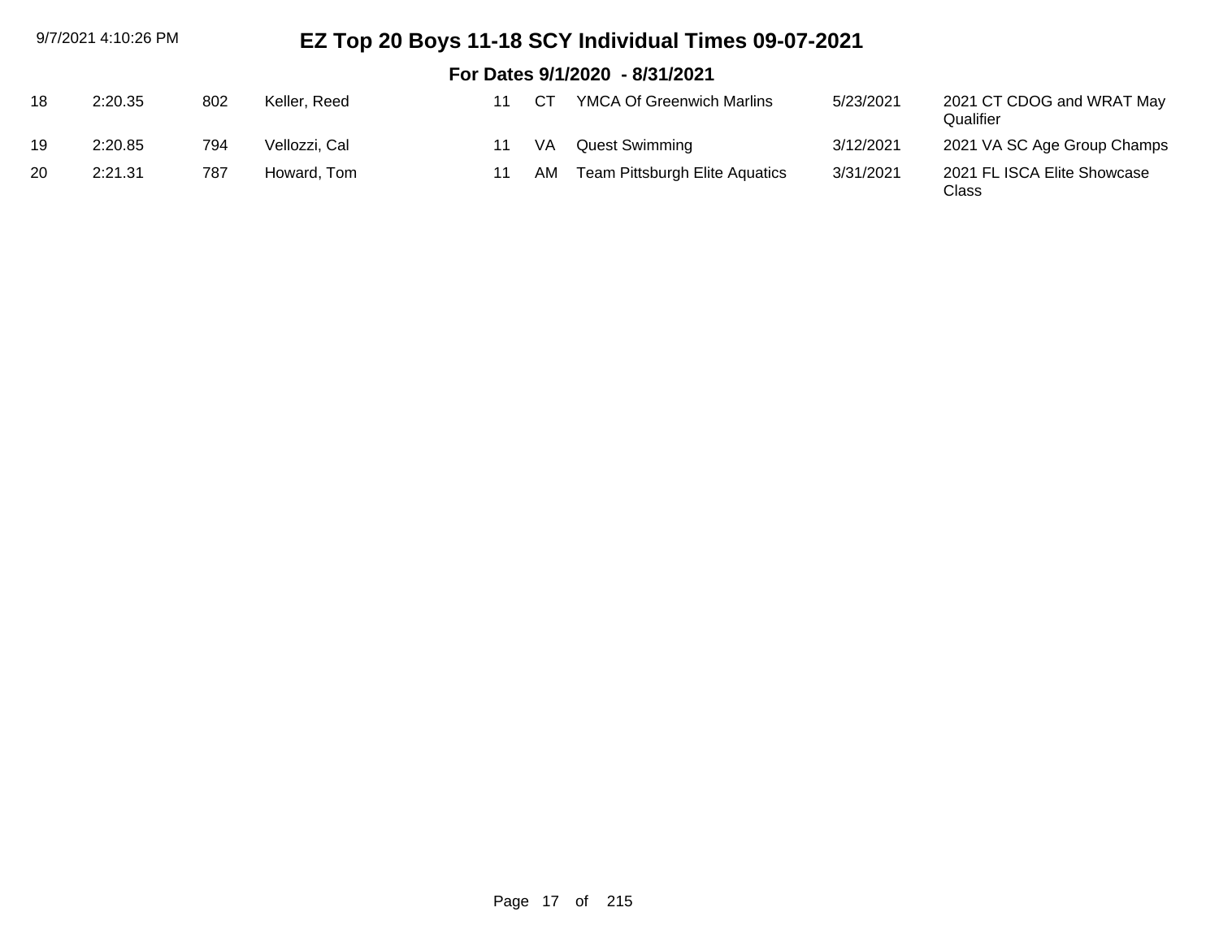# EZ Top 20 Boys 11-18 SCY Individual Times 09-07-2021

## For Dates 9/1/2020 - 8/31/2021

| | | | | | | | | |
|---|---|---|---|---|---|---|---|---|
| 18 | 2:20.35 | 802 | Keller, Reed | 11 | CT | YMCA Of Greenwich Marlins | 5/23/2021 | 2021 CT CDOG and WRAT May Qualifier |
| 19 | 2:20.85 | 794 | Vellozzi, Cal | 11 | VA | Quest Swimming | 3/12/2021 | 2021 VA SC Age Group Champs |
| 20 | 2:21.31 | 787 | Howard, Tom | 11 | AM | Team Pittsburgh Elite Aquatics | 3/31/2021 | 2021 FL ISCA Elite Showcase Class |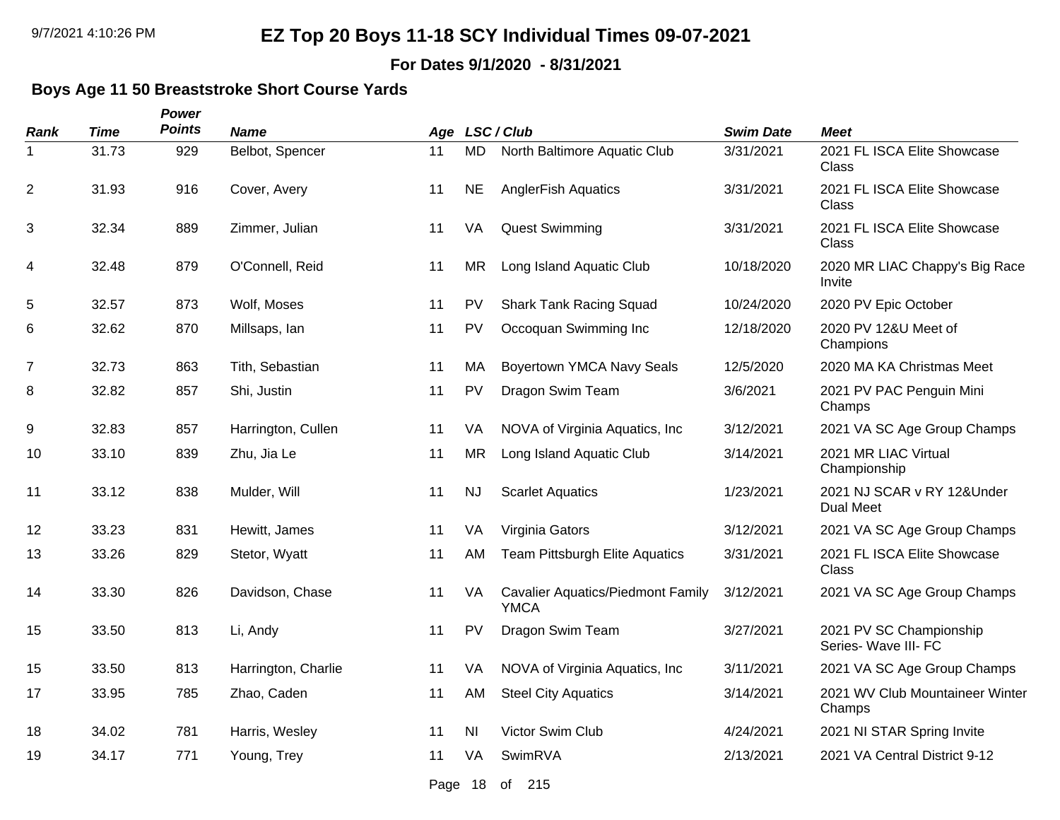# EZ Top 20 Boys 11-18 SCY Individual Times 09-07-2021

**For Dates 9/1/2020 - 8/31/2021**

## Boys Age 11 50 Breaststroke Short Course Yards

| Rank | Time | Power Points | Name | Age | LSC | Club | Swim Date | Meet |
|---|---|---|---|---|---|---|---|---|
| 1 | 31.73 | 929 | Belbot, Spencer | 11 | MD | North Baltimore Aquatic Club | 3/31/2021 | 2021 FL ISCA Elite Showcase Class |
| 2 | 31.93 | 916 | Cover, Avery | 11 | NE | AnglerFish Aquatics | 3/31/2021 | 2021 FL ISCA Elite Showcase Class |
| 3 | 32.34 | 889 | Zimmer, Julian | 11 | VA | Quest Swimming | 3/31/2021 | 2021 FL ISCA Elite Showcase Class |
| 4 | 32.48 | 879 | O'Connell, Reid | 11 | MR | Long Island Aquatic Club | 10/18/2020 | 2020 MR LIAC Chappy's Big Race Invite |
| 5 | 32.57 | 873 | Wolf, Moses | 11 | PV | Shark Tank Racing Squad | 10/24/2020 | 2020 PV Epic October |
| 6 | 32.62 | 870 | Millsaps, Ian | 11 | PV | Occoquan Swimming Inc | 12/18/2020 | 2020 PV 12&U Meet of Champions |
| 7 | 32.73 | 863 | Tith, Sebastian | 11 | MA | Boyertown YMCA Navy Seals | 12/5/2020 | 2020 MA KA Christmas Meet |
| 8 | 32.82 | 857 | Shi, Justin | 11 | PV | Dragon Swim Team | 3/6/2021 | 2021 PV PAC Penguin Mini Champs |
| 9 | 32.83 | 857 | Harrington, Cullen | 11 | VA | NOVA of Virginia Aquatics, Inc | 3/12/2021 | 2021 VA SC Age Group Champs |
| 10 | 33.10 | 839 | Zhu, Jia Le | 11 | MR | Long Island Aquatic Club | 3/14/2021 | 2021 MR LIAC Virtual Championship |
| 11 | 33.12 | 838 | Mulder, Will | 11 | NJ | Scarlet Aquatics | 1/23/2021 | 2021 NJ SCAR v RY 12&Under Dual Meet |
| 12 | 33.23 | 831 | Hewitt, James | 11 | VA | Virginia Gators | 3/12/2021 | 2021 VA SC Age Group Champs |
| 13 | 33.26 | 829 | Stetor, Wyatt | 11 | AM | Team Pittsburgh Elite Aquatics | 3/31/2021 | 2021 FL ISCA Elite Showcase Class |
| 14 | 33.30 | 826 | Davidson, Chase | 11 | VA | Cavalier Aquatics/Piedmont Family YMCA | 3/12/2021 | 2021 VA SC Age Group Champs |
| 15 | 33.50 | 813 | Li, Andy | 11 | PV | Dragon Swim Team | 3/27/2021 | 2021 PV SC Championship Series- Wave III- FC |
| 15 | 33.50 | 813 | Harrington, Charlie | 11 | VA | NOVA of Virginia Aquatics, Inc | 3/11/2021 | 2021 VA SC Age Group Champs |
| 17 | 33.95 | 785 | Zhao, Caden | 11 | AM | Steel City Aquatics | 3/14/2021 | 2021 WV Club Mountaineer Winter Champs |
| 18 | 34.02 | 781 | Harris, Wesley | 11 | NI | Victor Swim Club | 4/24/2021 | 2021 NI STAR Spring Invite |
| 19 | 34.17 | 771 | Young, Trey | 11 | VA | SwimRVA | 2/13/2021 | 2021 VA Central District 9-12 |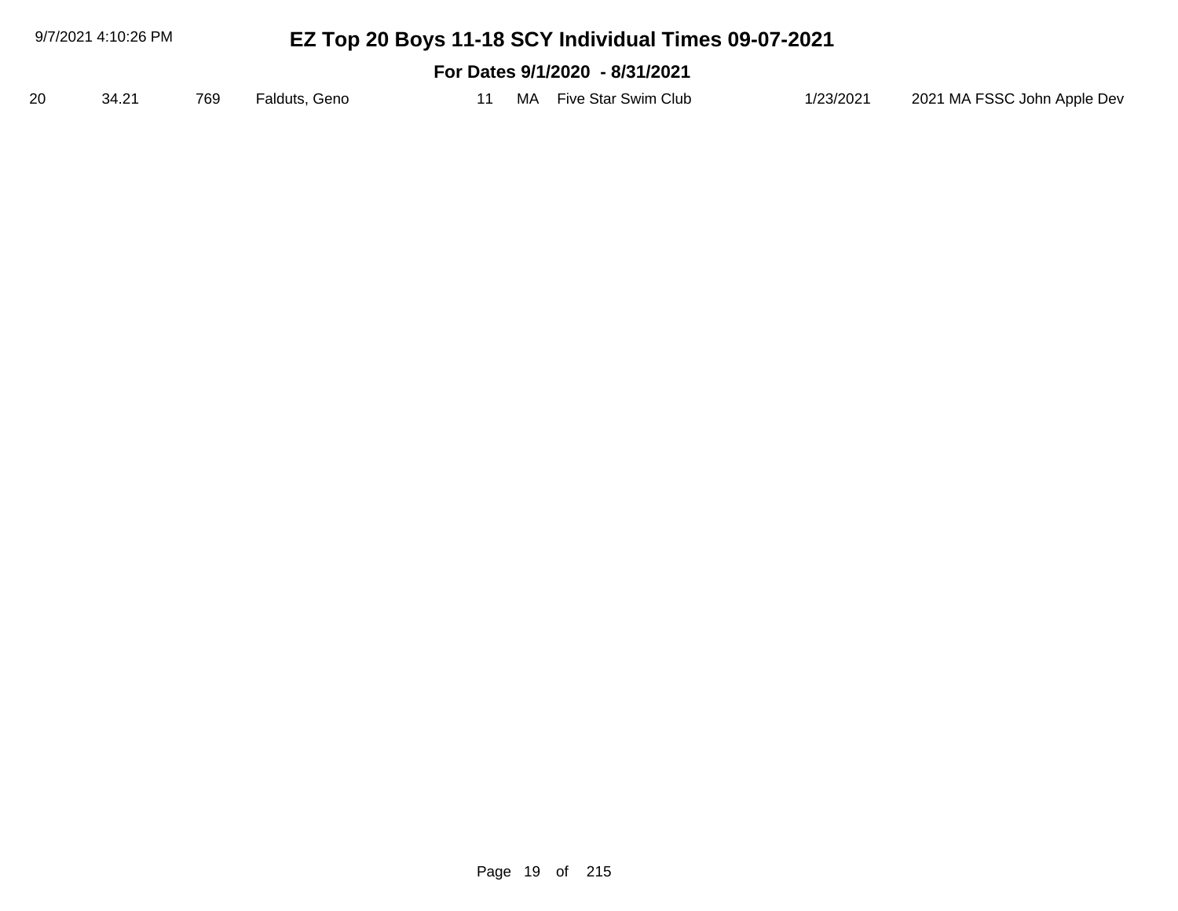| 20 | 34.21 | 769 | Falduts, Geno | 11 | MA | Five Star Swim Club | 1/23/2021 | 2021 MA FSSC John Apple Dev |
|---|---|---|---|---|---|---|---|---|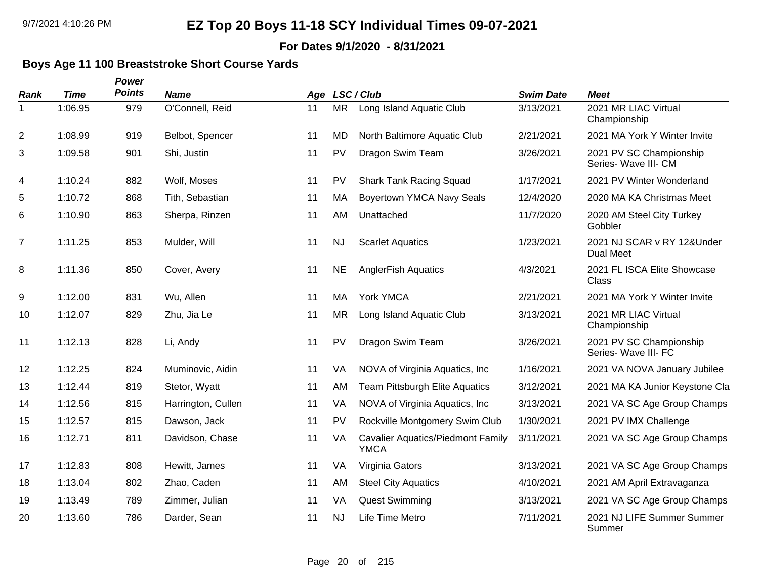# EZ Top 20 Boys 11-18 SCY Individual Times 09-07-2021

**For Dates 9/1/2020 - 8/31/2021**

## Boys Age 11 100 Breaststroke Short Course Yards

| Rank | Time | Power Points | Name | Age | LSC | Club | Swim Date | Meet |
|---|---|---|---|---|---|---|---|---|
| 1 | 1:06.95 | 979 | O'Connell, Reid | 11 | MR | Long Island Aquatic Club | 3/13/2021 | 2021 MR LIAC Virtual Championship |
| 2 | 1:08.99 | 919 | Belbot, Spencer | 11 | MD | North Baltimore Aquatic Club | 2/21/2021 | 2021 MA York Y Winter Invite |
| 3 | 1:09.58 | 901 | Shi, Justin | 11 | PV | Dragon Swim Team | 3/26/2021 | 2021 PV SC Championship Series- Wave III- CM |
| 4 | 1:10.24 | 882 | Wolf, Moses | 11 | PV | Shark Tank Racing Squad | 1/17/2021 | 2021 PV Winter Wonderland |
| 5 | 1:10.72 | 868 | Tith, Sebastian | 11 | MA | Boyertown YMCA Navy Seals | 12/4/2020 | 2020 MA KA Christmas Meet |
| 6 | 1:10.90 | 863 | Sherpa, Rinzen | 11 | AM | Unattached | 11/7/2020 | 2020 AM Steel City Turkey Gobbler |
| 7 | 1:11.25 | 853 | Mulder, Will | 11 | NJ | Scarlet Aquatics | 1/23/2021 | 2021 NJ SCAR v RY 12&Under Dual Meet |
| 8 | 1:11.36 | 850 | Cover, Avery | 11 | NE | AnglerFish Aquatics | 4/3/2021 | 2021 FL ISCA Elite Showcase Class |
| 9 | 1:12.00 | 831 | Wu, Allen | 11 | MA | York YMCA | 2/21/2021 | 2021 MA York Y Winter Invite |
| 10 | 1:12.07 | 829 | Zhu, Jia Le | 11 | MR | Long Island Aquatic Club | 3/13/2021 | 2021 MR LIAC Virtual Championship |
| 11 | 1:12.13 | 828 | Li, Andy | 11 | PV | Dragon Swim Team | 3/26/2021 | 2021 PV SC Championship Series- Wave III- FC |
| 12 | 1:12.25 | 824 | Muminovic, Aidin | 11 | VA | NOVA of Virginia Aquatics, Inc | 1/16/2021 | 2021 VA NOVA January Jubilee |
| 13 | 1:12.44 | 819 | Stetor, Wyatt | 11 | AM | Team Pittsburgh Elite Aquatics | 3/12/2021 | 2021 MA KA Junior Keystone Cla |
| 14 | 1:12.56 | 815 | Harrington, Cullen | 11 | VA | NOVA of Virginia Aquatics, Inc | 3/13/2021 | 2021 VA SC Age Group Champs |
| 15 | 1:12.57 | 815 | Dawson, Jack | 11 | PV | Rockville Montgomery Swim Club | 1/30/2021 | 2021 PV IMX Challenge |
| 16 | 1:12.71 | 811 | Davidson, Chase | 11 | VA | Cavalier Aquatics/Piedmont Family YMCA | 3/11/2021 | 2021 VA SC Age Group Champs |
| 17 | 1:12.83 | 808 | Hewitt, James | 11 | VA | Virginia Gators | 3/13/2021 | 2021 VA SC Age Group Champs |
| 18 | 1:13.04 | 802 | Zhao, Caden | 11 | AM | Steel City Aquatics | 4/10/2021 | 2021 AM April Extravaganza |
| 19 | 1:13.49 | 789 | Zimmer, Julian | 11 | VA | Quest Swimming | 3/13/2021 | 2021 VA SC Age Group Champs |
| 20 | 1:13.60 | 786 | Darder, Sean | 11 | NJ | Life Time Metro | 7/11/2021 | 2021 NJ LIFE Summer Summer Summer |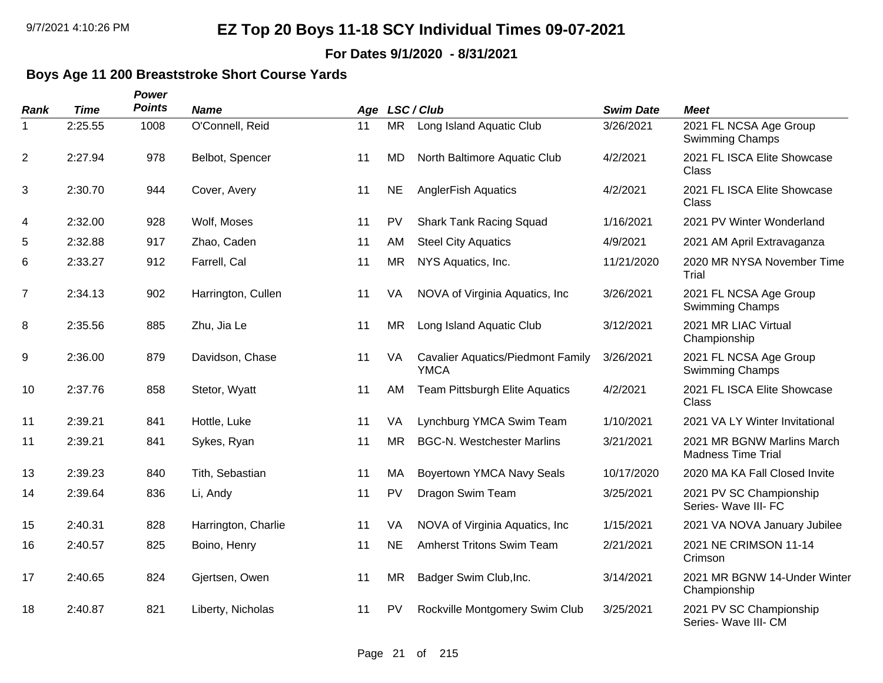# EZ Top 20 Boys 11-18 SCY Individual Times 09-07-2021

**For Dates 9/1/2020 - 8/31/2021**

## Boys Age 11 200 Breaststroke Short Course Yards

| Rank | Time | Power Points | Name | Age | LSC / Club | | Swim Date | Meet |
|---|---|---|---|---|---|---|---|---|
| 1 | 2:25.55 | 1008 | O'Connell, Reid | 11 | MR | Long Island Aquatic Club | 3/26/2021 | 2021 FL NCSA Age Group Swimming Champs |
| 2 | 2:27.94 | 978 | Belbot, Spencer | 11 | MD | North Baltimore Aquatic Club | 4/2/2021 | 2021 FL ISCA Elite Showcase Class |
| 3 | 2:30.70 | 944 | Cover, Avery | 11 | NE | AnglerFish Aquatics | 4/2/2021 | 2021 FL ISCA Elite Showcase Class |
| 4 | 2:32.00 | 928 | Wolf, Moses | 11 | PV | Shark Tank Racing Squad | 1/16/2021 | 2021 PV Winter Wonderland |
| 5 | 2:32.88 | 917 | Zhao, Caden | 11 | AM | Steel City Aquatics | 4/9/2021 | 2021 AM April Extravaganza |
| 6 | 2:33.27 | 912 | Farrell, Cal | 11 | MR | NYS Aquatics, Inc. | 11/21/2020 | 2020 MR NYSA November Time Trial |
| 7 | 2:34.13 | 902 | Harrington, Cullen | 11 | VA | NOVA of Virginia Aquatics, Inc | 3/26/2021 | 2021 FL NCSA Age Group Swimming Champs |
| 8 | 2:35.56 | 885 | Zhu, Jia Le | 11 | MR | Long Island Aquatic Club | 3/12/2021 | 2021 MR LIAC Virtual Championship |
| 9 | 2:36.00 | 879 | Davidson, Chase | 11 | VA | Cavalier Aquatics/Piedmont Family YMCA | 3/26/2021 | 2021 FL NCSA Age Group Swimming Champs |
| 10 | 2:37.76 | 858 | Stetor, Wyatt | 11 | AM | Team Pittsburgh Elite Aquatics | 4/2/2021 | 2021 FL ISCA Elite Showcase Class |
| 11 | 2:39.21 | 841 | Hottle, Luke | 11 | VA | Lynchburg YMCA Swim Team | 1/10/2021 | 2021 VA LY Winter Invitational |
| 11 | 2:39.21 | 841 | Sykes, Ryan | 11 | MR | BGC-N. Westchester Marlins | 3/21/2021 | 2021 MR BGNW Marlins March Madness Time Trial |
| 13 | 2:39.23 | 840 | Tith, Sebastian | 11 | MA | Boyertown YMCA Navy Seals | 10/17/2020 | 2020 MA KA Fall Closed Invite |
| 14 | 2:39.64 | 836 | Li, Andy | 11 | PV | Dragon Swim Team | 3/25/2021 | 2021 PV SC Championship Series- Wave III- FC |
| 15 | 2:40.31 | 828 | Harrington, Charlie | 11 | VA | NOVA of Virginia Aquatics, Inc | 1/15/2021 | 2021 VA NOVA January Jubilee |
| 16 | 2:40.57 | 825 | Boino, Henry | 11 | NE | Amherst Tritons Swim Team | 2/21/2021 | 2021 NE CRIMSON 11-14 Crimson |
| 17 | 2:40.65 | 824 | Gjertsen, Owen | 11 | MR | Badger Swim Club,Inc. | 3/14/2021 | 2021 MR BGNW 14-Under Winter Championship |
| 18 | 2:40.87 | 821 | Liberty, Nicholas | 11 | PV | Rockville Montgomery Swim Club | 3/25/2021 | 2021 PV SC Championship Series- Wave III- CM |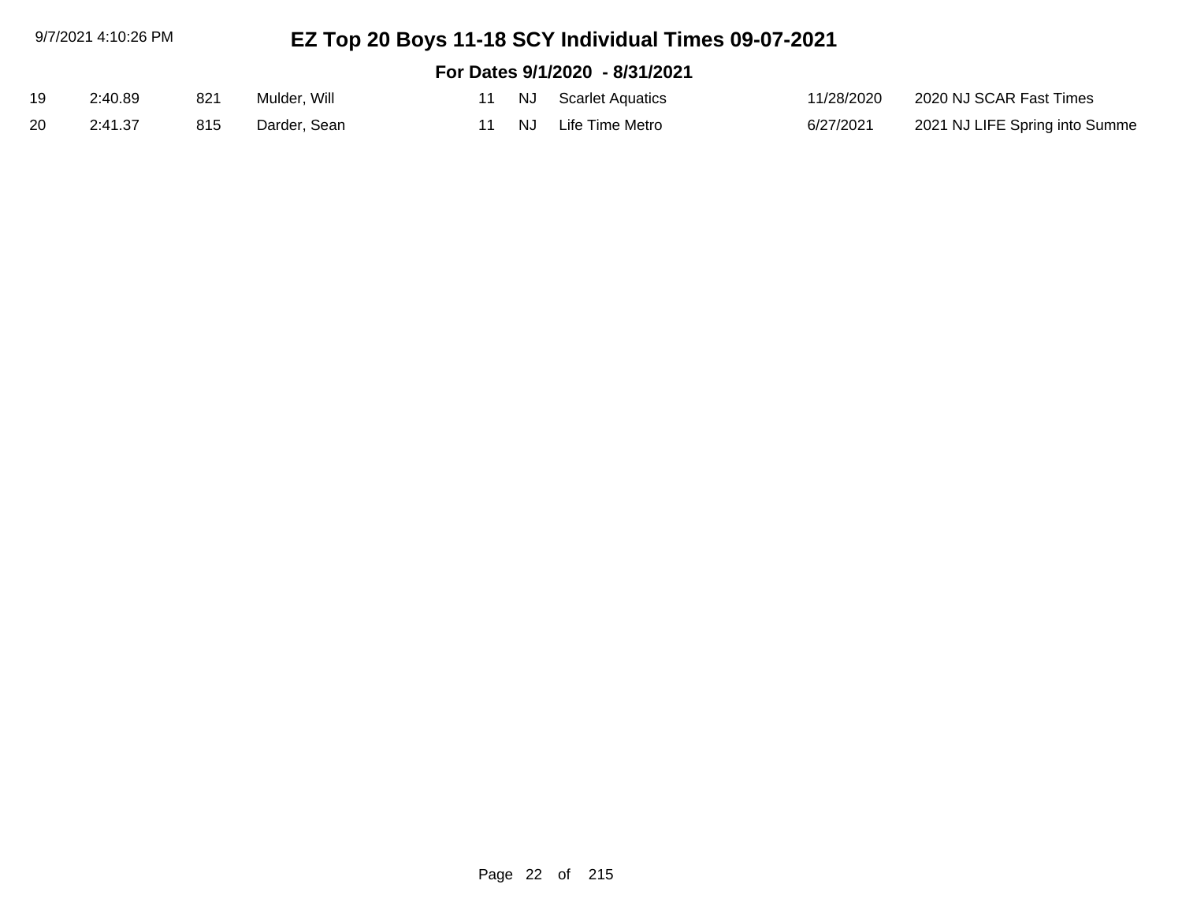| 19 | 2:40.89 | 821 | Mulder, Will | 11 | NJ | Scarlet Aquatics | 11/28/2020 | 2020 NJ SCAR Fast Times |
|---|---|---|---|---|---|---|---|---|
| 20 | 2:41.37 | 815 | Darder, Sean | 11 | NJ | Life Time Metro | 6/27/2021 | 2021 NJ LIFE Spring into Summe |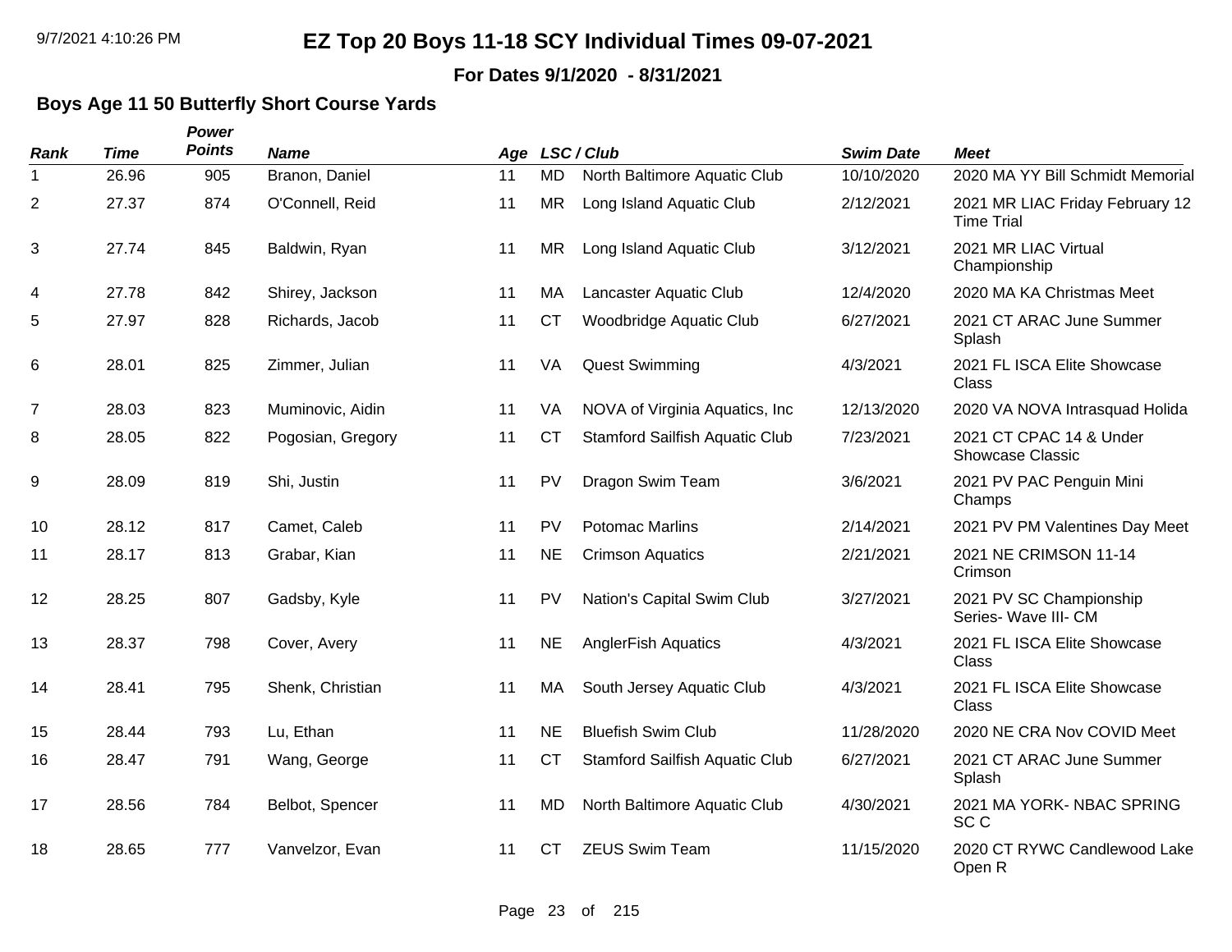# EZ Top 20 Boys 11-18 SCY Individual Times 09-07-2021

**For Dates 9/1/2020 - 8/31/2021**

### Boys Age 11 50 Butterfly Short Course Yards

| Rank | Time | Power Points | Name | Age | LSC | Club | Swim Date | Meet |
|---|---|---|---|---|---|---|---|---|
| 1 | 26.96 | 905 | Branon, Daniel | 11 | MD | North Baltimore Aquatic Club | 10/10/2020 | 2020 MA YY Bill Schmidt Memorial |
| 2 | 27.37 | 874 | O'Connell, Reid | 11 | MR | Long Island Aquatic Club | 2/12/2021 | 2021 MR LIAC Friday February 12 Time Trial |
| 3 | 27.74 | 845 | Baldwin, Ryan | 11 | MR | Long Island Aquatic Club | 3/12/2021 | 2021 MR LIAC Virtual Championship |
| 4 | 27.78 | 842 | Shirey, Jackson | 11 | MA | Lancaster Aquatic Club | 12/4/2020 | 2020 MA KA Christmas Meet |
| 5 | 27.97 | 828 | Richards, Jacob | 11 | CT | Woodbridge Aquatic Club | 6/27/2021 | 2021 CT ARAC June Summer Splash |
| 6 | 28.01 | 825 | Zimmer, Julian | 11 | VA | Quest Swimming | 4/3/2021 | 2021 FL ISCA Elite Showcase Class |
| 7 | 28.03 | 823 | Muminovic, Aidin | 11 | VA | NOVA of Virginia Aquatics, Inc | 12/13/2020 | 2020 VA NOVA Intrasquad Holida |
| 8 | 28.05 | 822 | Pogosian, Gregory | 11 | CT | Stamford Sailfish Aquatic Club | 7/23/2021 | 2021 CT CPAC 14 & Under Showcase Classic |
| 9 | 28.09 | 819 | Shi, Justin | 11 | PV | Dragon Swim Team | 3/6/2021 | 2021 PV PAC Penguin Mini Champs |
| 10 | 28.12 | 817 | Camet, Caleb | 11 | PV | Potomac Marlins | 2/14/2021 | 2021 PV PM Valentines Day Meet |
| 11 | 28.17 | 813 | Grabar, Kian | 11 | NE | Crimson Aquatics | 2/21/2021 | 2021 NE CRIMSON 11-14 Crimson |
| 12 | 28.25 | 807 | Gadsby, Kyle | 11 | PV | Nation's Capital Swim Club | 3/27/2021 | 2021 PV SC Championship Series- Wave III- CM |
| 13 | 28.37 | 798 | Cover, Avery | 11 | NE | AnglerFish Aquatics | 4/3/2021 | 2021 FL ISCA Elite Showcase Class |
| 14 | 28.41 | 795 | Shenk, Christian | 11 | MA | South Jersey Aquatic Club | 4/3/2021 | 2021 FL ISCA Elite Showcase Class |
| 15 | 28.44 | 793 | Lu, Ethan | 11 | NE | Bluefish Swim Club | 11/28/2020 | 2020 NE CRA Nov COVID Meet |
| 16 | 28.47 | 791 | Wang, George | 11 | CT | Stamford Sailfish Aquatic Club | 6/27/2021 | 2021 CT ARAC June Summer Splash |
| 17 | 28.56 | 784 | Belbot, Spencer | 11 | MD | North Baltimore Aquatic Club | 4/30/2021 | 2021 MA YORK- NBAC SPRING SC C |
| 18 | 28.65 | 777 | Vanvelzor, Evan | 11 | CT | ZEUS Swim Team | 11/15/2020 | 2020 CT RYWC Candlewood Lake Open R |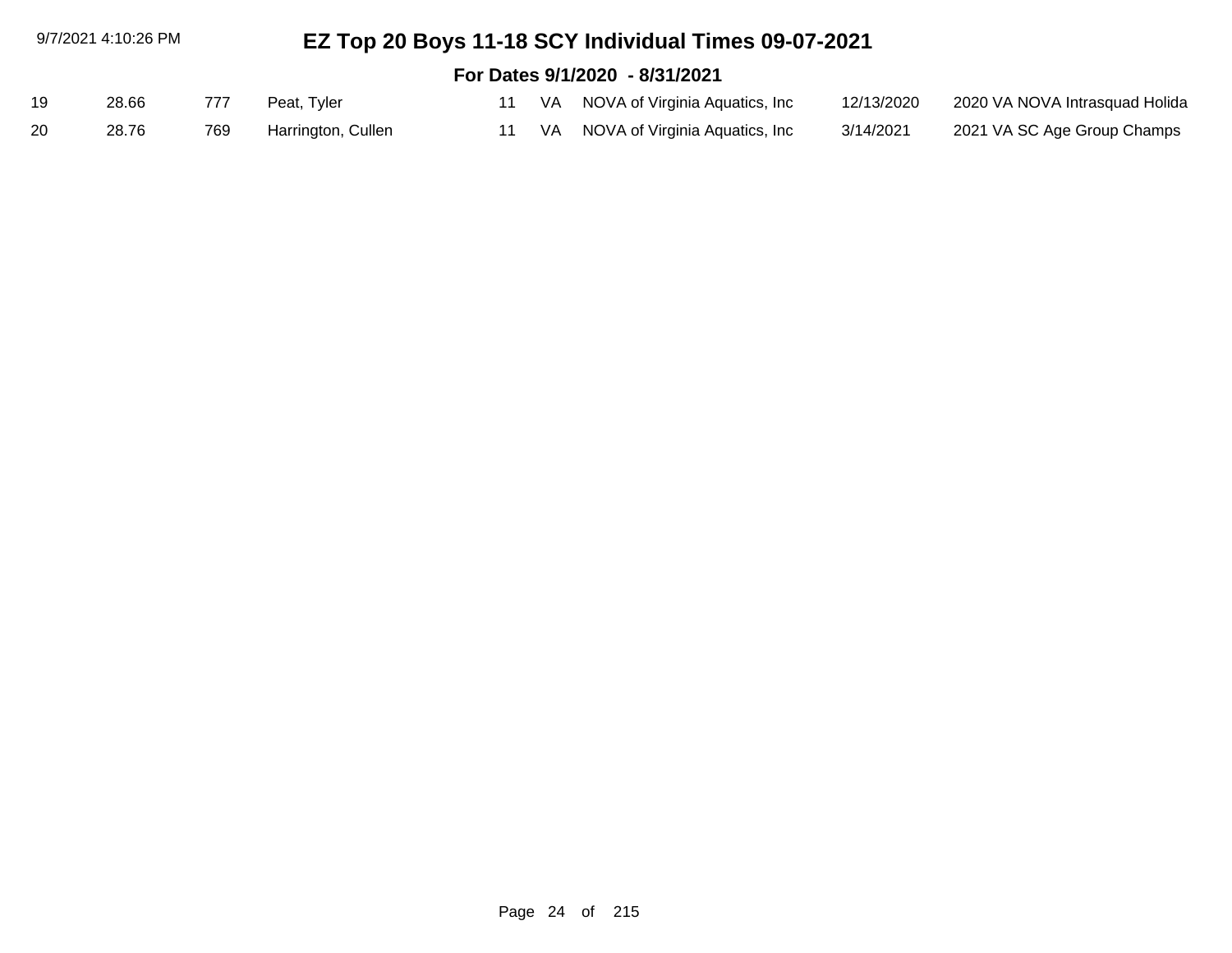# EZ Top 20 Boys 11-18 SCY Individual Times 09-07-2021

## For Dates 9/1/2020 - 8/31/2021

| | | | | | | | | |
|---|---|---|---|---|---|---|---|---|
| 19 | 28.66 | 777 | Peat, Tyler | 11 | VA | NOVA of Virginia Aquatics, Inc | 12/13/2020 | 2020 VA NOVA Intrasquad Holida |
| 20 | 28.76 | 769 | Harrington, Cullen | 11 | VA | NOVA of Virginia Aquatics, Inc | 3/14/2021 | 2021 VA SC Age Group Champs |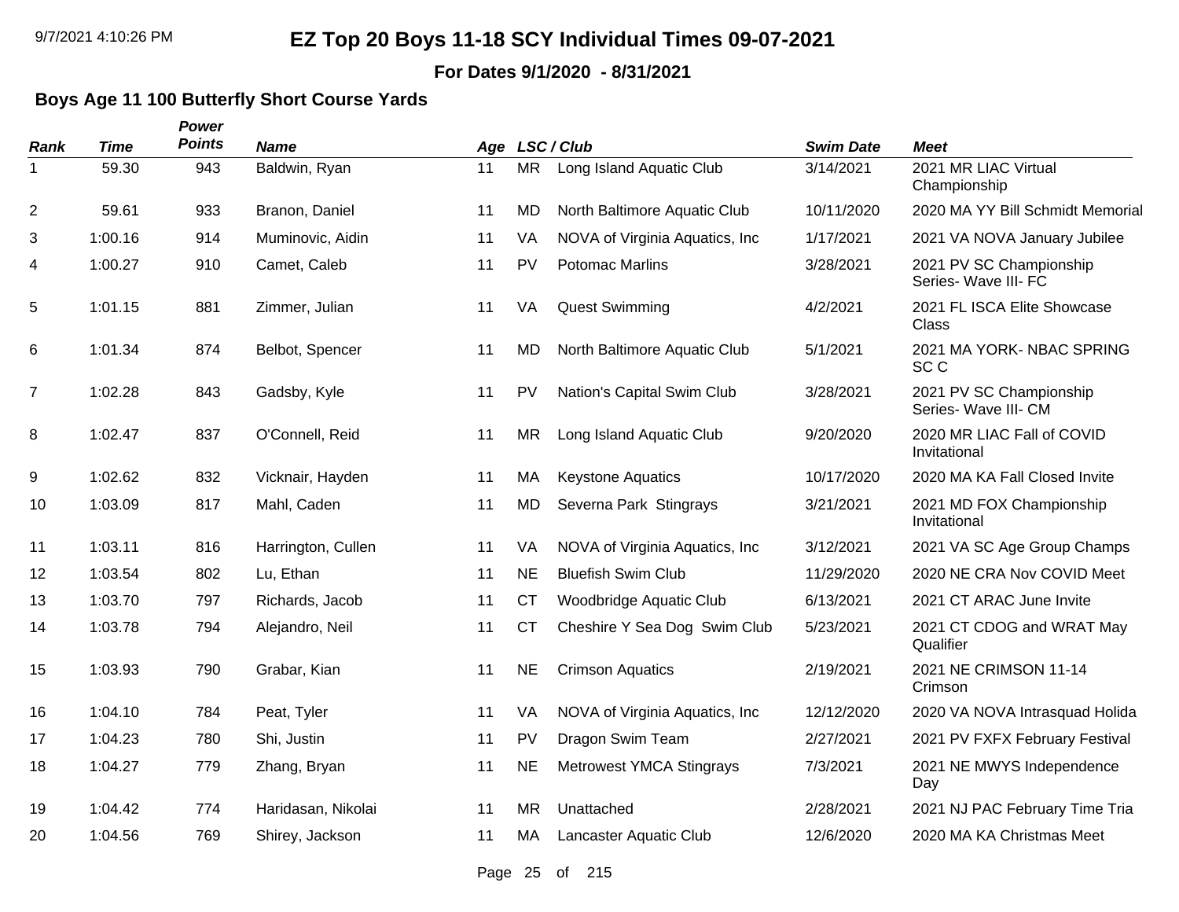# EZ Top 20 Boys 11-18 SCY Individual Times 09-07-2021

**For Dates 9/1/2020 - 8/31/2021**

### Boys Age 11 100 Butterfly Short Course Yards

| Rank | Time | Power Points | Name | Age | LSC / Club | | Swim Date | Meet |
|---|---|---|---|---|---|---|---|---|
| 1 | 59.30 | 943 | Baldwin, Ryan | 11 | MR | Long Island Aquatic Club | 3/14/2021 | 2021 MR LIAC Virtual Championship |
| 2 | 59.61 | 933 | Branon, Daniel | 11 | MD | North Baltimore Aquatic Club | 10/11/2020 | 2020 MA YY Bill Schmidt Memorial |
| 3 | 1:00.16 | 914 | Muminovic, Aidin | 11 | VA | NOVA of Virginia Aquatics, Inc | 1/17/2021 | 2021 VA NOVA January Jubilee |
| 4 | 1:00.27 | 910 | Camet, Caleb | 11 | PV | Potomac Marlins | 3/28/2021 | 2021 PV SC Championship Series- Wave III- FC |
| 5 | 1:01.15 | 881 | Zimmer, Julian | 11 | VA | Quest Swimming | 4/2/2021 | 2021 FL ISCA Elite Showcase Class |
| 6 | 1:01.34 | 874 | Belbot, Spencer | 11 | MD | North Baltimore Aquatic Club | 5/1/2021 | 2021 MA YORK- NBAC SPRING SC C |
| 7 | 1:02.28 | 843 | Gadsby, Kyle | 11 | PV | Nation's Capital Swim Club | 3/28/2021 | 2021 PV SC Championship Series- Wave III- CM |
| 8 | 1:02.47 | 837 | O'Connell, Reid | 11 | MR | Long Island Aquatic Club | 9/20/2020 | 2020 MR LIAC Fall of COVID Invitational |
| 9 | 1:02.62 | 832 | Vicknair, Hayden | 11 | MA | Keystone Aquatics | 10/17/2020 | 2020 MA KA Fall Closed Invite |
| 10 | 1:03.09 | 817 | Mahl, Caden | 11 | MD | Severna Park Stingrays | 3/21/2021 | 2021 MD FOX Championship Invitational |
| 11 | 1:03.11 | 816 | Harrington, Cullen | 11 | VA | NOVA of Virginia Aquatics, Inc | 3/12/2021 | 2021 VA SC Age Group Champs |
| 12 | 1:03.54 | 802 | Lu, Ethan | 11 | NE | Bluefish Swim Club | 11/29/2020 | 2020 NE CRA Nov COVID Meet |
| 13 | 1:03.70 | 797 | Richards, Jacob | 11 | CT | Woodbridge Aquatic Club | 6/13/2021 | 2021 CT ARAC June Invite |
| 14 | 1:03.78 | 794 | Alejandro, Neil | 11 | CT | Cheshire Y Sea Dog Swim Club | 5/23/2021 | 2021 CT CDOG and WRAT May Qualifier |
| 15 | 1:03.93 | 790 | Grabar, Kian | 11 | NE | Crimson Aquatics | 2/19/2021 | 2021 NE CRIMSON 11-14 Crimson |
| 16 | 1:04.10 | 784 | Peat, Tyler | 11 | VA | NOVA of Virginia Aquatics, Inc | 12/12/2020 | 2020 VA NOVA Intrasquad Holida |
| 17 | 1:04.23 | 780 | Shi, Justin | 11 | PV | Dragon Swim Team | 2/27/2021 | 2021 PV FXFX February Festival |
| 18 | 1:04.27 | 779 | Zhang, Bryan | 11 | NE | Metrowest YMCA Stingrays | 7/3/2021 | 2021 NE MWYS Independence Day |
| 19 | 1:04.42 | 774 | Haridasan, Nikolai | 11 | MR | Unattached | 2/28/2021 | 2021 NJ PAC February Time Tria |
| 20 | 1:04.56 | 769 | Shirey, Jackson | 11 | MA | Lancaster Aquatic Club | 12/6/2020 | 2020 MA KA Christmas Meet |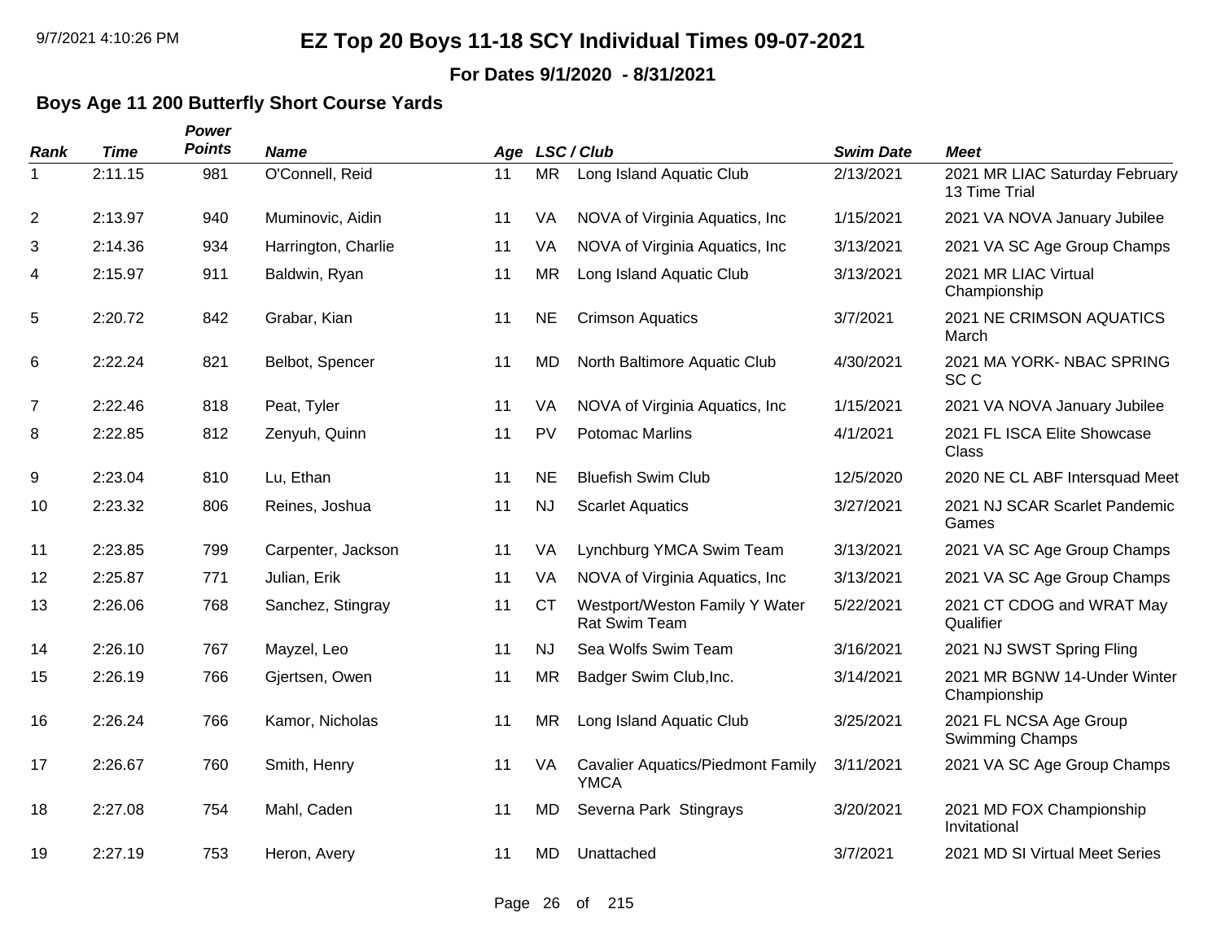# EZ Top 20 Boys 11-18 SCY Individual Times 09-07-2021

**For Dates 9/1/2020 - 8/31/2021**

## Boys Age 11 200 Butterfly Short Course Yards

| Rank | Time | Power Points | Name | Age | LSC / Club | | Swim Date | Meet |
|---|---|---|---|---|---|---|---|---|
| 1 | 2:11.15 | 981 | O'Connell, Reid | 11 | MR | Long Island Aquatic Club | 2/13/2021 | 2021 MR LIAC Saturday February 13 Time Trial |
| 2 | 2:13.97 | 940 | Muminovic, Aidin | 11 | VA | NOVA of Virginia Aquatics, Inc | 1/15/2021 | 2021 VA NOVA January Jubilee |
| 3 | 2:14.36 | 934 | Harrington, Charlie | 11 | VA | NOVA of Virginia Aquatics, Inc | 3/13/2021 | 2021 VA SC Age Group Champs |
| 4 | 2:15.97 | 911 | Baldwin, Ryan | 11 | MR | Long Island Aquatic Club | 3/13/2021 | 2021 MR LIAC Virtual Championship |
| 5 | 2:20.72 | 842 | Grabar, Kian | 11 | NE | Crimson Aquatics | 3/7/2021 | 2021 NE CRIMSON AQUATICS March |
| 6 | 2:22.24 | 821 | Belbot, Spencer | 11 | MD | North Baltimore Aquatic Club | 4/30/2021 | 2021 MA YORK- NBAC SPRING SC C |
| 7 | 2:22.46 | 818 | Peat, Tyler | 11 | VA | NOVA of Virginia Aquatics, Inc | 1/15/2021 | 2021 VA NOVA January Jubilee |
| 8 | 2:22.85 | 812 | Zenyuh, Quinn | 11 | PV | Potomac Marlins | 4/1/2021 | 2021 FL ISCA Elite Showcase Class |
| 9 | 2:23.04 | 810 | Lu, Ethan | 11 | NE | Bluefish Swim Club | 12/5/2020 | 2020 NE CL ABF Intersquad Meet |
| 10 | 2:23.32 | 806 | Reines, Joshua | 11 | NJ | Scarlet Aquatics | 3/27/2021 | 2021 NJ SCAR Scarlet Pandemic Games |
| 11 | 2:23.85 | 799 | Carpenter, Jackson | 11 | VA | Lynchburg YMCA Swim Team | 3/13/2021 | 2021 VA SC Age Group Champs |
| 12 | 2:25.87 | 771 | Julian, Erik | 11 | VA | NOVA of Virginia Aquatics, Inc | 3/13/2021 | 2021 VA SC Age Group Champs |
| 13 | 2:26.06 | 768 | Sanchez, Stingray | 11 | CT | Westport/Weston Family Y Water Rat Swim Team | 5/22/2021 | 2021 CT CDOG and WRAT May Qualifier |
| 14 | 2:26.10 | 767 | Mayzel, Leo | 11 | NJ | Sea Wolfs Swim Team | 3/16/2021 | 2021 NJ SWST Spring Fling |
| 15 | 2:26.19 | 766 | Gjertsen, Owen | 11 | MR | Badger Swim Club,Inc. | 3/14/2021 | 2021 MR BGNW 14-Under Winter Championship |
| 16 | 2:26.24 | 766 | Kamor, Nicholas | 11 | MR | Long Island Aquatic Club | 3/25/2021 | 2021 FL NCSA Age Group Swimming Champs |
| 17 | 2:26.67 | 760 | Smith, Henry | 11 | VA | Cavalier Aquatics/Piedmont Family YMCA | 3/11/2021 | 2021 VA SC Age Group Champs |
| 18 | 2:27.08 | 754 | Mahl, Caden | 11 | MD | Severna Park Stingrays | 3/20/2021 | 2021 MD FOX Championship Invitational |
| 19 | 2:27.19 | 753 | Heron, Avery | 11 | MD | Unattached | 3/7/2021 | 2021 MD SI Virtual Meet Series |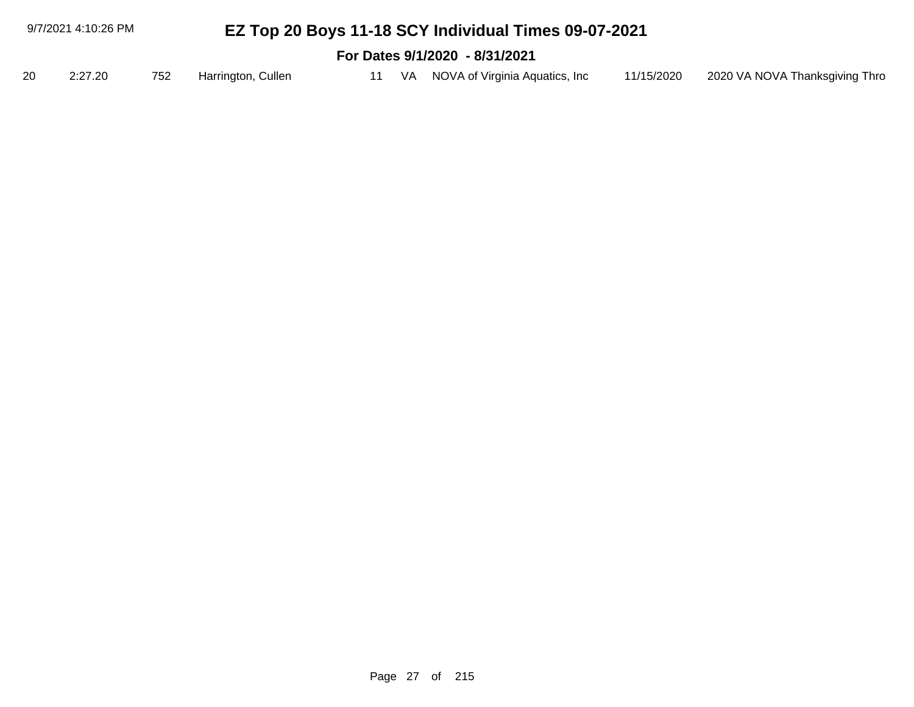| 20 | 2:27.20 | 752 | Harrington, Cullen | 11 | VA | NOVA of Virginia Aquatics, Inc | 11/15/2020 | 2020 VA NOVA Thanksgiving Thro |
|---|---|---|---|---|---|---|---|---|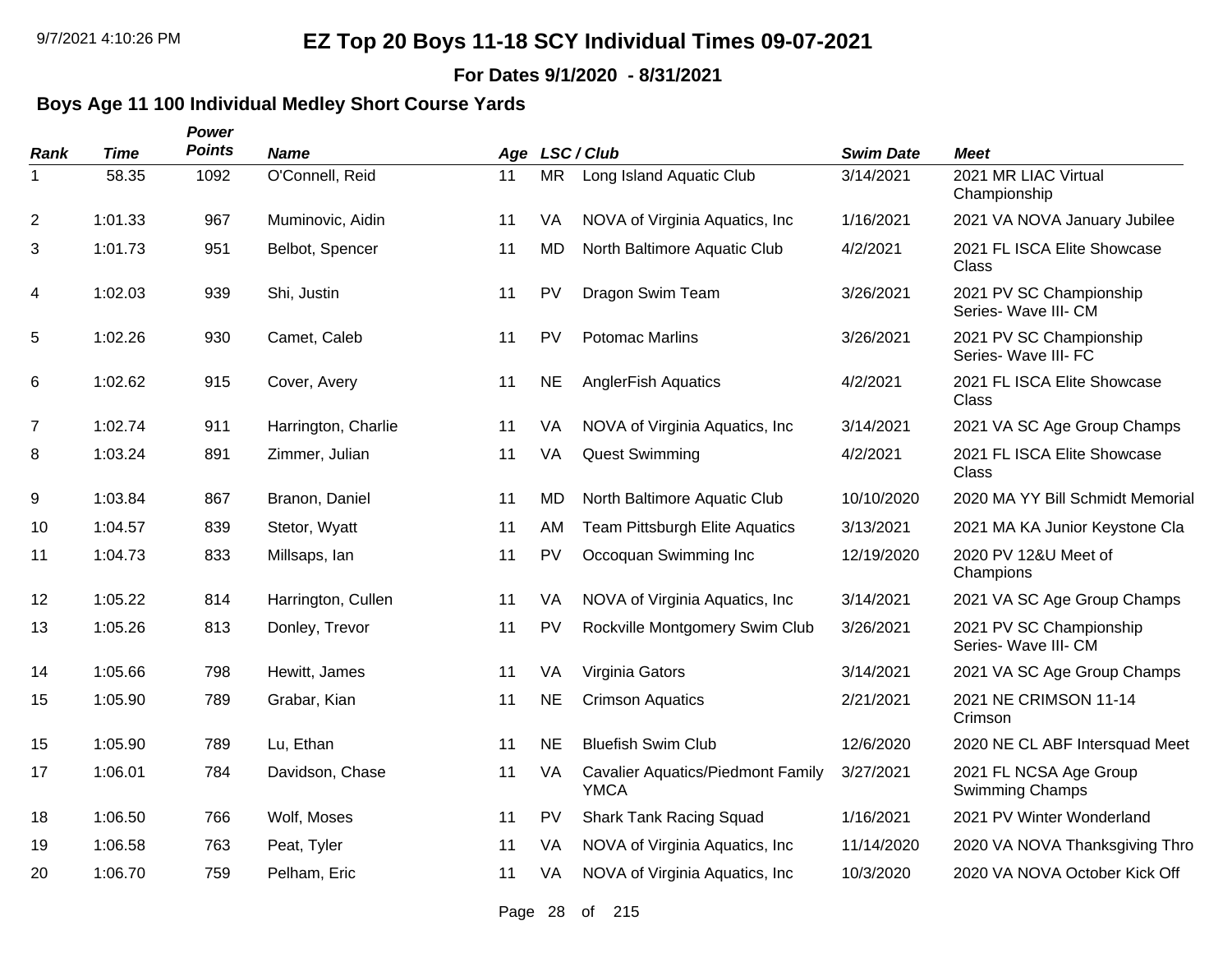# EZ Top 20 Boys 11-18 SCY Individual Times 09-07-2021

**For Dates 9/1/2020 - 8/31/2021**

## Boys Age 11 100 Individual Medley Short Course Yards

| Rank | Time | Power Points | Name | Age | LSC | Club | Swim Date | Meet |
|---|---|---|---|---|---|---|---|---|
| 1 | 58.35 | 1092 | O'Connell, Reid | 11 | MR | Long Island Aquatic Club | 3/14/2021 | 2021 MR LIAC Virtual Championship |
| 2 | 1:01.33 | 967 | Muminovic, Aidin | 11 | VA | NOVA of Virginia Aquatics, Inc | 1/16/2021 | 2021 VA NOVA January Jubilee |
| 3 | 1:01.73 | 951 | Belbot, Spencer | 11 | MD | North Baltimore Aquatic Club | 4/2/2021 | 2021 FL ISCA Elite Showcase Class |
| 4 | 1:02.03 | 939 | Shi, Justin | 11 | PV | Dragon Swim Team | 3/26/2021 | 2021 PV SC Championship Series- Wave III- CM |
| 5 | 1:02.26 | 930 | Camet, Caleb | 11 | PV | Potomac Marlins | 3/26/2021 | 2021 PV SC Championship Series- Wave III- FC |
| 6 | 1:02.62 | 915 | Cover, Avery | 11 | NE | AnglerFish Aquatics | 4/2/2021 | 2021 FL ISCA Elite Showcase Class |
| 7 | 1:02.74 | 911 | Harrington, Charlie | 11 | VA | NOVA of Virginia Aquatics, Inc | 3/14/2021 | 2021 VA SC Age Group Champs |
| 8 | 1:03.24 | 891 | Zimmer, Julian | 11 | VA | Quest Swimming | 4/2/2021 | 2021 FL ISCA Elite Showcase Class |
| 9 | 1:03.84 | 867 | Branon, Daniel | 11 | MD | North Baltimore Aquatic Club | 10/10/2020 | 2020 MA YY Bill Schmidt Memorial |
| 10 | 1:04.57 | 839 | Stetor, Wyatt | 11 | AM | Team Pittsburgh Elite Aquatics | 3/13/2021 | 2021 MA KA Junior Keystone Cla |
| 11 | 1:04.73 | 833 | Millsaps, Ian | 11 | PV | Occoquan Swimming Inc | 12/19/2020 | 2020 PV 12&U Meet of Champions |
| 12 | 1:05.22 | 814 | Harrington, Cullen | 11 | VA | NOVA of Virginia Aquatics, Inc | 3/14/2021 | 2021 VA SC Age Group Champs |
| 13 | 1:05.26 | 813 | Donley, Trevor | 11 | PV | Rockville Montgomery Swim Club | 3/26/2021 | 2021 PV SC Championship Series- Wave III- CM |
| 14 | 1:05.66 | 798 | Hewitt, James | 11 | VA | Virginia Gators | 3/14/2021 | 2021 VA SC Age Group Champs |
| 15 | 1:05.90 | 789 | Grabar, Kian | 11 | NE | Crimson Aquatics | 2/21/2021 | 2021 NE CRIMSON 11-14 Crimson |
| 15 | 1:05.90 | 789 | Lu, Ethan | 11 | NE | Bluefish Swim Club | 12/6/2020 | 2020 NE CL ABF Intersquad Meet |
| 17 | 1:06.01 | 784 | Davidson, Chase | 11 | VA | Cavalier Aquatics/Piedmont Family YMCA | 3/27/2021 | 2021 FL NCSA Age Group Swimming Champs |
| 18 | 1:06.50 | 766 | Wolf, Moses | 11 | PV | Shark Tank Racing Squad | 1/16/2021 | 2021 PV Winter Wonderland |
| 19 | 1:06.58 | 763 | Peat, Tyler | 11 | VA | NOVA of Virginia Aquatics, Inc | 11/14/2020 | 2020 VA NOVA Thanksgiving Thro |
| 20 | 1:06.70 | 759 | Pelham, Eric | 11 | VA | NOVA of Virginia Aquatics, Inc | 10/3/2020 | 2020 VA NOVA October Kick Off |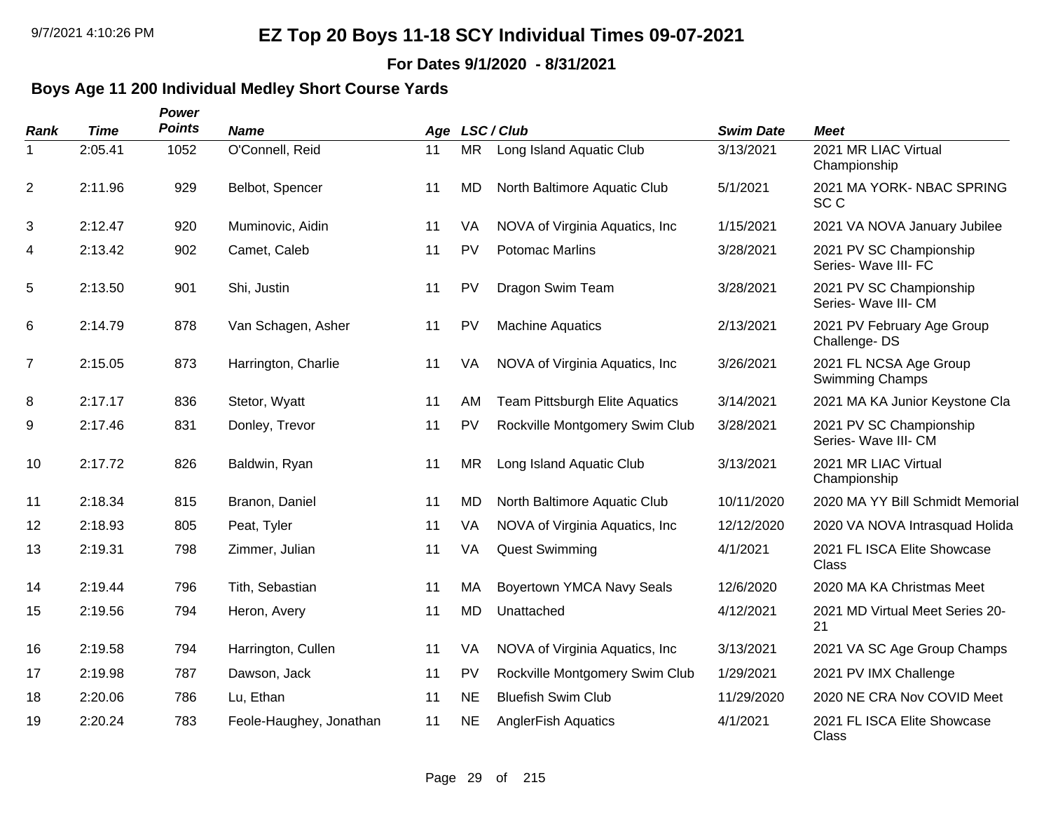# EZ Top 20 Boys 11-18 SCY Individual Times 09-07-2021

**For Dates 9/1/2020 - 8/31/2021**

## Boys Age 11 200 Individual Medley Short Course Yards

| Rank | Time | Power Points | Name | Age | LSC | Club | Swim Date | Meet |
|---|---|---|---|---|---|---|---|---|
| 1 | 2:05.41 | 1052 | O'Connell, Reid | 11 | MR | Long Island Aquatic Club | 3/13/2021 | 2021 MR LIAC Virtual Championship |
| 2 | 2:11.96 | 929 | Belbot, Spencer | 11 | MD | North Baltimore Aquatic Club | 5/1/2021 | 2021 MA YORK- NBAC SPRING SC C |
| 3 | 2:12.47 | 920 | Muminovic, Aidin | 11 | VA | NOVA of Virginia Aquatics, Inc | 1/15/2021 | 2021 VA NOVA January Jubilee |
| 4 | 2:13.42 | 902 | Camet, Caleb | 11 | PV | Potomac Marlins | 3/28/2021 | 2021 PV SC Championship Series- Wave III- FC |
| 5 | 2:13.50 | 901 | Shi, Justin | 11 | PV | Dragon Swim Team | 3/28/2021 | 2021 PV SC Championship Series- Wave III- CM |
| 6 | 2:14.79 | 878 | Van Schagen, Asher | 11 | PV | Machine Aquatics | 2/13/2021 | 2021 PV February Age Group Challenge- DS |
| 7 | 2:15.05 | 873 | Harrington, Charlie | 11 | VA | NOVA of Virginia Aquatics, Inc | 3/26/2021 | 2021 FL NCSA Age Group Swimming Champs |
| 8 | 2:17.17 | 836 | Stetor, Wyatt | 11 | AM | Team Pittsburgh Elite Aquatics | 3/14/2021 | 2021 MA KA Junior Keystone Cla |
| 9 | 2:17.46 | 831 | Donley, Trevor | 11 | PV | Rockville Montgomery Swim Club | 3/28/2021 | 2021 PV SC Championship Series- Wave III- CM |
| 10 | 2:17.72 | 826 | Baldwin, Ryan | 11 | MR | Long Island Aquatic Club | 3/13/2021 | 2021 MR LIAC Virtual Championship |
| 11 | 2:18.34 | 815 | Branon, Daniel | 11 | MD | North Baltimore Aquatic Club | 10/11/2020 | 2020 MA YY Bill Schmidt Memorial |
| 12 | 2:18.93 | 805 | Peat, Tyler | 11 | VA | NOVA of Virginia Aquatics, Inc | 12/12/2020 | 2020 VA NOVA Intrasquad Holida |
| 13 | 2:19.31 | 798 | Zimmer, Julian | 11 | VA | Quest Swimming | 4/1/2021 | 2021 FL ISCA Elite Showcase Class |
| 14 | 2:19.44 | 796 | Tith, Sebastian | 11 | MA | Boyertown YMCA Navy Seals | 12/6/2020 | 2020 MA KA Christmas Meet |
| 15 | 2:19.56 | 794 | Heron, Avery | 11 | MD | Unattached | 4/12/2021 | 2021 MD Virtual Meet Series 20-21 |
| 16 | 2:19.58 | 794 | Harrington, Cullen | 11 | VA | NOVA of Virginia Aquatics, Inc | 3/13/2021 | 2021 VA SC Age Group Champs |
| 17 | 2:19.98 | 787 | Dawson, Jack | 11 | PV | Rockville Montgomery Swim Club | 1/29/2021 | 2021 PV IMX Challenge |
| 18 | 2:20.06 | 786 | Lu, Ethan | 11 | NE | Bluefish Swim Club | 11/29/2020 | 2020 NE CRA Nov COVID Meet |
| 19 | 2:20.24 | 783 | Feole-Haughey, Jonathan | 11 | NE | AnglerFish Aquatics | 4/1/2021 | 2021 FL ISCA Elite Showcase Class |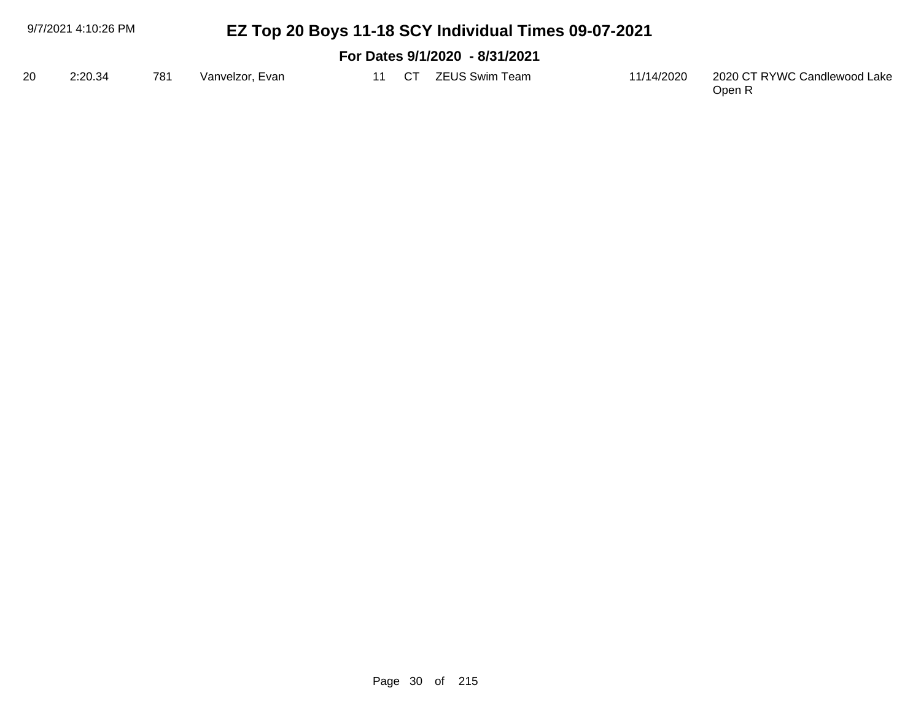# EZ Top 20 Boys 11-18 SCY Individual Times 09-07-2021

## For Dates 9/1/2020 - 8/31/2021

| | | | | | | | | |
|---|---|---|---|---|---|---|---|---|
| 20 | 2:20.34 | 781 | Vanvelzor, Evan | 11 | CT | ZEUS Swim Team | 11/14/2020 | 2020 CT RYWC Candlewood Lake Open R |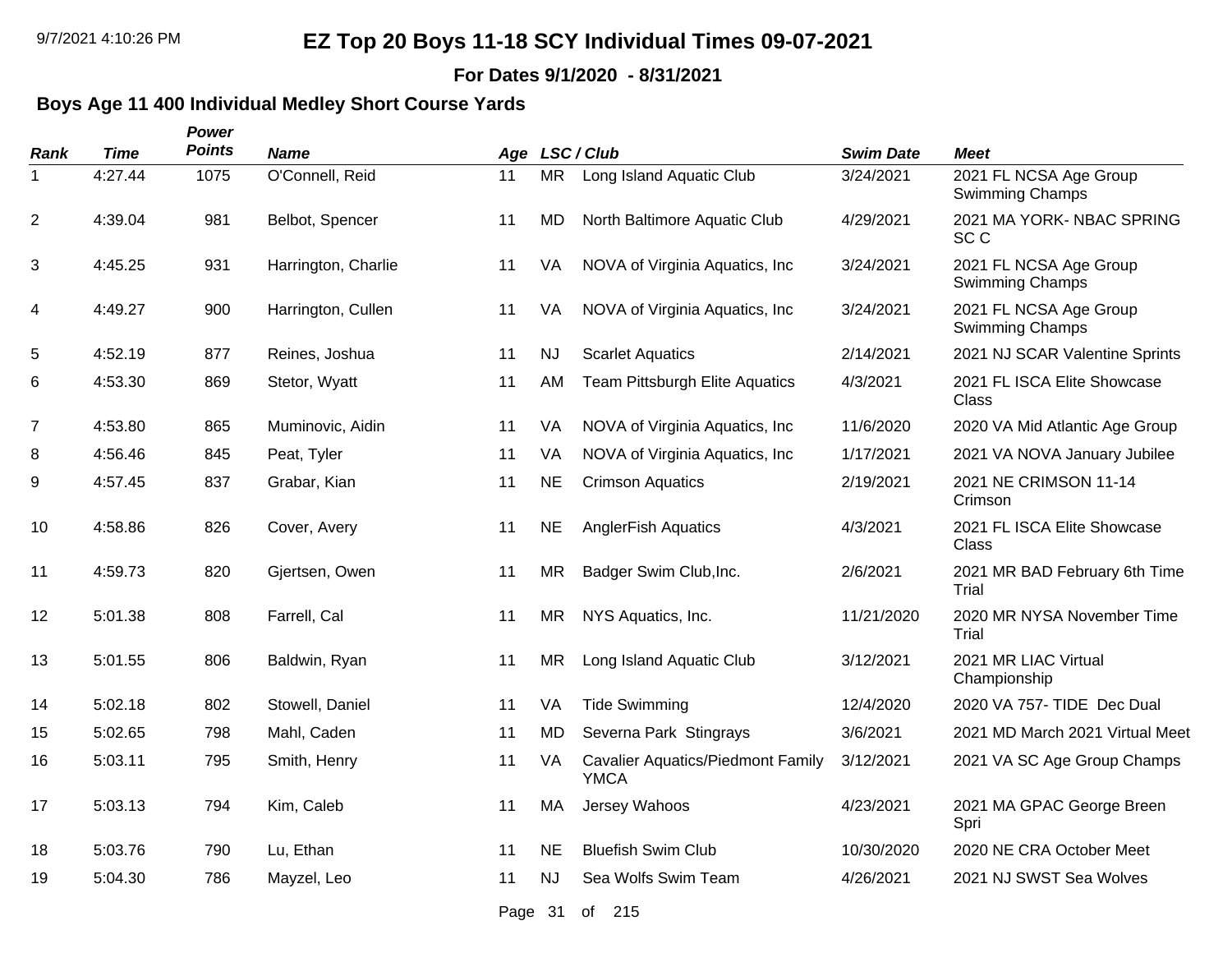# EZ Top 20 Boys 11-18 SCY Individual Times 09-07-2021

**For Dates 9/1/2020 - 8/31/2021**

## Boys Age 11 400 Individual Medley Short Course Yards

| Rank | Time | Power Points | Name | Age | LSC / Club | | Swim Date | Meet |
|---|---|---|---|---|---|---|---|---|
| 1 | 4:27.44 | 1075 | O'Connell, Reid | 11 | MR | Long Island Aquatic Club | 3/24/2021 | 2021 FL NCSA Age Group Swimming Champs |
| 2 | 4:39.04 | 981 | Belbot, Spencer | 11 | MD | North Baltimore Aquatic Club | 4/29/2021 | 2021 MA YORK- NBAC SPRING SC C |
| 3 | 4:45.25 | 931 | Harrington, Charlie | 11 | VA | NOVA of Virginia Aquatics, Inc | 3/24/2021 | 2021 FL NCSA Age Group Swimming Champs |
| 4 | 4:49.27 | 900 | Harrington, Cullen | 11 | VA | NOVA of Virginia Aquatics, Inc | 3/24/2021 | 2021 FL NCSA Age Group Swimming Champs |
| 5 | 4:52.19 | 877 | Reines, Joshua | 11 | NJ | Scarlet Aquatics | 2/14/2021 | 2021 NJ SCAR Valentine Sprints |
| 6 | 4:53.30 | 869 | Stetor, Wyatt | 11 | AM | Team Pittsburgh Elite Aquatics | 4/3/2021 | 2021 FL ISCA Elite Showcase Class |
| 7 | 4:53.80 | 865 | Muminovic, Aidin | 11 | VA | NOVA of Virginia Aquatics, Inc | 11/6/2020 | 2020 VA Mid Atlantic Age Group |
| 8 | 4:56.46 | 845 | Peat, Tyler | 11 | VA | NOVA of Virginia Aquatics, Inc | 1/17/2021 | 2021 VA NOVA January Jubilee |
| 9 | 4:57.45 | 837 | Grabar, Kian | 11 | NE | Crimson Aquatics | 2/19/2021 | 2021 NE CRIMSON 11-14 Crimson |
| 10 | 4:58.86 | 826 | Cover, Avery | 11 | NE | AnglerFish Aquatics | 4/3/2021 | 2021 FL ISCA Elite Showcase Class |
| 11 | 4:59.73 | 820 | Gjertsen, Owen | 11 | MR | Badger Swim Club,Inc. | 2/6/2021 | 2021 MR BAD February 6th Time Trial |
| 12 | 5:01.38 | 808 | Farrell, Cal | 11 | MR | NYS Aquatics, Inc. | 11/21/2020 | 2020 MR NYSA November Time Trial |
| 13 | 5:01.55 | 806 | Baldwin, Ryan | 11 | MR | Long Island Aquatic Club | 3/12/2021 | 2021 MR LIAC Virtual Championship |
| 14 | 5:02.18 | 802 | Stowell, Daniel | 11 | VA | Tide Swimming | 12/4/2020 | 2020 VA 757- TIDE Dec Dual |
| 15 | 5:02.65 | 798 | Mahl, Caden | 11 | MD | Severna Park Stingrays | 3/6/2021 | 2021 MD March 2021 Virtual Meet |
| 16 | 5:03.11 | 795 | Smith, Henry | 11 | VA | Cavalier Aquatics/Piedmont Family YMCA | 3/12/2021 | 2021 VA SC Age Group Champs |
| 17 | 5:03.13 | 794 | Kim, Caleb | 11 | MA | Jersey Wahoos | 4/23/2021 | 2021 MA GPAC George Breen Spri |
| 18 | 5:03.76 | 790 | Lu, Ethan | 11 | NE | Bluefish Swim Club | 10/30/2020 | 2020 NE CRA October Meet |
| 19 | 5:04.30 | 786 | Mayzel, Leo | 11 | NJ | Sea Wolfs Swim Team | 4/26/2021 | 2021 NJ SWST Sea Wolves |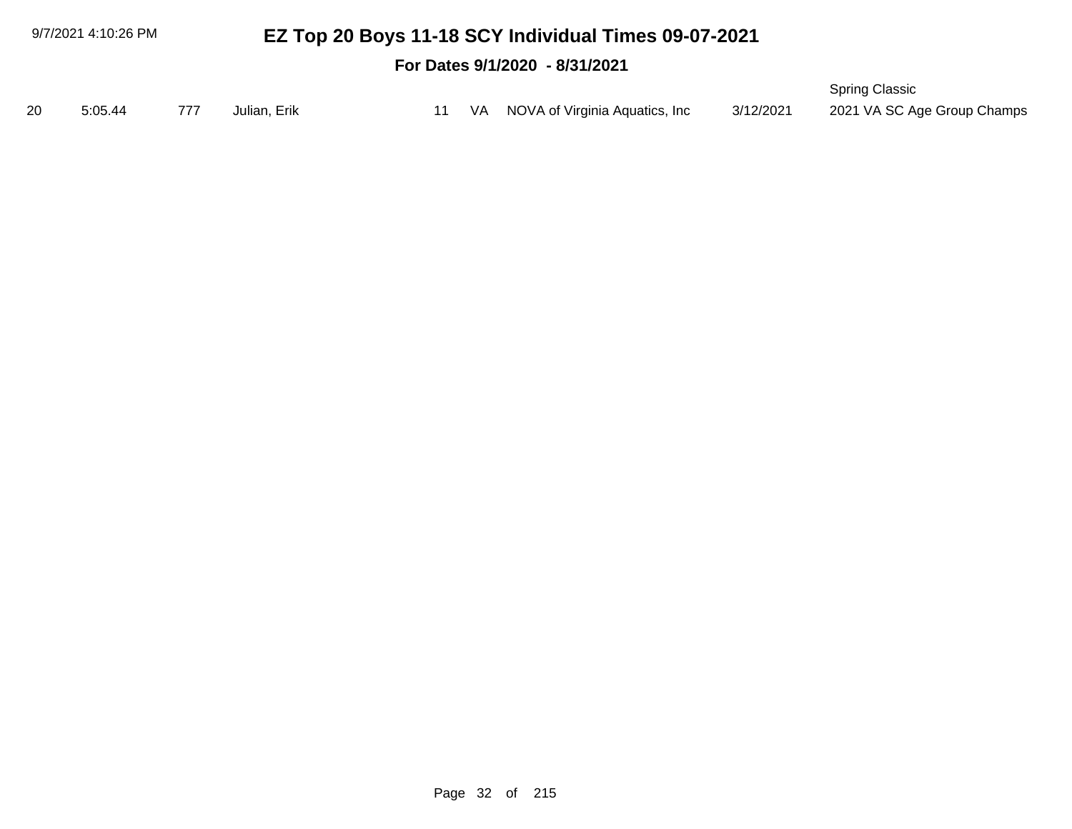# EZ Top 20 Boys 11-18 SCY Individual Times 09-07-2021

## For Dates 9/1/2020 - 8/31/2021

| | | | | | | | | |
|---|---|---|---|---|---|---|---|---|
| 20 | 5:05.44 | 777 | Julian, Erik | 11 | VA | NOVA of Virginia Aquatics, Inc | 3/12/2021 | Spring Classic 2021 VA SC Age Group Champs |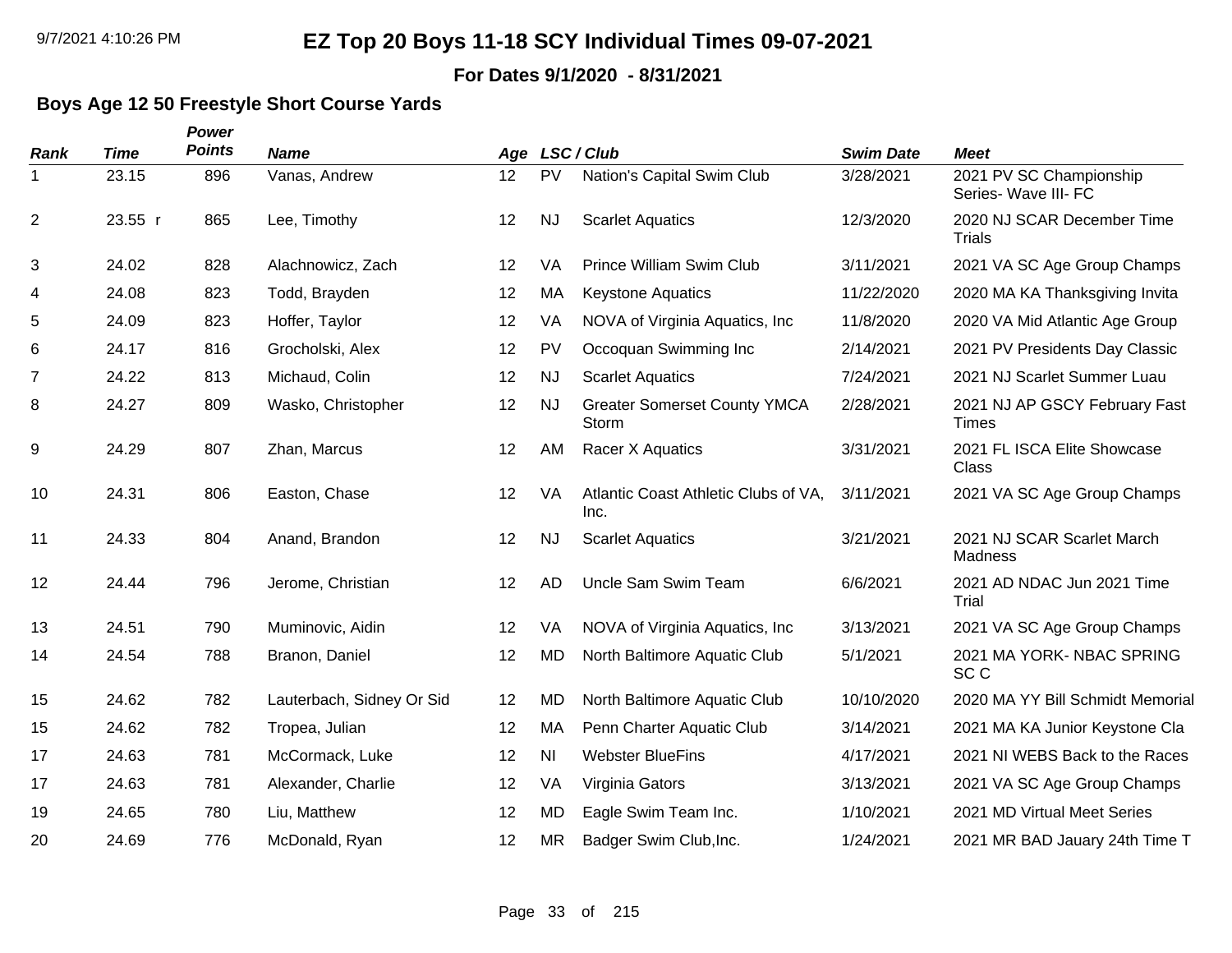# EZ Top 20 Boys 11-18 SCY Individual Times 09-07-2021

**For Dates 9/1/2020 - 8/31/2021**

## Boys Age 12 50 Freestyle Short Course Yards

| Rank | Time | Power Points | Name | Age | LSC | Club | Swim Date | Meet |
|---|---|---|---|---|---|---|---|---|
| 1 | 23.15 | 896 | Vanas, Andrew | 12 | PV | Nation's Capital Swim Club | 3/28/2021 | 2021 PV SC Championship Series- Wave III- FC |
| 2 | 23.55 r | 865 | Lee, Timothy | 12 | NJ | Scarlet Aquatics | 12/3/2020 | 2020 NJ SCAR December Time Trials |
| 3 | 24.02 | 828 | Alachnowicz, Zach | 12 | VA | Prince William Swim Club | 3/11/2021 | 2021 VA SC Age Group Champs |
| 4 | 24.08 | 823 | Todd, Brayden | 12 | MA | Keystone Aquatics | 11/22/2020 | 2020 MA KA Thanksgiving Invita |
| 5 | 24.09 | 823 | Hoffer, Taylor | 12 | VA | NOVA of Virginia Aquatics, Inc | 11/8/2020 | 2020 VA Mid Atlantic Age Group |
| 6 | 24.17 | 816 | Grocholski, Alex | 12 | PV | Occoquan Swimming Inc | 2/14/2021 | 2021 PV Presidents Day Classic |
| 7 | 24.22 | 813 | Michaud, Colin | 12 | NJ | Scarlet Aquatics | 7/24/2021 | 2021 NJ Scarlet Summer Luau |
| 8 | 24.27 | 809 | Wasko, Christopher | 12 | NJ | Greater Somerset County YMCA Storm | 2/28/2021 | 2021 NJ AP GSCY February Fast Times |
| 9 | 24.29 | 807 | Zhan, Marcus | 12 | AM | Racer X Aquatics | 3/31/2021 | 2021 FL ISCA Elite Showcase Class |
| 10 | 24.31 | 806 | Easton, Chase | 12 | VA | Atlantic Coast Athletic Clubs of VA, Inc. | 3/11/2021 | 2021 VA SC Age Group Champs |
| 11 | 24.33 | 804 | Anand, Brandon | 12 | NJ | Scarlet Aquatics | 3/21/2021 | 2021 NJ SCAR Scarlet March Madness |
| 12 | 24.44 | 796 | Jerome, Christian | 12 | AD | Uncle Sam Swim Team | 6/6/2021 | 2021 AD NDAC Jun 2021 Time Trial |
| 13 | 24.51 | 790 | Muminovic, Aidin | 12 | VA | NOVA of Virginia Aquatics, Inc | 3/13/2021 | 2021 VA SC Age Group Champs |
| 14 | 24.54 | 788 | Branon, Daniel | 12 | MD | North Baltimore Aquatic Club | 5/1/2021 | 2021 MA YORK- NBAC SPRING SC C |
| 15 | 24.62 | 782 | Lauterbach, Sidney Or Sid | 12 | MD | North Baltimore Aquatic Club | 10/10/2020 | 2020 MA YY Bill Schmidt Memorial |
| 15 | 24.62 | 782 | Tropea, Julian | 12 | MA | Penn Charter Aquatic Club | 3/14/2021 | 2021 MA KA Junior Keystone Cla |
| 17 | 24.63 | 781 | McCormack, Luke | 12 | NI | Webster BlueFins | 4/17/2021 | 2021 NI WEBS Back to the Races |
| 17 | 24.63 | 781 | Alexander, Charlie | 12 | VA | Virginia Gators | 3/13/2021 | 2021 VA SC Age Group Champs |
| 19 | 24.65 | 780 | Liu, Matthew | 12 | MD | Eagle Swim Team Inc. | 1/10/2021 | 2021 MD Virtual Meet Series |
| 20 | 24.69 | 776 | McDonald, Ryan | 12 | MR | Badger Swim Club,Inc. | 1/24/2021 | 2021 MR BAD Jauary 24th Time T |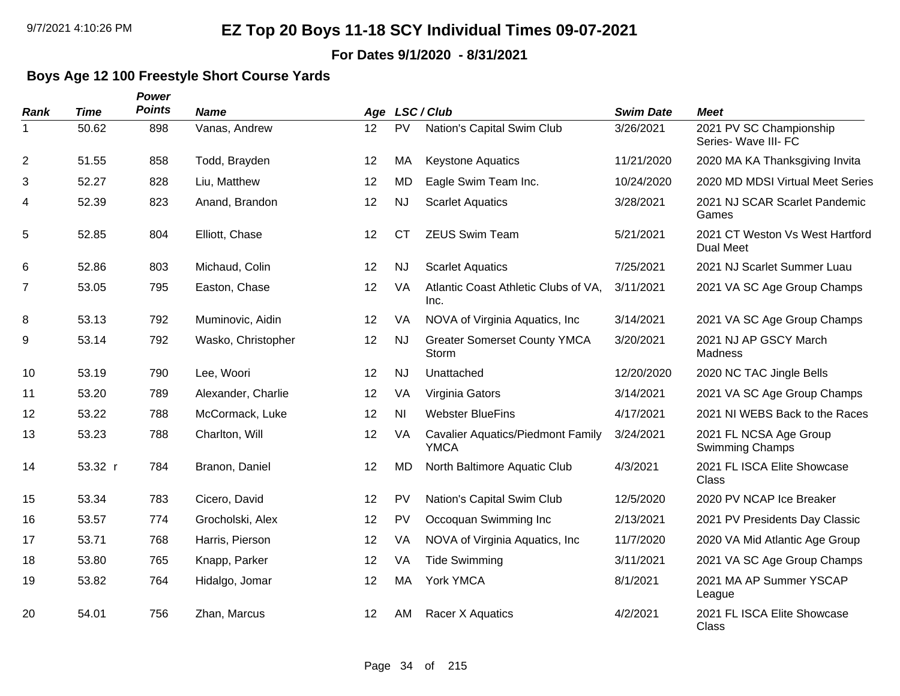# EZ Top 20 Boys 11-18 SCY Individual Times 09-07-2021

**For Dates 9/1/2020 - 8/31/2021**

## Boys Age 12 100 Freestyle Short Course Yards

| Rank | Time | Power Points | Name | Age | LSC | Club | Swim Date | Meet |
|---|---|---|---|---|---|---|---|---|
| 1 | 50.62 | 898 | Vanas, Andrew | 12 | PV | Nation's Capital Swim Club | 3/26/2021 | 2021 PV SC Championship Series- Wave III- FC |
| 2 | 51.55 | 858 | Todd, Brayden | 12 | MA | Keystone Aquatics | 11/21/2020 | 2020 MA KA Thanksgiving Invita |
| 3 | 52.27 | 828 | Liu, Matthew | 12 | MD | Eagle Swim Team Inc. | 10/24/2020 | 2020 MD MDSI Virtual Meet Series |
| 4 | 52.39 | 823 | Anand, Brandon | 12 | NJ | Scarlet Aquatics | 3/28/2021 | 2021 NJ SCAR Scarlet Pandemic Games |
| 5 | 52.85 | 804 | Elliott, Chase | 12 | CT | ZEUS Swim Team | 5/21/2021 | 2021 CT Weston Vs West Hartford Dual Meet |
| 6 | 52.86 | 803 | Michaud, Colin | 12 | NJ | Scarlet Aquatics | 7/25/2021 | 2021 NJ Scarlet Summer Luau |
| 7 | 53.05 | 795 | Easton, Chase | 12 | VA | Atlantic Coast Athletic Clubs of VA, Inc. | 3/11/2021 | 2021 VA SC Age Group Champs |
| 8 | 53.13 | 792 | Muminovic, Aidin | 12 | VA | NOVA of Virginia Aquatics, Inc | 3/14/2021 | 2021 VA SC Age Group Champs |
| 9 | 53.14 | 792 | Wasko, Christopher | 12 | NJ | Greater Somerset County YMCA Storm | 3/20/2021 | 2021 NJ AP GSCY March Madness |
| 10 | 53.19 | 790 | Lee, Woori | 12 | NJ | Unattached | 12/20/2020 | 2020 NC TAC Jingle Bells |
| 11 | 53.20 | 789 | Alexander, Charlie | 12 | VA | Virginia Gators | 3/14/2021 | 2021 VA SC Age Group Champs |
| 12 | 53.22 | 788 | McCormack, Luke | 12 | NI | Webster BlueFins | 4/17/2021 | 2021 NI WEBS Back to the Races |
| 13 | 53.23 | 788 | Charlton, Will | 12 | VA | Cavalier Aquatics/Piedmont Family YMCA | 3/24/2021 | 2021 FL NCSA Age Group Swimming Champs |
| 14 | 53.32 r | 784 | Branon, Daniel | 12 | MD | North Baltimore Aquatic Club | 4/3/2021 | 2021 FL ISCA Elite Showcase Class |
| 15 | 53.34 | 783 | Cicero, David | 12 | PV | Nation's Capital Swim Club | 12/5/2020 | 2020 PV NCAP Ice Breaker |
| 16 | 53.57 | 774 | Grocholski, Alex | 12 | PV | Occoquan Swimming Inc | 2/13/2021 | 2021 PV Presidents Day Classic |
| 17 | 53.71 | 768 | Harris, Pierson | 12 | VA | NOVA of Virginia Aquatics, Inc | 11/7/2020 | 2020 VA Mid Atlantic Age Group |
| 18 | 53.80 | 765 | Knapp, Parker | 12 | VA | Tide Swimming | 3/11/2021 | 2021 VA SC Age Group Champs |
| 19 | 53.82 | 764 | Hidalgo, Jomar | 12 | MA | York YMCA | 8/1/2021 | 2021 MA AP Summer YSCAP League |
| 20 | 54.01 | 756 | Zhan, Marcus | 12 | AM | Racer X Aquatics | 4/2/2021 | 2021 FL ISCA Elite Showcase Class |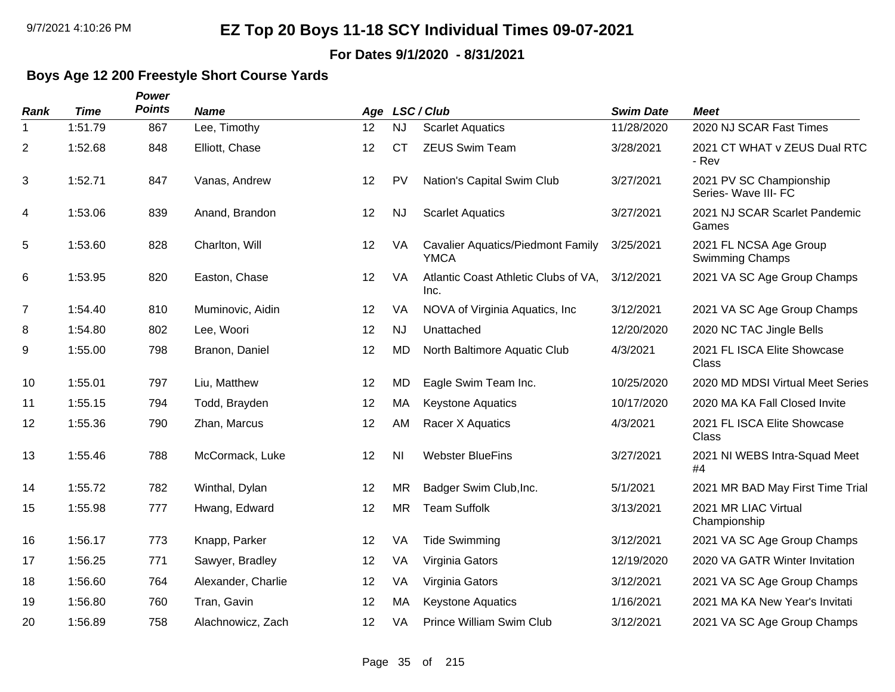# EZ Top 20 Boys 11-18 SCY Individual Times 09-07-2021

**For Dates 9/1/2020 - 8/31/2021**

## Boys Age 12 200 Freestyle Short Course Yards

| *Rank* | *Time* | *Power Points* | *Name* | *Age* | *LSC* | *Club* | *Swim Date* | *Meet* |
|---|---|---|---|---|---|---|---|---|
| 1 | 1:51.79 | 867 | Lee, Timothy | 12 | NJ | Scarlet Aquatics | 11/28/2020 | 2020 NJ SCAR Fast Times |
| 2 | 1:52.68 | 848 | Elliott, Chase | 12 | CT | ZEUS Swim Team | 3/28/2021 | 2021 CT WHAT v ZEUS Dual RTC - Rev |
| 3 | 1:52.71 | 847 | Vanas, Andrew | 12 | PV | Nation's Capital Swim Club | 3/27/2021 | 2021 PV SC Championship Series- Wave III- FC |
| 4 | 1:53.06 | 839 | Anand, Brandon | 12 | NJ | Scarlet Aquatics | 3/27/2021 | 2021 NJ SCAR Scarlet Pandemic Games |
| 5 | 1:53.60 | 828 | Charlton, Will | 12 | VA | Cavalier Aquatics/Piedmont Family YMCA | 3/25/2021 | 2021 FL NCSA Age Group Swimming Champs |
| 6 | 1:53.95 | 820 | Easton, Chase | 12 | VA | Atlantic Coast Athletic Clubs of VA, Inc. | 3/12/2021 | 2021 VA SC Age Group Champs |
| 7 | 1:54.40 | 810 | Muminovic, Aidin | 12 | VA | NOVA of Virginia Aquatics, Inc | 3/12/2021 | 2021 VA SC Age Group Champs |
| 8 | 1:54.80 | 802 | Lee, Woori | 12 | NJ | Unattached | 12/20/2020 | 2020 NC TAC Jingle Bells |
| 9 | 1:55.00 | 798 | Branon, Daniel | 12 | MD | North Baltimore Aquatic Club | 4/3/2021 | 2021 FL ISCA Elite Showcase Class |
| 10 | 1:55.01 | 797 | Liu, Matthew | 12 | MD | Eagle Swim Team Inc. | 10/25/2020 | 2020 MD MDSI Virtual Meet Series |
| 11 | 1:55.15 | 794 | Todd, Brayden | 12 | MA | Keystone Aquatics | 10/17/2020 | 2020 MA KA Fall Closed Invite |
| 12 | 1:55.36 | 790 | Zhan, Marcus | 12 | AM | Racer X Aquatics | 4/3/2021 | 2021 FL ISCA Elite Showcase Class |
| 13 | 1:55.46 | 788 | McCormack, Luke | 12 | NI | Webster BlueFins | 3/27/2021 | 2021 NI WEBS Intra-Squad Meet #4 |
| 14 | 1:55.72 | 782 | Winthal, Dylan | 12 | MR | Badger Swim Club,Inc. | 5/1/2021 | 2021 MR BAD May First Time Trial |
| 15 | 1:55.98 | 777 | Hwang, Edward | 12 | MR | Team Suffolk | 3/13/2021 | 2021 MR LIAC Virtual Championship |
| 16 | 1:56.17 | 773 | Knapp, Parker | 12 | VA | Tide Swimming | 3/12/2021 | 2021 VA SC Age Group Champs |
| 17 | 1:56.25 | 771 | Sawyer, Bradley | 12 | VA | Virginia Gators | 12/19/2020 | 2020 VA GATR Winter Invitation |
| 18 | 1:56.60 | 764 | Alexander, Charlie | 12 | VA | Virginia Gators | 3/12/2021 | 2021 VA SC Age Group Champs |
| 19 | 1:56.80 | 760 | Tran, Gavin | 12 | MA | Keystone Aquatics | 1/16/2021 | 2021 MA KA New Year's Invitati |
| 20 | 1:56.89 | 758 | Alachnowicz, Zach | 12 | VA | Prince William Swim Club | 3/12/2021 | 2021 VA SC Age Group Champs |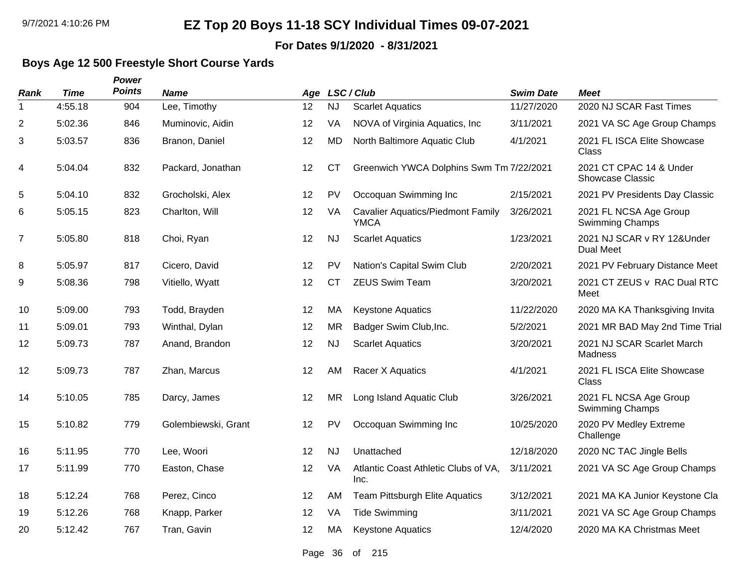# EZ Top 20 Boys 11-18 SCY Individual Times 09-07-2021

**For Dates 9/1/2020 - 8/31/2021**

### Boys Age 12 500 Freestyle Short Course Yards

| Rank | Time | Power Points | Name | Age | LSC | Club | Swim Date | Meet |
|---|---|---|---|---|---|---|---|---|
| 1 | 4:55.18 | 904 | Lee, Timothy | 12 | NJ | Scarlet Aquatics | 11/27/2020 | 2020 NJ SCAR Fast Times |
| 2 | 5:02.36 | 846 | Muminovic, Aidin | 12 | VA | NOVA of Virginia Aquatics, Inc | 3/11/2021 | 2021 VA SC Age Group Champs |
| 3 | 5:03.57 | 836 | Branon, Daniel | 12 | MD | North Baltimore Aquatic Club | 4/1/2021 | 2021 FL ISCA Elite Showcase Class |
| 4 | 5:04.04 | 832 | Packard, Jonathan | 12 | CT | Greenwich YWCA Dolphins Swm Tm | 7/22/2021 | 2021 CT CPAC 14 & Under Showcase Classic |
| 5 | 5:04.10 | 832 | Grocholski, Alex | 12 | PV | Occoquan Swimming Inc | 2/15/2021 | 2021 PV Presidents Day Classic |
| 6 | 5:05.15 | 823 | Charlton, Will | 12 | VA | Cavalier Aquatics/Piedmont Family YMCA | 3/26/2021 | 2021 FL NCSA Age Group Swimming Champs |
| 7 | 5:05.80 | 818 | Choi, Ryan | 12 | NJ | Scarlet Aquatics | 1/23/2021 | 2021 NJ SCAR v RY 12&Under Dual Meet |
| 8 | 5:05.97 | 817 | Cicero, David | 12 | PV | Nation's Capital Swim Club | 2/20/2021 | 2021 PV February Distance Meet |
| 9 | 5:08.36 | 798 | Vitiello, Wyatt | 12 | CT | ZEUS Swim Team | 3/20/2021 | 2021 CT ZEUS v RAC Dual RTC Meet |
| 10 | 5:09.00 | 793 | Todd, Brayden | 12 | MA | Keystone Aquatics | 11/22/2020 | 2020 MA KA Thanksgiving Invita |
| 11 | 5:09.01 | 793 | Winthal, Dylan | 12 | MR | Badger Swim Club,Inc. | 5/2/2021 | 2021 MR BAD May 2nd Time Trial |
| 12 | 5:09.73 | 787 | Anand, Brandon | 12 | NJ | Scarlet Aquatics | 3/20/2021 | 2021 NJ SCAR Scarlet March Madness |
| 12 | 5:09.73 | 787 | Zhan, Marcus | 12 | AM | Racer X Aquatics | 4/1/2021 | 2021 FL ISCA Elite Showcase Class |
| 14 | 5:10.05 | 785 | Darcy, James | 12 | MR | Long Island Aquatic Club | 3/26/2021 | 2021 FL NCSA Age Group Swimming Champs |
| 15 | 5:10.82 | 779 | Golembiewski, Grant | 12 | PV | Occoquan Swimming Inc | 10/25/2020 | 2020 PV Medley Extreme Challenge |
| 16 | 5:11.95 | 770 | Lee, Woori | 12 | NJ | Unattached | 12/18/2020 | 2020 NC TAC Jingle Bells |
| 17 | 5:11.99 | 770 | Easton, Chase | 12 | VA | Atlantic Coast Athletic Clubs of VA, Inc. | 3/11/2021 | 2021 VA SC Age Group Champs |
| 18 | 5:12.24 | 768 | Perez, Cinco | 12 | AM | Team Pittsburgh Elite Aquatics | 3/12/2021 | 2021 MA KA Junior Keystone Cla |
| 19 | 5:12.26 | 768 | Knapp, Parker | 12 | VA | Tide Swimming | 3/11/2021 | 2021 VA SC Age Group Champs |
| 20 | 5:12.42 | 767 | Tran, Gavin | 12 | MA | Keystone Aquatics | 12/4/2020 | 2020 MA KA Christmas Meet |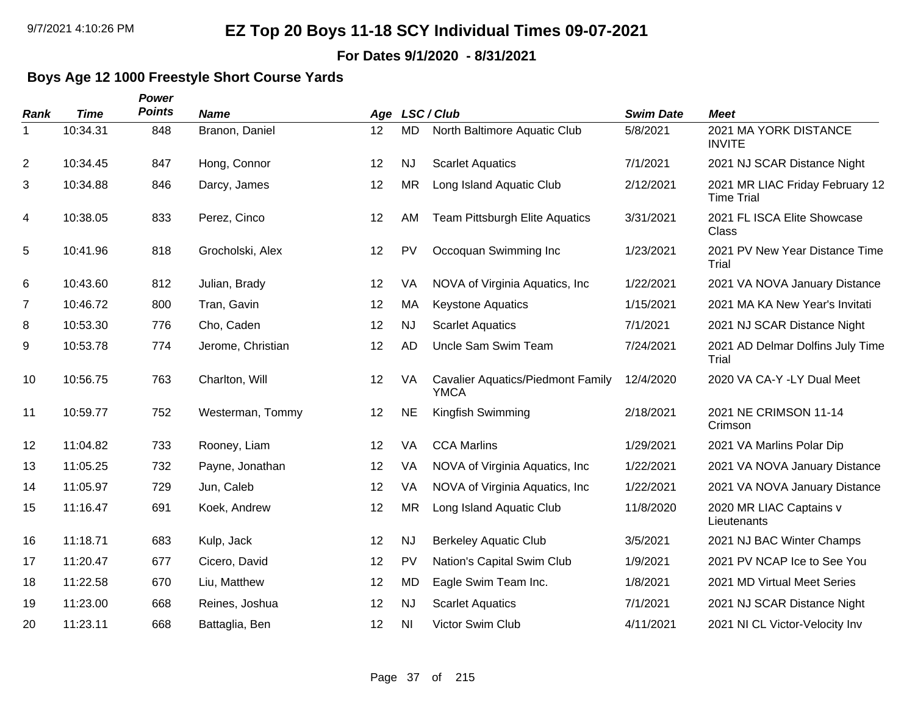# EZ Top 20 Boys 11-18 SCY Individual Times 09-07-2021

**For Dates 9/1/2020 - 8/31/2021**

### Boys Age 12 1000 Freestyle Short Course Yards

| Rank | Time | Power Points | Name | Age | LSC | Club | Swim Date | Meet |
|---|---|---|---|---|---|---|---|---|
| 1 | 10:34.31 | 848 | Branon, Daniel | 12 | MD | North Baltimore Aquatic Club | 5/8/2021 | 2021 MA YORK DISTANCE INVITE |
| 2 | 10:34.45 | 847 | Hong, Connor | 12 | NJ | Scarlet Aquatics | 7/1/2021 | 2021 NJ SCAR Distance Night |
| 3 | 10:34.88 | 846 | Darcy, James | 12 | MR | Long Island Aquatic Club | 2/12/2021 | 2021 MR LIAC Friday February 12 Time Trial |
| 4 | 10:38.05 | 833 | Perez, Cinco | 12 | AM | Team Pittsburgh Elite Aquatics | 3/31/2021 | 2021 FL ISCA Elite Showcase Class |
| 5 | 10:41.96 | 818 | Grocholski, Alex | 12 | PV | Occoquan Swimming Inc | 1/23/2021 | 2021 PV New Year Distance Time Trial |
| 6 | 10:43.60 | 812 | Julian, Brady | 12 | VA | NOVA of Virginia Aquatics, Inc | 1/22/2021 | 2021 VA NOVA January Distance |
| 7 | 10:46.72 | 800 | Tran, Gavin | 12 | MA | Keystone Aquatics | 1/15/2021 | 2021 MA KA New Year's Invitati |
| 8 | 10:53.30 | 776 | Cho, Caden | 12 | NJ | Scarlet Aquatics | 7/1/2021 | 2021 NJ SCAR Distance Night |
| 9 | 10:53.78 | 774 | Jerome, Christian | 12 | AD | Uncle Sam Swim Team | 7/24/2021 | 2021 AD Delmar Dolfins July Time Trial |
| 10 | 10:56.75 | 763 | Charlton, Will | 12 | VA | Cavalier Aquatics/Piedmont Family YMCA | 12/4/2020 | 2020 VA CA-Y -LY Dual Meet |
| 11 | 10:59.77 | 752 | Westerman, Tommy | 12 | NE | Kingfish Swimming | 2/18/2021 | 2021 NE CRIMSON 11-14 Crimson |
| 12 | 11:04.82 | 733 | Rooney, Liam | 12 | VA | CCA Marlins | 1/29/2021 | 2021 VA Marlins Polar Dip |
| 13 | 11:05.25 | 732 | Payne, Jonathan | 12 | VA | NOVA of Virginia Aquatics, Inc | 1/22/2021 | 2021 VA NOVA January Distance |
| 14 | 11:05.97 | 729 | Jun, Caleb | 12 | VA | NOVA of Virginia Aquatics, Inc | 1/22/2021 | 2021 VA NOVA January Distance |
| 15 | 11:16.47 | 691 | Koek, Andrew | 12 | MR | Long Island Aquatic Club | 11/8/2020 | 2020 MR LIAC Captains v Lieutenants |
| 16 | 11:18.71 | 683 | Kulp, Jack | 12 | NJ | Berkeley Aquatic Club | 3/5/2021 | 2021 NJ BAC Winter Champs |
| 17 | 11:20.47 | 677 | Cicero, David | 12 | PV | Nation's Capital Swim Club | 1/9/2021 | 2021 PV NCAP Ice to See You |
| 18 | 11:22.58 | 670 | Liu, Matthew | 12 | MD | Eagle Swim Team Inc. | 1/8/2021 | 2021 MD Virtual Meet Series |
| 19 | 11:23.00 | 668 | Reines, Joshua | 12 | NJ | Scarlet Aquatics | 7/1/2021 | 2021 NJ SCAR Distance Night |
| 20 | 11:23.11 | 668 | Battaglia, Ben | 12 | NI | Victor Swim Club | 4/11/2021 | 2021 NI CL Victor-Velocity Inv |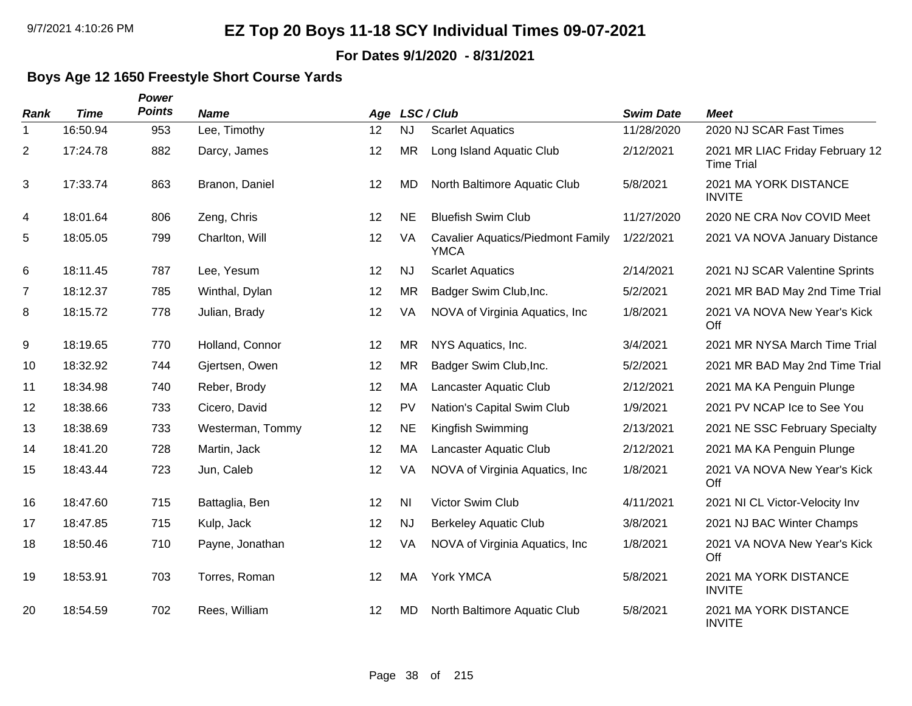# EZ Top 20 Boys 11-18 SCY Individual Times 09-07-2021

**For Dates 9/1/2020 - 8/31/2021**

## Boys Age 12 1650 Freestyle Short Course Yards

| Rank | Time | Power Points | Name | Age | LSC | Club | Swim Date | Meet |
|---|---|---|---|---|---|---|---|---|
| 1 | 16:50.94 | 953 | Lee, Timothy | 12 | NJ | Scarlet Aquatics | 11/28/2020 | 2020 NJ SCAR Fast Times |
| 2 | 17:24.78 | 882 | Darcy, James | 12 | MR | Long Island Aquatic Club | 2/12/2021 | 2021 MR LIAC Friday February 12 Time Trial |
| 3 | 17:33.74 | 863 | Branon, Daniel | 12 | MD | North Baltimore Aquatic Club | 5/8/2021 | 2021 MA YORK DISTANCE INVITE |
| 4 | 18:01.64 | 806 | Zeng, Chris | 12 | NE | Bluefish Swim Club | 11/27/2020 | 2020 NE CRA Nov COVID Meet |
| 5 | 18:05.05 | 799 | Charlton, Will | 12 | VA | Cavalier Aquatics/Piedmont Family YMCA | 1/22/2021 | 2021 VA NOVA January Distance |
| 6 | 18:11.45 | 787 | Lee, Yesum | 12 | NJ | Scarlet Aquatics | 2/14/2021 | 2021 NJ SCAR Valentine Sprints |
| 7 | 18:12.37 | 785 | Winthal, Dylan | 12 | MR | Badger Swim Club,Inc. | 5/2/2021 | 2021 MR BAD May 2nd Time Trial |
| 8 | 18:15.72 | 778 | Julian, Brady | 12 | VA | NOVA of Virginia Aquatics, Inc | 1/8/2021 | 2021 VA NOVA New Year's Kick Off |
| 9 | 18:19.65 | 770 | Holland, Connor | 12 | MR | NYS Aquatics, Inc. | 3/4/2021 | 2021 MR NYSA March Time Trial |
| 10 | 18:32.92 | 744 | Gjertsen, Owen | 12 | MR | Badger Swim Club,Inc. | 5/2/2021 | 2021 MR BAD May 2nd Time Trial |
| 11 | 18:34.98 | 740 | Reber, Brody | 12 | MA | Lancaster Aquatic Club | 2/12/2021 | 2021 MA KA Penguin Plunge |
| 12 | 18:38.66 | 733 | Cicero, David | 12 | PV | Nation's Capital Swim Club | 1/9/2021 | 2021 PV NCAP Ice to See You |
| 13 | 18:38.69 | 733 | Westerman, Tommy | 12 | NE | Kingfish Swimming | 2/13/2021 | 2021 NE SSC February Specialty |
| 14 | 18:41.20 | 728 | Martin, Jack | 12 | MA | Lancaster Aquatic Club | 2/12/2021 | 2021 MA KA Penguin Plunge |
| 15 | 18:43.44 | 723 | Jun, Caleb | 12 | VA | NOVA of Virginia Aquatics, Inc | 1/8/2021 | 2021 VA NOVA New Year's Kick Off |
| 16 | 18:47.60 | 715 | Battaglia, Ben | 12 | NI | Victor Swim Club | 4/11/2021 | 2021 NI CL Victor-Velocity Inv |
| 17 | 18:47.85 | 715 | Kulp, Jack | 12 | NJ | Berkeley Aquatic Club | 3/8/2021 | 2021 NJ BAC Winter Champs |
| 18 | 18:50.46 | 710 | Payne, Jonathan | 12 | VA | NOVA of Virginia Aquatics, Inc | 1/8/2021 | 2021 VA NOVA New Year's Kick Off |
| 19 | 18:53.91 | 703 | Torres, Roman | 12 | MA | York YMCA | 5/8/2021 | 2021 MA YORK DISTANCE INVITE |
| 20 | 18:54.59 | 702 | Rees, William | 12 | MD | North Baltimore Aquatic Club | 5/8/2021 | 2021 MA YORK DISTANCE INVITE |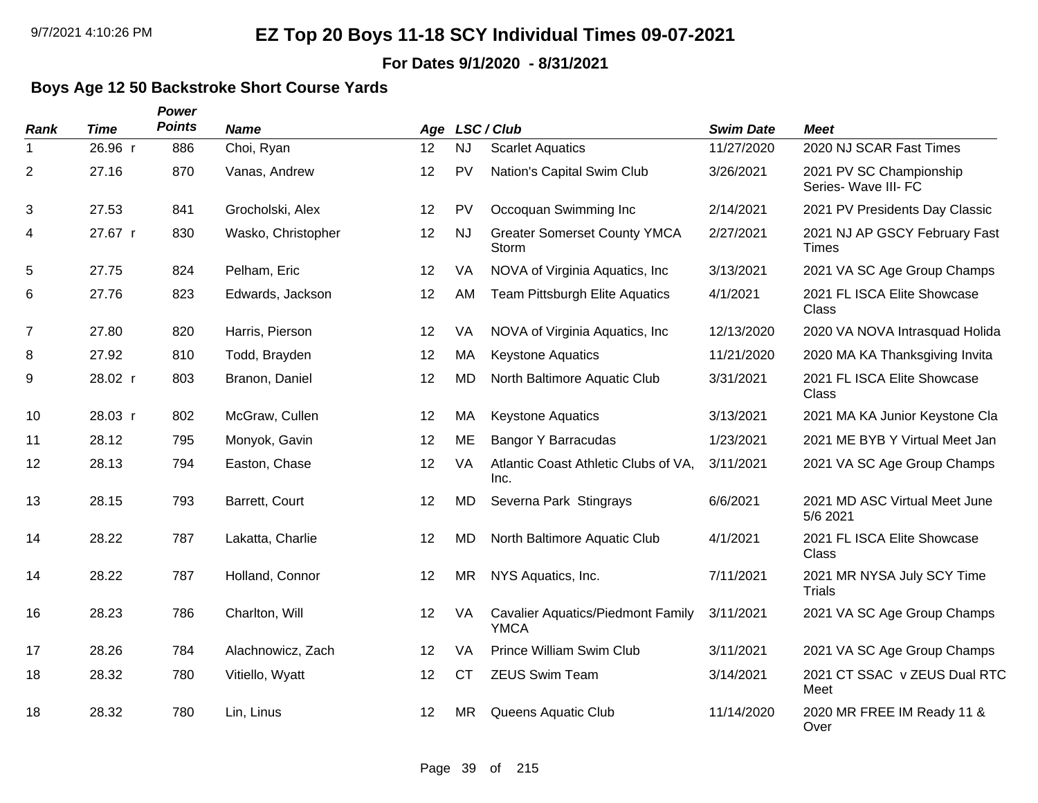# EZ Top 20 Boys 11-18 SCY Individual Times 09-07-2021

**For Dates 9/1/2020 - 8/31/2021**

### Boys Age 12 50 Backstroke Short Course Yards

| Rank | Time | Power Points | Name | Age | LSC | Club | Swim Date | Meet |
|---|---|---|---|---|---|---|---|---|
| 1 | 26.96 r | 886 | Choi, Ryan | 12 | NJ | Scarlet Aquatics | 11/27/2020 | 2020 NJ SCAR Fast Times |
| 2 | 27.16 | 870 | Vanas, Andrew | 12 | PV | Nation's Capital Swim Club | 3/26/2021 | 2021 PV SC Championship Series- Wave III- FC |
| 3 | 27.53 | 841 | Grocholski, Alex | 12 | PV | Occoquan Swimming Inc | 2/14/2021 | 2021 PV Presidents Day Classic |
| 4 | 27.67 r | 830 | Wasko, Christopher | 12 | NJ | Greater Somerset County YMCA Storm | 2/27/2021 | 2021 NJ AP GSCY February Fast Times |
| 5 | 27.75 | 824 | Pelham, Eric | 12 | VA | NOVA of Virginia Aquatics, Inc | 3/13/2021 | 2021 VA SC Age Group Champs |
| 6 | 27.76 | 823 | Edwards, Jackson | 12 | AM | Team Pittsburgh Elite Aquatics | 4/1/2021 | 2021 FL ISCA Elite Showcase Class |
| 7 | 27.80 | 820 | Harris, Pierson | 12 | VA | NOVA of Virginia Aquatics, Inc | 12/13/2020 | 2020 VA NOVA Intrasquad Holida |
| 8 | 27.92 | 810 | Todd, Brayden | 12 | MA | Keystone Aquatics | 11/21/2020 | 2020 MA KA Thanksgiving Invita |
| 9 | 28.02 r | 803 | Branon, Daniel | 12 | MD | North Baltimore Aquatic Club | 3/31/2021 | 2021 FL ISCA Elite Showcase Class |
| 10 | 28.03 r | 802 | McGraw, Cullen | 12 | MA | Keystone Aquatics | 3/13/2021 | 2021 MA KA Junior Keystone Cla |
| 11 | 28.12 | 795 | Monyok, Gavin | 12 | ME | Bangor Y Barracudas | 1/23/2021 | 2021 ME BYB Y Virtual Meet Jan |
| 12 | 28.13 | 794 | Easton, Chase | 12 | VA | Atlantic Coast Athletic Clubs of VA, Inc. | 3/11/2021 | 2021 VA SC Age Group Champs |
| 13 | 28.15 | 793 | Barrett, Court | 12 | MD | Severna Park Stingrays | 6/6/2021 | 2021 MD ASC Virtual Meet June 5/6 2021 |
| 14 | 28.22 | 787 | Lakatta, Charlie | 12 | MD | North Baltimore Aquatic Club | 4/1/2021 | 2021 FL ISCA Elite Showcase Class |
| 14 | 28.22 | 787 | Holland, Connor | 12 | MR | NYS Aquatics, Inc. | 7/11/2021 | 2021 MR NYSA July SCY Time Trials |
| 16 | 28.23 | 786 | Charlton, Will | 12 | VA | Cavalier Aquatics/Piedmont Family YMCA | 3/11/2021 | 2021 VA SC Age Group Champs |
| 17 | 28.26 | 784 | Alachnowicz, Zach | 12 | VA | Prince William Swim Club | 3/11/2021 | 2021 VA SC Age Group Champs |
| 18 | 28.32 | 780 | Vitiello, Wyatt | 12 | CT | ZEUS Swim Team | 3/14/2021 | 2021 CT SSAC v ZEUS Dual RTC Meet |
| 18 | 28.32 | 780 | Lin, Linus | 12 | MR | Queens Aquatic Club | 11/14/2020 | 2020 MR FREE IM Ready 11 & Over |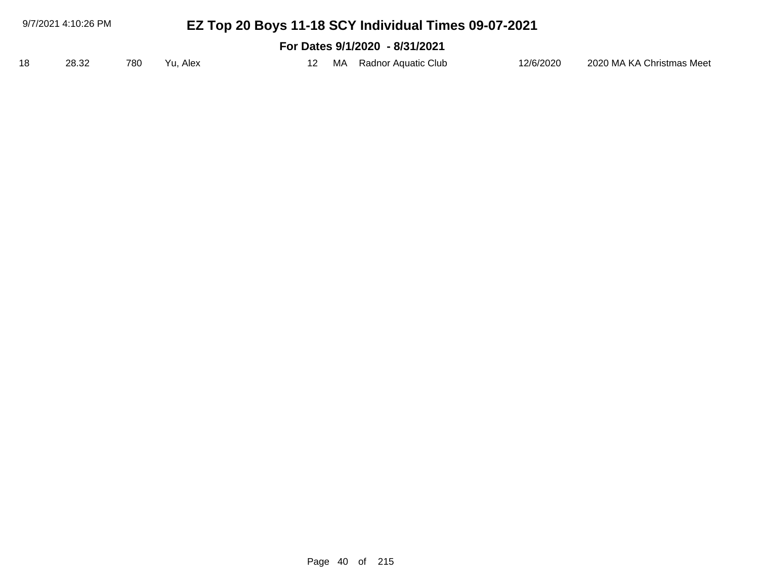# EZ Top 20 Boys 11-18 SCY Individual Times 09-07-2021

## For Dates 9/1/2020 - 8/31/2021

| | | | | | | | | |
|---|---|---|---|---|---|---|---|---|
| 18 | 28.32 | 780 | Yu, Alex | 12 | MA | Radnor Aquatic Club | 12/6/2020 | 2020 MA KA Christmas Meet |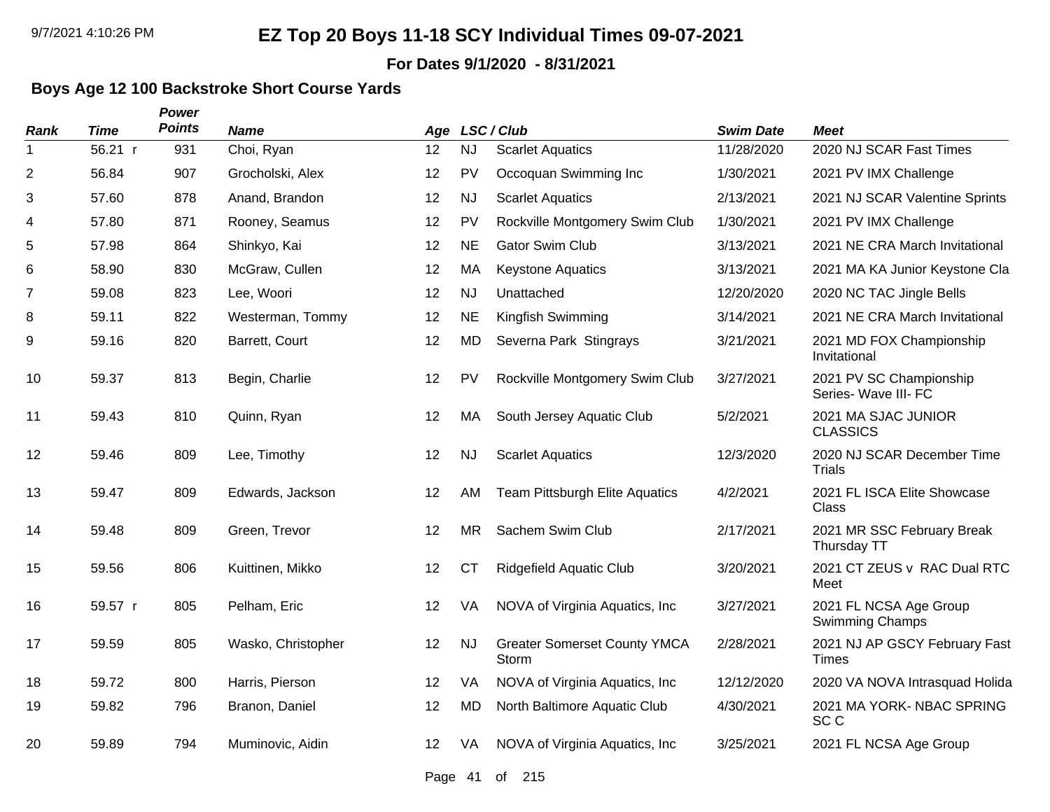# EZ Top 20 Boys 11-18 SCY Individual Times 09-07-2021

**For Dates 9/1/2020 - 8/31/2021**

## Boys Age 12 100 Backstroke Short Course Yards

| Rank | Time | Power Points | Name | Age | LSC / Club | | Swim Date | Meet |
|---|---|---|---|---|---|---|---|---|
| 1 | 56.21 r | 931 | Choi, Ryan | 12 | NJ | Scarlet Aquatics | 11/28/2020 | 2020 NJ SCAR Fast Times |
| 2 | 56.84 | 907 | Grocholski, Alex | 12 | PV | Occoquan Swimming Inc | 1/30/2021 | 2021 PV IMX Challenge |
| 3 | 57.60 | 878 | Anand, Brandon | 12 | NJ | Scarlet Aquatics | 2/13/2021 | 2021 NJ SCAR Valentine Sprints |
| 4 | 57.80 | 871 | Rooney, Seamus | 12 | PV | Rockville Montgomery Swim Club | 1/30/2021 | 2021 PV IMX Challenge |
| 5 | 57.98 | 864 | Shinkyo, Kai | 12 | NE | Gator Swim Club | 3/13/2021 | 2021 NE CRA March Invitational |
| 6 | 58.90 | 830 | McGraw, Cullen | 12 | MA | Keystone Aquatics | 3/13/2021 | 2021 MA KA Junior Keystone Cla |
| 7 | 59.08 | 823 | Lee, Woori | 12 | NJ | Unattached | 12/20/2020 | 2020 NC TAC Jingle Bells |
| 8 | 59.11 | 822 | Westerman, Tommy | 12 | NE | Kingfish Swimming | 3/14/2021 | 2021 NE CRA March Invitational |
| 9 | 59.16 | 820 | Barrett, Court | 12 | MD | Severna Park Stingrays | 3/21/2021 | 2021 MD FOX Championship Invitational |
| 10 | 59.37 | 813 | Begin, Charlie | 12 | PV | Rockville Montgomery Swim Club | 3/27/2021 | 2021 PV SC Championship Series- Wave III- FC |
| 11 | 59.43 | 810 | Quinn, Ryan | 12 | MA | South Jersey Aquatic Club | 5/2/2021 | 2021 MA SJAC JUNIOR CLASSICS |
| 12 | 59.46 | 809 | Lee, Timothy | 12 | NJ | Scarlet Aquatics | 12/3/2020 | 2020 NJ SCAR December Time Trials |
| 13 | 59.47 | 809 | Edwards, Jackson | 12 | AM | Team Pittsburgh Elite Aquatics | 4/2/2021 | 2021 FL ISCA Elite Showcase Class |
| 14 | 59.48 | 809 | Green, Trevor | 12 | MR | Sachem Swim Club | 2/17/2021 | 2021 MR SSC February Break Thursday TT |
| 15 | 59.56 | 806 | Kuittinen, Mikko | 12 | CT | Ridgefield Aquatic Club | 3/20/2021 | 2021 CT ZEUS v RAC Dual RTC Meet |
| 16 | 59.57 r | 805 | Pelham, Eric | 12 | VA | NOVA of Virginia Aquatics, Inc | 3/27/2021 | 2021 FL NCSA Age Group Swimming Champs |
| 17 | 59.59 | 805 | Wasko, Christopher | 12 | NJ | Greater Somerset County YMCA Storm | 2/28/2021 | 2021 NJ AP GSCY February Fast Times |
| 18 | 59.72 | 800 | Harris, Pierson | 12 | VA | NOVA of Virginia Aquatics, Inc | 12/12/2020 | 2020 VA NOVA Intrasquad Holida |
| 19 | 59.82 | 796 | Branon, Daniel | 12 | MD | North Baltimore Aquatic Club | 4/30/2021 | 2021 MA YORK- NBAC SPRING SC C |
| 20 | 59.89 | 794 | Muminovic, Aidin | 12 | VA | NOVA of Virginia Aquatics, Inc | 3/25/2021 | 2021 FL NCSA Age Group |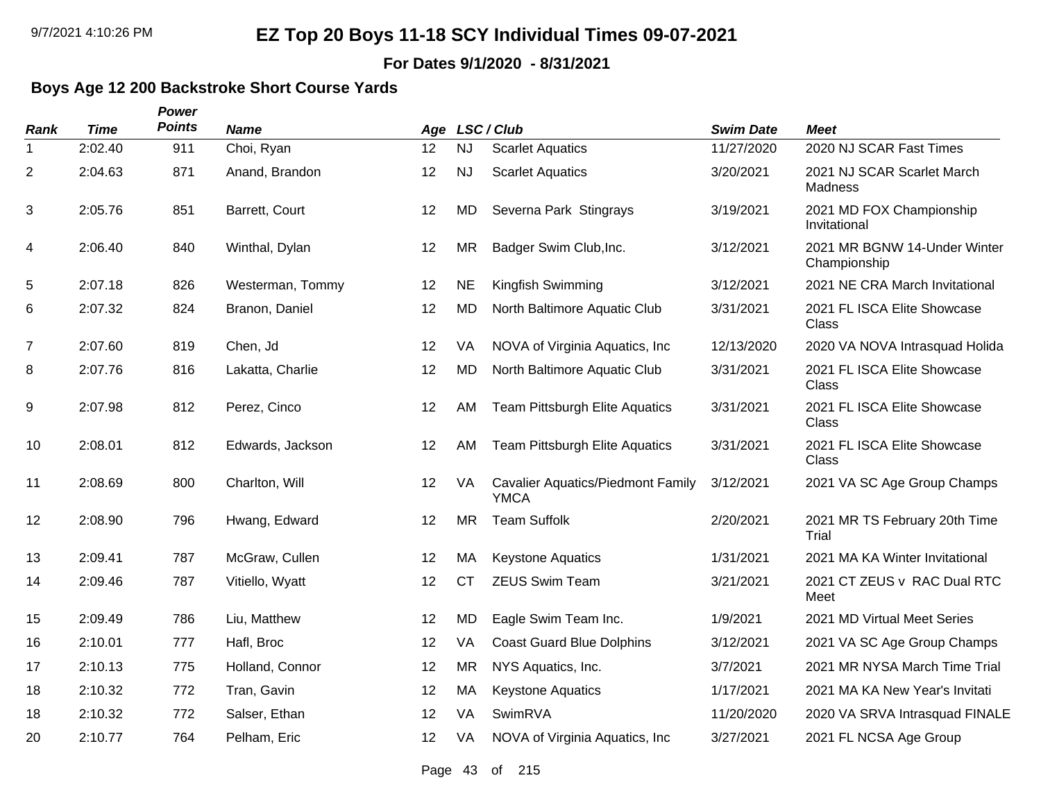# EZ Top 20 Boys 11-18 SCY Individual Times 09-07-2021

**For Dates 9/1/2020 - 8/31/2021**

## Boys Age 12 200 Backstroke Short Course Yards

| Rank | Time | Power Points | Name | Age | LSC | Club | Swim Date | Meet |
|---|---|---|---|---|---|---|---|---|
| 1 | 2:02.40 | 911 | Choi, Ryan | 12 | NJ | Scarlet Aquatics | 11/27/2020 | 2020 NJ SCAR Fast Times |
| 2 | 2:04.63 | 871 | Anand, Brandon | 12 | NJ | Scarlet Aquatics | 3/20/2021 | 2021 NJ SCAR Scarlet March Madness |
| 3 | 2:05.76 | 851 | Barrett, Court | 12 | MD | Severna Park Stingrays | 3/19/2021 | 2021 MD FOX Championship Invitational |
| 4 | 2:06.40 | 840 | Winthal, Dylan | 12 | MR | Badger Swim Club,Inc. | 3/12/2021 | 2021 MR BGNW 14-Under Winter Championship |
| 5 | 2:07.18 | 826 | Westerman, Tommy | 12 | NE | Kingfish Swimming | 3/12/2021 | 2021 NE CRA March Invitational |
| 6 | 2:07.32 | 824 | Branon, Daniel | 12 | MD | North Baltimore Aquatic Club | 3/31/2021 | 2021 FL ISCA Elite Showcase Class |
| 7 | 2:07.60 | 819 | Chen, Jd | 12 | VA | NOVA of Virginia Aquatics, Inc | 12/13/2020 | 2020 VA NOVA Intrasquad Holida |
| 8 | 2:07.76 | 816 | Lakatta, Charlie | 12 | MD | North Baltimore Aquatic Club | 3/31/2021 | 2021 FL ISCA Elite Showcase Class |
| 9 | 2:07.98 | 812 | Perez, Cinco | 12 | AM | Team Pittsburgh Elite Aquatics | 3/31/2021 | 2021 FL ISCA Elite Showcase Class |
| 10 | 2:08.01 | 812 | Edwards, Jackson | 12 | AM | Team Pittsburgh Elite Aquatics | 3/31/2021 | 2021 FL ISCA Elite Showcase Class |
| 11 | 2:08.69 | 800 | Charlton, Will | 12 | VA | Cavalier Aquatics/Piedmont Family YMCA | 3/12/2021 | 2021 VA SC Age Group Champs |
| 12 | 2:08.90 | 796 | Hwang, Edward | 12 | MR | Team Suffolk | 2/20/2021 | 2021 MR TS February 20th Time Trial |
| 13 | 2:09.41 | 787 | McGraw, Cullen | 12 | MA | Keystone Aquatics | 1/31/2021 | 2021 MA KA Winter Invitational |
| 14 | 2:09.46 | 787 | Vitiello, Wyatt | 12 | CT | ZEUS Swim Team | 3/21/2021 | 2021 CT ZEUS v RAC Dual RTC Meet |
| 15 | 2:09.49 | 786 | Liu, Matthew | 12 | MD | Eagle Swim Team Inc. | 1/9/2021 | 2021 MD Virtual Meet Series |
| 16 | 2:10.01 | 777 | Hafl, Broc | 12 | VA | Coast Guard Blue Dolphins | 3/12/2021 | 2021 VA SC Age Group Champs |
| 17 | 2:10.13 | 775 | Holland, Connor | 12 | MR | NYS Aquatics, Inc. | 3/7/2021 | 2021 MR NYSA March Time Trial |
| 18 | 2:10.32 | 772 | Tran, Gavin | 12 | MA | Keystone Aquatics | 1/17/2021 | 2021 MA KA New Year's Invitati |
| 18 | 2:10.32 | 772 | Salser, Ethan | 12 | VA | SwimRVA | 11/20/2020 | 2020 VA SRVA Intrasquad FINALE |
| 20 | 2:10.77 | 764 | Pelham, Eric | 12 | VA | NOVA of Virginia Aquatics, Inc | 3/27/2021 | 2021 FL NCSA Age Group |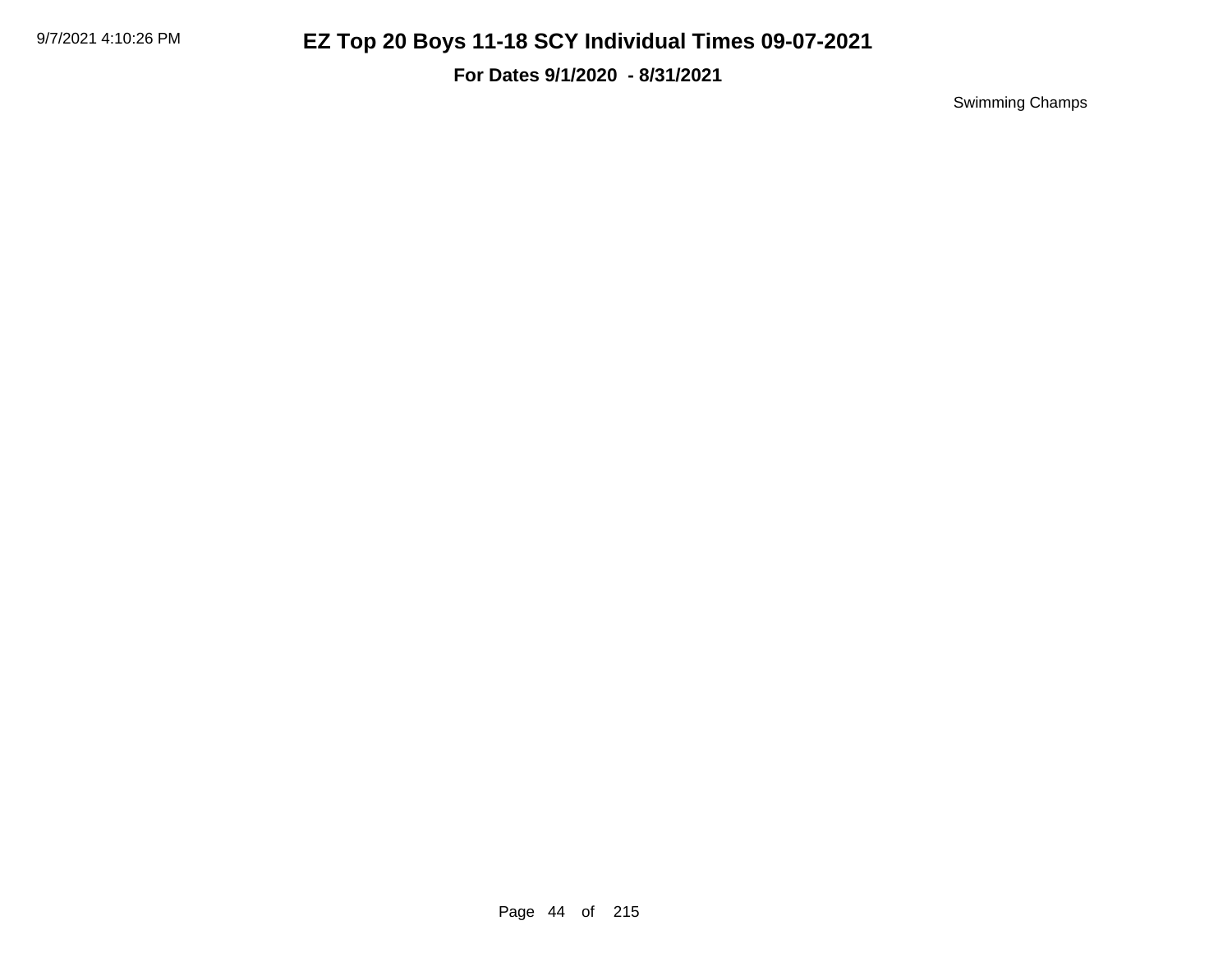# EZ Top 20 Boys 11-18 SCY Individual Times 09-07-2021

**For Dates 9/1/2020 - 8/31/2021**

Swimming Champs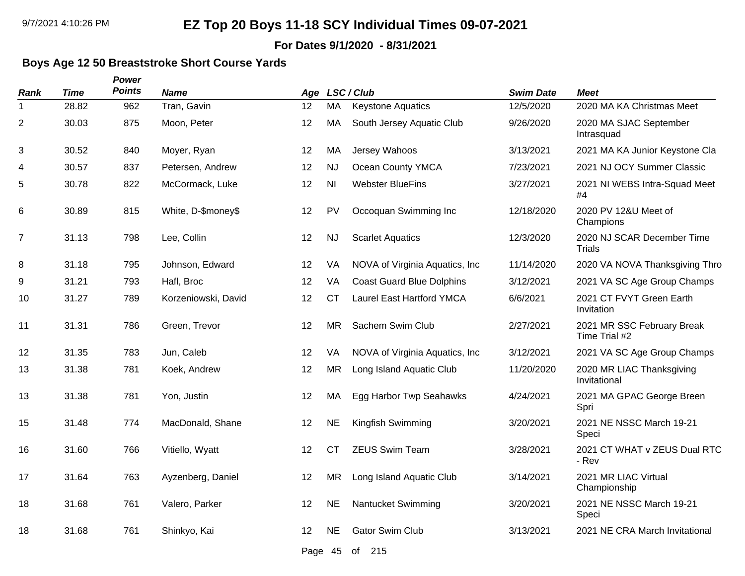# EZ Top 20 Boys 11-18 SCY Individual Times 09-07-2021

**For Dates 9/1/2020 - 8/31/2021**

## Boys Age 12 50 Breaststroke Short Course Yards

| Rank | Time | Power Points | Name | Age | LSC | Club | Swim Date | Meet |
|---|---|---|---|---|---|---|---|---|
| 1 | 28.82 | 962 | Tran, Gavin | 12 | MA | Keystone Aquatics | 12/5/2020 | 2020 MA KA Christmas Meet |
| 2 | 30.03 | 875 | Moon, Peter | 12 | MA | South Jersey Aquatic Club | 9/26/2020 | 2020 MA SJAC September Intrasquad |
| 3 | 30.52 | 840 | Moyer, Ryan | 12 | MA | Jersey Wahoos | 3/13/2021 | 2021 MA KA Junior Keystone Cla |
| 4 | 30.57 | 837 | Petersen, Andrew | 12 | NJ | Ocean County YMCA | 7/23/2021 | 2021 NJ OCY Summer Classic |
| 5 | 30.78 | 822 | McCormack, Luke | 12 | NI | Webster BlueFins | 3/27/2021 | 2021 NI WEBS Intra-Squad Meet #4 |
| 6 | 30.89 | 815 | White, D-$money$ | 12 | PV | Occoquan Swimming Inc | 12/18/2020 | 2020 PV 12&U Meet of Champions |
| 7 | 31.13 | 798 | Lee, Collin | 12 | NJ | Scarlet Aquatics | 12/3/2020 | 2020 NJ SCAR December Time Trials |
| 8 | 31.18 | 795 | Johnson, Edward | 12 | VA | NOVA of Virginia Aquatics, Inc | 11/14/2020 | 2020 VA NOVA Thanksgiving Thro |
| 9 | 31.21 | 793 | Hafl, Broc | 12 | VA | Coast Guard Blue Dolphins | 3/12/2021 | 2021 VA SC Age Group Champs |
| 10 | 31.27 | 789 | Korzeniowski, David | 12 | CT | Laurel East Hartford YMCA | 6/6/2021 | 2021 CT FVYT Green Earth Invitation |
| 11 | 31.31 | 786 | Green, Trevor | 12 | MR | Sachem Swim Club | 2/27/2021 | 2021 MR SSC February Break Time Trial #2 |
| 12 | 31.35 | 783 | Jun, Caleb | 12 | VA | NOVA of Virginia Aquatics, Inc | 3/12/2021 | 2021 VA SC Age Group Champs |
| 13 | 31.38 | 781 | Koek, Andrew | 12 | MR | Long Island Aquatic Club | 11/20/2020 | 2020 MR LIAC Thanksgiving Invitational |
| 13 | 31.38 | 781 | Yon, Justin | 12 | MA | Egg Harbor Twp Seahawks | 4/24/2021 | 2021 MA GPAC George Breen Spri |
| 15 | 31.48 | 774 | MacDonald, Shane | 12 | NE | Kingfish Swimming | 3/20/2021 | 2021 NE NSSC March 19-21 Speci |
| 16 | 31.60 | 766 | Vitiello, Wyatt | 12 | CT | ZEUS Swim Team | 3/28/2021 | 2021 CT WHAT v ZEUS Dual RTC - Rev |
| 17 | 31.64 | 763 | Ayzenberg, Daniel | 12 | MR | Long Island Aquatic Club | 3/14/2021 | 2021 MR LIAC Virtual Championship |
| 18 | 31.68 | 761 | Valero, Parker | 12 | NE | Nantucket Swimming | 3/20/2021 | 2021 NE NSSC March 19-21 Speci |
| 18 | 31.68 | 761 | Shinkyo, Kai | 12 | NE | Gator Swim Club | 3/13/2021 | 2021 NE CRA March Invitational |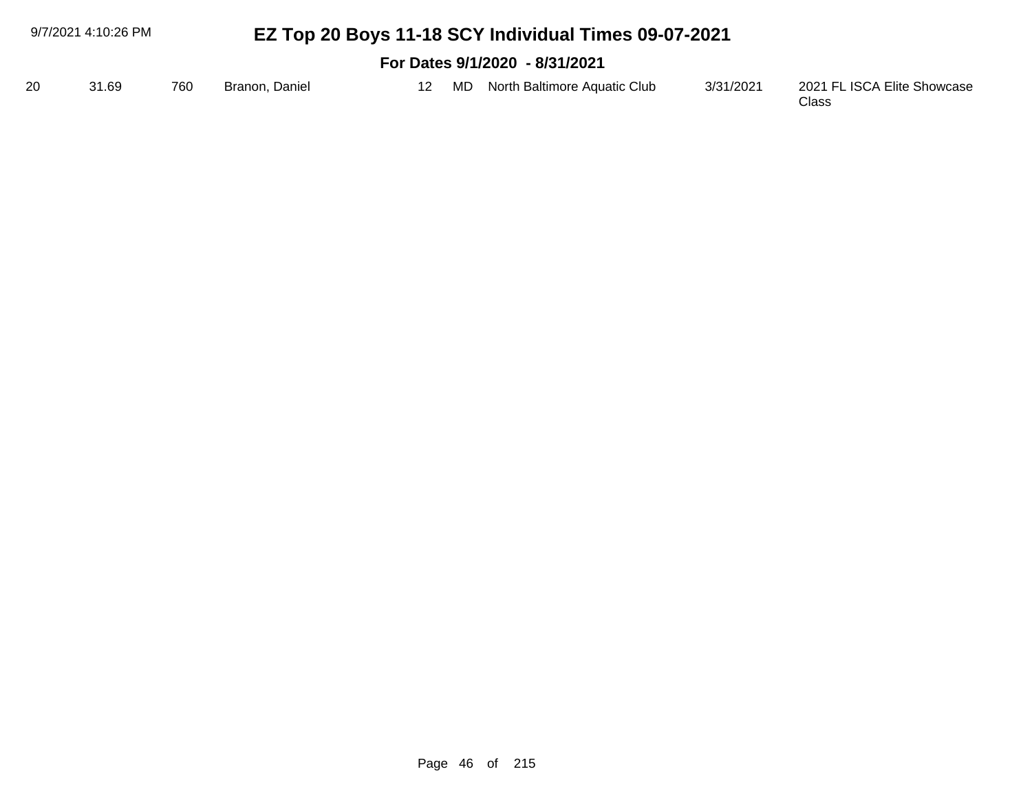# EZ Top 20 Boys 11-18 SCY Individual Times 09-07-2021

## For Dates 9/1/2020 - 8/31/2021

| | | | | | | | | |
|---|---|---|---|---|---|---|---|---|
| 20 | 31.69 | 760 | Branon, Daniel | 12 | MD | North Baltimore Aquatic Club | 3/31/2021 | 2021 FL ISCA Elite Showcase Class |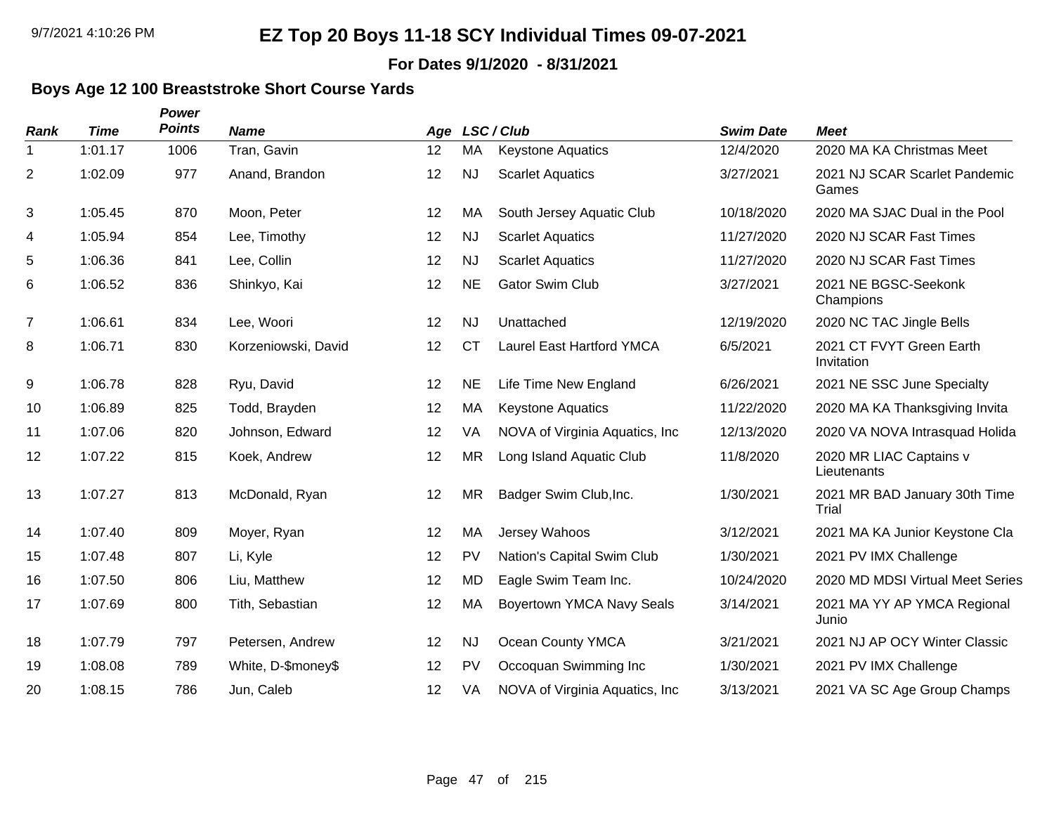# EZ Top 20 Boys 11-18 SCY Individual Times 09-07-2021

**For Dates 9/1/2020 - 8/31/2021**

### Boys Age 12 100 Breaststroke Short Course Yards

| Rank | Time | Power Points | Name | Age | LSC | Club | Swim Date | Meet |
|---|---|---|---|---|---|---|---|---|
| 1 | 1:01.17 | 1006 | Tran, Gavin | 12 | MA | Keystone Aquatics | 12/4/2020 | 2020 MA KA Christmas Meet |
| 2 | 1:02.09 | 977 | Anand, Brandon | 12 | NJ | Scarlet Aquatics | 3/27/2021 | 2021 NJ SCAR Scarlet Pandemic Games |
| 3 | 1:05.45 | 870 | Moon, Peter | 12 | MA | South Jersey Aquatic Club | 10/18/2020 | 2020 MA SJAC Dual in the Pool |
| 4 | 1:05.94 | 854 | Lee, Timothy | 12 | NJ | Scarlet Aquatics | 11/27/2020 | 2020 NJ SCAR Fast Times |
| 5 | 1:06.36 | 841 | Lee, Collin | 12 | NJ | Scarlet Aquatics | 11/27/2020 | 2020 NJ SCAR Fast Times |
| 6 | 1:06.52 | 836 | Shinkyo, Kai | 12 | NE | Gator Swim Club | 3/27/2021 | 2021 NE BGSC-Seekonk Champions |
| 7 | 1:06.61 | 834 | Lee, Woori | 12 | NJ | Unattached | 12/19/2020 | 2020 NC TAC Jingle Bells |
| 8 | 1:06.71 | 830 | Korzeniowski, David | 12 | CT | Laurel East Hartford YMCA | 6/5/2021 | 2021 CT FVYT Green Earth Invitation |
| 9 | 1:06.78 | 828 | Ryu, David | 12 | NE | Life Time New England | 6/26/2021 | 2021 NE SSC June Specialty |
| 10 | 1:06.89 | 825 | Todd, Brayden | 12 | MA | Keystone Aquatics | 11/22/2020 | 2020 MA KA Thanksgiving Invita |
| 11 | 1:07.06 | 820 | Johnson, Edward | 12 | VA | NOVA of Virginia Aquatics, Inc | 12/13/2020 | 2020 VA NOVA Intrasquad Holida |
| 12 | 1:07.22 | 815 | Koek, Andrew | 12 | MR | Long Island Aquatic Club | 11/8/2020 | 2020 MR LIAC Captains v Lieutenants |
| 13 | 1:07.27 | 813 | McDonald, Ryan | 12 | MR | Badger Swim Club,Inc. | 1/30/2021 | 2021 MR BAD January 30th Time Trial |
| 14 | 1:07.40 | 809 | Moyer, Ryan | 12 | MA | Jersey Wahoos | 3/12/2021 | 2021 MA KA Junior Keystone Cla |
| 15 | 1:07.48 | 807 | Li, Kyle | 12 | PV | Nation's Capital Swim Club | 1/30/2021 | 2021 PV IMX Challenge |
| 16 | 1:07.50 | 806 | Liu, Matthew | 12 | MD | Eagle Swim Team Inc. | 10/24/2020 | 2020 MD MDSI Virtual Meet Series |
| 17 | 1:07.69 | 800 | Tith, Sebastian | 12 | MA | Boyertown YMCA Navy Seals | 3/14/2021 | 2021 MA YY AP YMCA Regional Junio |
| 18 | 1:07.79 | 797 | Petersen, Andrew | 12 | NJ | Ocean County YMCA | 3/21/2021 | 2021 NJ AP OCY Winter Classic |
| 19 | 1:08.08 | 789 | White, D-$money$ | 12 | PV | Occoquan Swimming Inc | 1/30/2021 | 2021 PV IMX Challenge |
| 20 | 1:08.15 | 786 | Jun, Caleb | 12 | VA | NOVA of Virginia Aquatics, Inc | 3/13/2021 | 2021 VA SC Age Group Champs |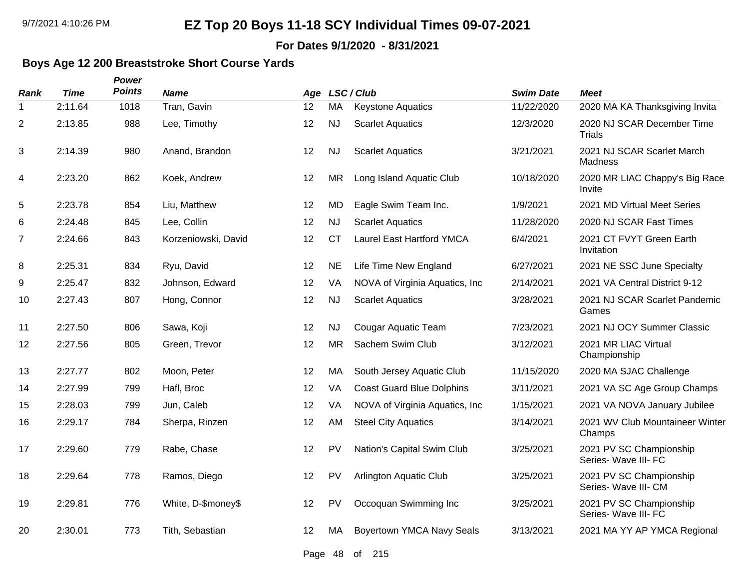# EZ Top 20 Boys 11-18 SCY Individual Times 09-07-2021

**For Dates 9/1/2020 - 8/31/2021**

## Boys Age 12 200 Breaststroke Short Course Yards

| Rank | Time | Power Points | Name | Age | LSC | Club | Swim Date | Meet |
|---|---|---|---|---|---|---|---|---|
| 1 | 2:11.64 | 1018 | Tran, Gavin | 12 | MA | Keystone Aquatics | 11/22/2020 | 2020 MA KA Thanksgiving Invita |
| 2 | 2:13.85 | 988 | Lee, Timothy | 12 | NJ | Scarlet Aquatics | 12/3/2020 | 2020 NJ SCAR December Time Trials |
| 3 | 2:14.39 | 980 | Anand, Brandon | 12 | NJ | Scarlet Aquatics | 3/21/2021 | 2021 NJ SCAR Scarlet March Madness |
| 4 | 2:23.20 | 862 | Koek, Andrew | 12 | MR | Long Island Aquatic Club | 10/18/2020 | 2020 MR LIAC Chappy's Big Race Invite |
| 5 | 2:23.78 | 854 | Liu, Matthew | 12 | MD | Eagle Swim Team Inc. | 1/9/2021 | 2021 MD Virtual Meet Series |
| 6 | 2:24.48 | 845 | Lee, Collin | 12 | NJ | Scarlet Aquatics | 11/28/2020 | 2020 NJ SCAR Fast Times |
| 7 | 2:24.66 | 843 | Korzeniowski, David | 12 | CT | Laurel East Hartford YMCA | 6/4/2021 | 2021 CT FVYT Green Earth Invitation |
| 8 | 2:25.31 | 834 | Ryu, David | 12 | NE | Life Time New England | 6/27/2021 | 2021 NE SSC June Specialty |
| 9 | 2:25.47 | 832 | Johnson, Edward | 12 | VA | NOVA of Virginia Aquatics, Inc | 2/14/2021 | 2021 VA Central District 9-12 |
| 10 | 2:27.43 | 807 | Hong, Connor | 12 | NJ | Scarlet Aquatics | 3/28/2021 | 2021 NJ SCAR Scarlet Pandemic Games |
| 11 | 2:27.50 | 806 | Sawa, Koji | 12 | NJ | Cougar Aquatic Team | 7/23/2021 | 2021 NJ OCY Summer Classic |
| 12 | 2:27.56 | 805 | Green, Trevor | 12 | MR | Sachem Swim Club | 3/12/2021 | 2021 MR LIAC Virtual Championship |
| 13 | 2:27.77 | 802 | Moon, Peter | 12 | MA | South Jersey Aquatic Club | 11/15/2020 | 2020 MA SJAC Challenge |
| 14 | 2:27.99 | 799 | Hafl, Broc | 12 | VA | Coast Guard Blue Dolphins | 3/11/2021 | 2021 VA SC Age Group Champs |
| 15 | 2:28.03 | 799 | Jun, Caleb | 12 | VA | NOVA of Virginia Aquatics, Inc | 1/15/2021 | 2021 VA NOVA January Jubilee |
| 16 | 2:29.17 | 784 | Sherpa, Rinzen | 12 | AM | Steel City Aquatics | 3/14/2021 | 2021 WV Club Mountaineer Winter Champs |
| 17 | 2:29.60 | 779 | Rabe, Chase | 12 | PV | Nation's Capital Swim Club | 3/25/2021 | 2021 PV SC Championship Series- Wave III- FC |
| 18 | 2:29.64 | 778 | Ramos, Diego | 12 | PV | Arlington Aquatic Club | 3/25/2021 | 2021 PV SC Championship Series- Wave III- CM |
| 19 | 2:29.81 | 776 | White, D-$money$ | 12 | PV | Occoquan Swimming Inc | 3/25/2021 | 2021 PV SC Championship Series- Wave III- FC |
| 20 | 2:30.01 | 773 | Tith, Sebastian | 12 | MA | Boyertown YMCA Navy Seals | 3/13/2021 | 2021 MA YY AP YMCA Regional |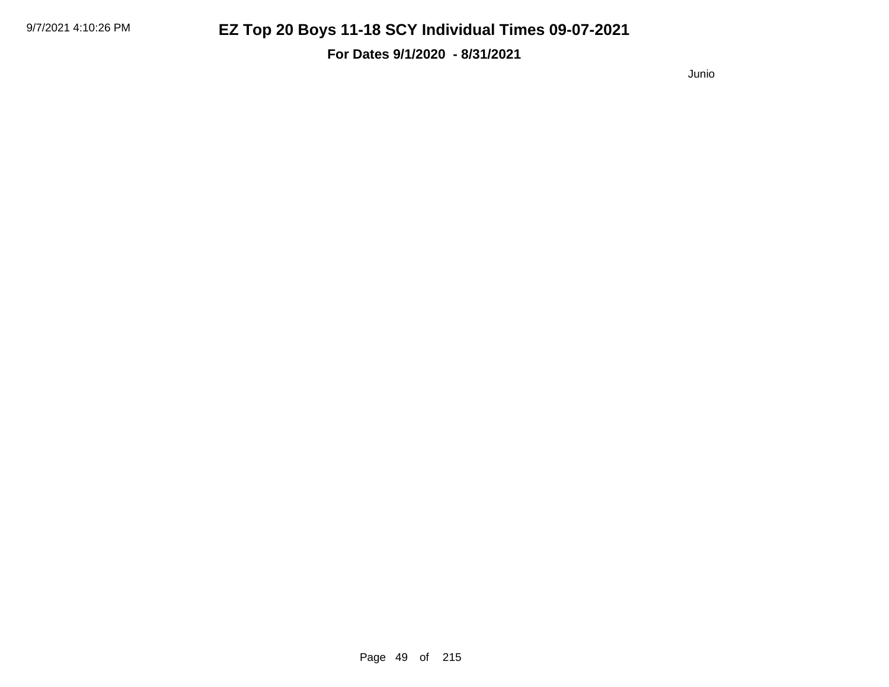Junio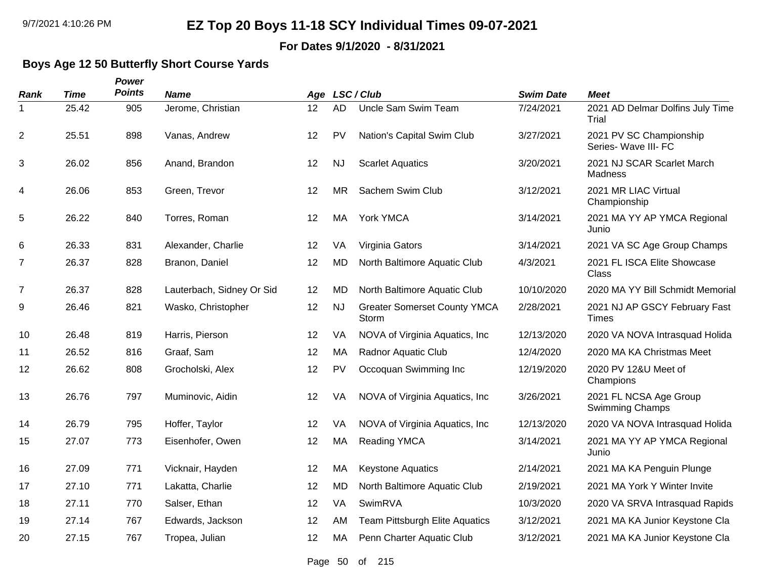# EZ Top 20 Boys 11-18 SCY Individual Times 09-07-2021

**For Dates 9/1/2020 - 8/31/2021**

## Boys Age 12 50 Butterfly Short Course Yards

| Rank | Time | Power Points | Name | Age | LSC | Club | Swim Date | Meet |
|---|---|---|---|---|---|---|---|---|
| 1 | 25.42 | 905 | Jerome, Christian | 12 | AD | Uncle Sam Swim Team | 7/24/2021 | 2021 AD Delmar Dolfins July Time Trial |
| 2 | 25.51 | 898 | Vanas, Andrew | 12 | PV | Nation's Capital Swim Club | 3/27/2021 | 2021 PV SC Championship Series- Wave III- FC |
| 3 | 26.02 | 856 | Anand, Brandon | 12 | NJ | Scarlet Aquatics | 3/20/2021 | 2021 NJ SCAR Scarlet March Madness |
| 4 | 26.06 | 853 | Green, Trevor | 12 | MR | Sachem Swim Club | 3/12/2021 | 2021 MR LIAC Virtual Championship |
| 5 | 26.22 | 840 | Torres, Roman | 12 | MA | York YMCA | 3/14/2021 | 2021 MA YY AP YMCA Regional Junio |
| 6 | 26.33 | 831 | Alexander, Charlie | 12 | VA | Virginia Gators | 3/14/2021 | 2021 VA SC Age Group Champs |
| 7 | 26.37 | 828 | Branon, Daniel | 12 | MD | North Baltimore Aquatic Club | 4/3/2021 | 2021 FL ISCA Elite Showcase Class |
| 7 | 26.37 | 828 | Lauterbach, Sidney Or Sid | 12 | MD | North Baltimore Aquatic Club | 10/10/2020 | 2020 MA YY Bill Schmidt Memorial |
| 9 | 26.46 | 821 | Wasko, Christopher | 12 | NJ | Greater Somerset County YMCA Storm | 2/28/2021 | 2021 NJ AP GSCY February Fast Times |
| 10 | 26.48 | 819 | Harris, Pierson | 12 | VA | NOVA of Virginia Aquatics, Inc | 12/13/2020 | 2020 VA NOVA Intrasquad Holida |
| 11 | 26.52 | 816 | Graaf, Sam | 12 | MA | Radnor Aquatic Club | 12/4/2020 | 2020 MA KA Christmas Meet |
| 12 | 26.62 | 808 | Grocholski, Alex | 12 | PV | Occoquan Swimming Inc | 12/19/2020 | 2020 PV 12&U Meet of Champions |
| 13 | 26.76 | 797 | Muminovic, Aidin | 12 | VA | NOVA of Virginia Aquatics, Inc | 3/26/2021 | 2021 FL NCSA Age Group Swimming Champs |
| 14 | 26.79 | 795 | Hoffer, Taylor | 12 | VA | NOVA of Virginia Aquatics, Inc | 12/13/2020 | 2020 VA NOVA Intrasquad Holida |
| 15 | 27.07 | 773 | Eisenhofer, Owen | 12 | MA | Reading YMCA | 3/14/2021 | 2021 MA YY AP YMCA Regional Junio |
| 16 | 27.09 | 771 | Vicknair, Hayden | 12 | MA | Keystone Aquatics | 2/14/2021 | 2021 MA KA Penguin Plunge |
| 17 | 27.10 | 771 | Lakatta, Charlie | 12 | MD | North Baltimore Aquatic Club | 2/19/2021 | 2021 MA York Y Winter Invite |
| 18 | 27.11 | 770 | Salser, Ethan | 12 | VA | SwimRVA | 10/3/2020 | 2020 VA SRVA Intrasquad Rapids |
| 19 | 27.14 | 767 | Edwards, Jackson | 12 | AM | Team Pittsburgh Elite Aquatics | 3/12/2021 | 2021 MA KA Junior Keystone Cla |
| 20 | 27.15 | 767 | Tropea, Julian | 12 | MA | Penn Charter Aquatic Club | 3/12/2021 | 2021 MA KA Junior Keystone Cla |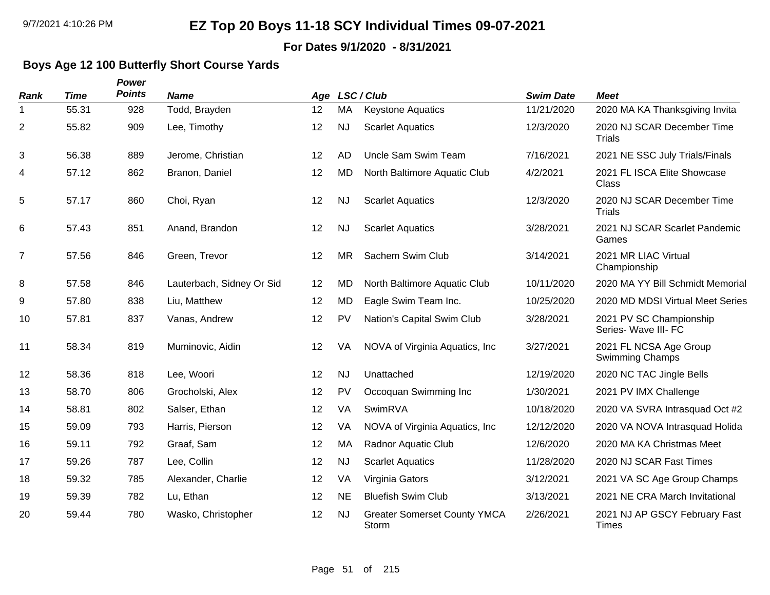# EZ Top 20 Boys 11-18 SCY Individual Times 09-07-2021

**For Dates 9/1/2020 - 8/31/2021**

## Boys Age 12 100 Butterfly Short Course Yards

| Rank | Time | Power Points | Name | Age | LSC / Club | | Swim Date | Meet |
|---|---|---|---|---|---|---|---|---|
| 1 | 55.31 | 928 | Todd, Brayden | 12 | MA | Keystone Aquatics | 11/21/2020 | 2020 MA KA Thanksgiving Invita |
| 2 | 55.82 | 909 | Lee, Timothy | 12 | NJ | Scarlet Aquatics | 12/3/2020 | 2020 NJ SCAR December Time Trials |
| 3 | 56.38 | 889 | Jerome, Christian | 12 | AD | Uncle Sam Swim Team | 7/16/2021 | 2021 NE SSC July Trials/Finals |
| 4 | 57.12 | 862 | Branon, Daniel | 12 | MD | North Baltimore Aquatic Club | 4/2/2021 | 2021 FL ISCA Elite Showcase Class |
| 5 | 57.17 | 860 | Choi, Ryan | 12 | NJ | Scarlet Aquatics | 12/3/2020 | 2020 NJ SCAR December Time Trials |
| 6 | 57.43 | 851 | Anand, Brandon | 12 | NJ | Scarlet Aquatics | 3/28/2021 | 2021 NJ SCAR Scarlet Pandemic Games |
| 7 | 57.56 | 846 | Green, Trevor | 12 | MR | Sachem Swim Club | 3/14/2021 | 2021 MR LIAC Virtual Championship |
| 8 | 57.58 | 846 | Lauterbach, Sidney Or Sid | 12 | MD | North Baltimore Aquatic Club | 10/11/2020 | 2020 MA YY Bill Schmidt Memorial |
| 9 | 57.80 | 838 | Liu, Matthew | 12 | MD | Eagle Swim Team Inc. | 10/25/2020 | 2020 MD MDSI Virtual Meet Series |
| 10 | 57.81 | 837 | Vanas, Andrew | 12 | PV | Nation's Capital Swim Club | 3/28/2021 | 2021 PV SC Championship Series- Wave III- FC |
| 11 | 58.34 | 819 | Muminovic, Aidin | 12 | VA | NOVA of Virginia Aquatics, Inc | 3/27/2021 | 2021 FL NCSA Age Group Swimming Champs |
| 12 | 58.36 | 818 | Lee, Woori | 12 | NJ | Unattached | 12/19/2020 | 2020 NC TAC Jingle Bells |
| 13 | 58.70 | 806 | Grocholski, Alex | 12 | PV | Occoquan Swimming Inc | 1/30/2021 | 2021 PV IMX Challenge |
| 14 | 58.81 | 802 | Salser, Ethan | 12 | VA | SwimRVA | 10/18/2020 | 2020 VA SVRA Intrasquad Oct #2 |
| 15 | 59.09 | 793 | Harris, Pierson | 12 | VA | NOVA of Virginia Aquatics, Inc | 12/12/2020 | 2020 VA NOVA Intrasquad Holida |
| 16 | 59.11 | 792 | Graaf, Sam | 12 | MA | Radnor Aquatic Club | 12/6/2020 | 2020 MA KA Christmas Meet |
| 17 | 59.26 | 787 | Lee, Collin | 12 | NJ | Scarlet Aquatics | 11/28/2020 | 2020 NJ SCAR Fast Times |
| 18 | 59.32 | 785 | Alexander, Charlie | 12 | VA | Virginia Gators | 3/12/2021 | 2021 VA SC Age Group Champs |
| 19 | 59.39 | 782 | Lu, Ethan | 12 | NE | Bluefish Swim Club | 3/13/2021 | 2021 NE CRA March Invitational |
| 20 | 59.44 | 780 | Wasko, Christopher | 12 | NJ | Greater Somerset County YMCA Storm | 2/26/2021 | 2021 NJ AP GSCY February Fast Times |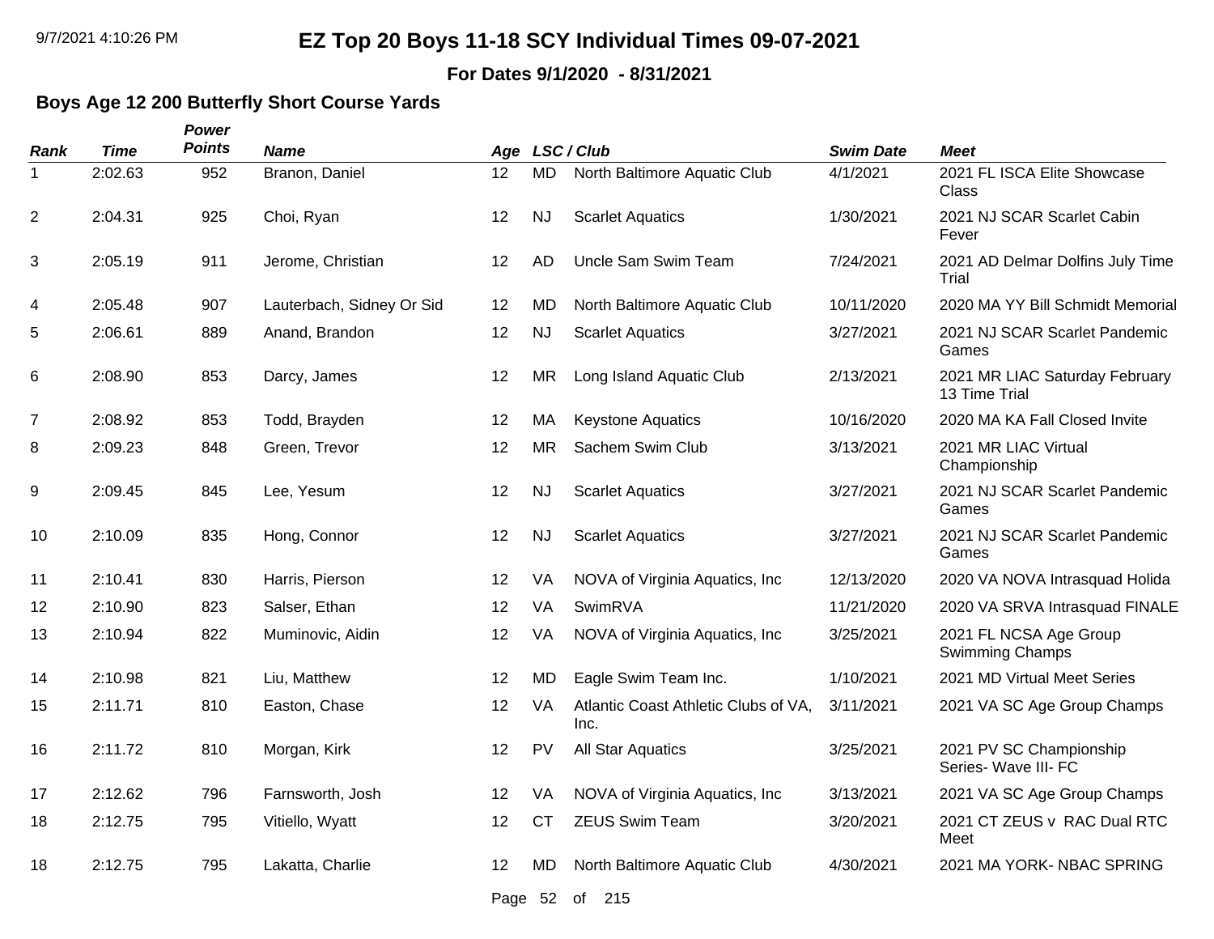# EZ Top 20 Boys 11-18 SCY Individual Times 09-07-2021

**For Dates 9/1/2020 - 8/31/2021**

## Boys Age 12 200 Butterfly Short Course Yards

| Rank | Time | Power Points | Name | Age | LSC / Club | | Swim Date | Meet |
|---|---|---|---|---|---|---|---|---|
| 1 | 2:02.63 | 952 | Branon, Daniel | 12 | MD | North Baltimore Aquatic Club | 4/1/2021 | 2021 FL ISCA Elite Showcase Class |
| 2 | 2:04.31 | 925 | Choi, Ryan | 12 | NJ | Scarlet Aquatics | 1/30/2021 | 2021 NJ SCAR Scarlet Cabin Fever |
| 3 | 2:05.19 | 911 | Jerome, Christian | 12 | AD | Uncle Sam Swim Team | 7/24/2021 | 2021 AD Delmar Dolfins July Time Trial |
| 4 | 2:05.48 | 907 | Lauterbach, Sidney Or Sid | 12 | MD | North Baltimore Aquatic Club | 10/11/2020 | 2020 MA YY Bill Schmidt Memorial |
| 5 | 2:06.61 | 889 | Anand, Brandon | 12 | NJ | Scarlet Aquatics | 3/27/2021 | 2021 NJ SCAR Scarlet Pandemic Games |
| 6 | 2:08.90 | 853 | Darcy, James | 12 | MR | Long Island Aquatic Club | 2/13/2021 | 2021 MR LIAC Saturday February 13 Time Trial |
| 7 | 2:08.92 | 853 | Todd, Brayden | 12 | MA | Keystone Aquatics | 10/16/2020 | 2020 MA KA Fall Closed Invite |
| 8 | 2:09.23 | 848 | Green, Trevor | 12 | MR | Sachem Swim Club | 3/13/2021 | 2021 MR LIAC Virtual Championship |
| 9 | 2:09.45 | 845 | Lee, Yesum | 12 | NJ | Scarlet Aquatics | 3/27/2021 | 2021 NJ SCAR Scarlet Pandemic Games |
| 10 | 2:10.09 | 835 | Hong, Connor | 12 | NJ | Scarlet Aquatics | 3/27/2021 | 2021 NJ SCAR Scarlet Pandemic Games |
| 11 | 2:10.41 | 830 | Harris, Pierson | 12 | VA | NOVA of Virginia Aquatics, Inc | 12/13/2020 | 2020 VA NOVA Intrasquad Holida |
| 12 | 2:10.90 | 823 | Salser, Ethan | 12 | VA | SwimRVA | 11/21/2020 | 2020 VA SRVA Intrasquad FINALE |
| 13 | 2:10.94 | 822 | Muminovic, Aidin | 12 | VA | NOVA of Virginia Aquatics, Inc | 3/25/2021 | 2021 FL NCSA Age Group Swimming Champs |
| 14 | 2:10.98 | 821 | Liu, Matthew | 12 | MD | Eagle Swim Team Inc. | 1/10/2021 | 2021 MD Virtual Meet Series |
| 15 | 2:11.71 | 810 | Easton, Chase | 12 | VA | Atlantic Coast Athletic Clubs of VA, Inc. | 3/11/2021 | 2021 VA SC Age Group Champs |
| 16 | 2:11.72 | 810 | Morgan, Kirk | 12 | PV | All Star Aquatics | 3/25/2021 | 2021 PV SC Championship Series- Wave III- FC |
| 17 | 2:12.62 | 796 | Farnsworth, Josh | 12 | VA | NOVA of Virginia Aquatics, Inc | 3/13/2021 | 2021 VA SC Age Group Champs |
| 18 | 2:12.75 | 795 | Vitiello, Wyatt | 12 | CT | ZEUS Swim Team | 3/20/2021 | 2021 CT ZEUS v RAC Dual RTC Meet |
| 18 | 2:12.75 | 795 | Lakatta, Charlie | 12 | MD | North Baltimore Aquatic Club | 4/30/2021 | 2021 MA YORK- NBAC SPRING |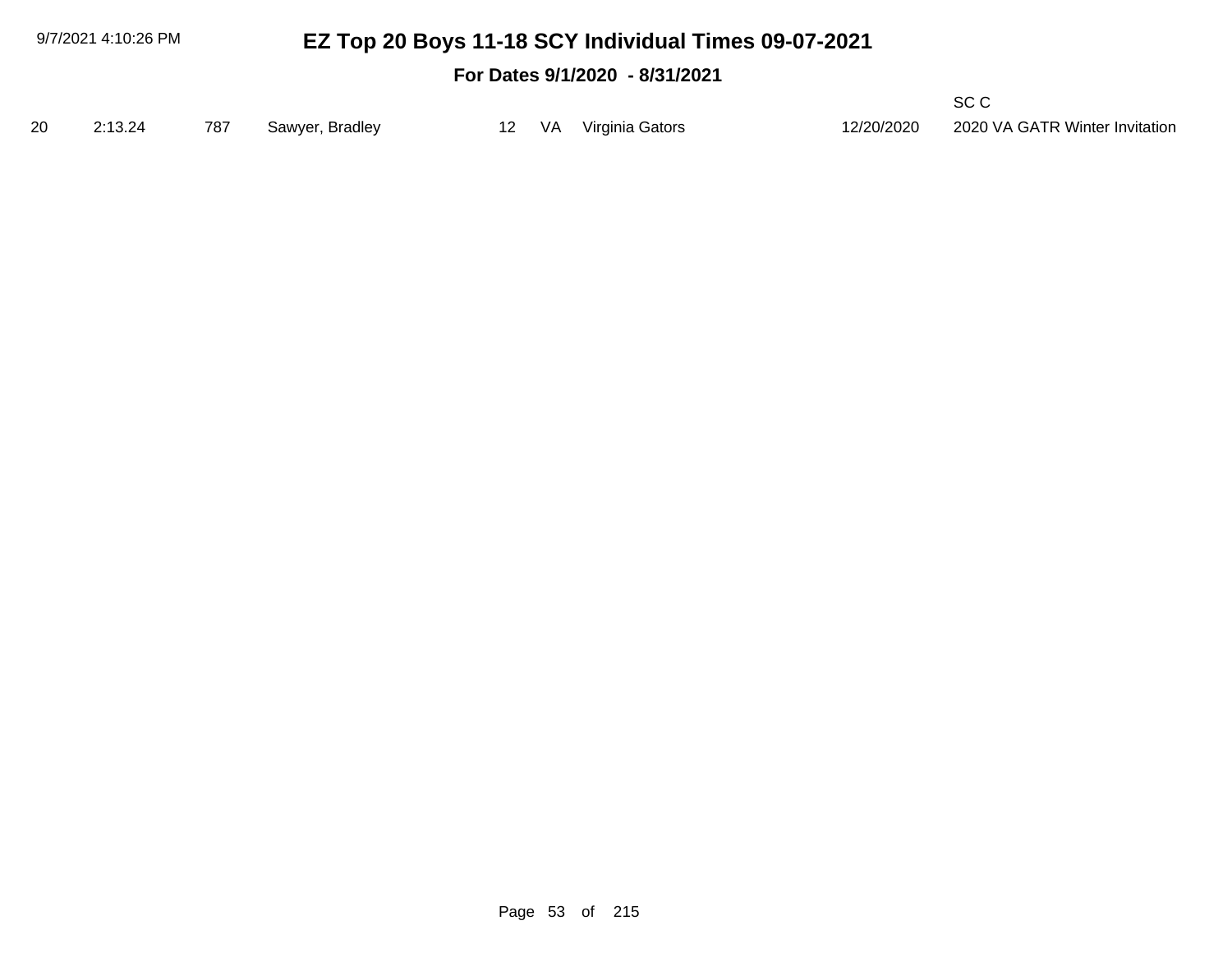| | | | | | | | | |
|---|---|---|---|---|---|---|---|---|
| | | | | | | | | SC C |
| 20 | 2:13.24 | 787 | Sawyer, Bradley | 12 | VA | Virginia Gators | 12/20/2020 | 2020 VA GATR Winter Invitation |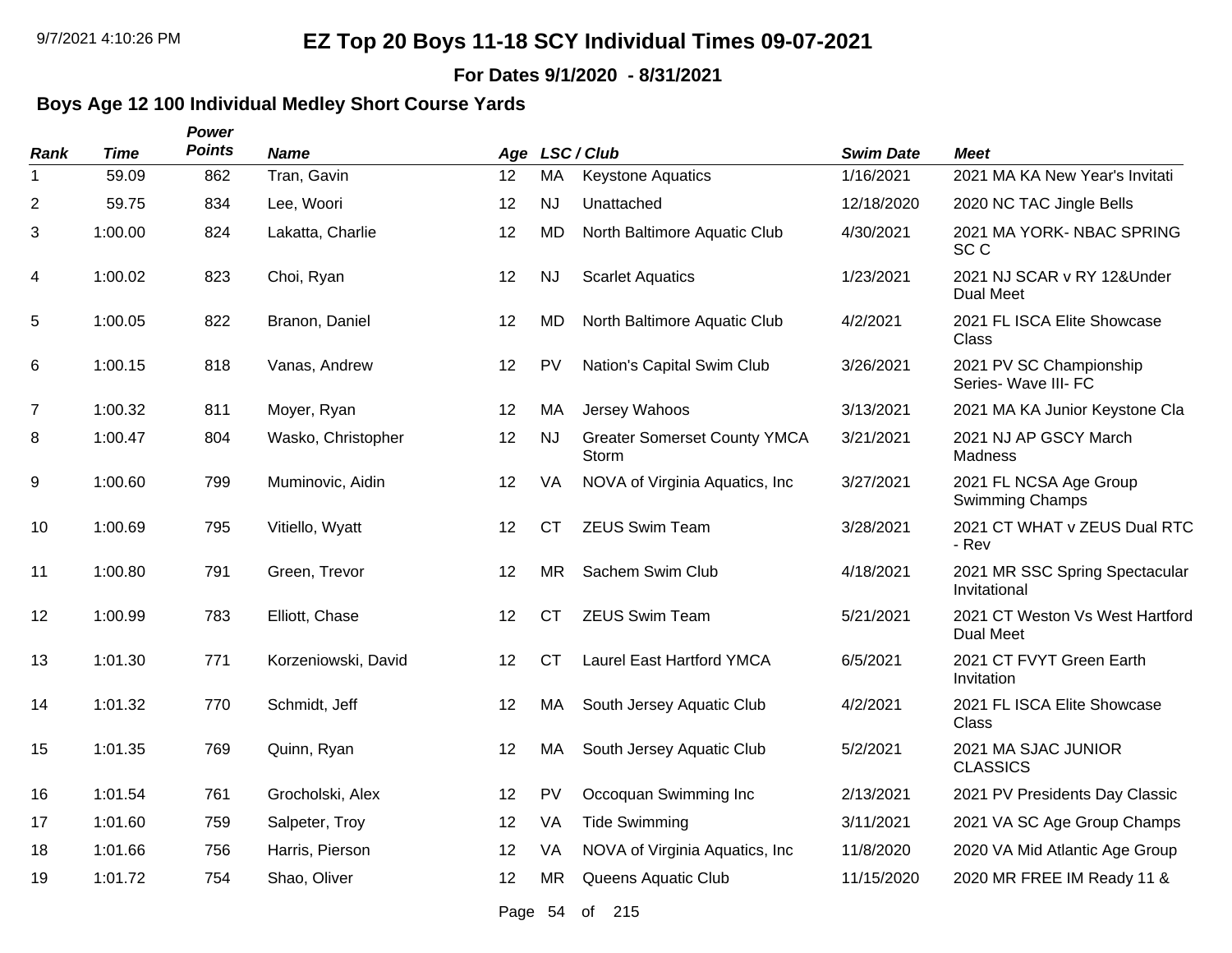# EZ Top 20 Boys 11-18 SCY Individual Times 09-07-2021

**For Dates 9/1/2020 - 8/31/2021**

## Boys Age 12 100 Individual Medley Short Course Yards

| Rank | Time | Power Points | Name | Age | LSC | Club | Swim Date | Meet |
|---|---|---|---|---|---|---|---|---|
| 1 | 59.09 | 862 | Tran, Gavin | 12 | MA | Keystone Aquatics | 1/16/2021 | 2021 MA KA New Year's Invitati |
| 2 | 59.75 | 834 | Lee, Woori | 12 | NJ | Unattached | 12/18/2020 | 2020 NC TAC Jingle Bells |
| 3 | 1:00.00 | 824 | Lakatta, Charlie | 12 | MD | North Baltimore Aquatic Club | 4/30/2021 | 2021 MA YORK- NBAC SPRING SC C |
| 4 | 1:00.02 | 823 | Choi, Ryan | 12 | NJ | Scarlet Aquatics | 1/23/2021 | 2021 NJ SCAR v RY 12&Under Dual Meet |
| 5 | 1:00.05 | 822 | Branon, Daniel | 12 | MD | North Baltimore Aquatic Club | 4/2/2021 | 2021 FL ISCA Elite Showcase Class |
| 6 | 1:00.15 | 818 | Vanas, Andrew | 12 | PV | Nation's Capital Swim Club | 3/26/2021 | 2021 PV SC Championship Series- Wave III- FC |
| 7 | 1:00.32 | 811 | Moyer, Ryan | 12 | MA | Jersey Wahoos | 3/13/2021 | 2021 MA KA Junior Keystone Cla |
| 8 | 1:00.47 | 804 | Wasko, Christopher | 12 | NJ | Greater Somerset County YMCA Storm | 3/21/2021 | 2021 NJ AP GSCY March Madness |
| 9 | 1:00.60 | 799 | Muminovic, Aidin | 12 | VA | NOVA of Virginia Aquatics, Inc | 3/27/2021 | 2021 FL NCSA Age Group Swimming Champs |
| 10 | 1:00.69 | 795 | Vitiello, Wyatt | 12 | CT | ZEUS Swim Team | 3/28/2021 | 2021 CT WHAT v ZEUS Dual RTC - Rev |
| 11 | 1:00.80 | 791 | Green, Trevor | 12 | MR | Sachem Swim Club | 4/18/2021 | 2021 MR SSC Spring Spectacular Invitational |
| 12 | 1:00.99 | 783 | Elliott, Chase | 12 | CT | ZEUS Swim Team | 5/21/2021 | 2021 CT Weston Vs West Hartford Dual Meet |
| 13 | 1:01.30 | 771 | Korzeniowski, David | 12 | CT | Laurel East Hartford YMCA | 6/5/2021 | 2021 CT FVYT Green Earth Invitation |
| 14 | 1:01.32 | 770 | Schmidt, Jeff | 12 | MA | South Jersey Aquatic Club | 4/2/2021 | 2021 FL ISCA Elite Showcase Class |
| 15 | 1:01.35 | 769 | Quinn, Ryan | 12 | MA | South Jersey Aquatic Club | 5/2/2021 | 2021 MA SJAC JUNIOR CLASSICS |
| 16 | 1:01.54 | 761 | Grocholski, Alex | 12 | PV | Occoquan Swimming Inc | 2/13/2021 | 2021 PV Presidents Day Classic |
| 17 | 1:01.60 | 759 | Salpeter, Troy | 12 | VA | Tide Swimming | 3/11/2021 | 2021 VA SC Age Group Champs |
| 18 | 1:01.66 | 756 | Harris, Pierson | 12 | VA | NOVA of Virginia Aquatics, Inc | 11/8/2020 | 2020 VA Mid Atlantic Age Group |
| 19 | 1:01.72 | 754 | Shao, Oliver | 12 | MR | Queens Aquatic Club | 11/15/2020 | 2020 MR FREE IM Ready 11 & |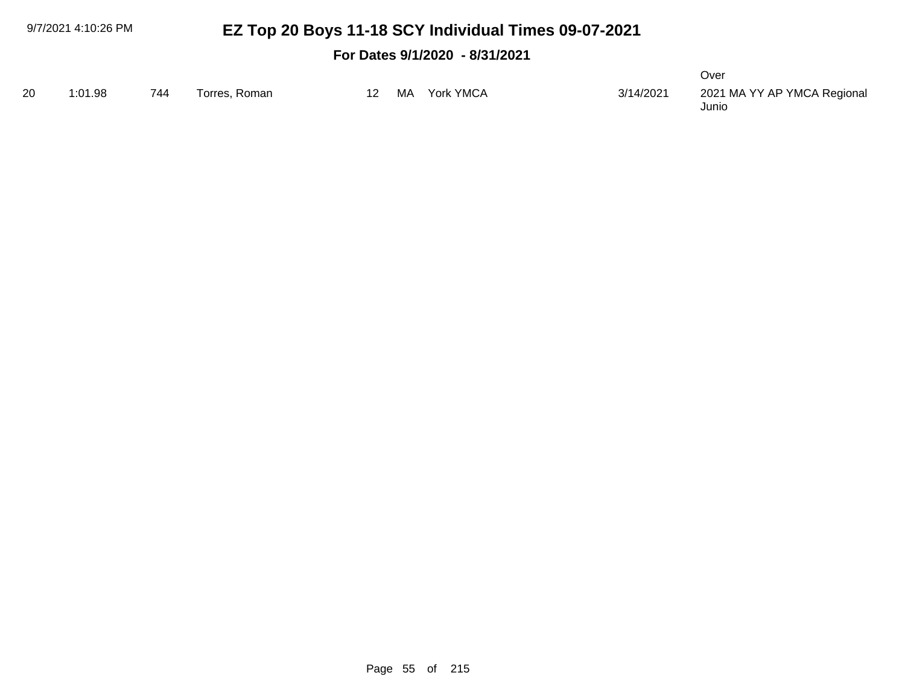# EZ Top 20 Boys 11-18 SCY Individual Times 09-07-2021

**For Dates 9/1/2020 - 8/31/2021**

Over

| | | | | | | | | |
|---|---|---|---|---|---|---|---|---|
| 20 | 1:01.98 | 744 | Torres, Roman | 12 | MA | York YMCA | 3/14/2021 | 2021 MA YY AP YMCA Regional Junio |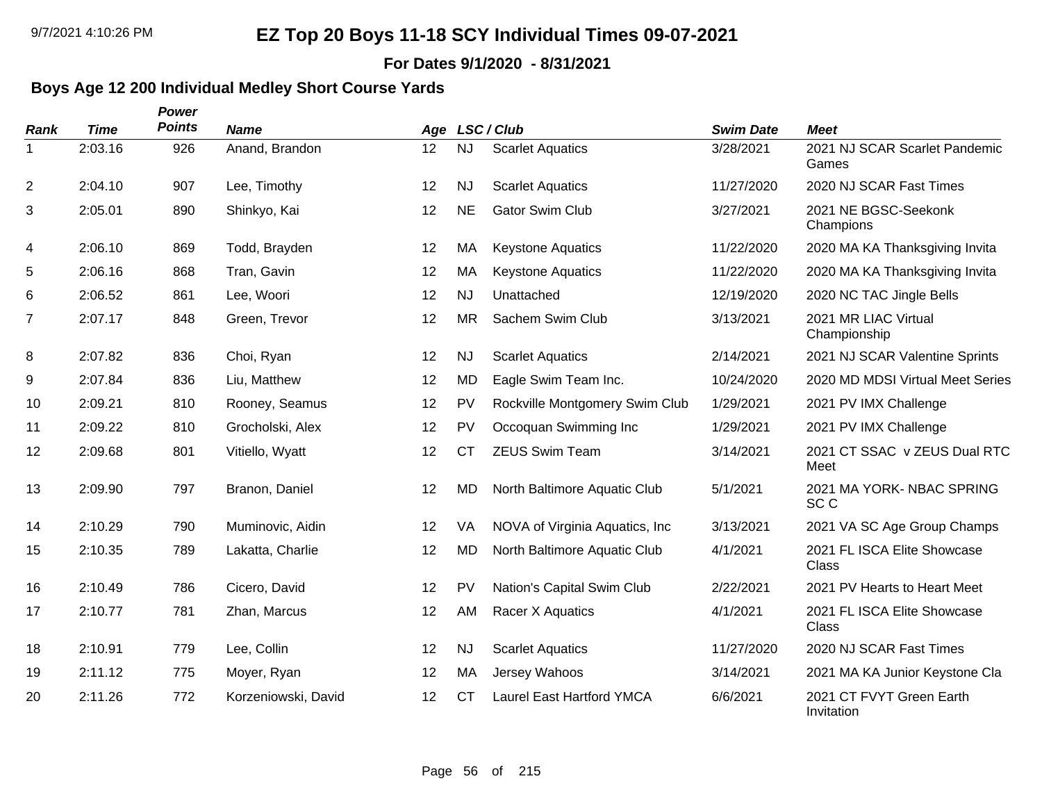# EZ Top 20 Boys 11-18 SCY Individual Times 09-07-2021

**For Dates 9/1/2020 - 8/31/2021**

## Boys Age 12 200 Individual Medley Short Course Yards

| Rank | Time | Power Points | Name | Age | LSC / Club | | Swim Date | Meet |
|---|---|---|---|---|---|---|---|---|
| 1 | 2:03.16 | 926 | Anand, Brandon | 12 | NJ | Scarlet Aquatics | 3/28/2021 | 2021 NJ SCAR Scarlet Pandemic Games |
| 2 | 2:04.10 | 907 | Lee, Timothy | 12 | NJ | Scarlet Aquatics | 11/27/2020 | 2020 NJ SCAR Fast Times |
| 3 | 2:05.01 | 890 | Shinkyo, Kai | 12 | NE | Gator Swim Club | 3/27/2021 | 2021 NE BGSC-Seekonk Champions |
| 4 | 2:06.10 | 869 | Todd, Brayden | 12 | MA | Keystone Aquatics | 11/22/2020 | 2020 MA KA Thanksgiving Invita |
| 5 | 2:06.16 | 868 | Tran, Gavin | 12 | MA | Keystone Aquatics | 11/22/2020 | 2020 MA KA Thanksgiving Invita |
| 6 | 2:06.52 | 861 | Lee, Woori | 12 | NJ | Unattached | 12/19/2020 | 2020 NC TAC Jingle Bells |
| 7 | 2:07.17 | 848 | Green, Trevor | 12 | MR | Sachem Swim Club | 3/13/2021 | 2021 MR LIAC Virtual Championship |
| 8 | 2:07.82 | 836 | Choi, Ryan | 12 | NJ | Scarlet Aquatics | 2/14/2021 | 2021 NJ SCAR Valentine Sprints |
| 9 | 2:07.84 | 836 | Liu, Matthew | 12 | MD | Eagle Swim Team Inc. | 10/24/2020 | 2020 MD MDSI Virtual Meet Series |
| 10 | 2:09.21 | 810 | Rooney, Seamus | 12 | PV | Rockville Montgomery Swim Club | 1/29/2021 | 2021 PV IMX Challenge |
| 11 | 2:09.22 | 810 | Grocholski, Alex | 12 | PV | Occoquan Swimming Inc | 1/29/2021 | 2021 PV IMX Challenge |
| 12 | 2:09.68 | 801 | Vitiello, Wyatt | 12 | CT | ZEUS Swim Team | 3/14/2021 | 2021 CT SSAC v ZEUS Dual RTC Meet |
| 13 | 2:09.90 | 797 | Branon, Daniel | 12 | MD | North Baltimore Aquatic Club | 5/1/2021 | 2021 MA YORK- NBAC SPRING SC C |
| 14 | 2:10.29 | 790 | Muminovic, Aidin | 12 | VA | NOVA of Virginia Aquatics, Inc | 3/13/2021 | 2021 VA SC Age Group Champs |
| 15 | 2:10.35 | 789 | Lakatta, Charlie | 12 | MD | North Baltimore Aquatic Club | 4/1/2021 | 2021 FL ISCA Elite Showcase Class |
| 16 | 2:10.49 | 786 | Cicero, David | 12 | PV | Nation's Capital Swim Club | 2/22/2021 | 2021 PV Hearts to Heart Meet |
| 17 | 2:10.77 | 781 | Zhan, Marcus | 12 | AM | Racer X Aquatics | 4/1/2021 | 2021 FL ISCA Elite Showcase Class |
| 18 | 2:10.91 | 779 | Lee, Collin | 12 | NJ | Scarlet Aquatics | 11/27/2020 | 2020 NJ SCAR Fast Times |
| 19 | 2:11.12 | 775 | Moyer, Ryan | 12 | MA | Jersey Wahoos | 3/14/2021 | 2021 MA KA Junior Keystone Cla |
| 20 | 2:11.26 | 772 | Korzeniowski, David | 12 | CT | Laurel East Hartford YMCA | 6/6/2021 | 2021 CT FVYT Green Earth Invitation |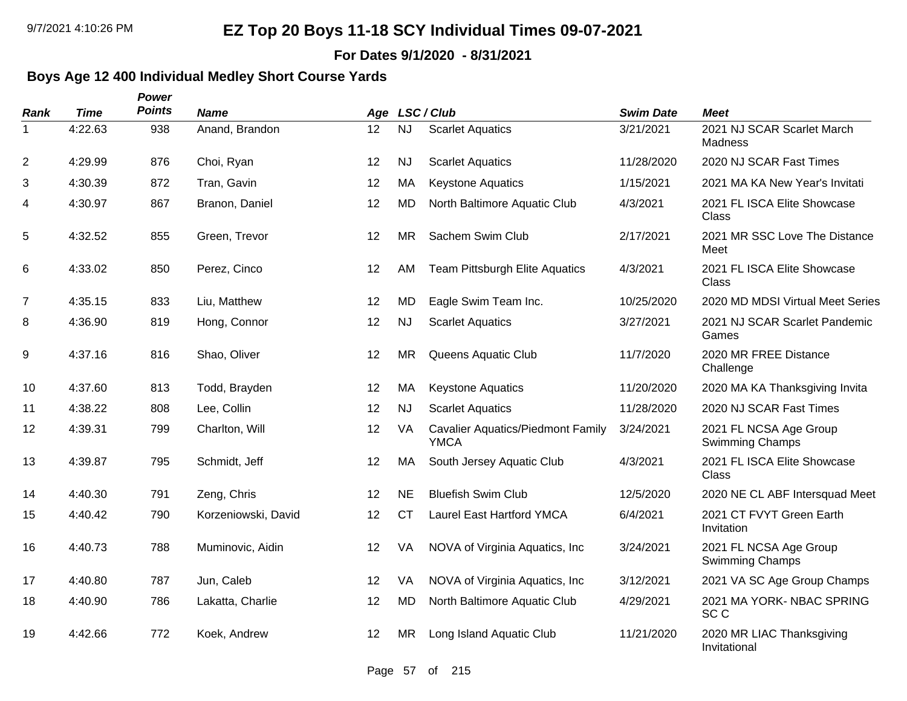# EZ Top 20 Boys 11-18 SCY Individual Times 09-07-2021

**For Dates 9/1/2020 - 8/31/2021**

### Boys Age 12 400 Individual Medley Short Course Yards

| Rank | Time | Power Points | Name | Age | LSC | Club | Swim Date | Meet |
|---|---|---|---|---|---|---|---|---|
| 1 | 4:22.63 | 938 | Anand, Brandon | 12 | NJ | Scarlet Aquatics | 3/21/2021 | 2021 NJ SCAR Scarlet March Madness |
| 2 | 4:29.99 | 876 | Choi, Ryan | 12 | NJ | Scarlet Aquatics | 11/28/2020 | 2020 NJ SCAR Fast Times |
| 3 | 4:30.39 | 872 | Tran, Gavin | 12 | MA | Keystone Aquatics | 1/15/2021 | 2021 MA KA New Year's Invitati |
| 4 | 4:30.97 | 867 | Branon, Daniel | 12 | MD | North Baltimore Aquatic Club | 4/3/2021 | 2021 FL ISCA Elite Showcase Class |
| 5 | 4:32.52 | 855 | Green, Trevor | 12 | MR | Sachem Swim Club | 2/17/2021 | 2021 MR SSC Love The Distance Meet |
| 6 | 4:33.02 | 850 | Perez, Cinco | 12 | AM | Team Pittsburgh Elite Aquatics | 4/3/2021 | 2021 FL ISCA Elite Showcase Class |
| 7 | 4:35.15 | 833 | Liu, Matthew | 12 | MD | Eagle Swim Team Inc. | 10/25/2020 | 2020 MD MDSI Virtual Meet Series |
| 8 | 4:36.90 | 819 | Hong, Connor | 12 | NJ | Scarlet Aquatics | 3/27/2021 | 2021 NJ SCAR Scarlet Pandemic Games |
| 9 | 4:37.16 | 816 | Shao, Oliver | 12 | MR | Queens Aquatic Club | 11/7/2020 | 2020 MR FREE Distance Challenge |
| 10 | 4:37.60 | 813 | Todd, Brayden | 12 | MA | Keystone Aquatics | 11/20/2020 | 2020 MA KA Thanksgiving Invita |
| 11 | 4:38.22 | 808 | Lee, Collin | 12 | NJ | Scarlet Aquatics | 11/28/2020 | 2020 NJ SCAR Fast Times |
| 12 | 4:39.31 | 799 | Charlton, Will | 12 | VA | Cavalier Aquatics/Piedmont Family YMCA | 3/24/2021 | 2021 FL NCSA Age Group Swimming Champs |
| 13 | 4:39.87 | 795 | Schmidt, Jeff | 12 | MA | South Jersey Aquatic Club | 4/3/2021 | 2021 FL ISCA Elite Showcase Class |
| 14 | 4:40.30 | 791 | Zeng, Chris | 12 | NE | Bluefish Swim Club | 12/5/2020 | 2020 NE CL ABF Intersquad Meet |
| 15 | 4:40.42 | 790 | Korzeniowski, David | 12 | CT | Laurel East Hartford YMCA | 6/4/2021 | 2021 CT FVYT Green Earth Invitation |
| 16 | 4:40.73 | 788 | Muminovic, Aidin | 12 | VA | NOVA of Virginia Aquatics, Inc | 3/24/2021 | 2021 FL NCSA Age Group Swimming Champs |
| 17 | 4:40.80 | 787 | Jun, Caleb | 12 | VA | NOVA of Virginia Aquatics, Inc | 3/12/2021 | 2021 VA SC Age Group Champs |
| 18 | 4:40.90 | 786 | Lakatta, Charlie | 12 | MD | North Baltimore Aquatic Club | 4/29/2021 | 2021 MA YORK- NBAC SPRING SC C |
| 19 | 4:42.66 | 772 | Koek, Andrew | 12 | MR | Long Island Aquatic Club | 11/21/2020 | 2020 MR LIAC Thanksgiving Invitational |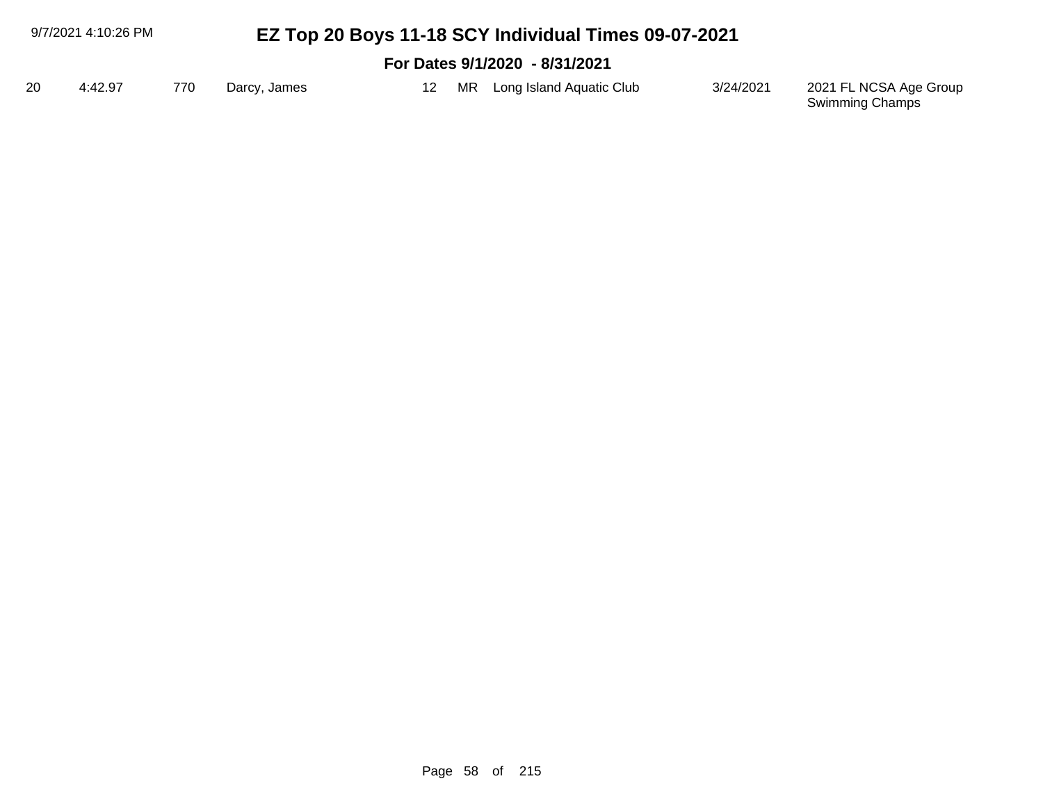| 20 | 4:42.97 | 770 | Darcy, James | 12 | MR | Long Island Aquatic Club | 3/24/2021 | 2021 FL NCSA Age Group Swimming Champs |
|---|---|---|---|---|---|---|---|---|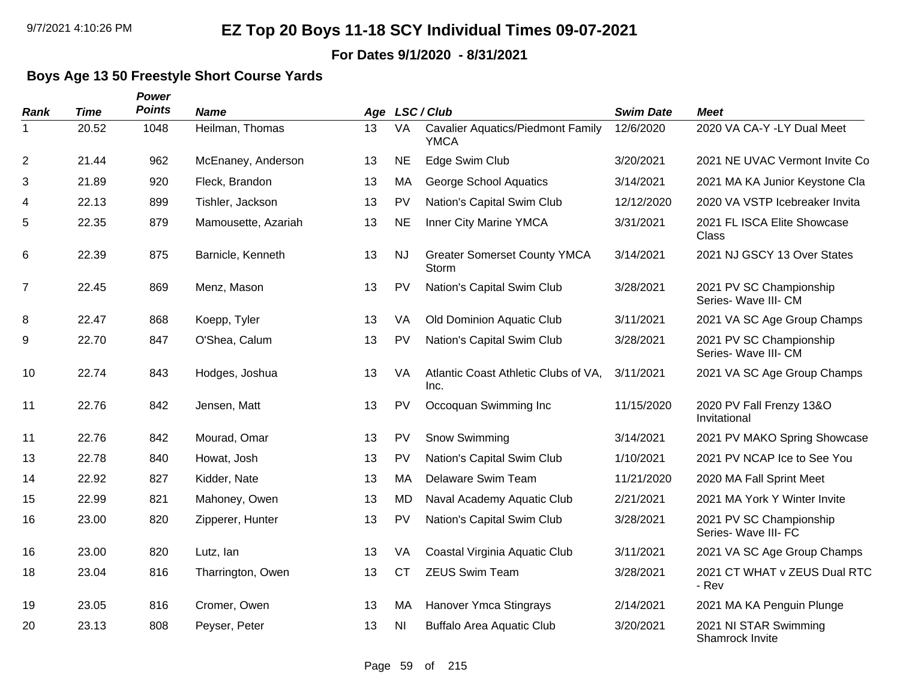# EZ Top 20 Boys 11-18 SCY Individual Times 09-07-2021

**For Dates 9/1/2020 - 8/31/2021**

## Boys Age 13 50 Freestyle Short Course Yards

| Rank | Time | Power Points | Name | Age | LSC / Club | | Swim Date | Meet |
|---|---|---|---|---|---|---|---|---|
| 1 | 20.52 | 1048 | Heilman, Thomas | 13 | VA | Cavalier Aquatics/Piedmont Family YMCA | 12/6/2020 | 2020 VA CA-Y -LY Dual Meet |
| 2 | 21.44 | 962 | McEnaney, Anderson | 13 | NE | Edge Swim Club | 3/20/2021 | 2021 NE UVAC Vermont Invite Co |
| 3 | 21.89 | 920 | Fleck, Brandon | 13 | MA | George School Aquatics | 3/14/2021 | 2021 MA KA Junior Keystone Cla |
| 4 | 22.13 | 899 | Tishler, Jackson | 13 | PV | Nation's Capital Swim Club | 12/12/2020 | 2020 VA VSTP Icebreaker Invita |
| 5 | 22.35 | 879 | Mamousette, Azariah | 13 | NE | Inner City Marine YMCA | 3/31/2021 | 2021 FL ISCA Elite Showcase Class |
| 6 | 22.39 | 875 | Barnicle, Kenneth | 13 | NJ | Greater Somerset County YMCA Storm | 3/14/2021 | 2021 NJ GSCY 13 Over States |
| 7 | 22.45 | 869 | Menz, Mason | 13 | PV | Nation's Capital Swim Club | 3/28/2021 | 2021 PV SC Championship Series- Wave III- CM |
| 8 | 22.47 | 868 | Koepp, Tyler | 13 | VA | Old Dominion Aquatic Club | 3/11/2021 | 2021 VA SC Age Group Champs |
| 9 | 22.70 | 847 | O'Shea, Calum | 13 | PV | Nation's Capital Swim Club | 3/28/2021 | 2021 PV SC Championship Series- Wave III- CM |
| 10 | 22.74 | 843 | Hodges, Joshua | 13 | VA | Atlantic Coast Athletic Clubs of VA, Inc. | 3/11/2021 | 2021 VA SC Age Group Champs |
| 11 | 22.76 | 842 | Jensen, Matt | 13 | PV | Occoquan Swimming Inc | 11/15/2020 | 2020 PV Fall Frenzy 13&O Invitational |
| 11 | 22.76 | 842 | Mourad, Omar | 13 | PV | Snow Swimming | 3/14/2021 | 2021 PV MAKO Spring Showcase |
| 13 | 22.78 | 840 | Howat, Josh | 13 | PV | Nation's Capital Swim Club | 1/10/2021 | 2021 PV NCAP Ice to See You |
| 14 | 22.92 | 827 | Kidder, Nate | 13 | MA | Delaware Swim Team | 11/21/2020 | 2020 MA Fall Sprint Meet |
| 15 | 22.99 | 821 | Mahoney, Owen | 13 | MD | Naval Academy Aquatic Club | 2/21/2021 | 2021 MA York Y Winter Invite |
| 16 | 23.00 | 820 | Zipperer, Hunter | 13 | PV | Nation's Capital Swim Club | 3/28/2021 | 2021 PV SC Championship Series- Wave III- FC |
| 16 | 23.00 | 820 | Lutz, Ian | 13 | VA | Coastal Virginia Aquatic Club | 3/11/2021 | 2021 VA SC Age Group Champs |
| 18 | 23.04 | 816 | Tharrington, Owen | 13 | CT | ZEUS Swim Team | 3/28/2021 | 2021 CT WHAT v ZEUS Dual RTC - Rev |
| 19 | 23.05 | 816 | Cromer, Owen | 13 | MA | Hanover Ymca Stingrays | 2/14/2021 | 2021 MA KA Penguin Plunge |
| 20 | 23.13 | 808 | Peyser, Peter | 13 | NI | Buffalo Area Aquatic Club | 3/20/2021 | 2021 NI STAR Swimming Shamrock Invite |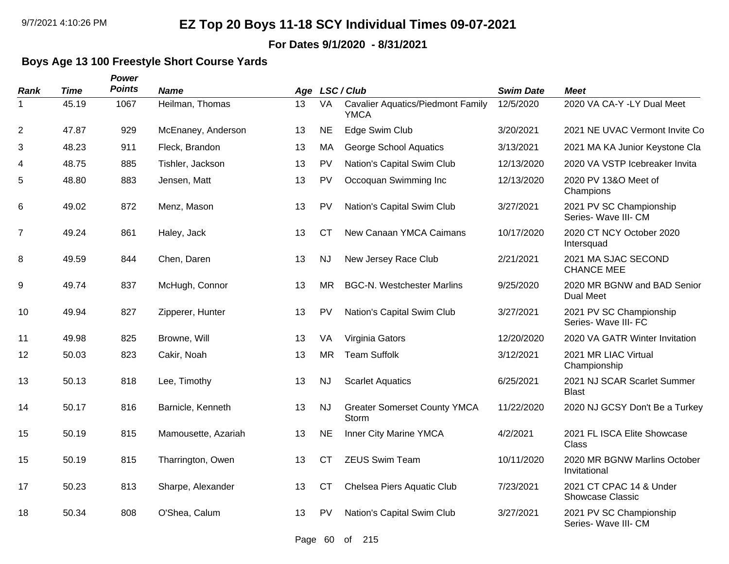# EZ Top 20 Boys 11-18 SCY Individual Times 09-07-2021

**For Dates 9/1/2020 - 8/31/2021**

### Boys Age 13 100 Freestyle Short Course Yards

| *Rank* | *Time* | *Power Points* | *Name* | *Age* | *LSC / Club* | | *Swim Date* | *Meet* |
|---|---|---|---|---|---|---|---|---|
| 1 | 45.19 | 1067 | Heilman, Thomas | 13 | VA | Cavalier Aquatics/Piedmont Family YMCA | 12/5/2020 | 2020 VA CA-Y -LY Dual Meet |
| 2 | 47.87 | 929 | McEnaney, Anderson | 13 | NE | Edge Swim Club | 3/20/2021 | 2021 NE UVAC Vermont Invite Co |
| 3 | 48.23 | 911 | Fleck, Brandon | 13 | MA | George School Aquatics | 3/13/2021 | 2021 MA KA Junior Keystone Cla |
| 4 | 48.75 | 885 | Tishler, Jackson | 13 | PV | Nation's Capital Swim Club | 12/13/2020 | 2020 VA VSTP Icebreaker Invita |
| 5 | 48.80 | 883 | Jensen, Matt | 13 | PV | Occoquan Swimming Inc | 12/13/2020 | 2020 PV 13&O Meet of Champions |
| 6 | 49.02 | 872 | Menz, Mason | 13 | PV | Nation's Capital Swim Club | 3/27/2021 | 2021 PV SC Championship Series- Wave III- CM |
| 7 | 49.24 | 861 | Haley, Jack | 13 | CT | New Canaan YMCA Caimans | 10/17/2020 | 2020 CT NCY October 2020 Intersquad |
| 8 | 49.59 | 844 | Chen, Daren | 13 | NJ | New Jersey Race Club | 2/21/2021 | 2021 MA SJAC SECOND CHANCE MEE |
| 9 | 49.74 | 837 | McHugh, Connor | 13 | MR | BGC-N. Westchester Marlins | 9/25/2020 | 2020 MR BGNW and BAD Senior Dual Meet |
| 10 | 49.94 | 827 | Zipperer, Hunter | 13 | PV | Nation's Capital Swim Club | 3/27/2021 | 2021 PV SC Championship Series- Wave III- FC |
| 11 | 49.98 | 825 | Browne, Will | 13 | VA | Virginia Gators | 12/20/2020 | 2020 VA GATR Winter Invitation |
| 12 | 50.03 | 823 | Cakir, Noah | 13 | MR | Team Suffolk | 3/12/2021 | 2021 MR LIAC Virtual Championship |
| 13 | 50.13 | 818 | Lee, Timothy | 13 | NJ | Scarlet Aquatics | 6/25/2021 | 2021 NJ SCAR Scarlet Summer Blast |
| 14 | 50.17 | 816 | Barnicle, Kenneth | 13 | NJ | Greater Somerset County YMCA Storm | 11/22/2020 | 2020 NJ GCSY Don't Be a Turkey |
| 15 | 50.19 | 815 | Mamousette, Azariah | 13 | NE | Inner City Marine YMCA | 4/2/2021 | 2021 FL ISCA Elite Showcase Class |
| 15 | 50.19 | 815 | Tharrington, Owen | 13 | CT | ZEUS Swim Team | 10/11/2020 | 2020 MR BGNW Marlins October Invitational |
| 17 | 50.23 | 813 | Sharpe, Alexander | 13 | CT | Chelsea Piers Aquatic Club | 7/23/2021 | 2021 CT CPAC 14 & Under Showcase Classic |
| 18 | 50.34 | 808 | O'Shea, Calum | 13 | PV | Nation's Capital Swim Club | 3/27/2021 | 2021 PV SC Championship Series- Wave III- CM |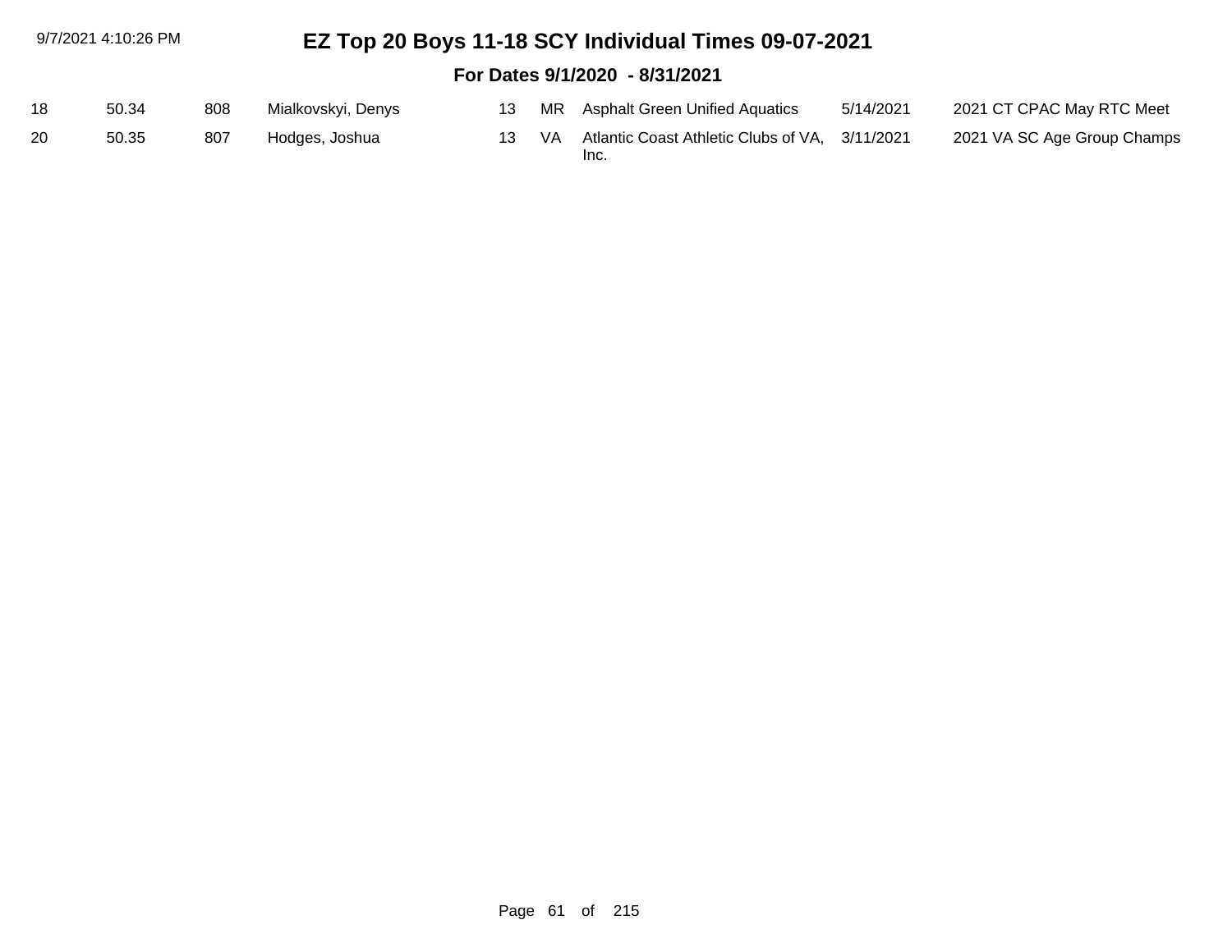# EZ Top 20 Boys 11-18 SCY Individual Times 09-07-2021

## For Dates 9/1/2020 - 8/31/2021

| | | | | | | | | |
|---|---|---|---|---|---|---|---|---|
| 18 | 50.34 | 808 | Mialkovskyi, Denys | 13 | MR | Asphalt Green Unified Aquatics | 5/14/2021 | 2021 CT CPAC May RTC Meet |
| 20 | 50.35 | 807 | Hodges, Joshua | 13 | VA | Atlantic Coast Athletic Clubs of VA, Inc. | 3/11/2021 | 2021 VA SC Age Group Champs |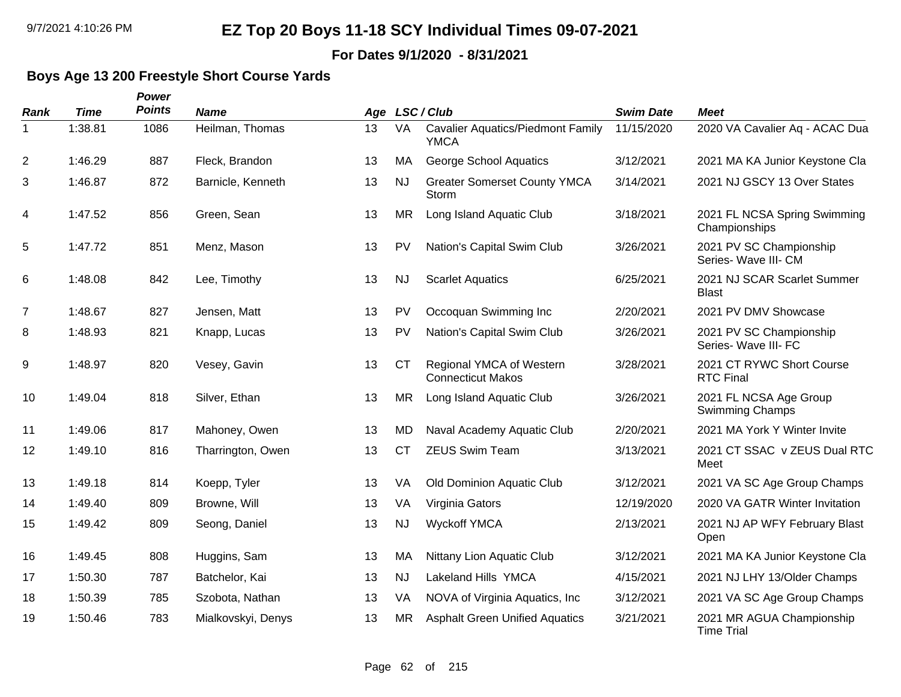# EZ Top 20 Boys 11-18 SCY Individual Times 09-07-2021

**For Dates 9/1/2020 - 8/31/2021**

### Boys Age 13 200 Freestyle Short Course Yards

| Rank | Time | Power Points | Name | Age | LSC | Club | Swim Date | Meet |
|---|---|---|---|---|---|---|---|---|
| 1 | 1:38.81 | 1086 | Heilman, Thomas | 13 | VA | Cavalier Aquatics/Piedmont Family YMCA | 11/15/2020 | 2020 VA Cavalier Aq - ACAC Dua |
| 2 | 1:46.29 | 887 | Fleck, Brandon | 13 | MA | George School Aquatics | 3/12/2021 | 2021 MA KA Junior Keystone Cla |
| 3 | 1:46.87 | 872 | Barnicle, Kenneth | 13 | NJ | Greater Somerset County YMCA Storm | 3/14/2021 | 2021 NJ GSCY 13 Over States |
| 4 | 1:47.52 | 856 | Green, Sean | 13 | MR | Long Island Aquatic Club | 3/18/2021 | 2021 FL NCSA Spring Swimming Championships |
| 5 | 1:47.72 | 851 | Menz, Mason | 13 | PV | Nation's Capital Swim Club | 3/26/2021 | 2021 PV SC Championship Series- Wave III- CM |
| 6 | 1:48.08 | 842 | Lee, Timothy | 13 | NJ | Scarlet Aquatics | 6/25/2021 | 2021 NJ SCAR Scarlet Summer Blast |
| 7 | 1:48.67 | 827 | Jensen, Matt | 13 | PV | Occoquan Swimming Inc | 2/20/2021 | 2021 PV DMV Showcase |
| 8 | 1:48.93 | 821 | Knapp, Lucas | 13 | PV | Nation's Capital Swim Club | 3/26/2021 | 2021 PV SC Championship Series- Wave III- FC |
| 9 | 1:48.97 | 820 | Vesey, Gavin | 13 | CT | Regional YMCA of Western Connecticut Makos | 3/28/2021 | 2021 CT RYWC Short Course RTC Final |
| 10 | 1:49.04 | 818 | Silver, Ethan | 13 | MR | Long Island Aquatic Club | 3/26/2021 | 2021 FL NCSA Age Group Swimming Champs |
| 11 | 1:49.06 | 817 | Mahoney, Owen | 13 | MD | Naval Academy Aquatic Club | 2/20/2021 | 2021 MA York Y Winter Invite |
| 12 | 1:49.10 | 816 | Tharrington, Owen | 13 | CT | ZEUS Swim Team | 3/13/2021 | 2021 CT SSAC v ZEUS Dual RTC Meet |
| 13 | 1:49.18 | 814 | Koepp, Tyler | 13 | VA | Old Dominion Aquatic Club | 3/12/2021 | 2021 VA SC Age Group Champs |
| 14 | 1:49.40 | 809 | Browne, Will | 13 | VA | Virginia Gators | 12/19/2020 | 2020 VA GATR Winter Invitation |
| 15 | 1:49.42 | 809 | Seong, Daniel | 13 | NJ | Wyckoff YMCA | 2/13/2021 | 2021 NJ AP WFY February Blast Open |
| 16 | 1:49.45 | 808 | Huggins, Sam | 13 | MA | Nittany Lion Aquatic Club | 3/12/2021 | 2021 MA KA Junior Keystone Cla |
| 17 | 1:50.30 | 787 | Batchelor, Kai | 13 | NJ | Lakeland Hills YMCA | 4/15/2021 | 2021 NJ LHY 13/Older Champs |
| 18 | 1:50.39 | 785 | Szobota, Nathan | 13 | VA | NOVA of Virginia Aquatics, Inc | 3/12/2021 | 2021 VA SC Age Group Champs |
| 19 | 1:50.46 | 783 | Mialkovskyi, Denys | 13 | MR | Asphalt Green Unified Aquatics | 3/21/2021 | 2021 MR AGUA Championship Time Trial |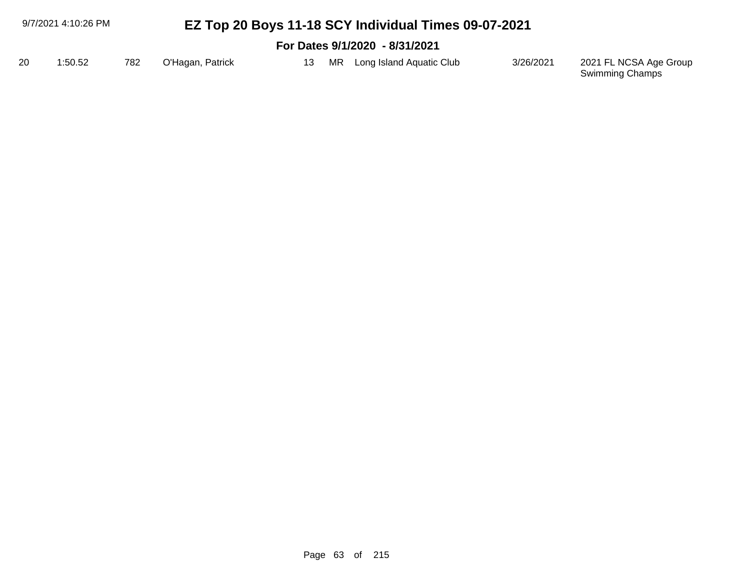# EZ Top 20 Boys 11-18 SCY Individual Times 09-07-2021

## For Dates 9/1/2020 - 8/31/2021

| | | | | | | | | |
|---|---|---|---|---|---|---|---|---|
| 20 | 1:50.52 | 782 | O'Hagan, Patrick | 13 | MR | Long Island Aquatic Club | 3/26/2021 | 2021 FL NCSA Age Group Swimming Champs |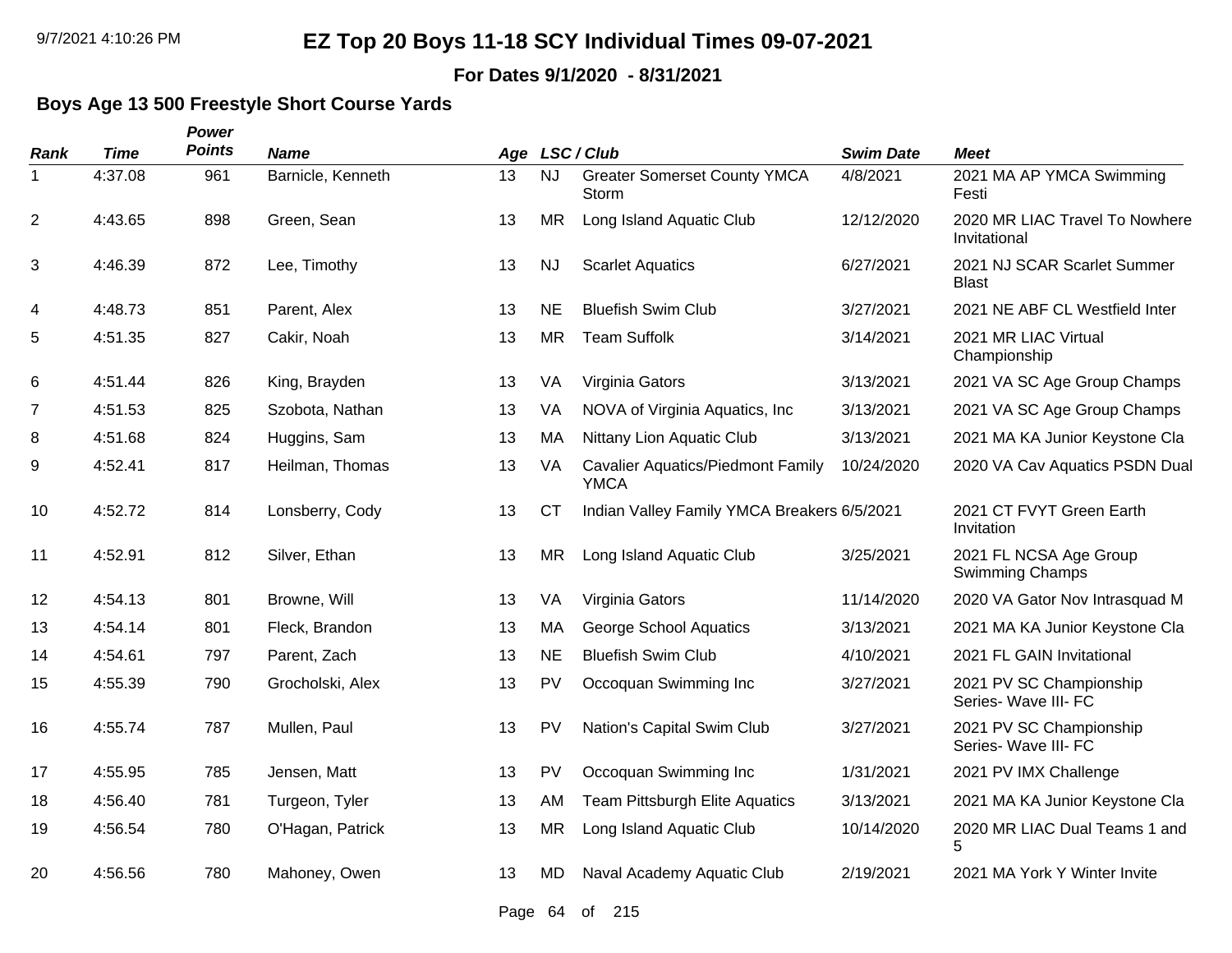# EZ Top 20 Boys 11-18 SCY Individual Times 09-07-2021

**For Dates 9/1/2020 - 8/31/2021**

## Boys Age 13 500 Freestyle Short Course Yards

| Rank | Time | Power Points | Name | Age | LSC | Club | Swim Date | Meet |
|---|---|---|---|---|---|---|---|---|
| 1 | 4:37.08 | 961 | Barnicle, Kenneth | 13 | NJ | Greater Somerset County YMCA Storm | 4/8/2021 | 2021 MA AP YMCA Swimming Festi |
| 2 | 4:43.65 | 898 | Green, Sean | 13 | MR | Long Island Aquatic Club | 12/12/2020 | 2020 MR LIAC Travel To Nowhere Invitational |
| 3 | 4:46.39 | 872 | Lee, Timothy | 13 | NJ | Scarlet Aquatics | 6/27/2021 | 2021 NJ SCAR Scarlet Summer Blast |
| 4 | 4:48.73 | 851 | Parent, Alex | 13 | NE | Bluefish Swim Club | 3/27/2021 | 2021 NE ABF CL Westfield Inter |
| 5 | 4:51.35 | 827 | Cakir, Noah | 13 | MR | Team Suffolk | 3/14/2021 | 2021 MR LIAC Virtual Championship |
| 6 | 4:51.44 | 826 | King, Brayden | 13 | VA | Virginia Gators | 3/13/2021 | 2021 VA SC Age Group Champs |
| 7 | 4:51.53 | 825 | Szobota, Nathan | 13 | VA | NOVA of Virginia Aquatics, Inc | 3/13/2021 | 2021 VA SC Age Group Champs |
| 8 | 4:51.68 | 824 | Huggins, Sam | 13 | MA | Nittany Lion Aquatic Club | 3/13/2021 | 2021 MA KA Junior Keystone Cla |
| 9 | 4:52.41 | 817 | Heilman, Thomas | 13 | VA | Cavalier Aquatics/Piedmont Family YMCA | 10/24/2020 | 2020 VA Cav Aquatics PSDN Dual |
| 10 | 4:52.72 | 814 | Lonsberry, Cody | 13 | CT | Indian Valley Family YMCA Breakers | 6/5/2021 | 2021 CT FVYT Green Earth Invitation |
| 11 | 4:52.91 | 812 | Silver, Ethan | 13 | MR | Long Island Aquatic Club | 3/25/2021 | 2021 FL NCSA Age Group Swimming Champs |
| 12 | 4:54.13 | 801 | Browne, Will | 13 | VA | Virginia Gators | 11/14/2020 | 2020 VA Gator Nov Intrasquad M |
| 13 | 4:54.14 | 801 | Fleck, Brandon | 13 | MA | George School Aquatics | 3/13/2021 | 2021 MA KA Junior Keystone Cla |
| 14 | 4:54.61 | 797 | Parent, Zach | 13 | NE | Bluefish Swim Club | 4/10/2021 | 2021 FL GAIN Invitational |
| 15 | 4:55.39 | 790 | Grocholski, Alex | 13 | PV | Occoquan Swimming Inc | 3/27/2021 | 2021 PV SC Championship Series- Wave III- FC |
| 16 | 4:55.74 | 787 | Mullen, Paul | 13 | PV | Nation's Capital Swim Club | 3/27/2021 | 2021 PV SC Championship Series- Wave III- FC |
| 17 | 4:55.95 | 785 | Jensen, Matt | 13 | PV | Occoquan Swimming Inc | 1/31/2021 | 2021 PV IMX Challenge |
| 18 | 4:56.40 | 781 | Turgeon, Tyler | 13 | AM | Team Pittsburgh Elite Aquatics | 3/13/2021 | 2021 MA KA Junior Keystone Cla |
| 19 | 4:56.54 | 780 | O'Hagan, Patrick | 13 | MR | Long Island Aquatic Club | 10/14/2020 | 2020 MR LIAC Dual Teams 1 and 5 |
| 20 | 4:56.56 | 780 | Mahoney, Owen | 13 | MD | Naval Academy Aquatic Club | 2/19/2021 | 2021 MA York Y Winter Invite |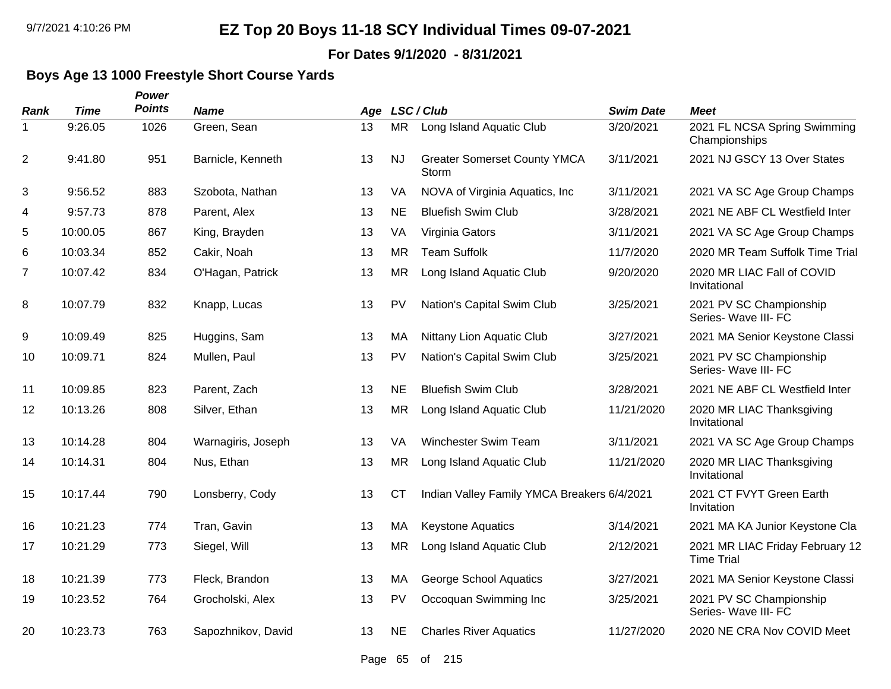# EZ Top 20 Boys 11-18 SCY Individual Times 09-07-2021

**For Dates 9/1/2020 - 8/31/2021**

## Boys Age 13 1000 Freestyle Short Course Yards

| Rank | Time | Power Points | Name | Age | LSC / Club | | Swim Date | Meet |
|---|---|---|---|---|---|---|---|---|
| 1 | 9:26.05 | 1026 | Green, Sean | 13 | MR | Long Island Aquatic Club | 3/20/2021 | 2021 FL NCSA Spring Swimming Championships |
| 2 | 9:41.80 | 951 | Barnicle, Kenneth | 13 | NJ | Greater Somerset County YMCA Storm | 3/11/2021 | 2021 NJ GSCY 13 Over States |
| 3 | 9:56.52 | 883 | Szobota, Nathan | 13 | VA | NOVA of Virginia Aquatics, Inc | 3/11/2021 | 2021 VA SC Age Group Champs |
| 4 | 9:57.73 | 878 | Parent, Alex | 13 | NE | Bluefish Swim Club | 3/28/2021 | 2021 NE ABF CL Westfield Inter |
| 5 | 10:00.05 | 867 | King, Brayden | 13 | VA | Virginia Gators | 3/11/2021 | 2021 VA SC Age Group Champs |
| 6 | 10:03.34 | 852 | Cakir, Noah | 13 | MR | Team Suffolk | 11/7/2020 | 2020 MR Team Suffolk Time Trial |
| 7 | 10:07.42 | 834 | O'Hagan, Patrick | 13 | MR | Long Island Aquatic Club | 9/20/2020 | 2020 MR LIAC Fall of COVID Invitational |
| 8 | 10:07.79 | 832 | Knapp, Lucas | 13 | PV | Nation's Capital Swim Club | 3/25/2021 | 2021 PV SC Championship Series- Wave III- FC |
| 9 | 10:09.49 | 825 | Huggins, Sam | 13 | MA | Nittany Lion Aquatic Club | 3/27/2021 | 2021 MA Senior Keystone Classi |
| 10 | 10:09.71 | 824 | Mullen, Paul | 13 | PV | Nation's Capital Swim Club | 3/25/2021 | 2021 PV SC Championship Series- Wave III- FC |
| 11 | 10:09.85 | 823 | Parent, Zach | 13 | NE | Bluefish Swim Club | 3/28/2021 | 2021 NE ABF CL Westfield Inter |
| 12 | 10:13.26 | 808 | Silver, Ethan | 13 | MR | Long Island Aquatic Club | 11/21/2020 | 2020 MR LIAC Thanksgiving Invitational |
| 13 | 10:14.28 | 804 | Warnagiris, Joseph | 13 | VA | Winchester Swim Team | 3/11/2021 | 2021 VA SC Age Group Champs |
| 14 | 10:14.31 | 804 | Nus, Ethan | 13 | MR | Long Island Aquatic Club | 11/21/2020 | 2020 MR LIAC Thanksgiving Invitational |
| 15 | 10:17.44 | 790 | Lonsberry, Cody | 13 | CT | Indian Valley Family YMCA Breakers | 6/4/2021 | 2021 CT FVYT Green Earth Invitation |
| 16 | 10:21.23 | 774 | Tran, Gavin | 13 | MA | Keystone Aquatics | 3/14/2021 | 2021 MA KA Junior Keystone Cla |
| 17 | 10:21.29 | 773 | Siegel, Will | 13 | MR | Long Island Aquatic Club | 2/12/2021 | 2021 MR LIAC Friday February 12 Time Trial |
| 18 | 10:21.39 | 773 | Fleck, Brandon | 13 | MA | George School Aquatics | 3/27/2021 | 2021 MA Senior Keystone Classi |
| 19 | 10:23.52 | 764 | Grocholski, Alex | 13 | PV | Occoquan Swimming Inc | 3/25/2021 | 2021 PV SC Championship Series- Wave III- FC |
| 20 | 10:23.73 | 763 | Sapozhnikov, David | 13 | NE | Charles River Aquatics | 11/27/2020 | 2020 NE CRA Nov COVID Meet |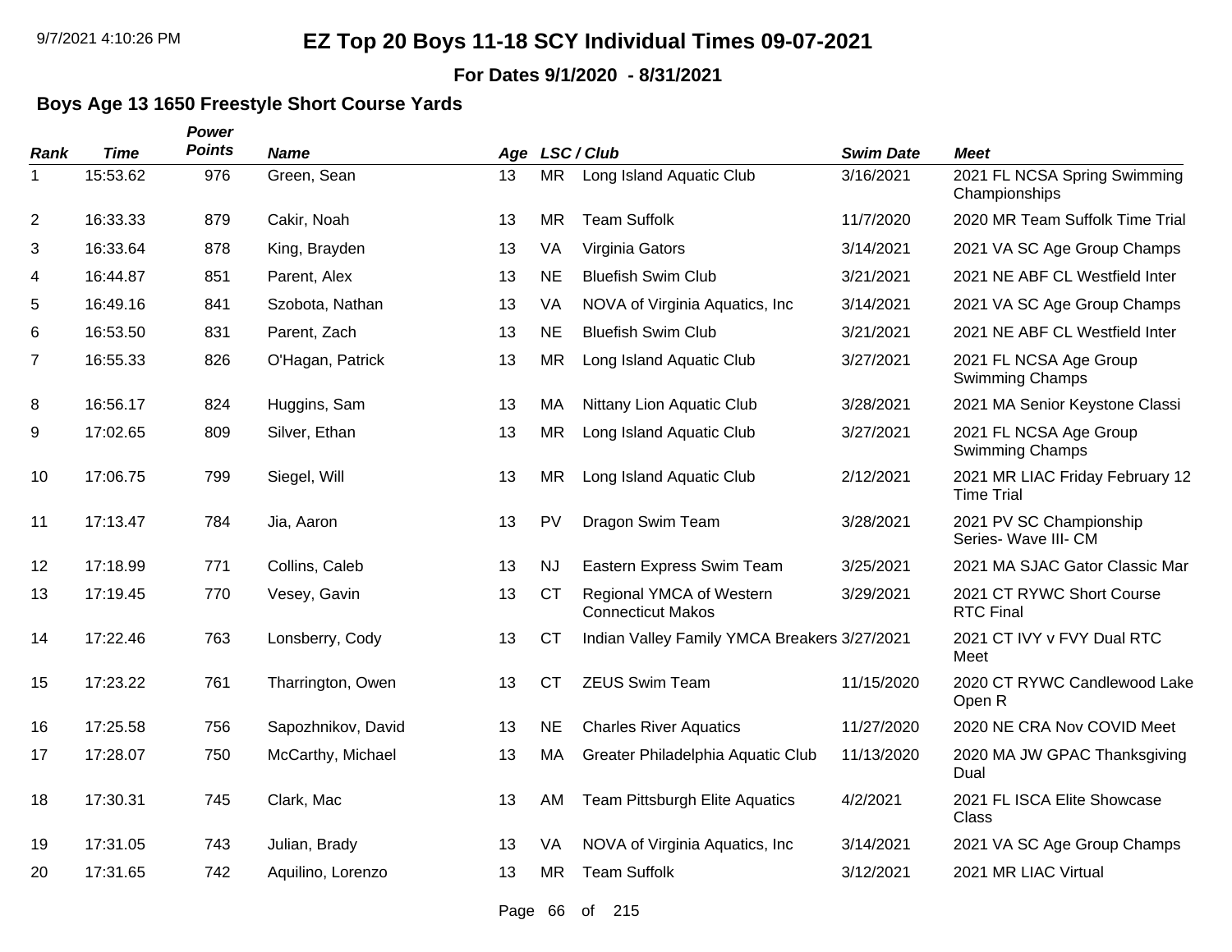# EZ Top 20 Boys 11-18 SCY Individual Times 09-07-2021

**For Dates 9/1/2020 - 8/31/2021**

### Boys Age 13 1650 Freestyle Short Course Yards

| Rank | Time | Power Points | Name | Age | LSC / Club | | Swim Date | Meet |
|---|---|---|---|---|---|---|---|---|
| 1 | 15:53.62 | 976 | Green, Sean | 13 | MR | Long Island Aquatic Club | 3/16/2021 | 2021 FL NCSA Spring Swimming Championships |
| 2 | 16:33.33 | 879 | Cakir, Noah | 13 | MR | Team Suffolk | 11/7/2020 | 2020 MR Team Suffolk Time Trial |
| 3 | 16:33.64 | 878 | King, Brayden | 13 | VA | Virginia Gators | 3/14/2021 | 2021 VA SC Age Group Champs |
| 4 | 16:44.87 | 851 | Parent, Alex | 13 | NE | Bluefish Swim Club | 3/21/2021 | 2021 NE ABF CL Westfield Inter |
| 5 | 16:49.16 | 841 | Szobota, Nathan | 13 | VA | NOVA of Virginia Aquatics, Inc | 3/14/2021 | 2021 VA SC Age Group Champs |
| 6 | 16:53.50 | 831 | Parent, Zach | 13 | NE | Bluefish Swim Club | 3/21/2021 | 2021 NE ABF CL Westfield Inter |
| 7 | 16:55.33 | 826 | O'Hagan, Patrick | 13 | MR | Long Island Aquatic Club | 3/27/2021 | 2021 FL NCSA Age Group Swimming Champs |
| 8 | 16:56.17 | 824 | Huggins, Sam | 13 | MA | Nittany Lion Aquatic Club | 3/28/2021 | 2021 MA Senior Keystone Classi |
| 9 | 17:02.65 | 809 | Silver, Ethan | 13 | MR | Long Island Aquatic Club | 3/27/2021 | 2021 FL NCSA Age Group Swimming Champs |
| 10 | 17:06.75 | 799 | Siegel, Will | 13 | MR | Long Island Aquatic Club | 2/12/2021 | 2021 MR LIAC Friday February 12 Time Trial |
| 11 | 17:13.47 | 784 | Jia, Aaron | 13 | PV | Dragon Swim Team | 3/28/2021 | 2021 PV SC Championship Series- Wave III- CM |
| 12 | 17:18.99 | 771 | Collins, Caleb | 13 | NJ | Eastern Express Swim Team | 3/25/2021 | 2021 MA SJAC Gator Classic Mar |
| 13 | 17:19.45 | 770 | Vesey, Gavin | 13 | CT | Regional YMCA of Western Connecticut Makos | 3/29/2021 | 2021 CT RYWC Short Course RTC Final |
| 14 | 17:22.46 | 763 | Lonsberry, Cody | 13 | CT | Indian Valley Family YMCA Breakers | 3/27/2021 | 2021 CT IVY v FVY Dual RTC Meet |
| 15 | 17:23.22 | 761 | Tharrington, Owen | 13 | CT | ZEUS Swim Team | 11/15/2020 | 2020 CT RYWC Candlewood Lake Open R |
| 16 | 17:25.58 | 756 | Sapozhnikov, David | 13 | NE | Charles River Aquatics | 11/27/2020 | 2020 NE CRA Nov COVID Meet |
| 17 | 17:28.07 | 750 | McCarthy, Michael | 13 | MA | Greater Philadelphia Aquatic Club | 11/13/2020 | 2020 MA JW GPAC Thanksgiving Dual |
| 18 | 17:30.31 | 745 | Clark, Mac | 13 | AM | Team Pittsburgh Elite Aquatics | 4/2/2021 | 2021 FL ISCA Elite Showcase Class |
| 19 | 17:31.05 | 743 | Julian, Brady | 13 | VA | NOVA of Virginia Aquatics, Inc | 3/14/2021 | 2021 VA SC Age Group Champs |
| 20 | 17:31.65 | 742 | Aquilino, Lorenzo | 13 | MR | Team Suffolk | 3/12/2021 | 2021 MR LIAC Virtual |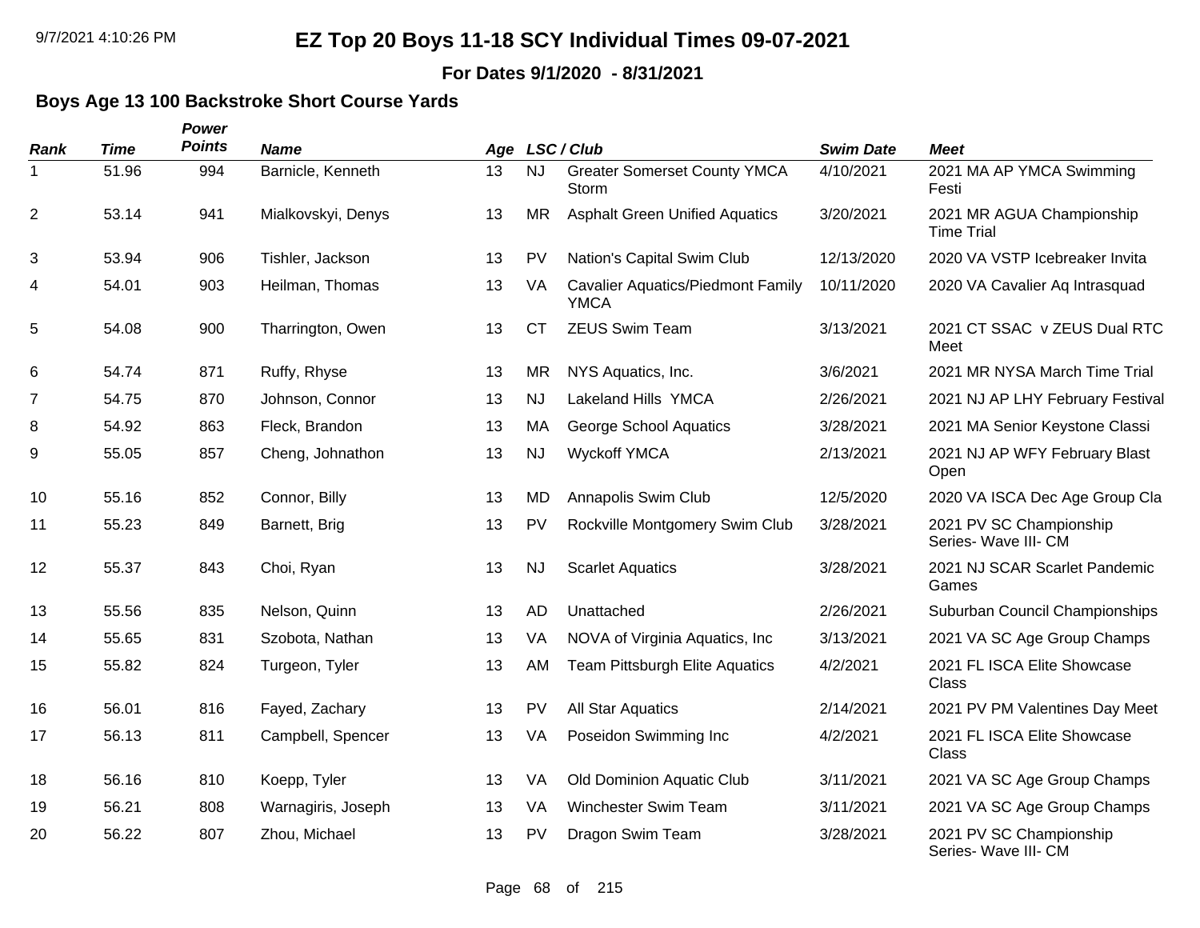# EZ Top 20 Boys 11-18 SCY Individual Times 09-07-2021

**For Dates 9/1/2020 - 8/31/2021**

## Boys Age 13 100 Backstroke Short Course Yards

| Rank | Time | Power Points | Name | Age | LSC / Club | | Swim Date | Meet |
|---|---|---|---|---|---|---|---|---|
| 1 | 51.96 | 994 | Barnicle, Kenneth | 13 | NJ | Greater Somerset County YMCA Storm | 4/10/2021 | 2021 MA AP YMCA Swimming Festi |
| 2 | 53.14 | 941 | Mialkovskyi, Denys | 13 | MR | Asphalt Green Unified Aquatics | 3/20/2021 | 2021 MR AGUA Championship Time Trial |
| 3 | 53.94 | 906 | Tishler, Jackson | 13 | PV | Nation's Capital Swim Club | 12/13/2020 | 2020 VA VSTP Icebreaker Invita |
| 4 | 54.01 | 903 | Heilman, Thomas | 13 | VA | Cavalier Aquatics/Piedmont Family YMCA | 10/11/2020 | 2020 VA Cavalier Aq Intrasquad |
| 5 | 54.08 | 900 | Tharrington, Owen | 13 | CT | ZEUS Swim Team | 3/13/2021 | 2021 CT SSAC v ZEUS Dual RTC Meet |
| 6 | 54.74 | 871 | Ruffy, Rhyse | 13 | MR | NYS Aquatics, Inc. | 3/6/2021 | 2021 MR NYSA March Time Trial |
| 7 | 54.75 | 870 | Johnson, Connor | 13 | NJ | Lakeland Hills YMCA | 2/26/2021 | 2021 NJ AP LHY February Festival |
| 8 | 54.92 | 863 | Fleck, Brandon | 13 | MA | George School Aquatics | 3/28/2021 | 2021 MA Senior Keystone Classi |
| 9 | 55.05 | 857 | Cheng, Johnathon | 13 | NJ | Wyckoff YMCA | 2/13/2021 | 2021 NJ AP WFY February Blast Open |
| 10 | 55.16 | 852 | Connor, Billy | 13 | MD | Annapolis Swim Club | 12/5/2020 | 2020 VA ISCA Dec Age Group Cla |
| 11 | 55.23 | 849 | Barnett, Brig | 13 | PV | Rockville Montgomery Swim Club | 3/28/2021 | 2021 PV SC Championship Series- Wave III- CM |
| 12 | 55.37 | 843 | Choi, Ryan | 13 | NJ | Scarlet Aquatics | 3/28/2021 | 2021 NJ SCAR Scarlet Pandemic Games |
| 13 | 55.56 | 835 | Nelson, Quinn | 13 | AD | Unattached | 2/26/2021 | Suburban Council Championships |
| 14 | 55.65 | 831 | Szobota, Nathan | 13 | VA | NOVA of Virginia Aquatics, Inc | 3/13/2021 | 2021 VA SC Age Group Champs |
| 15 | 55.82 | 824 | Turgeon, Tyler | 13 | AM | Team Pittsburgh Elite Aquatics | 4/2/2021 | 2021 FL ISCA Elite Showcase Class |
| 16 | 56.01 | 816 | Fayed, Zachary | 13 | PV | All Star Aquatics | 2/14/2021 | 2021 PV PM Valentines Day Meet |
| 17 | 56.13 | 811 | Campbell, Spencer | 13 | VA | Poseidon Swimming Inc | 4/2/2021 | 2021 FL ISCA Elite Showcase Class |
| 18 | 56.16 | 810 | Koepp, Tyler | 13 | VA | Old Dominion Aquatic Club | 3/11/2021 | 2021 VA SC Age Group Champs |
| 19 | 56.21 | 808 | Warnagiris, Joseph | 13 | VA | Winchester Swim Team | 3/11/2021 | 2021 VA SC Age Group Champs |
| 20 | 56.22 | 807 | Zhou, Michael | 13 | PV | Dragon Swim Team | 3/28/2021 | 2021 PV SC Championship Series- Wave III- CM |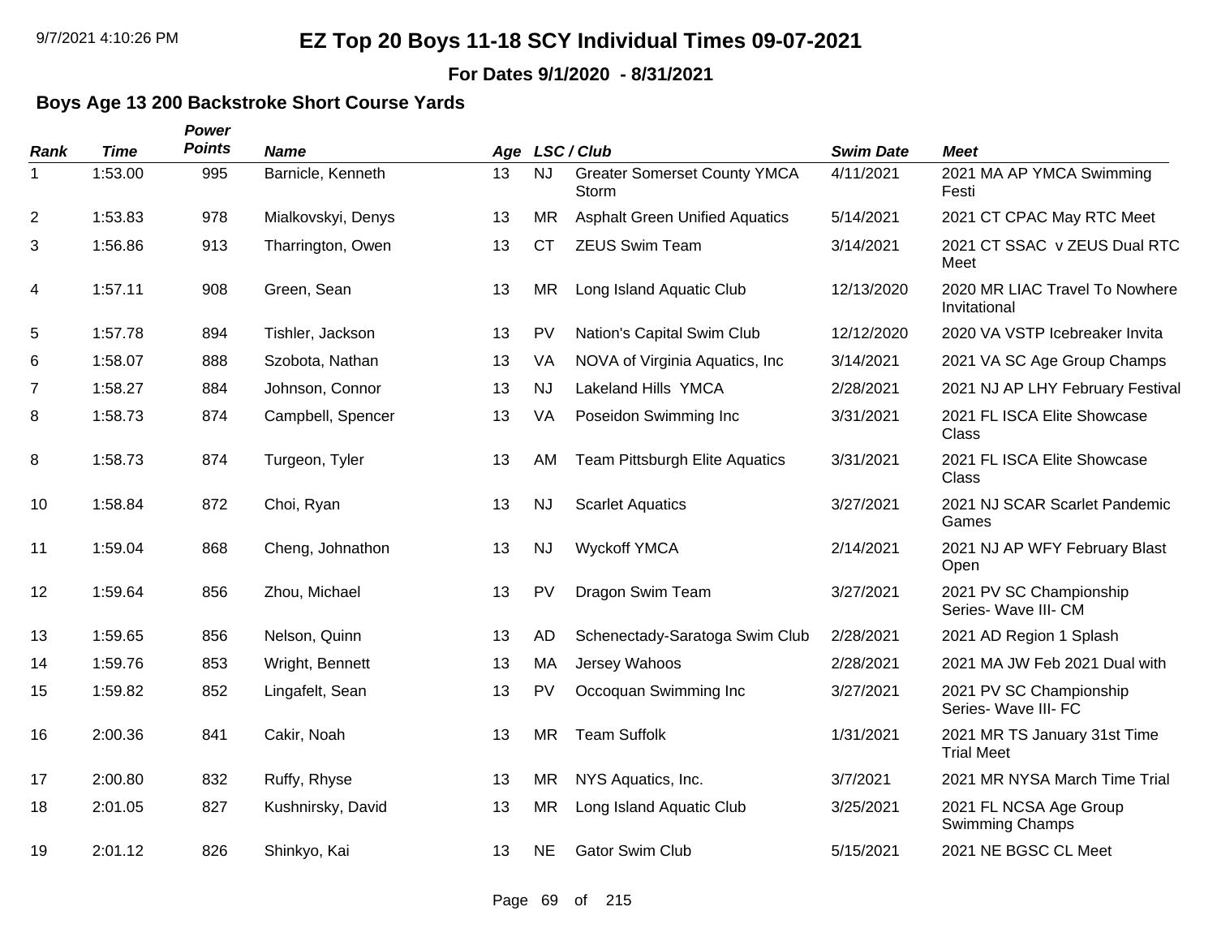# EZ Top 20 Boys 11-18 SCY Individual Times 09-07-2021

**For Dates 9/1/2020 - 8/31/2021**

## Boys Age 13 200 Backstroke Short Course Yards

| Rank | Time | Power Points | Name | Age | LSC | Club | Swim Date | Meet |
|---|---|---|---|---|---|---|---|---|
| 1 | 1:53.00 | 995 | Barnicle, Kenneth | 13 | NJ | Greater Somerset County YMCA Storm | 4/11/2021 | 2021 MA AP YMCA Swimming Festi |
| 2 | 1:53.83 | 978 | Mialkovskyi, Denys | 13 | MR | Asphalt Green Unified Aquatics | 5/14/2021 | 2021 CT CPAC May RTC Meet |
| 3 | 1:56.86 | 913 | Tharrington, Owen | 13 | CT | ZEUS Swim Team | 3/14/2021 | 2021 CT SSAC v ZEUS Dual RTC Meet |
| 4 | 1:57.11 | 908 | Green, Sean | 13 | MR | Long Island Aquatic Club | 12/13/2020 | 2020 MR LIAC Travel To Nowhere Invitational |
| 5 | 1:57.78 | 894 | Tishler, Jackson | 13 | PV | Nation's Capital Swim Club | 12/12/2020 | 2020 VA VSTP Icebreaker Invita |
| 6 | 1:58.07 | 888 | Szobota, Nathan | 13 | VA | NOVA of Virginia Aquatics, Inc | 3/14/2021 | 2021 VA SC Age Group Champs |
| 7 | 1:58.27 | 884 | Johnson, Connor | 13 | NJ | Lakeland Hills YMCA | 2/28/2021 | 2021 NJ AP LHY February Festival |
| 8 | 1:58.73 | 874 | Campbell, Spencer | 13 | VA | Poseidon Swimming Inc | 3/31/2021 | 2021 FL ISCA Elite Showcase Class |
| 8 | 1:58.73 | 874 | Turgeon, Tyler | 13 | AM | Team Pittsburgh Elite Aquatics | 3/31/2021 | 2021 FL ISCA Elite Showcase Class |
| 10 | 1:58.84 | 872 | Choi, Ryan | 13 | NJ | Scarlet Aquatics | 3/27/2021 | 2021 NJ SCAR Scarlet Pandemic Games |
| 11 | 1:59.04 | 868 | Cheng, Johnathon | 13 | NJ | Wyckoff YMCA | 2/14/2021 | 2021 NJ AP WFY February Blast Open |
| 12 | 1:59.64 | 856 | Zhou, Michael | 13 | PV | Dragon Swim Team | 3/27/2021 | 2021 PV SC Championship Series- Wave III- CM |
| 13 | 1:59.65 | 856 | Nelson, Quinn | 13 | AD | Schenectady-Saratoga Swim Club | 2/28/2021 | 2021 AD Region 1 Splash |
| 14 | 1:59.76 | 853 | Wright, Bennett | 13 | MA | Jersey Wahoos | 2/28/2021 | 2021 MA JW Feb 2021 Dual with |
| 15 | 1:59.82 | 852 | Lingafelt, Sean | 13 | PV | Occoquan Swimming Inc | 3/27/2021 | 2021 PV SC Championship Series- Wave III- FC |
| 16 | 2:00.36 | 841 | Cakir, Noah | 13 | MR | Team Suffolk | 1/31/2021 | 2021 MR TS January 31st Time Trial Meet |
| 17 | 2:00.80 | 832 | Ruffy, Rhyse | 13 | MR | NYS Aquatics, Inc. | 3/7/2021 | 2021 MR NYSA March Time Trial |
| 18 | 2:01.05 | 827 | Kushnirsky, David | 13 | MR | Long Island Aquatic Club | 3/25/2021 | 2021 FL NCSA Age Group Swimming Champs |
| 19 | 2:01.12 | 826 | Shinkyo, Kai | 13 | NE | Gator Swim Club | 5/15/2021 | 2021 NE BGSC CL Meet |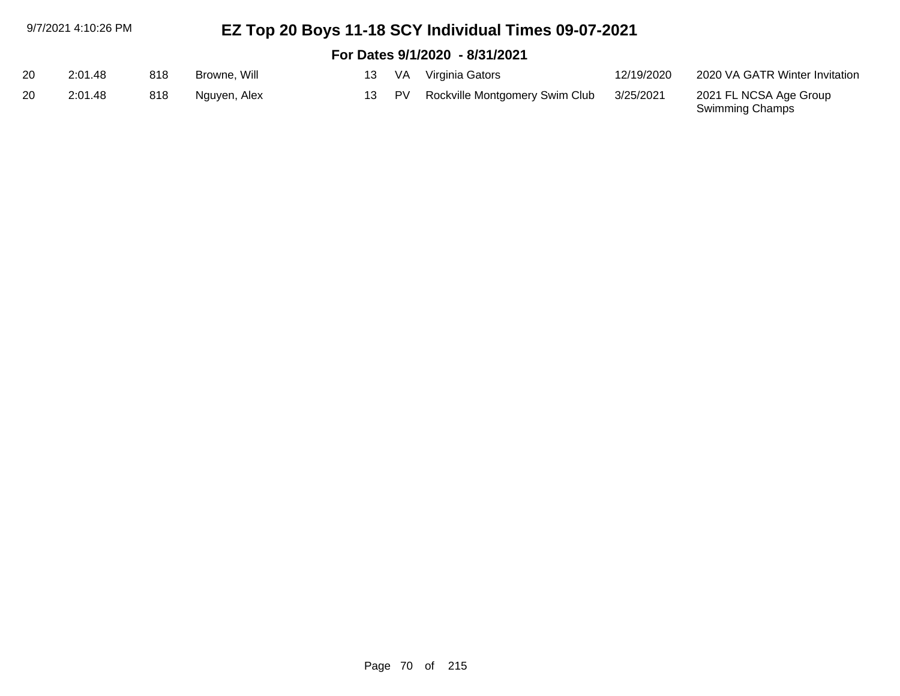# EZ Top 20 Boys 11-18 SCY Individual Times 09-07-2021

## For Dates 9/1/2020 - 8/31/2021

| | | | | | | | | |
|---|---|---|---|---|---|---|---|---|
| 20 | 2:01.48 | 818 | Browne, Will | 13 | VA | Virginia Gators | 12/19/2020 | 2020 VA GATR Winter Invitation |
| 20 | 2:01.48 | 818 | Nguyen, Alex | 13 | PV | Rockville Montgomery Swim Club | 3/25/2021 | 2021 FL NCSA Age Group Swimming Champs |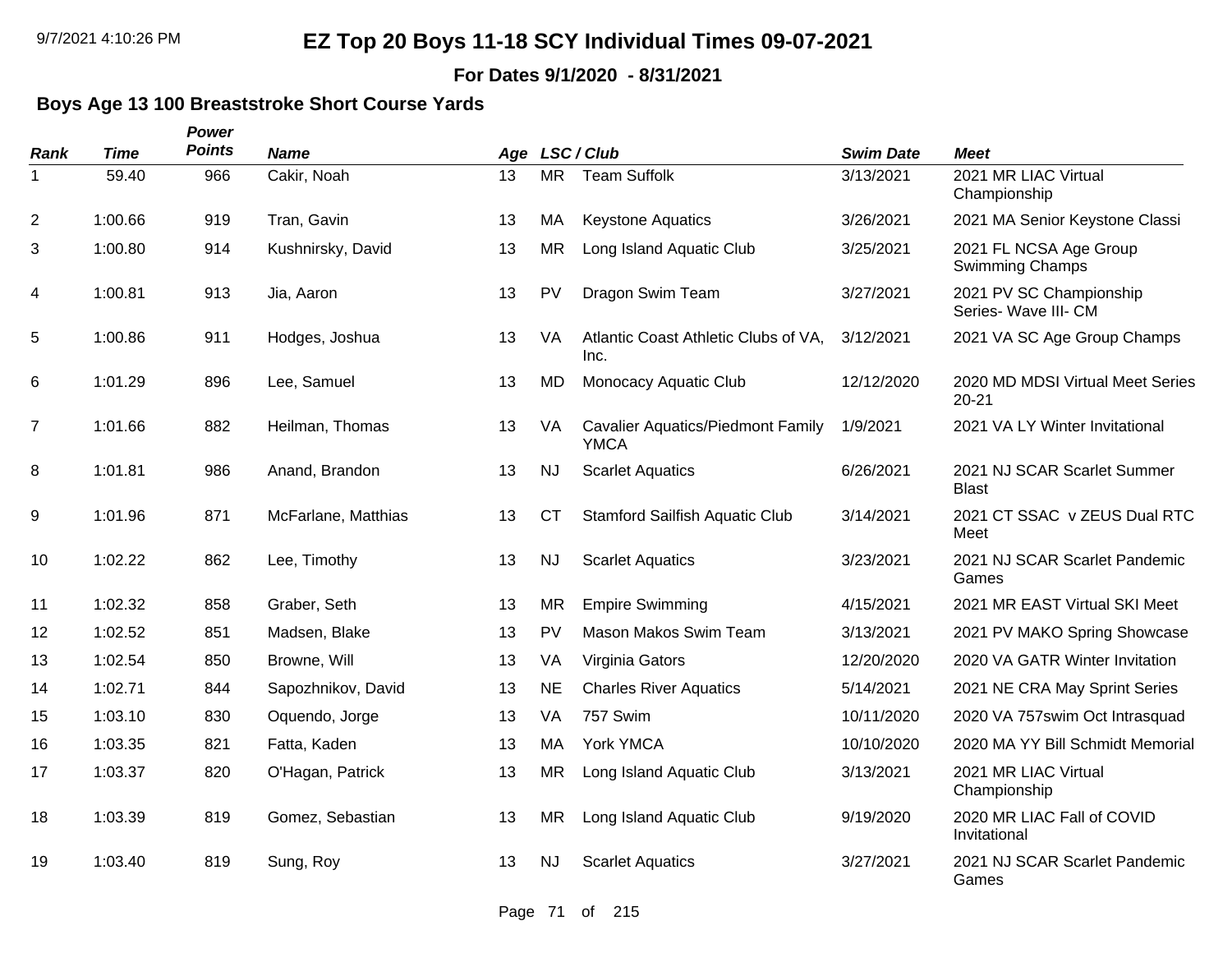# EZ Top 20 Boys 11-18 SCY Individual Times 09-07-2021

**For Dates 9/1/2020 - 8/31/2021**

## Boys Age 13 100 Breaststroke Short Course Yards

| Rank | Time | Power Points | Name | Age | LSC / Club | | Swim Date | Meet |
|---|---|---|---|---|---|---|---|---|
| 1 | 59.40 | 966 | Cakir, Noah | 13 | MR | Team Suffolk | 3/13/2021 | 2021 MR LIAC Virtual Championship |
| 2 | 1:00.66 | 919 | Tran, Gavin | 13 | MA | Keystone Aquatics | 3/26/2021 | 2021 MA Senior Keystone Classi |
| 3 | 1:00.80 | 914 | Kushnirsky, David | 13 | MR | Long Island Aquatic Club | 3/25/2021 | 2021 FL NCSA Age Group Swimming Champs |
| 4 | 1:00.81 | 913 | Jia, Aaron | 13 | PV | Dragon Swim Team | 3/27/2021 | 2021 PV SC Championship Series- Wave III- CM |
| 5 | 1:00.86 | 911 | Hodges, Joshua | 13 | VA | Atlantic Coast Athletic Clubs of VA, Inc. | 3/12/2021 | 2021 VA SC Age Group Champs |
| 6 | 1:01.29 | 896 | Lee, Samuel | 13 | MD | Monocacy Aquatic Club | 12/12/2020 | 2020 MD MDSI Virtual Meet Series 20-21 |
| 7 | 1:01.66 | 882 | Heilman, Thomas | 13 | VA | Cavalier Aquatics/Piedmont Family YMCA | 1/9/2021 | 2021 VA LY Winter Invitational |
| 8 | 1:01.81 | 986 | Anand, Brandon | 13 | NJ | Scarlet Aquatics | 6/26/2021 | 2021 NJ SCAR Scarlet Summer Blast |
| 9 | 1:01.96 | 871 | McFarlane, Matthias | 13 | CT | Stamford Sailfish Aquatic Club | 3/14/2021 | 2021 CT SSAC v ZEUS Dual RTC Meet |
| 10 | 1:02.22 | 862 | Lee, Timothy | 13 | NJ | Scarlet Aquatics | 3/23/2021 | 2021 NJ SCAR Scarlet Pandemic Games |
| 11 | 1:02.32 | 858 | Graber, Seth | 13 | MR | Empire Swimming | 4/15/2021 | 2021 MR EAST Virtual SKI Meet |
| 12 | 1:02.52 | 851 | Madsen, Blake | 13 | PV | Mason Makos Swim Team | 3/13/2021 | 2021 PV MAKO Spring Showcase |
| 13 | 1:02.54 | 850 | Browne, Will | 13 | VA | Virginia Gators | 12/20/2020 | 2020 VA GATR Winter Invitation |
| 14 | 1:02.71 | 844 | Sapozhnikov, David | 13 | NE | Charles River Aquatics | 5/14/2021 | 2021 NE CRA May Sprint Series |
| 15 | 1:03.10 | 830 | Oquendo, Jorge | 13 | VA | 757 Swim | 10/11/2020 | 2020 VA 757swim Oct Intrasquad |
| 16 | 1:03.35 | 821 | Fatta, Kaden | 13 | MA | York YMCA | 10/10/2020 | 2020 MA YY Bill Schmidt Memorial |
| 17 | 1:03.37 | 820 | O'Hagan, Patrick | 13 | MR | Long Island Aquatic Club | 3/13/2021 | 2021 MR LIAC Virtual Championship |
| 18 | 1:03.39 | 819 | Gomez, Sebastian | 13 | MR | Long Island Aquatic Club | 9/19/2020 | 2020 MR LIAC Fall of COVID Invitational |
| 19 | 1:03.40 | 819 | Sung, Roy | 13 | NJ | Scarlet Aquatics | 3/27/2021 | 2021 NJ SCAR Scarlet Pandemic Games |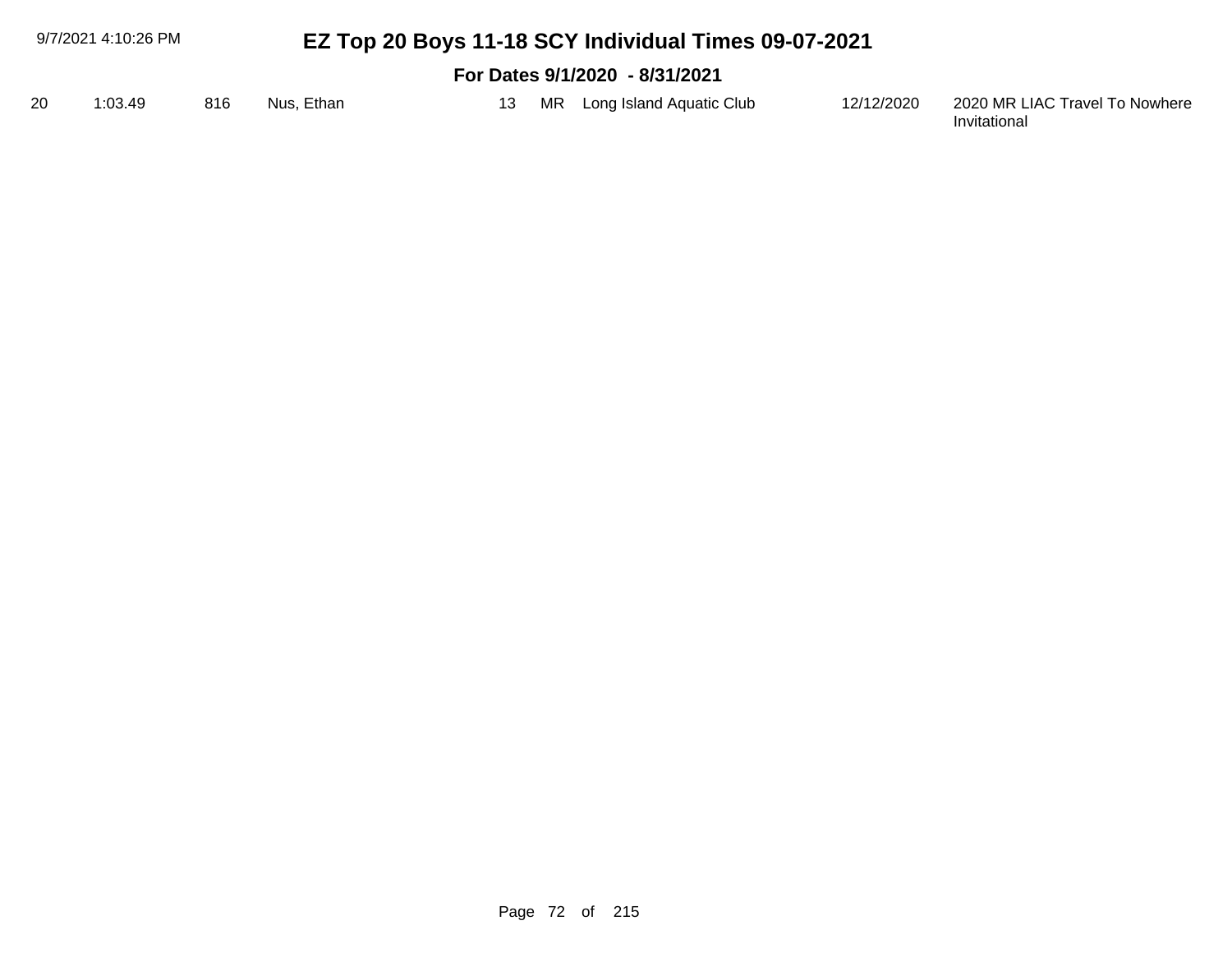# EZ Top 20 Boys 11-18 SCY Individual Times 09-07-2021

## For Dates 9/1/2020 - 8/31/2021

| | | | | | | | | |
|---|---|---|---|---|---|---|---|---|
| 20 | 1:03.49 | 816 | Nus, Ethan | 13 | MR | Long Island Aquatic Club | 12/12/2020 | 2020 MR LIAC Travel To Nowhere Invitational |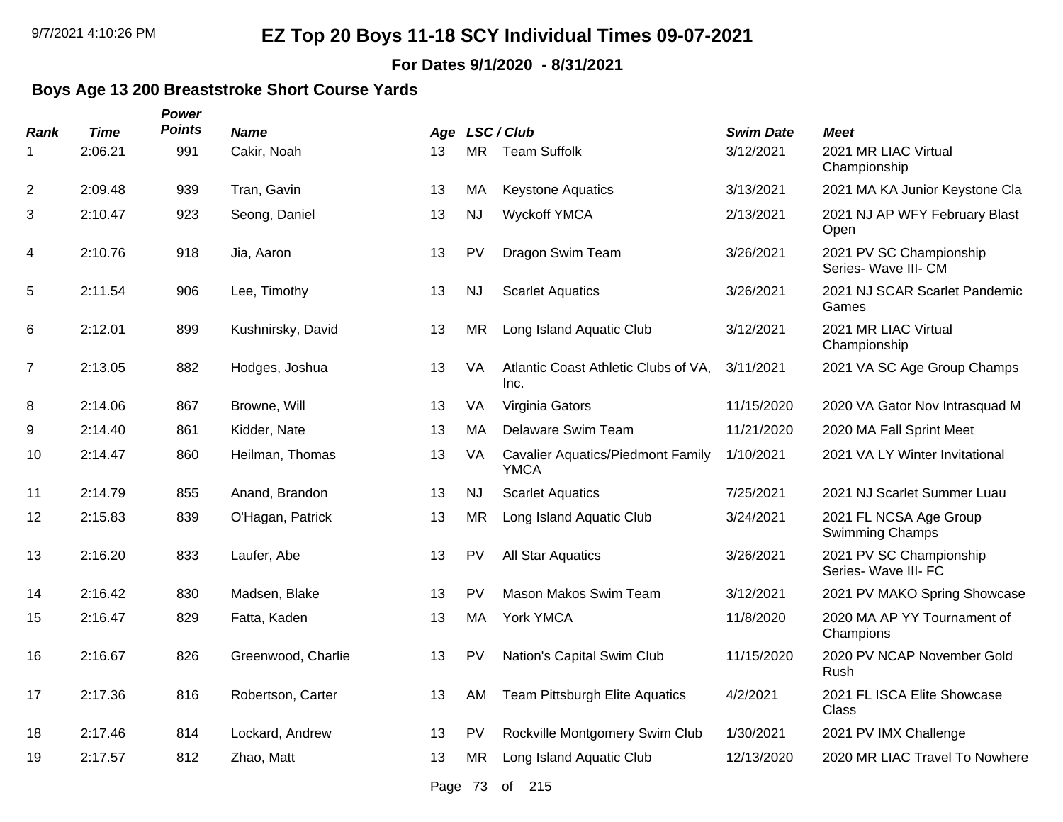# EZ Top 20 Boys 11-18 SCY Individual Times 09-07-2021

**For Dates 9/1/2020 - 8/31/2021**

## Boys Age 13 200 Breaststroke Short Course Yards

| Rank | Time | Power Points | Name | Age | LSC | Club | Swim Date | Meet |
|---|---|---|---|---|---|---|---|---|
| 1 | 2:06.21 | 991 | Cakir, Noah | 13 | MR | Team Suffolk | 3/12/2021 | 2021 MR LIAC Virtual Championship |
| 2 | 2:09.48 | 939 | Tran, Gavin | 13 | MA | Keystone Aquatics | 3/13/2021 | 2021 MA KA Junior Keystone Cla |
| 3 | 2:10.47 | 923 | Seong, Daniel | 13 | NJ | Wyckoff YMCA | 2/13/2021 | 2021 NJ AP WFY February Blast Open |
| 4 | 2:10.76 | 918 | Jia, Aaron | 13 | PV | Dragon Swim Team | 3/26/2021 | 2021 PV SC Championship Series- Wave III- CM |
| 5 | 2:11.54 | 906 | Lee, Timothy | 13 | NJ | Scarlet Aquatics | 3/26/2021 | 2021 NJ SCAR Scarlet Pandemic Games |
| 6 | 2:12.01 | 899 | Kushnirsky, David | 13 | MR | Long Island Aquatic Club | 3/12/2021 | 2021 MR LIAC Virtual Championship |
| 7 | 2:13.05 | 882 | Hodges, Joshua | 13 | VA | Atlantic Coast Athletic Clubs of VA, Inc. | 3/11/2021 | 2021 VA SC Age Group Champs |
| 8 | 2:14.06 | 867 | Browne, Will | 13 | VA | Virginia Gators | 11/15/2020 | 2020 VA Gator Nov Intrasquad M |
| 9 | 2:14.40 | 861 | Kidder, Nate | 13 | MA | Delaware Swim Team | 11/21/2020 | 2020 MA Fall Sprint Meet |
| 10 | 2:14.47 | 860 | Heilman, Thomas | 13 | VA | Cavalier Aquatics/Piedmont Family YMCA | 1/10/2021 | 2021 VA LY Winter Invitational |
| 11 | 2:14.79 | 855 | Anand, Brandon | 13 | NJ | Scarlet Aquatics | 7/25/2021 | 2021 NJ Scarlet Summer Luau |
| 12 | 2:15.83 | 839 | O'Hagan, Patrick | 13 | MR | Long Island Aquatic Club | 3/24/2021 | 2021 FL NCSA Age Group Swimming Champs |
| 13 | 2:16.20 | 833 | Laufer, Abe | 13 | PV | All Star Aquatics | 3/26/2021 | 2021 PV SC Championship Series- Wave III- FC |
| 14 | 2:16.42 | 830 | Madsen, Blake | 13 | PV | Mason Makos Swim Team | 3/12/2021 | 2021 PV MAKO Spring Showcase |
| 15 | 2:16.47 | 829 | Fatta, Kaden | 13 | MA | York YMCA | 11/8/2020 | 2020 MA AP YY Tournament of Champions |
| 16 | 2:16.67 | 826 | Greenwood, Charlie | 13 | PV | Nation's Capital Swim Club | 11/15/2020 | 2020 PV NCAP November Gold Rush |
| 17 | 2:17.36 | 816 | Robertson, Carter | 13 | AM | Team Pittsburgh Elite Aquatics | 4/2/2021 | 2021 FL ISCA Elite Showcase Class |
| 18 | 2:17.46 | 814 | Lockard, Andrew | 13 | PV | Rockville Montgomery Swim Club | 1/30/2021 | 2021 PV IMX Challenge |
| 19 | 2:17.57 | 812 | Zhao, Matt | 13 | MR | Long Island Aquatic Club | 12/13/2020 | 2020 MR LIAC Travel To Nowhere |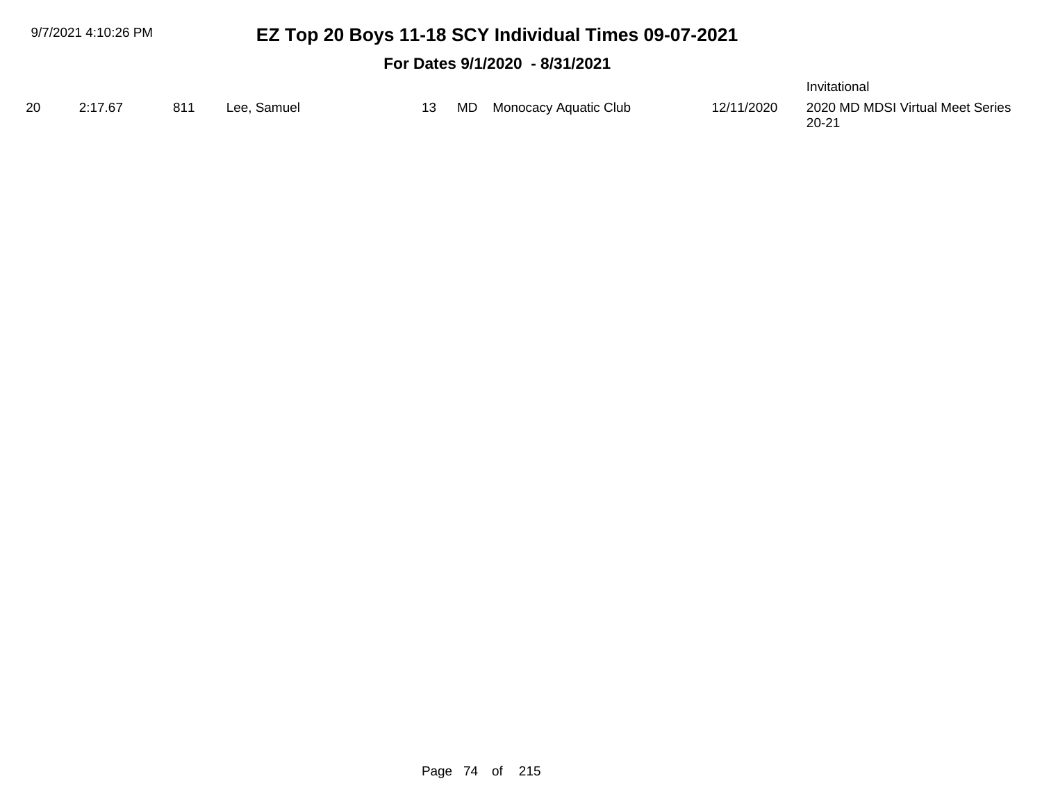# EZ Top 20 Boys 11-18 SCY Individual Times 09-07-2021

## For Dates 9/1/2020 - 8/31/2021

| | | | | | | | | |
|---|---|---|---|---|---|---|---|---|
| | | | | | | | | Invitational |
| 20 | 2:17.67 | 811 | Lee, Samuel | 13 | MD | Monocacy Aquatic Club | 12/11/2020 | 2020 MD MDSI Virtual Meet Series 20-21 |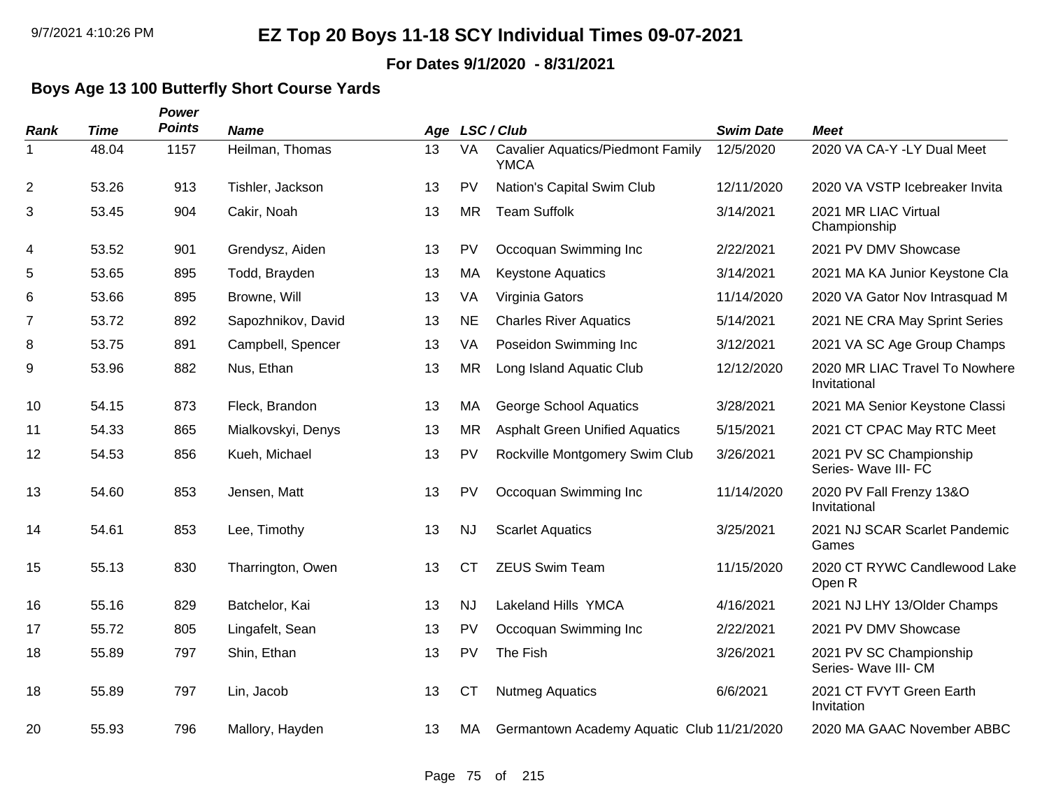# EZ Top 20 Boys 11-18 SCY Individual Times 09-07-2021

**For Dates 9/1/2020 - 8/31/2021**

## Boys Age 13 100 Butterfly Short Course Yards

| Rank | Time | Power Points | Name | Age | LSC / Club | | Swim Date | Meet |
|---|---|---|---|---|---|---|---|---|
| 1 | 48.04 | 1157 | Heilman, Thomas | 13 | VA | Cavalier Aquatics/Piedmont Family YMCA | 12/5/2020 | 2020 VA CA-Y -LY Dual Meet |
| 2 | 53.26 | 913 | Tishler, Jackson | 13 | PV | Nation's Capital Swim Club | 12/11/2020 | 2020 VA VSTP Icebreaker Invita |
| 3 | 53.45 | 904 | Cakir, Noah | 13 | MR | Team Suffolk | 3/14/2021 | 2021 MR LIAC Virtual Championship |
| 4 | 53.52 | 901 | Grendysz, Aiden | 13 | PV | Occoquan Swimming Inc | 2/22/2021 | 2021 PV DMV Showcase |
| 5 | 53.65 | 895 | Todd, Brayden | 13 | MA | Keystone Aquatics | 3/14/2021 | 2021 MA KA Junior Keystone Cla |
| 6 | 53.66 | 895 | Browne, Will | 13 | VA | Virginia Gators | 11/14/2020 | 2020 VA Gator Nov Intrasquad M |
| 7 | 53.72 | 892 | Sapozhnikov, David | 13 | NE | Charles River Aquatics | 5/14/2021 | 2021 NE CRA May Sprint Series |
| 8 | 53.75 | 891 | Campbell, Spencer | 13 | VA | Poseidon Swimming Inc | 3/12/2021 | 2021 VA SC Age Group Champs |
| 9 | 53.96 | 882 | Nus, Ethan | 13 | MR | Long Island Aquatic Club | 12/12/2020 | 2020 MR LIAC Travel To Nowhere Invitational |
| 10 | 54.15 | 873 | Fleck, Brandon | 13 | MA | George School Aquatics | 3/28/2021 | 2021 MA Senior Keystone Classi |
| 11 | 54.33 | 865 | Mialkovskyi, Denys | 13 | MR | Asphalt Green Unified Aquatics | 5/15/2021 | 2021 CT CPAC May RTC Meet |
| 12 | 54.53 | 856 | Kueh, Michael | 13 | PV | Rockville Montgomery Swim Club | 3/26/2021 | 2021 PV SC Championship Series- Wave III- FC |
| 13 | 54.60 | 853 | Jensen, Matt | 13 | PV | Occoquan Swimming Inc | 11/14/2020 | 2020 PV Fall Frenzy 13&O Invitational |
| 14 | 54.61 | 853 | Lee, Timothy | 13 | NJ | Scarlet Aquatics | 3/25/2021 | 2021 NJ SCAR Scarlet Pandemic Games |
| 15 | 55.13 | 830 | Tharrington, Owen | 13 | CT | ZEUS Swim Team | 11/15/2020 | 2020 CT RYWC Candlewood Lake Open R |
| 16 | 55.16 | 829 | Batchelor, Kai | 13 | NJ | Lakeland Hills YMCA | 4/16/2021 | 2021 NJ LHY 13/Older Champs |
| 17 | 55.72 | 805 | Lingafelt, Sean | 13 | PV | Occoquan Swimming Inc | 2/22/2021 | 2021 PV DMV Showcase |
| 18 | 55.89 | 797 | Shin, Ethan | 13 | PV | The Fish | 3/26/2021 | 2021 PV SC Championship Series- Wave III- CM |
| 18 | 55.89 | 797 | Lin, Jacob | 13 | CT | Nutmeg Aquatics | 6/6/2021 | 2021 CT FVYT Green Earth Invitation |
| 20 | 55.93 | 796 | Mallory, Hayden | 13 | MA | Germantown Academy Aquatic Club | 11/21/2020 | 2020 MA GAAC November ABBC |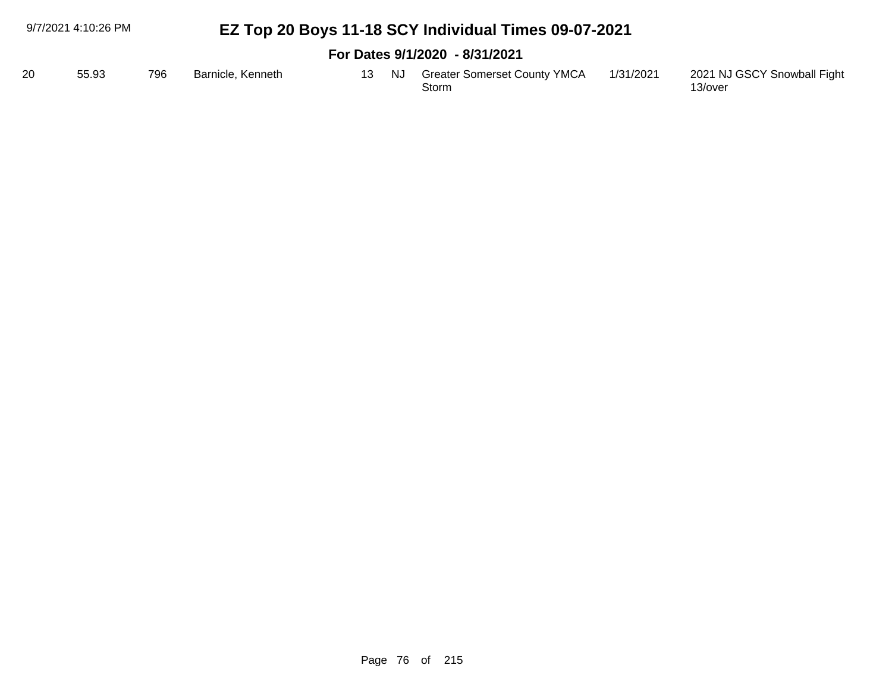| | | | | | | | | |
|---|---|---|---|---|---|---|---|---|
| 20 | 55.93 | 796 | Barnicle, Kenneth | 13 | NJ | Greater Somerset County YMCA Storm | 1/31/2021 | 2021 NJ GSCY Snowball Fight 13/over |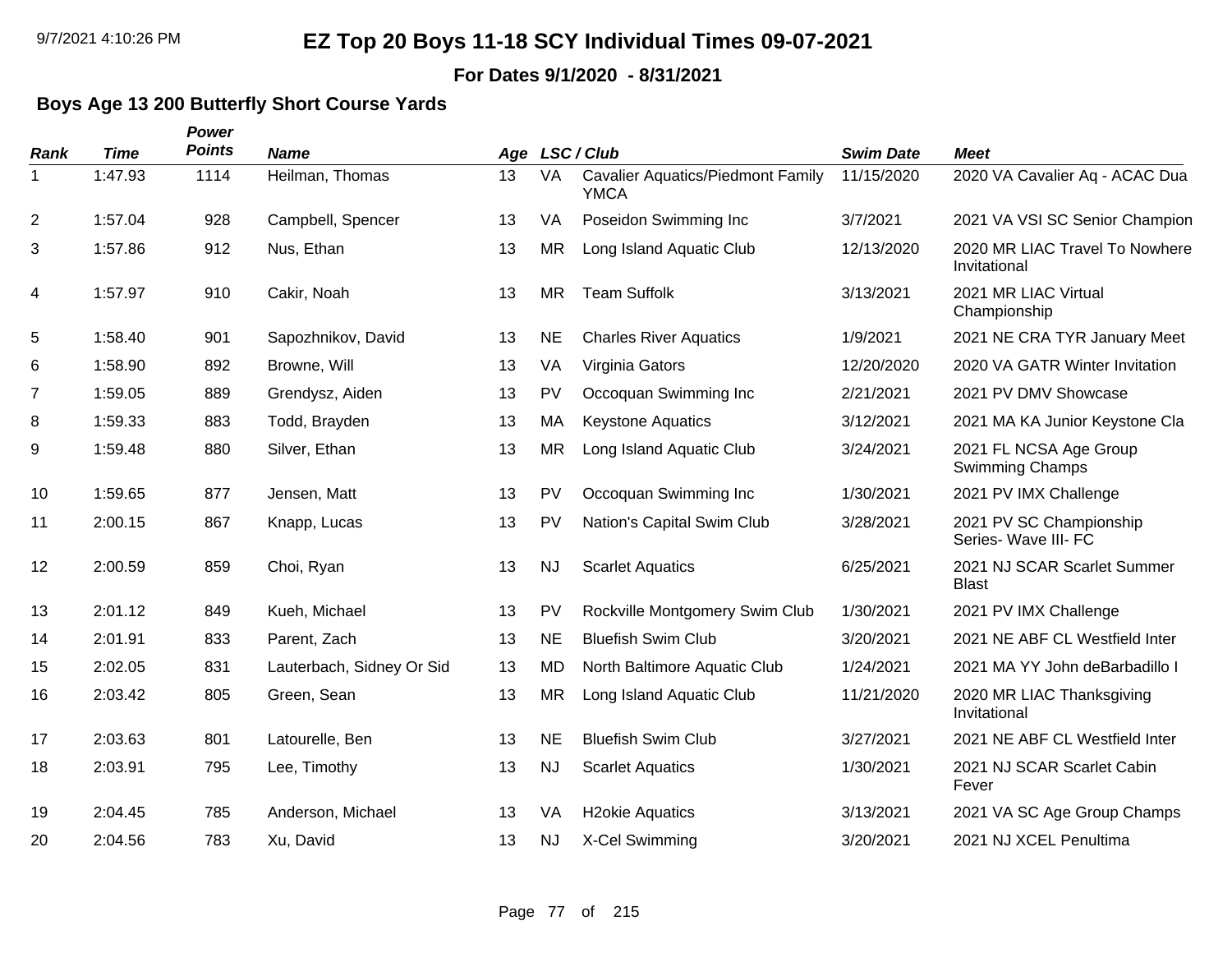# EZ Top 20 Boys 11-18 SCY Individual Times 09-07-2021

**For Dates 9/1/2020 - 8/31/2021**

## Boys Age 13 200 Butterfly Short Course Yards

| Rank | Time | Power Points | Name | Age | LSC | Club | Swim Date | Meet |
|---|---|---|---|---|---|---|---|---|
| 1 | 1:47.93 | 1114 | Heilman, Thomas | 13 | VA | Cavalier Aquatics/Piedmont Family YMCA | 11/15/2020 | 2020 VA Cavalier Aq - ACAC Dua |
| 2 | 1:57.04 | 928 | Campbell, Spencer | 13 | VA | Poseidon Swimming Inc | 3/7/2021 | 2021 VA VSI SC Senior Champion |
| 3 | 1:57.86 | 912 | Nus, Ethan | 13 | MR | Long Island Aquatic Club | 12/13/2020 | 2020 MR LIAC Travel To Nowhere Invitational |
| 4 | 1:57.97 | 910 | Cakir, Noah | 13 | MR | Team Suffolk | 3/13/2021 | 2021 MR LIAC Virtual Championship |
| 5 | 1:58.40 | 901 | Sapozhnikov, David | 13 | NE | Charles River Aquatics | 1/9/2021 | 2021 NE CRA TYR January Meet |
| 6 | 1:58.90 | 892 | Browne, Will | 13 | VA | Virginia Gators | 12/20/2020 | 2020 VA GATR Winter Invitation |
| 7 | 1:59.05 | 889 | Grendysz, Aiden | 13 | PV | Occoquan Swimming Inc | 2/21/2021 | 2021 PV DMV Showcase |
| 8 | 1:59.33 | 883 | Todd, Brayden | 13 | MA | Keystone Aquatics | 3/12/2021 | 2021 MA KA Junior Keystone Cla |
| 9 | 1:59.48 | 880 | Silver, Ethan | 13 | MR | Long Island Aquatic Club | 3/24/2021 | 2021 FL NCSA Age Group Swimming Champs |
| 10 | 1:59.65 | 877 | Jensen, Matt | 13 | PV | Occoquan Swimming Inc | 1/30/2021 | 2021 PV IMX Challenge |
| 11 | 2:00.15 | 867 | Knapp, Lucas | 13 | PV | Nation's Capital Swim Club | 3/28/2021 | 2021 PV SC Championship Series- Wave III- FC |
| 12 | 2:00.59 | 859 | Choi, Ryan | 13 | NJ | Scarlet Aquatics | 6/25/2021 | 2021 NJ SCAR Scarlet Summer Blast |
| 13 | 2:01.12 | 849 | Kueh, Michael | 13 | PV | Rockville Montgomery Swim Club | 1/30/2021 | 2021 PV IMX Challenge |
| 14 | 2:01.91 | 833 | Parent, Zach | 13 | NE | Bluefish Swim Club | 3/20/2021 | 2021 NE ABF CL Westfield Inter |
| 15 | 2:02.05 | 831 | Lauterbach, Sidney Or Sid | 13 | MD | North Baltimore Aquatic Club | 1/24/2021 | 2021 MA YY John deBarbadillo I |
| 16 | 2:03.42 | 805 | Green, Sean | 13 | MR | Long Island Aquatic Club | 11/21/2020 | 2020 MR LIAC Thanksgiving Invitational |
| 17 | 2:03.63 | 801 | Latourelle, Ben | 13 | NE | Bluefish Swim Club | 3/27/2021 | 2021 NE ABF CL Westfield Inter |
| 18 | 2:03.91 | 795 | Lee, Timothy | 13 | NJ | Scarlet Aquatics | 1/30/2021 | 2021 NJ SCAR Scarlet Cabin Fever |
| 19 | 2:04.45 | 785 | Anderson, Michael | 13 | VA | H2okie Aquatics | 3/13/2021 | 2021 VA SC Age Group Champs |
| 20 | 2:04.56 | 783 | Xu, David | 13 | NJ | X-Cel Swimming | 3/20/2021 | 2021 NJ XCEL Penultima |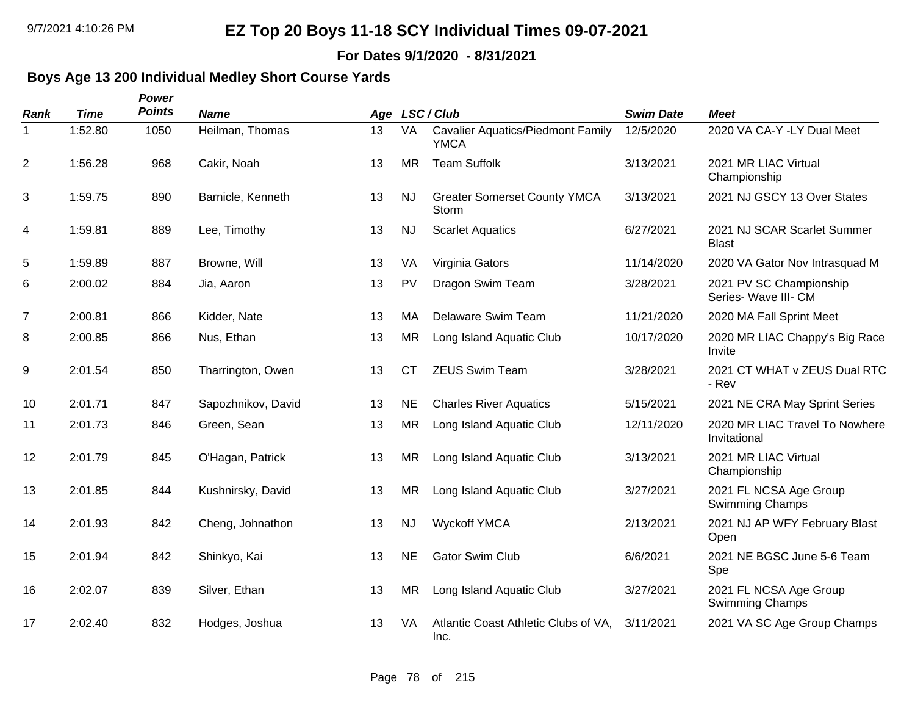# EZ Top 20 Boys 11-18 SCY Individual Times 09-07-2021

**For Dates 9/1/2020 - 8/31/2021**

## Boys Age 13 200 Individual Medley Short Course Yards

| Rank | Time | Power Points | Name | Age | LSC / Club | | Swim Date | Meet |
|---|---|---|---|---|---|---|---|---|
| 1 | 1:52.80 | 1050 | Heilman, Thomas | 13 | VA | Cavalier Aquatics/Piedmont Family YMCA | 12/5/2020 | 2020 VA CA-Y -LY Dual Meet |
| 2 | 1:56.28 | 968 | Cakir, Noah | 13 | MR | Team Suffolk | 3/13/2021 | 2021 MR LIAC Virtual Championship |
| 3 | 1:59.75 | 890 | Barnicle, Kenneth | 13 | NJ | Greater Somerset County YMCA Storm | 3/13/2021 | 2021 NJ GSCY 13 Over States |
| 4 | 1:59.81 | 889 | Lee, Timothy | 13 | NJ | Scarlet Aquatics | 6/27/2021 | 2021 NJ SCAR Scarlet Summer Blast |
| 5 | 1:59.89 | 887 | Browne, Will | 13 | VA | Virginia Gators | 11/14/2020 | 2020 VA Gator Nov Intrasquad M |
| 6 | 2:00.02 | 884 | Jia, Aaron | 13 | PV | Dragon Swim Team | 3/28/2021 | 2021 PV SC Championship Series- Wave III- CM |
| 7 | 2:00.81 | 866 | Kidder, Nate | 13 | MA | Delaware Swim Team | 11/21/2020 | 2020 MA Fall Sprint Meet |
| 8 | 2:00.85 | 866 | Nus, Ethan | 13 | MR | Long Island Aquatic Club | 10/17/2020 | 2020 MR LIAC Chappy's Big Race Invite |
| 9 | 2:01.54 | 850 | Tharrington, Owen | 13 | CT | ZEUS Swim Team | 3/28/2021 | 2021 CT WHAT v ZEUS Dual RTC - Rev |
| 10 | 2:01.71 | 847 | Sapozhnikov, David | 13 | NE | Charles River Aquatics | 5/15/2021 | 2021 NE CRA May Sprint Series |
| 11 | 2:01.73 | 846 | Green, Sean | 13 | MR | Long Island Aquatic Club | 12/11/2020 | 2020 MR LIAC Travel To Nowhere Invitational |
| 12 | 2:01.79 | 845 | O'Hagan, Patrick | 13 | MR | Long Island Aquatic Club | 3/13/2021 | 2021 MR LIAC Virtual Championship |
| 13 | 2:01.85 | 844 | Kushnirsky, David | 13 | MR | Long Island Aquatic Club | 3/27/2021 | 2021 FL NCSA Age Group Swimming Champs |
| 14 | 2:01.93 | 842 | Cheng, Johnathon | 13 | NJ | Wyckoff YMCA | 2/13/2021 | 2021 NJ AP WFY February Blast Open |
| 15 | 2:01.94 | 842 | Shinkyo, Kai | 13 | NE | Gator Swim Club | 6/6/2021 | 2021 NE BGSC June 5-6 Team Spe |
| 16 | 2:02.07 | 839 | Silver, Ethan | 13 | MR | Long Island Aquatic Club | 3/27/2021 | 2021 FL NCSA Age Group Swimming Champs |
| 17 | 2:02.40 | 832 | Hodges, Joshua | 13 | VA | Atlantic Coast Athletic Clubs of VA, Inc. | 3/11/2021 | 2021 VA SC Age Group Champs |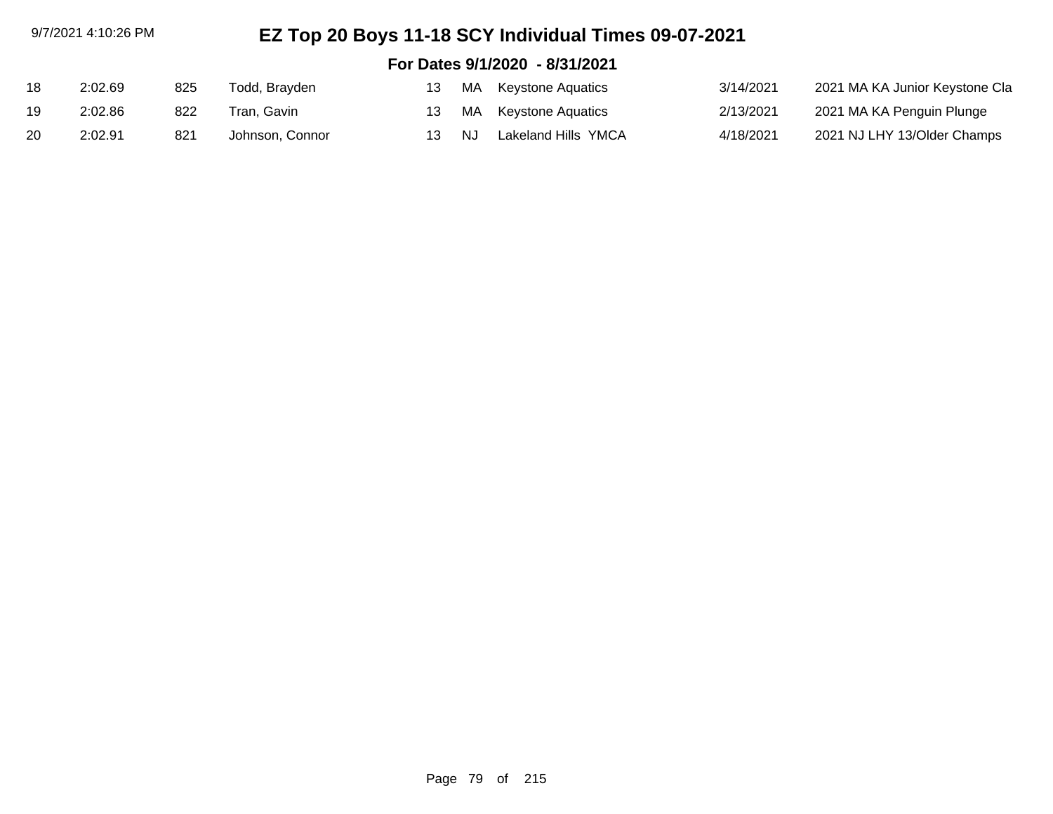# EZ Top 20 Boys 11-18 SCY Individual Times 09-07-2021

## For Dates 9/1/2020 - 8/31/2021

| | | | | | | | | |
|---|---|---|---|---|---|---|---|---|
| 18 | 2:02.69 | 825 | Todd, Brayden | 13 | MA | Keystone Aquatics | 3/14/2021 | 2021 MA KA Junior Keystone Cla |
| 19 | 2:02.86 | 822 | Tran, Gavin | 13 | MA | Keystone Aquatics | 2/13/2021 | 2021 MA KA Penguin Plunge |
| 20 | 2:02.91 | 821 | Johnson, Connor | 13 | NJ | Lakeland Hills YMCA | 4/18/2021 | 2021 NJ LHY 13/Older Champs |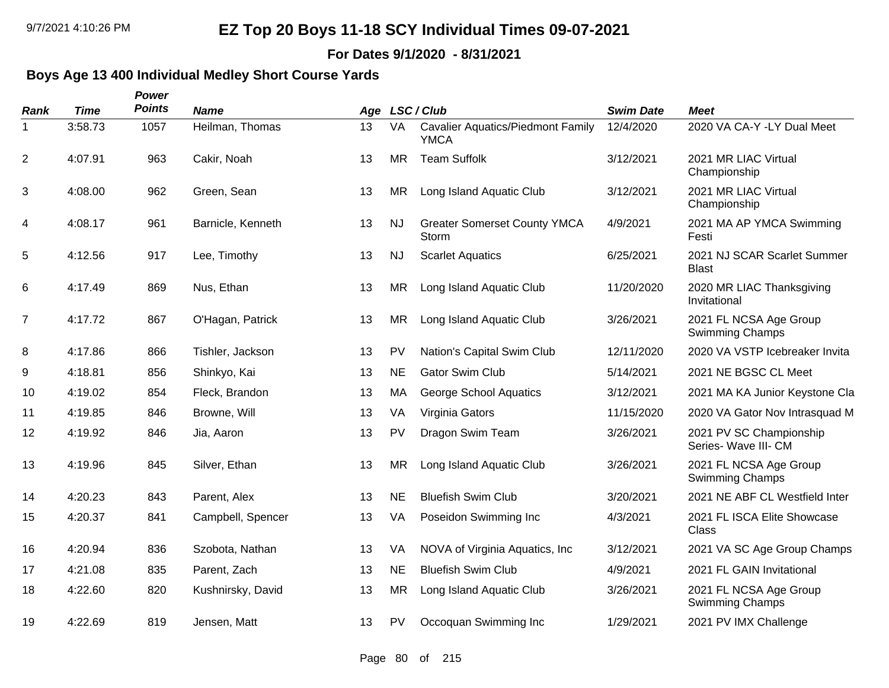# EZ Top 20 Boys 11-18 SCY Individual Times 09-07-2021

**For Dates 9/1/2020 - 8/31/2021**

## Boys Age 13 400 Individual Medley Short Course Yards

| Rank | Time | Power Points | Name | Age | LSC | Club | Swim Date | Meet |
|---|---|---|---|---|---|---|---|---|
| 1 | 3:58.73 | 1057 | Heilman, Thomas | 13 | VA | Cavalier Aquatics/Piedmont Family YMCA | 12/4/2020 | 2020 VA CA-Y -LY Dual Meet |
| 2 | 4:07.91 | 963 | Cakir, Noah | 13 | MR | Team Suffolk | 3/12/2021 | 2021 MR LIAC Virtual Championship |
| 3 | 4:08.00 | 962 | Green, Sean | 13 | MR | Long Island Aquatic Club | 3/12/2021 | 2021 MR LIAC Virtual Championship |
| 4 | 4:08.17 | 961 | Barnicle, Kenneth | 13 | NJ | Greater Somerset County YMCA Storm | 4/9/2021 | 2021 MA AP YMCA Swimming Festi |
| 5 | 4:12.56 | 917 | Lee, Timothy | 13 | NJ | Scarlet Aquatics | 6/25/2021 | 2021 NJ SCAR Scarlet Summer Blast |
| 6 | 4:17.49 | 869 | Nus, Ethan | 13 | MR | Long Island Aquatic Club | 11/20/2020 | 2020 MR LIAC Thanksgiving Invitational |
| 7 | 4:17.72 | 867 | O'Hagan, Patrick | 13 | MR | Long Island Aquatic Club | 3/26/2021 | 2021 FL NCSA Age Group Swimming Champs |
| 8 | 4:17.86 | 866 | Tishler, Jackson | 13 | PV | Nation's Capital Swim Club | 12/11/2020 | 2020 VA VSTP Icebreaker Invita |
| 9 | 4:18.81 | 856 | Shinkyo, Kai | 13 | NE | Gator Swim Club | 5/14/2021 | 2021 NE BGSC CL Meet |
| 10 | 4:19.02 | 854 | Fleck, Brandon | 13 | MA | George School Aquatics | 3/12/2021 | 2021 MA KA Junior Keystone Cla |
| 11 | 4:19.85 | 846 | Browne, Will | 13 | VA | Virginia Gators | 11/15/2020 | 2020 VA Gator Nov Intrasquad M |
| 12 | 4:19.92 | 846 | Jia, Aaron | 13 | PV | Dragon Swim Team | 3/26/2021 | 2021 PV SC Championship Series- Wave III- CM |
| 13 | 4:19.96 | 845 | Silver, Ethan | 13 | MR | Long Island Aquatic Club | 3/26/2021 | 2021 FL NCSA Age Group Swimming Champs |
| 14 | 4:20.23 | 843 | Parent, Alex | 13 | NE | Bluefish Swim Club | 3/20/2021 | 2021 NE ABF CL Westfield Inter |
| 15 | 4:20.37 | 841 | Campbell, Spencer | 13 | VA | Poseidon Swimming Inc | 4/3/2021 | 2021 FL ISCA Elite Showcase Class |
| 16 | 4:20.94 | 836 | Szobota, Nathan | 13 | VA | NOVA of Virginia Aquatics, Inc | 3/12/2021 | 2021 VA SC Age Group Champs |
| 17 | 4:21.08 | 835 | Parent, Zach | 13 | NE | Bluefish Swim Club | 4/9/2021 | 2021 FL GAIN Invitational |
| 18 | 4:22.60 | 820 | Kushnirsky, David | 13 | MR | Long Island Aquatic Club | 3/26/2021 | 2021 FL NCSA Age Group Swimming Champs |
| 19 | 4:22.69 | 819 | Jensen, Matt | 13 | PV | Occoquan Swimming Inc | 1/29/2021 | 2021 PV IMX Challenge |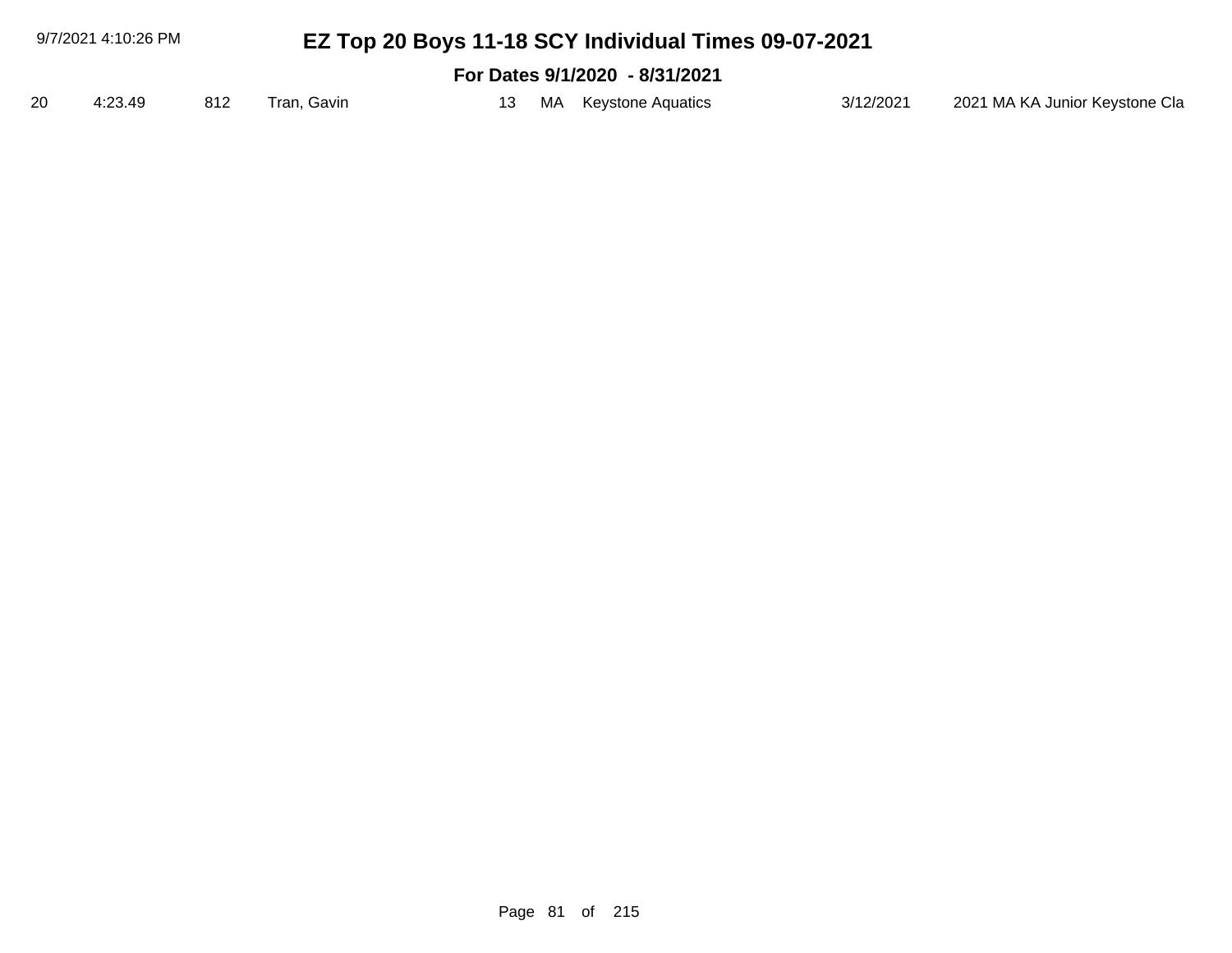| 20 | 4:23.49 | 812 | Tran, Gavin | 13 | MA | Keystone Aquatics | 3/12/2021 | 2021 MA KA Junior Keystone Cla |
|---|---|---|---|---|---|---|---|---|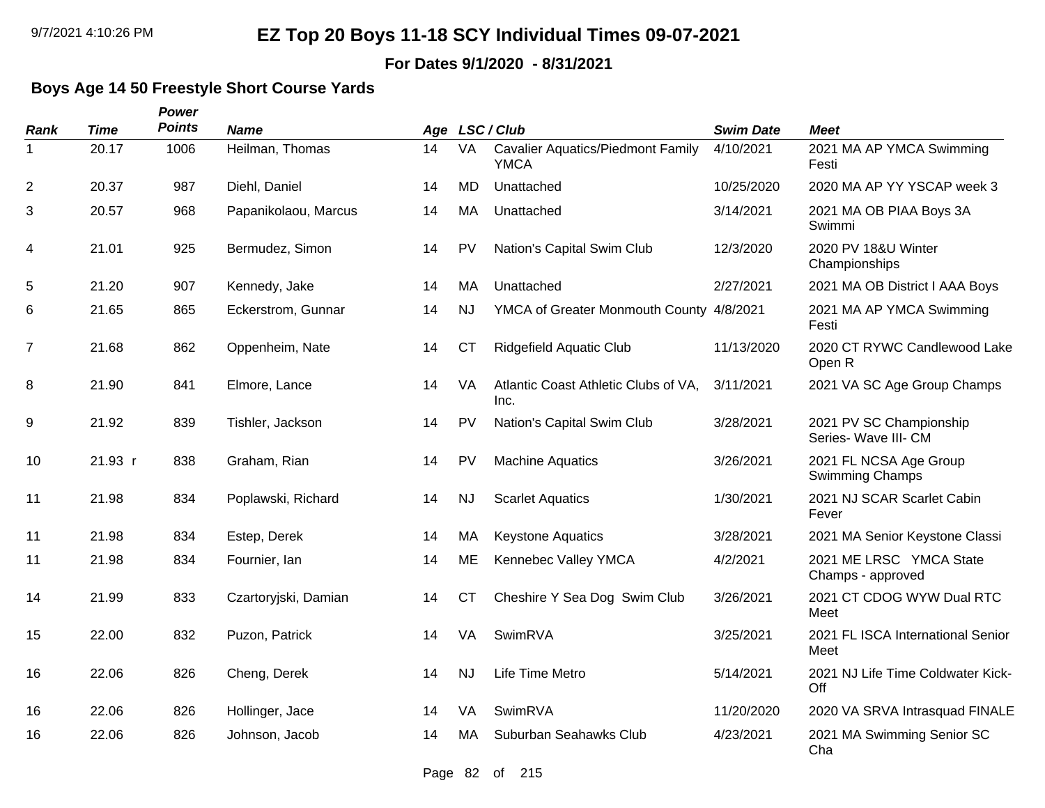# EZ Top 20 Boys 11-18 SCY Individual Times 09-07-2021

**For Dates 9/1/2020 - 8/31/2021**

## Boys Age 14 50 Freestyle Short Course Yards

| Rank | Time | Power Points | Name | Age | LSC / Club | | Swim Date | Meet |
|---|---|---|---|---|---|---|---|---|
| 1 | 20.17 | 1006 | Heilman, Thomas | 14 | VA | Cavalier Aquatics/Piedmont Family YMCA | 4/10/2021 | 2021 MA AP YMCA Swimming Festi |
| 2 | 20.37 | 987 | Diehl, Daniel | 14 | MD | Unattached | 10/25/2020 | 2020 MA AP YY YSCAP week 3 |
| 3 | 20.57 | 968 | Papanikolaou, Marcus | 14 | MA | Unattached | 3/14/2021 | 2021 MA OB PIAA Boys 3A Swimmi |
| 4 | 21.01 | 925 | Bermudez, Simon | 14 | PV | Nation's Capital Swim Club | 12/3/2020 | 2020 PV 18&U Winter Championships |
| 5 | 21.20 | 907 | Kennedy, Jake | 14 | MA | Unattached | 2/27/2021 | 2021 MA OB District I AAA Boys |
| 6 | 21.65 | 865 | Eckerstrom, Gunnar | 14 | NJ | YMCA of Greater Monmouth County | 4/8/2021 | 2021 MA AP YMCA Swimming Festi |
| 7 | 21.68 | 862 | Oppenheim, Nate | 14 | CT | Ridgefield Aquatic Club | 11/13/2020 | 2020 CT RYWC Candlewood Lake Open R |
| 8 | 21.90 | 841 | Elmore, Lance | 14 | VA | Atlantic Coast Athletic Clubs of VA, Inc. | 3/11/2021 | 2021 VA SC Age Group Champs |
| 9 | 21.92 | 839 | Tishler, Jackson | 14 | PV | Nation's Capital Swim Club | 3/28/2021 | 2021 PV SC Championship Series- Wave III- CM |
| 10 | 21.93 r | 838 | Graham, Rian | 14 | PV | Machine Aquatics | 3/26/2021 | 2021 FL NCSA Age Group Swimming Champs |
| 11 | 21.98 | 834 | Poplawski, Richard | 14 | NJ | Scarlet Aquatics | 1/30/2021 | 2021 NJ SCAR Scarlet Cabin Fever |
| 11 | 21.98 | 834 | Estep, Derek | 14 | MA | Keystone Aquatics | 3/28/2021 | 2021 MA Senior Keystone Classi |
| 11 | 21.98 | 834 | Fournier, Ian | 14 | ME | Kennebec Valley YMCA | 4/2/2021 | 2021 ME LRSC YMCA State Champs - approved |
| 14 | 21.99 | 833 | Czartoryjski, Damian | 14 | CT | Cheshire Y Sea Dog Swim Club | 3/26/2021 | 2021 CT CDOG WYW Dual RTC Meet |
| 15 | 22.00 | 832 | Puzon, Patrick | 14 | VA | SwimRVA | 3/25/2021 | 2021 FL ISCA International Senior Meet |
| 16 | 22.06 | 826 | Cheng, Derek | 14 | NJ | Life Time Metro | 5/14/2021 | 2021 NJ Life Time Coldwater Kick-Off |
| 16 | 22.06 | 826 | Hollinger, Jace | 14 | VA | SwimRVA | 11/20/2020 | 2020 VA SRVA Intrasquad FINALE |
| 16 | 22.06 | 826 | Johnson, Jacob | 14 | MA | Suburban Seahawks Club | 4/23/2021 | 2021 MA Swimming Senior SC Cha |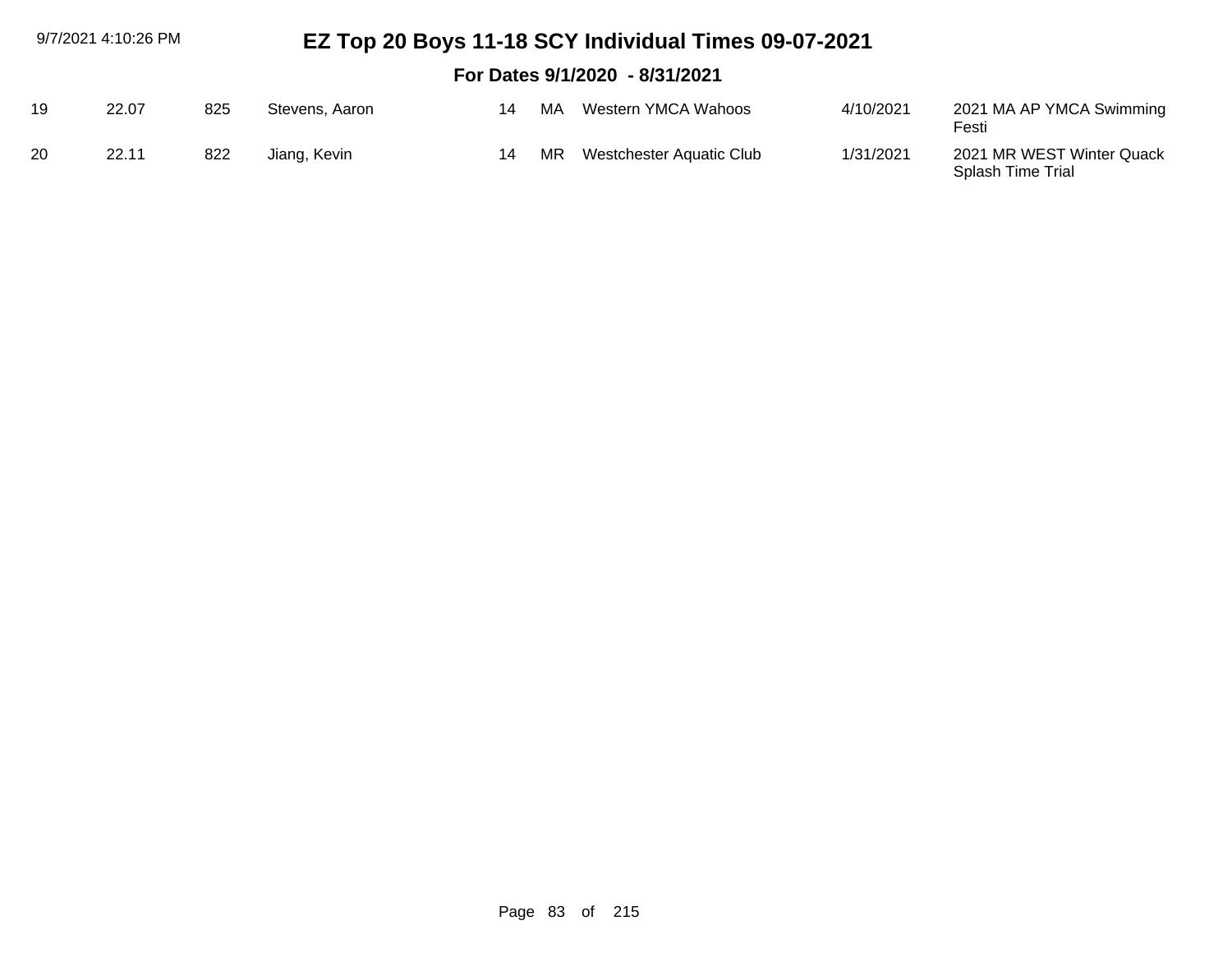# EZ Top 20 Boys 11-18 SCY Individual Times 09-07-2021

## For Dates 9/1/2020 - 8/31/2021

| | | | | | | | | |
|---|---|---|---|---|---|---|---|---|
| 19 | 22.07 | 825 | Stevens, Aaron | 14 | MA | Western YMCA Wahoos | 4/10/2021 | 2021 MA AP YMCA Swimming Festi |
| 20 | 22.11 | 822 | Jiang, Kevin | 14 | MR | Westchester Aquatic Club | 1/31/2021 | 2021 MR WEST Winter Quack Splash Time Trial |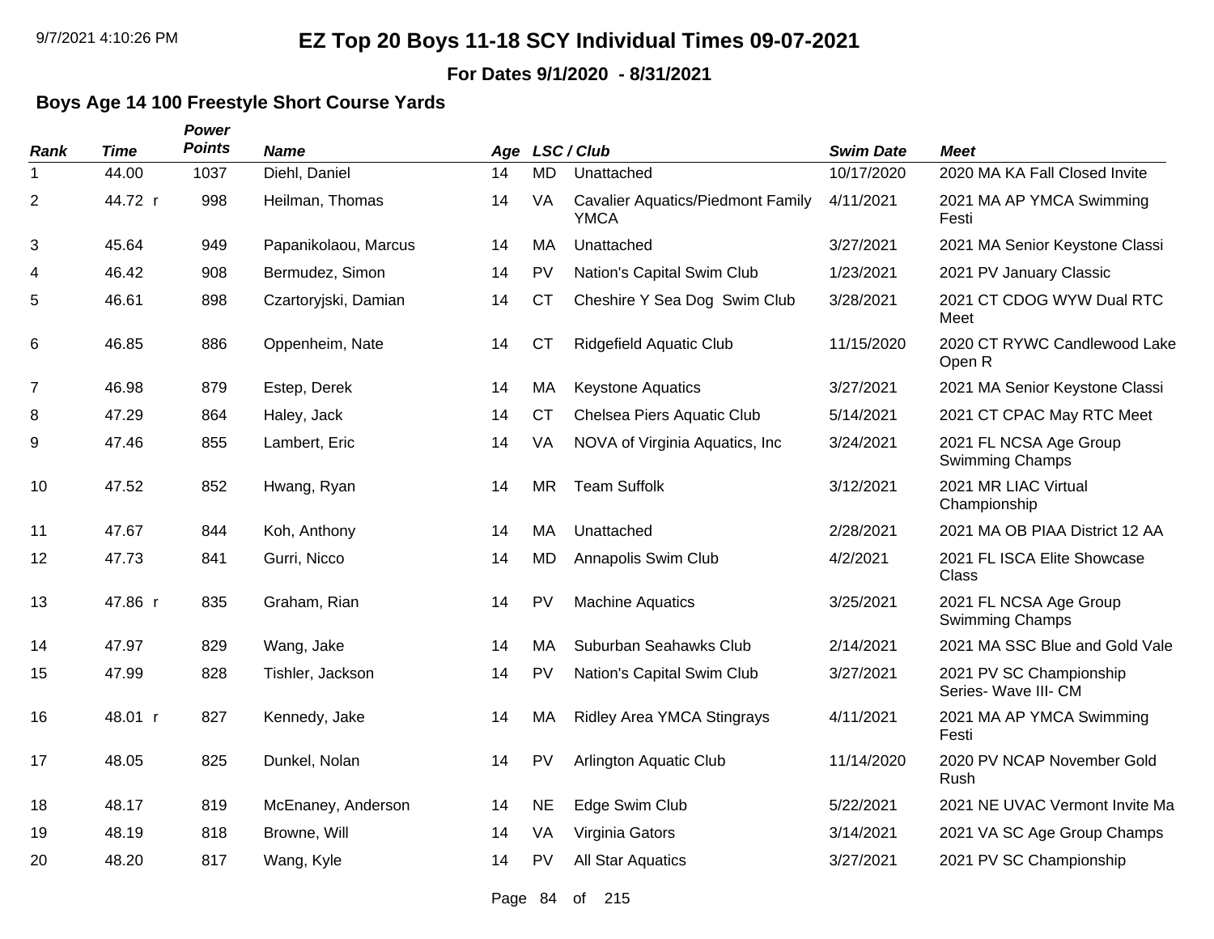# EZ Top 20 Boys 11-18 SCY Individual Times 09-07-2021

**For Dates 9/1/2020 - 8/31/2021**

### Boys Age 14 100 Freestyle Short Course Yards

| Rank | Time | Power Points | Name | Age | LSC / Club | | Swim Date | Meet |
|---|---|---|---|---|---|---|---|---|
| 1 | 44.00 | 1037 | Diehl, Daniel | 14 | MD | Unattached | 10/17/2020 | 2020 MA KA Fall Closed Invite |
| 2 | 44.72 r | 998 | Heilman, Thomas | 14 | VA | Cavalier Aquatics/Piedmont Family YMCA | 4/11/2021 | 2021 MA AP YMCA Swimming Festi |
| 3 | 45.64 | 949 | Papanikolaou, Marcus | 14 | MA | Unattached | 3/27/2021 | 2021 MA Senior Keystone Classi |
| 4 | 46.42 | 908 | Bermudez, Simon | 14 | PV | Nation's Capital Swim Club | 1/23/2021 | 2021 PV January Classic |
| 5 | 46.61 | 898 | Czartoryjski, Damian | 14 | CT | Cheshire Y Sea Dog Swim Club | 3/28/2021 | 2021 CT CDOG WYW Dual RTC Meet |
| 6 | 46.85 | 886 | Oppenheim, Nate | 14 | CT | Ridgefield Aquatic Club | 11/15/2020 | 2020 CT RYWC Candlewood Lake Open R |
| 7 | 46.98 | 879 | Estep, Derek | 14 | MA | Keystone Aquatics | 3/27/2021 | 2021 MA Senior Keystone Classi |
| 8 | 47.29 | 864 | Haley, Jack | 14 | CT | Chelsea Piers Aquatic Club | 5/14/2021 | 2021 CT CPAC May RTC Meet |
| 9 | 47.46 | 855 | Lambert, Eric | 14 | VA | NOVA of Virginia Aquatics, Inc | 3/24/2021 | 2021 FL NCSA Age Group Swimming Champs |
| 10 | 47.52 | 852 | Hwang, Ryan | 14 | MR | Team Suffolk | 3/12/2021 | 2021 MR LIAC Virtual Championship |
| 11 | 47.67 | 844 | Koh, Anthony | 14 | MA | Unattached | 2/28/2021 | 2021 MA OB PIAA District 12 AA |
| 12 | 47.73 | 841 | Gurri, Nicco | 14 | MD | Annapolis Swim Club | 4/2/2021 | 2021 FL ISCA Elite Showcase Class |
| 13 | 47.86 r | 835 | Graham, Rian | 14 | PV | Machine Aquatics | 3/25/2021 | 2021 FL NCSA Age Group Swimming Champs |
| 14 | 47.97 | 829 | Wang, Jake | 14 | MA | Suburban Seahawks Club | 2/14/2021 | 2021 MA SSC Blue and Gold Vale |
| 15 | 47.99 | 828 | Tishler, Jackson | 14 | PV | Nation's Capital Swim Club | 3/27/2021 | 2021 PV SC Championship Series- Wave III- CM |
| 16 | 48.01 r | 827 | Kennedy, Jake | 14 | MA | Ridley Area YMCA Stingrays | 4/11/2021 | 2021 MA AP YMCA Swimming Festi |
| 17 | 48.05 | 825 | Dunkel, Nolan | 14 | PV | Arlington Aquatic Club | 11/14/2020 | 2020 PV NCAP November Gold Rush |
| 18 | 48.17 | 819 | McEnaney, Anderson | 14 | NE | Edge Swim Club | 5/22/2021 | 2021 NE UVAC Vermont Invite Ma |
| 19 | 48.19 | 818 | Browne, Will | 14 | VA | Virginia Gators | 3/14/2021 | 2021 VA SC Age Group Champs |
| 20 | 48.20 | 817 | Wang, Kyle | 14 | PV | All Star Aquatics | 3/27/2021 | 2021 PV SC Championship |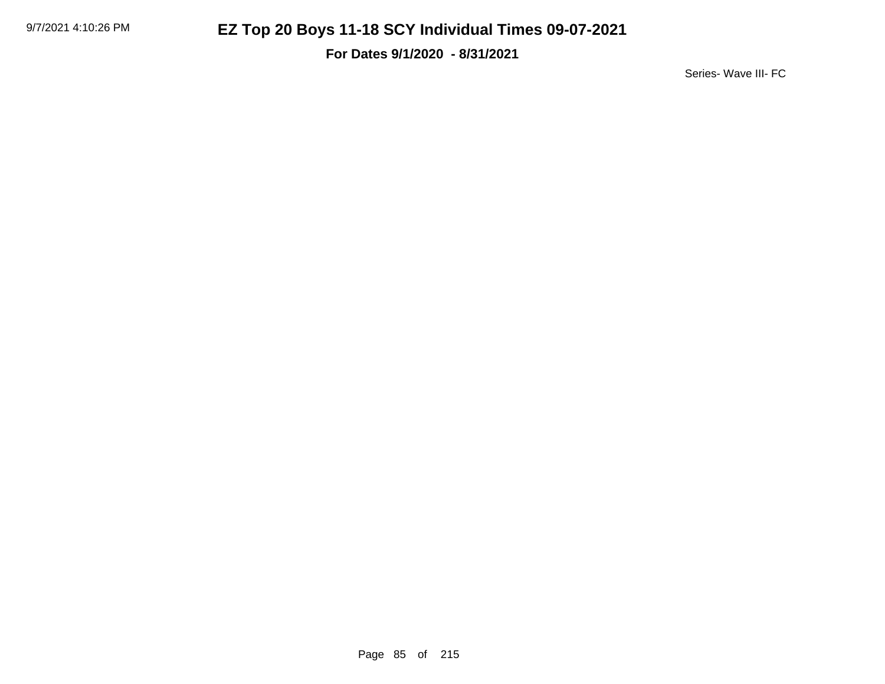# EZ Top 20 Boys 11-18 SCY Individual Times 09-07-2021

**For Dates 9/1/2020 - 8/31/2021**

Series- Wave III- FC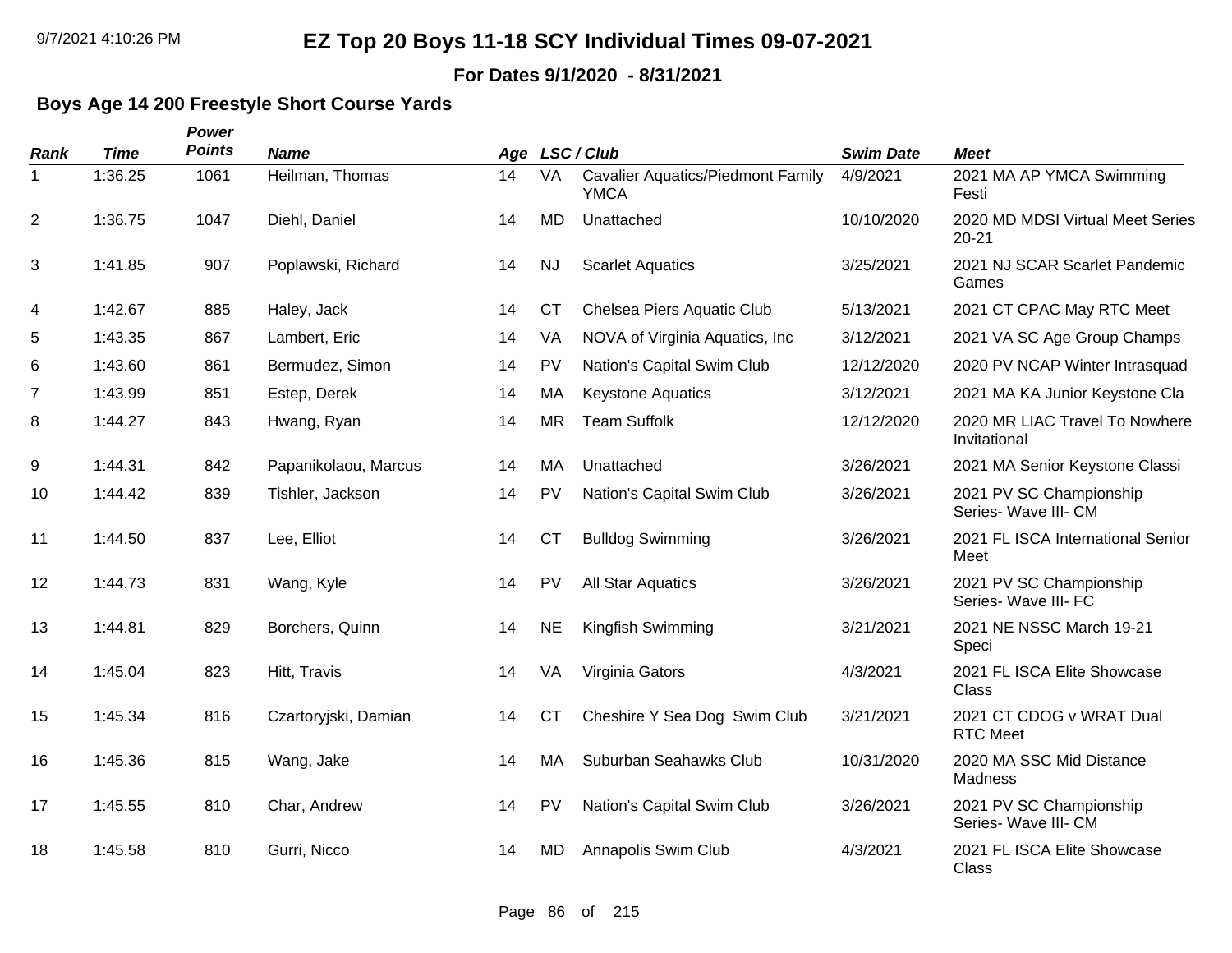# EZ Top 20 Boys 11-18 SCY Individual Times 09-07-2021

**For Dates 9/1/2020 - 8/31/2021**

## Boys Age 14 200 Freestyle Short Course Yards

| Rank | Time | Power Points | Name | Age | LSC / Club | | Swim Date | Meet |
|---|---|---|---|---|---|---|---|---|
| 1 | 1:36.25 | 1061 | Heilman, Thomas | 14 | VA | Cavalier Aquatics/Piedmont Family YMCA | 4/9/2021 | 2021 MA AP YMCA Swimming Festi |
| 2 | 1:36.75 | 1047 | Diehl, Daniel | 14 | MD | Unattached | 10/10/2020 | 2020 MD MDSI Virtual Meet Series 20-21 |
| 3 | 1:41.85 | 907 | Poplawski, Richard | 14 | NJ | Scarlet Aquatics | 3/25/2021 | 2021 NJ SCAR Scarlet Pandemic Games |
| 4 | 1:42.67 | 885 | Haley, Jack | 14 | CT | Chelsea Piers Aquatic Club | 5/13/2021 | 2021 CT CPAC May RTC Meet |
| 5 | 1:43.35 | 867 | Lambert, Eric | 14 | VA | NOVA of Virginia Aquatics, Inc | 3/12/2021 | 2021 VA SC Age Group Champs |
| 6 | 1:43.60 | 861 | Bermudez, Simon | 14 | PV | Nation's Capital Swim Club | 12/12/2020 | 2020 PV NCAP Winter Intrasquad |
| 7 | 1:43.99 | 851 | Estep, Derek | 14 | MA | Keystone Aquatics | 3/12/2021 | 2021 MA KA Junior Keystone Cla |
| 8 | 1:44.27 | 843 | Hwang, Ryan | 14 | MR | Team Suffolk | 12/12/2020 | 2020 MR LIAC Travel To Nowhere Invitational |
| 9 | 1:44.31 | 842 | Papanikolaou, Marcus | 14 | MA | Unattached | 3/26/2021 | 2021 MA Senior Keystone Classi |
| 10 | 1:44.42 | 839 | Tishler, Jackson | 14 | PV | Nation's Capital Swim Club | 3/26/2021 | 2021 PV SC Championship Series- Wave III- CM |
| 11 | 1:44.50 | 837 | Lee, Elliot | 14 | CT | Bulldog Swimming | 3/26/2021 | 2021 FL ISCA International Senior Meet |
| 12 | 1:44.73 | 831 | Wang, Kyle | 14 | PV | All Star Aquatics | 3/26/2021 | 2021 PV SC Championship Series- Wave III- FC |
| 13 | 1:44.81 | 829 | Borchers, Quinn | 14 | NE | Kingfish Swimming | 3/21/2021 | 2021 NE NSSC March 19-21 Speci |
| 14 | 1:45.04 | 823 | Hitt, Travis | 14 | VA | Virginia Gators | 4/3/2021 | 2021 FL ISCA Elite Showcase Class |
| 15 | 1:45.34 | 816 | Czartoryjski, Damian | 14 | CT | Cheshire Y Sea Dog Swim Club | 3/21/2021 | 2021 CT CDOG v WRAT Dual RTC Meet |
| 16 | 1:45.36 | 815 | Wang, Jake | 14 | MA | Suburban Seahawks Club | 10/31/2020 | 2020 MA SSC Mid Distance Madness |
| 17 | 1:45.55 | 810 | Char, Andrew | 14 | PV | Nation's Capital Swim Club | 3/26/2021 | 2021 PV SC Championship Series- Wave III- CM |
| 18 | 1:45.58 | 810 | Gurri, Nicco | 14 | MD | Annapolis Swim Club | 4/3/2021 | 2021 FL ISCA Elite Showcase Class |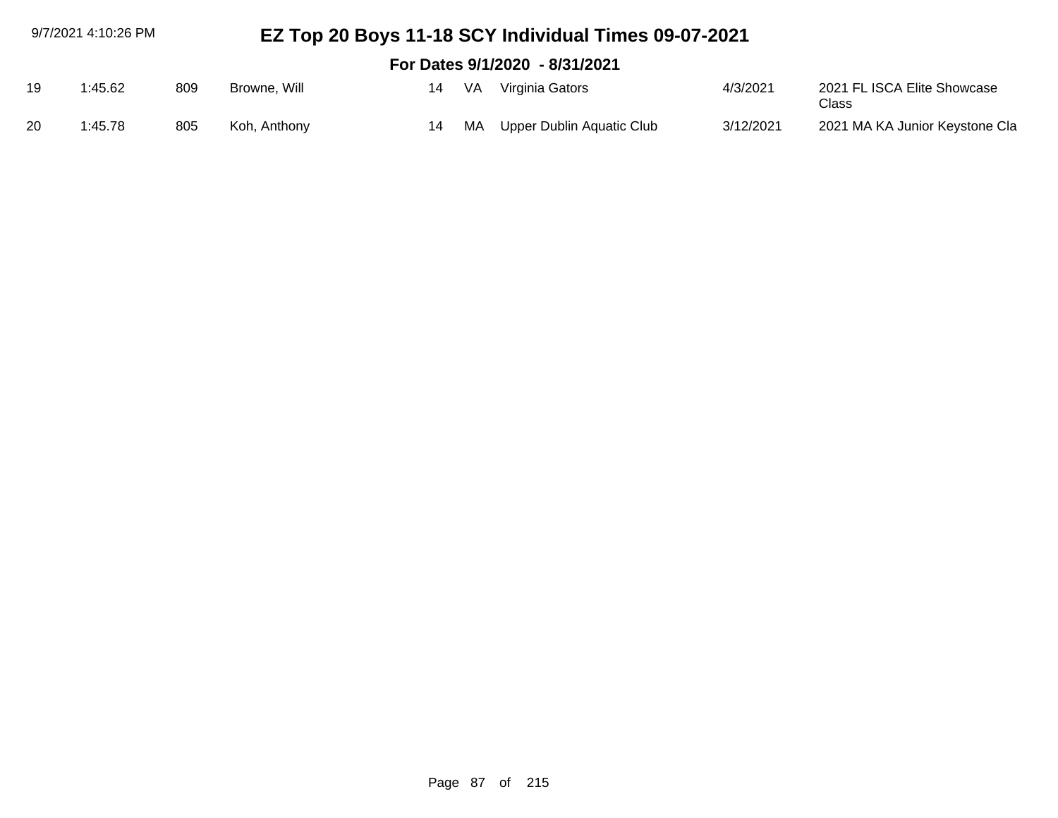# EZ Top 20 Boys 11-18 SCY Individual Times 09-07-2021

## For Dates 9/1/2020 - 8/31/2021

| | | | | | | | | |
|---|---|---|---|---|---|---|---|---|
| 19 | 1:45.62 | 809 | Browne, Will | 14 | VA | Virginia Gators | 4/3/2021 | 2021 FL ISCA Elite Showcase Class |
| 20 | 1:45.78 | 805 | Koh, Anthony | 14 | MA | Upper Dublin Aquatic Club | 3/12/2021 | 2021 MA KA Junior Keystone Cla |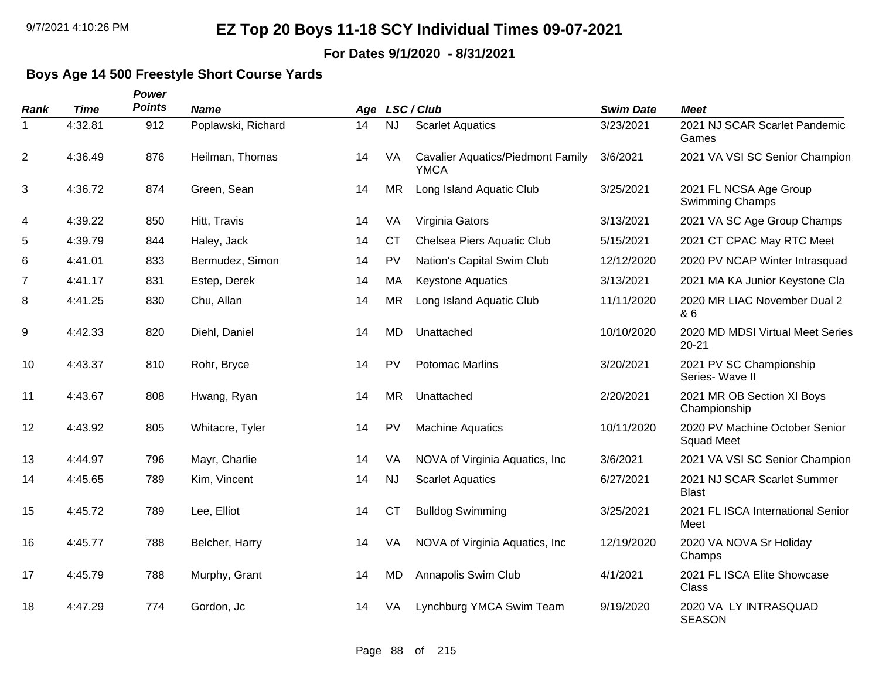# EZ Top 20 Boys 11-18 SCY Individual Times 09-07-2021

**For Dates 9/1/2020 - 8/31/2021**

### Boys Age 14 500 Freestyle Short Course Yards

| Rank | Time | Power Points | Name | Age | LSC / Club | | Swim Date | Meet |
|---|---|---|---|---|---|---|---|---|
| 1 | 4:32.81 | 912 | Poplawski, Richard | 14 | NJ | Scarlet Aquatics | 3/23/2021 | 2021 NJ SCAR Scarlet Pandemic Games |
| 2 | 4:36.49 | 876 | Heilman, Thomas | 14 | VA | Cavalier Aquatics/Piedmont Family YMCA | 3/6/2021 | 2021 VA VSI SC Senior Champion |
| 3 | 4:36.72 | 874 | Green, Sean | 14 | MR | Long Island Aquatic Club | 3/25/2021 | 2021 FL NCSA Age Group Swimming Champs |
| 4 | 4:39.22 | 850 | Hitt, Travis | 14 | VA | Virginia Gators | 3/13/2021 | 2021 VA SC Age Group Champs |
| 5 | 4:39.79 | 844 | Haley, Jack | 14 | CT | Chelsea Piers Aquatic Club | 5/15/2021 | 2021 CT CPAC May RTC Meet |
| 6 | 4:41.01 | 833 | Bermudez, Simon | 14 | PV | Nation's Capital Swim Club | 12/12/2020 | 2020 PV NCAP Winter Intrasquad |
| 7 | 4:41.17 | 831 | Estep, Derek | 14 | MA | Keystone Aquatics | 3/13/2021 | 2021 MA KA Junior Keystone Cla |
| 8 | 4:41.25 | 830 | Chu, Allan | 14 | MR | Long Island Aquatic Club | 11/11/2020 | 2020 MR LIAC November Dual 2 & 6 |
| 9 | 4:42.33 | 820 | Diehl, Daniel | 14 | MD | Unattached | 10/10/2020 | 2020 MD MDSI Virtual Meet Series 20-21 |
| 10 | 4:43.37 | 810 | Rohr, Bryce | 14 | PV | Potomac Marlins | 3/20/2021 | 2021 PV SC Championship Series- Wave II |
| 11 | 4:43.67 | 808 | Hwang, Ryan | 14 | MR | Unattached | 2/20/2021 | 2021 MR OB Section XI Boys Championship |
| 12 | 4:43.92 | 805 | Whitacre, Tyler | 14 | PV | Machine Aquatics | 10/11/2020 | 2020 PV Machine October Senior Squad Meet |
| 13 | 4:44.97 | 796 | Mayr, Charlie | 14 | VA | NOVA of Virginia Aquatics, Inc | 3/6/2021 | 2021 VA VSI SC Senior Champion |
| 14 | 4:45.65 | 789 | Kim, Vincent | 14 | NJ | Scarlet Aquatics | 6/27/2021 | 2021 NJ SCAR Scarlet Summer Blast |
| 15 | 4:45.72 | 789 | Lee, Elliot | 14 | CT | Bulldog Swimming | 3/25/2021 | 2021 FL ISCA International Senior Meet |
| 16 | 4:45.77 | 788 | Belcher, Harry | 14 | VA | NOVA of Virginia Aquatics, Inc | 12/19/2020 | 2020 VA NOVA Sr Holiday Champs |
| 17 | 4:45.79 | 788 | Murphy, Grant | 14 | MD | Annapolis Swim Club | 4/1/2021 | 2021 FL ISCA Elite Showcase Class |
| 18 | 4:47.29 | 774 | Gordon, Jc | 14 | VA | Lynchburg YMCA Swim Team | 9/19/2020 | 2020 VA LY INTRASQUAD SEASON |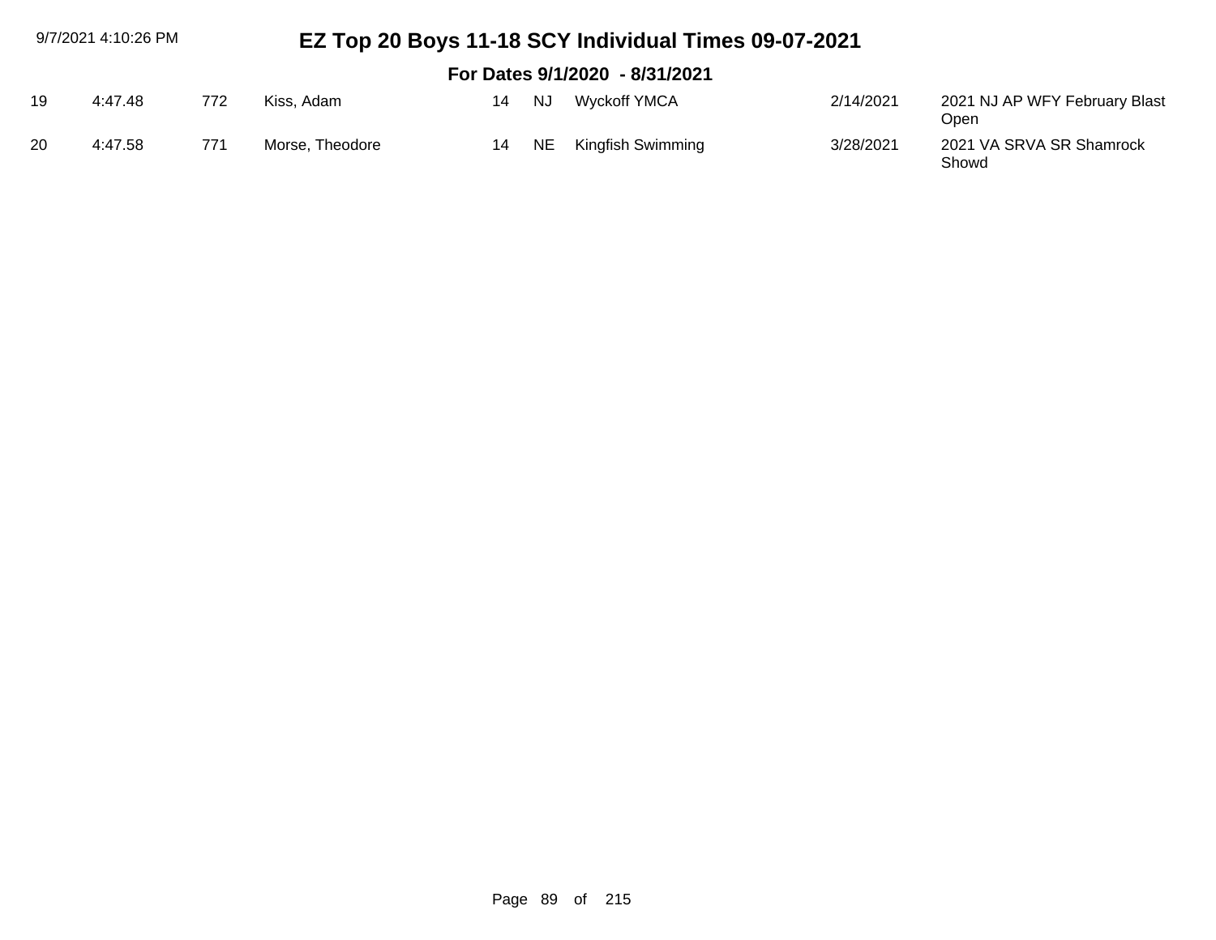| 19 | 4:47.48 | 772 | Kiss, Adam | 14 | NJ | Wyckoff YMCA | 2/14/2021 | 2021 NJ AP WFY February Blast Open |
|---|---|---|---|---|---|---|---|---|
| 20 | 4:47.58 | 771 | Morse, Theodore | 14 | NE | Kingfish Swimming | 3/28/2021 | 2021 VA SRVA SR Shamrock Showd |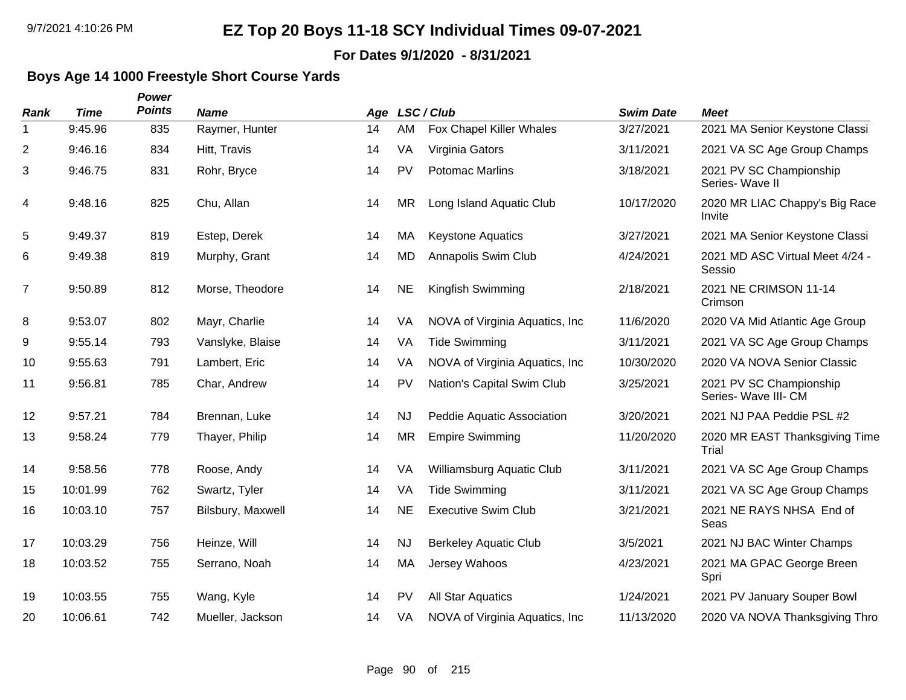# EZ Top 20 Boys 11-18 SCY Individual Times 09-07-2021

**For Dates 9/1/2020 - 8/31/2021**

## Boys Age 14 1000 Freestyle Short Course Yards

| Rank | Time | Power Points | Name | Age | LSC | Club | Swim Date | Meet |
|---|---|---|---|---|---|---|---|---|
| 1 | 9:45.96 | 835 | Raymer, Hunter | 14 | AM | Fox Chapel Killer Whales | 3/27/2021 | 2021 MA Senior Keystone Classi |
| 2 | 9:46.16 | 834 | Hitt, Travis | 14 | VA | Virginia Gators | 3/11/2021 | 2021 VA SC Age Group Champs |
| 3 | 9:46.75 | 831 | Rohr, Bryce | 14 | PV | Potomac Marlins | 3/18/2021 | 2021 PV SC Championship Series- Wave II |
| 4 | 9:48.16 | 825 | Chu, Allan | 14 | MR | Long Island Aquatic Club | 10/17/2020 | 2020 MR LIAC Chappy's Big Race Invite |
| 5 | 9:49.37 | 819 | Estep, Derek | 14 | MA | Keystone Aquatics | 3/27/2021 | 2021 MA Senior Keystone Classi |
| 6 | 9:49.38 | 819 | Murphy, Grant | 14 | MD | Annapolis Swim Club | 4/24/2021 | 2021 MD ASC Virtual Meet 4/24 - Sessio |
| 7 | 9:50.89 | 812 | Morse, Theodore | 14 | NE | Kingfish Swimming | 2/18/2021 | 2021 NE CRIMSON 11-14 Crimson |
| 8 | 9:53.07 | 802 | Mayr, Charlie | 14 | VA | NOVA of Virginia Aquatics, Inc | 11/6/2020 | 2020 VA Mid Atlantic Age Group |
| 9 | 9:55.14 | 793 | Vanslyke, Blaise | 14 | VA | Tide Swimming | 3/11/2021 | 2021 VA SC Age Group Champs |
| 10 | 9:55.63 | 791 | Lambert, Eric | 14 | VA | NOVA of Virginia Aquatics, Inc | 10/30/2020 | 2020 VA NOVA Senior Classic |
| 11 | 9:56.81 | 785 | Char, Andrew | 14 | PV | Nation's Capital Swim Club | 3/25/2021 | 2021 PV SC Championship Series- Wave III- CM |
| 12 | 9:57.21 | 784 | Brennan, Luke | 14 | NJ | Peddie Aquatic Association | 3/20/2021 | 2021 NJ PAA Peddie PSL #2 |
| 13 | 9:58.24 | 779 | Thayer, Philip | 14 | MR | Empire Swimming | 11/20/2020 | 2020 MR EAST Thanksgiving Time Trial |
| 14 | 9:58.56 | 778 | Roose, Andy | 14 | VA | Williamsburg Aquatic Club | 3/11/2021 | 2021 VA SC Age Group Champs |
| 15 | 10:01.99 | 762 | Swartz, Tyler | 14 | VA | Tide Swimming | 3/11/2021 | 2021 VA SC Age Group Champs |
| 16 | 10:03.10 | 757 | Bilsbury, Maxwell | 14 | NE | Executive Swim Club | 3/21/2021 | 2021 NE RAYS NHSA End of Seas |
| 17 | 10:03.29 | 756 | Heinze, Will | 14 | NJ | Berkeley Aquatic Club | 3/5/2021 | 2021 NJ BAC Winter Champs |
| 18 | 10:03.52 | 755 | Serrano, Noah | 14 | MA | Jersey Wahoos | 4/23/2021 | 2021 MA GPAC George Breen Spri |
| 19 | 10:03.55 | 755 | Wang, Kyle | 14 | PV | All Star Aquatics | 1/24/2021 | 2021 PV January Souper Bowl |
| 20 | 10:06.61 | 742 | Mueller, Jackson | 14 | VA | NOVA of Virginia Aquatics, Inc | 11/13/2020 | 2020 VA NOVA Thanksgiving Thro |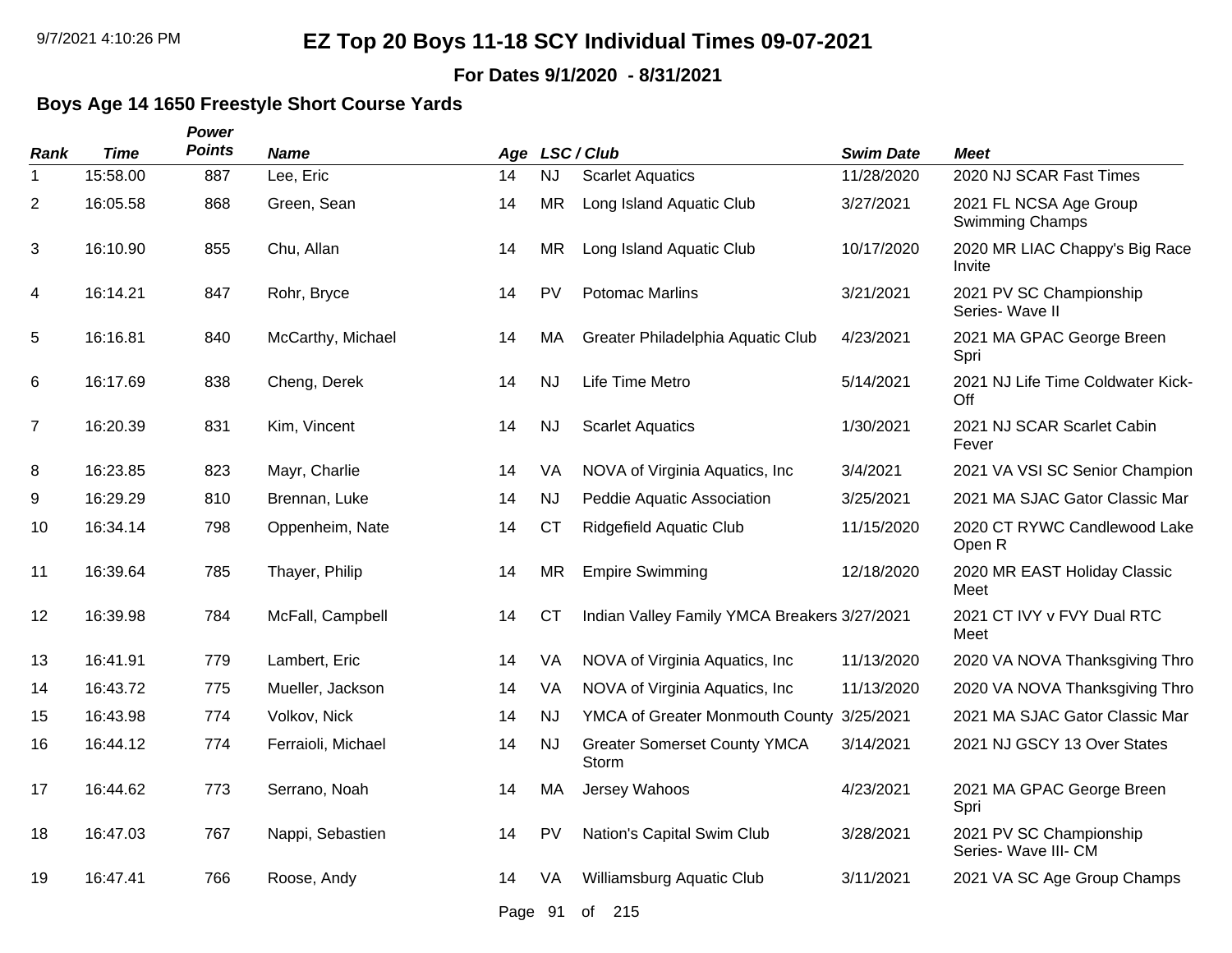# EZ Top 20 Boys 11-18 SCY Individual Times 09-07-2021

**For Dates 9/1/2020 - 8/31/2021**

## Boys Age 14 1650 Freestyle Short Course Yards

| Rank | Time | Power Points | Name | Age | LSC | Club | Swim Date | Meet |
|---|---|---|---|---|---|---|---|---|
| 1 | 15:58.00 | 887 | Lee, Eric | 14 | NJ | Scarlet Aquatics | 11/28/2020 | 2020 NJ SCAR Fast Times |
| 2 | 16:05.58 | 868 | Green, Sean | 14 | MR | Long Island Aquatic Club | 3/27/2021 | 2021 FL NCSA Age Group Swimming Champs |
| 3 | 16:10.90 | 855 | Chu, Allan | 14 | MR | Long Island Aquatic Club | 10/17/2020 | 2020 MR LIAC Chappy's Big Race Invite |
| 4 | 16:14.21 | 847 | Rohr, Bryce | 14 | PV | Potomac Marlins | 3/21/2021 | 2021 PV SC Championship Series- Wave II |
| 5 | 16:16.81 | 840 | McCarthy, Michael | 14 | MA | Greater Philadelphia Aquatic Club | 4/23/2021 | 2021 MA GPAC George Breen Spri |
| 6 | 16:17.69 | 838 | Cheng, Derek | 14 | NJ | Life Time Metro | 5/14/2021 | 2021 NJ Life Time Coldwater Kick-Off |
| 7 | 16:20.39 | 831 | Kim, Vincent | 14 | NJ | Scarlet Aquatics | 1/30/2021 | 2021 NJ SCAR Scarlet Cabin Fever |
| 8 | 16:23.85 | 823 | Mayr, Charlie | 14 | VA | NOVA of Virginia Aquatics, Inc | 3/4/2021 | 2021 VA VSI SC Senior Champion |
| 9 | 16:29.29 | 810 | Brennan, Luke | 14 | NJ | Peddie Aquatic Association | 3/25/2021 | 2021 MA SJAC Gator Classic Mar |
| 10 | 16:34.14 | 798 | Oppenheim, Nate | 14 | CT | Ridgefield Aquatic Club | 11/15/2020 | 2020 CT RYWC Candlewood Lake Open R |
| 11 | 16:39.64 | 785 | Thayer, Philip | 14 | MR | Empire Swimming | 12/18/2020 | 2020 MR EAST Holiday Classic Meet |
| 12 | 16:39.98 | 784 | McFall, Campbell | 14 | CT | Indian Valley Family YMCA Breakers | 3/27/2021 | 2021 CT IVY v FVY Dual RTC Meet |
| 13 | 16:41.91 | 779 | Lambert, Eric | 14 | VA | NOVA of Virginia Aquatics, Inc | 11/13/2020 | 2020 VA NOVA Thanksgiving Thro |
| 14 | 16:43.72 | 775 | Mueller, Jackson | 14 | VA | NOVA of Virginia Aquatics, Inc | 11/13/2020 | 2020 VA NOVA Thanksgiving Thro |
| 15 | 16:43.98 | 774 | Volkov, Nick | 14 | NJ | YMCA of Greater Monmouth County | 3/25/2021 | 2021 MA SJAC Gator Classic Mar |
| 16 | 16:44.12 | 774 | Ferraioli, Michael | 14 | NJ | Greater Somerset County YMCA Storm | 3/14/2021 | 2021 NJ GSCY 13 Over States |
| 17 | 16:44.62 | 773 | Serrano, Noah | 14 | MA | Jersey Wahoos | 4/23/2021 | 2021 MA GPAC George Breen Spri |
| 18 | 16:47.03 | 767 | Nappi, Sebastien | 14 | PV | Nation's Capital Swim Club | 3/28/2021 | 2021 PV SC Championship Series- Wave III- CM |
| 19 | 16:47.41 | 766 | Roose, Andy | 14 | VA | Williamsburg Aquatic Club | 3/11/2021 | 2021 VA SC Age Group Champs |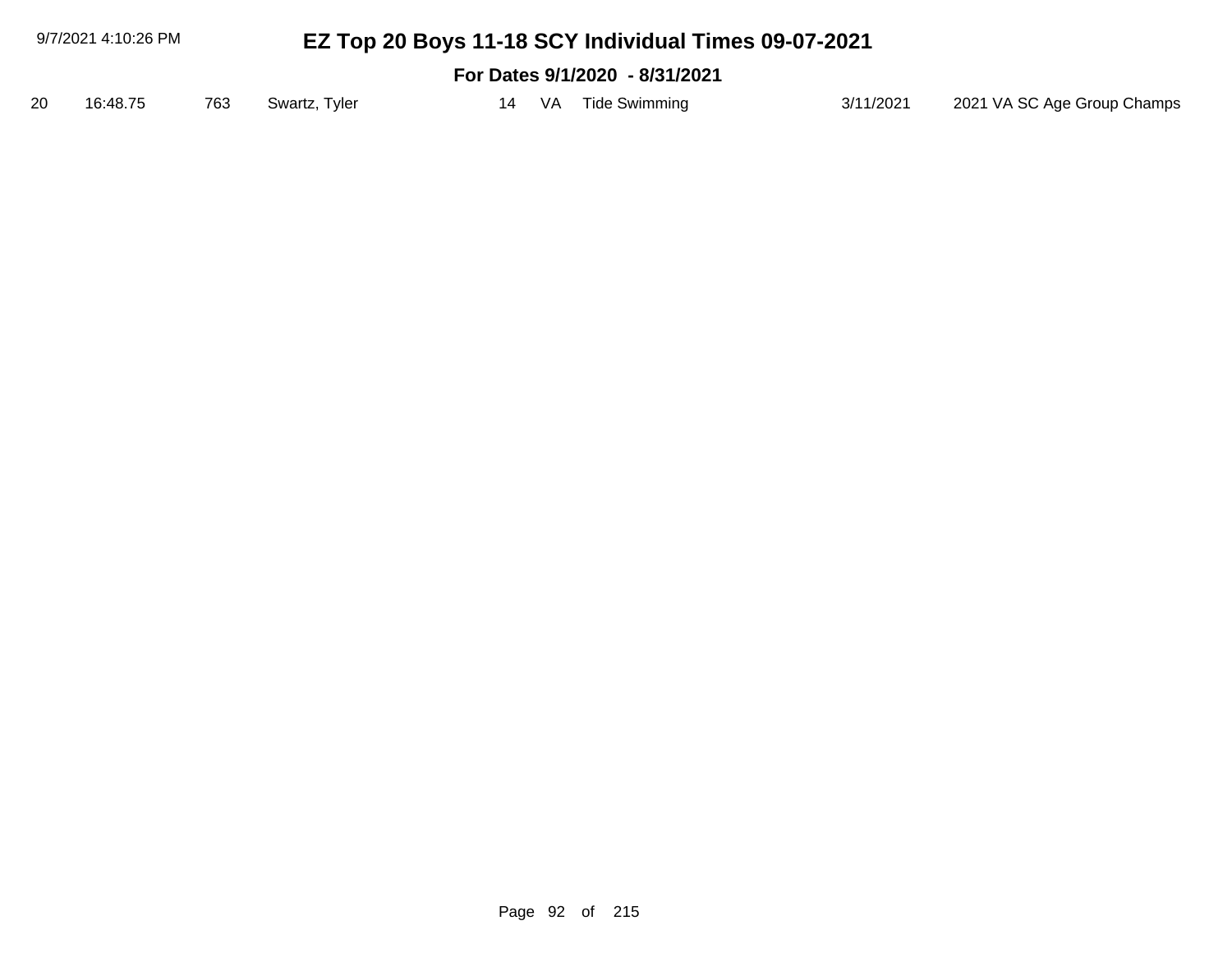| 20 | 16:48.75 | 763 | Swartz, Tyler | 14 | VA | Tide Swimming | 3/11/2021 | 2021 VA SC Age Group Champs |
|---|---|---|---|---|---|---|---|---|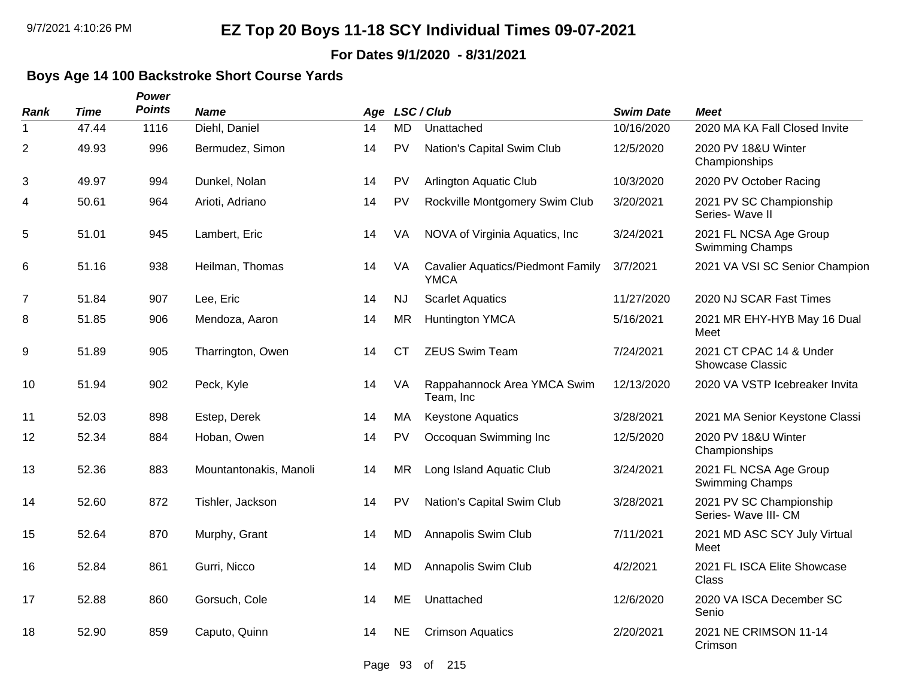# EZ Top 20 Boys 11-18 SCY Individual Times 09-07-2021

**For Dates 9/1/2020 - 8/31/2021**

### Boys Age 14 100 Backstroke Short Course Yards

| Rank | Time | Power Points | Name | Age | LSC / Club | | Swim Date | Meet |
|---|---|---|---|---|---|---|---|---|
| 1 | 47.44 | 1116 | Diehl, Daniel | 14 | MD | Unattached | 10/16/2020 | 2020 MA KA Fall Closed Invite |
| 2 | 49.93 | 996 | Bermudez, Simon | 14 | PV | Nation's Capital Swim Club | 12/5/2020 | 2020 PV 18&U Winter Championships |
| 3 | 49.97 | 994 | Dunkel, Nolan | 14 | PV | Arlington Aquatic Club | 10/3/2020 | 2020 PV October Racing |
| 4 | 50.61 | 964 | Arioti, Adriano | 14 | PV | Rockville Montgomery Swim Club | 3/20/2021 | 2021 PV SC Championship Series- Wave II |
| 5 | 51.01 | 945 | Lambert, Eric | 14 | VA | NOVA of Virginia Aquatics, Inc | 3/24/2021 | 2021 FL NCSA Age Group Swimming Champs |
| 6 | 51.16 | 938 | Heilman, Thomas | 14 | VA | Cavalier Aquatics/Piedmont Family YMCA | 3/7/2021 | 2021 VA VSI SC Senior Champion |
| 7 | 51.84 | 907 | Lee, Eric | 14 | NJ | Scarlet Aquatics | 11/27/2020 | 2020 NJ SCAR Fast Times |
| 8 | 51.85 | 906 | Mendoza, Aaron | 14 | MR | Huntington YMCA | 5/16/2021 | 2021 MR EHY-HYB May 16 Dual Meet |
| 9 | 51.89 | 905 | Tharrington, Owen | 14 | CT | ZEUS Swim Team | 7/24/2021 | 2021 CT CPAC 14 & Under Showcase Classic |
| 10 | 51.94 | 902 | Peck, Kyle | 14 | VA | Rappahannock Area YMCA Swim Team, Inc | 12/13/2020 | 2020 VA VSTP Icebreaker Invita |
| 11 | 52.03 | 898 | Estep, Derek | 14 | MA | Keystone Aquatics | 3/28/2021 | 2021 MA Senior Keystone Classi |
| 12 | 52.34 | 884 | Hoban, Owen | 14 | PV | Occoquan Swimming Inc | 12/5/2020 | 2020 PV 18&U Winter Championships |
| 13 | 52.36 | 883 | Mountantonakis, Manoli | 14 | MR | Long Island Aquatic Club | 3/24/2021 | 2021 FL NCSA Age Group Swimming Champs |
| 14 | 52.60 | 872 | Tishler, Jackson | 14 | PV | Nation's Capital Swim Club | 3/28/2021 | 2021 PV SC Championship Series- Wave III- CM |
| 15 | 52.64 | 870 | Murphy, Grant | 14 | MD | Annapolis Swim Club | 7/11/2021 | 2021 MD ASC SCY July Virtual Meet |
| 16 | 52.84 | 861 | Gurri, Nicco | 14 | MD | Annapolis Swim Club | 4/2/2021 | 2021 FL ISCA Elite Showcase Class |
| 17 | 52.88 | 860 | Gorsuch, Cole | 14 | ME | Unattached | 12/6/2020 | 2020 VA ISCA December SC Senio |
| 18 | 52.90 | 859 | Caputo, Quinn | 14 | NE | Crimson Aquatics | 2/20/2021 | 2021 NE CRIMSON 11-14 Crimson |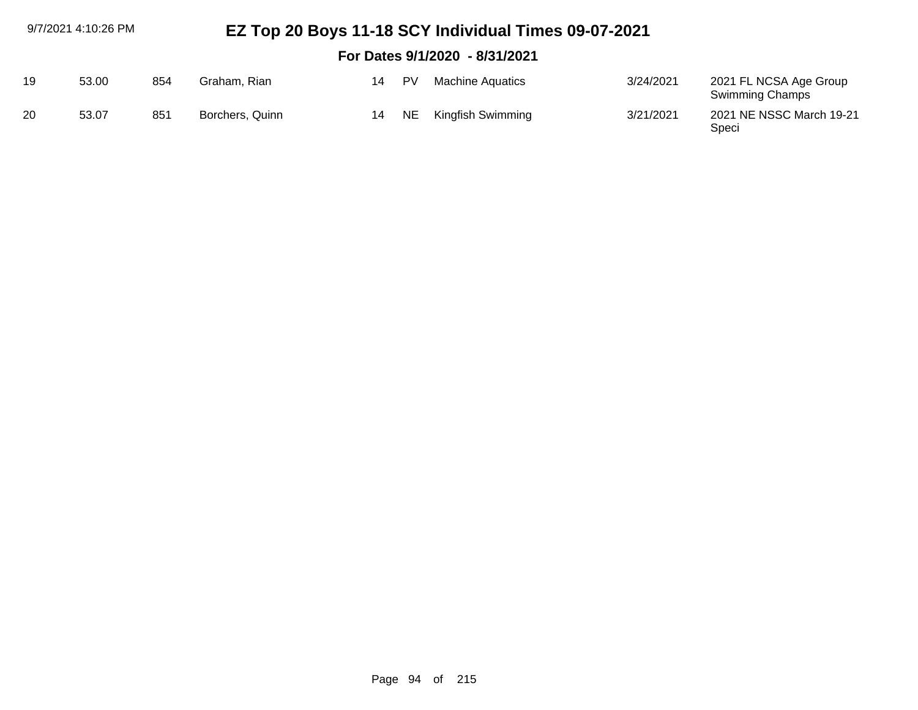# EZ Top 20 Boys 11-18 SCY Individual Times 09-07-2021

## For Dates 9/1/2020 - 8/31/2021

| | | | | | | | | |
|---|---|---|---|---|---|---|---|---|
| 19 | 53.00 | 854 | Graham, Rian | 14 | PV | Machine Aquatics | 3/24/2021 | 2021 FL NCSA Age Group Swimming Champs |
| 20 | 53.07 | 851 | Borchers, Quinn | 14 | NE | Kingfish Swimming | 3/21/2021 | 2021 NE NSSC March 19-21 Speci |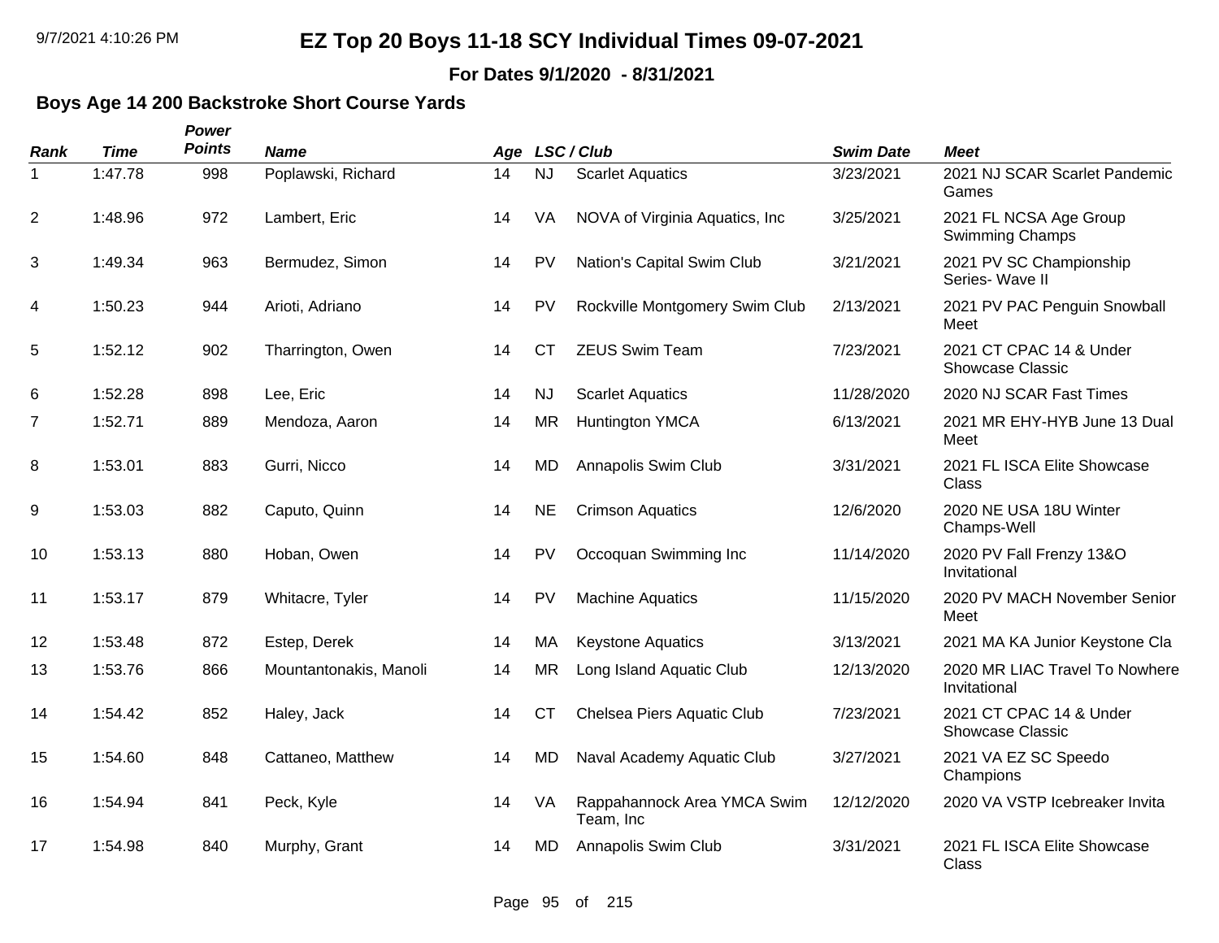# EZ Top 20 Boys 11-18 SCY Individual Times 09-07-2021

**For Dates 9/1/2020 - 8/31/2021**

### Boys Age 14 200 Backstroke Short Course Yards

| Rank | Time | Power Points | Name | Age | LSC / Club | | Swim Date | Meet |
|---|---|---|---|---|---|---|---|---|
| 1 | 1:47.78 | 998 | Poplawski, Richard | 14 | NJ | Scarlet Aquatics | 3/23/2021 | 2021 NJ SCAR Scarlet Pandemic Games |
| 2 | 1:48.96 | 972 | Lambert, Eric | 14 | VA | NOVA of Virginia Aquatics, Inc | 3/25/2021 | 2021 FL NCSA Age Group Swimming Champs |
| 3 | 1:49.34 | 963 | Bermudez, Simon | 14 | PV | Nation's Capital Swim Club | 3/21/2021 | 2021 PV SC Championship Series- Wave II |
| 4 | 1:50.23 | 944 | Arioti, Adriano | 14 | PV | Rockville Montgomery Swim Club | 2/13/2021 | 2021 PV PAC Penguin Snowball Meet |
| 5 | 1:52.12 | 902 | Tharrington, Owen | 14 | CT | ZEUS Swim Team | 7/23/2021 | 2021 CT CPAC 14 & Under Showcase Classic |
| 6 | 1:52.28 | 898 | Lee, Eric | 14 | NJ | Scarlet Aquatics | 11/28/2020 | 2020 NJ SCAR Fast Times |
| 7 | 1:52.71 | 889 | Mendoza, Aaron | 14 | MR | Huntington YMCA | 6/13/2021 | 2021 MR EHY-HYB June 13 Dual Meet |
| 8 | 1:53.01 | 883 | Gurri, Nicco | 14 | MD | Annapolis Swim Club | 3/31/2021 | 2021 FL ISCA Elite Showcase Class |
| 9 | 1:53.03 | 882 | Caputo, Quinn | 14 | NE | Crimson Aquatics | 12/6/2020 | 2020 NE USA 18U Winter Champs-Well |
| 10 | 1:53.13 | 880 | Hoban, Owen | 14 | PV | Occoquan Swimming Inc | 11/14/2020 | 2020 PV Fall Frenzy 13&O Invitational |
| 11 | 1:53.17 | 879 | Whitacre, Tyler | 14 | PV | Machine Aquatics | 11/15/2020 | 2020 PV MACH November Senior Meet |
| 12 | 1:53.48 | 872 | Estep, Derek | 14 | MA | Keystone Aquatics | 3/13/2021 | 2021 MA KA Junior Keystone Cla |
| 13 | 1:53.76 | 866 | Mountantonakis, Manoli | 14 | MR | Long Island Aquatic Club | 12/13/2020 | 2020 MR LIAC Travel To Nowhere Invitational |
| 14 | 1:54.42 | 852 | Haley, Jack | 14 | CT | Chelsea Piers Aquatic Club | 7/23/2021 | 2021 CT CPAC 14 & Under Showcase Classic |
| 15 | 1:54.60 | 848 | Cattaneo, Matthew | 14 | MD | Naval Academy Aquatic Club | 3/27/2021 | 2021 VA EZ SC Speedo Champions |
| 16 | 1:54.94 | 841 | Peck, Kyle | 14 | VA | Rappahannock Area YMCA Swim Team, Inc | 12/12/2020 | 2020 VA VSTP Icebreaker Invita |
| 17 | 1:54.98 | 840 | Murphy, Grant | 14 | MD | Annapolis Swim Club | 3/31/2021 | 2021 FL ISCA Elite Showcase Class |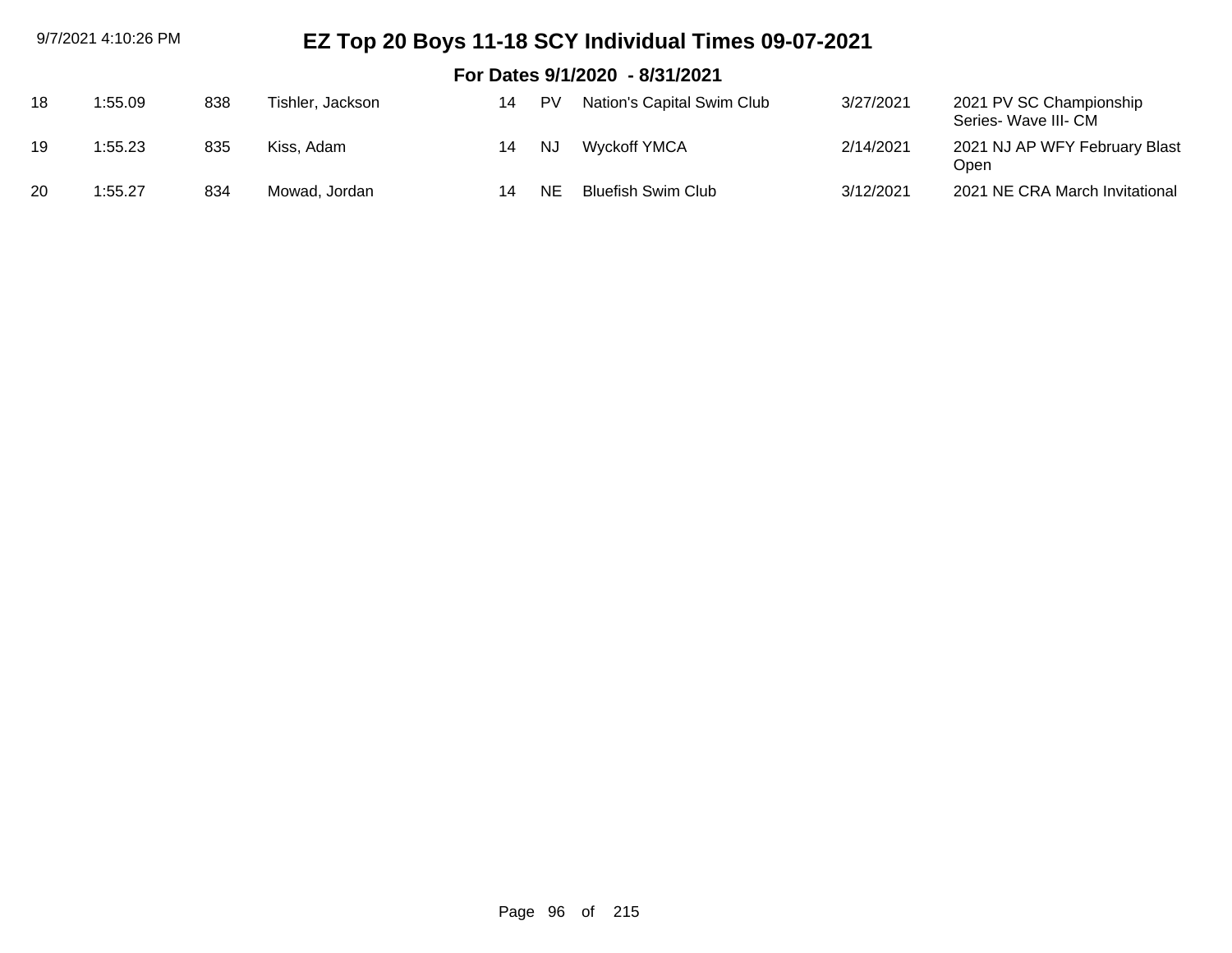# EZ Top 20 Boys 11-18 SCY Individual Times 09-07-2021

## For Dates 9/1/2020 - 8/31/2021

| | | | | | | | | |
|---|---|---|---|---|---|---|---|---|
| 18 | 1:55.09 | 838 | Tishler, Jackson | 14 | PV | Nation's Capital Swim Club | 3/27/2021 | 2021 PV SC Championship Series- Wave III- CM |
| 19 | 1:55.23 | 835 | Kiss, Adam | 14 | NJ | Wyckoff YMCA | 2/14/2021 | 2021 NJ AP WFY February Blast Open |
| 20 | 1:55.27 | 834 | Mowad, Jordan | 14 | NE | Bluefish Swim Club | 3/12/2021 | 2021 NE CRA March Invitational |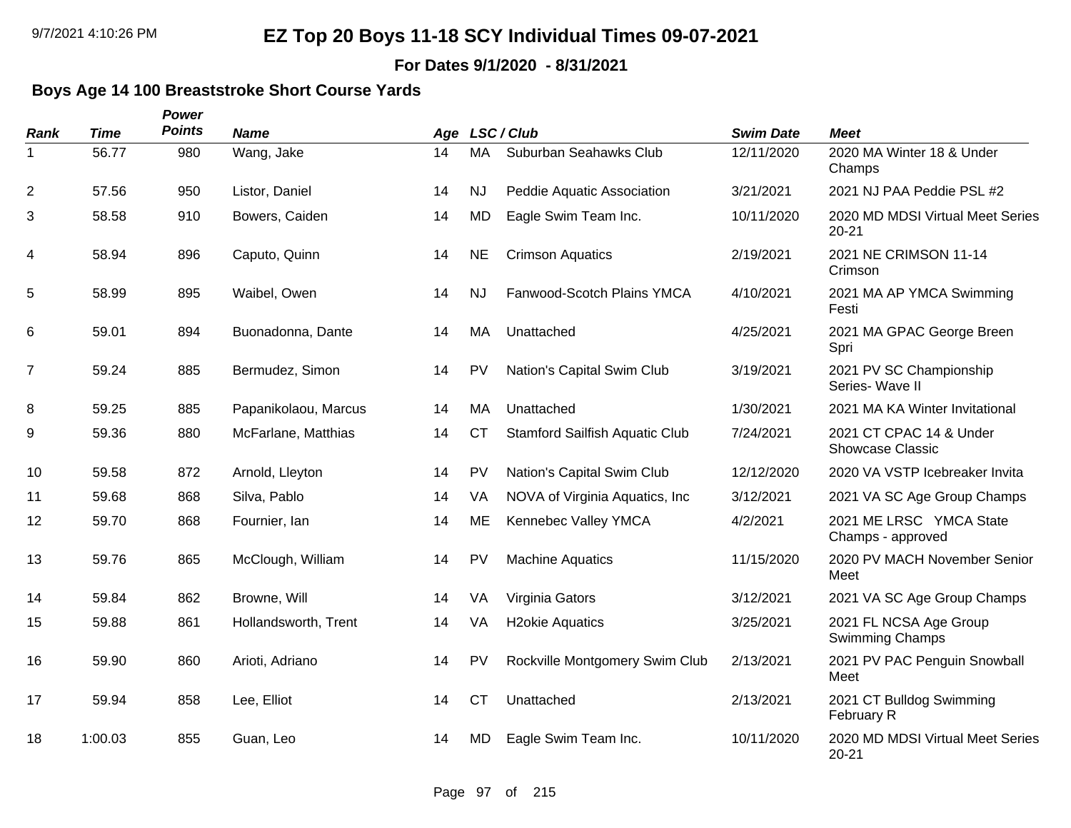# EZ Top 20 Boys 11-18 SCY Individual Times 09-07-2021

**For Dates 9/1/2020 - 8/31/2021**

## Boys Age 14 100 Breaststroke Short Course Yards

| Rank | Time | Power Points | Name | Age | LSC / Club | | Swim Date | Meet |
|---|---|---|---|---|---|---|---|---|
| 1 | 56.77 | 980 | Wang, Jake | 14 | MA | Suburban Seahawks Club | 12/11/2020 | 2020 MA Winter 18 & Under Champs |
| 2 | 57.56 | 950 | Listor, Daniel | 14 | NJ | Peddie Aquatic Association | 3/21/2021 | 2021 NJ PAA Peddie PSL #2 |
| 3 | 58.58 | 910 | Bowers, Caiden | 14 | MD | Eagle Swim Team Inc. | 10/11/2020 | 2020 MD MDSI Virtual Meet Series 20-21 |
| 4 | 58.94 | 896 | Caputo, Quinn | 14 | NE | Crimson Aquatics | 2/19/2021 | 2021 NE CRIMSON 11-14 Crimson |
| 5 | 58.99 | 895 | Waibel, Owen | 14 | NJ | Fanwood-Scotch Plains YMCA | 4/10/2021 | 2021 MA AP YMCA Swimming Festi |
| 6 | 59.01 | 894 | Buonadonna, Dante | 14 | MA | Unattached | 4/25/2021 | 2021 MA GPAC George Breen Spri |
| 7 | 59.24 | 885 | Bermudez, Simon | 14 | PV | Nation's Capital Swim Club | 3/19/2021 | 2021 PV SC Championship Series- Wave II |
| 8 | 59.25 | 885 | Papanikolaou, Marcus | 14 | MA | Unattached | 1/30/2021 | 2021 MA KA Winter Invitational |
| 9 | 59.36 | 880 | McFarlane, Matthias | 14 | CT | Stamford Sailfish Aquatic Club | 7/24/2021 | 2021 CT CPAC 14 & Under Showcase Classic |
| 10 | 59.58 | 872 | Arnold, Lleyton | 14 | PV | Nation's Capital Swim Club | 12/12/2020 | 2020 VA VSTP Icebreaker Invita |
| 11 | 59.68 | 868 | Silva, Pablo | 14 | VA | NOVA of Virginia Aquatics, Inc | 3/12/2021 | 2021 VA SC Age Group Champs |
| 12 | 59.70 | 868 | Fournier, Ian | 14 | ME | Kennebec Valley YMCA | 4/2/2021 | 2021 ME LRSC YMCA State Champs - approved |
| 13 | 59.76 | 865 | McClough, William | 14 | PV | Machine Aquatics | 11/15/2020 | 2020 PV MACH November Senior Meet |
| 14 | 59.84 | 862 | Browne, Will | 14 | VA | Virginia Gators | 3/12/2021 | 2021 VA SC Age Group Champs |
| 15 | 59.88 | 861 | Hollandsworth, Trent | 14 | VA | H2okie Aquatics | 3/25/2021 | 2021 FL NCSA Age Group Swimming Champs |
| 16 | 59.90 | 860 | Arioti, Adriano | 14 | PV | Rockville Montgomery Swim Club | 2/13/2021 | 2021 PV PAC Penguin Snowball Meet |
| 17 | 59.94 | 858 | Lee, Elliot | 14 | CT | Unattached | 2/13/2021 | 2021 CT Bulldog Swimming February R |
| 18 | 1:00.03 | 855 | Guan, Leo | 14 | MD | Eagle Swim Team Inc. | 10/11/2020 | 2020 MD MDSI Virtual Meet Series 20-21 |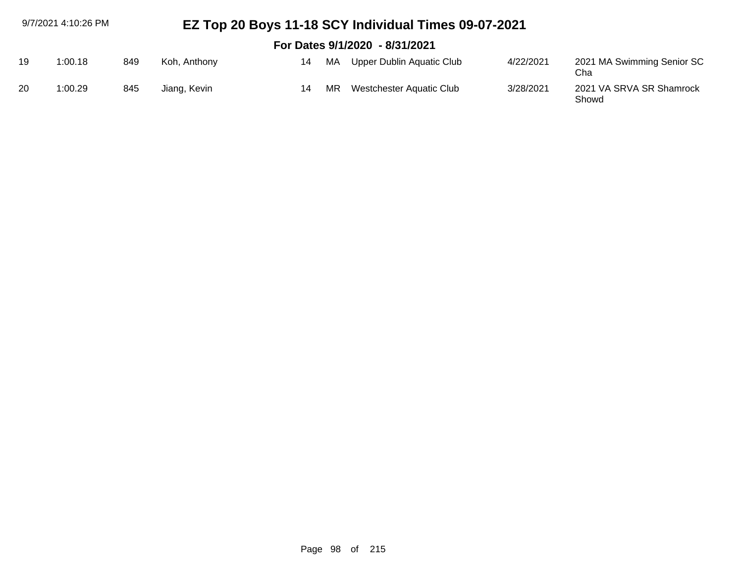# EZ Top 20 Boys 11-18 SCY Individual Times 09-07-2021

## For Dates 9/1/2020 - 8/31/2021

| | | | | | | | | |
|---|---|---|---|---|---|---|---|---|
| 19 | 1:00.18 | 849 | Koh, Anthony | 14 | MA | Upper Dublin Aquatic Club | 4/22/2021 | 2021 MA Swimming Senior SC Cha |
| 20 | 1:00.29 | 845 | Jiang, Kevin | 14 | MR | Westchester Aquatic Club | 3/28/2021 | 2021 VA SRVA SR Shamrock Showd |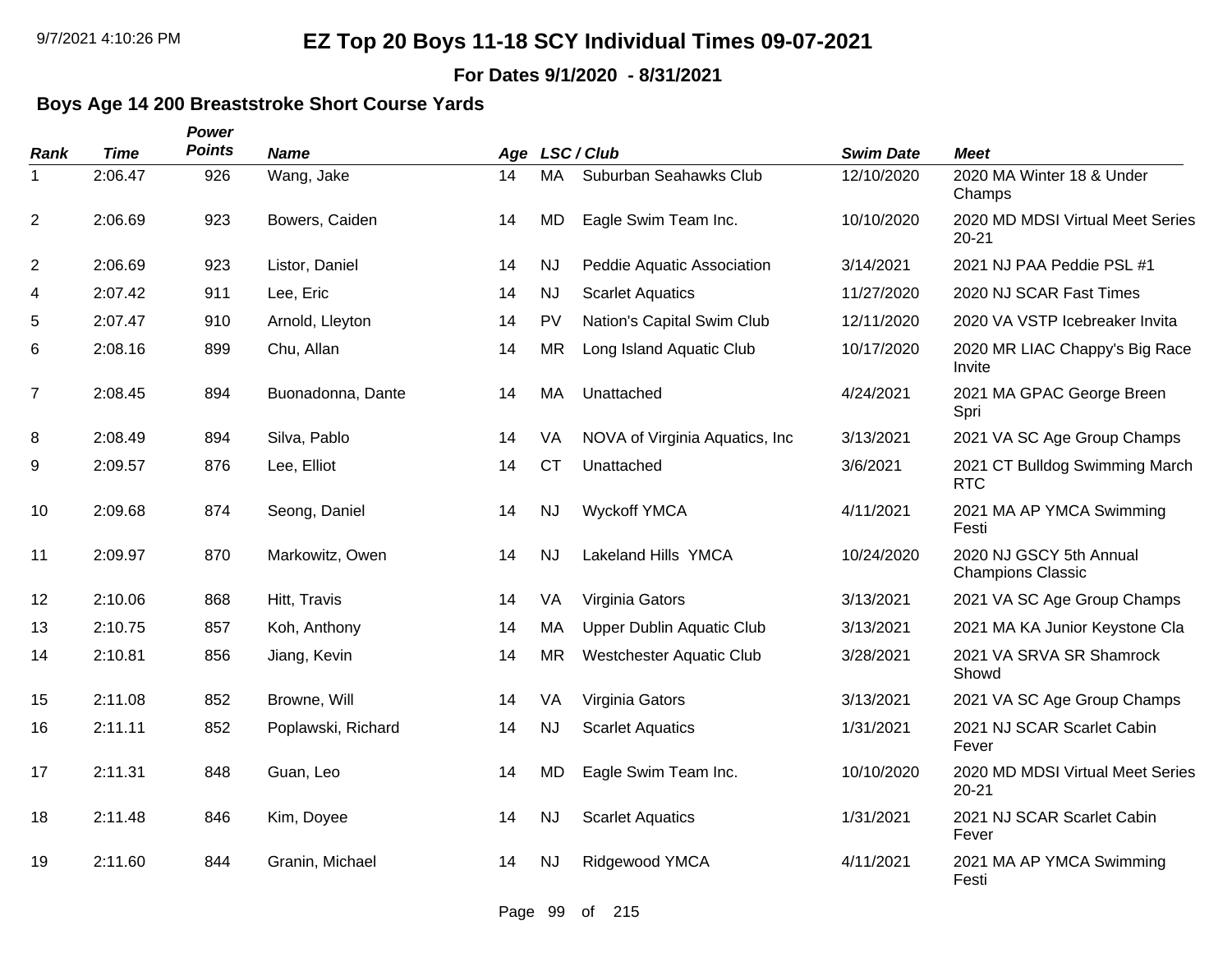# EZ Top 20 Boys 11-18 SCY Individual Times 09-07-2021

**For Dates 9/1/2020 - 8/31/2021**

## Boys Age 14 200 Breaststroke Short Course Yards

| *Rank* | *Time* | *Power Points* | *Name* | *Age* | *LSC / Club* | | *Swim Date* | *Meet* |
|---|---|---|---|---|---|---|---|---|
| 1 | 2:06.47 | 926 | Wang, Jake | 14 | MA | Suburban Seahawks Club | 12/10/2020 | 2020 MA Winter 18 & Under Champs |
| 2 | 2:06.69 | 923 | Bowers, Caiden | 14 | MD | Eagle Swim Team Inc. | 10/10/2020 | 2020 MD MDSI Virtual Meet Series 20-21 |
| 2 | 2:06.69 | 923 | Listor, Daniel | 14 | NJ | Peddie Aquatic Association | 3/14/2021 | 2021 NJ PAA Peddie PSL #1 |
| 4 | 2:07.42 | 911 | Lee, Eric | 14 | NJ | Scarlet Aquatics | 11/27/2020 | 2020 NJ SCAR Fast Times |
| 5 | 2:07.47 | 910 | Arnold, Lleyton | 14 | PV | Nation's Capital Swim Club | 12/11/2020 | 2020 VA VSTP Icebreaker Invita |
| 6 | 2:08.16 | 899 | Chu, Allan | 14 | MR | Long Island Aquatic Club | 10/17/2020 | 2020 MR LIAC Chappy's Big Race Invite |
| 7 | 2:08.45 | 894 | Buonadonna, Dante | 14 | MA | Unattached | 4/24/2021 | 2021 MA GPAC George Breen Spri |
| 8 | 2:08.49 | 894 | Silva, Pablo | 14 | VA | NOVA of Virginia Aquatics, Inc | 3/13/2021 | 2021 VA SC Age Group Champs |
| 9 | 2:09.57 | 876 | Lee, Elliot | 14 | CT | Unattached | 3/6/2021 | 2021 CT Bulldog Swimming March RTC |
| 10 | 2:09.68 | 874 | Seong, Daniel | 14 | NJ | Wyckoff YMCA | 4/11/2021 | 2021 MA AP YMCA Swimming Festi |
| 11 | 2:09.97 | 870 | Markowitz, Owen | 14 | NJ | Lakeland Hills YMCA | 10/24/2020 | 2020 NJ GSCY 5th Annual Champions Classic |
| 12 | 2:10.06 | 868 | Hitt, Travis | 14 | VA | Virginia Gators | 3/13/2021 | 2021 VA SC Age Group Champs |
| 13 | 2:10.75 | 857 | Koh, Anthony | 14 | MA | Upper Dublin Aquatic Club | 3/13/2021 | 2021 MA KA Junior Keystone Cla |
| 14 | 2:10.81 | 856 | Jiang, Kevin | 14 | MR | Westchester Aquatic Club | 3/28/2021 | 2021 VA SRVA SR Shamrock Showd |
| 15 | 2:11.08 | 852 | Browne, Will | 14 | VA | Virginia Gators | 3/13/2021 | 2021 VA SC Age Group Champs |
| 16 | 2:11.11 | 852 | Poplawski, Richard | 14 | NJ | Scarlet Aquatics | 1/31/2021 | 2021 NJ SCAR Scarlet Cabin Fever |
| 17 | 2:11.31 | 848 | Guan, Leo | 14 | MD | Eagle Swim Team Inc. | 10/10/2020 | 2020 MD MDSI Virtual Meet Series 20-21 |
| 18 | 2:11.48 | 846 | Kim, Doyee | 14 | NJ | Scarlet Aquatics | 1/31/2021 | 2021 NJ SCAR Scarlet Cabin Fever |
| 19 | 2:11.60 | 844 | Granin, Michael | 14 | NJ | Ridgewood YMCA | 4/11/2021 | 2021 MA AP YMCA Swimming Festi |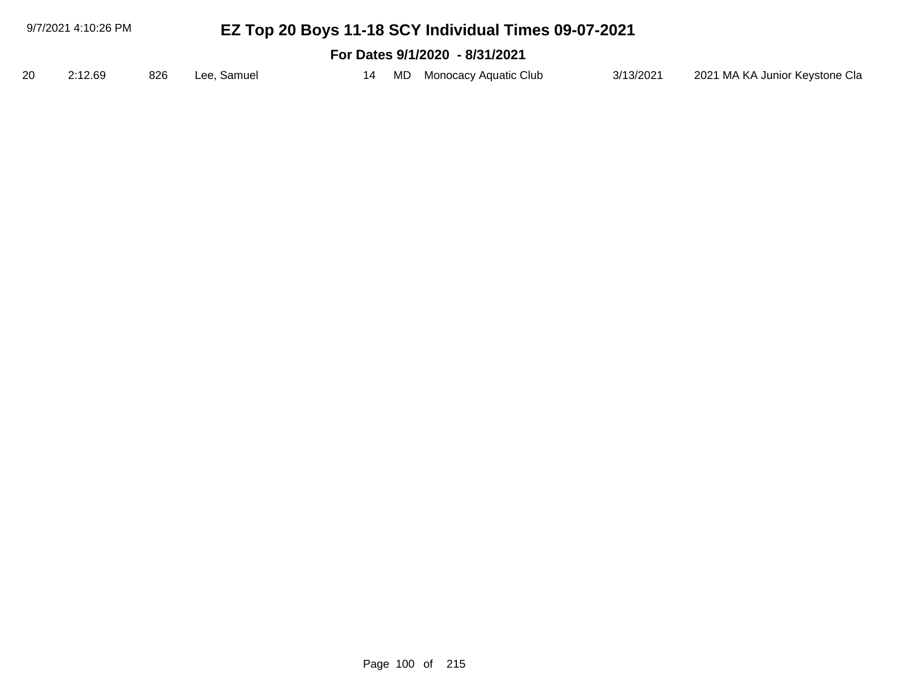# EZ Top 20 Boys 11-18 SCY Individual Times 09-07-2021

## For Dates 9/1/2020 - 8/31/2021

| | | | | | | | | |
|---|---|---|---|---|---|---|---|---|
| 20 | 2:12.69 | 826 | Lee, Samuel | 14 | MD | Monocacy Aquatic Club | 3/13/2021 | 2021 MA KA Junior Keystone Cla |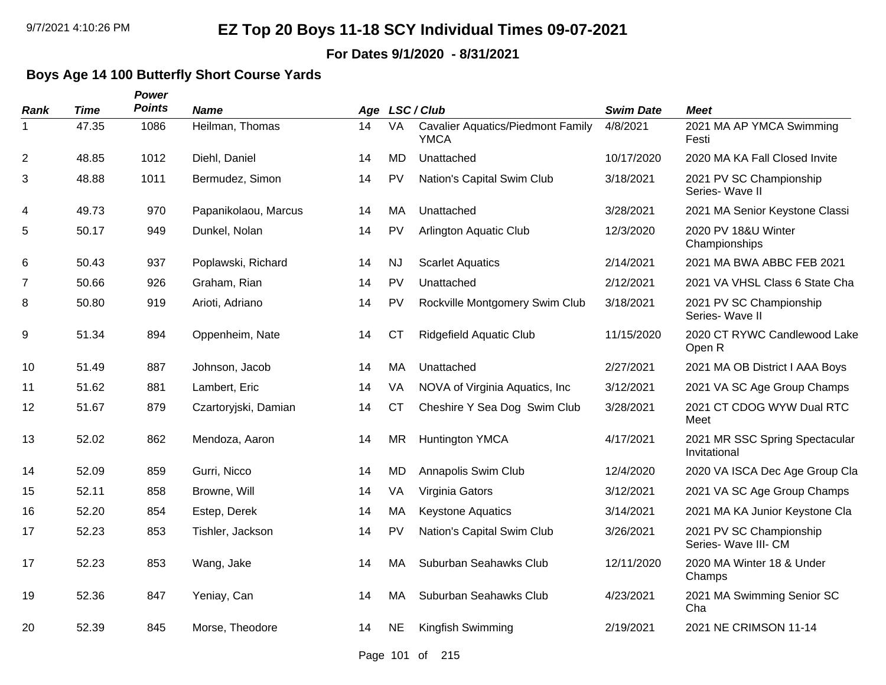# EZ Top 20 Boys 11-18 SCY Individual Times 09-07-2021

**For Dates 9/1/2020 - 8/31/2021**

### Boys Age 14 100 Butterfly Short Course Yards

| Rank | Time | Power Points | Name | Age | LSC | Club | Swim Date | Meet |
|---|---|---|---|---|---|---|---|---|
| 1 | 47.35 | 1086 | Heilman, Thomas | 14 | VA | Cavalier Aquatics/Piedmont Family YMCA | 4/8/2021 | 2021 MA AP YMCA Swimming Festi |
| 2 | 48.85 | 1012 | Diehl, Daniel | 14 | MD | Unattached | 10/17/2020 | 2020 MA KA Fall Closed Invite |
| 3 | 48.88 | 1011 | Bermudez, Simon | 14 | PV | Nation's Capital Swim Club | 3/18/2021 | 2021 PV SC Championship Series- Wave II |
| 4 | 49.73 | 970 | Papanikolaou, Marcus | 14 | MA | Unattached | 3/28/2021 | 2021 MA Senior Keystone Classi |
| 5 | 50.17 | 949 | Dunkel, Nolan | 14 | PV | Arlington Aquatic Club | 12/3/2020 | 2020 PV 18&U Winter Championships |
| 6 | 50.43 | 937 | Poplawski, Richard | 14 | NJ | Scarlet Aquatics | 2/14/2021 | 2021 MA BWA ABBC FEB 2021 |
| 7 | 50.66 | 926 | Graham, Rian | 14 | PV | Unattached | 2/12/2021 | 2021 VA VHSL Class 6 State Cha |
| 8 | 50.80 | 919 | Arioti, Adriano | 14 | PV | Rockville Montgomery Swim Club | 3/18/2021 | 2021 PV SC Championship Series- Wave II |
| 9 | 51.34 | 894 | Oppenheim, Nate | 14 | CT | Ridgefield Aquatic Club | 11/15/2020 | 2020 CT RYWC Candlewood Lake Open R |
| 10 | 51.49 | 887 | Johnson, Jacob | 14 | MA | Unattached | 2/27/2021 | 2021 MA OB District I AAA Boys |
| 11 | 51.62 | 881 | Lambert, Eric | 14 | VA | NOVA of Virginia Aquatics, Inc | 3/12/2021 | 2021 VA SC Age Group Champs |
| 12 | 51.67 | 879 | Czartoryjski, Damian | 14 | CT | Cheshire Y Sea Dog Swim Club | 3/28/2021 | 2021 CT CDOG WYW Dual RTC Meet |
| 13 | 52.02 | 862 | Mendoza, Aaron | 14 | MR | Huntington YMCA | 4/17/2021 | 2021 MR SSC Spring Spectacular Invitational |
| 14 | 52.09 | 859 | Gurri, Nicco | 14 | MD | Annapolis Swim Club | 12/4/2020 | 2020 VA ISCA Dec Age Group Cla |
| 15 | 52.11 | 858 | Browne, Will | 14 | VA | Virginia Gators | 3/12/2021 | 2021 VA SC Age Group Champs |
| 16 | 52.20 | 854 | Estep, Derek | 14 | MA | Keystone Aquatics | 3/14/2021 | 2021 MA KA Junior Keystone Cla |
| 17 | 52.23 | 853 | Tishler, Jackson | 14 | PV | Nation's Capital Swim Club | 3/26/2021 | 2021 PV SC Championship Series- Wave III- CM |
| 17 | 52.23 | 853 | Wang, Jake | 14 | MA | Suburban Seahawks Club | 12/11/2020 | 2020 MA Winter 18 & Under Champs |
| 19 | 52.36 | 847 | Yeniay, Can | 14 | MA | Suburban Seahawks Club | 4/23/2021 | 2021 MA Swimming Senior SC Cha |
| 20 | 52.39 | 845 | Morse, Theodore | 14 | NE | Kingfish Swimming | 2/19/2021 | 2021 NE CRIMSON 11-14 |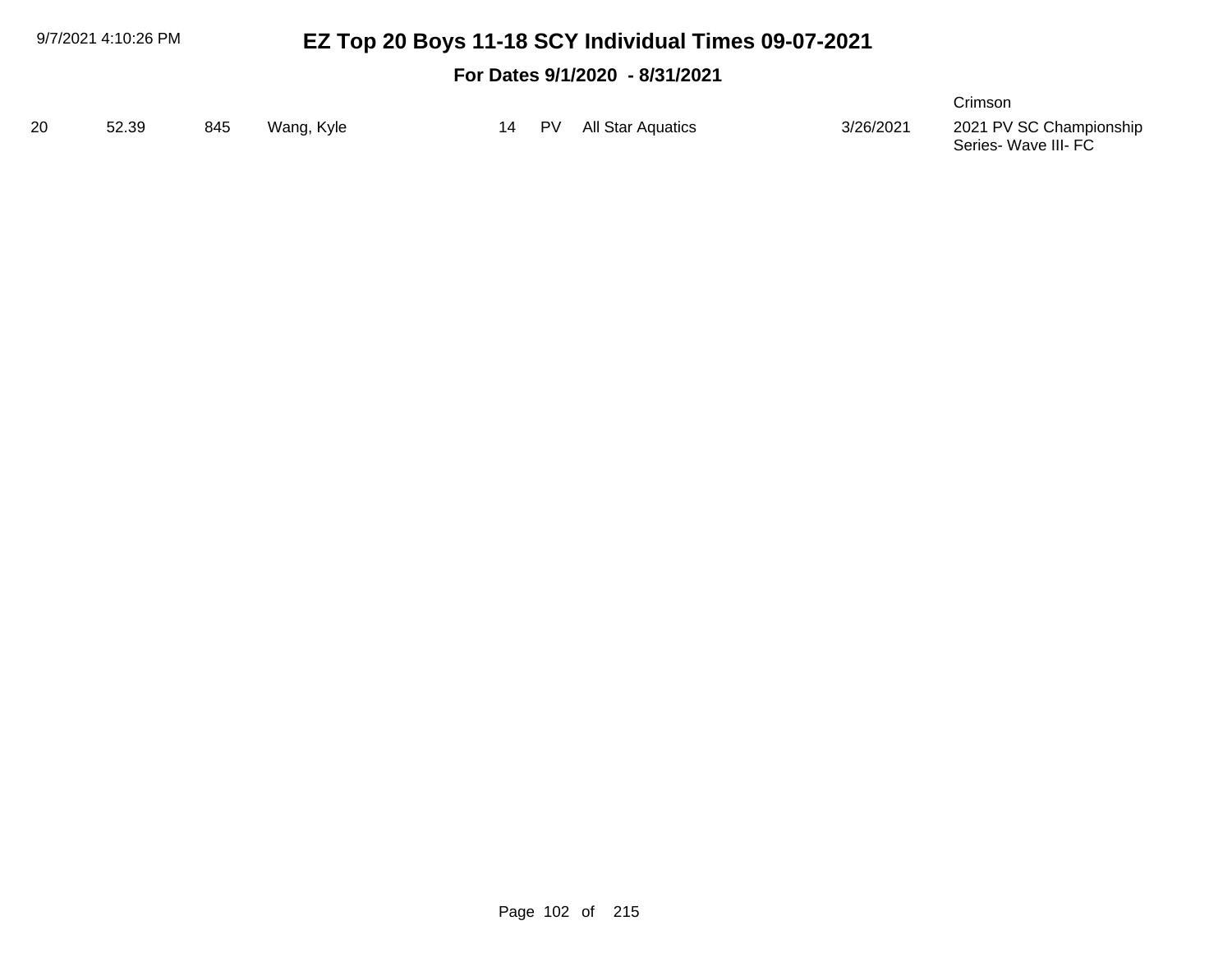# EZ Top 20 Boys 11-18 SCY Individual Times 09-07-2021

**For Dates 9/1/2020 - 8/31/2021**

Crimson

| | | | | | | | | |
|---|---|---|---|---|---|---|---|---|
| 20 | 52.39 | 845 | Wang, Kyle | 14 | PV | All Star Aquatics | 3/26/2021 | 2021 PV SC Championship Series- Wave III- FC |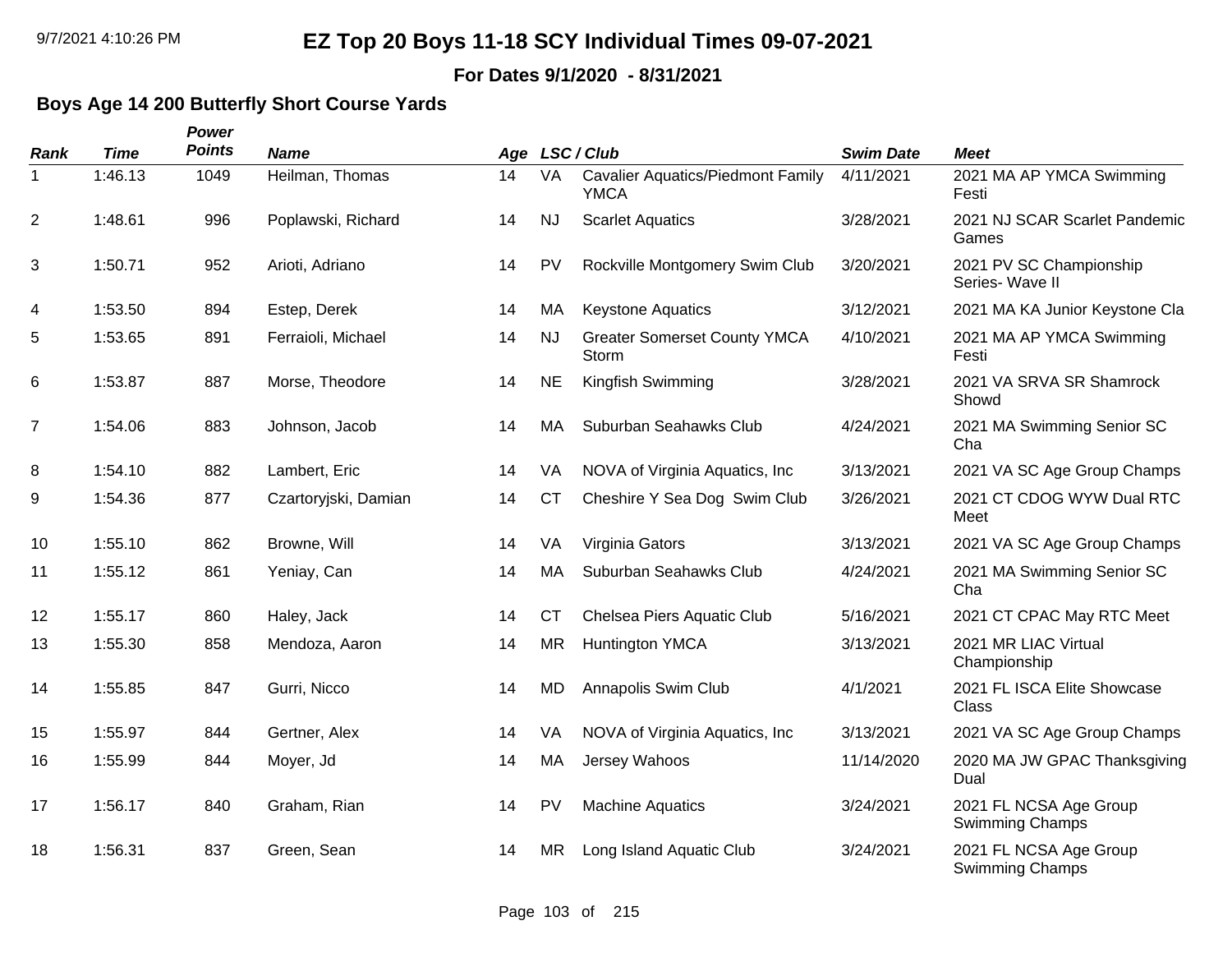# EZ Top 20 Boys 11-18 SCY Individual Times 09-07-2021

**For Dates 9/1/2020 - 8/31/2021**

## Boys Age 14 200 Butterfly Short Course Yards

| Rank | Time | Power Points | Name | Age | LSC | Club | Swim Date | Meet |
|---|---|---|---|---|---|---|---|---|
| 1 | 1:46.13 | 1049 | Heilman, Thomas | 14 | VA | Cavalier Aquatics/Piedmont Family YMCA | 4/11/2021 | 2021 MA AP YMCA Swimming Festi |
| 2 | 1:48.61 | 996 | Poplawski, Richard | 14 | NJ | Scarlet Aquatics | 3/28/2021 | 2021 NJ SCAR Scarlet Pandemic Games |
| 3 | 1:50.71 | 952 | Arioti, Adriano | 14 | PV | Rockville Montgomery Swim Club | 3/20/2021 | 2021 PV SC Championship Series- Wave II |
| 4 | 1:53.50 | 894 | Estep, Derek | 14 | MA | Keystone Aquatics | 3/12/2021 | 2021 MA KA Junior Keystone Cla |
| 5 | 1:53.65 | 891 | Ferraioli, Michael | 14 | NJ | Greater Somerset County YMCA Storm | 4/10/2021 | 2021 MA AP YMCA Swimming Festi |
| 6 | 1:53.87 | 887 | Morse, Theodore | 14 | NE | Kingfish Swimming | 3/28/2021 | 2021 VA SRVA SR Shamrock Showd |
| 7 | 1:54.06 | 883 | Johnson, Jacob | 14 | MA | Suburban Seahawks Club | 4/24/2021 | 2021 MA Swimming Senior SC Cha |
| 8 | 1:54.10 | 882 | Lambert, Eric | 14 | VA | NOVA of Virginia Aquatics, Inc | 3/13/2021 | 2021 VA SC Age Group Champs |
| 9 | 1:54.36 | 877 | Czartoryjski, Damian | 14 | CT | Cheshire Y Sea Dog Swim Club | 3/26/2021 | 2021 CT CDOG WYW Dual RTC Meet |
| 10 | 1:55.10 | 862 | Browne, Will | 14 | VA | Virginia Gators | 3/13/2021 | 2021 VA SC Age Group Champs |
| 11 | 1:55.12 | 861 | Yeniay, Can | 14 | MA | Suburban Seahawks Club | 4/24/2021 | 2021 MA Swimming Senior SC Cha |
| 12 | 1:55.17 | 860 | Haley, Jack | 14 | CT | Chelsea Piers Aquatic Club | 5/16/2021 | 2021 CT CPAC May RTC Meet |
| 13 | 1:55.30 | 858 | Mendoza, Aaron | 14 | MR | Huntington YMCA | 3/13/2021 | 2021 MR LIAC Virtual Championship |
| 14 | 1:55.85 | 847 | Gurri, Nicco | 14 | MD | Annapolis Swim Club | 4/1/2021 | 2021 FL ISCA Elite Showcase Class |
| 15 | 1:55.97 | 844 | Gertner, Alex | 14 | VA | NOVA of Virginia Aquatics, Inc | 3/13/2021 | 2021 VA SC Age Group Champs |
| 16 | 1:55.99 | 844 | Moyer, Jd | 14 | MA | Jersey Wahoos | 11/14/2020 | 2020 MA JW GPAC Thanksgiving Dual |
| 17 | 1:56.17 | 840 | Graham, Rian | 14 | PV | Machine Aquatics | 3/24/2021 | 2021 FL NCSA Age Group Swimming Champs |
| 18 | 1:56.31 | 837 | Green, Sean | 14 | MR | Long Island Aquatic Club | 3/24/2021 | 2021 FL NCSA Age Group Swimming Champs |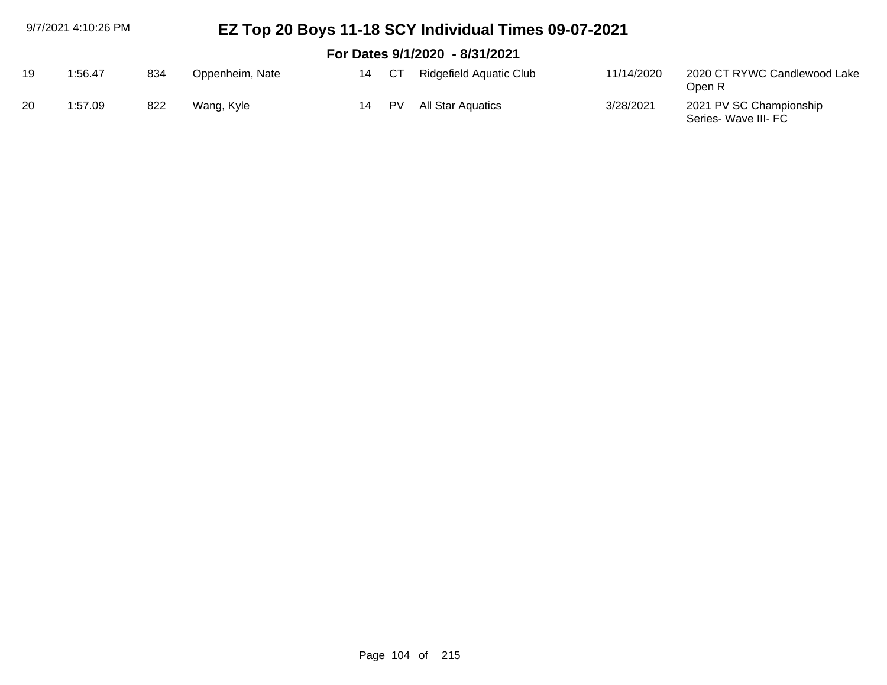# EZ Top 20 Boys 11-18 SCY Individual Times 09-07-2021

## For Dates 9/1/2020 - 8/31/2021

| | | | | | | | | |
|---|---|---|---|---|---|---|---|---|
| 19 | 1:56.47 | 834 | Oppenheim, Nate | 14 | CT | Ridgefield Aquatic Club | 11/14/2020 | 2020 CT RYWC Candlewood Lake Open R |
| 20 | 1:57.09 | 822 | Wang, Kyle | 14 | PV | All Star Aquatics | 3/28/2021 | 2021 PV SC Championship Series- Wave III- FC |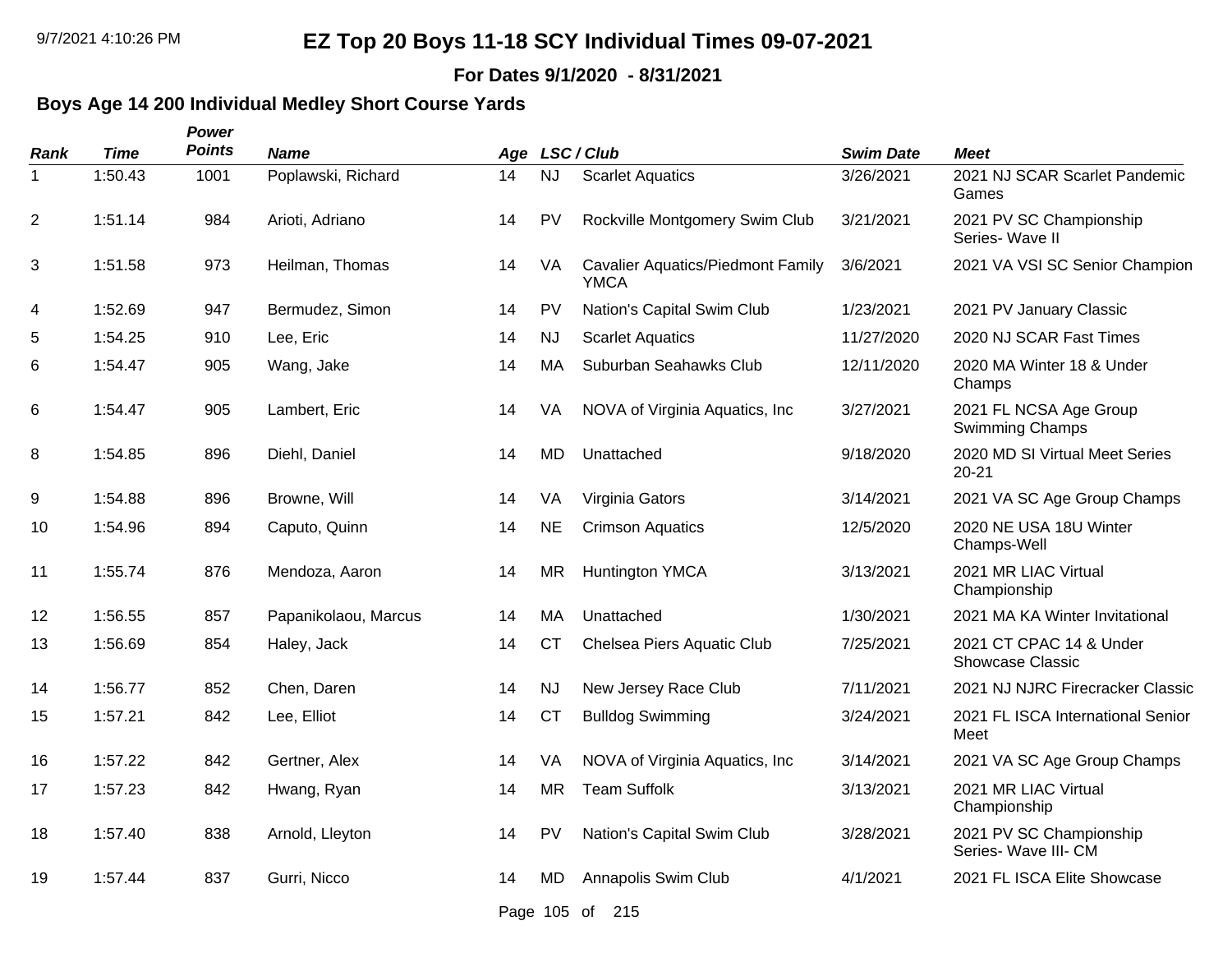# EZ Top 20 Boys 11-18 SCY Individual Times 09-07-2021

**For Dates 9/1/2020 - 8/31/2021**

## Boys Age 14 200 Individual Medley Short Course Yards

| *Rank* | *Time* | *Power Points* | *Name* | *Age* | *LSC / Club* | | *Swim Date* | *Meet* |
|---|---|---|---|---|---|---|---|---|
| 1 | 1:50.43 | 1001 | Poplawski, Richard | 14 | NJ | Scarlet Aquatics | 3/26/2021 | 2021 NJ SCAR Scarlet Pandemic Games |
| 2 | 1:51.14 | 984 | Arioti, Adriano | 14 | PV | Rockville Montgomery Swim Club | 3/21/2021 | 2021 PV SC Championship Series- Wave II |
| 3 | 1:51.58 | 973 | Heilman, Thomas | 14 | VA | Cavalier Aquatics/Piedmont Family YMCA | 3/6/2021 | 2021 VA VSI SC Senior Champion |
| 4 | 1:52.69 | 947 | Bermudez, Simon | 14 | PV | Nation's Capital Swim Club | 1/23/2021 | 2021 PV January Classic |
| 5 | 1:54.25 | 910 | Lee, Eric | 14 | NJ | Scarlet Aquatics | 11/27/2020 | 2020 NJ SCAR Fast Times |
| 6 | 1:54.47 | 905 | Wang, Jake | 14 | MA | Suburban Seahawks Club | 12/11/2020 | 2020 MA Winter 18 & Under Champs |
| 6 | 1:54.47 | 905 | Lambert, Eric | 14 | VA | NOVA of Virginia Aquatics, Inc | 3/27/2021 | 2021 FL NCSA Age Group Swimming Champs |
| 8 | 1:54.85 | 896 | Diehl, Daniel | 14 | MD | Unattached | 9/18/2020 | 2020 MD SI Virtual Meet Series 20-21 |
| 9 | 1:54.88 | 896 | Browne, Will | 14 | VA | Virginia Gators | 3/14/2021 | 2021 VA SC Age Group Champs |
| 10 | 1:54.96 | 894 | Caputo, Quinn | 14 | NE | Crimson Aquatics | 12/5/2020 | 2020 NE USA 18U Winter Champs-Well |
| 11 | 1:55.74 | 876 | Mendoza, Aaron | 14 | MR | Huntington YMCA | 3/13/2021 | 2021 MR LIAC Virtual Championship |
| 12 | 1:56.55 | 857 | Papanikolaou, Marcus | 14 | MA | Unattached | 1/30/2021 | 2021 MA KA Winter Invitational |
| 13 | 1:56.69 | 854 | Haley, Jack | 14 | CT | Chelsea Piers Aquatic Club | 7/25/2021 | 2021 CT CPAC 14 & Under Showcase Classic |
| 14 | 1:56.77 | 852 | Chen, Daren | 14 | NJ | New Jersey Race Club | 7/11/2021 | 2021 NJ NJRC Firecracker Classic |
| 15 | 1:57.21 | 842 | Lee, Elliot | 14 | CT | Bulldog Swimming | 3/24/2021 | 2021 FL ISCA International Senior Meet |
| 16 | 1:57.22 | 842 | Gertner, Alex | 14 | VA | NOVA of Virginia Aquatics, Inc | 3/14/2021 | 2021 VA SC Age Group Champs |
| 17 | 1:57.23 | 842 | Hwang, Ryan | 14 | MR | Team Suffolk | 3/13/2021 | 2021 MR LIAC Virtual Championship |
| 18 | 1:57.40 | 838 | Arnold, Lleyton | 14 | PV | Nation's Capital Swim Club | 3/28/2021 | 2021 PV SC Championship Series- Wave III- CM |
| 19 | 1:57.44 | 837 | Gurri, Nicco | 14 | MD | Annapolis Swim Club | 4/1/2021 | 2021 FL ISCA Elite Showcase |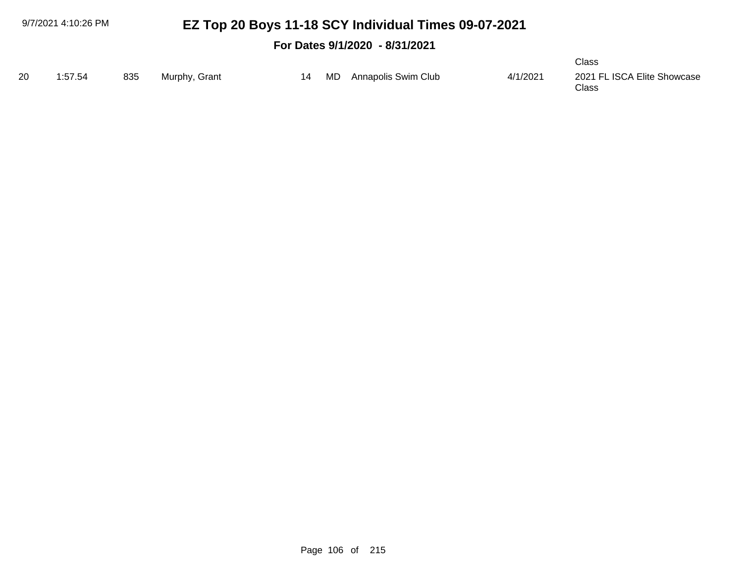# EZ Top 20 Boys 11-18 SCY Individual Times 09-07-2021

## For Dates 9/1/2020 - 8/31/2021

Class

| | | | | | | | | |
|---|---|---|---|---|---|---|---|---|
| 20 | 1:57.54 | 835 | Murphy, Grant | 14 | MD | Annapolis Swim Club | 4/1/2021 | 2021 FL ISCA Elite Showcase Class |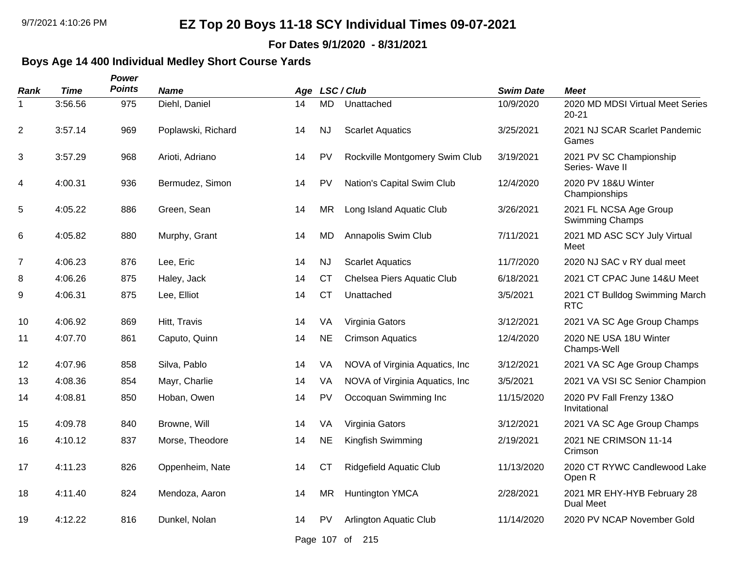# EZ Top 20 Boys 11-18 SCY Individual Times 09-07-2021

**For Dates 9/1/2020 - 8/31/2021**

### Boys Age 14 400 Individual Medley Short Course Yards

| Rank | Time | Power Points | Name | Age | LSC / Club | | Swim Date | Meet |
|---|---|---|---|---|---|---|---|---|
| 1 | 3:56.56 | 975 | Diehl, Daniel | 14 | MD | Unattached | 10/9/2020 | 2020 MD MDSI Virtual Meet Series 20-21 |
| 2 | 3:57.14 | 969 | Poplawski, Richard | 14 | NJ | Scarlet Aquatics | 3/25/2021 | 2021 NJ SCAR Scarlet Pandemic Games |
| 3 | 3:57.29 | 968 | Arioti, Adriano | 14 | PV | Rockville Montgomery Swim Club | 3/19/2021 | 2021 PV SC Championship Series- Wave II |
| 4 | 4:00.31 | 936 | Bermudez, Simon | 14 | PV | Nation's Capital Swim Club | 12/4/2020 | 2020 PV 18&U Winter Championships |
| 5 | 4:05.22 | 886 | Green, Sean | 14 | MR | Long Island Aquatic Club | 3/26/2021 | 2021 FL NCSA Age Group Swimming Champs |
| 6 | 4:05.82 | 880 | Murphy, Grant | 14 | MD | Annapolis Swim Club | 7/11/2021 | 2021 MD ASC SCY July Virtual Meet |
| 7 | 4:06.23 | 876 | Lee, Eric | 14 | NJ | Scarlet Aquatics | 11/7/2020 | 2020 NJ SAC v RY dual meet |
| 8 | 4:06.26 | 875 | Haley, Jack | 14 | CT | Chelsea Piers Aquatic Club | 6/18/2021 | 2021 CT CPAC June 14&U Meet |
| 9 | 4:06.31 | 875 | Lee, Elliot | 14 | CT | Unattached | 3/5/2021 | 2021 CT Bulldog Swimming March RTC |
| 10 | 4:06.92 | 869 | Hitt, Travis | 14 | VA | Virginia Gators | 3/12/2021 | 2021 VA SC Age Group Champs |
| 11 | 4:07.70 | 861 | Caputo, Quinn | 14 | NE | Crimson Aquatics | 12/4/2020 | 2020 NE USA 18U Winter Champs-Well |
| 12 | 4:07.96 | 858 | Silva, Pablo | 14 | VA | NOVA of Virginia Aquatics, Inc | 3/12/2021 | 2021 VA SC Age Group Champs |
| 13 | 4:08.36 | 854 | Mayr, Charlie | 14 | VA | NOVA of Virginia Aquatics, Inc | 3/5/2021 | 2021 VA VSI SC Senior Champion |
| 14 | 4:08.81 | 850 | Hoban, Owen | 14 | PV | Occoquan Swimming Inc | 11/15/2020 | 2020 PV Fall Frenzy 13&O Invitational |
| 15 | 4:09.78 | 840 | Browne, Will | 14 | VA | Virginia Gators | 3/12/2021 | 2021 VA SC Age Group Champs |
| 16 | 4:10.12 | 837 | Morse, Theodore | 14 | NE | Kingfish Swimming | 2/19/2021 | 2021 NE CRIMSON 11-14 Crimson |
| 17 | 4:11.23 | 826 | Oppenheim, Nate | 14 | CT | Ridgefield Aquatic Club | 11/13/2020 | 2020 CT RYWC Candlewood Lake Open R |
| 18 | 4:11.40 | 824 | Mendoza, Aaron | 14 | MR | Huntington YMCA | 2/28/2021 | 2021 MR EHY-HYB February 28 Dual Meet |
| 19 | 4:12.22 | 816 | Dunkel, Nolan | 14 | PV | Arlington Aquatic Club | 11/14/2020 | 2020 PV NCAP November Gold |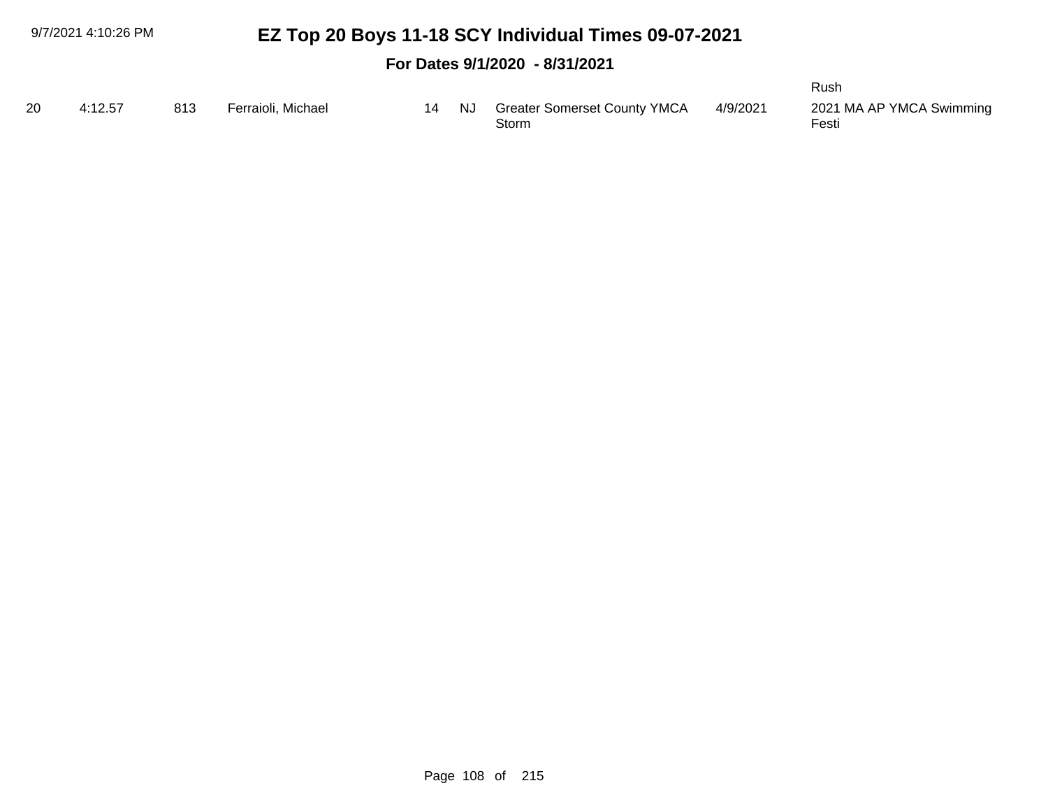| | | | | | | | | |
|---|---|---|---|---|---|---|---|---|
| | | | | | | | | Rush |
| 20 | 4:12.57 | 813 | Ferraioli, Michael | 14 | NJ | Greater Somerset County YMCA Storm | 4/9/2021 | 2021 MA AP YMCA Swimming Festi |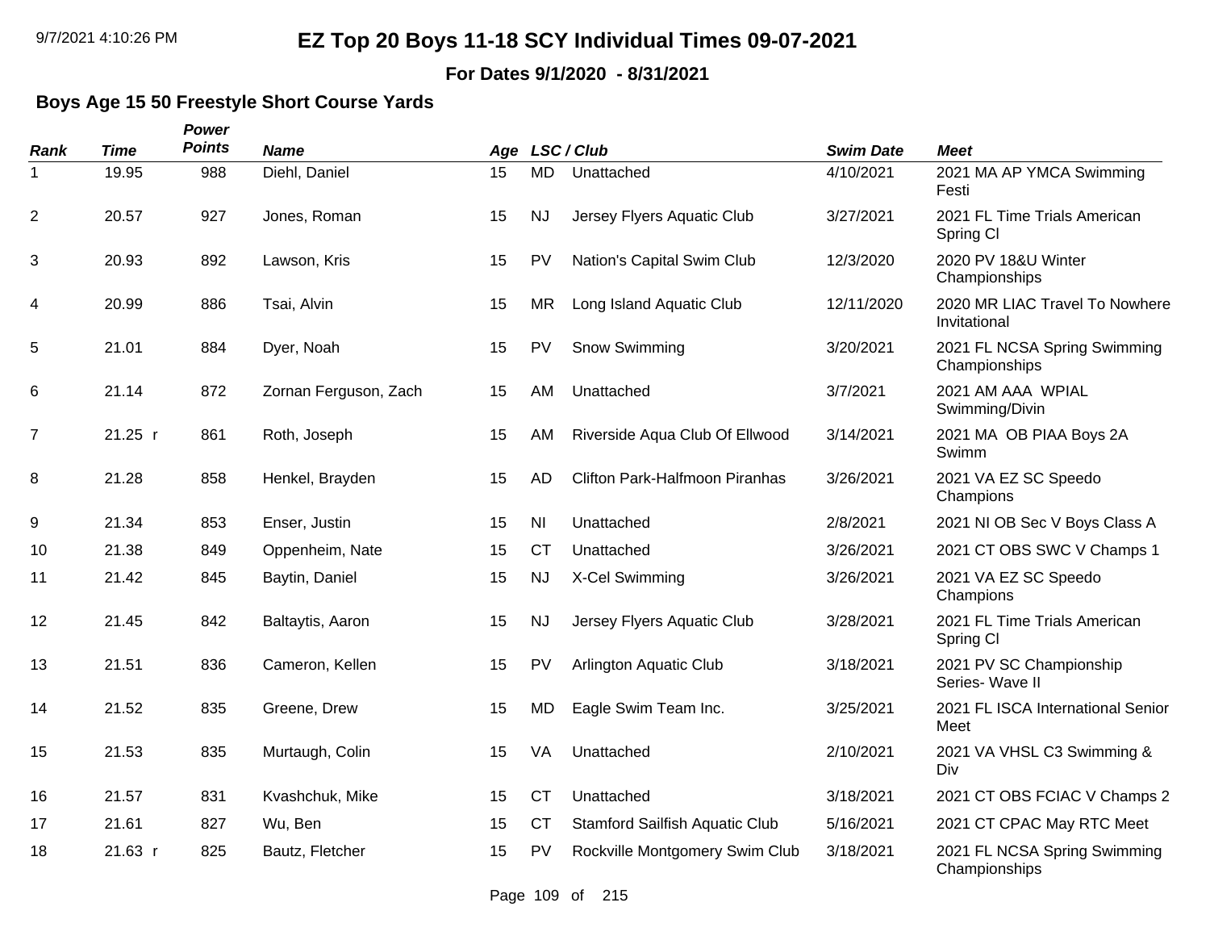# EZ Top 20 Boys 11-18 SCY Individual Times 09-07-2021

**For Dates 9/1/2020 - 8/31/2021**

## Boys Age 15 50 Freestyle Short Course Yards

| Rank | Time | Power Points | Name | Age | LSC / Club | | Swim Date | Meet |
|---|---|---|---|---|---|---|---|---|
| 1 | 19.95 | 988 | Diehl, Daniel | 15 | MD | Unattached | 4/10/2021 | 2021 MA AP YMCA Swimming Festi |
| 2 | 20.57 | 927 | Jones, Roman | 15 | NJ | Jersey Flyers Aquatic Club | 3/27/2021 | 2021 FL Time Trials American Spring Cl |
| 3 | 20.93 | 892 | Lawson, Kris | 15 | PV | Nation's Capital Swim Club | 12/3/2020 | 2020 PV 18&U Winter Championships |
| 4 | 20.99 | 886 | Tsai, Alvin | 15 | MR | Long Island Aquatic Club | 12/11/2020 | 2020 MR LIAC Travel To Nowhere Invitational |
| 5 | 21.01 | 884 | Dyer, Noah | 15 | PV | Snow Swimming | 3/20/2021 | 2021 FL NCSA Spring Swimming Championships |
| 6 | 21.14 | 872 | Zornan Ferguson, Zach | 15 | AM | Unattached | 3/7/2021 | 2021 AM AAA WPIAL Swimming/Divin |
| 7 | 21.25 r | 861 | Roth, Joseph | 15 | AM | Riverside Aqua Club Of Ellwood | 3/14/2021 | 2021 MA OB PIAA Boys 2A Swimm |
| 8 | 21.28 | 858 | Henkel, Brayden | 15 | AD | Clifton Park-Halfmoon Piranhas | 3/26/2021 | 2021 VA EZ SC Speedo Champions |
| 9 | 21.34 | 853 | Enser, Justin | 15 | NI | Unattached | 2/8/2021 | 2021 NI OB Sec V Boys Class A |
| 10 | 21.38 | 849 | Oppenheim, Nate | 15 | CT | Unattached | 3/26/2021 | 2021 CT OBS SWC V Champs 1 |
| 11 | 21.42 | 845 | Baytin, Daniel | 15 | NJ | X-Cel Swimming | 3/26/2021 | 2021 VA EZ SC Speedo Champions |
| 12 | 21.45 | 842 | Baltaytis, Aaron | 15 | NJ | Jersey Flyers Aquatic Club | 3/28/2021 | 2021 FL Time Trials American Spring Cl |
| 13 | 21.51 | 836 | Cameron, Kellen | 15 | PV | Arlington Aquatic Club | 3/18/2021 | 2021 PV SC Championship Series- Wave II |
| 14 | 21.52 | 835 | Greene, Drew | 15 | MD | Eagle Swim Team Inc. | 3/25/2021 | 2021 FL ISCA International Senior Meet |
| 15 | 21.53 | 835 | Murtaugh, Colin | 15 | VA | Unattached | 2/10/2021 | 2021 VA VHSL C3 Swimming & Div |
| 16 | 21.57 | 831 | Kvashchuk, Mike | 15 | CT | Unattached | 3/18/2021 | 2021 CT OBS FCIAC V Champs 2 |
| 17 | 21.61 | 827 | Wu, Ben | 15 | CT | Stamford Sailfish Aquatic Club | 5/16/2021 | 2021 CT CPAC May RTC Meet |
| 18 | 21.63 r | 825 | Bautz, Fletcher | 15 | PV | Rockville Montgomery Swim Club | 3/18/2021 | 2021 FL NCSA Spring Swimming Championships |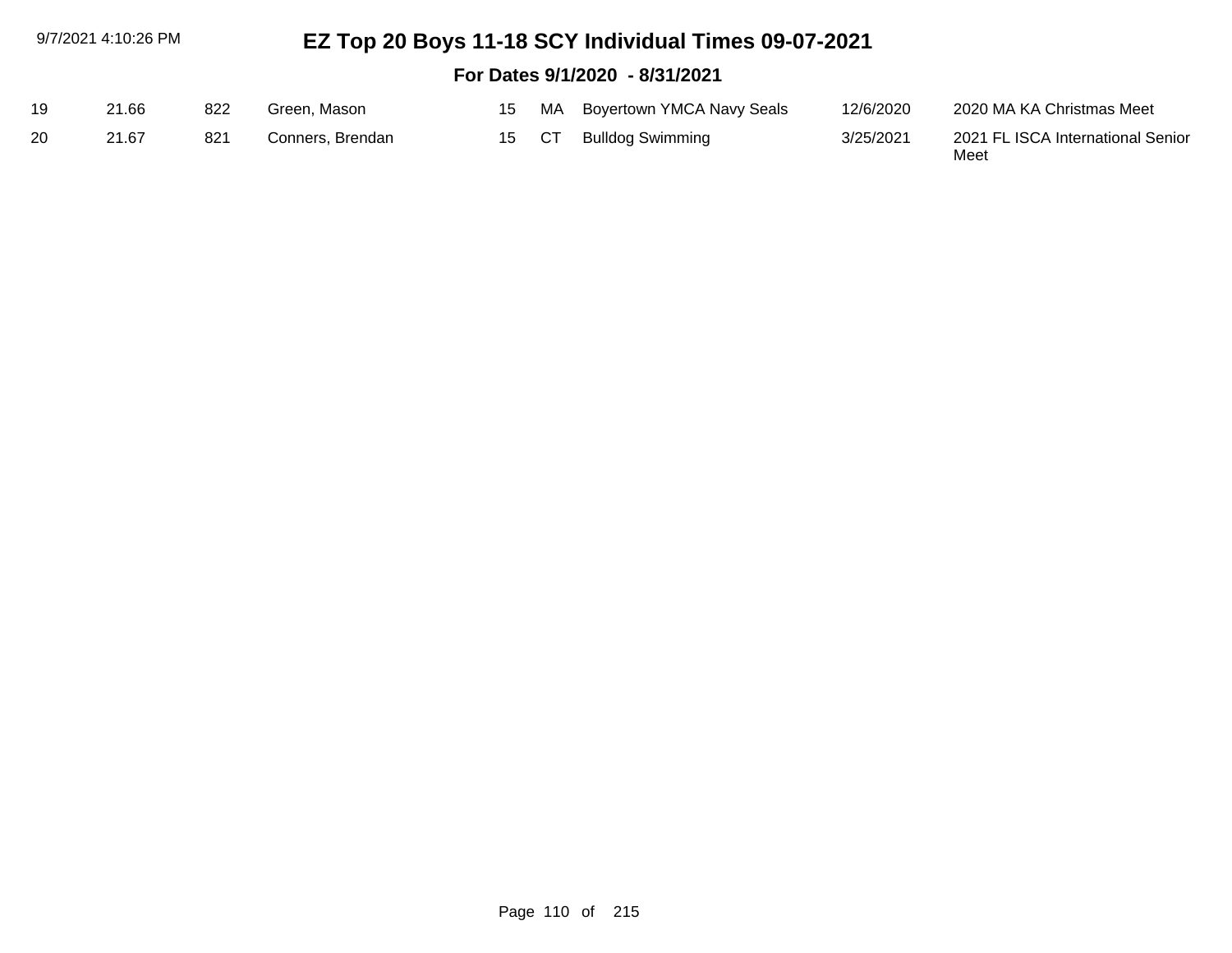# EZ Top 20 Boys 11-18 SCY Individual Times 09-07-2021

## For Dates 9/1/2020 - 8/31/2021

| | | | | | | | | |
|---|---|---|---|---|---|---|---|---|
| 19 | 21.66 | 822 | Green, Mason | 15 | MA | Boyertown YMCA Navy Seals | 12/6/2020 | 2020 MA KA Christmas Meet |
| 20 | 21.67 | 821 | Conners, Brendan | 15 | CT | Bulldog Swimming | 3/25/2021 | 2021 FL ISCA International Senior Meet |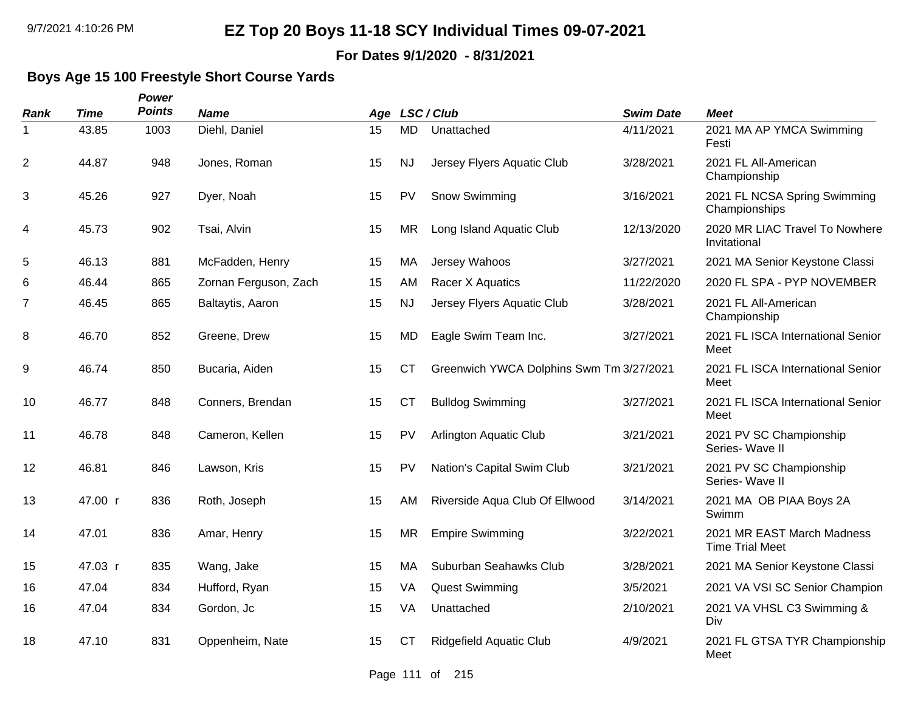# EZ Top 20 Boys 11-18 SCY Individual Times 09-07-2021

**For Dates 9/1/2020 - 8/31/2021**

### Boys Age 15 100 Freestyle Short Course Yards

| Rank | Time | Power Points | Name | Age | LSC / Club | | Swim Date | Meet |
|---|---|---|---|---|---|---|---|---|
| 1 | 43.85 | 1003 | Diehl, Daniel | 15 | MD | Unattached | 4/11/2021 | 2021 MA AP YMCA Swimming Festi |
| 2 | 44.87 | 948 | Jones, Roman | 15 | NJ | Jersey Flyers Aquatic Club | 3/28/2021 | 2021 FL All-American Championship |
| 3 | 45.26 | 927 | Dyer, Noah | 15 | PV | Snow Swimming | 3/16/2021 | 2021 FL NCSA Spring Swimming Championships |
| 4 | 45.73 | 902 | Tsai, Alvin | 15 | MR | Long Island Aquatic Club | 12/13/2020 | 2020 MR LIAC Travel To Nowhere Invitational |
| 5 | 46.13 | 881 | McFadden, Henry | 15 | MA | Jersey Wahoos | 3/27/2021 | 2021 MA Senior Keystone Classi |
| 6 | 46.44 | 865 | Zornan Ferguson, Zach | 15 | AM | Racer X Aquatics | 11/22/2020 | 2020 FL SPA - PYP NOVEMBER |
| 7 | 46.45 | 865 | Baltaytis, Aaron | 15 | NJ | Jersey Flyers Aquatic Club | 3/28/2021 | 2021 FL All-American Championship |
| 8 | 46.70 | 852 | Greene, Drew | 15 | MD | Eagle Swim Team Inc. | 3/27/2021 | 2021 FL ISCA International Senior Meet |
| 9 | 46.74 | 850 | Bucaria, Aiden | 15 | CT | Greenwich YWCA Dolphins Swm Tm | 3/27/2021 | 2021 FL ISCA International Senior Meet |
| 10 | 46.77 | 848 | Conners, Brendan | 15 | CT | Bulldog Swimming | 3/27/2021 | 2021 FL ISCA International Senior Meet |
| 11 | 46.78 | 848 | Cameron, Kellen | 15 | PV | Arlington Aquatic Club | 3/21/2021 | 2021 PV SC Championship Series- Wave II |
| 12 | 46.81 | 846 | Lawson, Kris | 15 | PV | Nation's Capital Swim Club | 3/21/2021 | 2021 PV SC Championship Series- Wave II |
| 13 | 47.00 r | 836 | Roth, Joseph | 15 | AM | Riverside Aqua Club Of Ellwood | 3/14/2021 | 2021 MA OB PIAA Boys 2A Swimm |
| 14 | 47.01 | 836 | Amar, Henry | 15 | MR | Empire Swimming | 3/22/2021 | 2021 MR EAST March Madness Time Trial Meet |
| 15 | 47.03 r | 835 | Wang, Jake | 15 | MA | Suburban Seahawks Club | 3/28/2021 | 2021 MA Senior Keystone Classi |
| 16 | 47.04 | 834 | Hufford, Ryan | 15 | VA | Quest Swimming | 3/5/2021 | 2021 VA VSI SC Senior Champion |
| 16 | 47.04 | 834 | Gordon, Jc | 15 | VA | Unattached | 2/10/2021 | 2021 VA VHSL C3 Swimming & Div |
| 18 | 47.10 | 831 | Oppenheim, Nate | 15 | CT | Ridgefield Aquatic Club | 4/9/2021 | 2021 FL GTSA TYR Championship Meet |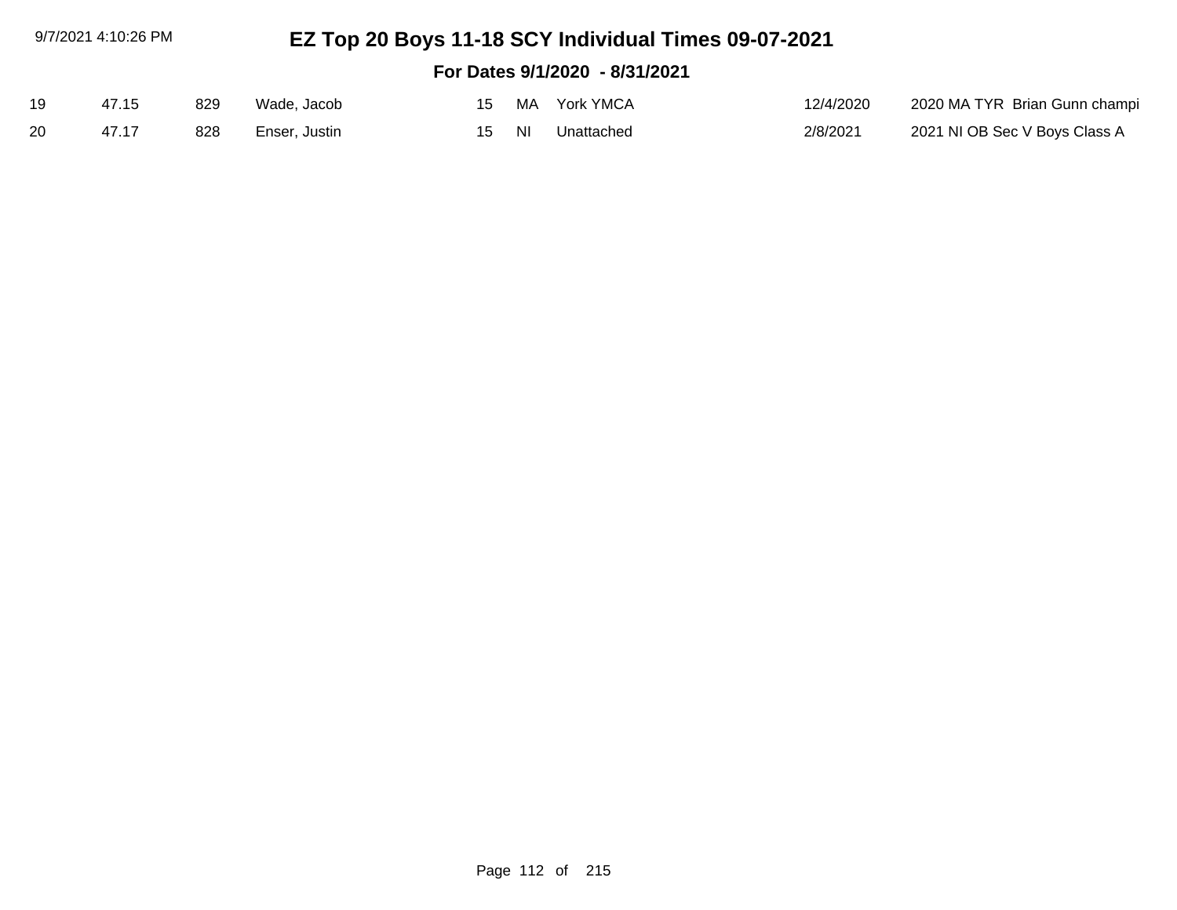# EZ Top 20 Boys 11-18 SCY Individual Times 09-07-2021

## For Dates 9/1/2020 - 8/31/2021

| | | | | | | | | |
|---|---|---|---|---|---|---|---|---|
| 19 | 47.15 | 829 | Wade, Jacob | 15 | MA | York YMCA | 12/4/2020 | 2020 MA TYR Brian Gunn champi |
| 20 | 47.17 | 828 | Enser, Justin | 15 | NI | Unattached | 2/8/2021 | 2021 NI OB Sec V Boys Class A |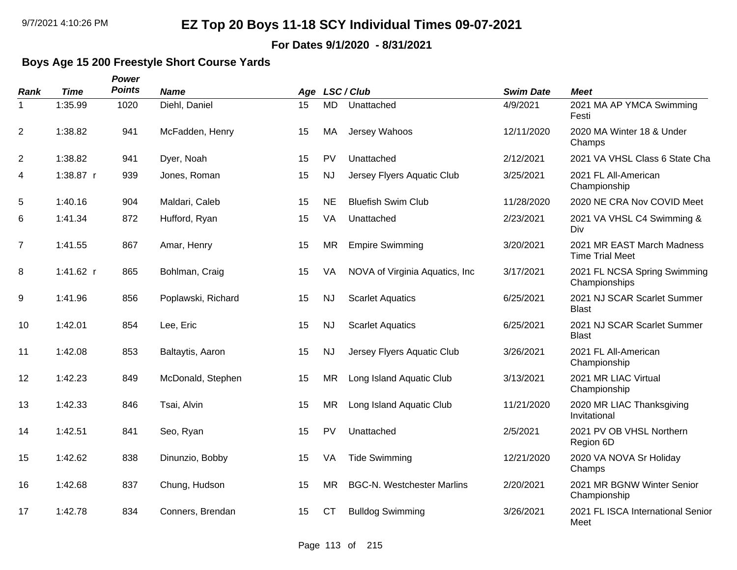# EZ Top 20 Boys 11-18 SCY Individual Times 09-07-2021

**For Dates 9/1/2020 - 8/31/2021**

## Boys Age 15 200 Freestyle Short Course Yards

| Rank | Time | Power Points | Name | Age | LSC | Club | Swim Date | Meet |
|---|---|---|---|---|---|---|---|---|
| 1 | 1:35.99 | 1020 | Diehl, Daniel | 15 | MD | Unattached | 4/9/2021 | 2021 MA AP YMCA Swimming Festi |
| 2 | 1:38.82 | 941 | McFadden, Henry | 15 | MA | Jersey Wahoos | 12/11/2020 | 2020 MA Winter 18 & Under Champs |
| 2 | 1:38.82 | 941 | Dyer, Noah | 15 | PV | Unattached | 2/12/2021 | 2021 VA VHSL Class 6 State Cha |
| 4 | 1:38.87 r | 939 | Jones, Roman | 15 | NJ | Jersey Flyers Aquatic Club | 3/25/2021 | 2021 FL All-American Championship |
| 5 | 1:40.16 | 904 | Maldari, Caleb | 15 | NE | Bluefish Swim Club | 11/28/2020 | 2020 NE CRA Nov COVID Meet |
| 6 | 1:41.34 | 872 | Hufford, Ryan | 15 | VA | Unattached | 2/23/2021 | 2021 VA VHSL C4 Swimming & Div |
| 7 | 1:41.55 | 867 | Amar, Henry | 15 | MR | Empire Swimming | 3/20/2021 | 2021 MR EAST March Madness Time Trial Meet |
| 8 | 1:41.62 r | 865 | Bohlman, Craig | 15 | VA | NOVA of Virginia Aquatics, Inc | 3/17/2021 | 2021 FL NCSA Spring Swimming Championships |
| 9 | 1:41.96 | 856 | Poplawski, Richard | 15 | NJ | Scarlet Aquatics | 6/25/2021 | 2021 NJ SCAR Scarlet Summer Blast |
| 10 | 1:42.01 | 854 | Lee, Eric | 15 | NJ | Scarlet Aquatics | 6/25/2021 | 2021 NJ SCAR Scarlet Summer Blast |
| 11 | 1:42.08 | 853 | Baltaytis, Aaron | 15 | NJ | Jersey Flyers Aquatic Club | 3/26/2021 | 2021 FL All-American Championship |
| 12 | 1:42.23 | 849 | McDonald, Stephen | 15 | MR | Long Island Aquatic Club | 3/13/2021 | 2021 MR LIAC Virtual Championship |
| 13 | 1:42.33 | 846 | Tsai, Alvin | 15 | MR | Long Island Aquatic Club | 11/21/2020 | 2020 MR LIAC Thanksgiving Invitational |
| 14 | 1:42.51 | 841 | Seo, Ryan | 15 | PV | Unattached | 2/5/2021 | 2021 PV OB VHSL Northern Region 6D |
| 15 | 1:42.62 | 838 | Dinunzio, Bobby | 15 | VA | Tide Swimming | 12/21/2020 | 2020 VA NOVA Sr Holiday Champs |
| 16 | 1:42.68 | 837 | Chung, Hudson | 15 | MR | BGC-N. Westchester Marlins | 2/20/2021 | 2021 MR BGNW Winter Senior Championship |
| 17 | 1:42.78 | 834 | Conners, Brendan | 15 | CT | Bulldog Swimming | 3/26/2021 | 2021 FL ISCA International Senior Meet |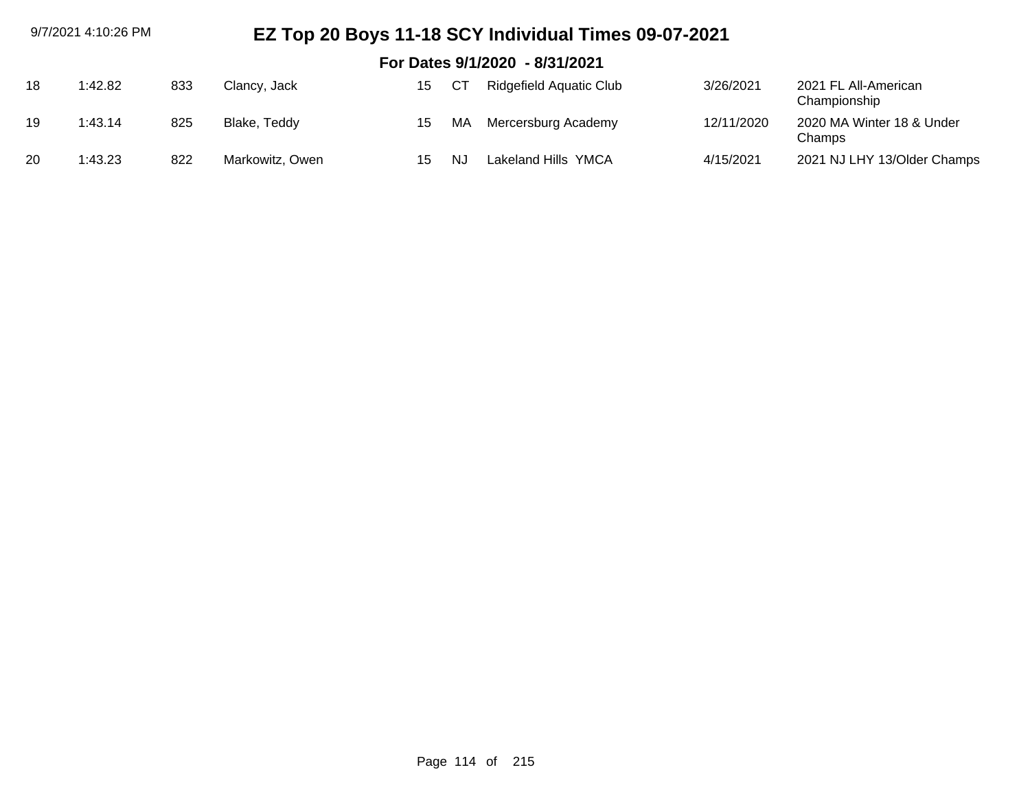# EZ Top 20 Boys 11-18 SCY Individual Times 09-07-2021

## For Dates 9/1/2020 - 8/31/2021

| | | | | | | | | |
|---|---|---|---|---|---|---|---|---|
| 18 | 1:42.82 | 833 | Clancy, Jack | 15 | CT | Ridgefield Aquatic Club | 3/26/2021 | 2021 FL All-American Championship |
| 19 | 1:43.14 | 825 | Blake, Teddy | 15 | MA | Mercersburg Academy | 12/11/2020 | 2020 MA Winter 18 & Under Champs |
| 20 | 1:43.23 | 822 | Markowitz, Owen | 15 | NJ | Lakeland Hills YMCA | 4/15/2021 | 2021 NJ LHY 13/Older Champs |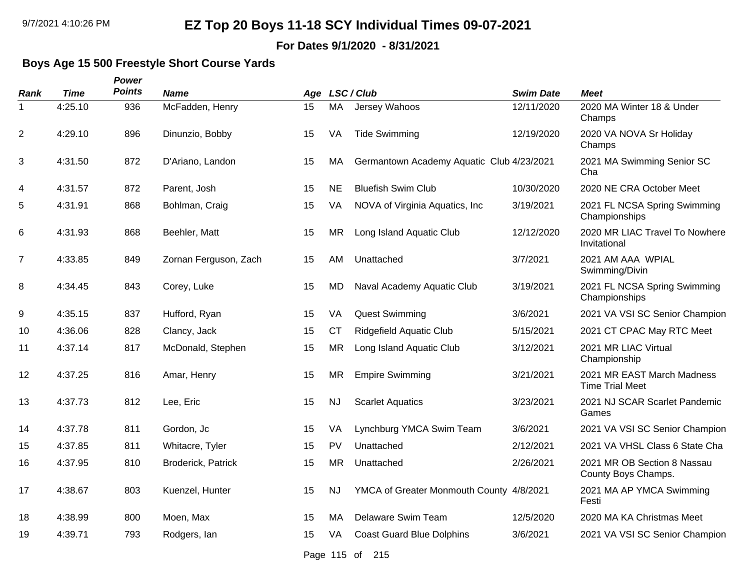# EZ Top 20 Boys 11-18 SCY Individual Times 09-07-2021

**For Dates 9/1/2020 - 8/31/2021**

## Boys Age 15 500 Freestyle Short Course Yards

| Rank | Time | Power Points | Name | Age | LSC | Club | Swim Date | Meet |
|---|---|---|---|---|---|---|---|---|
| 1 | 4:25.10 | 936 | McFadden, Henry | 15 | MA | Jersey Wahoos | 12/11/2020 | 2020 MA Winter 18 & Under Champs |
| 2 | 4:29.10 | 896 | Dinunzio, Bobby | 15 | VA | Tide Swimming | 12/19/2020 | 2020 VA NOVA Sr Holiday Champs |
| 3 | 4:31.50 | 872 | D'Ariano, Landon | 15 | MA | Germantown Academy Aquatic Club | 4/23/2021 | 2021 MA Swimming Senior SC Cha |
| 4 | 4:31.57 | 872 | Parent, Josh | 15 | NE | Bluefish Swim Club | 10/30/2020 | 2020 NE CRA October Meet |
| 5 | 4:31.91 | 868 | Bohlman, Craig | 15 | VA | NOVA of Virginia Aquatics, Inc | 3/19/2021 | 2021 FL NCSA Spring Swimming Championships |
| 6 | 4:31.93 | 868 | Beehler, Matt | 15 | MR | Long Island Aquatic Club | 12/12/2020 | 2020 MR LIAC Travel To Nowhere Invitational |
| 7 | 4:33.85 | 849 | Zornan Ferguson, Zach | 15 | AM | Unattached | 3/7/2021 | 2021 AM AAA WPIAL Swimming/Divin |
| 8 | 4:34.45 | 843 | Corey, Luke | 15 | MD | Naval Academy Aquatic Club | 3/19/2021 | 2021 FL NCSA Spring Swimming Championships |
| 9 | 4:35.15 | 837 | Hufford, Ryan | 15 | VA | Quest Swimming | 3/6/2021 | 2021 VA VSI SC Senior Champion |
| 10 | 4:36.06 | 828 | Clancy, Jack | 15 | CT | Ridgefield Aquatic Club | 5/15/2021 | 2021 CT CPAC May RTC Meet |
| 11 | 4:37.14 | 817 | McDonald, Stephen | 15 | MR | Long Island Aquatic Club | 3/12/2021 | 2021 MR LIAC Virtual Championship |
| 12 | 4:37.25 | 816 | Amar, Henry | 15 | MR | Empire Swimming | 3/21/2021 | 2021 MR EAST March Madness Time Trial Meet |
| 13 | 4:37.73 | 812 | Lee, Eric | 15 | NJ | Scarlet Aquatics | 3/23/2021 | 2021 NJ SCAR Scarlet Pandemic Games |
| 14 | 4:37.78 | 811 | Gordon, Jc | 15 | VA | Lynchburg YMCA Swim Team | 3/6/2021 | 2021 VA VSI SC Senior Champion |
| 15 | 4:37.85 | 811 | Whitacre, Tyler | 15 | PV | Unattached | 2/12/2021 | 2021 VA VHSL Class 6 State Cha |
| 16 | 4:37.95 | 810 | Broderick, Patrick | 15 | MR | Unattached | 2/26/2021 | 2021 MR OB Section 8 Nassau County Boys Champs. |
| 17 | 4:38.67 | 803 | Kuenzel, Hunter | 15 | NJ | YMCA of Greater Monmouth County | 4/8/2021 | 2021 MA AP YMCA Swimming Festi |
| 18 | 4:38.99 | 800 | Moen, Max | 15 | MA | Delaware Swim Team | 12/5/2020 | 2020 MA KA Christmas Meet |
| 19 | 4:39.71 | 793 | Rodgers, Ian | 15 | VA | Coast Guard Blue Dolphins | 3/6/2021 | 2021 VA VSI SC Senior Champion |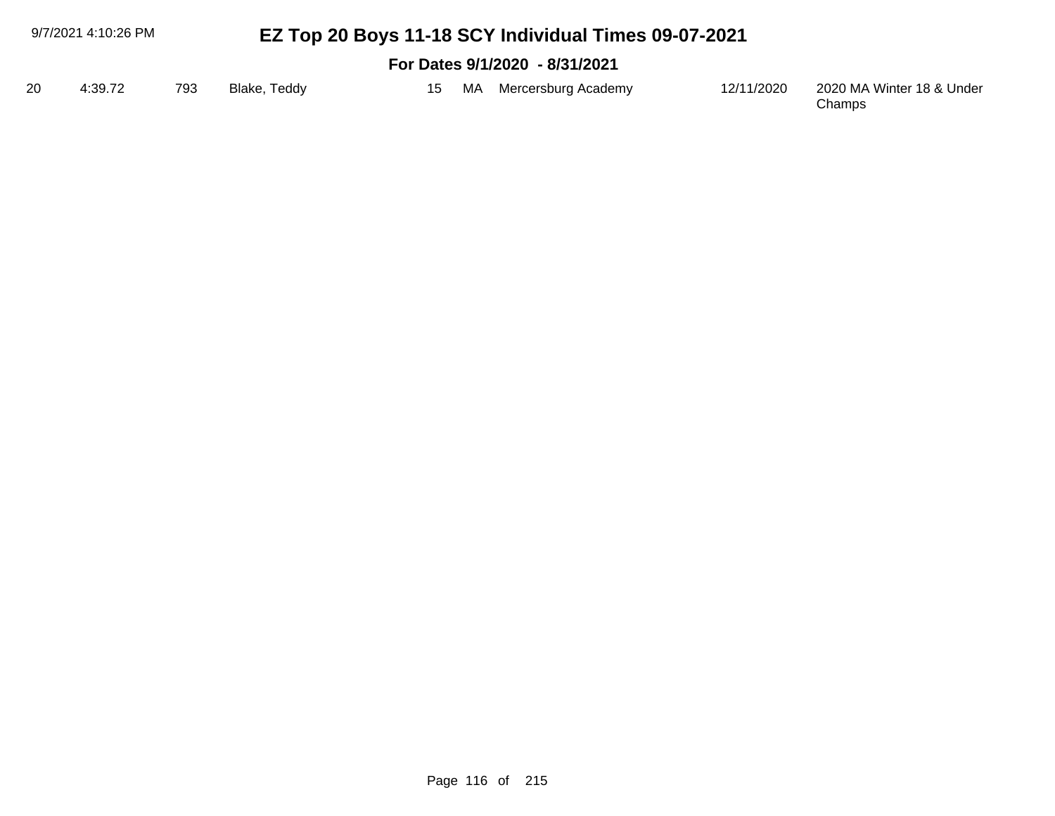| 20 | 4:39.72 | 793 | Blake, Teddy | 15 | MA | Mercersburg Academy | 12/11/2020 | 2020 MA Winter 18 & Under Champs |
|---|---|---|---|---|---|---|---|---|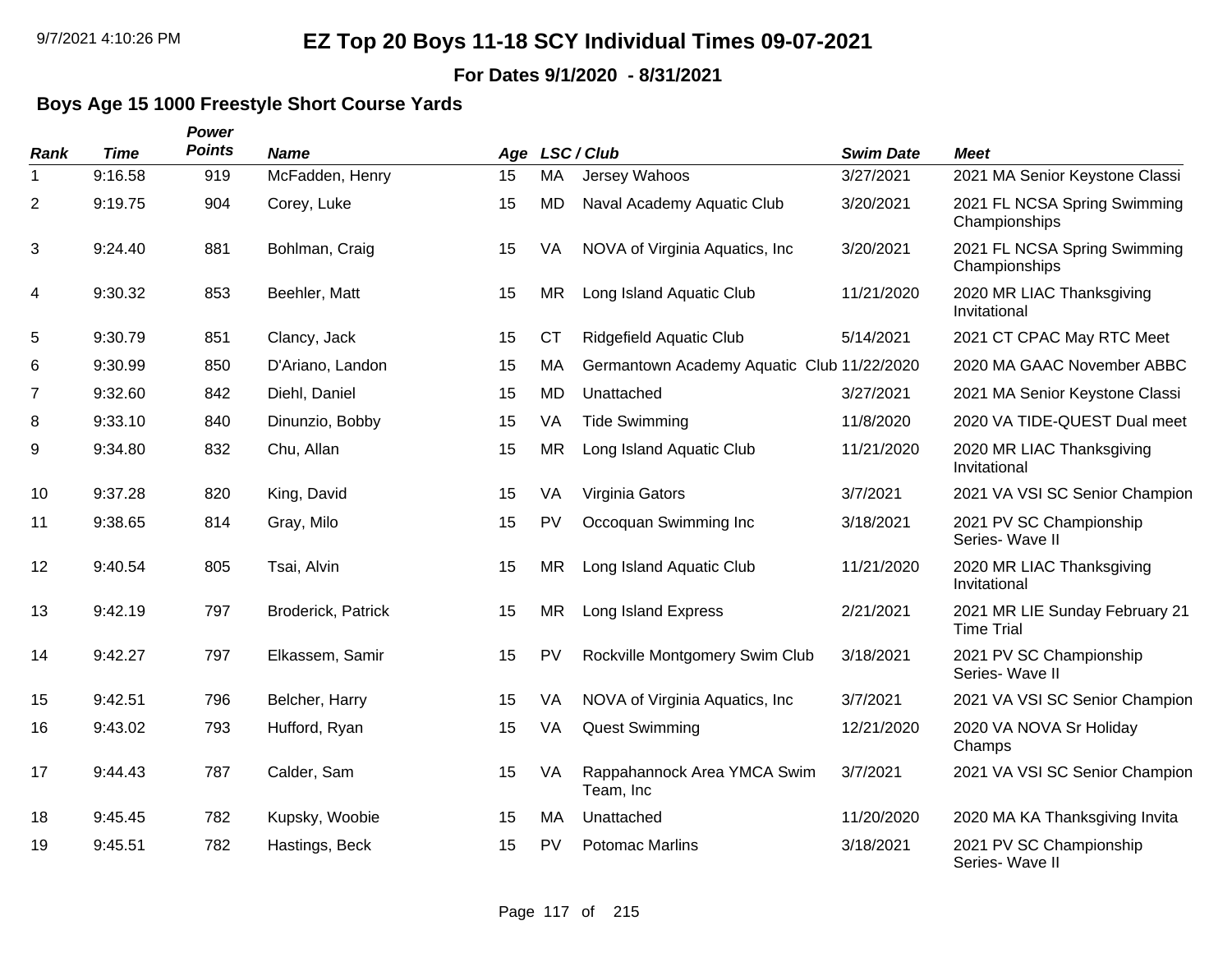# EZ Top 20 Boys 11-18 SCY Individual Times 09-07-2021

**For Dates 9/1/2020 - 8/31/2021**

## Boys Age 15 1000 Freestyle Short Course Yards

| Rank | Time | Power Points | Name | Age | LSC | Club | Swim Date | Meet |
|---|---|---|---|---|---|---|---|---|
| 1 | 9:16.58 | 919 | McFadden, Henry | 15 | MA | Jersey Wahoos | 3/27/2021 | 2021 MA Senior Keystone Classi |
| 2 | 9:19.75 | 904 | Corey, Luke | 15 | MD | Naval Academy Aquatic Club | 3/20/2021 | 2021 FL NCSA Spring Swimming Championships |
| 3 | 9:24.40 | 881 | Bohlman, Craig | 15 | VA | NOVA of Virginia Aquatics, Inc | 3/20/2021 | 2021 FL NCSA Spring Swimming Championships |
| 4 | 9:30.32 | 853 | Beehler, Matt | 15 | MR | Long Island Aquatic Club | 11/21/2020 | 2020 MR LIAC Thanksgiving Invitational |
| 5 | 9:30.79 | 851 | Clancy, Jack | 15 | CT | Ridgefield Aquatic Club | 5/14/2021 | 2021 CT CPAC May RTC Meet |
| 6 | 9:30.99 | 850 | D'Ariano, Landon | 15 | MA | Germantown Academy Aquatic Club | 11/22/2020 | 2020 MA GAAC November ABBC |
| 7 | 9:32.60 | 842 | Diehl, Daniel | 15 | MD | Unattached | 3/27/2021 | 2021 MA Senior Keystone Classi |
| 8 | 9:33.10 | 840 | Dinunzio, Bobby | 15 | VA | Tide Swimming | 11/8/2020 | 2020 VA TIDE-QUEST Dual meet |
| 9 | 9:34.80 | 832 | Chu, Allan | 15 | MR | Long Island Aquatic Club | 11/21/2020 | 2020 MR LIAC Thanksgiving Invitational |
| 10 | 9:37.28 | 820 | King, David | 15 | VA | Virginia Gators | 3/7/2021 | 2021 VA VSI SC Senior Champion |
| 11 | 9:38.65 | 814 | Gray, Milo | 15 | PV | Occoquan Swimming Inc | 3/18/2021 | 2021 PV SC Championship Series- Wave II |
| 12 | 9:40.54 | 805 | Tsai, Alvin | 15 | MR | Long Island Aquatic Club | 11/21/2020 | 2020 MR LIAC Thanksgiving Invitational |
| 13 | 9:42.19 | 797 | Broderick, Patrick | 15 | MR | Long Island Express | 2/21/2021 | 2021 MR LIE Sunday February 21 Time Trial |
| 14 | 9:42.27 | 797 | Elkassem, Samir | 15 | PV | Rockville Montgomery Swim Club | 3/18/2021 | 2021 PV SC Championship Series- Wave II |
| 15 | 9:42.51 | 796 | Belcher, Harry | 15 | VA | NOVA of Virginia Aquatics, Inc | 3/7/2021 | 2021 VA VSI SC Senior Champion |
| 16 | 9:43.02 | 793 | Hufford, Ryan | 15 | VA | Quest Swimming | 12/21/2020 | 2020 VA NOVA Sr Holiday Champs |
| 17 | 9:44.43 | 787 | Calder, Sam | 15 | VA | Rappahannock Area YMCA Swim Team, Inc | 3/7/2021 | 2021 VA VSI SC Senior Champion |
| 18 | 9:45.45 | 782 | Kupsky, Woobie | 15 | MA | Unattached | 11/20/2020 | 2020 MA KA Thanksgiving Invita |
| 19 | 9:45.51 | 782 | Hastings, Beck | 15 | PV | Potomac Marlins | 3/18/2021 | 2021 PV SC Championship Series- Wave II |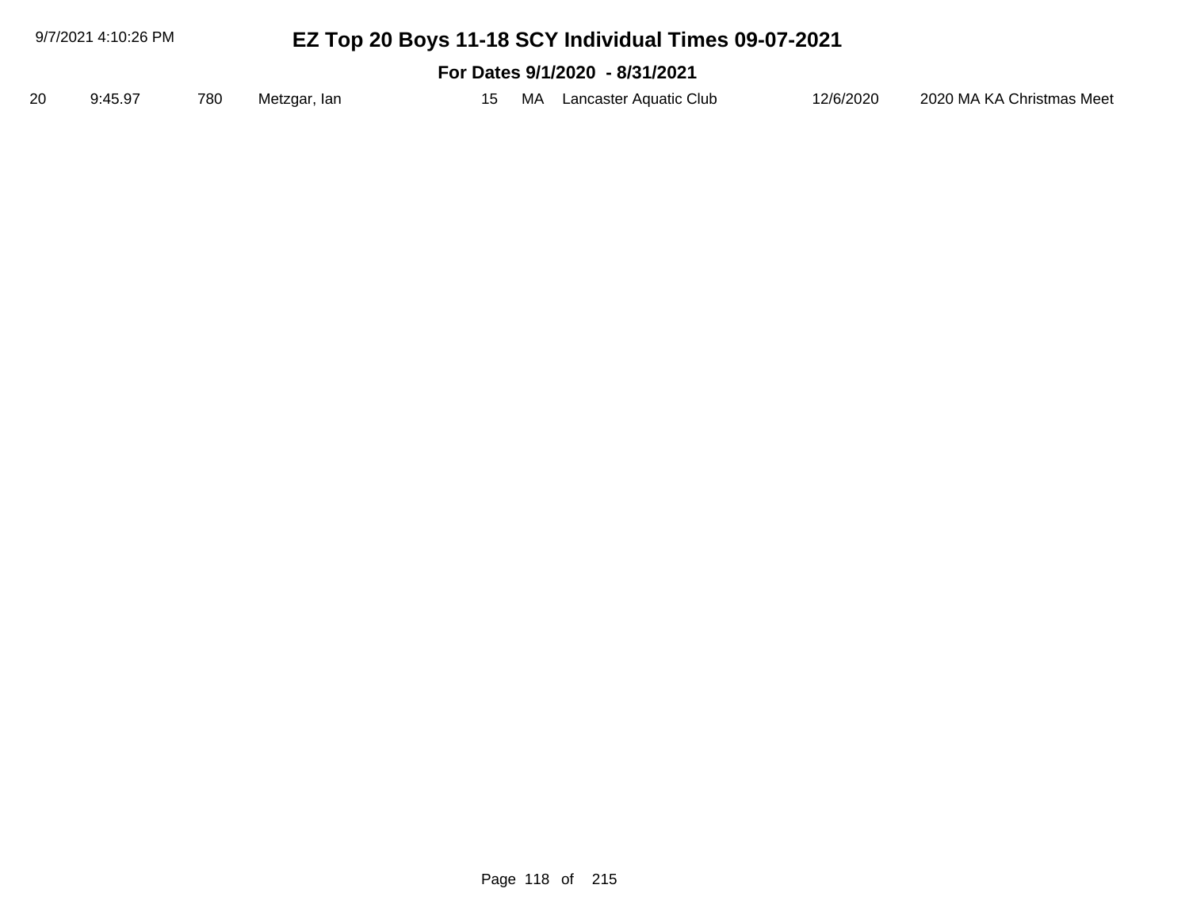# EZ Top 20 Boys 11-18 SCY Individual Times 09-07-2021

## For Dates 9/1/2020 - 8/31/2021

| | | | | | | | | |
|---|---|---|---|---|---|---|---|---|
| 20 | 9:45.97 | 780 | Metzgar, Ian | 15 | MA | Lancaster Aquatic Club | 12/6/2020 | 2020 MA KA Christmas Meet |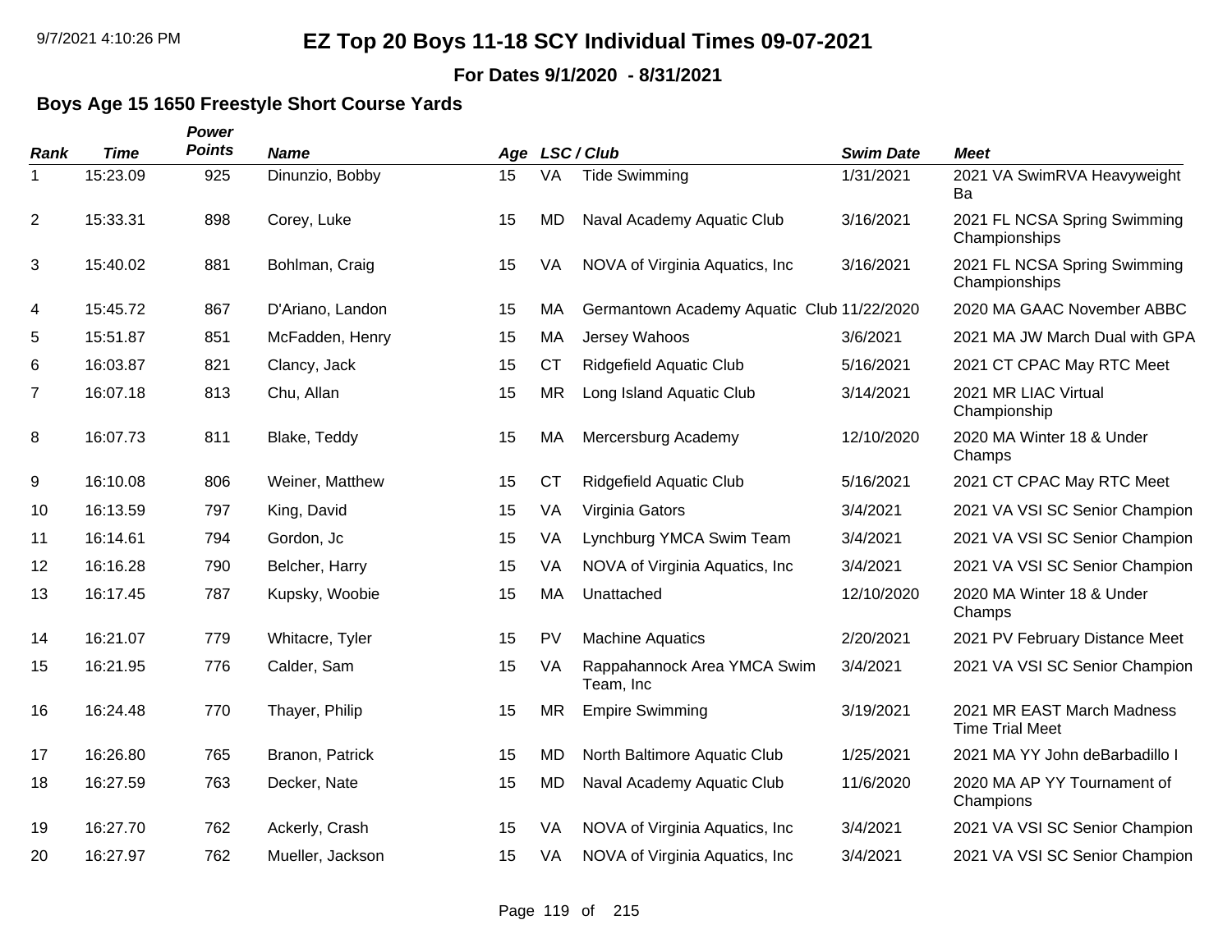# EZ Top 20 Boys 11-18 SCY Individual Times 09-07-2021

**For Dates 9/1/2020 - 8/31/2021**

## Boys Age 15 1650 Freestyle Short Course Yards

| Rank | Time | Power Points | Name | Age | LSC / Club | | Swim Date | Meet |
|---|---|---|---|---|---|---|---|---|
| 1 | 15:23.09 | 925 | Dinunzio, Bobby | 15 | VA | Tide Swimming | 1/31/2021 | 2021 VA SwimRVA Heavyweight Ba |
| 2 | 15:33.31 | 898 | Corey, Luke | 15 | MD | Naval Academy Aquatic Club | 3/16/2021 | 2021 FL NCSA Spring Swimming Championships |
| 3 | 15:40.02 | 881 | Bohlman, Craig | 15 | VA | NOVA of Virginia Aquatics, Inc | 3/16/2021 | 2021 FL NCSA Spring Swimming Championships |
| 4 | 15:45.72 | 867 | D'Ariano, Landon | 15 | MA | Germantown Academy Aquatic Club | 11/22/2020 | 2020 MA GAAC November ABBC |
| 5 | 15:51.87 | 851 | McFadden, Henry | 15 | MA | Jersey Wahoos | 3/6/2021 | 2021 MA JW March Dual with GPA |
| 6 | 16:03.87 | 821 | Clancy, Jack | 15 | CT | Ridgefield Aquatic Club | 5/16/2021 | 2021 CT CPAC May RTC Meet |
| 7 | 16:07.18 | 813 | Chu, Allan | 15 | MR | Long Island Aquatic Club | 3/14/2021 | 2021 MR LIAC Virtual Championship |
| 8 | 16:07.73 | 811 | Blake, Teddy | 15 | MA | Mercersburg Academy | 12/10/2020 | 2020 MA Winter 18 & Under Champs |
| 9 | 16:10.08 | 806 | Weiner, Matthew | 15 | CT | Ridgefield Aquatic Club | 5/16/2021 | 2021 CT CPAC May RTC Meet |
| 10 | 16:13.59 | 797 | King, David | 15 | VA | Virginia Gators | 3/4/2021 | 2021 VA VSI SC Senior Champion |
| 11 | 16:14.61 | 794 | Gordon, Jc | 15 | VA | Lynchburg YMCA Swim Team | 3/4/2021 | 2021 VA VSI SC Senior Champion |
| 12 | 16:16.28 | 790 | Belcher, Harry | 15 | VA | NOVA of Virginia Aquatics, Inc | 3/4/2021 | 2021 VA VSI SC Senior Champion |
| 13 | 16:17.45 | 787 | Kupsky, Woobie | 15 | MA | Unattached | 12/10/2020 | 2020 MA Winter 18 & Under Champs |
| 14 | 16:21.07 | 779 | Whitacre, Tyler | 15 | PV | Machine Aquatics | 2/20/2021 | 2021 PV February Distance Meet |
| 15 | 16:21.95 | 776 | Calder, Sam | 15 | VA | Rappahannock Area YMCA Swim Team, Inc | 3/4/2021 | 2021 VA VSI SC Senior Champion |
| 16 | 16:24.48 | 770 | Thayer, Philip | 15 | MR | Empire Swimming | 3/19/2021 | 2021 MR EAST March Madness Time Trial Meet |
| 17 | 16:26.80 | 765 | Branon, Patrick | 15 | MD | North Baltimore Aquatic Club | 1/25/2021 | 2021 MA YY John deBarbadillo I |
| 18 | 16:27.59 | 763 | Decker, Nate | 15 | MD | Naval Academy Aquatic Club | 11/6/2020 | 2020 MA AP YY Tournament of Champions |
| 19 | 16:27.70 | 762 | Ackerly, Crash | 15 | VA | NOVA of Virginia Aquatics, Inc | 3/4/2021 | 2021 VA VSI SC Senior Champion |
| 20 | 16:27.97 | 762 | Mueller, Jackson | 15 | VA | NOVA of Virginia Aquatics, Inc | 3/4/2021 | 2021 VA VSI SC Senior Champion |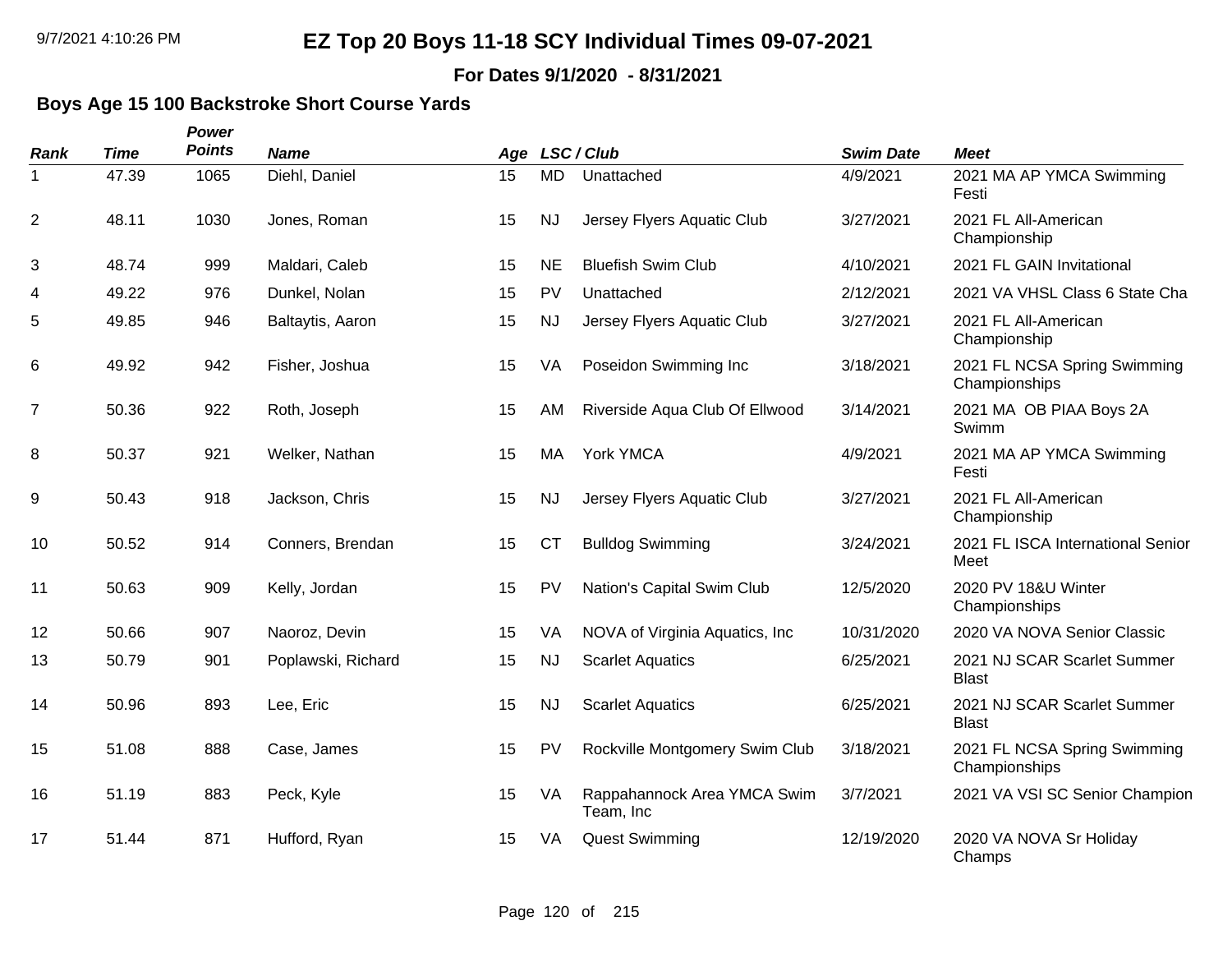# EZ Top 20 Boys 11-18 SCY Individual Times 09-07-2021

**For Dates 9/1/2020 - 8/31/2021**

### Boys Age 15 100 Backstroke Short Course Yards

| Rank | Time | Power Points | Name | Age | LSC / Club | | Swim Date | Meet |
|---|---|---|---|---|---|---|---|---|
| 1 | 47.39 | 1065 | Diehl, Daniel | 15 | MD | Unattached | 4/9/2021 | 2021 MA AP YMCA Swimming Festi |
| 2 | 48.11 | 1030 | Jones, Roman | 15 | NJ | Jersey Flyers Aquatic Club | 3/27/2021 | 2021 FL All-American Championship |
| 3 | 48.74 | 999 | Maldari, Caleb | 15 | NE | Bluefish Swim Club | 4/10/2021 | 2021 FL GAIN Invitational |
| 4 | 49.22 | 976 | Dunkel, Nolan | 15 | PV | Unattached | 2/12/2021 | 2021 VA VHSL Class 6 State Cha |
| 5 | 49.85 | 946 | Baltaytis, Aaron | 15 | NJ | Jersey Flyers Aquatic Club | 3/27/2021 | 2021 FL All-American Championship |
| 6 | 49.92 | 942 | Fisher, Joshua | 15 | VA | Poseidon Swimming Inc | 3/18/2021 | 2021 FL NCSA Spring Swimming Championships |
| 7 | 50.36 | 922 | Roth, Joseph | 15 | AM | Riverside Aqua Club Of Ellwood | 3/14/2021 | 2021 MA OB PIAA Boys 2A Swimm |
| 8 | 50.37 | 921 | Welker, Nathan | 15 | MA | York YMCA | 4/9/2021 | 2021 MA AP YMCA Swimming Festi |
| 9 | 50.43 | 918 | Jackson, Chris | 15 | NJ | Jersey Flyers Aquatic Club | 3/27/2021 | 2021 FL All-American Championship |
| 10 | 50.52 | 914 | Conners, Brendan | 15 | CT | Bulldog Swimming | 3/24/2021 | 2021 FL ISCA International Senior Meet |
| 11 | 50.63 | 909 | Kelly, Jordan | 15 | PV | Nation's Capital Swim Club | 12/5/2020 | 2020 PV 18&U Winter Championships |
| 12 | 50.66 | 907 | Naoroz, Devin | 15 | VA | NOVA of Virginia Aquatics, Inc | 10/31/2020 | 2020 VA NOVA Senior Classic |
| 13 | 50.79 | 901 | Poplawski, Richard | 15 | NJ | Scarlet Aquatics | 6/25/2021 | 2021 NJ SCAR Scarlet Summer Blast |
| 14 | 50.96 | 893 | Lee, Eric | 15 | NJ | Scarlet Aquatics | 6/25/2021 | 2021 NJ SCAR Scarlet Summer Blast |
| 15 | 51.08 | 888 | Case, James | 15 | PV | Rockville Montgomery Swim Club | 3/18/2021 | 2021 FL NCSA Spring Swimming Championships |
| 16 | 51.19 | 883 | Peck, Kyle | 15 | VA | Rappahannock Area YMCA Swim Team, Inc | 3/7/2021 | 2021 VA VSI SC Senior Champion |
| 17 | 51.44 | 871 | Hufford, Ryan | 15 | VA | Quest Swimming | 12/19/2020 | 2020 VA NOVA Sr Holiday Champs |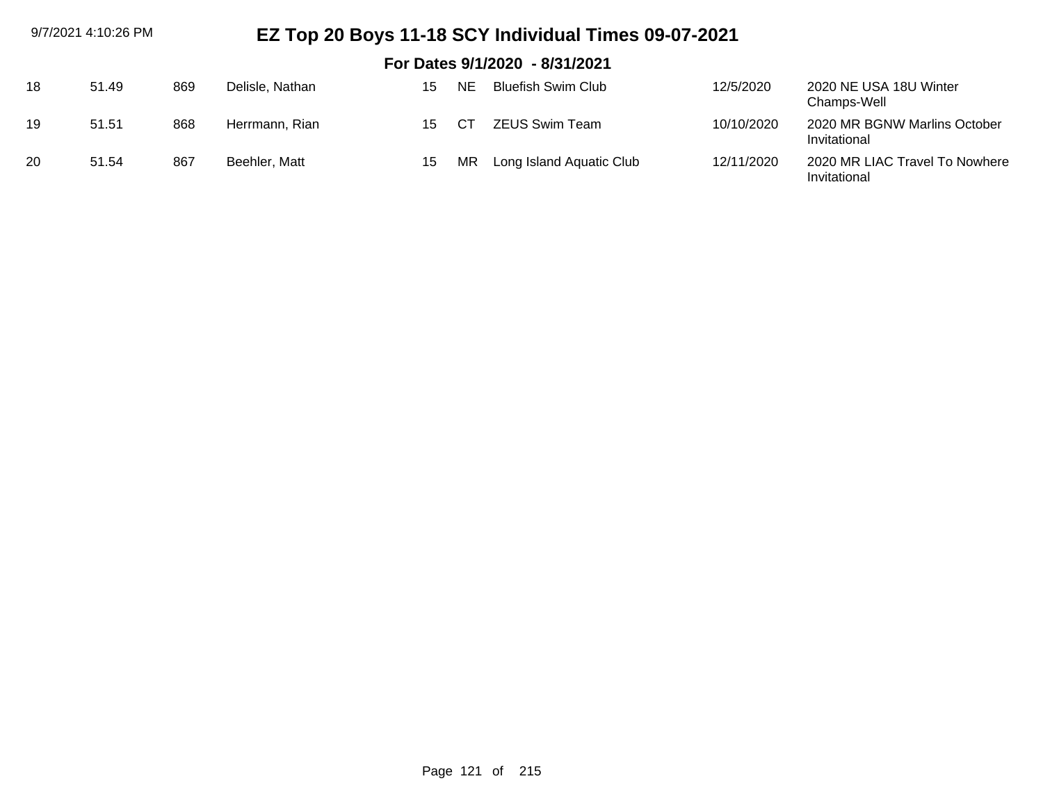# EZ Top 20 Boys 11-18 SCY Individual Times 09-07-2021

## For Dates 9/1/2020 - 8/31/2021

| | | | | | | | | |
|---|---|---|---|---|---|---|---|---|
| 18 | 51.49 | 869 | Delisle, Nathan | 15 | NE | Bluefish Swim Club | 12/5/2020 | 2020 NE USA 18U Winter Champs-Well |
| 19 | 51.51 | 868 | Herrmann, Rian | 15 | CT | ZEUS Swim Team | 10/10/2020 | 2020 MR BGNW Marlins October Invitational |
| 20 | 51.54 | 867 | Beehler, Matt | 15 | MR | Long Island Aquatic Club | 12/11/2020 | 2020 MR LIAC Travel To Nowhere Invitational |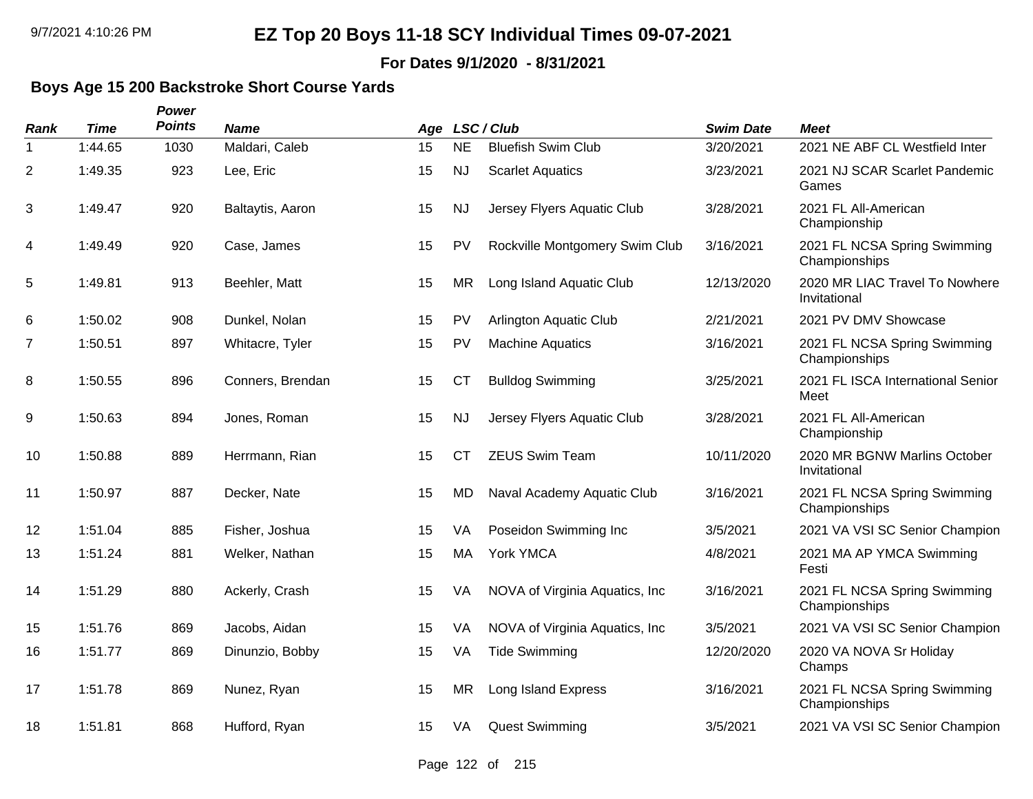# EZ Top 20 Boys 11-18 SCY Individual Times 09-07-2021

**For Dates 9/1/2020 - 8/31/2021**

### Boys Age 15 200 Backstroke Short Course Yards

| Rank | Time | Power Points | Name | Age | LSC | Club | Swim Date | Meet |
|---|---|---|---|---|---|---|---|---|
| 1 | 1:44.65 | 1030 | Maldari, Caleb | 15 | NE | Bluefish Swim Club | 3/20/2021 | 2021 NE ABF CL Westfield Inter |
| 2 | 1:49.35 | 923 | Lee, Eric | 15 | NJ | Scarlet Aquatics | 3/23/2021 | 2021 NJ SCAR Scarlet Pandemic Games |
| 3 | 1:49.47 | 920 | Baltaytis, Aaron | 15 | NJ | Jersey Flyers Aquatic Club | 3/28/2021 | 2021 FL All-American Championship |
| 4 | 1:49.49 | 920 | Case, James | 15 | PV | Rockville Montgomery Swim Club | 3/16/2021 | 2021 FL NCSA Spring Swimming Championships |
| 5 | 1:49.81 | 913 | Beehler, Matt | 15 | MR | Long Island Aquatic Club | 12/13/2020 | 2020 MR LIAC Travel To Nowhere Invitational |
| 6 | 1:50.02 | 908 | Dunkel, Nolan | 15 | PV | Arlington Aquatic Club | 2/21/2021 | 2021 PV DMV Showcase |
| 7 | 1:50.51 | 897 | Whitacre, Tyler | 15 | PV | Machine Aquatics | 3/16/2021 | 2021 FL NCSA Spring Swimming Championships |
| 8 | 1:50.55 | 896 | Conners, Brendan | 15 | CT | Bulldog Swimming | 3/25/2021 | 2021 FL ISCA International Senior Meet |
| 9 | 1:50.63 | 894 | Jones, Roman | 15 | NJ | Jersey Flyers Aquatic Club | 3/28/2021 | 2021 FL All-American Championship |
| 10 | 1:50.88 | 889 | Herrmann, Rian | 15 | CT | ZEUS Swim Team | 10/11/2020 | 2020 MR BGNW Marlins October Invitational |
| 11 | 1:50.97 | 887 | Decker, Nate | 15 | MD | Naval Academy Aquatic Club | 3/16/2021 | 2021 FL NCSA Spring Swimming Championships |
| 12 | 1:51.04 | 885 | Fisher, Joshua | 15 | VA | Poseidon Swimming Inc | 3/5/2021 | 2021 VA VSI SC Senior Champion |
| 13 | 1:51.24 | 881 | Welker, Nathan | 15 | MA | York YMCA | 4/8/2021 | 2021 MA AP YMCA Swimming Festi |
| 14 | 1:51.29 | 880 | Ackerly, Crash | 15 | VA | NOVA of Virginia Aquatics, Inc | 3/16/2021 | 2021 FL NCSA Spring Swimming Championships |
| 15 | 1:51.76 | 869 | Jacobs, Aidan | 15 | VA | NOVA of Virginia Aquatics, Inc | 3/5/2021 | 2021 VA VSI SC Senior Champion |
| 16 | 1:51.77 | 869 | Dinunzio, Bobby | 15 | VA | Tide Swimming | 12/20/2020 | 2020 VA NOVA Sr Holiday Champs |
| 17 | 1:51.78 | 869 | Nunez, Ryan | 15 | MR | Long Island Express | 3/16/2021 | 2021 FL NCSA Spring Swimming Championships |
| 18 | 1:51.81 | 868 | Hufford, Ryan | 15 | VA | Quest Swimming | 3/5/2021 | 2021 VA VSI SC Senior Champion |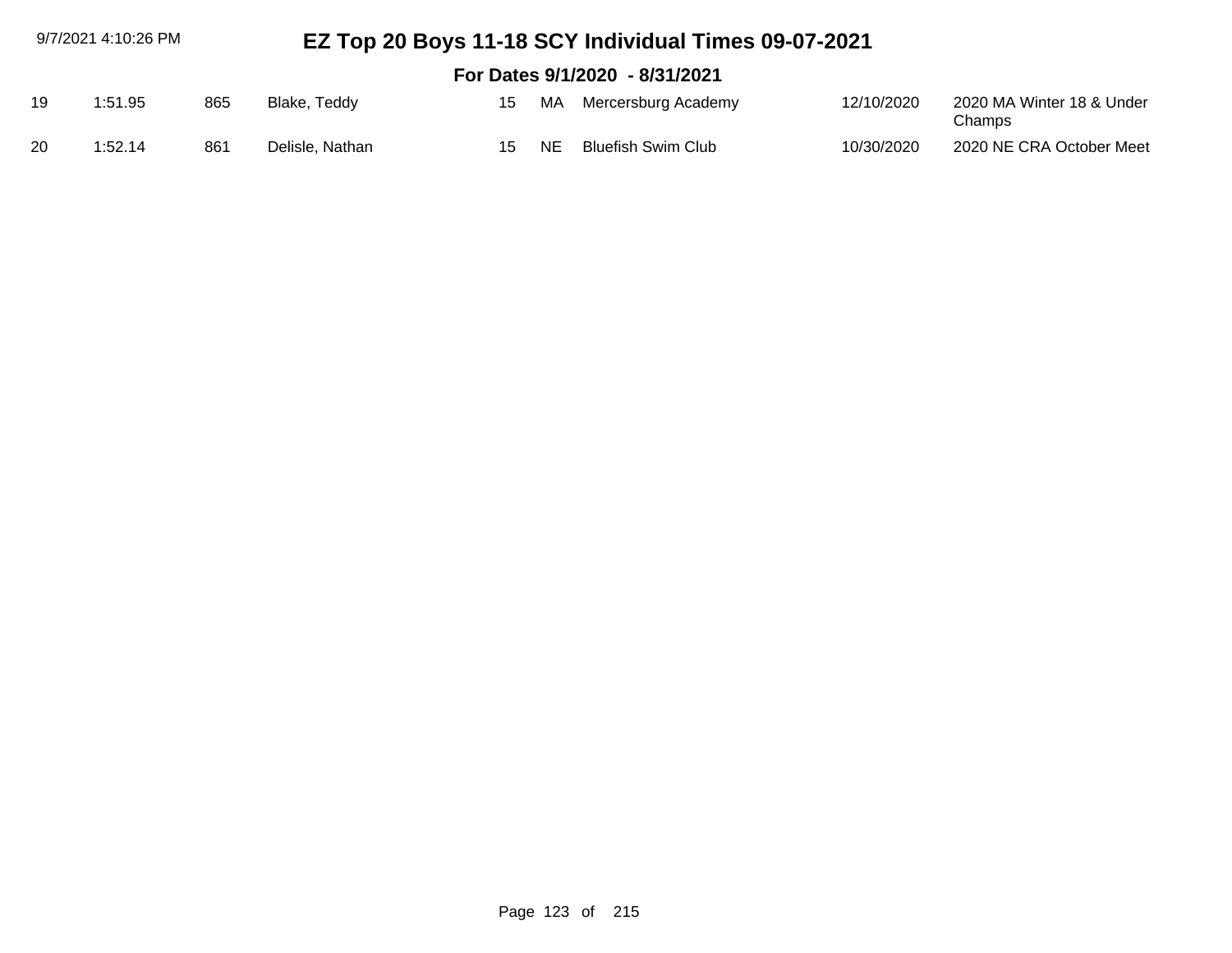# EZ Top 20 Boys 11-18 SCY Individual Times 09-07-2021

## For Dates 9/1/2020 - 8/31/2021

| | | | | | | | | |
|---|---|---|---|---|---|---|---|---|
| 19 | 1:51.95 | 865 | Blake, Teddy | 15 | MA | Mercersburg Academy | 12/10/2020 | 2020 MA Winter 18 & Under Champs |
| 20 | 1:52.14 | 861 | Delisle, Nathan | 15 | NE | Bluefish Swim Club | 10/30/2020 | 2020 NE CRA October Meet |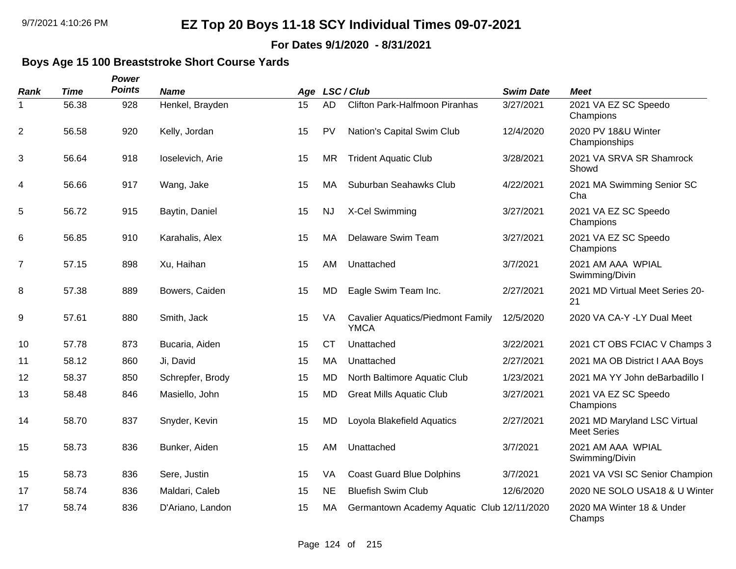# EZ Top 20 Boys 11-18 SCY Individual Times 09-07-2021

**For Dates 9/1/2020 - 8/31/2021**

## Boys Age 15 100 Breaststroke Short Course Yards

| Rank | Time | Power Points | Name | Age | LSC / Club | | Swim Date | Meet |
|---|---|---|---|---|---|---|---|---|
| 1 | 56.38 | 928 | Henkel, Brayden | 15 | AD | Clifton Park-Halfmoon Piranhas | 3/27/2021 | 2021 VA EZ SC Speedo Champions |
| 2 | 56.58 | 920 | Kelly, Jordan | 15 | PV | Nation's Capital Swim Club | 12/4/2020 | 2020 PV 18&U Winter Championships |
| 3 | 56.64 | 918 | Ioselevich, Arie | 15 | MR | Trident Aquatic Club | 3/28/2021 | 2021 VA SRVA SR Shamrock Showd |
| 4 | 56.66 | 917 | Wang, Jake | 15 | MA | Suburban Seahawks Club | 4/22/2021 | 2021 MA Swimming Senior SC Cha |
| 5 | 56.72 | 915 | Baytin, Daniel | 15 | NJ | X-Cel Swimming | 3/27/2021 | 2021 VA EZ SC Speedo Champions |
| 6 | 56.85 | 910 | Karahalis, Alex | 15 | MA | Delaware Swim Team | 3/27/2021 | 2021 VA EZ SC Speedo Champions |
| 7 | 57.15 | 898 | Xu, Haihan | 15 | AM | Unattached | 3/7/2021 | 2021 AM AAA WPIAL Swimming/Divin |
| 8 | 57.38 | 889 | Bowers, Caiden | 15 | MD | Eagle Swim Team Inc. | 2/27/2021 | 2021 MD Virtual Meet Series 20-21 |
| 9 | 57.61 | 880 | Smith, Jack | 15 | VA | Cavalier Aquatics/Piedmont Family YMCA | 12/5/2020 | 2020 VA CA-Y -LY Dual Meet |
| 10 | 57.78 | 873 | Bucaria, Aiden | 15 | CT | Unattached | 3/22/2021 | 2021 CT OBS FCIAC V Champs 3 |
| 11 | 58.12 | 860 | Ji, David | 15 | MA | Unattached | 2/27/2021 | 2021 MA OB District I AAA Boys |
| 12 | 58.37 | 850 | Schrepfer, Brody | 15 | MD | North Baltimore Aquatic Club | 1/23/2021 | 2021 MA YY John deBarbadillo I |
| 13 | 58.48 | 846 | Masiello, John | 15 | MD | Great Mills Aquatic Club | 3/27/2021 | 2021 VA EZ SC Speedo Champions |
| 14 | 58.70 | 837 | Snyder, Kevin | 15 | MD | Loyola Blakefield Aquatics | 2/27/2021 | 2021 MD Maryland LSC Virtual Meet Series |
| 15 | 58.73 | 836 | Bunker, Aiden | 15 | AM | Unattached | 3/7/2021 | 2021 AM AAA WPIAL Swimming/Divin |
| 15 | 58.73 | 836 | Sere, Justin | 15 | VA | Coast Guard Blue Dolphins | 3/7/2021 | 2021 VA VSI SC Senior Champion |
| 17 | 58.74 | 836 | Maldari, Caleb | 15 | NE | Bluefish Swim Club | 12/6/2020 | 2020 NE SOLO USA18 & U Winter |
| 17 | 58.74 | 836 | D'Ariano, Landon | 15 | MA | Germantown Academy Aquatic Club | 12/11/2020 | 2020 MA Winter 18 & Under Champs |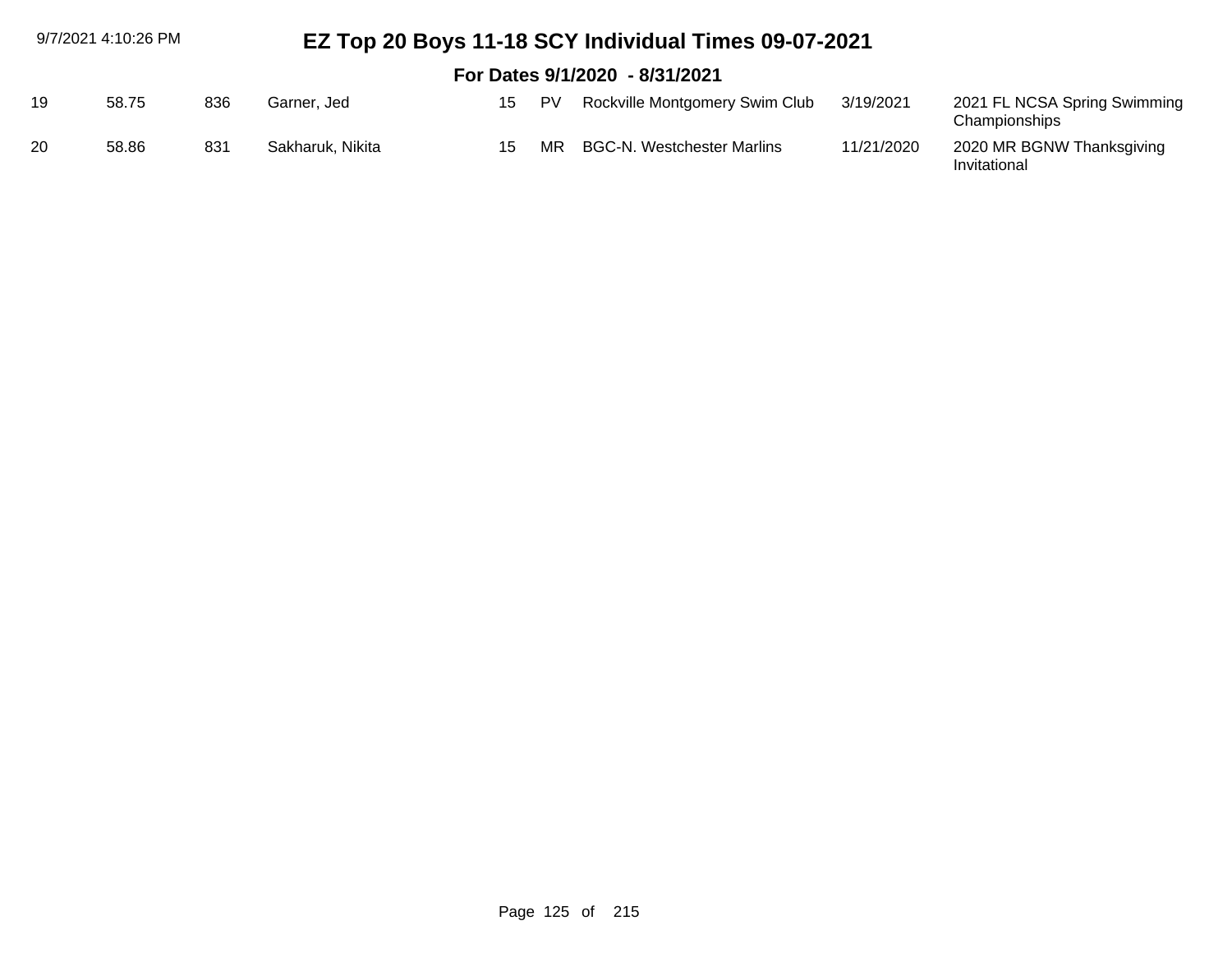# EZ Top 20 Boys 11-18 SCY Individual Times 09-07-2021

## For Dates 9/1/2020 - 8/31/2021

| | | | | | | | | |
|---|---|---|---|---|---|---|---|---|
| 19 | 58.75 | 836 | Garner, Jed | 15 | PV | Rockville Montgomery Swim Club | 3/19/2021 | 2021 FL NCSA Spring Swimming Championships |
| 20 | 58.86 | 831 | Sakharuk, Nikita | 15 | MR | BGC-N. Westchester Marlins | 11/21/2020 | 2020 MR BGNW Thanksgiving Invitational |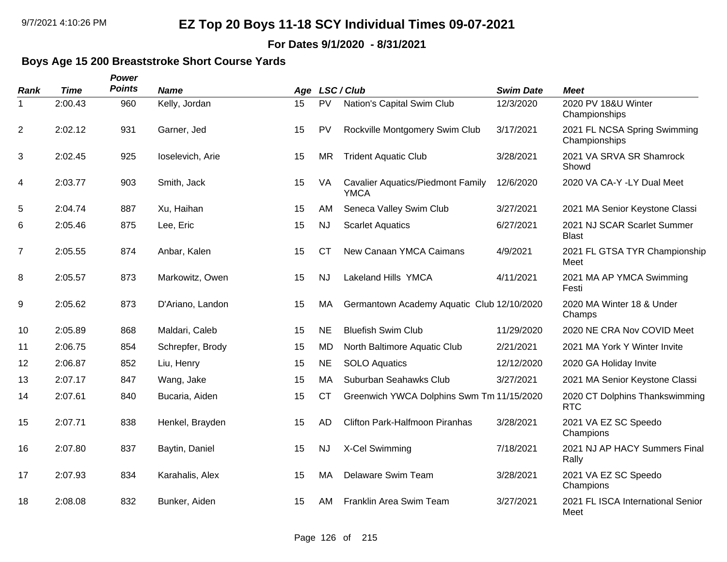# EZ Top 20 Boys 11-18 SCY Individual Times 09-07-2021

**For Dates 9/1/2020 - 8/31/2021**

## Boys Age 15 200 Breaststroke Short Course Yards

| Rank | Time | Power Points | Name | Age | LSC / Club | | Swim Date | Meet |
|---|---|---|---|---|---|---|---|---|
| 1 | 2:00.43 | 960 | Kelly, Jordan | 15 | PV | Nation's Capital Swim Club | 12/3/2020 | 2020 PV 18&U Winter Championships |
| 2 | 2:02.12 | 931 | Garner, Jed | 15 | PV | Rockville Montgomery Swim Club | 3/17/2021 | 2021 FL NCSA Spring Swimming Championships |
| 3 | 2:02.45 | 925 | Ioselevich, Arie | 15 | MR | Trident Aquatic Club | 3/28/2021 | 2021 VA SRVA SR Shamrock Showd |
| 4 | 2:03.77 | 903 | Smith, Jack | 15 | VA | Cavalier Aquatics/Piedmont Family YMCA | 12/6/2020 | 2020 VA CA-Y -LY Dual Meet |
| 5 | 2:04.74 | 887 | Xu, Haihan | 15 | AM | Seneca Valley Swim Club | 3/27/2021 | 2021 MA Senior Keystone Classi |
| 6 | 2:05.46 | 875 | Lee, Eric | 15 | NJ | Scarlet Aquatics | 6/27/2021 | 2021 NJ SCAR Scarlet Summer Blast |
| 7 | 2:05.55 | 874 | Anbar, Kalen | 15 | CT | New Canaan YMCA Caimans | 4/9/2021 | 2021 FL GTSA TYR Championship Meet |
| 8 | 2:05.57 | 873 | Markowitz, Owen | 15 | NJ | Lakeland Hills YMCA | 4/11/2021 | 2021 MA AP YMCA Swimming Festi |
| 9 | 2:05.62 | 873 | D'Ariano, Landon | 15 | MA | Germantown Academy Aquatic Club | 12/10/2020 | 2020 MA Winter 18 & Under Champs |
| 10 | 2:05.89 | 868 | Maldari, Caleb | 15 | NE | Bluefish Swim Club | 11/29/2020 | 2020 NE CRA Nov COVID Meet |
| 11 | 2:06.75 | 854 | Schrepfer, Brody | 15 | MD | North Baltimore Aquatic Club | 2/21/2021 | 2021 MA York Y Winter Invite |
| 12 | 2:06.87 | 852 | Liu, Henry | 15 | NE | SOLO Aquatics | 12/12/2020 | 2020 GA Holiday Invite |
| 13 | 2:07.17 | 847 | Wang, Jake | 15 | MA | Suburban Seahawks Club | 3/27/2021 | 2021 MA Senior Keystone Classi |
| 14 | 2:07.61 | 840 | Bucaria, Aiden | 15 | CT | Greenwich YWCA Dolphins Swm Tm | 11/15/2020 | 2020 CT Dolphins Thankswimming RTC |
| 15 | 2:07.71 | 838 | Henkel, Brayden | 15 | AD | Clifton Park-Halfmoon Piranhas | 3/28/2021 | 2021 VA EZ SC Speedo Champions |
| 16 | 2:07.80 | 837 | Baytin, Daniel | 15 | NJ | X-Cel Swimming | 7/18/2021 | 2021 NJ AP HACY Summers Final Rally |
| 17 | 2:07.93 | 834 | Karahalis, Alex | 15 | MA | Delaware Swim Team | 3/28/2021 | 2021 VA EZ SC Speedo Champions |
| 18 | 2:08.08 | 832 | Bunker, Aiden | 15 | AM | Franklin Area Swim Team | 3/27/2021 | 2021 FL ISCA International Senior Meet |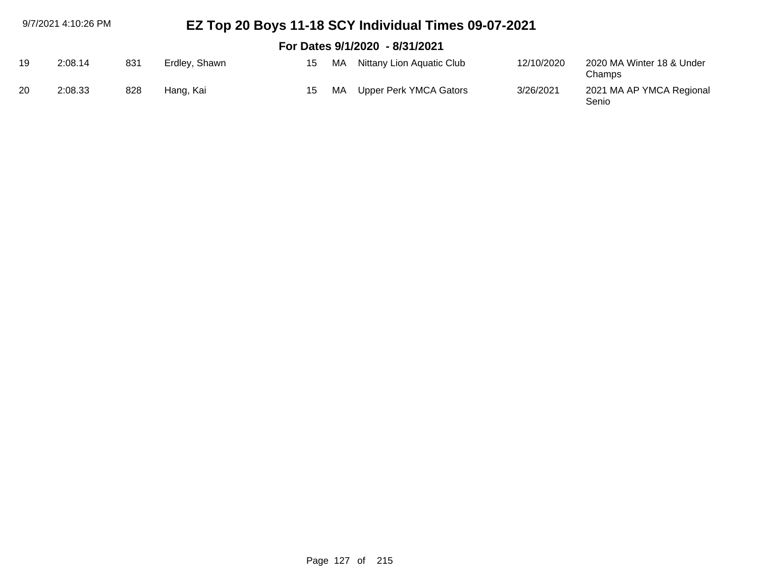# EZ Top 20 Boys 11-18 SCY Individual Times 09-07-2021

## For Dates 9/1/2020 - 8/31/2021

| | | | | | | | | |
|---|---|---|---|---|---|---|---|---|
| 19 | 2:08.14 | 831 | Erdley, Shawn | 15 | MA | Nittany Lion Aquatic Club | 12/10/2020 | 2020 MA Winter 18 & Under Champs |
| 20 | 2:08.33 | 828 | Hang, Kai | 15 | MA | Upper Perk YMCA Gators | 3/26/2021 | 2021 MA AP YMCA Regional Senio |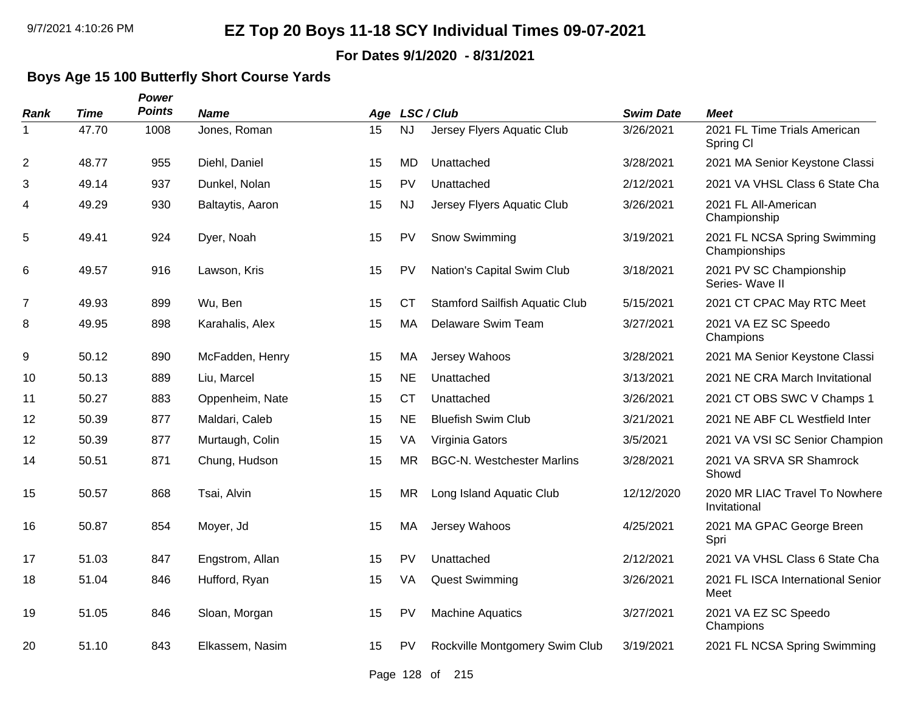# EZ Top 20 Boys 11-18 SCY Individual Times 09-07-2021

**For Dates 9/1/2020 - 8/31/2021**

## Boys Age 15 100 Butterfly Short Course Yards

| Rank | Time | Power Points | Name | Age | LSC | Club | Swim Date | Meet |
|---|---|---|---|---|---|---|---|---|
| 1 | 47.70 | 1008 | Jones, Roman | 15 | NJ | Jersey Flyers Aquatic Club | 3/26/2021 | 2021 FL Time Trials American Spring Cl |
| 2 | 48.77 | 955 | Diehl, Daniel | 15 | MD | Unattached | 3/28/2021 | 2021 MA Senior Keystone Classi |
| 3 | 49.14 | 937 | Dunkel, Nolan | 15 | PV | Unattached | 2/12/2021 | 2021 VA VHSL Class 6 State Cha |
| 4 | 49.29 | 930 | Baltaytis, Aaron | 15 | NJ | Jersey Flyers Aquatic Club | 3/26/2021 | 2021 FL All-American Championship |
| 5 | 49.41 | 924 | Dyer, Noah | 15 | PV | Snow Swimming | 3/19/2021 | 2021 FL NCSA Spring Swimming Championships |
| 6 | 49.57 | 916 | Lawson, Kris | 15 | PV | Nation's Capital Swim Club | 3/18/2021 | 2021 PV SC Championship Series- Wave II |
| 7 | 49.93 | 899 | Wu, Ben | 15 | CT | Stamford Sailfish Aquatic Club | 5/15/2021 | 2021 CT CPAC May RTC Meet |
| 8 | 49.95 | 898 | Karahalis, Alex | 15 | MA | Delaware Swim Team | 3/27/2021 | 2021 VA EZ SC Speedo Champions |
| 9 | 50.12 | 890 | McFadden, Henry | 15 | MA | Jersey Wahoos | 3/28/2021 | 2021 MA Senior Keystone Classi |
| 10 | 50.13 | 889 | Liu, Marcel | 15 | NE | Unattached | 3/13/2021 | 2021 NE CRA March Invitational |
| 11 | 50.27 | 883 | Oppenheim, Nate | 15 | CT | Unattached | 3/26/2021 | 2021 CT OBS SWC V Champs 1 |
| 12 | 50.39 | 877 | Maldari, Caleb | 15 | NE | Bluefish Swim Club | 3/21/2021 | 2021 NE ABF CL Westfield Inter |
| 12 | 50.39 | 877 | Murtaugh, Colin | 15 | VA | Virginia Gators | 3/5/2021 | 2021 VA VSI SC Senior Champion |
| 14 | 50.51 | 871 | Chung, Hudson | 15 | MR | BGC-N. Westchester Marlins | 3/28/2021 | 2021 VA SRVA SR Shamrock Showd |
| 15 | 50.57 | 868 | Tsai, Alvin | 15 | MR | Long Island Aquatic Club | 12/12/2020 | 2020 MR LIAC Travel To Nowhere Invitational |
| 16 | 50.87 | 854 | Moyer, Jd | 15 | MA | Jersey Wahoos | 4/25/2021 | 2021 MA GPAC George Breen Spri |
| 17 | 51.03 | 847 | Engstrom, Allan | 15 | PV | Unattached | 2/12/2021 | 2021 VA VHSL Class 6 State Cha |
| 18 | 51.04 | 846 | Hufford, Ryan | 15 | VA | Quest Swimming | 3/26/2021 | 2021 FL ISCA International Senior Meet |
| 19 | 51.05 | 846 | Sloan, Morgan | 15 | PV | Machine Aquatics | 3/27/2021 | 2021 VA EZ SC Speedo Champions |
| 20 | 51.10 | 843 | Elkassem, Nasim | 15 | PV | Rockville Montgomery Swim Club | 3/19/2021 | 2021 FL NCSA Spring Swimming |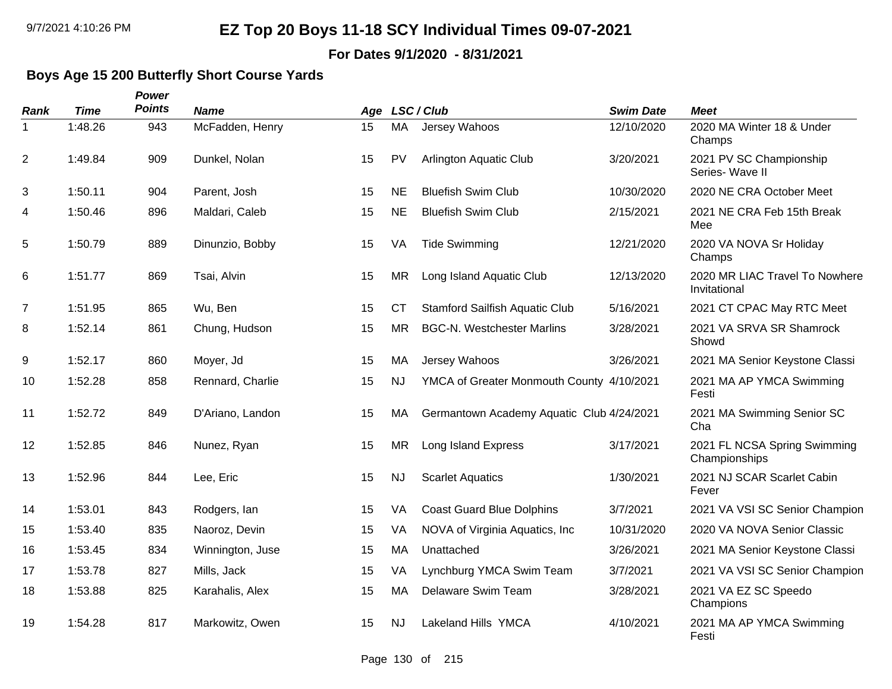# EZ Top 20 Boys 11-18 SCY Individual Times 09-07-2021

**For Dates 9/1/2020 - 8/31/2021**

## Boys Age 15 200 Butterfly Short Course Yards

| Rank | Time | Power Points | Name | Age | LSC / Club | | Swim Date | Meet |
|---|---|---|---|---|---|---|---|---|
| 1 | 1:48.26 | 943 | McFadden, Henry | 15 | MA | Jersey Wahoos | 12/10/2020 | 2020 MA Winter 18 & Under Champs |
| 2 | 1:49.84 | 909 | Dunkel, Nolan | 15 | PV | Arlington Aquatic Club | 3/20/2021 | 2021 PV SC Championship Series- Wave II |
| 3 | 1:50.11 | 904 | Parent, Josh | 15 | NE | Bluefish Swim Club | 10/30/2020 | 2020 NE CRA October Meet |
| 4 | 1:50.46 | 896 | Maldari, Caleb | 15 | NE | Bluefish Swim Club | 2/15/2021 | 2021 NE CRA Feb 15th Break Mee |
| 5 | 1:50.79 | 889 | Dinunzio, Bobby | 15 | VA | Tide Swimming | 12/21/2020 | 2020 VA NOVA Sr Holiday Champs |
| 6 | 1:51.77 | 869 | Tsai, Alvin | 15 | MR | Long Island Aquatic Club | 12/13/2020 | 2020 MR LIAC Travel To Nowhere Invitational |
| 7 | 1:51.95 | 865 | Wu, Ben | 15 | CT | Stamford Sailfish Aquatic Club | 5/16/2021 | 2021 CT CPAC May RTC Meet |
| 8 | 1:52.14 | 861 | Chung, Hudson | 15 | MR | BGC-N. Westchester Marlins | 3/28/2021 | 2021 VA SRVA SR Shamrock Showd |
| 9 | 1:52.17 | 860 | Moyer, Jd | 15 | MA | Jersey Wahoos | 3/26/2021 | 2021 MA Senior Keystone Classi |
| 10 | 1:52.28 | 858 | Rennard, Charlie | 15 | NJ | YMCA of Greater Monmouth County | 4/10/2021 | 2021 MA AP YMCA Swimming Festi |
| 11 | 1:52.72 | 849 | D'Ariano, Landon | 15 | MA | Germantown Academy Aquatic Club | 4/24/2021 | 2021 MA Swimming Senior SC Cha |
| 12 | 1:52.85 | 846 | Nunez, Ryan | 15 | MR | Long Island Express | 3/17/2021 | 2021 FL NCSA Spring Swimming Championships |
| 13 | 1:52.96 | 844 | Lee, Eric | 15 | NJ | Scarlet Aquatics | 1/30/2021 | 2021 NJ SCAR Scarlet Cabin Fever |
| 14 | 1:53.01 | 843 | Rodgers, Ian | 15 | VA | Coast Guard Blue Dolphins | 3/7/2021 | 2021 VA VSI SC Senior Champion |
| 15 | 1:53.40 | 835 | Naoroz, Devin | 15 | VA | NOVA of Virginia Aquatics, Inc | 10/31/2020 | 2020 VA NOVA Senior Classic |
| 16 | 1:53.45 | 834 | Winnington, Juse | 15 | MA | Unattached | 3/26/2021 | 2021 MA Senior Keystone Classi |
| 17 | 1:53.78 | 827 | Mills, Jack | 15 | VA | Lynchburg YMCA Swim Team | 3/7/2021 | 2021 VA VSI SC Senior Champion |
| 18 | 1:53.88 | 825 | Karahalis, Alex | 15 | MA | Delaware Swim Team | 3/28/2021 | 2021 VA EZ SC Speedo Champions |
| 19 | 1:54.28 | 817 | Markowitz, Owen | 15 | NJ | Lakeland Hills YMCA | 4/10/2021 | 2021 MA AP YMCA Swimming Festi |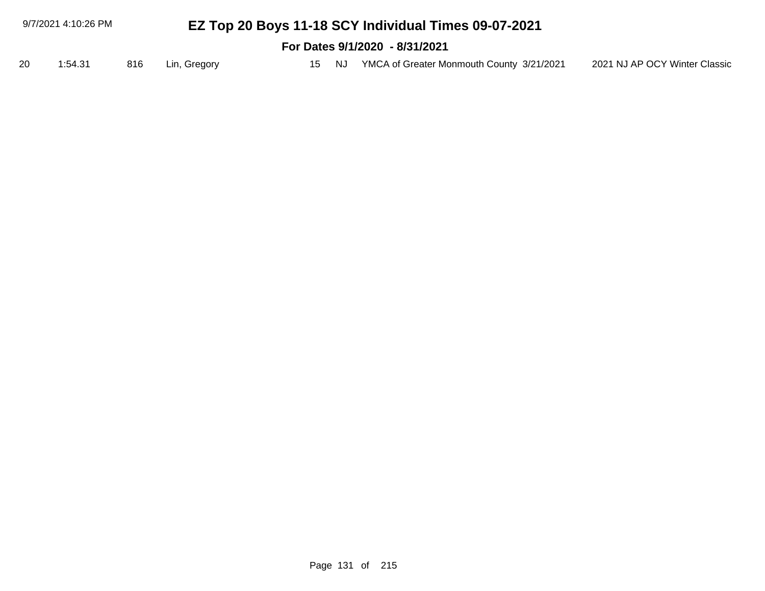# EZ Top 20 Boys 11-18 SCY Individual Times 09-07-2021

## For Dates 9/1/2020 - 8/31/2021

| | | | | | | | | |
|---|---|---|---|---|---|---|---|---|
| 20 | 1:54.31 | 816 | Lin, Gregory | 15 | NJ | YMCA of Greater Monmouth County | 3/21/2021 | 2021 NJ AP OCY Winter Classic |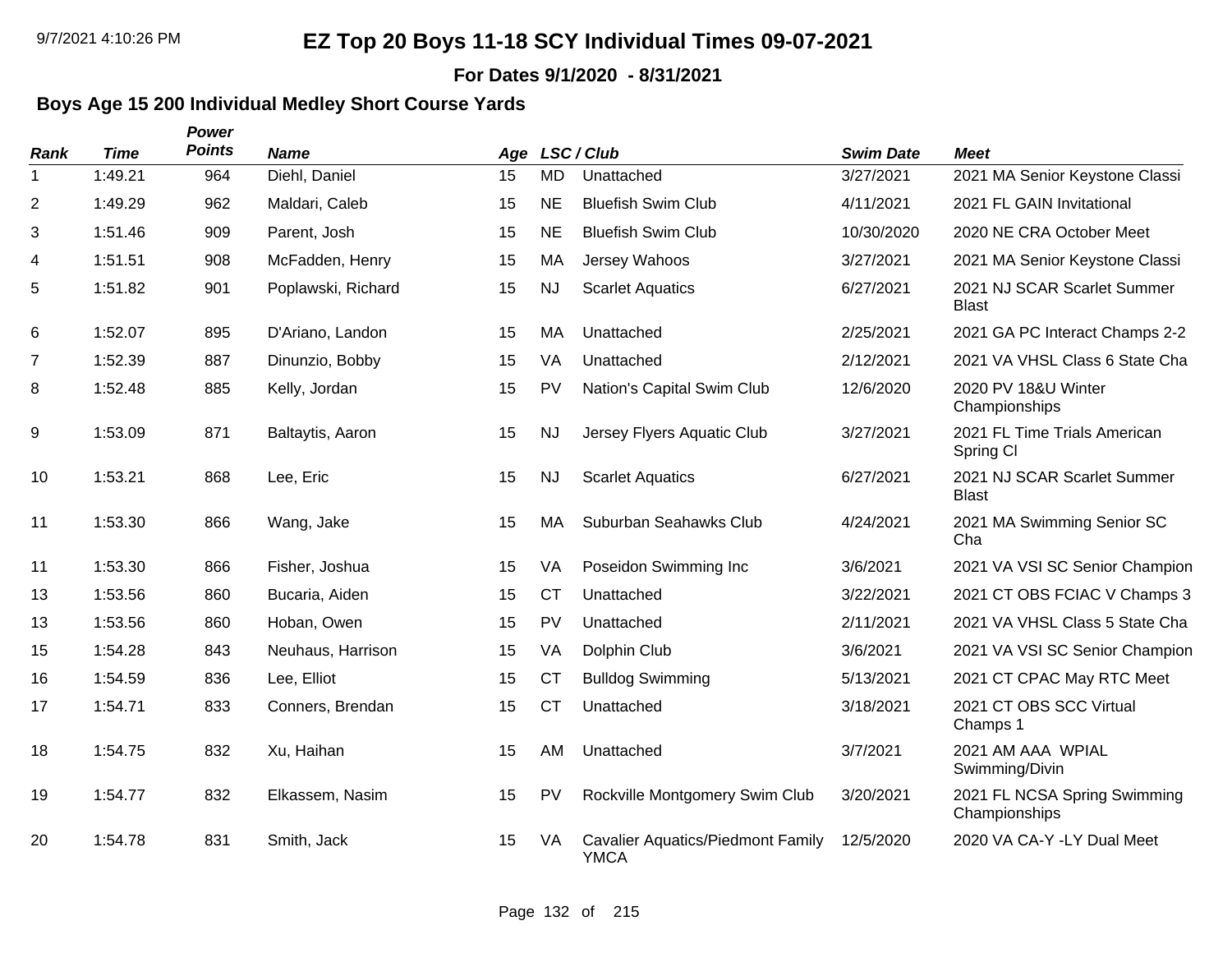# EZ Top 20 Boys 11-18 SCY Individual Times 09-07-2021

**For Dates 9/1/2020 - 8/31/2021**

## Boys Age 15 200 Individual Medley Short Course Yards

| Rank | Time | Power Points | Name | Age | LSC | Club | Swim Date | Meet |
|---|---|---|---|---|---|---|---|---|
| 1 | 1:49.21 | 964 | Diehl, Daniel | 15 | MD | Unattached | 3/27/2021 | 2021 MA Senior Keystone Classi |
| 2 | 1:49.29 | 962 | Maldari, Caleb | 15 | NE | Bluefish Swim Club | 4/11/2021 | 2021 FL GAIN Invitational |
| 3 | 1:51.46 | 909 | Parent, Josh | 15 | NE | Bluefish Swim Club | 10/30/2020 | 2020 NE CRA October Meet |
| 4 | 1:51.51 | 908 | McFadden, Henry | 15 | MA | Jersey Wahoos | 3/27/2021 | 2021 MA Senior Keystone Classi |
| 5 | 1:51.82 | 901 | Poplawski, Richard | 15 | NJ | Scarlet Aquatics | 6/27/2021 | 2021 NJ SCAR Scarlet Summer Blast |
| 6 | 1:52.07 | 895 | D'Ariano, Landon | 15 | MA | Unattached | 2/25/2021 | 2021 GA PC Interact Champs 2-2 |
| 7 | 1:52.39 | 887 | Dinunzio, Bobby | 15 | VA | Unattached | 2/12/2021 | 2021 VA VHSL Class 6 State Cha |
| 8 | 1:52.48 | 885 | Kelly, Jordan | 15 | PV | Nation's Capital Swim Club | 12/6/2020 | 2020 PV 18&U Winter Championships |
| 9 | 1:53.09 | 871 | Baltaytis, Aaron | 15 | NJ | Jersey Flyers Aquatic Club | 3/27/2021 | 2021 FL Time Trials American Spring Cl |
| 10 | 1:53.21 | 868 | Lee, Eric | 15 | NJ | Scarlet Aquatics | 6/27/2021 | 2021 NJ SCAR Scarlet Summer Blast |
| 11 | 1:53.30 | 866 | Wang, Jake | 15 | MA | Suburban Seahawks Club | 4/24/2021 | 2021 MA Swimming Senior SC Cha |
| 11 | 1:53.30 | 866 | Fisher, Joshua | 15 | VA | Poseidon Swimming Inc | 3/6/2021 | 2021 VA VSI SC Senior Champion |
| 13 | 1:53.56 | 860 | Bucaria, Aiden | 15 | CT | Unattached | 3/22/2021 | 2021 CT OBS FCIAC V Champs 3 |
| 13 | 1:53.56 | 860 | Hoban, Owen | 15 | PV | Unattached | 2/11/2021 | 2021 VA VHSL Class 5 State Cha |
| 15 | 1:54.28 | 843 | Neuhaus, Harrison | 15 | VA | Dolphin Club | 3/6/2021 | 2021 VA VSI SC Senior Champion |
| 16 | 1:54.59 | 836 | Lee, Elliot | 15 | CT | Bulldog Swimming | 5/13/2021 | 2021 CT CPAC May RTC Meet |
| 17 | 1:54.71 | 833 | Conners, Brendan | 15 | CT | Unattached | 3/18/2021 | 2021 CT OBS SCC Virtual Champs 1 |
| 18 | 1:54.75 | 832 | Xu, Haihan | 15 | AM | Unattached | 3/7/2021 | 2021 AM AAA WPIAL Swimming/Divin |
| 19 | 1:54.77 | 832 | Elkassem, Nasim | 15 | PV | Rockville Montgomery Swim Club | 3/20/2021 | 2021 FL NCSA Spring Swimming Championships |
| 20 | 1:54.78 | 831 | Smith, Jack | 15 | VA | Cavalier Aquatics/Piedmont Family YMCA | 12/5/2020 | 2020 VA CA-Y -LY Dual Meet |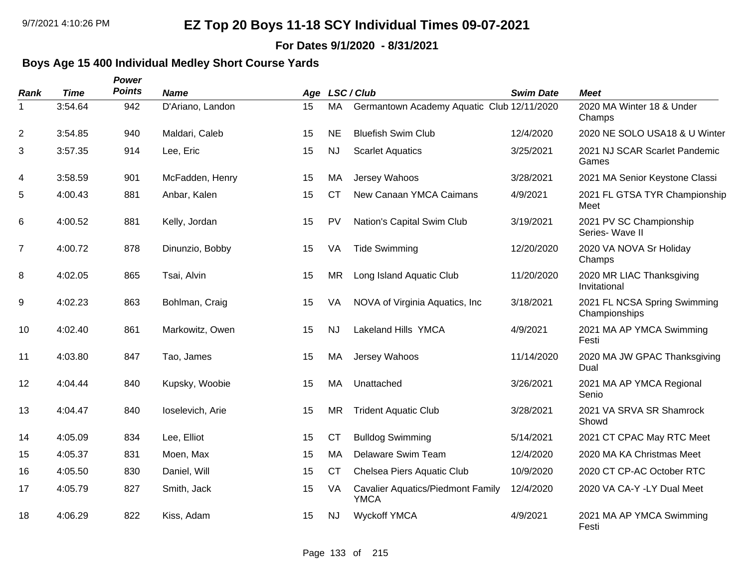# EZ Top 20 Boys 11-18 SCY Individual Times 09-07-2021

**For Dates 9/1/2020 - 8/31/2021**

## Boys Age 15 400 Individual Medley Short Course Yards

| Rank | Time | Power Points | Name | Age | LSC / Club | | Swim Date | Meet |
|---|---|---|---|---|---|---|---|---|
| 1 | 3:54.64 | 942 | D'Ariano, Landon | 15 | MA | Germantown Academy Aquatic Club | 12/11/2020 | 2020 MA Winter 18 & Under Champs |
| 2 | 3:54.85 | 940 | Maldari, Caleb | 15 | NE | Bluefish Swim Club | 12/4/2020 | 2020 NE SOLO USA18 & U Winter |
| 3 | 3:57.35 | 914 | Lee, Eric | 15 | NJ | Scarlet Aquatics | 3/25/2021 | 2021 NJ SCAR Scarlet Pandemic Games |
| 4 | 3:58.59 | 901 | McFadden, Henry | 15 | MA | Jersey Wahoos | 3/28/2021 | 2021 MA Senior Keystone Classi |
| 5 | 4:00.43 | 881 | Anbar, Kalen | 15 | CT | New Canaan YMCA Caimans | 4/9/2021 | 2021 FL GTSA TYR Championship Meet |
| 6 | 4:00.52 | 881 | Kelly, Jordan | 15 | PV | Nation's Capital Swim Club | 3/19/2021 | 2021 PV SC Championship Series- Wave II |
| 7 | 4:00.72 | 878 | Dinunzio, Bobby | 15 | VA | Tide Swimming | 12/20/2020 | 2020 VA NOVA Sr Holiday Champs |
| 8 | 4:02.05 | 865 | Tsai, Alvin | 15 | MR | Long Island Aquatic Club | 11/20/2020 | 2020 MR LIAC Thanksgiving Invitational |
| 9 | 4:02.23 | 863 | Bohlman, Craig | 15 | VA | NOVA of Virginia Aquatics, Inc | 3/18/2021 | 2021 FL NCSA Spring Swimming Championships |
| 10 | 4:02.40 | 861 | Markowitz, Owen | 15 | NJ | Lakeland Hills YMCA | 4/9/2021 | 2021 MA AP YMCA Swimming Festi |
| 11 | 4:03.80 | 847 | Tao, James | 15 | MA | Jersey Wahoos | 11/14/2020 | 2020 MA JW GPAC Thanksgiving Dual |
| 12 | 4:04.44 | 840 | Kupsky, Woobie | 15 | MA | Unattached | 3/26/2021 | 2021 MA AP YMCA Regional Senio |
| 13 | 4:04.47 | 840 | Ioselevich, Arie | 15 | MR | Trident Aquatic Club | 3/28/2021 | 2021 VA SRVA SR Shamrock Showd |
| 14 | 4:05.09 | 834 | Lee, Elliot | 15 | CT | Bulldog Swimming | 5/14/2021 | 2021 CT CPAC May RTC Meet |
| 15 | 4:05.37 | 831 | Moen, Max | 15 | MA | Delaware Swim Team | 12/4/2020 | 2020 MA KA Christmas Meet |
| 16 | 4:05.50 | 830 | Daniel, Will | 15 | CT | Chelsea Piers Aquatic Club | 10/9/2020 | 2020 CT CP-AC October RTC |
| 17 | 4:05.79 | 827 | Smith, Jack | 15 | VA | Cavalier Aquatics/Piedmont Family YMCA | 12/4/2020 | 2020 VA CA-Y -LY Dual Meet |
| 18 | 4:06.29 | 822 | Kiss, Adam | 15 | NJ | Wyckoff YMCA | 4/9/2021 | 2021 MA AP YMCA Swimming Festi |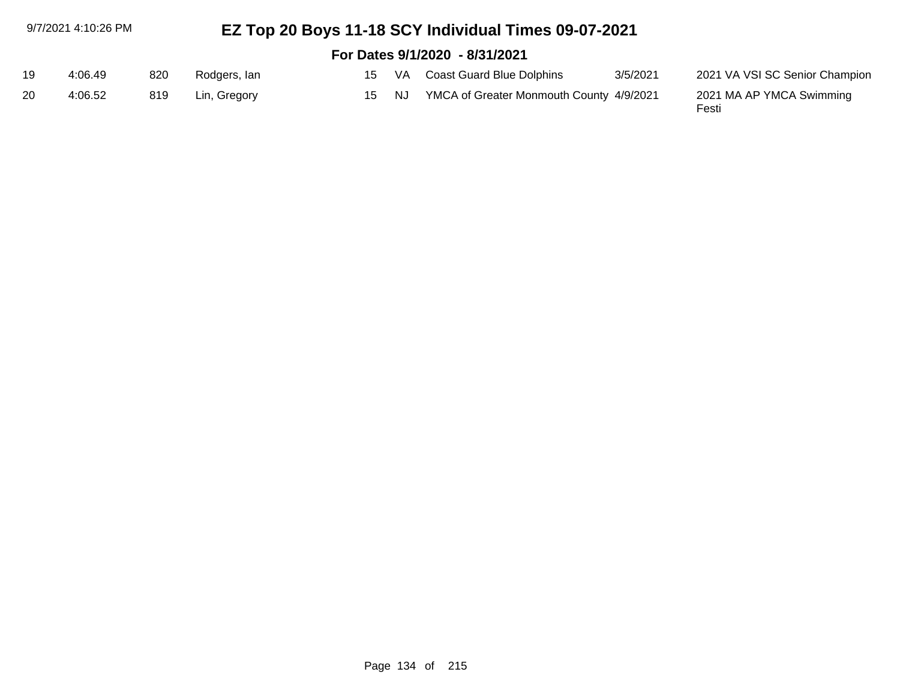# EZ Top 20 Boys 11-18 SCY Individual Times 09-07-2021

## For Dates 9/1/2020 - 8/31/2021

| | | | | | | | | |
|---|---|---|---|---|---|---|---|---|
| 19 | 4:06.49 | 820 | Rodgers, Ian | 15 | VA | Coast Guard Blue Dolphins | 3/5/2021 | 2021 VA VSI SC Senior Champion |
| 20 | 4:06.52 | 819 | Lin, Gregory | 15 | NJ | YMCA of Greater Monmouth County | 4/9/2021 | 2021 MA AP YMCA Swimming Festi |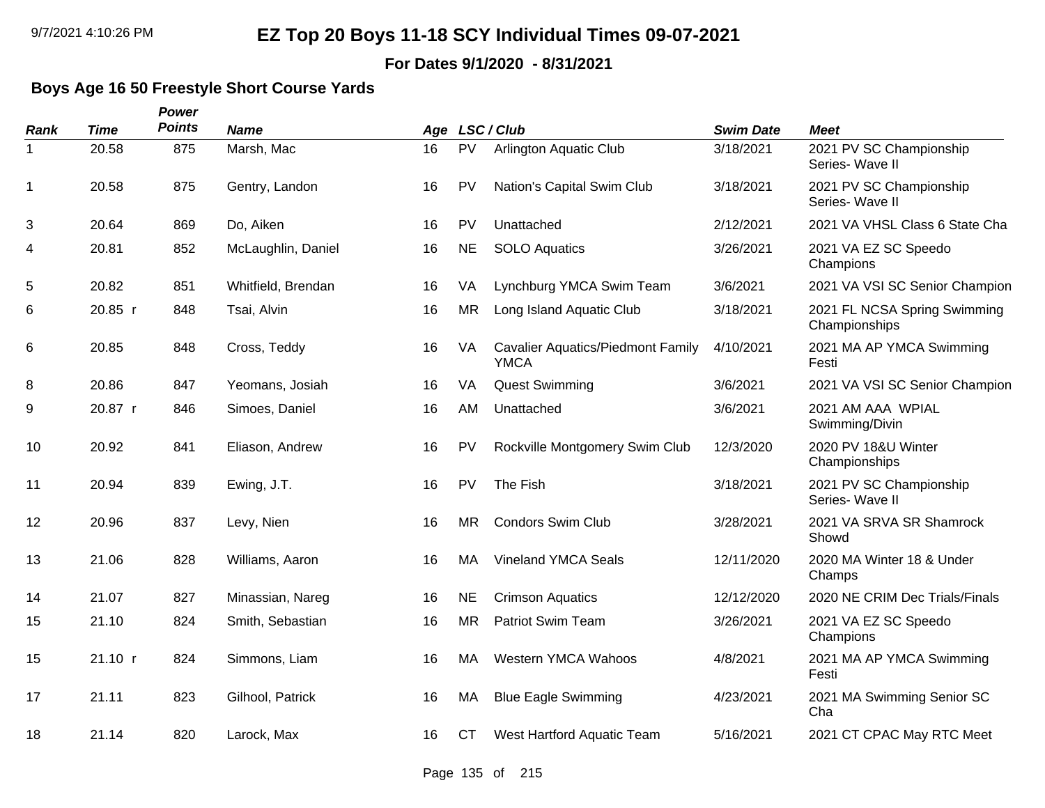# EZ Top 20 Boys 11-18 SCY Individual Times 09-07-2021

**For Dates 9/1/2020 - 8/31/2021**

### Boys Age 16 50 Freestyle Short Course Yards

| Rank | Time | Power Points | Name | Age | LSC | Club | Swim Date | Meet |
|---|---|---|---|---|---|---|---|---|
| 1 | 20.58 | 875 | Marsh, Mac | 16 | PV | Arlington Aquatic Club | 3/18/2021 | 2021 PV SC Championship Series- Wave II |
| 1 | 20.58 | 875 | Gentry, Landon | 16 | PV | Nation's Capital Swim Club | 3/18/2021 | 2021 PV SC Championship Series- Wave II |
| 3 | 20.64 | 869 | Do, Aiken | 16 | PV | Unattached | 2/12/2021 | 2021 VA VHSL Class 6 State Cha |
| 4 | 20.81 | 852 | McLaughlin, Daniel | 16 | NE | SOLO Aquatics | 3/26/2021 | 2021 VA EZ SC Speedo Champions |
| 5 | 20.82 | 851 | Whitfield, Brendan | 16 | VA | Lynchburg YMCA Swim Team | 3/6/2021 | 2021 VA VSI SC Senior Champion |
| 6 | 20.85 r | 848 | Tsai, Alvin | 16 | MR | Long Island Aquatic Club | 3/18/2021 | 2021 FL NCSA Spring Swimming Championships |
| 6 | 20.85 | 848 | Cross, Teddy | 16 | VA | Cavalier Aquatics/Piedmont Family YMCA | 4/10/2021 | 2021 MA AP YMCA Swimming Festi |
| 8 | 20.86 | 847 | Yeomans, Josiah | 16 | VA | Quest Swimming | 3/6/2021 | 2021 VA VSI SC Senior Champion |
| 9 | 20.87 r | 846 | Simoes, Daniel | 16 | AM | Unattached | 3/6/2021 | 2021 AM AAA WPIAL Swimming/Divin |
| 10 | 20.92 | 841 | Eliason, Andrew | 16 | PV | Rockville Montgomery Swim Club | 12/3/2020 | 2020 PV 18&U Winter Championships |
| 11 | 20.94 | 839 | Ewing, J.T. | 16 | PV | The Fish | 3/18/2021 | 2021 PV SC Championship Series- Wave II |
| 12 | 20.96 | 837 | Levy, Nien | 16 | MR | Condors Swim Club | 3/28/2021 | 2021 VA SRVA SR Shamrock Showd |
| 13 | 21.06 | 828 | Williams, Aaron | 16 | MA | Vineland YMCA Seals | 12/11/2020 | 2020 MA Winter 18 & Under Champs |
| 14 | 21.07 | 827 | Minassian, Nareg | 16 | NE | Crimson Aquatics | 12/12/2020 | 2020 NE CRIM Dec Trials/Finals |
| 15 | 21.10 | 824 | Smith, Sebastian | 16 | MR | Patriot Swim Team | 3/26/2021 | 2021 VA EZ SC Speedo Champions |
| 15 | 21.10 r | 824 | Simmons, Liam | 16 | MA | Western YMCA Wahoos | 4/8/2021 | 2021 MA AP YMCA Swimming Festi |
| 17 | 21.11 | 823 | Gilhool, Patrick | 16 | MA | Blue Eagle Swimming | 4/23/2021 | 2021 MA Swimming Senior SC Cha |
| 18 | 21.14 | 820 | Larock, Max | 16 | CT | West Hartford Aquatic Team | 5/16/2021 | 2021 CT CPAC May RTC Meet |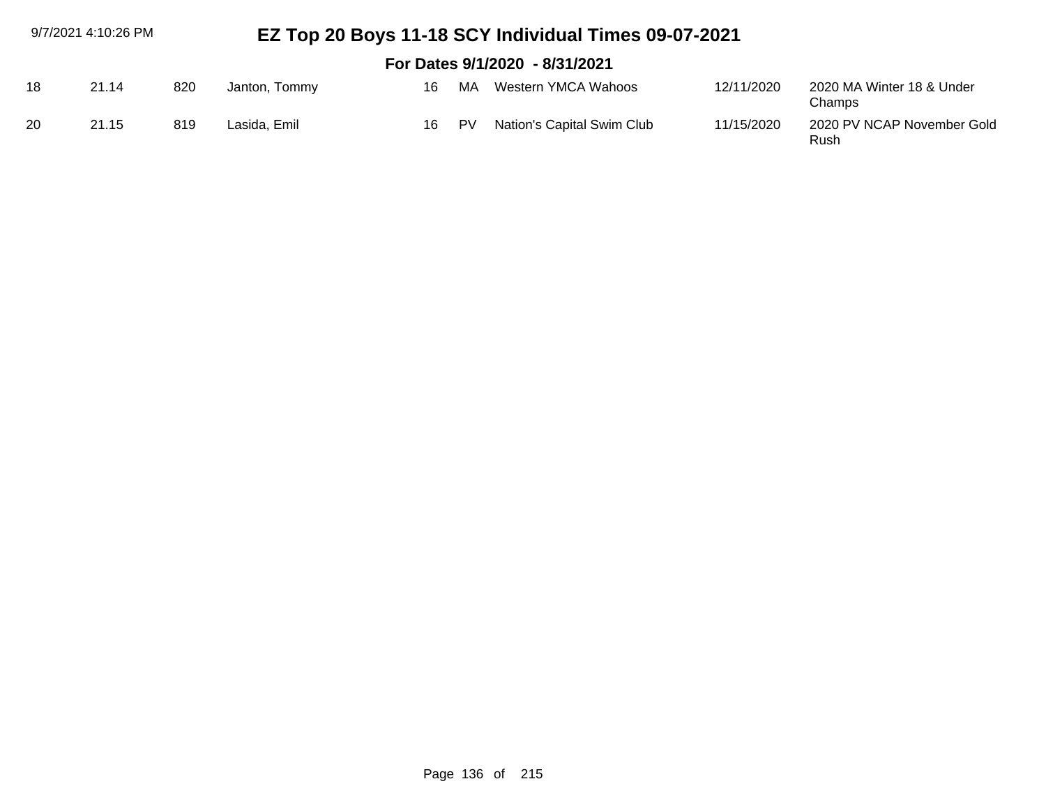# EZ Top 20 Boys 11-18 SCY Individual Times 09-07-2021

## For Dates 9/1/2020 - 8/31/2021

| | | | | | | | | |
|---|---|---|---|---|---|---|---|---|
| 18 | 21.14 | 820 | Janton, Tommy | 16 | MA | Western YMCA Wahoos | 12/11/2020 | 2020 MA Winter 18 & Under Champs |
| 20 | 21.15 | 819 | Lasida, Emil | 16 | PV | Nation's Capital Swim Club | 11/15/2020 | 2020 PV NCAP November Gold Rush |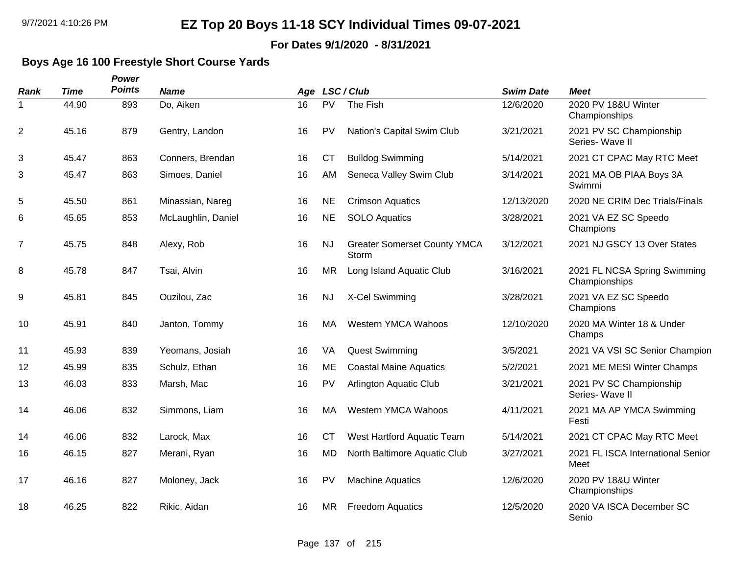# EZ Top 20 Boys 11-18 SCY Individual Times 09-07-2021

**For Dates 9/1/2020 - 8/31/2021**

### Boys Age 16 100 Freestyle Short Course Yards

| Rank | Time | Power Points | Name | Age | LSC | Club | Swim Date | Meet |
|---|---|---|---|---|---|---|---|---|
| 1 | 44.90 | 893 | Do, Aiken | 16 | PV | The Fish | 12/6/2020 | 2020 PV 18&U Winter Championships |
| 2 | 45.16 | 879 | Gentry, Landon | 16 | PV | Nation's Capital Swim Club | 3/21/2021 | 2021 PV SC Championship Series- Wave II |
| 3 | 45.47 | 863 | Conners, Brendan | 16 | CT | Bulldog Swimming | 5/14/2021 | 2021 CT CPAC May RTC Meet |
| 3 | 45.47 | 863 | Simoes, Daniel | 16 | AM | Seneca Valley Swim Club | 3/14/2021 | 2021 MA OB PIAA Boys 3A Swimmi |
| 5 | 45.50 | 861 | Minassian, Nareg | 16 | NE | Crimson Aquatics | 12/13/2020 | 2020 NE CRIM Dec Trials/Finals |
| 6 | 45.65 | 853 | McLaughlin, Daniel | 16 | NE | SOLO Aquatics | 3/28/2021 | 2021 VA EZ SC Speedo Champions |
| 7 | 45.75 | 848 | Alexy, Rob | 16 | NJ | Greater Somerset County YMCA Storm | 3/12/2021 | 2021 NJ GSCY 13 Over States |
| 8 | 45.78 | 847 | Tsai, Alvin | 16 | MR | Long Island Aquatic Club | 3/16/2021 | 2021 FL NCSA Spring Swimming Championships |
| 9 | 45.81 | 845 | Ouzilou, Zac | 16 | NJ | X-Cel Swimming | 3/28/2021 | 2021 VA EZ SC Speedo Champions |
| 10 | 45.91 | 840 | Janton, Tommy | 16 | MA | Western YMCA Wahoos | 12/10/2020 | 2020 MA Winter 18 & Under Champs |
| 11 | 45.93 | 839 | Yeomans, Josiah | 16 | VA | Quest Swimming | 3/5/2021 | 2021 VA VSI SC Senior Champion |
| 12 | 45.99 | 835 | Schulz, Ethan | 16 | ME | Coastal Maine Aquatics | 5/2/2021 | 2021 ME MESI Winter Champs |
| 13 | 46.03 | 833 | Marsh, Mac | 16 | PV | Arlington Aquatic Club | 3/21/2021 | 2021 PV SC Championship Series- Wave II |
| 14 | 46.06 | 832 | Simmons, Liam | 16 | MA | Western YMCA Wahoos | 4/11/2021 | 2021 MA AP YMCA Swimming Festi |
| 14 | 46.06 | 832 | Larock, Max | 16 | CT | West Hartford Aquatic Team | 5/14/2021 | 2021 CT CPAC May RTC Meet |
| 16 | 46.15 | 827 | Merani, Ryan | 16 | MD | North Baltimore Aquatic Club | 3/27/2021 | 2021 FL ISCA International Senior Meet |
| 17 | 46.16 | 827 | Moloney, Jack | 16 | PV | Machine Aquatics | 12/6/2020 | 2020 PV 18&U Winter Championships |
| 18 | 46.25 | 822 | Rikic, Aidan | 16 | MR | Freedom Aquatics | 12/5/2020 | 2020 VA ISCA December SC Senio |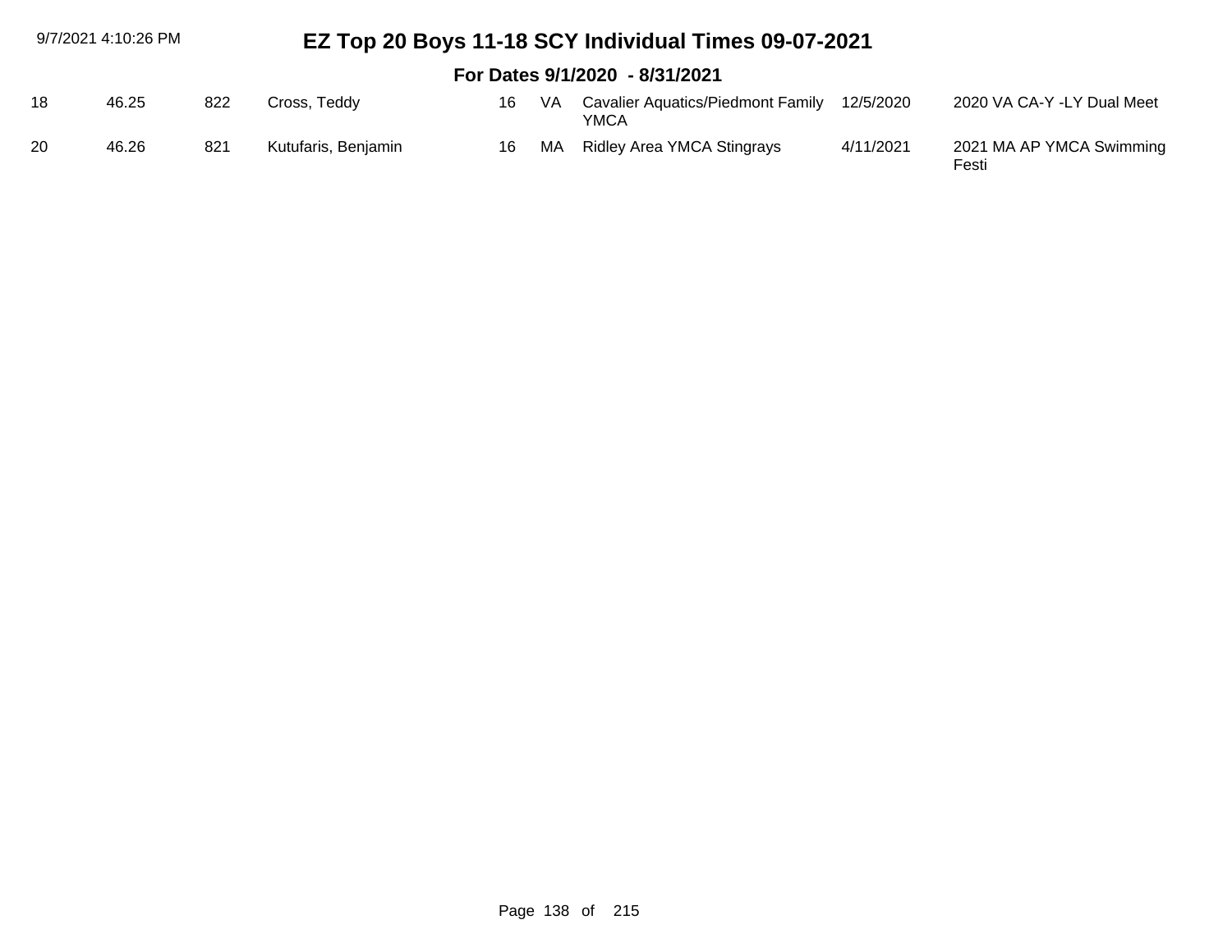# EZ Top 20 Boys 11-18 SCY Individual Times 09-07-2021

## For Dates 9/1/2020 - 8/31/2021

| | | | | | | | | |
|---|---|---|---|---|---|---|---|---|
| 18 | 46.25 | 822 | Cross, Teddy | 16 | VA | Cavalier Aquatics/Piedmont Family YMCA | 12/5/2020 | 2020 VA CA-Y -LY Dual Meet |
| 20 | 46.26 | 821 | Kutufaris, Benjamin | 16 | MA | Ridley Area YMCA Stingrays | 4/11/2021 | 2021 MA AP YMCA Swimming Festi |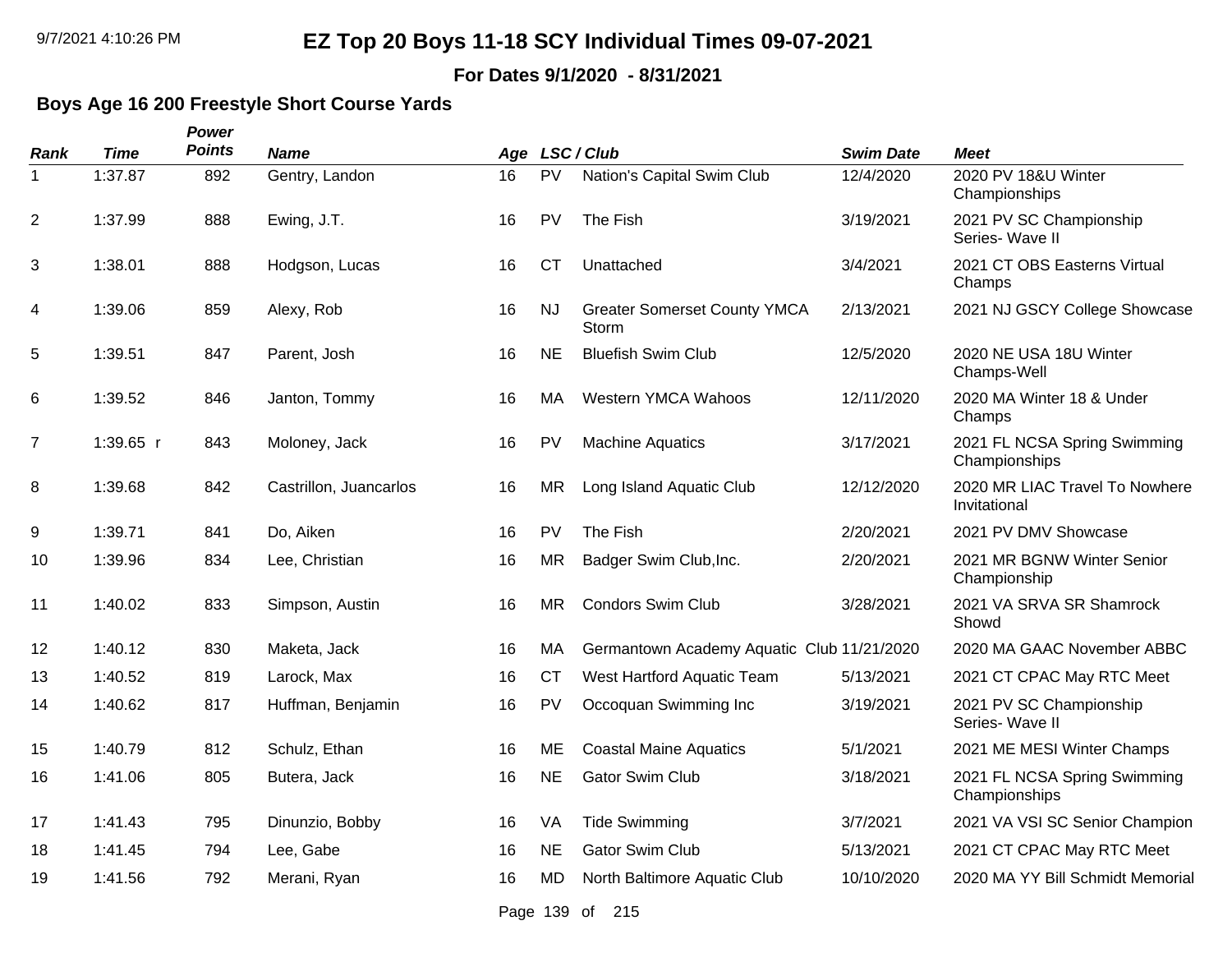# EZ Top 20 Boys 11-18 SCY Individual Times 09-07-2021

**For Dates 9/1/2020 - 8/31/2021**

### Boys Age 16 200 Freestyle Short Course Yards

| Rank | Time | Power Points | Name | Age | LSC / Club | | Swim Date | Meet |
|---|---|---|---|---|---|---|---|---|
| 1 | 1:37.87 | 892 | Gentry, Landon | 16 | PV | Nation's Capital Swim Club | 12/4/2020 | 2020 PV 18&U Winter Championships |
| 2 | 1:37.99 | 888 | Ewing, J.T. | 16 | PV | The Fish | 3/19/2021 | 2021 PV SC Championship Series- Wave II |
| 3 | 1:38.01 | 888 | Hodgson, Lucas | 16 | CT | Unattached | 3/4/2021 | 2021 CT OBS Easterns Virtual Champs |
| 4 | 1:39.06 | 859 | Alexy, Rob | 16 | NJ | Greater Somerset County YMCA Storm | 2/13/2021 | 2021 NJ GSCY College Showcase |
| 5 | 1:39.51 | 847 | Parent, Josh | 16 | NE | Bluefish Swim Club | 12/5/2020 | 2020 NE USA 18U Winter Champs-Well |
| 6 | 1:39.52 | 846 | Janton, Tommy | 16 | MA | Western YMCA Wahoos | 12/11/2020 | 2020 MA Winter 18 & Under Champs |
| 7 | 1:39.65 r | 843 | Moloney, Jack | 16 | PV | Machine Aquatics | 3/17/2021 | 2021 FL NCSA Spring Swimming Championships |
| 8 | 1:39.68 | 842 | Castrillon, Juancarlos | 16 | MR | Long Island Aquatic Club | 12/12/2020 | 2020 MR LIAC Travel To Nowhere Invitational |
| 9 | 1:39.71 | 841 | Do, Aiken | 16 | PV | The Fish | 2/20/2021 | 2021 PV DMV Showcase |
| 10 | 1:39.96 | 834 | Lee, Christian | 16 | MR | Badger Swim Club,Inc. | 2/20/2021 | 2021 MR BGNW Winter Senior Championship |
| 11 | 1:40.02 | 833 | Simpson, Austin | 16 | MR | Condors Swim Club | 3/28/2021 | 2021 VA SRVA SR Shamrock Showd |
| 12 | 1:40.12 | 830 | Maketa, Jack | 16 | MA | Germantown Academy Aquatic Club | 11/21/2020 | 2020 MA GAAC November ABBC |
| 13 | 1:40.52 | 819 | Larock, Max | 16 | CT | West Hartford Aquatic Team | 5/13/2021 | 2021 CT CPAC May RTC Meet |
| 14 | 1:40.62 | 817 | Huffman, Benjamin | 16 | PV | Occoquan Swimming Inc | 3/19/2021 | 2021 PV SC Championship Series- Wave II |
| 15 | 1:40.79 | 812 | Schulz, Ethan | 16 | ME | Coastal Maine Aquatics | 5/1/2021 | 2021 ME MESI Winter Champs |
| 16 | 1:41.06 | 805 | Butera, Jack | 16 | NE | Gator Swim Club | 3/18/2021 | 2021 FL NCSA Spring Swimming Championships |
| 17 | 1:41.43 | 795 | Dinunzio, Bobby | 16 | VA | Tide Swimming | 3/7/2021 | 2021 VA VSI SC Senior Champion |
| 18 | 1:41.45 | 794 | Lee, Gabe | 16 | NE | Gator Swim Club | 5/13/2021 | 2021 CT CPAC May RTC Meet |
| 19 | 1:41.56 | 792 | Merani, Ryan | 16 | MD | North Baltimore Aquatic Club | 10/10/2020 | 2020 MA YY Bill Schmidt Memorial |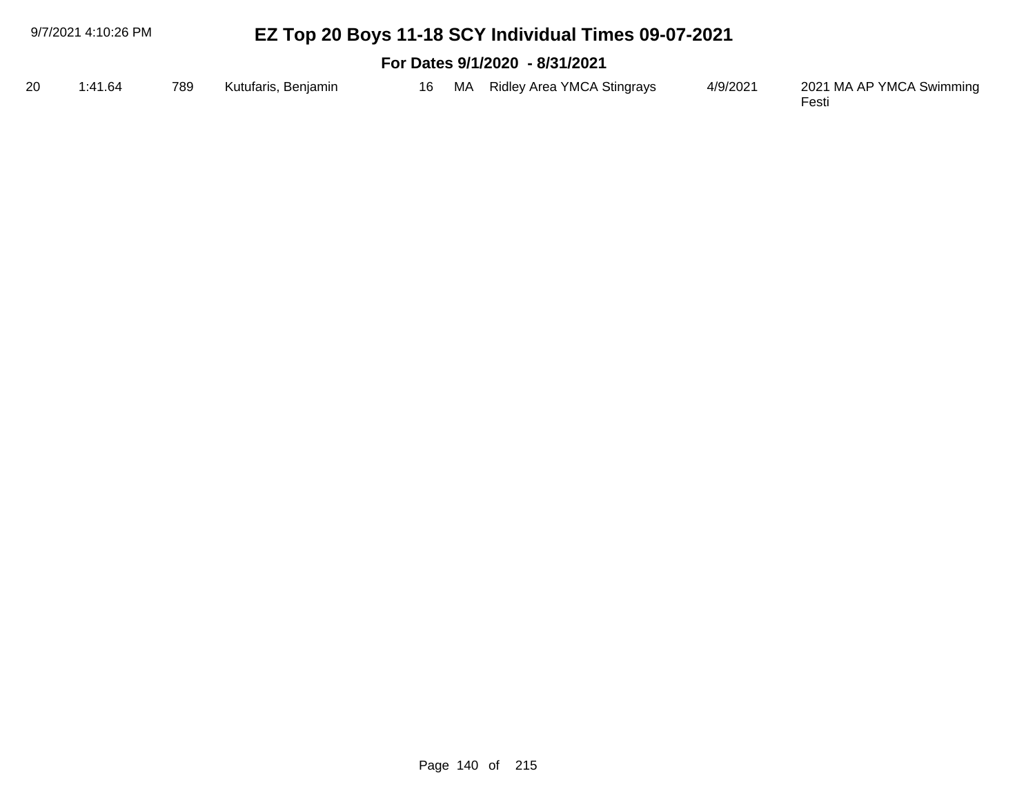# EZ Top 20 Boys 11-18 SCY Individual Times 09-07-2021

## For Dates 9/1/2020 - 8/31/2021

| | | | | | | | | |
|---|---|---|---|---|---|---|---|---|
| 20 | 1:41.64 | 789 | Kutufaris, Benjamin | 16 | MA | Ridley Area YMCA Stingrays | 4/9/2021 | 2021 MA AP YMCA Swimming Festi |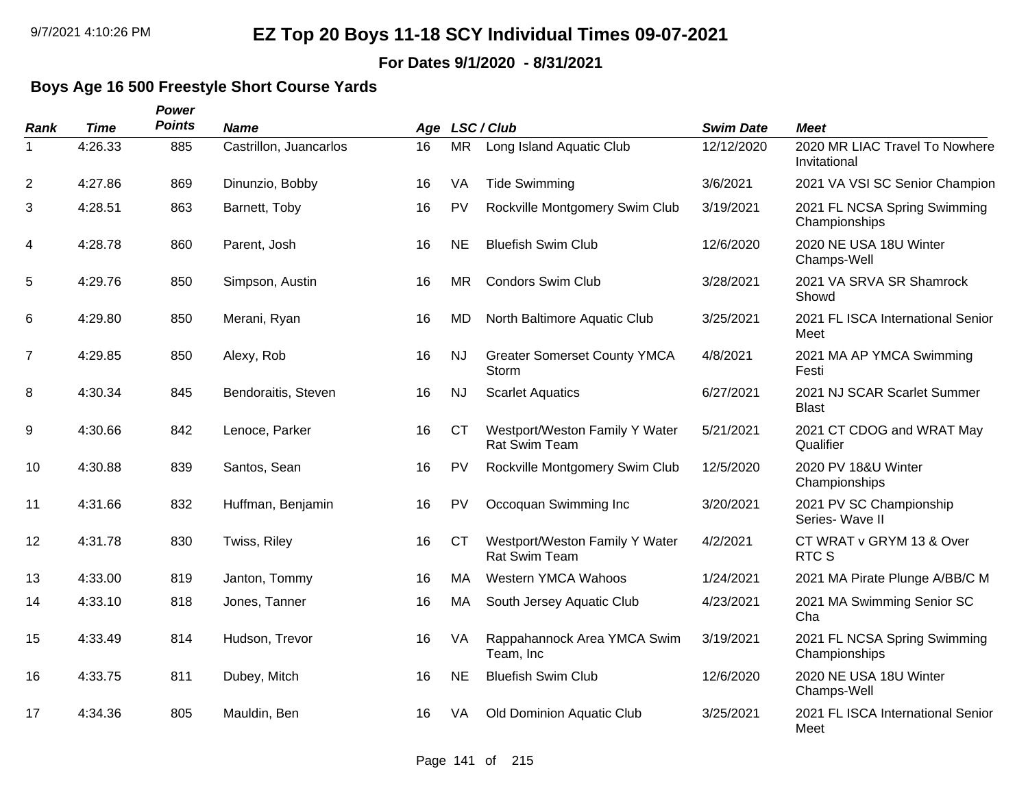# EZ Top 20 Boys 11-18 SCY Individual Times 09-07-2021

**For Dates 9/1/2020 - 8/31/2021**

## Boys Age 16 500 Freestyle Short Course Yards

| Rank | Time | Power Points | Name | Age | LSC | Club | Swim Date | Meet |
|---|---|---|---|---|---|---|---|---|
| 1 | 4:26.33 | 885 | Castrillon, Juancarlos | 16 | MR | Long Island Aquatic Club | 12/12/2020 | 2020 MR LIAC Travel To Nowhere Invitational |
| 2 | 4:27.86 | 869 | Dinunzio, Bobby | 16 | VA | Tide Swimming | 3/6/2021 | 2021 VA VSI SC Senior Champion |
| 3 | 4:28.51 | 863 | Barnett, Toby | 16 | PV | Rockville Montgomery Swim Club | 3/19/2021 | 2021 FL NCSA Spring Swimming Championships |
| 4 | 4:28.78 | 860 | Parent, Josh | 16 | NE | Bluefish Swim Club | 12/6/2020 | 2020 NE USA 18U Winter Champs-Well |
| 5 | 4:29.76 | 850 | Simpson, Austin | 16 | MR | Condors Swim Club | 3/28/2021 | 2021 VA SRVA SR Shamrock Showd |
| 6 | 4:29.80 | 850 | Merani, Ryan | 16 | MD | North Baltimore Aquatic Club | 3/25/2021 | 2021 FL ISCA International Senior Meet |
| 7 | 4:29.85 | 850 | Alexy, Rob | 16 | NJ | Greater Somerset County YMCA Storm | 4/8/2021 | 2021 MA AP YMCA Swimming Festi |
| 8 | 4:30.34 | 845 | Bendoraitis, Steven | 16 | NJ | Scarlet Aquatics | 6/27/2021 | 2021 NJ SCAR Scarlet Summer Blast |
| 9 | 4:30.66 | 842 | Lenoce, Parker | 16 | CT | Westport/Weston Family Y Water Rat Swim Team | 5/21/2021 | 2021 CT CDOG and WRAT May Qualifier |
| 10 | 4:30.88 | 839 | Santos, Sean | 16 | PV | Rockville Montgomery Swim Club | 12/5/2020 | 2020 PV 18&U Winter Championships |
| 11 | 4:31.66 | 832 | Huffman, Benjamin | 16 | PV | Occoquan Swimming Inc | 3/20/2021 | 2021 PV SC Championship Series- Wave II |
| 12 | 4:31.78 | 830 | Twiss, Riley | 16 | CT | Westport/Weston Family Y Water Rat Swim Team | 4/2/2021 | CT WRAT v GRYM 13 & Over RTC S |
| 13 | 4:33.00 | 819 | Janton, Tommy | 16 | MA | Western YMCA Wahoos | 1/24/2021 | 2021 MA Pirate Plunge A/BB/C M |
| 14 | 4:33.10 | 818 | Jones, Tanner | 16 | MA | South Jersey Aquatic Club | 4/23/2021 | 2021 MA Swimming Senior SC Cha |
| 15 | 4:33.49 | 814 | Hudson, Trevor | 16 | VA | Rappahannock Area YMCA Swim Team, Inc | 3/19/2021 | 2021 FL NCSA Spring Swimming Championships |
| 16 | 4:33.75 | 811 | Dubey, Mitch | 16 | NE | Bluefish Swim Club | 12/6/2020 | 2020 NE USA 18U Winter Champs-Well |
| 17 | 4:34.36 | 805 | Mauldin, Ben | 16 | VA | Old Dominion Aquatic Club | 3/25/2021 | 2021 FL ISCA International Senior Meet |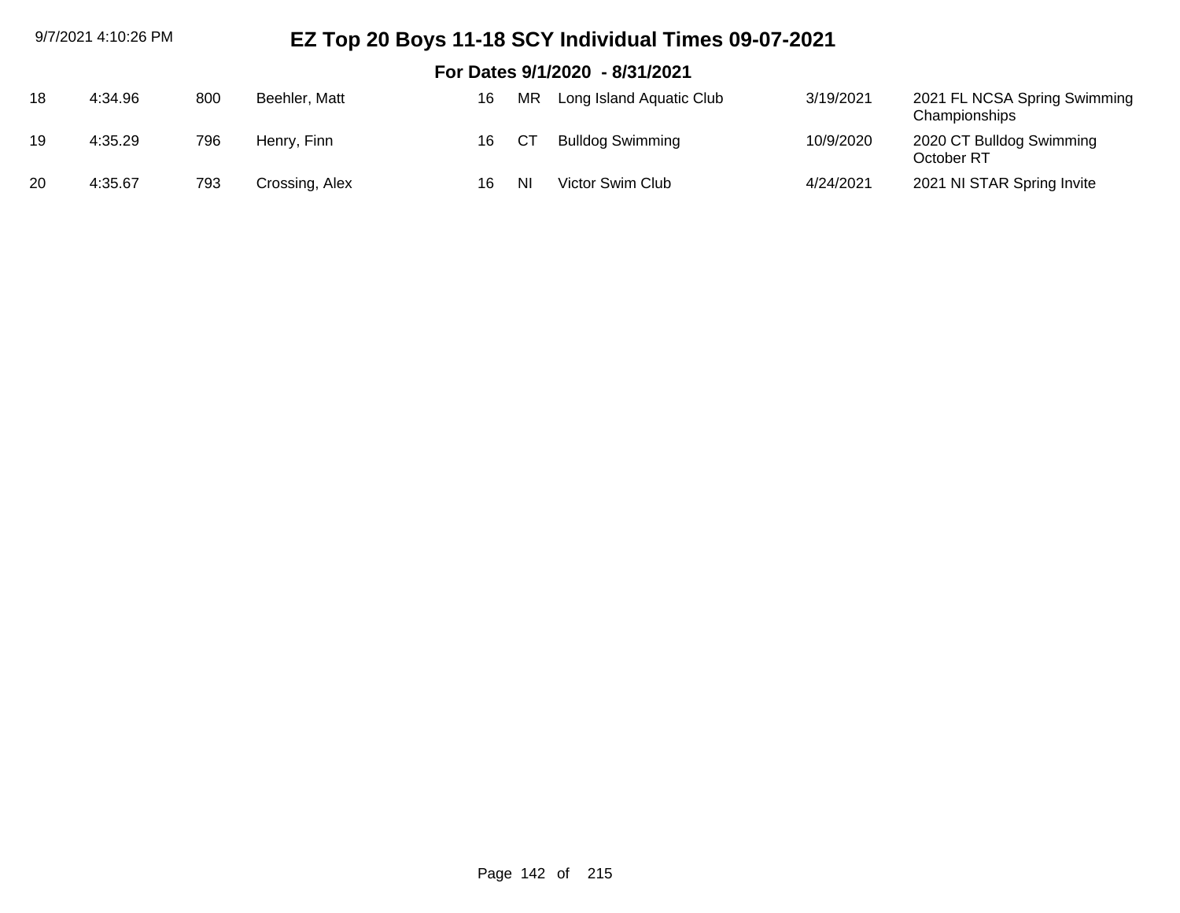# EZ Top 20 Boys 11-18 SCY Individual Times 09-07-2021

## For Dates 9/1/2020 - 8/31/2021

| | | | | | | | | |
|---|---|---|---|---|---|---|---|---|
| 18 | 4:34.96 | 800 | Beehler, Matt | 16 | MR | Long Island Aquatic Club | 3/19/2021 | 2021 FL NCSA Spring Swimming Championships |
| 19 | 4:35.29 | 796 | Henry, Finn | 16 | CT | Bulldog Swimming | 10/9/2020 | 2020 CT Bulldog Swimming October RT |
| 20 | 4:35.67 | 793 | Crossing, Alex | 16 | NI | Victor Swim Club | 4/24/2021 | 2021 NI STAR Spring Invite |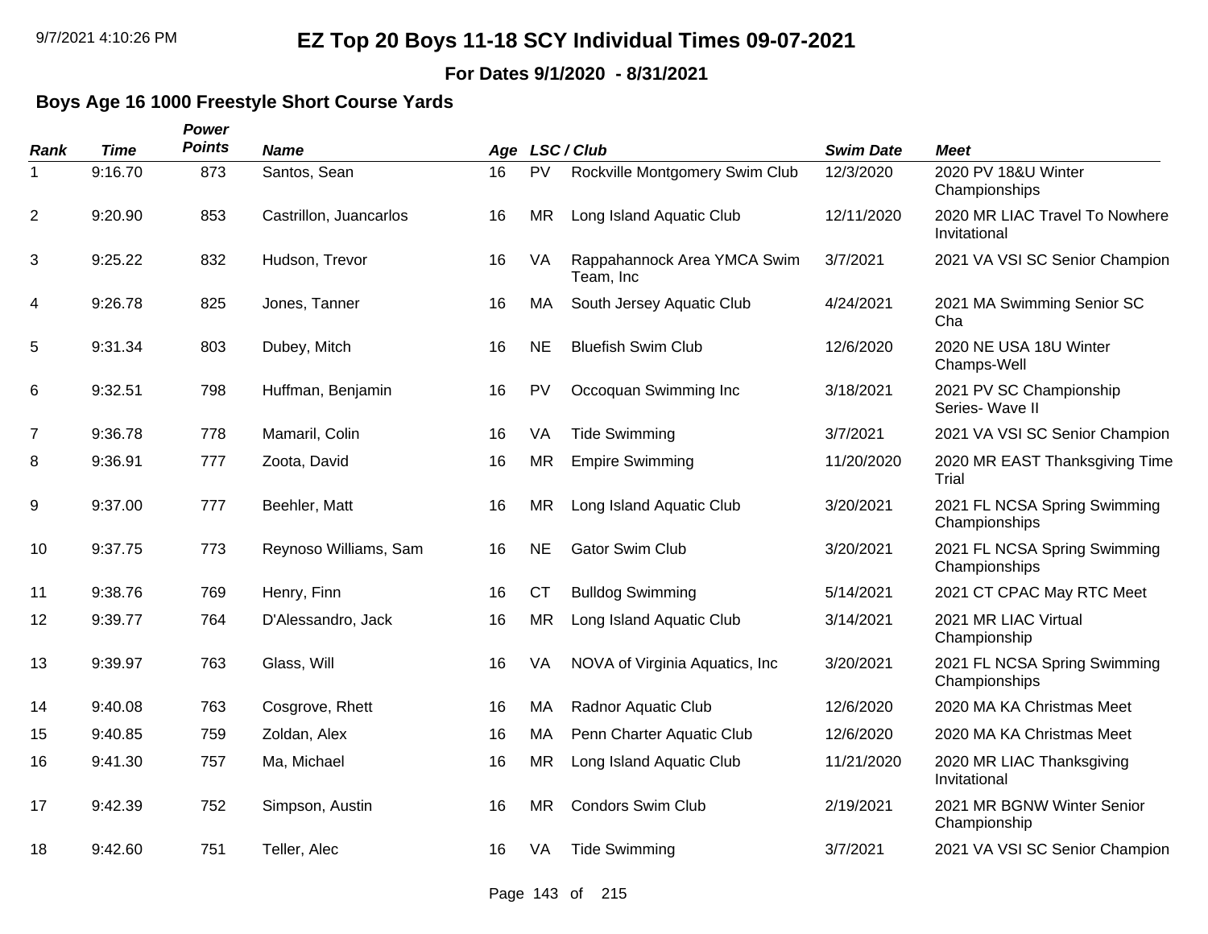# EZ Top 20 Boys 11-18 SCY Individual Times 09-07-2021

**For Dates 9/1/2020 - 8/31/2021**

### Boys Age 16 1000 Freestyle Short Course Yards

| Rank | Time | Power Points | Name | Age | LSC | Club | Swim Date | Meet |
|---|---|---|---|---|---|---|---|---|
| 1 | 9:16.70 | 873 | Santos, Sean | 16 | PV | Rockville Montgomery Swim Club | 12/3/2020 | 2020 PV 18&U Winter Championships |
| 2 | 9:20.90 | 853 | Castrillon, Juancarlos | 16 | MR | Long Island Aquatic Club | 12/11/2020 | 2020 MR LIAC Travel To Nowhere Invitational |
| 3 | 9:25.22 | 832 | Hudson, Trevor | 16 | VA | Rappahannock Area YMCA Swim Team, Inc | 3/7/2021 | 2021 VA VSI SC Senior Champion |
| 4 | 9:26.78 | 825 | Jones, Tanner | 16 | MA | South Jersey Aquatic Club | 4/24/2021 | 2021 MA Swimming Senior SC Cha |
| 5 | 9:31.34 | 803 | Dubey, Mitch | 16 | NE | Bluefish Swim Club | 12/6/2020 | 2020 NE USA 18U Winter Champs-Well |
| 6 | 9:32.51 | 798 | Huffman, Benjamin | 16 | PV | Occoquan Swimming Inc | 3/18/2021 | 2021 PV SC Championship Series- Wave II |
| 7 | 9:36.78 | 778 | Mamaril, Colin | 16 | VA | Tide Swimming | 3/7/2021 | 2021 VA VSI SC Senior Champion |
| 8 | 9:36.91 | 777 | Zoota, David | 16 | MR | Empire Swimming | 11/20/2020 | 2020 MR EAST Thanksgiving Time Trial |
| 9 | 9:37.00 | 777 | Beehler, Matt | 16 | MR | Long Island Aquatic Club | 3/20/2021 | 2021 FL NCSA Spring Swimming Championships |
| 10 | 9:37.75 | 773 | Reynoso Williams, Sam | 16 | NE | Gator Swim Club | 3/20/2021 | 2021 FL NCSA Spring Swimming Championships |
| 11 | 9:38.76 | 769 | Henry, Finn | 16 | CT | Bulldog Swimming | 5/14/2021 | 2021 CT CPAC May RTC Meet |
| 12 | 9:39.77 | 764 | D'Alessandro, Jack | 16 | MR | Long Island Aquatic Club | 3/14/2021 | 2021 MR LIAC Virtual Championship |
| 13 | 9:39.97 | 763 | Glass, Will | 16 | VA | NOVA of Virginia Aquatics, Inc | 3/20/2021 | 2021 FL NCSA Spring Swimming Championships |
| 14 | 9:40.08 | 763 | Cosgrove, Rhett | 16 | MA | Radnor Aquatic Club | 12/6/2020 | 2020 MA KA Christmas Meet |
| 15 | 9:40.85 | 759 | Zoldan, Alex | 16 | MA | Penn Charter Aquatic Club | 12/6/2020 | 2020 MA KA Christmas Meet |
| 16 | 9:41.30 | 757 | Ma, Michael | 16 | MR | Long Island Aquatic Club | 11/21/2020 | 2020 MR LIAC Thanksgiving Invitational |
| 17 | 9:42.39 | 752 | Simpson, Austin | 16 | MR | Condors Swim Club | 2/19/2021 | 2021 MR BGNW Winter Senior Championship |
| 18 | 9:42.60 | 751 | Teller, Alec | 16 | VA | Tide Swimming | 3/7/2021 | 2021 VA VSI SC Senior Champion |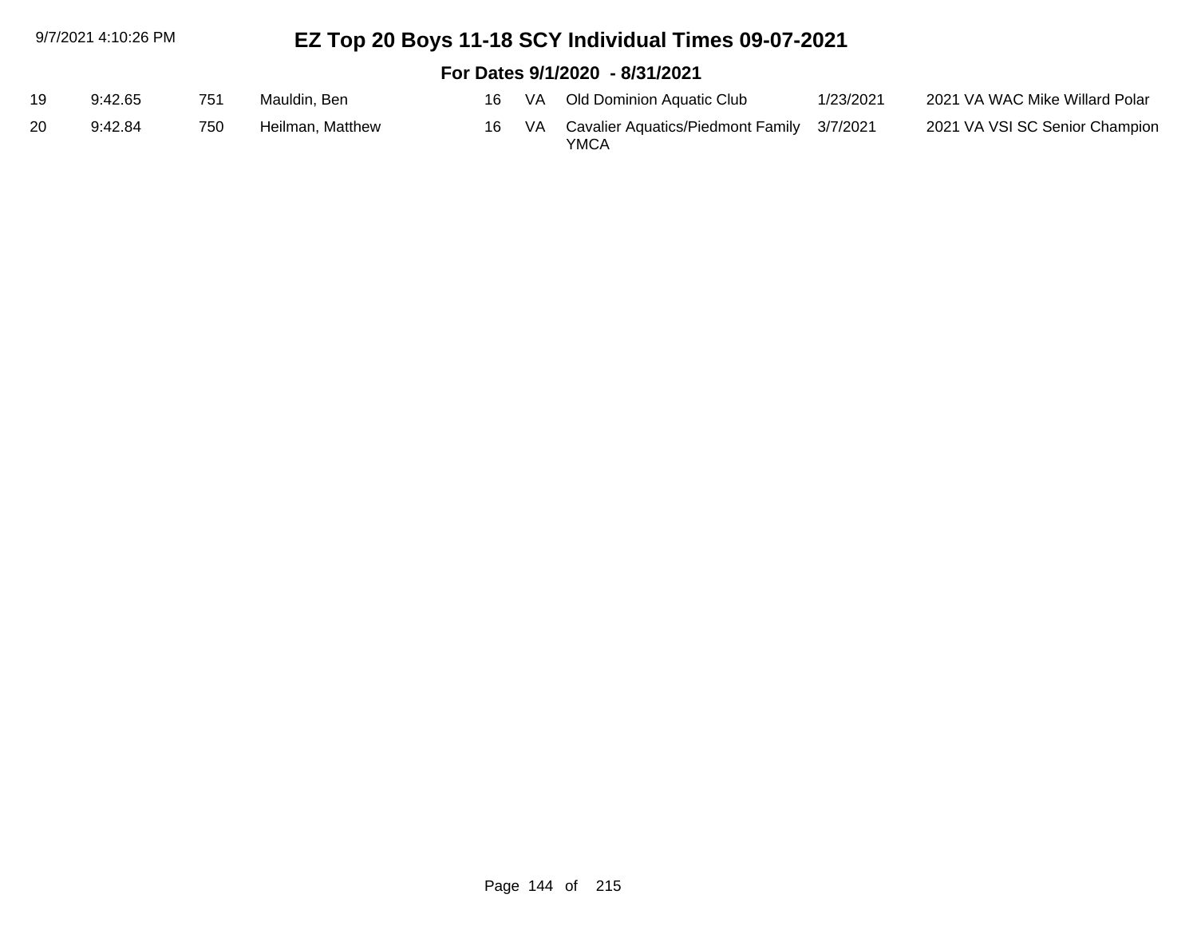# EZ Top 20 Boys 11-18 SCY Individual Times 09-07-2021

## For Dates 9/1/2020 - 8/31/2021

| | | | | | | | | |
|---|---|---|---|---|---|---|---|---|
| 19 | 9:42.65 | 751 | Mauldin, Ben | 16 | VA | Old Dominion Aquatic Club | 1/23/2021 | 2021 VA WAC Mike Willard Polar |
| 20 | 9:42.84 | 750 | Heilman, Matthew | 16 | VA | Cavalier Aquatics/Piedmont Family YMCA | 3/7/2021 | 2021 VA VSI SC Senior Champion |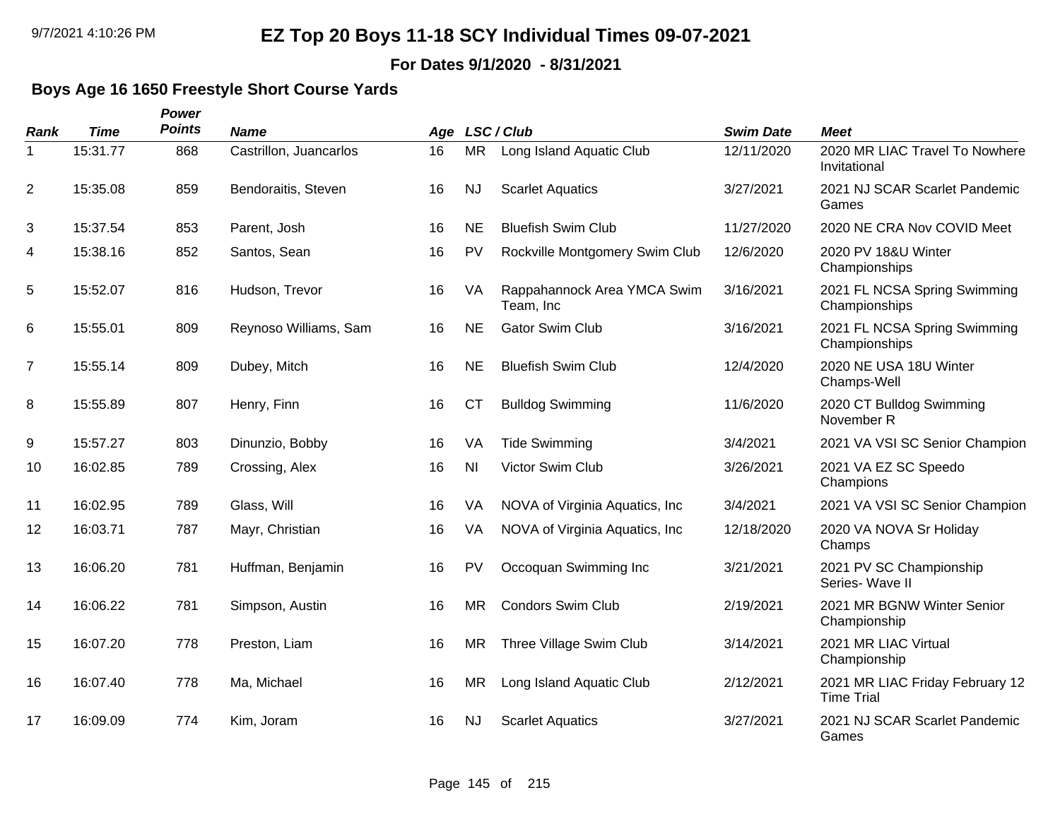# EZ Top 20 Boys 11-18 SCY Individual Times 09-07-2021

**For Dates 9/1/2020 - 8/31/2021**

### Boys Age 16 1650 Freestyle Short Course Yards

| Rank | Time | Power Points | Name | Age | LSC / Club | | Swim Date | Meet |
|---|---|---|---|---|---|---|---|---|
| 1 | 15:31.77 | 868 | Castrillon, Juancarlos | 16 | MR | Long Island Aquatic Club | 12/11/2020 | 2020 MR LIAC Travel To Nowhere Invitational |
| 2 | 15:35.08 | 859 | Bendoraitis, Steven | 16 | NJ | Scarlet Aquatics | 3/27/2021 | 2021 NJ SCAR Scarlet Pandemic Games |
| 3 | 15:37.54 | 853 | Parent, Josh | 16 | NE | Bluefish Swim Club | 11/27/2020 | 2020 NE CRA Nov COVID Meet |
| 4 | 15:38.16 | 852 | Santos, Sean | 16 | PV | Rockville Montgomery Swim Club | 12/6/2020 | 2020 PV 18&U Winter Championships |
| 5 | 15:52.07 | 816 | Hudson, Trevor | 16 | VA | Rappahannock Area YMCA Swim Team, Inc | 3/16/2021 | 2021 FL NCSA Spring Swimming Championships |
| 6 | 15:55.01 | 809 | Reynoso Williams, Sam | 16 | NE | Gator Swim Club | 3/16/2021 | 2021 FL NCSA Spring Swimming Championships |
| 7 | 15:55.14 | 809 | Dubey, Mitch | 16 | NE | Bluefish Swim Club | 12/4/2020 | 2020 NE USA 18U Winter Champs-Well |
| 8 | 15:55.89 | 807 | Henry, Finn | 16 | CT | Bulldog Swimming | 11/6/2020 | 2020 CT Bulldog Swimming November R |
| 9 | 15:57.27 | 803 | Dinunzio, Bobby | 16 | VA | Tide Swimming | 3/4/2021 | 2021 VA VSI SC Senior Champion |
| 10 | 16:02.85 | 789 | Crossing, Alex | 16 | NI | Victor Swim Club | 3/26/2021 | 2021 VA EZ SC Speedo Champions |
| 11 | 16:02.95 | 789 | Glass, Will | 16 | VA | NOVA of Virginia Aquatics, Inc | 3/4/2021 | 2021 VA VSI SC Senior Champion |
| 12 | 16:03.71 | 787 | Mayr, Christian | 16 | VA | NOVA of Virginia Aquatics, Inc | 12/18/2020 | 2020 VA NOVA Sr Holiday Champs |
| 13 | 16:06.20 | 781 | Huffman, Benjamin | 16 | PV | Occoquan Swimming Inc | 3/21/2021 | 2021 PV SC Championship Series- Wave II |
| 14 | 16:06.22 | 781 | Simpson, Austin | 16 | MR | Condors Swim Club | 2/19/2021 | 2021 MR BGNW Winter Senior Championship |
| 15 | 16:07.20 | 778 | Preston, Liam | 16 | MR | Three Village Swim Club | 3/14/2021 | 2021 MR LIAC Virtual Championship |
| 16 | 16:07.40 | 778 | Ma, Michael | 16 | MR | Long Island Aquatic Club | 2/12/2021 | 2021 MR LIAC Friday February 12 Time Trial |
| 17 | 16:09.09 | 774 | Kim, Joram | 16 | NJ | Scarlet Aquatics | 3/27/2021 | 2021 NJ SCAR Scarlet Pandemic Games |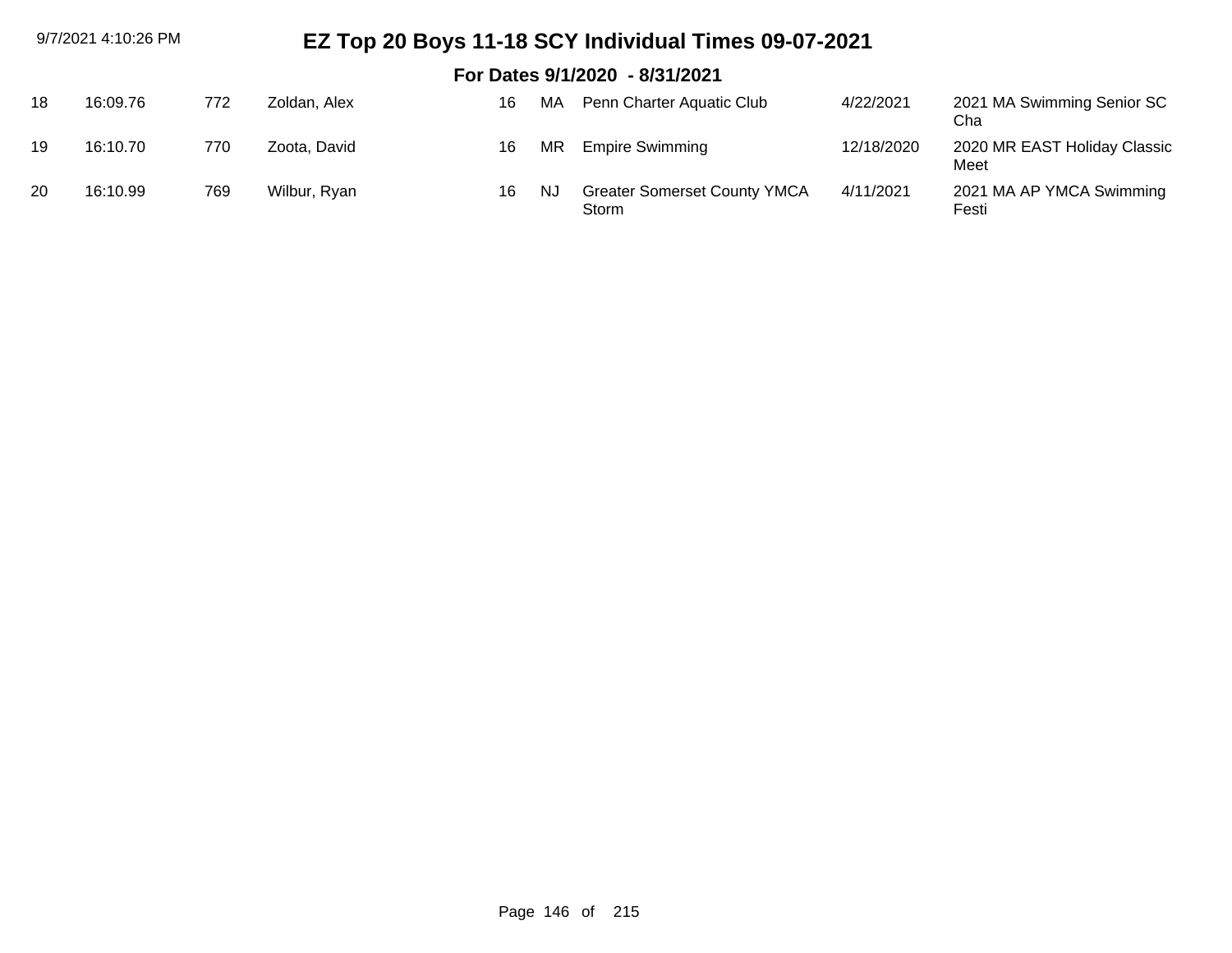# EZ Top 20 Boys 11-18 SCY Individual Times 09-07-2021

## For Dates 9/1/2020 - 8/31/2021

| | | | | | | | | |
|---|---|---|---|---|---|---|---|---|
| 18 | 16:09.76 | 772 | Zoldan, Alex | 16 | MA | Penn Charter Aquatic Club | 4/22/2021 | 2021 MA Swimming Senior SC Cha |
| 19 | 16:10.70 | 770 | Zoota, David | 16 | MR | Empire Swimming | 12/18/2020 | 2020 MR EAST Holiday Classic Meet |
| 20 | 16:10.99 | 769 | Wilbur, Ryan | 16 | NJ | Greater Somerset County YMCA Storm | 4/11/2021 | 2021 MA AP YMCA Swimming Festi |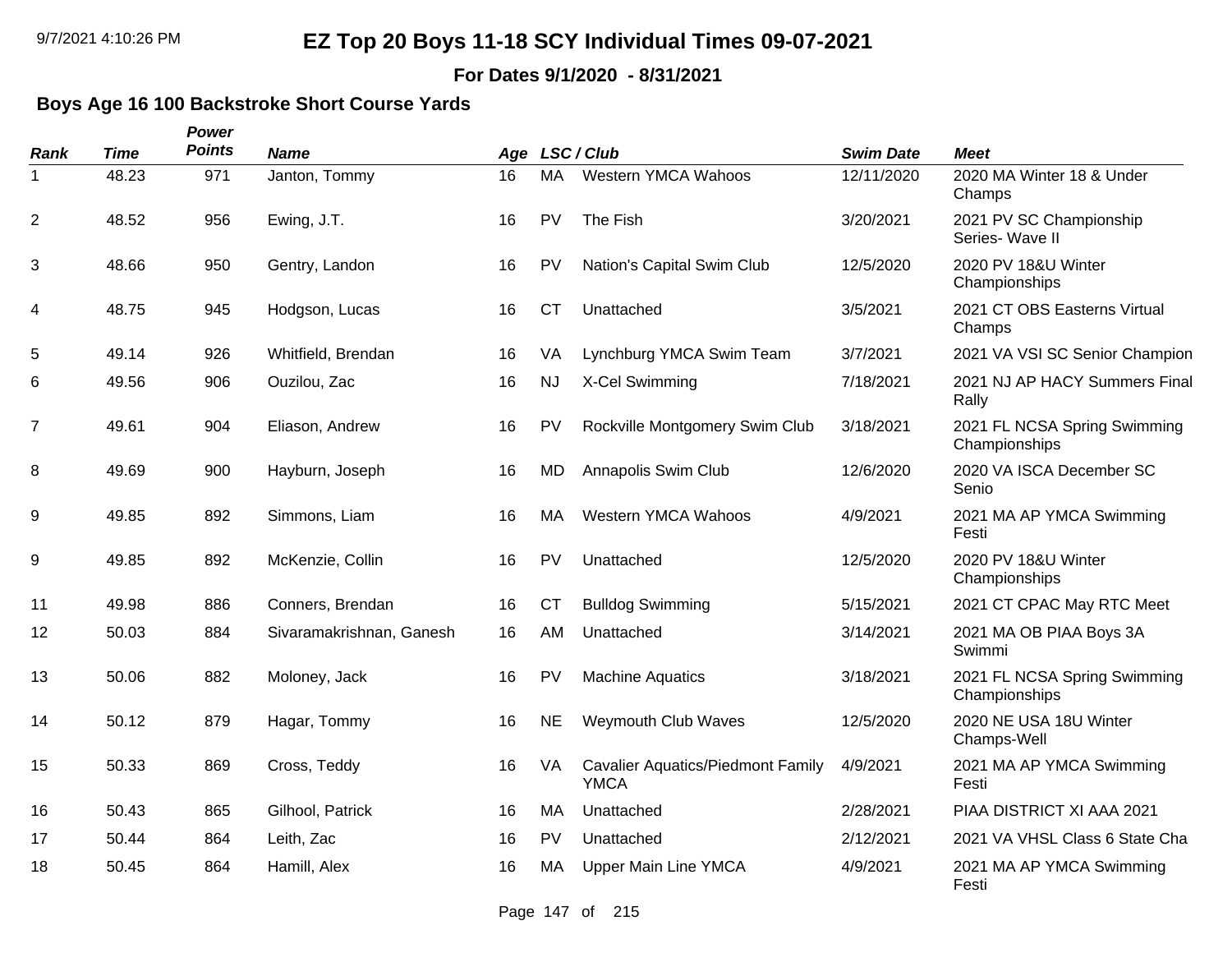# EZ Top 20 Boys 11-18 SCY Individual Times 09-07-2021

**For Dates 9/1/2020 - 8/31/2021**

### Boys Age 16 100 Backstroke Short Course Yards

| *Rank* | *Time* | *Power Points* | *Name* | *Age* | *LSC / Club* | | *Swim Date* | *Meet* |
|---|---|---|---|---|---|---|---|---|
| 1 | 48.23 | 971 | Janton, Tommy | 16 | MA | Western YMCA Wahoos | 12/11/2020 | 2020 MA Winter 18 & Under Champs |
| 2 | 48.52 | 956 | Ewing, J.T. | 16 | PV | The Fish | 3/20/2021 | 2021 PV SC Championship Series- Wave II |
| 3 | 48.66 | 950 | Gentry, Landon | 16 | PV | Nation's Capital Swim Club | 12/5/2020 | 2020 PV 18&U Winter Championships |
| 4 | 48.75 | 945 | Hodgson, Lucas | 16 | CT | Unattached | 3/5/2021 | 2021 CT OBS Easterns Virtual Champs |
| 5 | 49.14 | 926 | Whitfield, Brendan | 16 | VA | Lynchburg YMCA Swim Team | 3/7/2021 | 2021 VA VSI SC Senior Champion |
| 6 | 49.56 | 906 | Ouzilou, Zac | 16 | NJ | X-Cel Swimming | 7/18/2021 | 2021 NJ AP HACY Summers Final Rally |
| 7 | 49.61 | 904 | Eliason, Andrew | 16 | PV | Rockville Montgomery Swim Club | 3/18/2021 | 2021 FL NCSA Spring Swimming Championships |
| 8 | 49.69 | 900 | Hayburn, Joseph | 16 | MD | Annapolis Swim Club | 12/6/2020 | 2020 VA ISCA December SC Senio |
| 9 | 49.85 | 892 | Simmons, Liam | 16 | MA | Western YMCA Wahoos | 4/9/2021 | 2021 MA AP YMCA Swimming Festi |
| 9 | 49.85 | 892 | McKenzie, Collin | 16 | PV | Unattached | 12/5/2020 | 2020 PV 18&U Winter Championships |
| 11 | 49.98 | 886 | Conners, Brendan | 16 | CT | Bulldog Swimming | 5/15/2021 | 2021 CT CPAC May RTC Meet |
| 12 | 50.03 | 884 | Sivaramakrishnan, Ganesh | 16 | AM | Unattached | 3/14/2021 | 2021 MA OB PIAA Boys 3A Swimmi |
| 13 | 50.06 | 882 | Moloney, Jack | 16 | PV | Machine Aquatics | 3/18/2021 | 2021 FL NCSA Spring Swimming Championships |
| 14 | 50.12 | 879 | Hagar, Tommy | 16 | NE | Weymouth Club Waves | 12/5/2020 | 2020 NE USA 18U Winter Champs-Well |
| 15 | 50.33 | 869 | Cross, Teddy | 16 | VA | Cavalier Aquatics/Piedmont Family YMCA | 4/9/2021 | 2021 MA AP YMCA Swimming Festi |
| 16 | 50.43 | 865 | Gilhool, Patrick | 16 | MA | Unattached | 2/28/2021 | PIAA DISTRICT XI AAA 2021 |
| 17 | 50.44 | 864 | Leith, Zac | 16 | PV | Unattached | 2/12/2021 | 2021 VA VHSL Class 6 State Cha |
| 18 | 50.45 | 864 | Hamill, Alex | 16 | MA | Upper Main Line YMCA | 4/9/2021 | 2021 MA AP YMCA Swimming Festi |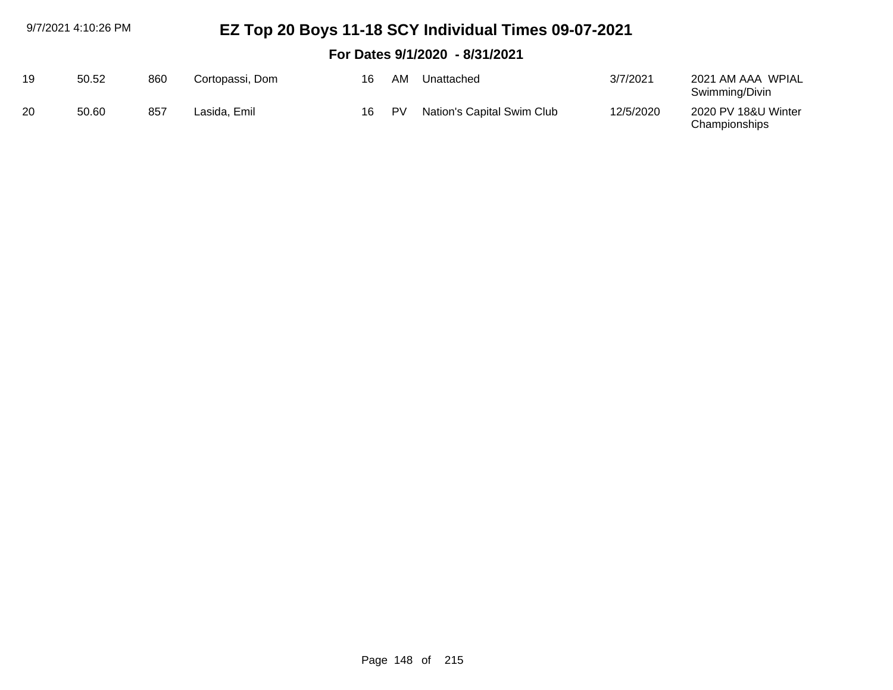# EZ Top 20 Boys 11-18 SCY Individual Times 09-07-2021

## For Dates 9/1/2020 - 8/31/2021

| | | | | | | | | |
|---|---|---|---|---|---|---|---|---|
| 19 | 50.52 | 860 | Cortopassi, Dom | 16 | AM | Unattached | 3/7/2021 | 2021 AM AAA WPIAL Swimming/Divin |
| 20 | 50.60 | 857 | Lasida, Emil | 16 | PV | Nation's Capital Swim Club | 12/5/2020 | 2020 PV 18&U Winter Championships |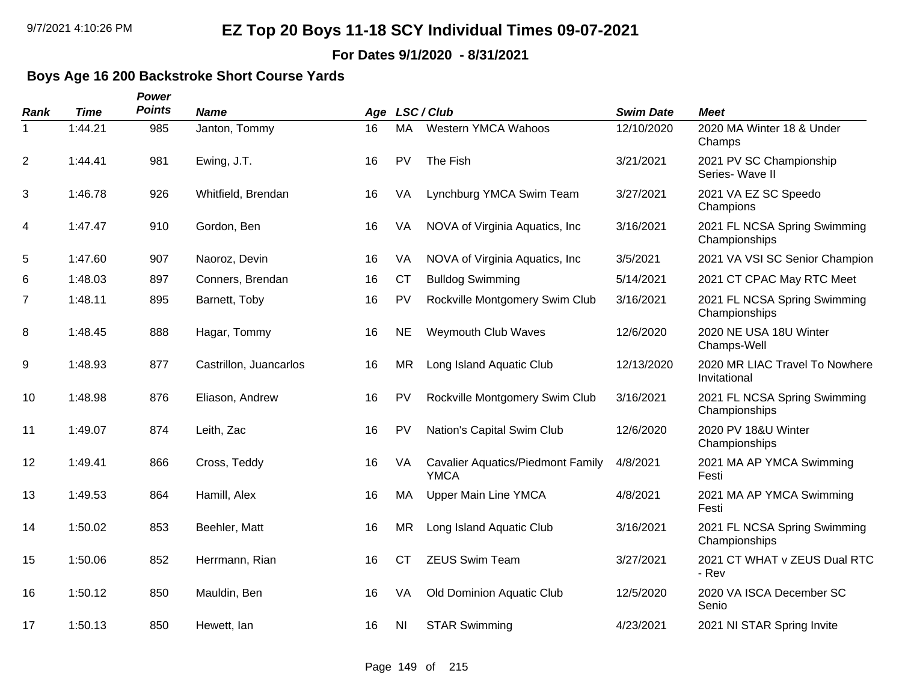# EZ Top 20 Boys 11-18 SCY Individual Times 09-07-2021

**For Dates 9/1/2020 - 8/31/2021**

## Boys Age 16 200 Backstroke Short Course Yards

| Rank | Time | Power Points | Name | Age | LSC / Club | | Swim Date | Meet |
|---|---|---|---|---|---|---|---|---|
| 1 | 1:44.21 | 985 | Janton, Tommy | 16 | MA | Western YMCA Wahoos | 12/10/2020 | 2020 MA Winter 18 & Under Champs |
| 2 | 1:44.41 | 981 | Ewing, J.T. | 16 | PV | The Fish | 3/21/2021 | 2021 PV SC Championship Series- Wave II |
| 3 | 1:46.78 | 926 | Whitfield, Brendan | 16 | VA | Lynchburg YMCA Swim Team | 3/27/2021 | 2021 VA EZ SC Speedo Champions |
| 4 | 1:47.47 | 910 | Gordon, Ben | 16 | VA | NOVA of Virginia Aquatics, Inc | 3/16/2021 | 2021 FL NCSA Spring Swimming Championships |
| 5 | 1:47.60 | 907 | Naoroz, Devin | 16 | VA | NOVA of Virginia Aquatics, Inc | 3/5/2021 | 2021 VA VSI SC Senior Champion |
| 6 | 1:48.03 | 897 | Conners, Brendan | 16 | CT | Bulldog Swimming | 5/14/2021 | 2021 CT CPAC May RTC Meet |
| 7 | 1:48.11 | 895 | Barnett, Toby | 16 | PV | Rockville Montgomery Swim Club | 3/16/2021 | 2021 FL NCSA Spring Swimming Championships |
| 8 | 1:48.45 | 888 | Hagar, Tommy | 16 | NE | Weymouth Club Waves | 12/6/2020 | 2020 NE USA 18U Winter Champs-Well |
| 9 | 1:48.93 | 877 | Castrillon, Juancarlos | 16 | MR | Long Island Aquatic Club | 12/13/2020 | 2020 MR LIAC Travel To Nowhere Invitational |
| 10 | 1:48.98 | 876 | Eliason, Andrew | 16 | PV | Rockville Montgomery Swim Club | 3/16/2021 | 2021 FL NCSA Spring Swimming Championships |
| 11 | 1:49.07 | 874 | Leith, Zac | 16 | PV | Nation's Capital Swim Club | 12/6/2020 | 2020 PV 18&U Winter Championships |
| 12 | 1:49.41 | 866 | Cross, Teddy | 16 | VA | Cavalier Aquatics/Piedmont Family YMCA | 4/8/2021 | 2021 MA AP YMCA Swimming Festi |
| 13 | 1:49.53 | 864 | Hamill, Alex | 16 | MA | Upper Main Line YMCA | 4/8/2021 | 2021 MA AP YMCA Swimming Festi |
| 14 | 1:50.02 | 853 | Beehler, Matt | 16 | MR | Long Island Aquatic Club | 3/16/2021 | 2021 FL NCSA Spring Swimming Championships |
| 15 | 1:50.06 | 852 | Herrmann, Rian | 16 | CT | ZEUS Swim Team | 3/27/2021 | 2021 CT WHAT v ZEUS Dual RTC - Rev |
| 16 | 1:50.12 | 850 | Mauldin, Ben | 16 | VA | Old Dominion Aquatic Club | 12/5/2020 | 2020 VA ISCA December SC Senio |
| 17 | 1:50.13 | 850 | Hewett, Ian | 16 | NI | STAR Swimming | 4/23/2021 | 2021 NI STAR Spring Invite |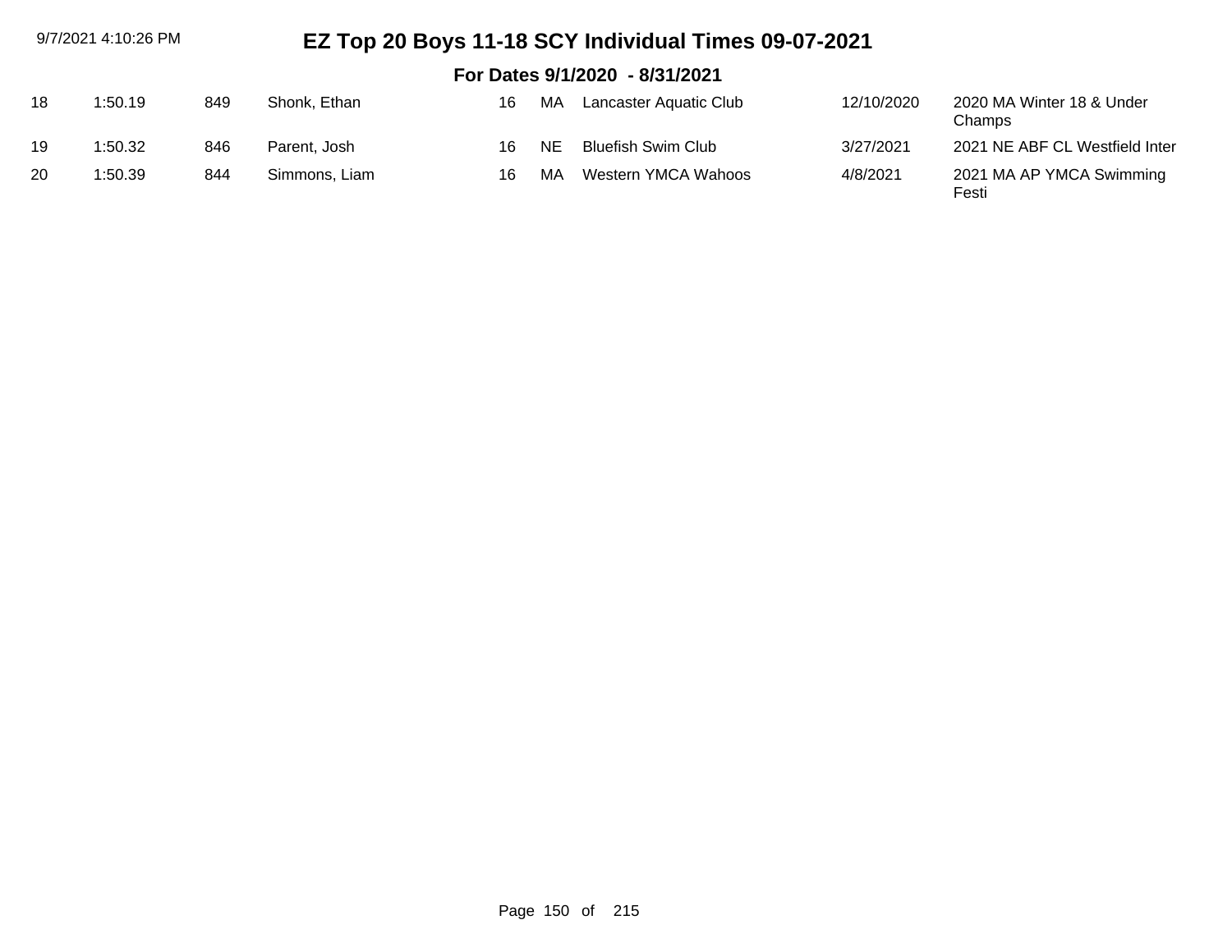# EZ Top 20 Boys 11-18 SCY Individual Times 09-07-2021

## For Dates 9/1/2020 - 8/31/2021

| | | | | | | | | |
|---|---|---|---|---|---|---|---|---|
| 18 | 1:50.19 | 849 | Shonk, Ethan | 16 | MA | Lancaster Aquatic Club | 12/10/2020 | 2020 MA Winter 18 & Under Champs |
| 19 | 1:50.32 | 846 | Parent, Josh | 16 | NE | Bluefish Swim Club | 3/27/2021 | 2021 NE ABF CL Westfield Inter |
| 20 | 1:50.39 | 844 | Simmons, Liam | 16 | MA | Western YMCA Wahoos | 4/8/2021 | 2021 MA AP YMCA Swimming Festi |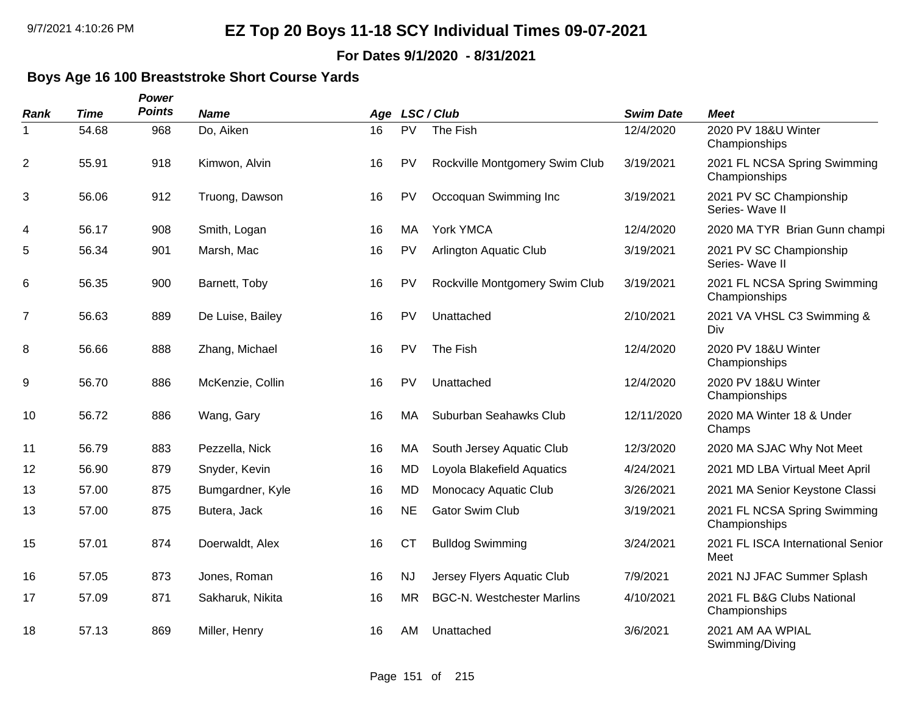# EZ Top 20 Boys 11-18 SCY Individual Times 09-07-2021

**For Dates 9/1/2020 - 8/31/2021**

## Boys Age 16 100 Breaststroke Short Course Yards

| Rank | Time | Power Points | Name | Age | LSC | Club | Swim Date | Meet |
|---|---|---|---|---|---|---|---|---|
| 1 | 54.68 | 968 | Do, Aiken | 16 | PV | The Fish | 12/4/2020 | 2020 PV 18&U Winter Championships |
| 2 | 55.91 | 918 | Kimwon, Alvin | 16 | PV | Rockville Montgomery Swim Club | 3/19/2021 | 2021 FL NCSA Spring Swimming Championships |
| 3 | 56.06 | 912 | Truong, Dawson | 16 | PV | Occoquan Swimming Inc | 3/19/2021 | 2021 PV SC Championship Series- Wave II |
| 4 | 56.17 | 908 | Smith, Logan | 16 | MA | York YMCA | 12/4/2020 | 2020 MA TYR Brian Gunn champi |
| 5 | 56.34 | 901 | Marsh, Mac | 16 | PV | Arlington Aquatic Club | 3/19/2021 | 2021 PV SC Championship Series- Wave II |
| 6 | 56.35 | 900 | Barnett, Toby | 16 | PV | Rockville Montgomery Swim Club | 3/19/2021 | 2021 FL NCSA Spring Swimming Championships |
| 7 | 56.63 | 889 | De Luise, Bailey | 16 | PV | Unattached | 2/10/2021 | 2021 VA VHSL C3 Swimming & Div |
| 8 | 56.66 | 888 | Zhang, Michael | 16 | PV | The Fish | 12/4/2020 | 2020 PV 18&U Winter Championships |
| 9 | 56.70 | 886 | McKenzie, Collin | 16 | PV | Unattached | 12/4/2020 | 2020 PV 18&U Winter Championships |
| 10 | 56.72 | 886 | Wang, Gary | 16 | MA | Suburban Seahawks Club | 12/11/2020 | 2020 MA Winter 18 & Under Champs |
| 11 | 56.79 | 883 | Pezzella, Nick | 16 | MA | South Jersey Aquatic Club | 12/3/2020 | 2020 MA SJAC Why Not Meet |
| 12 | 56.90 | 879 | Snyder, Kevin | 16 | MD | Loyola Blakefield Aquatics | 4/24/2021 | 2021 MD LBA Virtual Meet April |
| 13 | 57.00 | 875 | Bumgardner, Kyle | 16 | MD | Monocacy Aquatic Club | 3/26/2021 | 2021 MA Senior Keystone Classi |
| 13 | 57.00 | 875 | Butera, Jack | 16 | NE | Gator Swim Club | 3/19/2021 | 2021 FL NCSA Spring Swimming Championships |
| 15 | 57.01 | 874 | Doerwaldt, Alex | 16 | CT | Bulldog Swimming | 3/24/2021 | 2021 FL ISCA International Senior Meet |
| 16 | 57.05 | 873 | Jones, Roman | 16 | NJ | Jersey Flyers Aquatic Club | 7/9/2021 | 2021 NJ JFAC Summer Splash |
| 17 | 57.09 | 871 | Sakharuk, Nikita | 16 | MR | BGC-N. Westchester Marlins | 4/10/2021 | 2021 FL B&G Clubs National Championships |
| 18 | 57.13 | 869 | Miller, Henry | 16 | AM | Unattached | 3/6/2021 | 2021 AM AA WPIAL Swimming/Diving |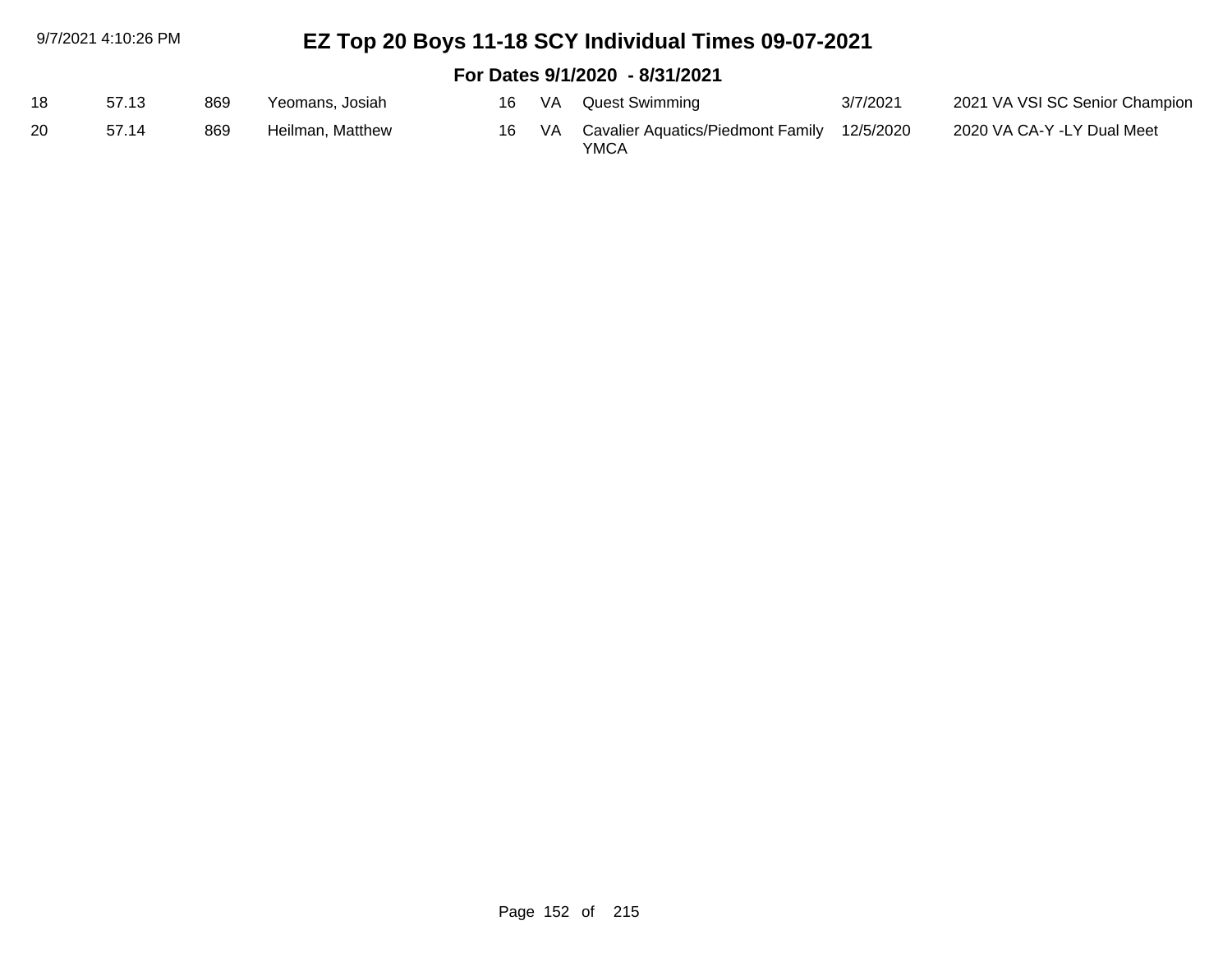# EZ Top 20 Boys 11-18 SCY Individual Times 09-07-2021

## For Dates 9/1/2020 - 8/31/2021

| | | | | | | | | |
|---|---|---|---|---|---|---|---|---|
| 18 | 57.13 | 869 | Yeomans, Josiah | 16 | VA | Quest Swimming | 3/7/2021 | 2021 VA VSI SC Senior Champion |
| 20 | 57.14 | 869 | Heilman, Matthew | 16 | VA | Cavalier Aquatics/Piedmont Family YMCA | 12/5/2020 | 2020 VA CA-Y -LY Dual Meet |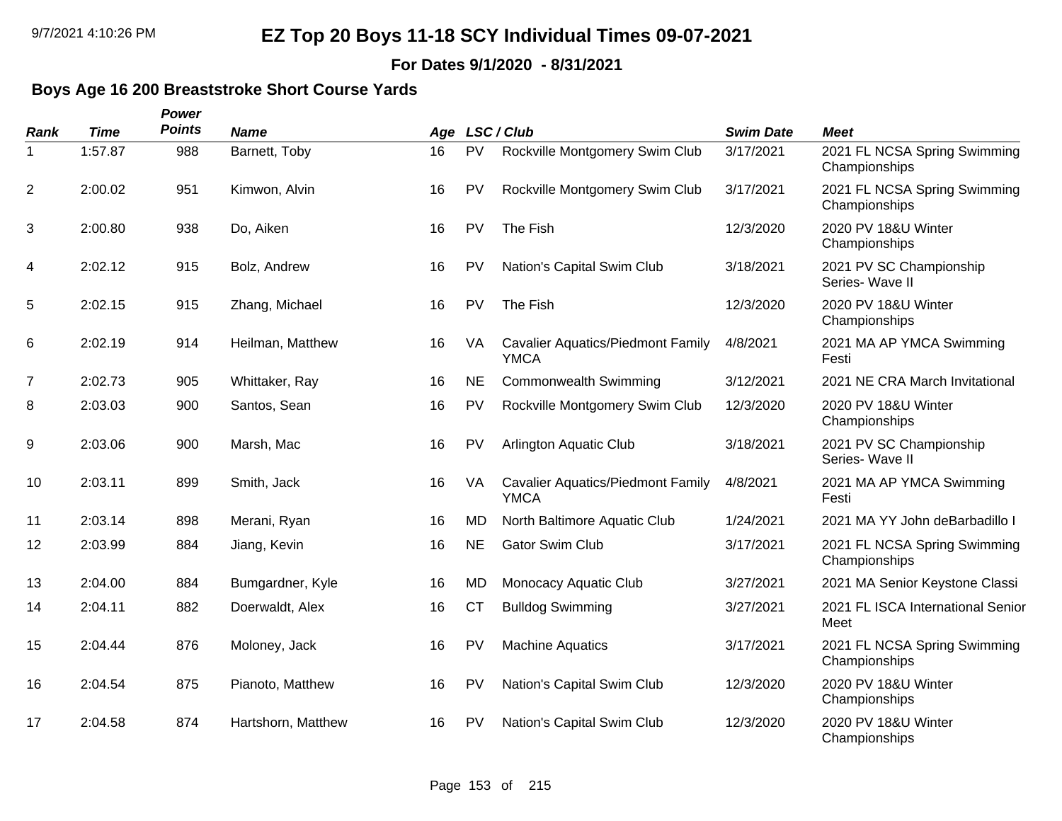# EZ Top 20 Boys 11-18 SCY Individual Times 09-07-2021

**For Dates 9/1/2020 - 8/31/2021**

### Boys Age 16 200 Breaststroke Short Course Yards

| Rank | Time | Power Points | Name | Age | LSC / Club | | Swim Date | Meet |
|---|---|---|---|---|---|---|---|---|
| 1 | 1:57.87 | 988 | Barnett, Toby | 16 | PV | Rockville Montgomery Swim Club | 3/17/2021 | 2021 FL NCSA Spring Swimming Championships |
| 2 | 2:00.02 | 951 | Kimwon, Alvin | 16 | PV | Rockville Montgomery Swim Club | 3/17/2021 | 2021 FL NCSA Spring Swimming Championships |
| 3 | 2:00.80 | 938 | Do, Aiken | 16 | PV | The Fish | 12/3/2020 | 2020 PV 18&U Winter Championships |
| 4 | 2:02.12 | 915 | Bolz, Andrew | 16 | PV | Nation's Capital Swim Club | 3/18/2021 | 2021 PV SC Championship Series- Wave II |
| 5 | 2:02.15 | 915 | Zhang, Michael | 16 | PV | The Fish | 12/3/2020 | 2020 PV 18&U Winter Championships |
| 6 | 2:02.19 | 914 | Heilman, Matthew | 16 | VA | Cavalier Aquatics/Piedmont Family YMCA | 4/8/2021 | 2021 MA AP YMCA Swimming Festi |
| 7 | 2:02.73 | 905 | Whittaker, Ray | 16 | NE | Commonwealth Swimming | 3/12/2021 | 2021 NE CRA March Invitational |
| 8 | 2:03.03 | 900 | Santos, Sean | 16 | PV | Rockville Montgomery Swim Club | 12/3/2020 | 2020 PV 18&U Winter Championships |
| 9 | 2:03.06 | 900 | Marsh, Mac | 16 | PV | Arlington Aquatic Club | 3/18/2021 | 2021 PV SC Championship Series- Wave II |
| 10 | 2:03.11 | 899 | Smith, Jack | 16 | VA | Cavalier Aquatics/Piedmont Family YMCA | 4/8/2021 | 2021 MA AP YMCA Swimming Festi |
| 11 | 2:03.14 | 898 | Merani, Ryan | 16 | MD | North Baltimore Aquatic Club | 1/24/2021 | 2021 MA YY John deBarbadillo I |
| 12 | 2:03.99 | 884 | Jiang, Kevin | 16 | NE | Gator Swim Club | 3/17/2021 | 2021 FL NCSA Spring Swimming Championships |
| 13 | 2:04.00 | 884 | Bumgardner, Kyle | 16 | MD | Monocacy Aquatic Club | 3/27/2021 | 2021 MA Senior Keystone Classi |
| 14 | 2:04.11 | 882 | Doerwaldt, Alex | 16 | CT | Bulldog Swimming | 3/27/2021 | 2021 FL ISCA International Senior Meet |
| 15 | 2:04.44 | 876 | Moloney, Jack | 16 | PV | Machine Aquatics | 3/17/2021 | 2021 FL NCSA Spring Swimming Championships |
| 16 | 2:04.54 | 875 | Pianoto, Matthew | 16 | PV | Nation's Capital Swim Club | 12/3/2020 | 2020 PV 18&U Winter Championships |
| 17 | 2:04.58 | 874 | Hartshorn, Matthew | 16 | PV | Nation's Capital Swim Club | 12/3/2020 | 2020 PV 18&U Winter Championships |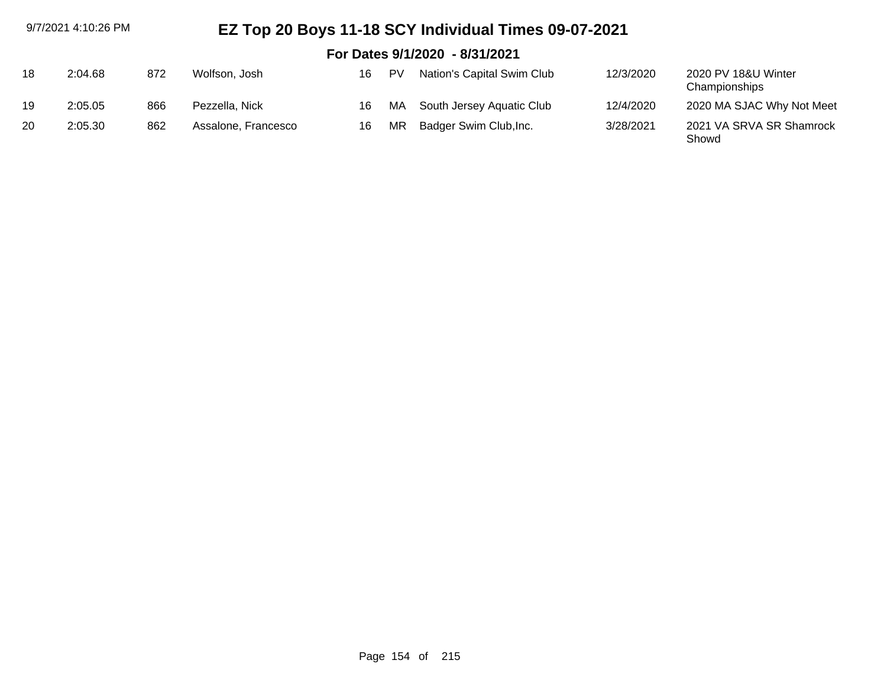# EZ Top 20 Boys 11-18 SCY Individual Times 09-07-2021

## For Dates 9/1/2020 - 8/31/2021

| | | | | | | | | |
|---|---|---|---|---|---|---|---|---|
| 18 | 2:04.68 | 872 | Wolfson, Josh | 16 | PV | Nation's Capital Swim Club | 12/3/2020 | 2020 PV 18&U Winter Championships |
| 19 | 2:05.05 | 866 | Pezzella, Nick | 16 | MA | South Jersey Aquatic Club | 12/4/2020 | 2020 MA SJAC Why Not Meet |
| 20 | 2:05.30 | 862 | Assalone, Francesco | 16 | MR | Badger Swim Club,Inc. | 3/28/2021 | 2021 VA SRVA SR Shamrock Showd |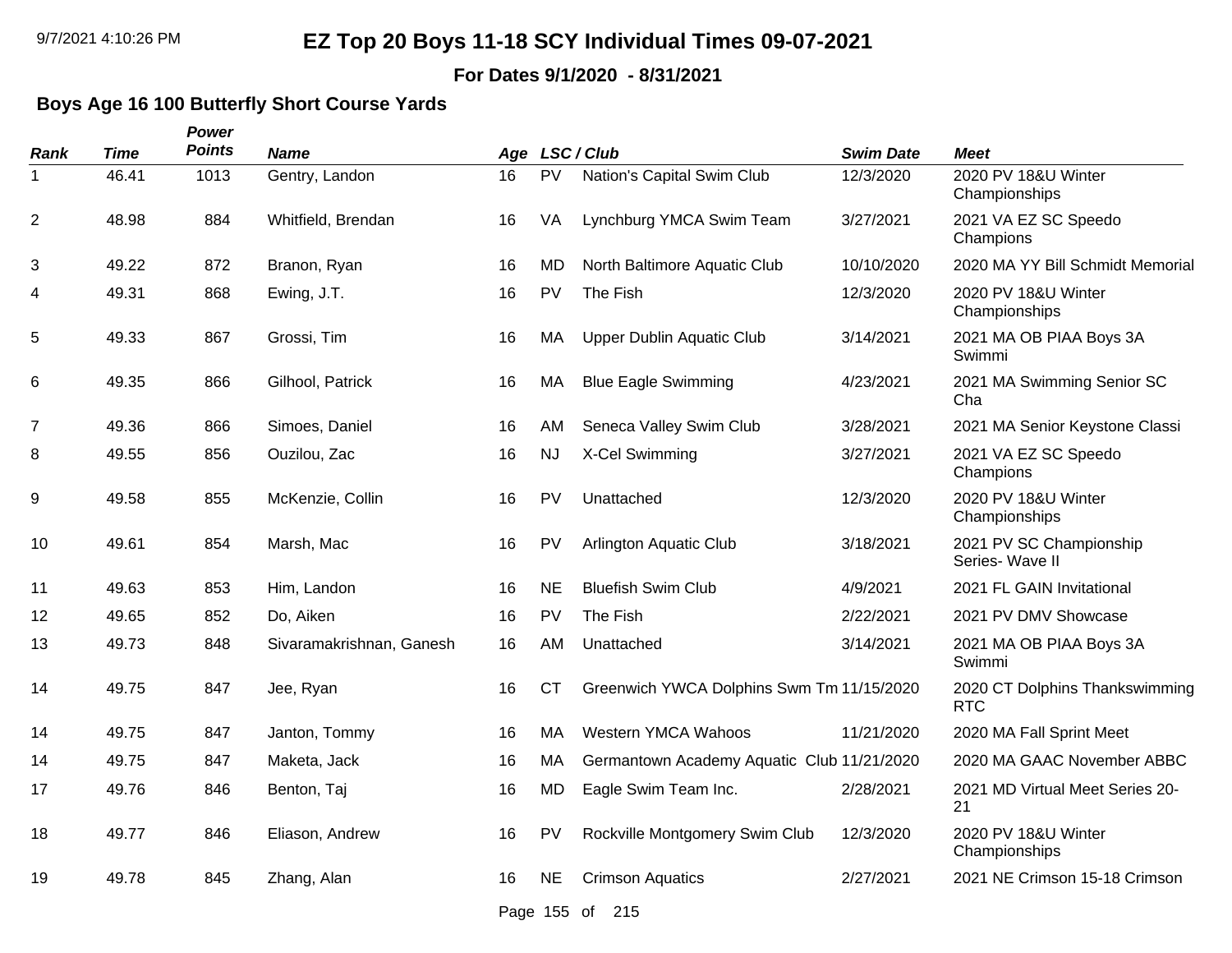# EZ Top 20 Boys 11-18 SCY Individual Times 09-07-2021

**For Dates 9/1/2020 - 8/31/2021**

### Boys Age 16 100 Butterfly Short Course Yards

| Rank | Time | Power Points | Name | Age | LSC / Club | | Swim Date | Meet |
|---|---|---|---|---|---|---|---|---|
| 1 | 46.41 | 1013 | Gentry, Landon | 16 | PV | Nation's Capital Swim Club | 12/3/2020 | 2020 PV 18&U Winter Championships |
| 2 | 48.98 | 884 | Whitfield, Brendan | 16 | VA | Lynchburg YMCA Swim Team | 3/27/2021 | 2021 VA EZ SC Speedo Champions |
| 3 | 49.22 | 872 | Branon, Ryan | 16 | MD | North Baltimore Aquatic Club | 10/10/2020 | 2020 MA YY Bill Schmidt Memorial |
| 4 | 49.31 | 868 | Ewing, J.T. | 16 | PV | The Fish | 12/3/2020 | 2020 PV 18&U Winter Championships |
| 5 | 49.33 | 867 | Grossi, Tim | 16 | MA | Upper Dublin Aquatic Club | 3/14/2021 | 2021 MA OB PIAA Boys 3A Swimmi |
| 6 | 49.35 | 866 | Gilhool, Patrick | 16 | MA | Blue Eagle Swimming | 4/23/2021 | 2021 MA Swimming Senior SC Cha |
| 7 | 49.36 | 866 | Simoes, Daniel | 16 | AM | Seneca Valley Swim Club | 3/28/2021 | 2021 MA Senior Keystone Classi |
| 8 | 49.55 | 856 | Ouzilou, Zac | 16 | NJ | X-Cel Swimming | 3/27/2021 | 2021 VA EZ SC Speedo Champions |
| 9 | 49.58 | 855 | McKenzie, Collin | 16 | PV | Unattached | 12/3/2020 | 2020 PV 18&U Winter Championships |
| 10 | 49.61 | 854 | Marsh, Mac | 16 | PV | Arlington Aquatic Club | 3/18/2021 | 2021 PV SC Championship Series- Wave II |
| 11 | 49.63 | 853 | Him, Landon | 16 | NE | Bluefish Swim Club | 4/9/2021 | 2021 FL GAIN Invitational |
| 12 | 49.65 | 852 | Do, Aiken | 16 | PV | The Fish | 2/22/2021 | 2021 PV DMV Showcase |
| 13 | 49.73 | 848 | Sivaramakrishnan, Ganesh | 16 | AM | Unattached | 3/14/2021 | 2021 MA OB PIAA Boys 3A Swimmi |
| 14 | 49.75 | 847 | Jee, Ryan | 16 | CT | Greenwich YWCA Dolphins Swm Tm | 11/15/2020 | 2020 CT Dolphins Thankswimming RTC |
| 14 | 49.75 | 847 | Janton, Tommy | 16 | MA | Western YMCA Wahoos | 11/21/2020 | 2020 MA Fall Sprint Meet |
| 14 | 49.75 | 847 | Maketa, Jack | 16 | MA | Germantown Academy Aquatic Club | 11/21/2020 | 2020 MA GAAC November ABBC |
| 17 | 49.76 | 846 | Benton, Taj | 16 | MD | Eagle Swim Team Inc. | 2/28/2021 | 2021 MD Virtual Meet Series 20-21 |
| 18 | 49.77 | 846 | Eliason, Andrew | 16 | PV | Rockville Montgomery Swim Club | 12/3/2020 | 2020 PV 18&U Winter Championships |
| 19 | 49.78 | 845 | Zhang, Alan | 16 | NE | Crimson Aquatics | 2/27/2021 | 2021 NE Crimson 15-18 Crimson |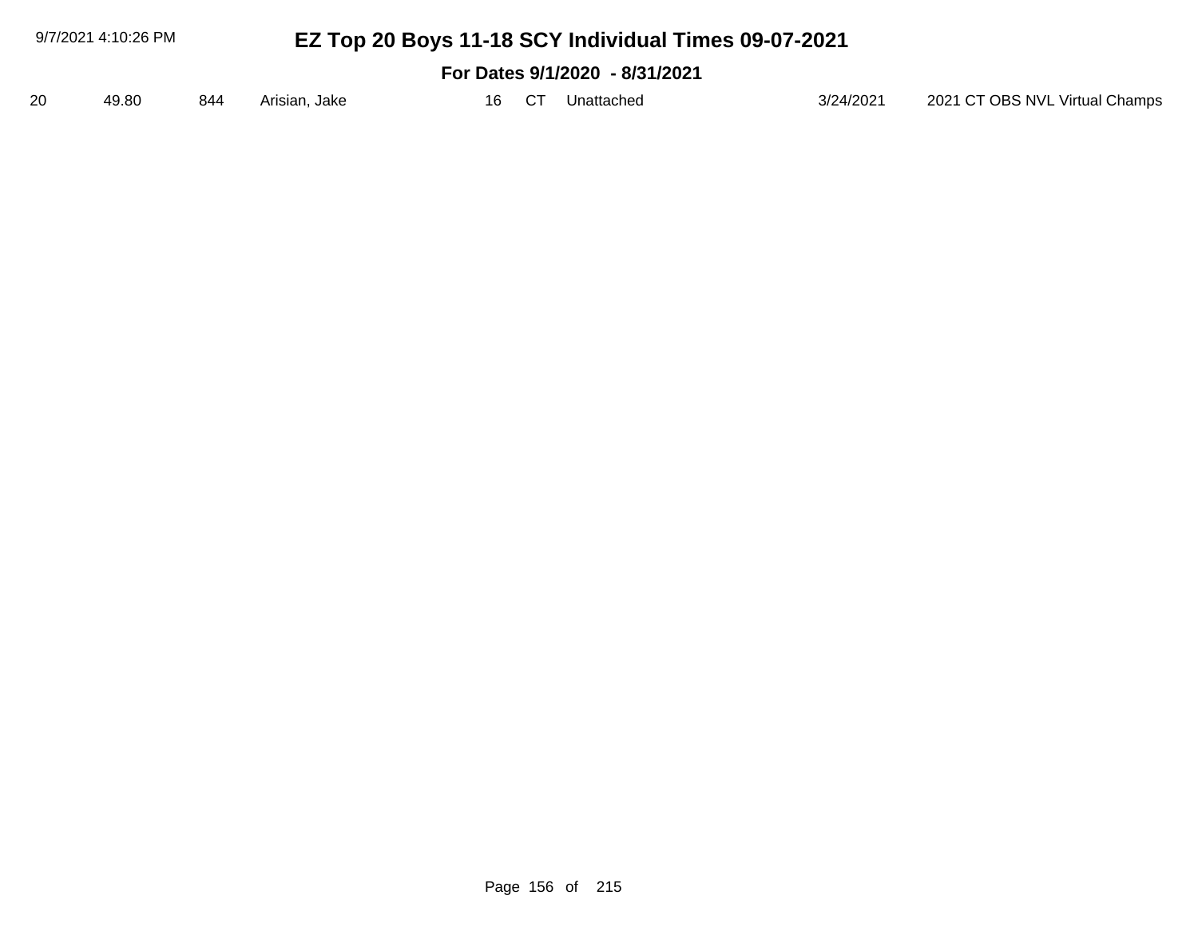# EZ Top 20 Boys 11-18 SCY Individual Times 09-07-2021

**For Dates 9/1/2020 - 8/31/2021**

| | | | | | | | | |
|---|---|---|---|---|---|---|---|---|
| 20 | 49.80 | 844 | Arisian, Jake | 16 | CT | Unattached | 3/24/2021 | 2021 CT OBS NVL Virtual Champs |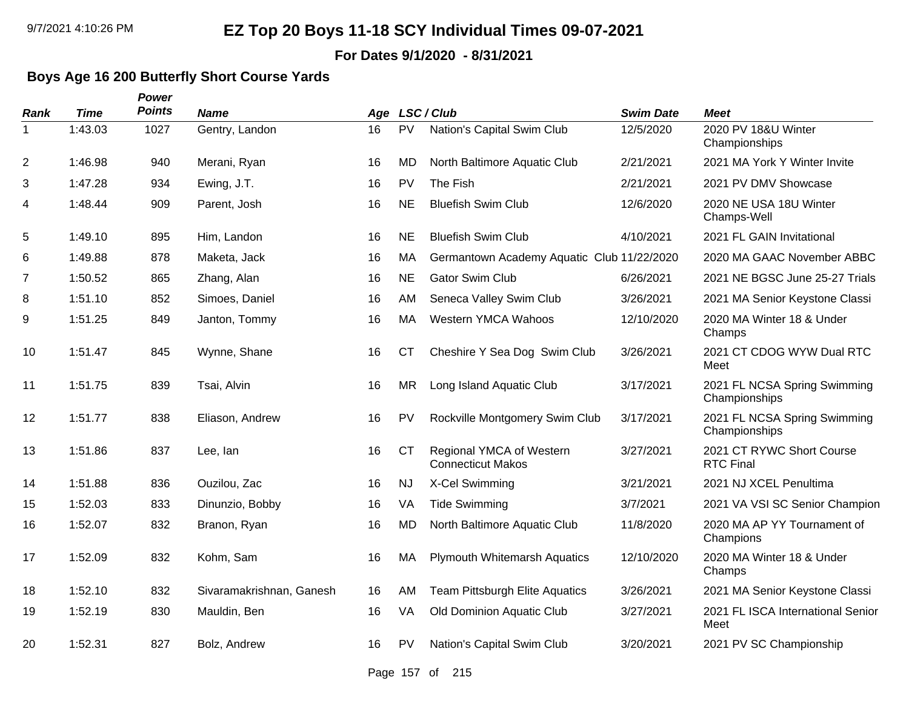# EZ Top 20 Boys 11-18 SCY Individual Times 09-07-2021

**For Dates 9/1/2020 - 8/31/2021**

## Boys Age 16 200 Butterfly Short Course Yards

| Rank | Time | Power Points | Name | Age | LSC / Club | | Swim Date | Meet |
|---|---|---|---|---|---|---|---|---|
| 1 | 1:43.03 | 1027 | Gentry, Landon | 16 | PV | Nation's Capital Swim Club | 12/5/2020 | 2020 PV 18&U Winter Championships |
| 2 | 1:46.98 | 940 | Merani, Ryan | 16 | MD | North Baltimore Aquatic Club | 2/21/2021 | 2021 MA York Y Winter Invite |
| 3 | 1:47.28 | 934 | Ewing, J.T. | 16 | PV | The Fish | 2/21/2021 | 2021 PV DMV Showcase |
| 4 | 1:48.44 | 909 | Parent, Josh | 16 | NE | Bluefish Swim Club | 12/6/2020 | 2020 NE USA 18U Winter Champs-Well |
| 5 | 1:49.10 | 895 | Him, Landon | 16 | NE | Bluefish Swim Club | 4/10/2021 | 2021 FL GAIN Invitational |
| 6 | 1:49.88 | 878 | Maketa, Jack | 16 | MA | Germantown Academy Aquatic Club | 11/22/2020 | 2020 MA GAAC November ABBC |
| 7 | 1:50.52 | 865 | Zhang, Alan | 16 | NE | Gator Swim Club | 6/26/2021 | 2021 NE BGSC June 25-27 Trials |
| 8 | 1:51.10 | 852 | Simoes, Daniel | 16 | AM | Seneca Valley Swim Club | 3/26/2021 | 2021 MA Senior Keystone Classi |
| 9 | 1:51.25 | 849 | Janton, Tommy | 16 | MA | Western YMCA Wahoos | 12/10/2020 | 2020 MA Winter 18 & Under Champs |
| 10 | 1:51.47 | 845 | Wynne, Shane | 16 | CT | Cheshire Y Sea Dog Swim Club | 3/26/2021 | 2021 CT CDOG WYW Dual RTC Meet |
| 11 | 1:51.75 | 839 | Tsai, Alvin | 16 | MR | Long Island Aquatic Club | 3/17/2021 | 2021 FL NCSA Spring Swimming Championships |
| 12 | 1:51.77 | 838 | Eliason, Andrew | 16 | PV | Rockville Montgomery Swim Club | 3/17/2021 | 2021 FL NCSA Spring Swimming Championships |
| 13 | 1:51.86 | 837 | Lee, Ian | 16 | CT | Regional YMCA of Western Connecticut Makos | 3/27/2021 | 2021 CT RYWC Short Course RTC Final |
| 14 | 1:51.88 | 836 | Ouzilou, Zac | 16 | NJ | X-Cel Swimming | 3/21/2021 | 2021 NJ XCEL Penultima |
| 15 | 1:52.03 | 833 | Dinunzio, Bobby | 16 | VA | Tide Swimming | 3/7/2021 | 2021 VA VSI SC Senior Champion |
| 16 | 1:52.07 | 832 | Branon, Ryan | 16 | MD | North Baltimore Aquatic Club | 11/8/2020 | 2020 MA AP YY Tournament of Champions |
| 17 | 1:52.09 | 832 | Kohm, Sam | 16 | MA | Plymouth Whitemarsh Aquatics | 12/10/2020 | 2020 MA Winter 18 & Under Champs |
| 18 | 1:52.10 | 832 | Sivaramakrishnan, Ganesh | 16 | AM | Team Pittsburgh Elite Aquatics | 3/26/2021 | 2021 MA Senior Keystone Classi |
| 19 | 1:52.19 | 830 | Mauldin, Ben | 16 | VA | Old Dominion Aquatic Club | 3/27/2021 | 2021 FL ISCA International Senior Meet |
| 20 | 1:52.31 | 827 | Bolz, Andrew | 16 | PV | Nation's Capital Swim Club | 3/20/2021 | 2021 PV SC Championship |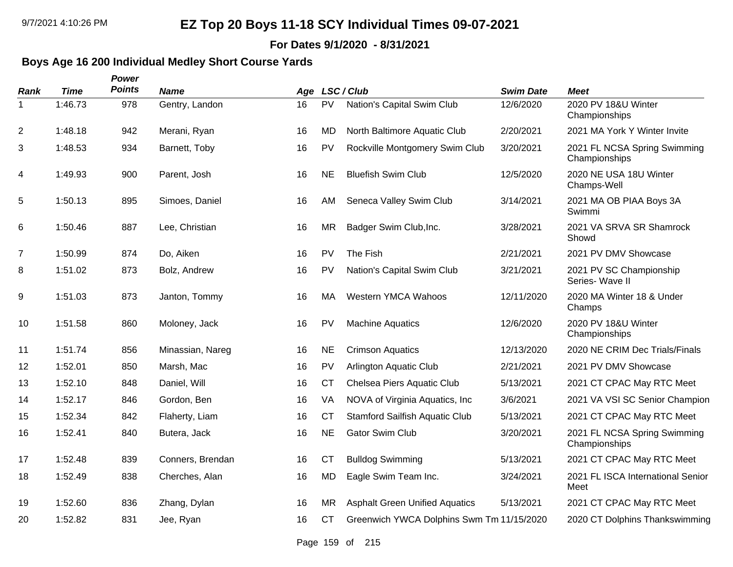# EZ Top 20 Boys 11-18 SCY Individual Times 09-07-2021

**For Dates 9/1/2020 - 8/31/2021**

## Boys Age 16 200 Individual Medley Short Course Yards

| Rank | Time | Power Points | Name | Age | LSC / Club | | Swim Date | Meet |
|---|---|---|---|---|---|---|---|---|
| 1 | 1:46.73 | 978 | Gentry, Landon | 16 | PV | Nation's Capital Swim Club | 12/6/2020 | 2020 PV 18&U Winter Championships |
| 2 | 1:48.18 | 942 | Merani, Ryan | 16 | MD | North Baltimore Aquatic Club | 2/20/2021 | 2021 MA York Y Winter Invite |
| 3 | 1:48.53 | 934 | Barnett, Toby | 16 | PV | Rockville Montgomery Swim Club | 3/20/2021 | 2021 FL NCSA Spring Swimming Championships |
| 4 | 1:49.93 | 900 | Parent, Josh | 16 | NE | Bluefish Swim Club | 12/5/2020 | 2020 NE USA 18U Winter Champs-Well |
| 5 | 1:50.13 | 895 | Simoes, Daniel | 16 | AM | Seneca Valley Swim Club | 3/14/2021 | 2021 MA OB PIAA Boys 3A Swimmi |
| 6 | 1:50.46 | 887 | Lee, Christian | 16 | MR | Badger Swim Club,Inc. | 3/28/2021 | 2021 VA SRVA SR Shamrock Showd |
| 7 | 1:50.99 | 874 | Do, Aiken | 16 | PV | The Fish | 2/21/2021 | 2021 PV DMV Showcase |
| 8 | 1:51.02 | 873 | Bolz, Andrew | 16 | PV | Nation's Capital Swim Club | 3/21/2021 | 2021 PV SC Championship Series- Wave II |
| 9 | 1:51.03 | 873 | Janton, Tommy | 16 | MA | Western YMCA Wahoos | 12/11/2020 | 2020 MA Winter 18 & Under Champs |
| 10 | 1:51.58 | 860 | Moloney, Jack | 16 | PV | Machine Aquatics | 12/6/2020 | 2020 PV 18&U Winter Championships |
| 11 | 1:51.74 | 856 | Minassian, Nareg | 16 | NE | Crimson Aquatics | 12/13/2020 | 2020 NE CRIM Dec Trials/Finals |
| 12 | 1:52.01 | 850 | Marsh, Mac | 16 | PV | Arlington Aquatic Club | 2/21/2021 | 2021 PV DMV Showcase |
| 13 | 1:52.10 | 848 | Daniel, Will | 16 | CT | Chelsea Piers Aquatic Club | 5/13/2021 | 2021 CT CPAC May RTC Meet |
| 14 | 1:52.17 | 846 | Gordon, Ben | 16 | VA | NOVA of Virginia Aquatics, Inc | 3/6/2021 | 2021 VA VSI SC Senior Champion |
| 15 | 1:52.34 | 842 | Flaherty, Liam | 16 | CT | Stamford Sailfish Aquatic Club | 5/13/2021 | 2021 CT CPAC May RTC Meet |
| 16 | 1:52.41 | 840 | Butera, Jack | 16 | NE | Gator Swim Club | 3/20/2021 | 2021 FL NCSA Spring Swimming Championships |
| 17 | 1:52.48 | 839 | Conners, Brendan | 16 | CT | Bulldog Swimming | 5/13/2021 | 2021 CT CPAC May RTC Meet |
| 18 | 1:52.49 | 838 | Cherches, Alan | 16 | MD | Eagle Swim Team Inc. | 3/24/2021 | 2021 FL ISCA International Senior Meet |
| 19 | 1:52.60 | 836 | Zhang, Dylan | 16 | MR | Asphalt Green Unified Aquatics | 5/13/2021 | 2021 CT CPAC May RTC Meet |
| 20 | 1:52.82 | 831 | Jee, Ryan | 16 | CT | Greenwich YWCA Dolphins Swm Tm | 11/15/2020 | 2020 CT Dolphins Thankswimming |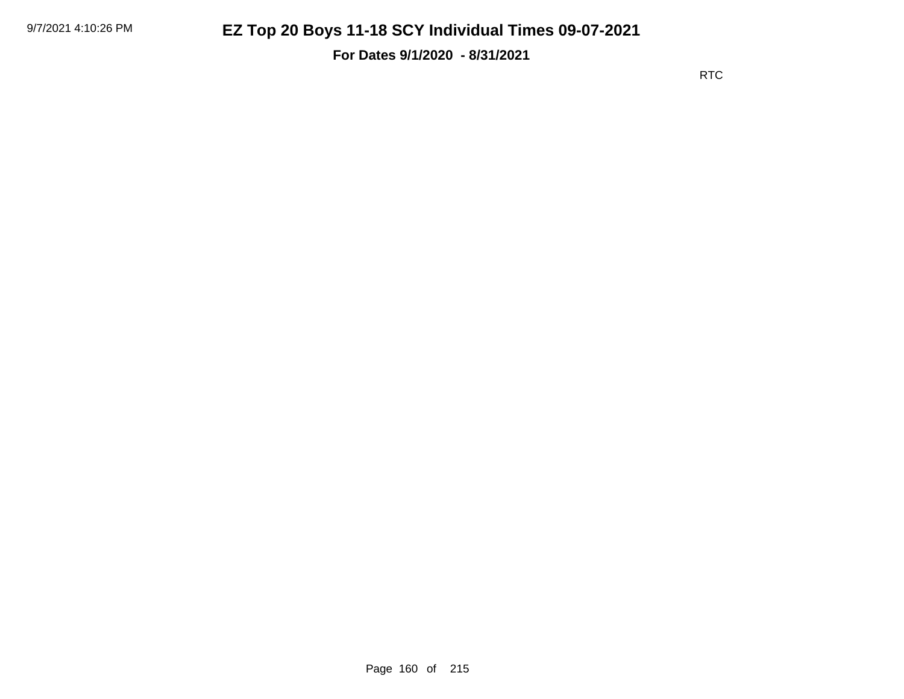# EZ Top 20 Boys 11-18 SCY Individual Times 09-07-2021

**For Dates 9/1/2020 - 8/31/2021**

RTC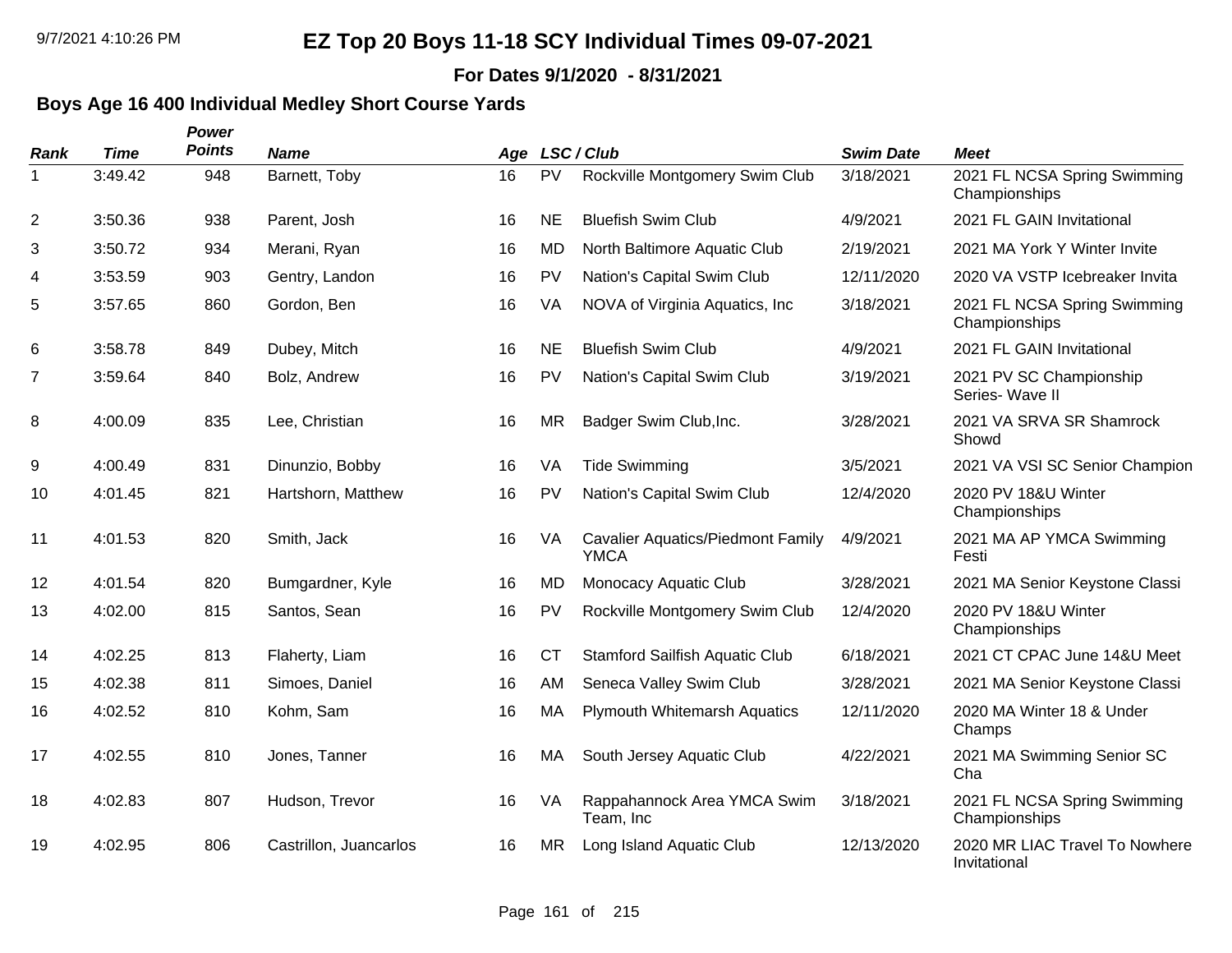# EZ Top 20 Boys 11-18 SCY Individual Times 09-07-2021

**For Dates 9/1/2020 - 8/31/2021**

## Boys Age 16 400 Individual Medley Short Course Yards

| Rank | Time | Power Points | Name | Age | LSC | Club | Swim Date | Meet |
|---|---|---|---|---|---|---|---|---|
| 1 | 3:49.42 | 948 | Barnett, Toby | 16 | PV | Rockville Montgomery Swim Club | 3/18/2021 | 2021 FL NCSA Spring Swimming Championships |
| 2 | 3:50.36 | 938 | Parent, Josh | 16 | NE | Bluefish Swim Club | 4/9/2021 | 2021 FL GAIN Invitational |
| 3 | 3:50.72 | 934 | Merani, Ryan | 16 | MD | North Baltimore Aquatic Club | 2/19/2021 | 2021 MA York Y Winter Invite |
| 4 | 3:53.59 | 903 | Gentry, Landon | 16 | PV | Nation's Capital Swim Club | 12/11/2020 | 2020 VA VSTP Icebreaker Invita |
| 5 | 3:57.65 | 860 | Gordon, Ben | 16 | VA | NOVA of Virginia Aquatics, Inc | 3/18/2021 | 2021 FL NCSA Spring Swimming Championships |
| 6 | 3:58.78 | 849 | Dubey, Mitch | 16 | NE | Bluefish Swim Club | 4/9/2021 | 2021 FL GAIN Invitational |
| 7 | 3:59.64 | 840 | Bolz, Andrew | 16 | PV | Nation's Capital Swim Club | 3/19/2021 | 2021 PV SC Championship Series- Wave II |
| 8 | 4:00.09 | 835 | Lee, Christian | 16 | MR | Badger Swim Club,Inc. | 3/28/2021 | 2021 VA SRVA SR Shamrock Showd |
| 9 | 4:00.49 | 831 | Dinunzio, Bobby | 16 | VA | Tide Swimming | 3/5/2021 | 2021 VA VSI SC Senior Champion |
| 10 | 4:01.45 | 821 | Hartshorn, Matthew | 16 | PV | Nation's Capital Swim Club | 12/4/2020 | 2020 PV 18&U Winter Championships |
| 11 | 4:01.53 | 820 | Smith, Jack | 16 | VA | Cavalier Aquatics/Piedmont Family YMCA | 4/9/2021 | 2021 MA AP YMCA Swimming Festi |
| 12 | 4:01.54 | 820 | Bumgardner, Kyle | 16 | MD | Monocacy Aquatic Club | 3/28/2021 | 2021 MA Senior Keystone Classi |
| 13 | 4:02.00 | 815 | Santos, Sean | 16 | PV | Rockville Montgomery Swim Club | 12/4/2020 | 2020 PV 18&U Winter Championships |
| 14 | 4:02.25 | 813 | Flaherty, Liam | 16 | CT | Stamford Sailfish Aquatic Club | 6/18/2021 | 2021 CT CPAC June 14&U Meet |
| 15 | 4:02.38 | 811 | Simoes, Daniel | 16 | AM | Seneca Valley Swim Club | 3/28/2021 | 2021 MA Senior Keystone Classi |
| 16 | 4:02.52 | 810 | Kohm, Sam | 16 | MA | Plymouth Whitemarsh Aquatics | 12/11/2020 | 2020 MA Winter 18 & Under Champs |
| 17 | 4:02.55 | 810 | Jones, Tanner | 16 | MA | South Jersey Aquatic Club | 4/22/2021 | 2021 MA Swimming Senior SC Cha |
| 18 | 4:02.83 | 807 | Hudson, Trevor | 16 | VA | Rappahannock Area YMCA Swim Team, Inc | 3/18/2021 | 2021 FL NCSA Spring Swimming Championships |
| 19 | 4:02.95 | 806 | Castrillon, Juancarlos | 16 | MR | Long Island Aquatic Club | 12/13/2020 | 2020 MR LIAC Travel To Nowhere Invitational |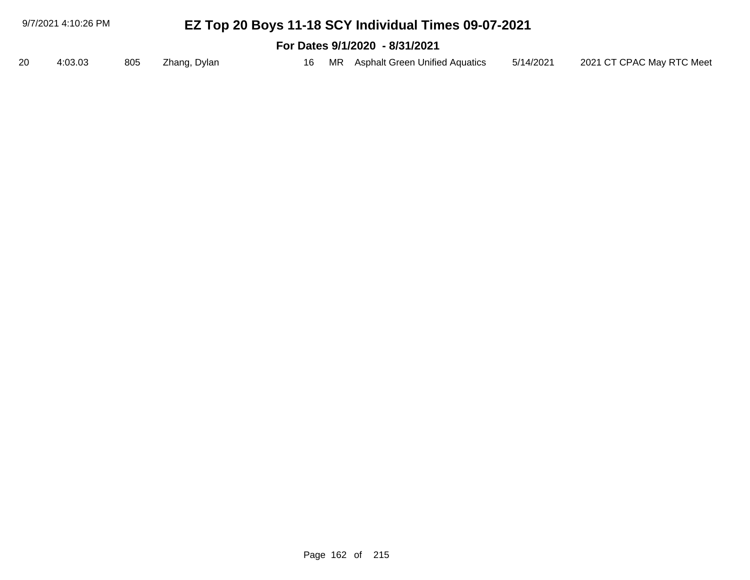| 20 | 4:03.03 | 805 | Zhang, Dylan | 16 | MR | Asphalt Green Unified Aquatics | 5/14/2021 | 2021 CT CPAC May RTC Meet |
|---|---|---|---|---|---|---|---|---|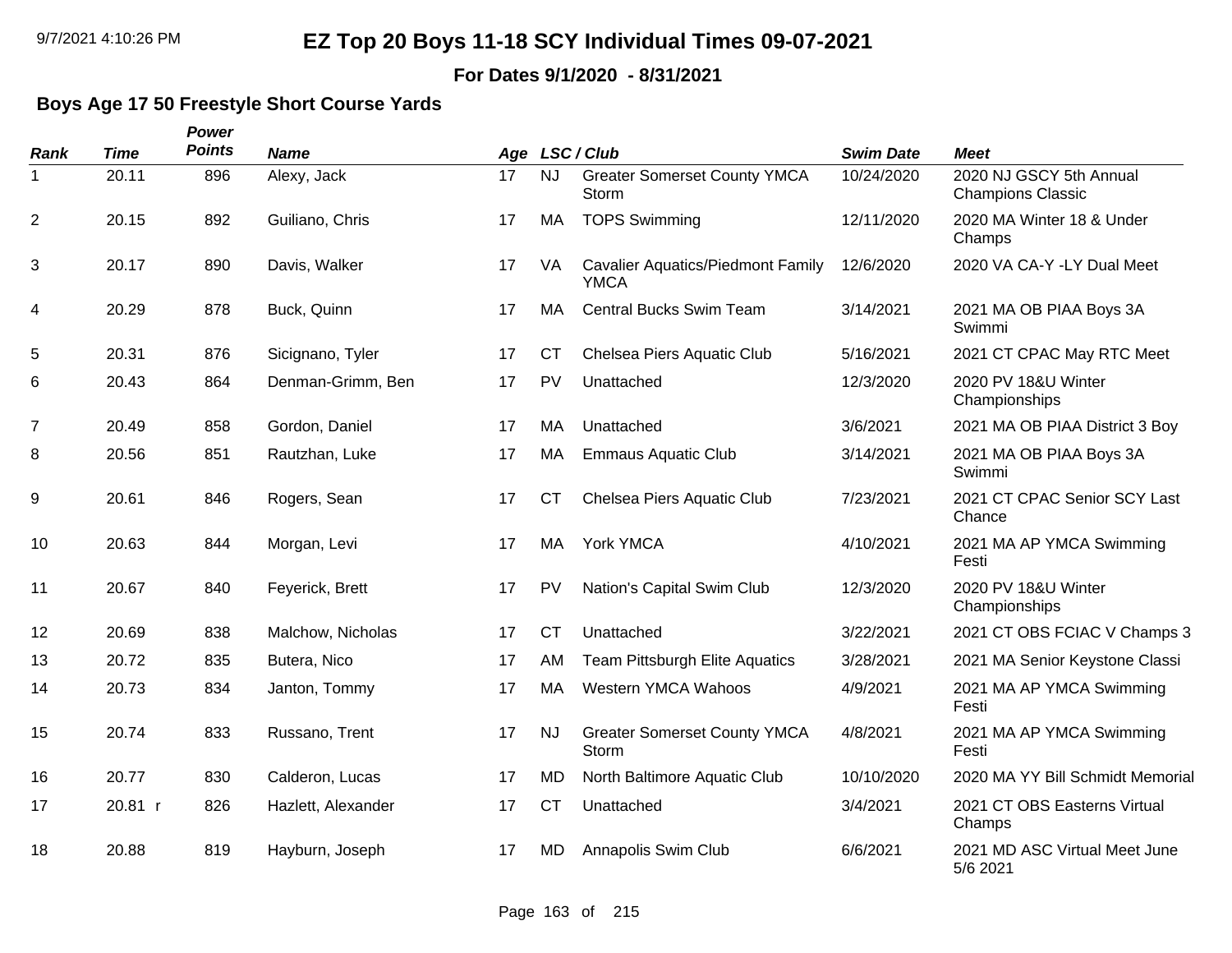# EZ Top 20 Boys 11-18 SCY Individual Times 09-07-2021

**For Dates 9/1/2020 - 8/31/2021**

### Boys Age 17 50 Freestyle Short Course Yards

| Rank | Time | Power Points | Name | Age | LSC / Club | | Swim Date | Meet |
|---|---|---|---|---|---|---|---|---|
| 1 | 20.11 | 896 | Alexy, Jack | 17 | NJ | Greater Somerset County YMCA Storm | 10/24/2020 | 2020 NJ GSCY 5th Annual Champions Classic |
| 2 | 20.15 | 892 | Guiliano, Chris | 17 | MA | TOPS Swimming | 12/11/2020 | 2020 MA Winter 18 & Under Champs |
| 3 | 20.17 | 890 | Davis, Walker | 17 | VA | Cavalier Aquatics/Piedmont Family YMCA | 12/6/2020 | 2020 VA CA-Y -LY Dual Meet |
| 4 | 20.29 | 878 | Buck, Quinn | 17 | MA | Central Bucks Swim Team | 3/14/2021 | 2021 MA OB PIAA Boys 3A Swimmi |
| 5 | 20.31 | 876 | Sicignano, Tyler | 17 | CT | Chelsea Piers Aquatic Club | 5/16/2021 | 2021 CT CPAC May RTC Meet |
| 6 | 20.43 | 864 | Denman-Grimm, Ben | 17 | PV | Unattached | 12/3/2020 | 2020 PV 18&U Winter Championships |
| 7 | 20.49 | 858 | Gordon, Daniel | 17 | MA | Unattached | 3/6/2021 | 2021 MA OB PIAA District 3 Boy |
| 8 | 20.56 | 851 | Rautzhan, Luke | 17 | MA | Emmaus Aquatic Club | 3/14/2021 | 2021 MA OB PIAA Boys 3A Swimmi |
| 9 | 20.61 | 846 | Rogers, Sean | 17 | CT | Chelsea Piers Aquatic Club | 7/23/2021 | 2021 CT CPAC Senior SCY Last Chance |
| 10 | 20.63 | 844 | Morgan, Levi | 17 | MA | York YMCA | 4/10/2021 | 2021 MA AP YMCA Swimming Festi |
| 11 | 20.67 | 840 | Feyerick, Brett | 17 | PV | Nation's Capital Swim Club | 12/3/2020 | 2020 PV 18&U Winter Championships |
| 12 | 20.69 | 838 | Malchow, Nicholas | 17 | CT | Unattached | 3/22/2021 | 2021 CT OBS FCIAC V Champs 3 |
| 13 | 20.72 | 835 | Butera, Nico | 17 | AM | Team Pittsburgh Elite Aquatics | 3/28/2021 | 2021 MA Senior Keystone Classi |
| 14 | 20.73 | 834 | Janton, Tommy | 17 | MA | Western YMCA Wahoos | 4/9/2021 | 2021 MA AP YMCA Swimming Festi |
| 15 | 20.74 | 833 | Russano, Trent | 17 | NJ | Greater Somerset County YMCA Storm | 4/8/2021 | 2021 MA AP YMCA Swimming Festi |
| 16 | 20.77 | 830 | Calderon, Lucas | 17 | MD | North Baltimore Aquatic Club | 10/10/2020 | 2020 MA YY Bill Schmidt Memorial |
| 17 | 20.81 r | 826 | Hazlett, Alexander | 17 | CT | Unattached | 3/4/2021 | 2021 CT OBS Easterns Virtual Champs |
| 18 | 20.88 | 819 | Hayburn, Joseph | 17 | MD | Annapolis Swim Club | 6/6/2021 | 2021 MD ASC Virtual Meet June 5/6 2021 |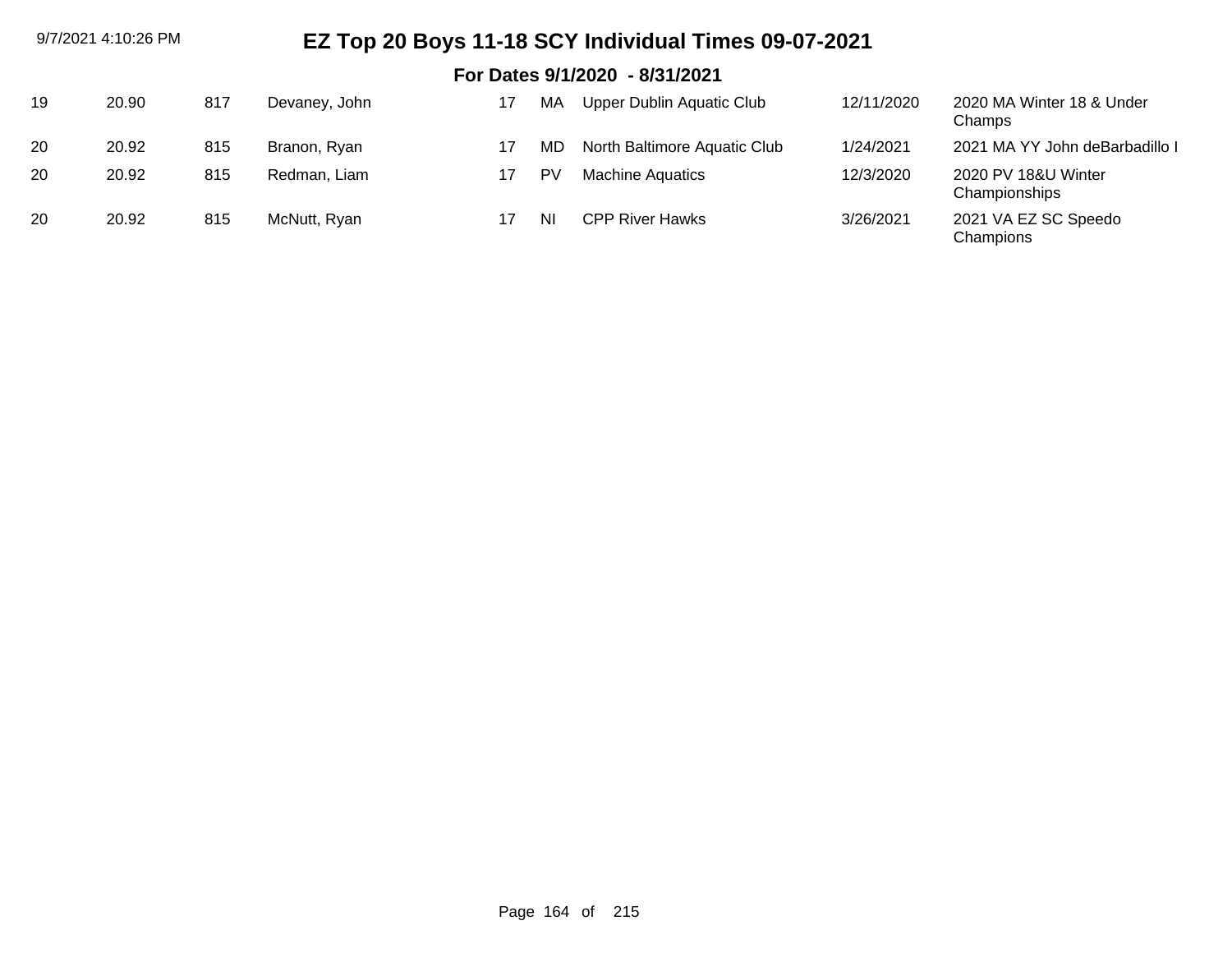# EZ Top 20 Boys 11-18 SCY Individual Times 09-07-2021

**For Dates 9/1/2020 - 8/31/2021**

| | | | | | | | | |
|---|---|---|---|---|---|---|---|---|
| 19 | 20.90 | 817 | Devaney, John | 17 | MA | Upper Dublin Aquatic Club | 12/11/2020 | 2020 MA Winter 18 & Under Champs |
| 20 | 20.92 | 815 | Branon, Ryan | 17 | MD | North Baltimore Aquatic Club | 1/24/2021 | 2021 MA YY John deBarbadillo I |
| 20 | 20.92 | 815 | Redman, Liam | 17 | PV | Machine Aquatics | 12/3/2020 | 2020 PV 18&U Winter Championships |
| 20 | 20.92 | 815 | McNutt, Ryan | 17 | NI | CPP River Hawks | 3/26/2021 | 2021 VA EZ SC Speedo Champions |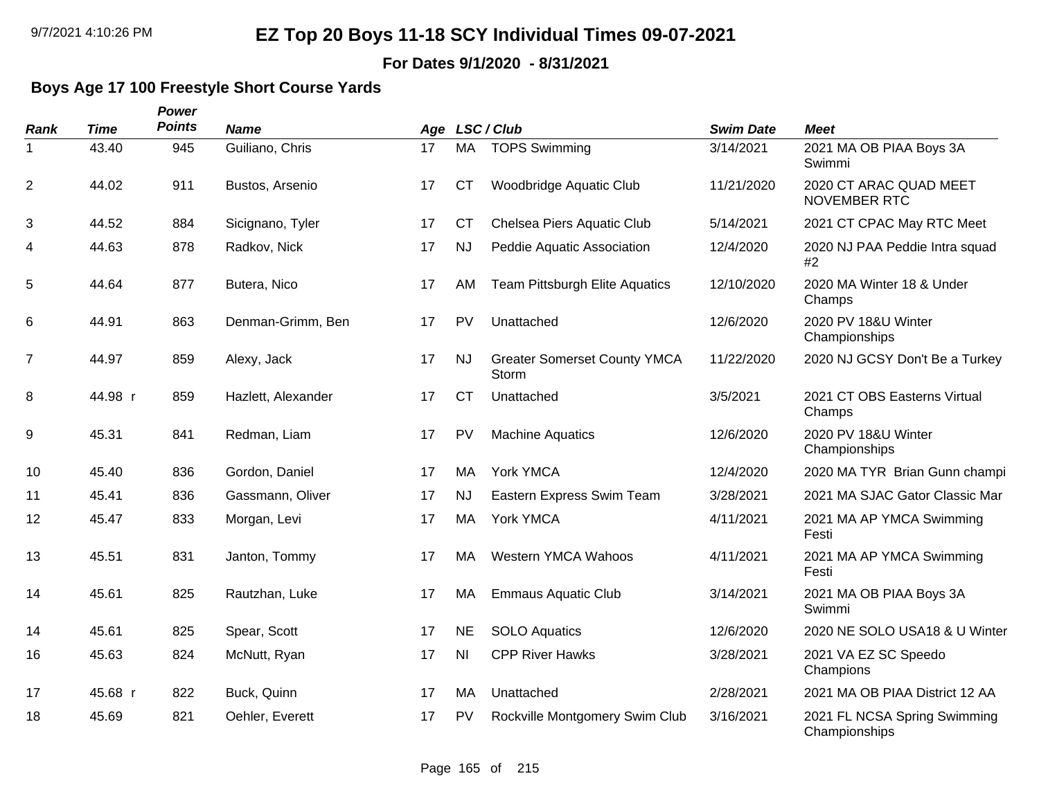# EZ Top 20 Boys 11-18 SCY Individual Times 09-07-2021

**For Dates 9/1/2020 - 8/31/2021**

### Boys Age 17 100 Freestyle Short Course Yards

| Rank | Time | Power Points | Name | Age | LSC / Club | | Swim Date | Meet |
|---|---|---|---|---|---|---|---|---|
| 1 | 43.40 | 945 | Guiliano, Chris | 17 | MA | TOPS Swimming | 3/14/2021 | 2021 MA OB PIAA Boys 3A Swimmi |
| 2 | 44.02 | 911 | Bustos, Arsenio | 17 | CT | Woodbridge Aquatic Club | 11/21/2020 | 2020 CT ARAC QUAD MEET NOVEMBER RTC |
| 3 | 44.52 | 884 | Sicignano, Tyler | 17 | CT | Chelsea Piers Aquatic Club | 5/14/2021 | 2021 CT CPAC May RTC Meet |
| 4 | 44.63 | 878 | Radkov, Nick | 17 | NJ | Peddie Aquatic Association | 12/4/2020 | 2020 NJ PAA Peddie Intra squad #2 |
| 5 | 44.64 | 877 | Butera, Nico | 17 | AM | Team Pittsburgh Elite Aquatics | 12/10/2020 | 2020 MA Winter 18 & Under Champs |
| 6 | 44.91 | 863 | Denman-Grimm, Ben | 17 | PV | Unattached | 12/6/2020 | 2020 PV 18&U Winter Championships |
| 7 | 44.97 | 859 | Alexy, Jack | 17 | NJ | Greater Somerset County YMCA Storm | 11/22/2020 | 2020 NJ GCSY Don't Be a Turkey |
| 8 | 44.98 r | 859 | Hazlett, Alexander | 17 | CT | Unattached | 3/5/2021 | 2021 CT OBS Easterns Virtual Champs |
| 9 | 45.31 | 841 | Redman, Liam | 17 | PV | Machine Aquatics | 12/6/2020 | 2020 PV 18&U Winter Championships |
| 10 | 45.40 | 836 | Gordon, Daniel | 17 | MA | York YMCA | 12/4/2020 | 2020 MA TYR Brian Gunn champi |
| 11 | 45.41 | 836 | Gassmann, Oliver | 17 | NJ | Eastern Express Swim Team | 3/28/2021 | 2021 MA SJAC Gator Classic Mar |
| 12 | 45.47 | 833 | Morgan, Levi | 17 | MA | York YMCA | 4/11/2021 | 2021 MA AP YMCA Swimming Festi |
| 13 | 45.51 | 831 | Janton, Tommy | 17 | MA | Western YMCA Wahoos | 4/11/2021 | 2021 MA AP YMCA Swimming Festi |
| 14 | 45.61 | 825 | Rautzhan, Luke | 17 | MA | Emmaus Aquatic Club | 3/14/2021 | 2021 MA OB PIAA Boys 3A Swimmi |
| 14 | 45.61 | 825 | Spear, Scott | 17 | NE | SOLO Aquatics | 12/6/2020 | 2020 NE SOLO USA18 & U Winter |
| 16 | 45.63 | 824 | McNutt, Ryan | 17 | NI | CPP River Hawks | 3/28/2021 | 2021 VA EZ SC Speedo Champions |
| 17 | 45.68 r | 822 | Buck, Quinn | 17 | MA | Unattached | 2/28/2021 | 2021 MA OB PIAA District 12 AA |
| 18 | 45.69 | 821 | Oehler, Everett | 17 | PV | Rockville Montgomery Swim Club | 3/16/2021 | 2021 FL NCSA Spring Swimming Championships |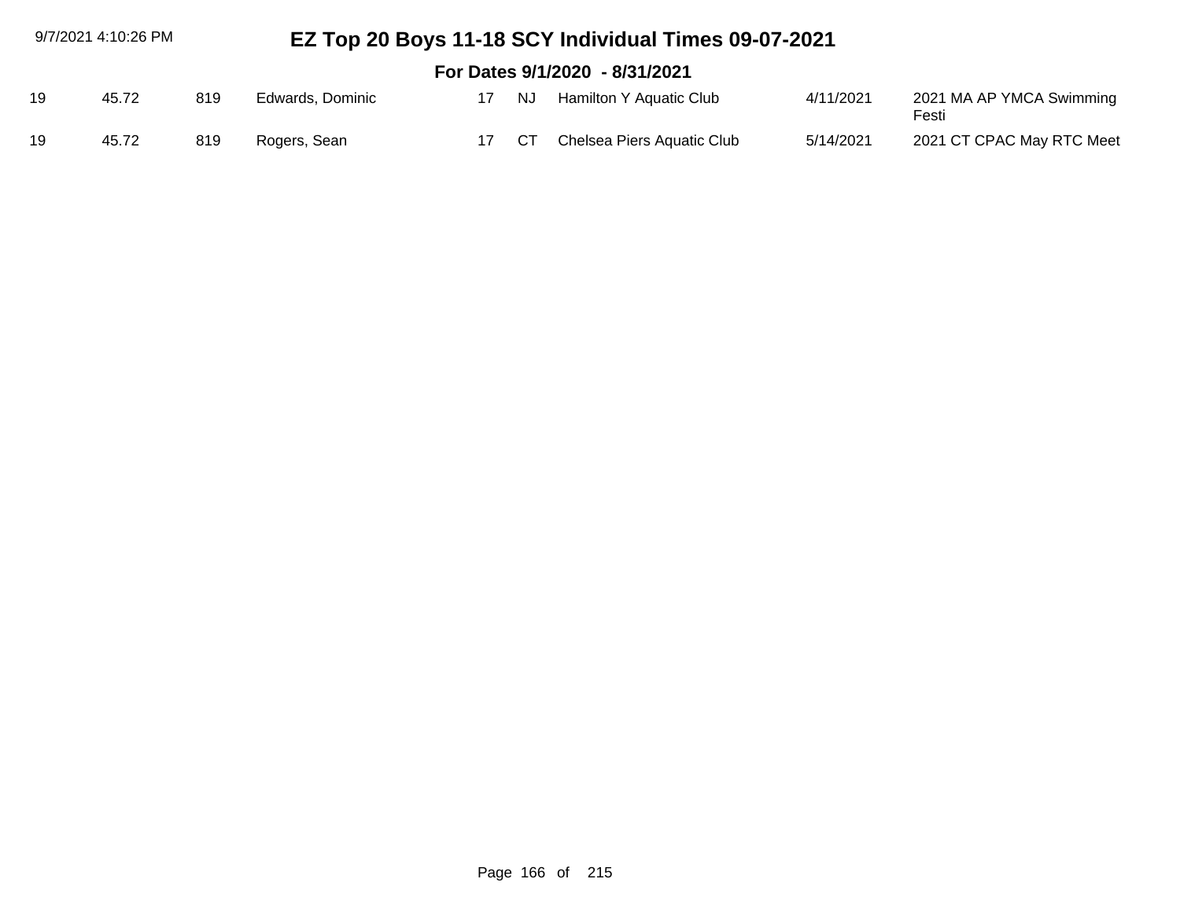# EZ Top 20 Boys 11-18 SCY Individual Times 09-07-2021

## For Dates 9/1/2020 - 8/31/2021

| | | | | | | | | |
|---|---|---|---|---|---|---|---|---|
| 19 | 45.72 | 819 | Edwards, Dominic | 17 | NJ | Hamilton Y Aquatic Club | 4/11/2021 | 2021 MA AP YMCA Swimming Festi |
| 19 | 45.72 | 819 | Rogers, Sean | 17 | CT | Chelsea Piers Aquatic Club | 5/14/2021 | 2021 CT CPAC May RTC Meet |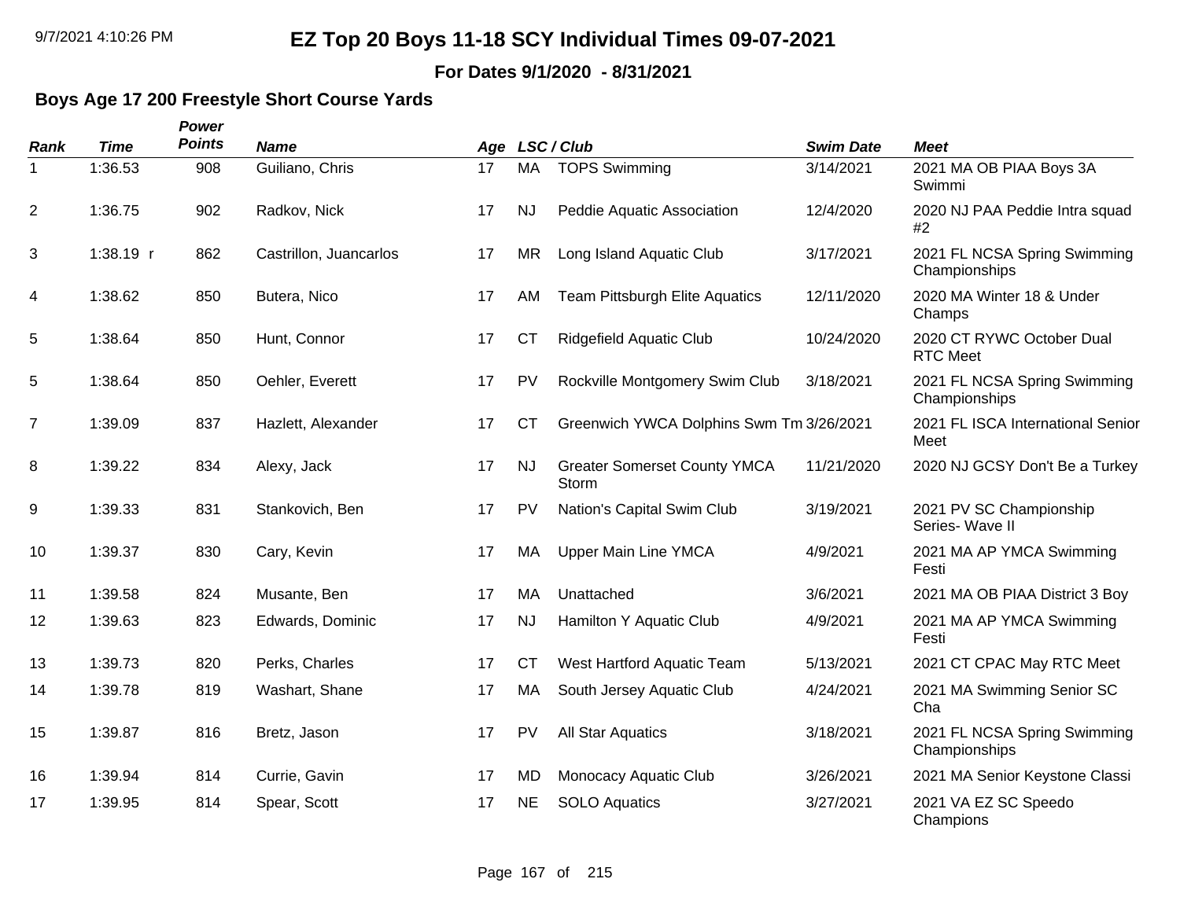# EZ Top 20 Boys 11-18 SCY Individual Times 09-07-2021

**For Dates 9/1/2020 - 8/31/2021**

### Boys Age 17 200 Freestyle Short Course Yards

| Rank | Time | Power Points | Name | Age | LSC / Club | | Swim Date | Meet |
|---|---|---|---|---|---|---|---|---|
| 1 | 1:36.53 | 908 | Guiliano, Chris | 17 | MA | TOPS Swimming | 3/14/2021 | 2021 MA OB PIAA Boys 3A Swimmi |
| 2 | 1:36.75 | 902 | Radkov, Nick | 17 | NJ | Peddie Aquatic Association | 12/4/2020 | 2020 NJ PAA Peddie Intra squad #2 |
| 3 | 1:38.19 r | 862 | Castrillon, Juancarlos | 17 | MR | Long Island Aquatic Club | 3/17/2021 | 2021 FL NCSA Spring Swimming Championships |
| 4 | 1:38.62 | 850 | Butera, Nico | 17 | AM | Team Pittsburgh Elite Aquatics | 12/11/2020 | 2020 MA Winter 18 & Under Champs |
| 5 | 1:38.64 | 850 | Hunt, Connor | 17 | CT | Ridgefield Aquatic Club | 10/24/2020 | 2020 CT RYWC October Dual RTC Meet |
| 5 | 1:38.64 | 850 | Oehler, Everett | 17 | PV | Rockville Montgomery Swim Club | 3/18/2021 | 2021 FL NCSA Spring Swimming Championships |
| 7 | 1:39.09 | 837 | Hazlett, Alexander | 17 | CT | Greenwich YWCA Dolphins Swm Tm | 3/26/2021 | 2021 FL ISCA International Senior Meet |
| 8 | 1:39.22 | 834 | Alexy, Jack | 17 | NJ | Greater Somerset County YMCA Storm | 11/21/2020 | 2020 NJ GCSY Don't Be a Turkey |
| 9 | 1:39.33 | 831 | Stankovich, Ben | 17 | PV | Nation's Capital Swim Club | 3/19/2021 | 2021 PV SC Championship Series- Wave II |
| 10 | 1:39.37 | 830 | Cary, Kevin | 17 | MA | Upper Main Line YMCA | 4/9/2021 | 2021 MA AP YMCA Swimming Festi |
| 11 | 1:39.58 | 824 | Musante, Ben | 17 | MA | Unattached | 3/6/2021 | 2021 MA OB PIAA District 3 Boy |
| 12 | 1:39.63 | 823 | Edwards, Dominic | 17 | NJ | Hamilton Y Aquatic Club | 4/9/2021 | 2021 MA AP YMCA Swimming Festi |
| 13 | 1:39.73 | 820 | Perks, Charles | 17 | CT | West Hartford Aquatic Team | 5/13/2021 | 2021 CT CPAC May RTC Meet |
| 14 | 1:39.78 | 819 | Washart, Shane | 17 | MA | South Jersey Aquatic Club | 4/24/2021 | 2021 MA Swimming Senior SC Cha |
| 15 | 1:39.87 | 816 | Bretz, Jason | 17 | PV | All Star Aquatics | 3/18/2021 | 2021 FL NCSA Spring Swimming Championships |
| 16 | 1:39.94 | 814 | Currie, Gavin | 17 | MD | Monocacy Aquatic Club | 3/26/2021 | 2021 MA Senior Keystone Classi |
| 17 | 1:39.95 | 814 | Spear, Scott | 17 | NE | SOLO Aquatics | 3/27/2021 | 2021 VA EZ SC Speedo Champions |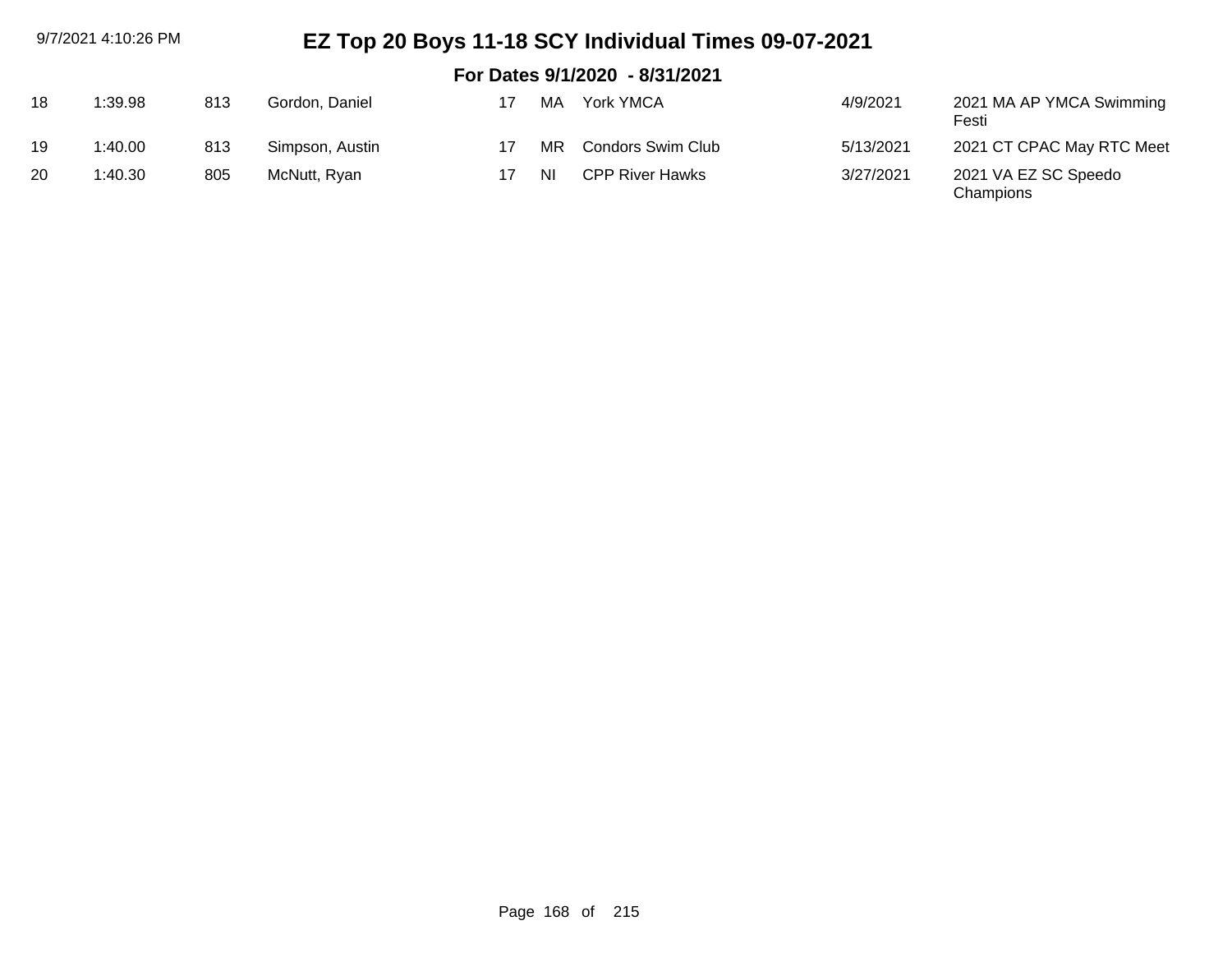# EZ Top 20 Boys 11-18 SCY Individual Times 09-07-2021

## For Dates 9/1/2020 - 8/31/2021

| | | | | | | | | |
|---|---|---|---|---|---|---|---|---|
| 18 | 1:39.98 | 813 | Gordon, Daniel | 17 | MA | York YMCA | 4/9/2021 | 2021 MA AP YMCA Swimming Festi |
| 19 | 1:40.00 | 813 | Simpson, Austin | 17 | MR | Condors Swim Club | 5/13/2021 | 2021 CT CPAC May RTC Meet |
| 20 | 1:40.30 | 805 | McNutt, Ryan | 17 | NI | CPP River Hawks | 3/27/2021 | 2021 VA EZ SC Speedo Champions |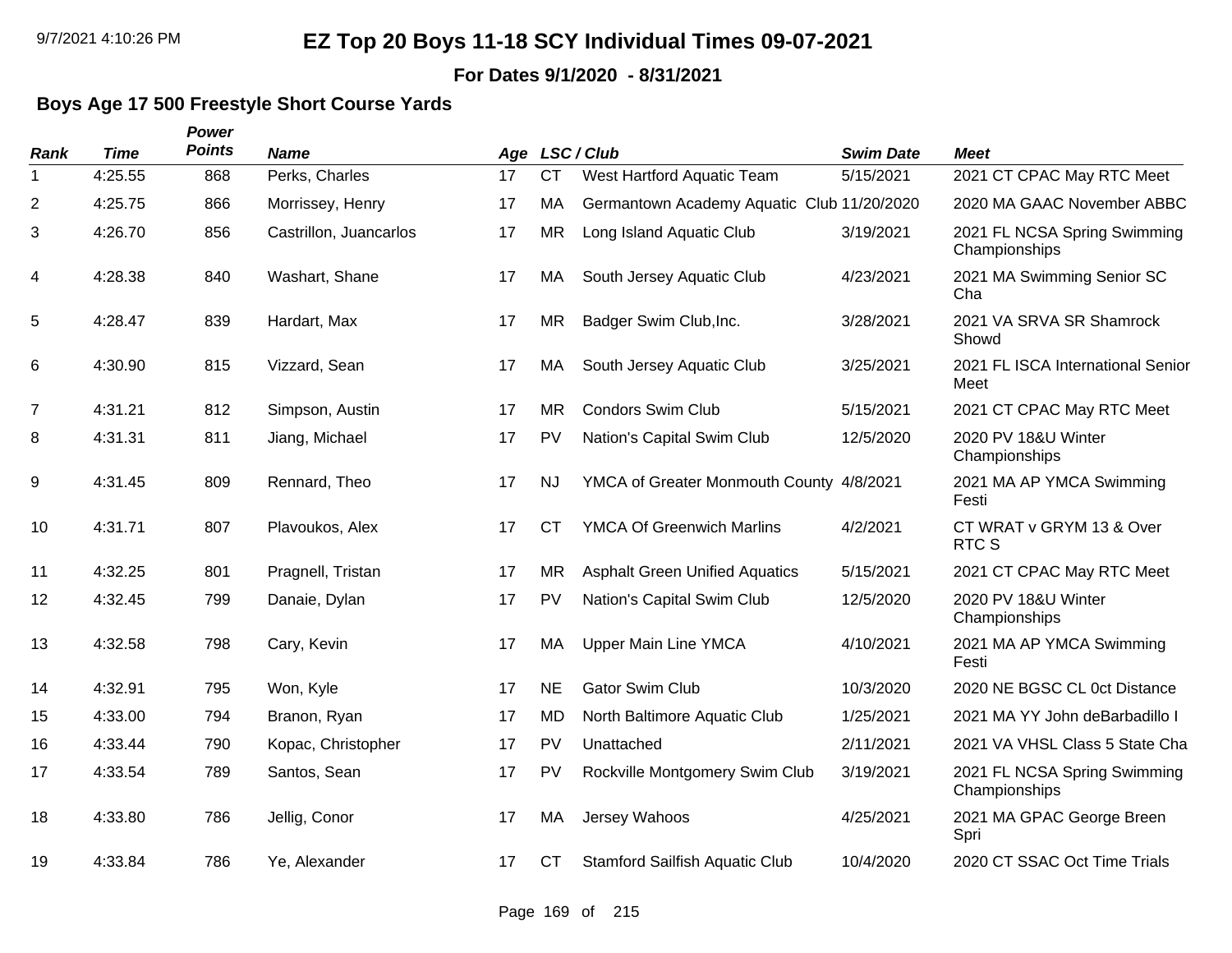# EZ Top 20 Boys 11-18 SCY Individual Times 09-07-2021

**For Dates 9/1/2020 - 8/31/2021**

### Boys Age 17 500 Freestyle Short Course Yards

| Rank | Time | Power Points | Name | Age | LSC | Club | Swim Date | Meet |
|---|---|---|---|---|---|---|---|---|
| 1 | 4:25.55 | 868 | Perks, Charles | 17 | CT | West Hartford Aquatic Team | 5/15/2021 | 2021 CT CPAC May RTC Meet |
| 2 | 4:25.75 | 866 | Morrissey, Henry | 17 | MA | Germantown Academy Aquatic Club | 11/20/2020 | 2020 MA GAAC November ABBC |
| 3 | 4:26.70 | 856 | Castrillon, Juancarlos | 17 | MR | Long Island Aquatic Club | 3/19/2021 | 2021 FL NCSA Spring Swimming Championships |
| 4 | 4:28.38 | 840 | Washart, Shane | 17 | MA | South Jersey Aquatic Club | 4/23/2021 | 2021 MA Swimming Senior SC Cha |
| 5 | 4:28.47 | 839 | Hardart, Max | 17 | MR | Badger Swim Club,Inc. | 3/28/2021 | 2021 VA SRVA SR Shamrock Showd |
| 6 | 4:30.90 | 815 | Vizzard, Sean | 17 | MA | South Jersey Aquatic Club | 3/25/2021 | 2021 FL ISCA International Senior Meet |
| 7 | 4:31.21 | 812 | Simpson, Austin | 17 | MR | Condors Swim Club | 5/15/2021 | 2021 CT CPAC May RTC Meet |
| 8 | 4:31.31 | 811 | Jiang, Michael | 17 | PV | Nation's Capital Swim Club | 12/5/2020 | 2020 PV 18&U Winter Championships |
| 9 | 4:31.45 | 809 | Rennard, Theo | 17 | NJ | YMCA of Greater Monmouth County | 4/8/2021 | 2021 MA AP YMCA Swimming Festi |
| 10 | 4:31.71 | 807 | Plavoukos, Alex | 17 | CT | YMCA Of Greenwich Marlins | 4/2/2021 | CT WRAT v GRYM 13 & Over RTC S |
| 11 | 4:32.25 | 801 | Pragnell, Tristan | 17 | MR | Asphalt Green Unified Aquatics | 5/15/2021 | 2021 CT CPAC May RTC Meet |
| 12 | 4:32.45 | 799 | Danaie, Dylan | 17 | PV | Nation's Capital Swim Club | 12/5/2020 | 2020 PV 18&U Winter Championships |
| 13 | 4:32.58 | 798 | Cary, Kevin | 17 | MA | Upper Main Line YMCA | 4/10/2021 | 2021 MA AP YMCA Swimming Festi |
| 14 | 4:32.91 | 795 | Won, Kyle | 17 | NE | Gator Swim Club | 10/3/2020 | 2020 NE BGSC CL 0ct Distance |
| 15 | 4:33.00 | 794 | Branon, Ryan | 17 | MD | North Baltimore Aquatic Club | 1/25/2021 | 2021 MA YY John deBarbadillo I |
| 16 | 4:33.44 | 790 | Kopac, Christopher | 17 | PV | Unattached | 2/11/2021 | 2021 VA VHSL Class 5 State Cha |
| 17 | 4:33.54 | 789 | Santos, Sean | 17 | PV | Rockville Montgomery Swim Club | 3/19/2021 | 2021 FL NCSA Spring Swimming Championships |
| 18 | 4:33.80 | 786 | Jellig, Conor | 17 | MA | Jersey Wahoos | 4/25/2021 | 2021 MA GPAC George Breen Spri |
| 19 | 4:33.84 | 786 | Ye, Alexander | 17 | CT | Stamford Sailfish Aquatic Club | 10/4/2020 | 2020 CT SSAC Oct Time Trials |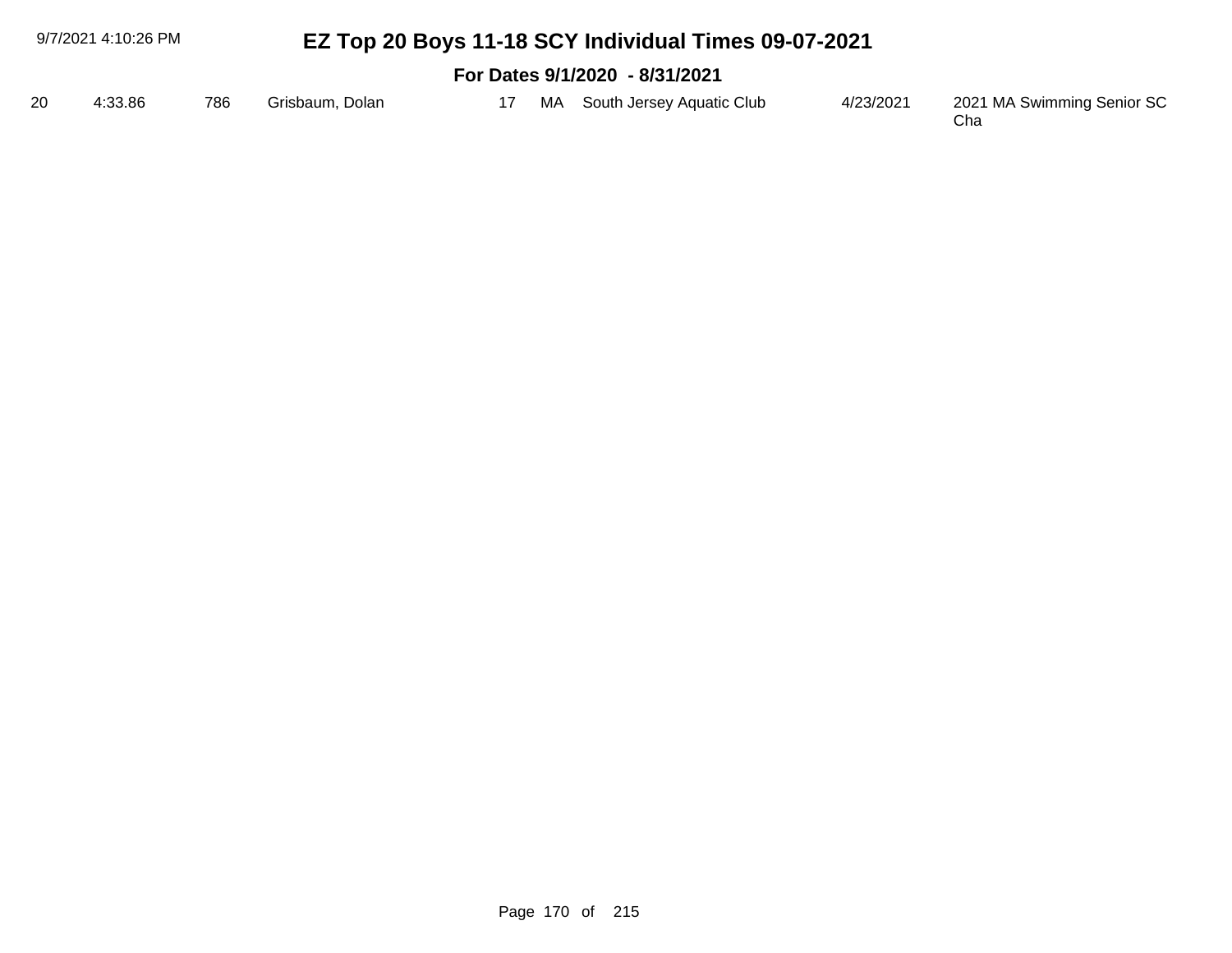# EZ Top 20 Boys 11-18 SCY Individual Times 09-07-2021

## For Dates 9/1/2020 - 8/31/2021

| | | | | | | | | |
|---|---|---|---|---|---|---|---|---|
| 20 | 4:33.86 | 786 | Grisbaum, Dolan | 17 | MA | South Jersey Aquatic Club | 4/23/2021 | 2021 MA Swimming Senior SC Cha |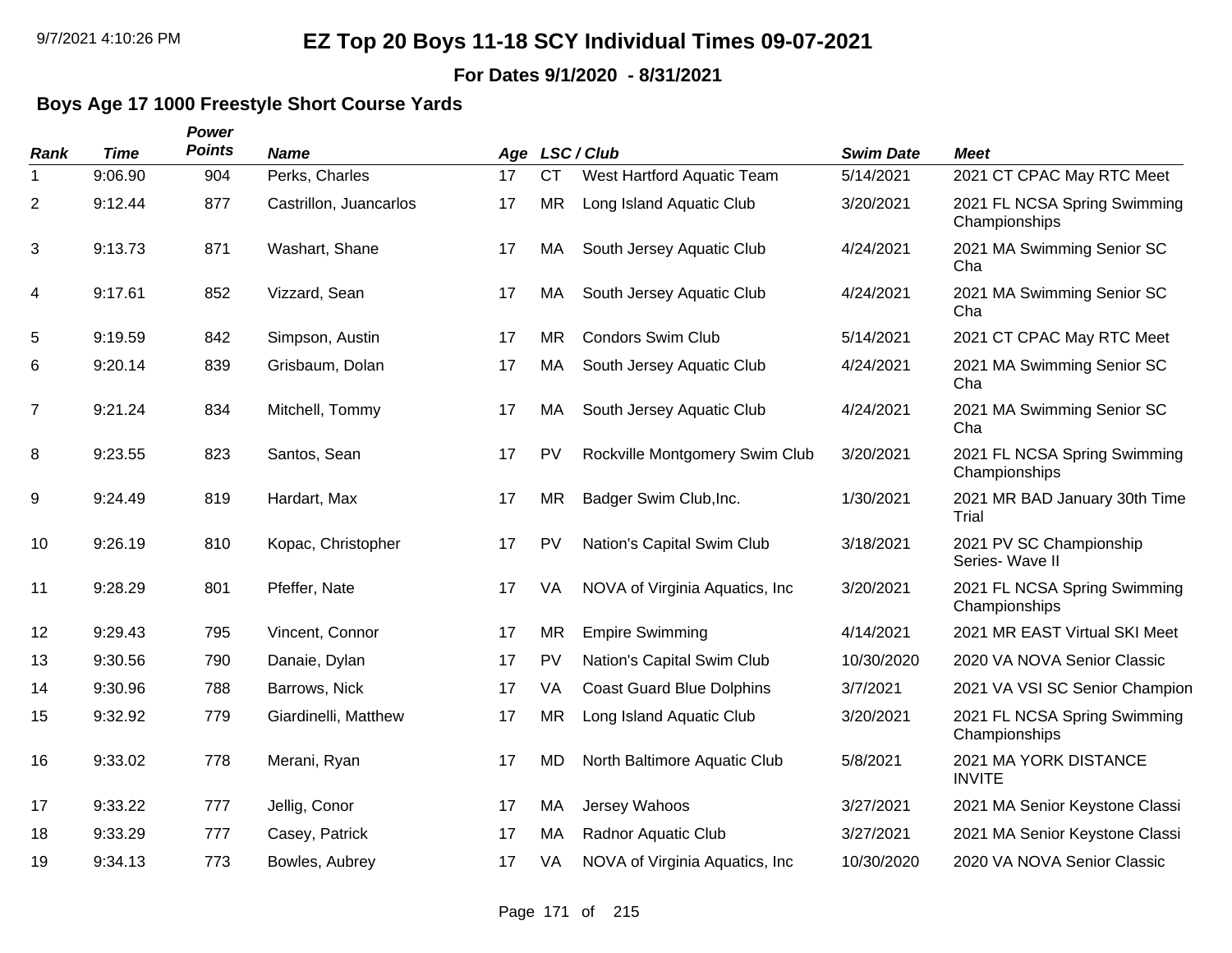# EZ Top 20 Boys 11-18 SCY Individual Times 09-07-2021

**For Dates 9/1/2020 - 8/31/2021**

### Boys Age 17 1000 Freestyle Short Course Yards

| Rank | Time | Power Points | Name | Age | LSC | Club | Swim Date | Meet |
|---|---|---|---|---|---|---|---|---|
| 1 | 9:06.90 | 904 | Perks, Charles | 17 | CT | West Hartford Aquatic Team | 5/14/2021 | 2021 CT CPAC May RTC Meet |
| 2 | 9:12.44 | 877 | Castrillon, Juancarlos | 17 | MR | Long Island Aquatic Club | 3/20/2021 | 2021 FL NCSA Spring Swimming Championships |
| 3 | 9:13.73 | 871 | Washart, Shane | 17 | MA | South Jersey Aquatic Club | 4/24/2021 | 2021 MA Swimming Senior SC Cha |
| 4 | 9:17.61 | 852 | Vizzard, Sean | 17 | MA | South Jersey Aquatic Club | 4/24/2021 | 2021 MA Swimming Senior SC Cha |
| 5 | 9:19.59 | 842 | Simpson, Austin | 17 | MR | Condors Swim Club | 5/14/2021 | 2021 CT CPAC May RTC Meet |
| 6 | 9:20.14 | 839 | Grisbaum, Dolan | 17 | MA | South Jersey Aquatic Club | 4/24/2021 | 2021 MA Swimming Senior SC Cha |
| 7 | 9:21.24 | 834 | Mitchell, Tommy | 17 | MA | South Jersey Aquatic Club | 4/24/2021 | 2021 MA Swimming Senior SC Cha |
| 8 | 9:23.55 | 823 | Santos, Sean | 17 | PV | Rockville Montgomery Swim Club | 3/20/2021 | 2021 FL NCSA Spring Swimming Championships |
| 9 | 9:24.49 | 819 | Hardart, Max | 17 | MR | Badger Swim Club,Inc. | 1/30/2021 | 2021 MR BAD January 30th Time Trial |
| 10 | 9:26.19 | 810 | Kopac, Christopher | 17 | PV | Nation's Capital Swim Club | 3/18/2021 | 2021 PV SC Championship Series- Wave II |
| 11 | 9:28.29 | 801 | Pfeffer, Nate | 17 | VA | NOVA of Virginia Aquatics, Inc | 3/20/2021 | 2021 FL NCSA Spring Swimming Championships |
| 12 | 9:29.43 | 795 | Vincent, Connor | 17 | MR | Empire Swimming | 4/14/2021 | 2021 MR EAST Virtual SKI Meet |
| 13 | 9:30.56 | 790 | Danaie, Dylan | 17 | PV | Nation's Capital Swim Club | 10/30/2020 | 2020 VA NOVA Senior Classic |
| 14 | 9:30.96 | 788 | Barrows, Nick | 17 | VA | Coast Guard Blue Dolphins | 3/7/2021 | 2021 VA VSI SC Senior Champion |
| 15 | 9:32.92 | 779 | Giardinelli, Matthew | 17 | MR | Long Island Aquatic Club | 3/20/2021 | 2021 FL NCSA Spring Swimming Championships |
| 16 | 9:33.02 | 778 | Merani, Ryan | 17 | MD | North Baltimore Aquatic Club | 5/8/2021 | 2021 MA YORK DISTANCE INVITE |
| 17 | 9:33.22 | 777 | Jellig, Conor | 17 | MA | Jersey Wahoos | 3/27/2021 | 2021 MA Senior Keystone Classi |
| 18 | 9:33.29 | 777 | Casey, Patrick | 17 | MA | Radnor Aquatic Club | 3/27/2021 | 2021 MA Senior Keystone Classi |
| 19 | 9:34.13 | 773 | Bowles, Aubrey | 17 | VA | NOVA of Virginia Aquatics, Inc | 10/30/2020 | 2020 VA NOVA Senior Classic |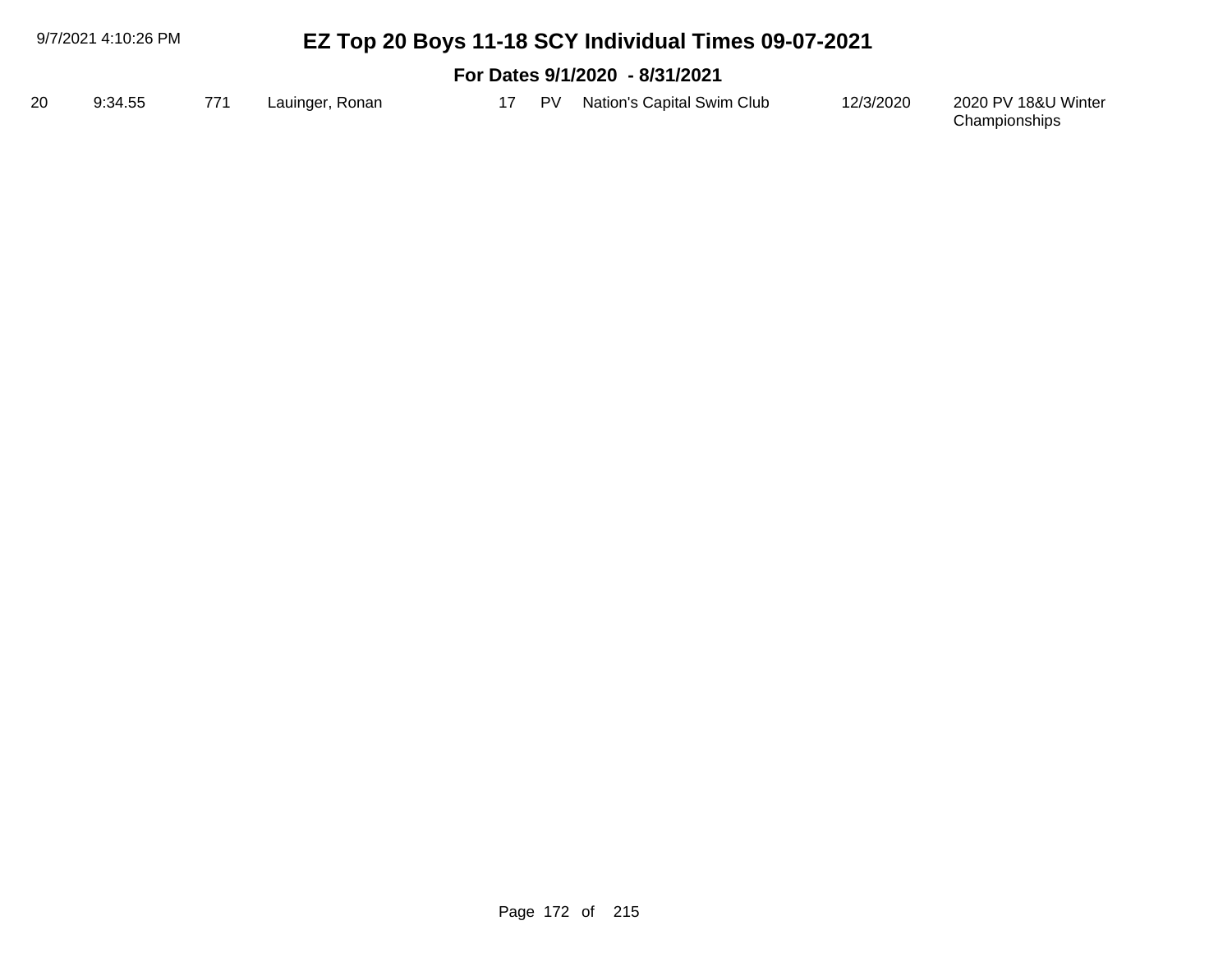# EZ Top 20 Boys 11-18 SCY Individual Times 09-07-2021

## For Dates 9/1/2020 - 8/31/2021

| | | | | | | | | |
|---|---|---|---|---|---|---|---|---|
| 20 | 9:34.55 | 771 | Lauinger, Ronan | 17 | PV | Nation's Capital Swim Club | 12/3/2020 | 2020 PV 18&U Winter Championships |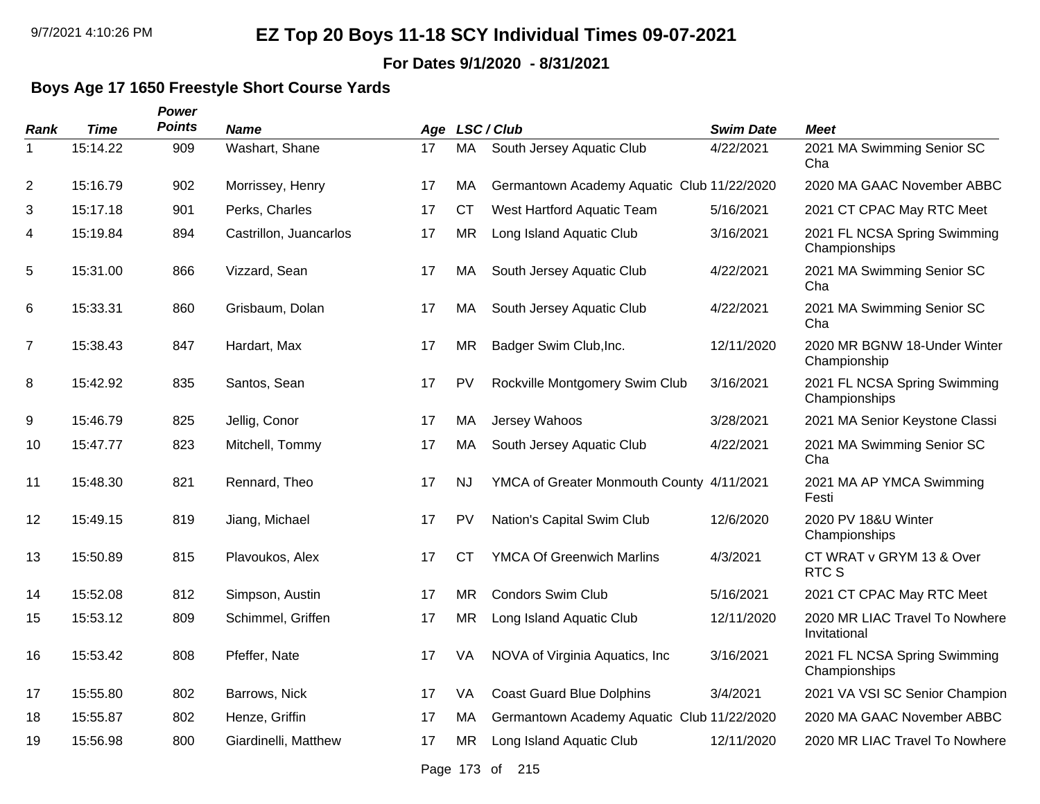# EZ Top 20 Boys 11-18 SCY Individual Times 09-07-2021

**For Dates 9/1/2020 - 8/31/2021**

### Boys Age 17 1650 Freestyle Short Course Yards

| Rank | Time | Power Points | Name | Age | LSC / Club | | Swim Date | Meet |
|---|---|---|---|---|---|---|---|---|
| 1 | 15:14.22 | 909 | Washart, Shane | 17 | MA | South Jersey Aquatic Club | 4/22/2021 | 2021 MA Swimming Senior SC Cha |
| 2 | 15:16.79 | 902 | Morrissey, Henry | 17 | MA | Germantown Academy Aquatic Club | 11/22/2020 | 2020 MA GAAC November ABBC |
| 3 | 15:17.18 | 901 | Perks, Charles | 17 | CT | West Hartford Aquatic Team | 5/16/2021 | 2021 CT CPAC May RTC Meet |
| 4 | 15:19.84 | 894 | Castrillon, Juancarlos | 17 | MR | Long Island Aquatic Club | 3/16/2021 | 2021 FL NCSA Spring Swimming Championships |
| 5 | 15:31.00 | 866 | Vizzard, Sean | 17 | MA | South Jersey Aquatic Club | 4/22/2021 | 2021 MA Swimming Senior SC Cha |
| 6 | 15:33.31 | 860 | Grisbaum, Dolan | 17 | MA | South Jersey Aquatic Club | 4/22/2021 | 2021 MA Swimming Senior SC Cha |
| 7 | 15:38.43 | 847 | Hardart, Max | 17 | MR | Badger Swim Club,Inc. | 12/11/2020 | 2020 MR BGNW 18-Under Winter Championship |
| 8 | 15:42.92 | 835 | Santos, Sean | 17 | PV | Rockville Montgomery Swim Club | 3/16/2021 | 2021 FL NCSA Spring Swimming Championships |
| 9 | 15:46.79 | 825 | Jellig, Conor | 17 | MA | Jersey Wahoos | 3/28/2021 | 2021 MA Senior Keystone Classi |
| 10 | 15:47.77 | 823 | Mitchell, Tommy | 17 | MA | South Jersey Aquatic Club | 4/22/2021 | 2021 MA Swimming Senior SC Cha |
| 11 | 15:48.30 | 821 | Rennard, Theo | 17 | NJ | YMCA of Greater Monmouth County | 4/11/2021 | 2021 MA AP YMCA Swimming Festi |
| 12 | 15:49.15 | 819 | Jiang, Michael | 17 | PV | Nation's Capital Swim Club | 12/6/2020 | 2020 PV 18&U Winter Championships |
| 13 | 15:50.89 | 815 | Plavoukos, Alex | 17 | CT | YMCA Of Greenwich Marlins | 4/3/2021 | CT WRAT v GRYM 13 & Over RTC S |
| 14 | 15:52.08 | 812 | Simpson, Austin | 17 | MR | Condors Swim Club | 5/16/2021 | 2021 CT CPAC May RTC Meet |
| 15 | 15:53.12 | 809 | Schimmel, Griffen | 17 | MR | Long Island Aquatic Club | 12/11/2020 | 2020 MR LIAC Travel To Nowhere Invitational |
| 16 | 15:53.42 | 808 | Pfeffer, Nate | 17 | VA | NOVA of Virginia Aquatics, Inc | 3/16/2021 | 2021 FL NCSA Spring Swimming Championships |
| 17 | 15:55.80 | 802 | Barrows, Nick | 17 | VA | Coast Guard Blue Dolphins | 3/4/2021 | 2021 VA VSI SC Senior Champion |
| 18 | 15:55.87 | 802 | Henze, Griffin | 17 | MA | Germantown Academy Aquatic Club | 11/22/2020 | 2020 MA GAAC November ABBC |
| 19 | 15:56.98 | 800 | Giardinelli, Matthew | 17 | MR | Long Island Aquatic Club | 12/11/2020 | 2020 MR LIAC Travel To Nowhere |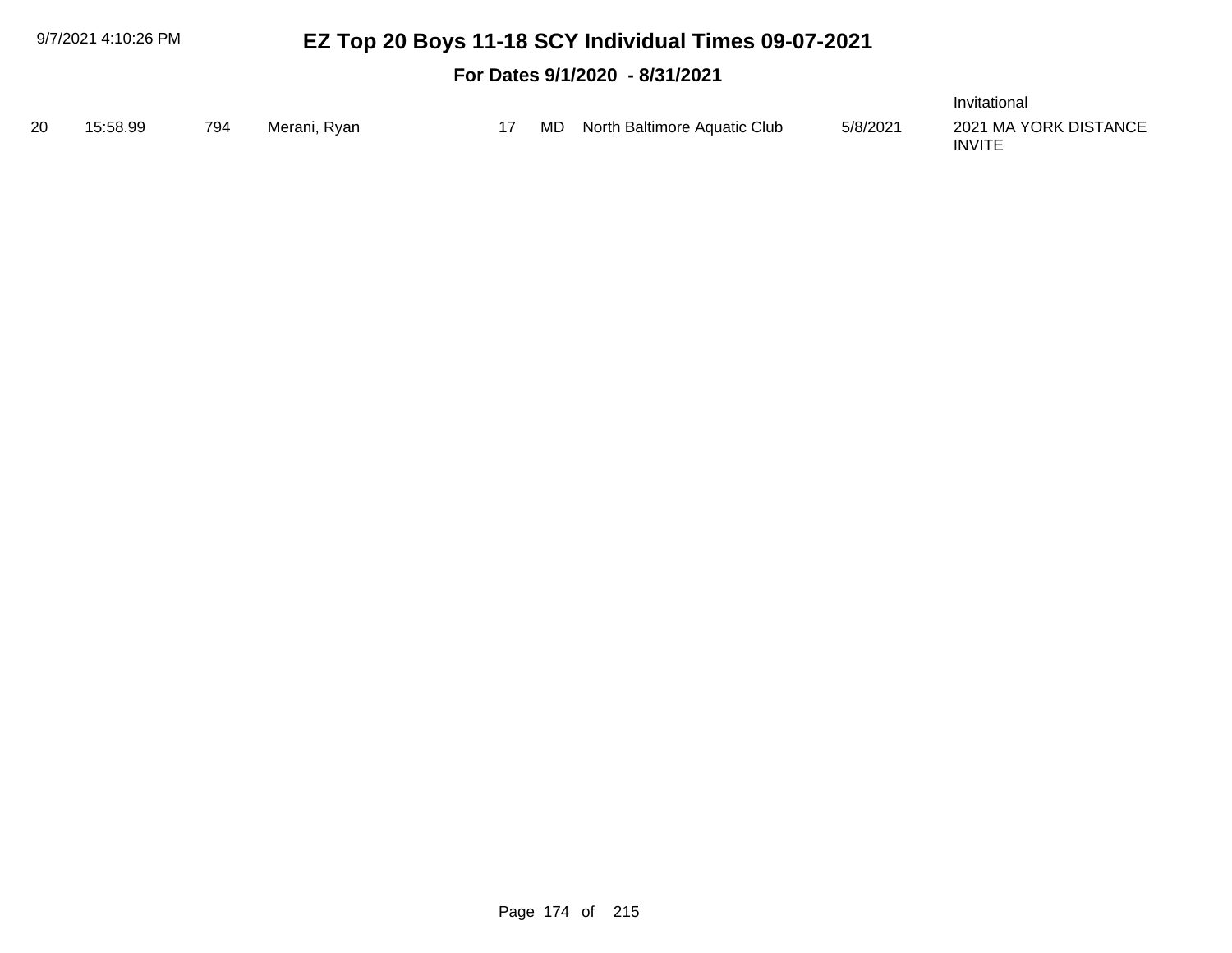# EZ Top 20 Boys 11-18 SCY Individual Times 09-07-2021

**For Dates 9/1/2020 - 8/31/2021**

| | | | | | | | | |
|---|---|---|---|---|---|---|---|---|
| | | | | | | | | Invitational |
| 20 | 15:58.99 | 794 | Merani, Ryan | 17 | MD | North Baltimore Aquatic Club | 5/8/2021 | 2021 MA YORK DISTANCE INVITE |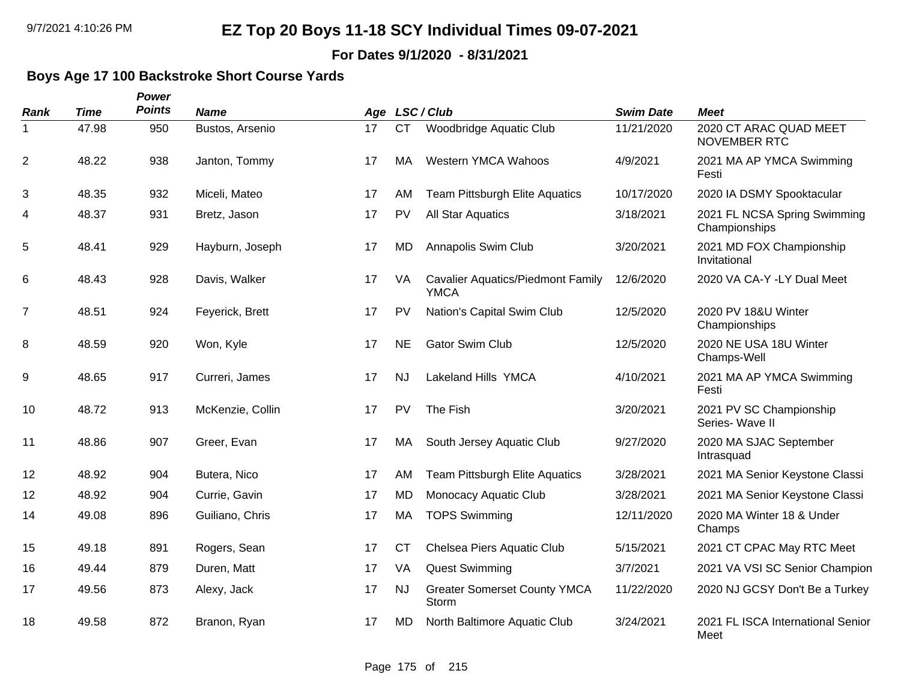# EZ Top 20 Boys 11-18 SCY Individual Times 09-07-2021

**For Dates 9/1/2020 - 8/31/2021**

## Boys Age 17 100 Backstroke Short Course Yards

| Rank | Time | Power Points | Name | Age | LSC | Club | Swim Date | Meet |
|---|---|---|---|---|---|---|---|---|
| 1 | 47.98 | 950 | Bustos, Arsenio | 17 | CT | Woodbridge Aquatic Club | 11/21/2020 | 2020 CT ARAC QUAD MEET NOVEMBER RTC |
| 2 | 48.22 | 938 | Janton, Tommy | 17 | MA | Western YMCA Wahoos | 4/9/2021 | 2021 MA AP YMCA Swimming Festi |
| 3 | 48.35 | 932 | Miceli, Mateo | 17 | AM | Team Pittsburgh Elite Aquatics | 10/17/2020 | 2020 IA DSMY Spooktacular |
| 4 | 48.37 | 931 | Bretz, Jason | 17 | PV | All Star Aquatics | 3/18/2021 | 2021 FL NCSA Spring Swimming Championships |
| 5 | 48.41 | 929 | Hayburn, Joseph | 17 | MD | Annapolis Swim Club | 3/20/2021 | 2021 MD FOX Championship Invitational |
| 6 | 48.43 | 928 | Davis, Walker | 17 | VA | Cavalier Aquatics/Piedmont Family YMCA | 12/6/2020 | 2020 VA CA-Y -LY Dual Meet |
| 7 | 48.51 | 924 | Feyerick, Brett | 17 | PV | Nation's Capital Swim Club | 12/5/2020 | 2020 PV 18&U Winter Championships |
| 8 | 48.59 | 920 | Won, Kyle | 17 | NE | Gator Swim Club | 12/5/2020 | 2020 NE USA 18U Winter Champs-Well |
| 9 | 48.65 | 917 | Curreri, James | 17 | NJ | Lakeland Hills YMCA | 4/10/2021 | 2021 MA AP YMCA Swimming Festi |
| 10 | 48.72 | 913 | McKenzie, Collin | 17 | PV | The Fish | 3/20/2021 | 2021 PV SC Championship Series- Wave II |
| 11 | 48.86 | 907 | Greer, Evan | 17 | MA | South Jersey Aquatic Club | 9/27/2020 | 2020 MA SJAC September Intrasquad |
| 12 | 48.92 | 904 | Butera, Nico | 17 | AM | Team Pittsburgh Elite Aquatics | 3/28/2021 | 2021 MA Senior Keystone Classi |
| 12 | 48.92 | 904 | Currie, Gavin | 17 | MD | Monocacy Aquatic Club | 3/28/2021 | 2021 MA Senior Keystone Classi |
| 14 | 49.08 | 896 | Guiliano, Chris | 17 | MA | TOPS Swimming | 12/11/2020 | 2020 MA Winter 18 & Under Champs |
| 15 | 49.18 | 891 | Rogers, Sean | 17 | CT | Chelsea Piers Aquatic Club | 5/15/2021 | 2021 CT CPAC May RTC Meet |
| 16 | 49.44 | 879 | Duren, Matt | 17 | VA | Quest Swimming | 3/7/2021 | 2021 VA VSI SC Senior Champion |
| 17 | 49.56 | 873 | Alexy, Jack | 17 | NJ | Greater Somerset County YMCA Storm | 11/22/2020 | 2020 NJ GCSY Don't Be a Turkey |
| 18 | 49.58 | 872 | Branon, Ryan | 17 | MD | North Baltimore Aquatic Club | 3/24/2021 | 2021 FL ISCA International Senior Meet |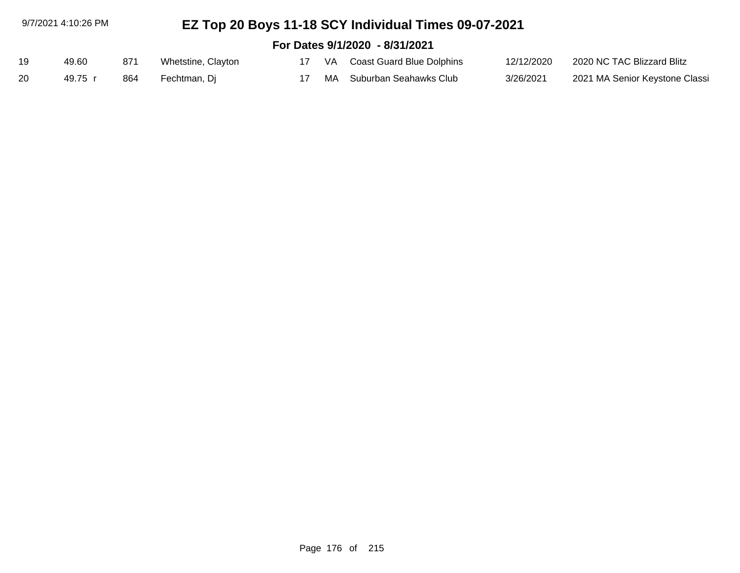# EZ Top 20 Boys 11-18 SCY Individual Times 09-07-2021

## For Dates 9/1/2020 - 8/31/2021

| | | | | | | | | |
|---|---|---|---|---|---|---|---|---|
| 19 | 49.60 | 871 | Whetstine, Clayton | 17 | VA | Coast Guard Blue Dolphins | 12/12/2020 | 2020 NC TAC Blizzard Blitz |
| 20 | 49.75 r | 864 | Fechtman, Dj | 17 | MA | Suburban Seahawks Club | 3/26/2021 | 2021 MA Senior Keystone Classi |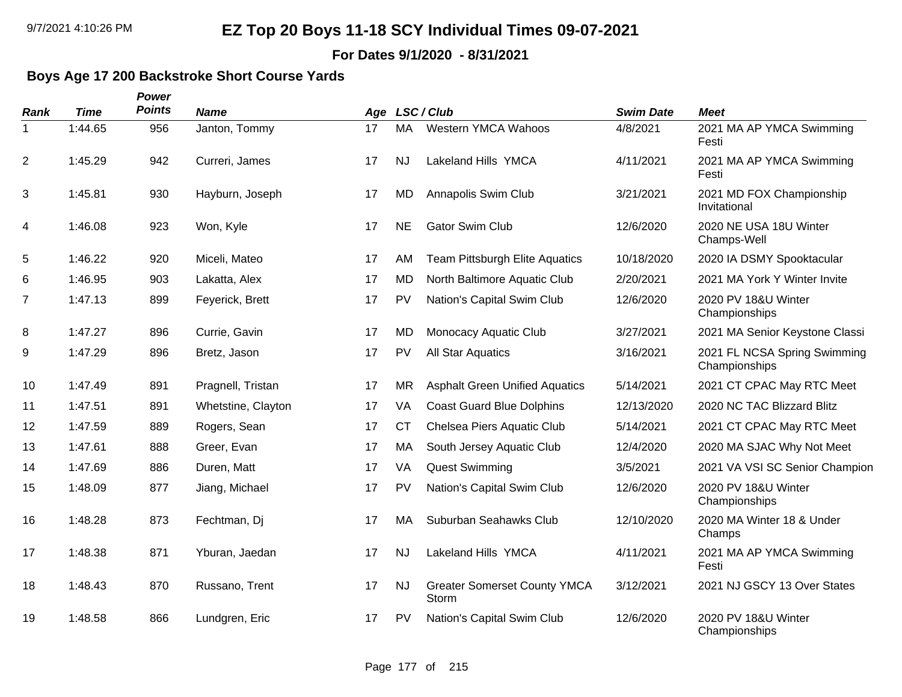# EZ Top 20 Boys 11-18 SCY Individual Times 09-07-2021

**For Dates 9/1/2020 - 8/31/2021**

### Boys Age 17 200 Backstroke Short Course Yards

| Rank | Time | Power Points | Name | Age | LSC / Club | | Swim Date | Meet |
|---|---|---|---|---|---|---|---|---|
| 1 | 1:44.65 | 956 | Janton, Tommy | 17 | MA | Western YMCA Wahoos | 4/8/2021 | 2021 MA AP YMCA Swimming Festi |
| 2 | 1:45.29 | 942 | Curreri, James | 17 | NJ | Lakeland Hills YMCA | 4/11/2021 | 2021 MA AP YMCA Swimming Festi |
| 3 | 1:45.81 | 930 | Hayburn, Joseph | 17 | MD | Annapolis Swim Club | 3/21/2021 | 2021 MD FOX Championship Invitational |
| 4 | 1:46.08 | 923 | Won, Kyle | 17 | NE | Gator Swim Club | 12/6/2020 | 2020 NE USA 18U Winter Champs-Well |
| 5 | 1:46.22 | 920 | Miceli, Mateo | 17 | AM | Team Pittsburgh Elite Aquatics | 10/18/2020 | 2020 IA DSMY Spooktacular |
| 6 | 1:46.95 | 903 | Lakatta, Alex | 17 | MD | North Baltimore Aquatic Club | 2/20/2021 | 2021 MA York Y Winter Invite |
| 7 | 1:47.13 | 899 | Feyerick, Brett | 17 | PV | Nation's Capital Swim Club | 12/6/2020 | 2020 PV 18&U Winter Championships |
| 8 | 1:47.27 | 896 | Currie, Gavin | 17 | MD | Monocacy Aquatic Club | 3/27/2021 | 2021 MA Senior Keystone Classi |
| 9 | 1:47.29 | 896 | Bretz, Jason | 17 | PV | All Star Aquatics | 3/16/2021 | 2021 FL NCSA Spring Swimming Championships |
| 10 | 1:47.49 | 891 | Pragnell, Tristan | 17 | MR | Asphalt Green Unified Aquatics | 5/14/2021 | 2021 CT CPAC May RTC Meet |
| 11 | 1:47.51 | 891 | Whetstine, Clayton | 17 | VA | Coast Guard Blue Dolphins | 12/13/2020 | 2020 NC TAC Blizzard Blitz |
| 12 | 1:47.59 | 889 | Rogers, Sean | 17 | CT | Chelsea Piers Aquatic Club | 5/14/2021 | 2021 CT CPAC May RTC Meet |
| 13 | 1:47.61 | 888 | Greer, Evan | 17 | MA | South Jersey Aquatic Club | 12/4/2020 | 2020 MA SJAC Why Not Meet |
| 14 | 1:47.69 | 886 | Duren, Matt | 17 | VA | Quest Swimming | 3/5/2021 | 2021 VA VSI SC Senior Champion |
| 15 | 1:48.09 | 877 | Jiang, Michael | 17 | PV | Nation's Capital Swim Club | 12/6/2020 | 2020 PV 18&U Winter Championships |
| 16 | 1:48.28 | 873 | Fechtman, Dj | 17 | MA | Suburban Seahawks Club | 12/10/2020 | 2020 MA Winter 18 & Under Champs |
| 17 | 1:48.38 | 871 | Yburan, Jaedan | 17 | NJ | Lakeland Hills YMCA | 4/11/2021 | 2021 MA AP YMCA Swimming Festi |
| 18 | 1:48.43 | 870 | Russano, Trent | 17 | NJ | Greater Somerset County YMCA Storm | 3/12/2021 | 2021 NJ GSCY 13 Over States |
| 19 | 1:48.58 | 866 | Lundgren, Eric | 17 | PV | Nation's Capital Swim Club | 12/6/2020 | 2020 PV 18&U Winter Championships |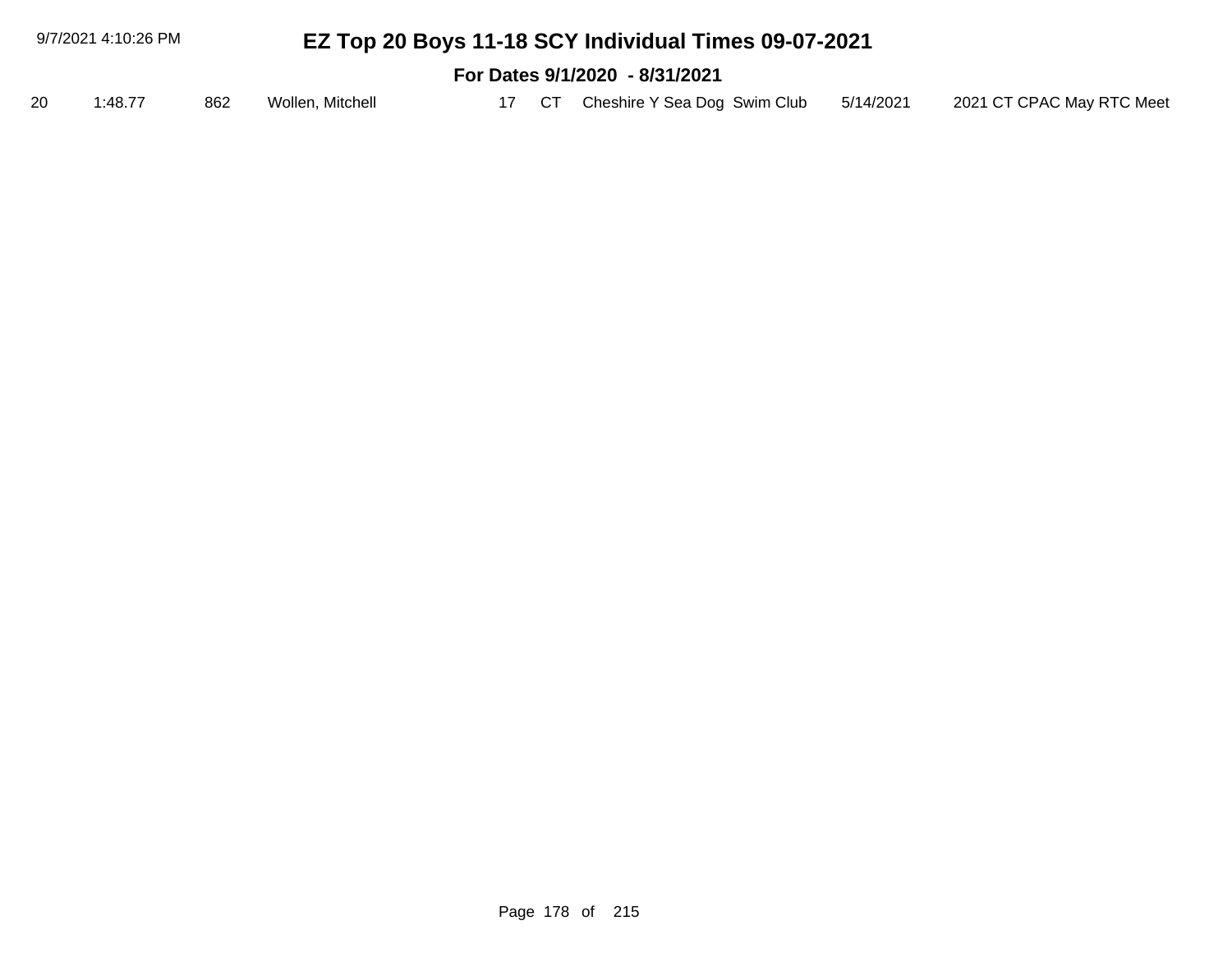# EZ Top 20 Boys 11-18 SCY Individual Times 09-07-2021

## For Dates 9/1/2020 - 8/31/2021

| | | | | | | | | |
|---|---|---|---|---|---|---|---|---|
| 20 | 1:48.77 | 862 | Wollen, Mitchell | 17 | CT | Cheshire Y Sea Dog Swim Club | 5/14/2021 | 2021 CT CPAC May RTC Meet |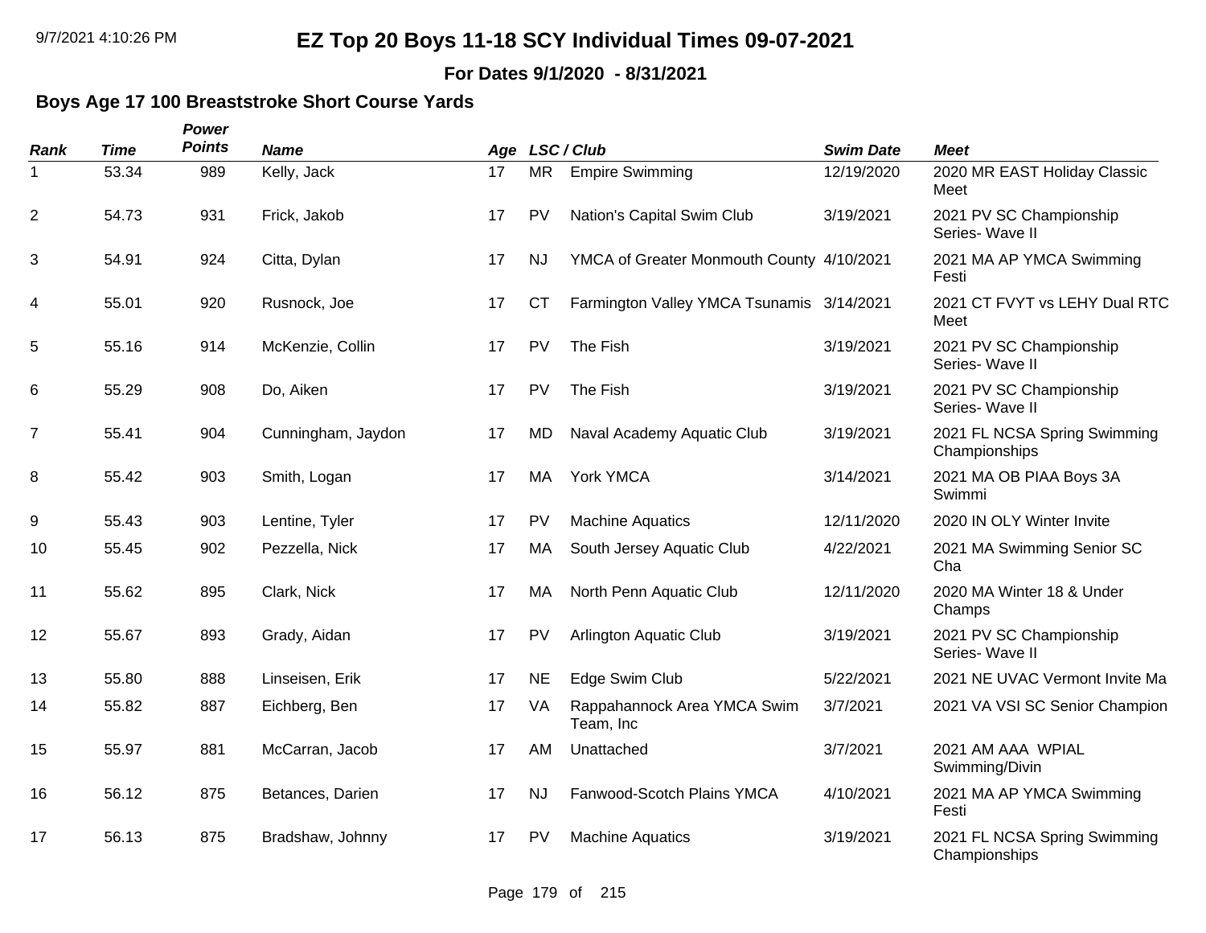# EZ Top 20 Boys 11-18 SCY Individual Times 09-07-2021

**For Dates 9/1/2020 - 8/31/2021**

### Boys Age 17 100 Breaststroke Short Course Yards

| Rank | Time | Power Points | Name | Age | LSC | Club | Swim Date | Meet |
|---|---|---|---|---|---|---|---|---|
| 1 | 53.34 | 989 | Kelly, Jack | 17 | MR | Empire Swimming | 12/19/2020 | 2020 MR EAST Holiday Classic Meet |
| 2 | 54.73 | 931 | Frick, Jakob | 17 | PV | Nation's Capital Swim Club | 3/19/2021 | 2021 PV SC Championship Series- Wave II |
| 3 | 54.91 | 924 | Citta, Dylan | 17 | NJ | YMCA of Greater Monmouth County | 4/10/2021 | 2021 MA AP YMCA Swimming Festi |
| 4 | 55.01 | 920 | Rusnock, Joe | 17 | CT | Farmington Valley YMCA Tsunamis | 3/14/2021 | 2021 CT FVYT vs LEHY Dual RTC Meet |
| 5 | 55.16 | 914 | McKenzie, Collin | 17 | PV | The Fish | 3/19/2021 | 2021 PV SC Championship Series- Wave II |
| 6 | 55.29 | 908 | Do, Aiken | 17 | PV | The Fish | 3/19/2021 | 2021 PV SC Championship Series- Wave II |
| 7 | 55.41 | 904 | Cunningham, Jaydon | 17 | MD | Naval Academy Aquatic Club | 3/19/2021 | 2021 FL NCSA Spring Swimming Championships |
| 8 | 55.42 | 903 | Smith, Logan | 17 | MA | York YMCA | 3/14/2021 | 2021 MA OB PIAA Boys 3A Swimmi |
| 9 | 55.43 | 903 | Lentine, Tyler | 17 | PV | Machine Aquatics | 12/11/2020 | 2020 IN OLY Winter Invite |
| 10 | 55.45 | 902 | Pezzella, Nick | 17 | MA | South Jersey Aquatic Club | 4/22/2021 | 2021 MA Swimming Senior SC Cha |
| 11 | 55.62 | 895 | Clark, Nick | 17 | MA | North Penn Aquatic Club | 12/11/2020 | 2020 MA Winter 18 & Under Champs |
| 12 | 55.67 | 893 | Grady, Aidan | 17 | PV | Arlington Aquatic Club | 3/19/2021 | 2021 PV SC Championship Series- Wave II |
| 13 | 55.80 | 888 | Linseisen, Erik | 17 | NE | Edge Swim Club | 5/22/2021 | 2021 NE UVAC Vermont Invite Ma |
| 14 | 55.82 | 887 | Eichberg, Ben | 17 | VA | Rappahannock Area YMCA Swim Team, Inc | 3/7/2021 | 2021 VA VSI SC Senior Champion |
| 15 | 55.97 | 881 | McCarran, Jacob | 17 | AM | Unattached | 3/7/2021 | 2021 AM AAA WPIAL Swimming/Divin |
| 16 | 56.12 | 875 | Betances, Darien | 17 | NJ | Fanwood-Scotch Plains YMCA | 4/10/2021 | 2021 MA AP YMCA Swimming Festi |
| 17 | 56.13 | 875 | Bradshaw, Johnny | 17 | PV | Machine Aquatics | 3/19/2021 | 2021 FL NCSA Spring Swimming Championships |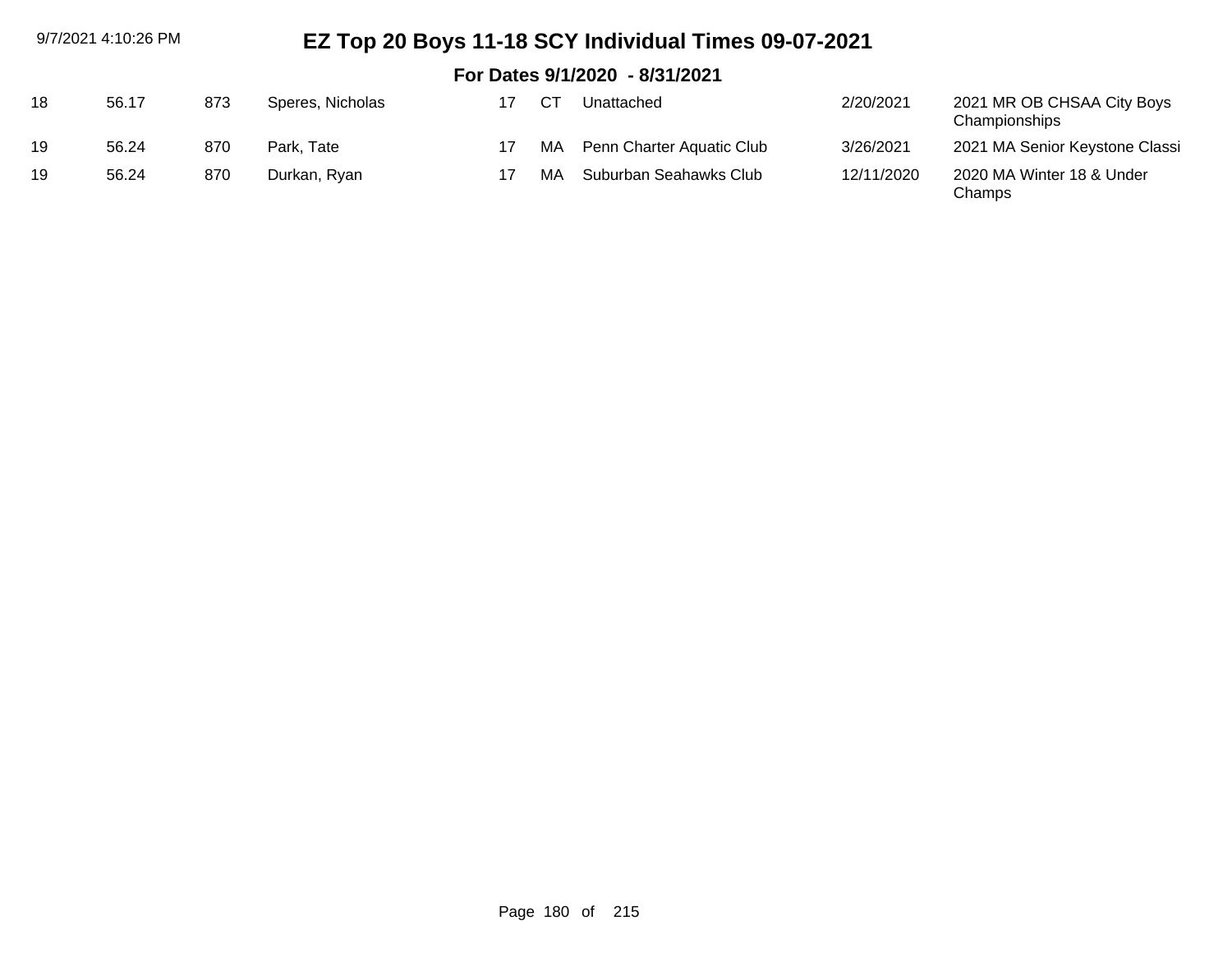# EZ Top 20 Boys 11-18 SCY Individual Times 09-07-2021

## For Dates 9/1/2020 - 8/31/2021

| | | | | | | | | |
|---|---|---|---|---|---|---|---|---|
| 18 | 56.17 | 873 | Speres, Nicholas | 17 | CT | Unattached | 2/20/2021 | 2021 MR OB CHSAA City Boys Championships |
| 19 | 56.24 | 870 | Park, Tate | 17 | MA | Penn Charter Aquatic Club | 3/26/2021 | 2021 MA Senior Keystone Classi |
| 19 | 56.24 | 870 | Durkan, Ryan | 17 | MA | Suburban Seahawks Club | 12/11/2020 | 2020 MA Winter 18 & Under Champs |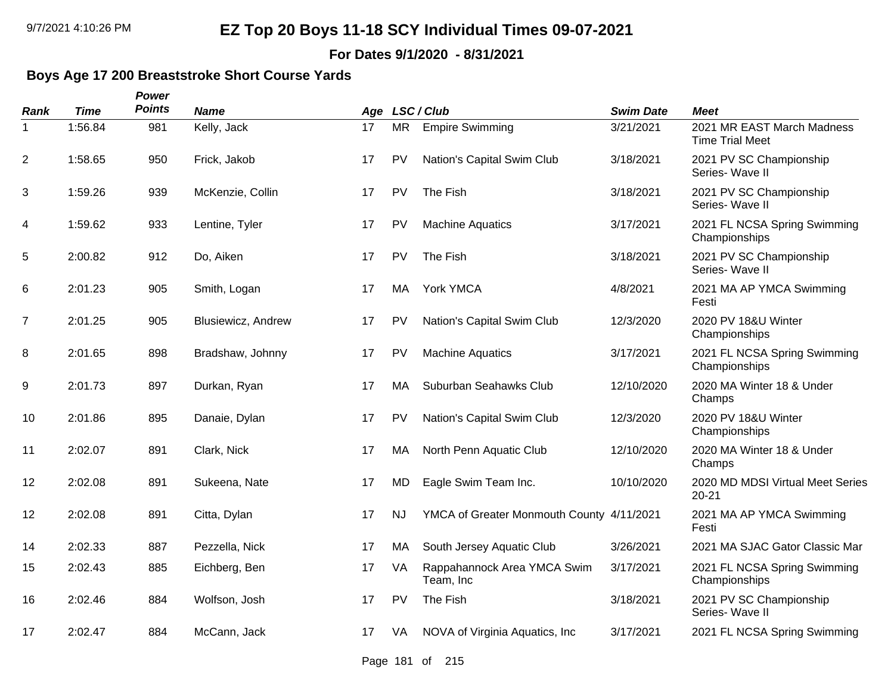# EZ Top 20 Boys 11-18 SCY Individual Times 09-07-2021

**For Dates 9/1/2020 - 8/31/2021**

### Boys Age 17 200 Breaststroke Short Course Yards

| Rank | Time | Power Points | Name | Age | LSC / Club | | Swim Date | Meet |
|---|---|---|---|---|---|---|---|---|
| 1 | 1:56.84 | 981 | Kelly, Jack | 17 | MR | Empire Swimming | 3/21/2021 | 2021 MR EAST March Madness Time Trial Meet |
| 2 | 1:58.65 | 950 | Frick, Jakob | 17 | PV | Nation's Capital Swim Club | 3/18/2021 | 2021 PV SC Championship Series- Wave II |
| 3 | 1:59.26 | 939 | McKenzie, Collin | 17 | PV | The Fish | 3/18/2021 | 2021 PV SC Championship Series- Wave II |
| 4 | 1:59.62 | 933 | Lentine, Tyler | 17 | PV | Machine Aquatics | 3/17/2021 | 2021 FL NCSA Spring Swimming Championships |
| 5 | 2:00.82 | 912 | Do, Aiken | 17 | PV | The Fish | 3/18/2021 | 2021 PV SC Championship Series- Wave II |
| 6 | 2:01.23 | 905 | Smith, Logan | 17 | MA | York YMCA | 4/8/2021 | 2021 MA AP YMCA Swimming Festi |
| 7 | 2:01.25 | 905 | Blusiewicz, Andrew | 17 | PV | Nation's Capital Swim Club | 12/3/2020 | 2020 PV 18&U Winter Championships |
| 8 | 2:01.65 | 898 | Bradshaw, Johnny | 17 | PV | Machine Aquatics | 3/17/2021 | 2021 FL NCSA Spring Swimming Championships |
| 9 | 2:01.73 | 897 | Durkan, Ryan | 17 | MA | Suburban Seahawks Club | 12/10/2020 | 2020 MA Winter 18 & Under Champs |
| 10 | 2:01.86 | 895 | Danaie, Dylan | 17 | PV | Nation's Capital Swim Club | 12/3/2020 | 2020 PV 18&U Winter Championships |
| 11 | 2:02.07 | 891 | Clark, Nick | 17 | MA | North Penn Aquatic Club | 12/10/2020 | 2020 MA Winter 18 & Under Champs |
| 12 | 2:02.08 | 891 | Sukeena, Nate | 17 | MD | Eagle Swim Team Inc. | 10/10/2020 | 2020 MD MDSI Virtual Meet Series 20-21 |
| 12 | 2:02.08 | 891 | Citta, Dylan | 17 | NJ | YMCA of Greater Monmouth County | 4/11/2021 | 2021 MA AP YMCA Swimming Festi |
| 14 | 2:02.33 | 887 | Pezzella, Nick | 17 | MA | South Jersey Aquatic Club | 3/26/2021 | 2021 MA SJAC Gator Classic Mar |
| 15 | 2:02.43 | 885 | Eichberg, Ben | 17 | VA | Rappahannock Area YMCA Swim Team, Inc | 3/17/2021 | 2021 FL NCSA Spring Swimming Championships |
| 16 | 2:02.46 | 884 | Wolfson, Josh | 17 | PV | The Fish | 3/18/2021 | 2021 PV SC Championship Series- Wave II |
| 17 | 2:02.47 | 884 | McCann, Jack | 17 | VA | NOVA of Virginia Aquatics, Inc | 3/17/2021 | 2021 FL NCSA Spring Swimming |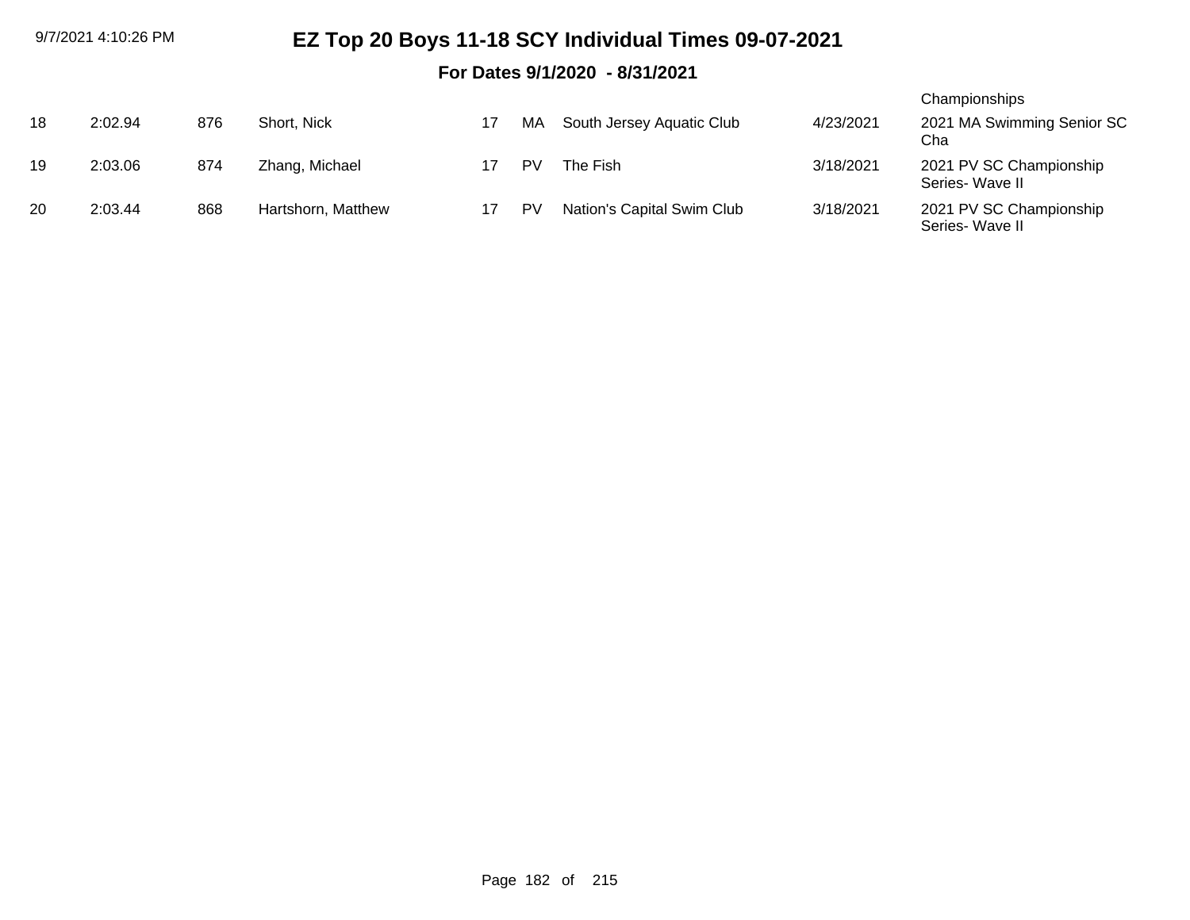# EZ Top 20 Boys 11-18 SCY Individual Times 09-07-2021

## For Dates 9/1/2020 - 8/31/2021

| | | | | | | | | |
|---|---|---|---|---|---|---|---|---|
| | | | | | | | | Championships |
| 18 | 2:02.94 | 876 | Short, Nick | 17 | MA | South Jersey Aquatic Club | 4/23/2021 | 2021 MA Swimming Senior SC Cha |
| 19 | 2:03.06 | 874 | Zhang, Michael | 17 | PV | The Fish | 3/18/2021 | 2021 PV SC Championship Series- Wave II |
| 20 | 2:03.44 | 868 | Hartshorn, Matthew | 17 | PV | Nation's Capital Swim Club | 3/18/2021 | 2021 PV SC Championship Series- Wave II |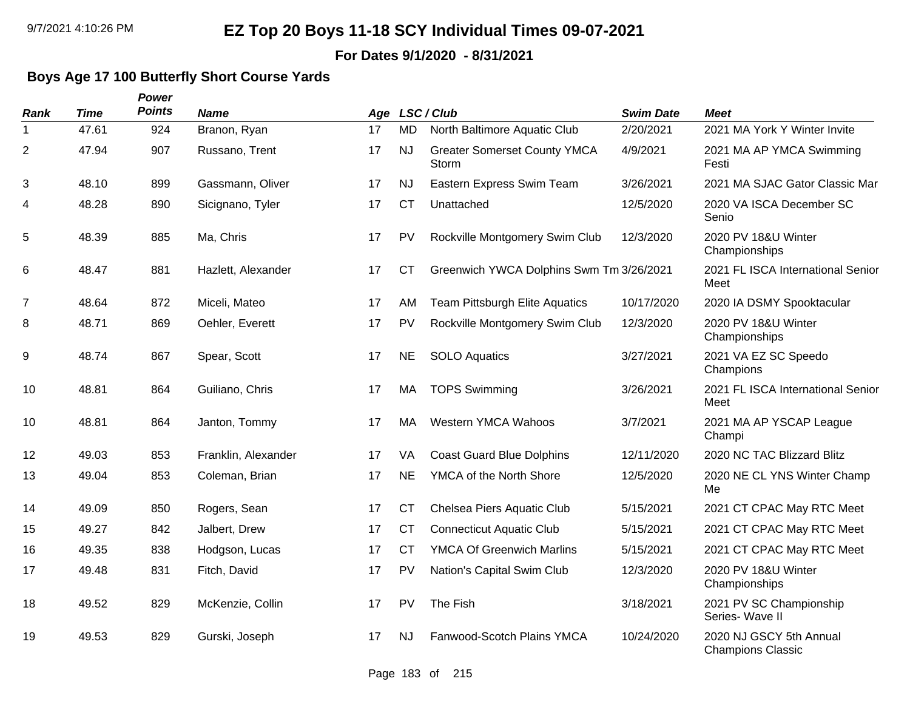# EZ Top 20 Boys 11-18 SCY Individual Times 09-07-2021

**For Dates 9/1/2020 - 8/31/2021**

### Boys Age 17 100 Butterfly Short Course Yards

| Rank | Time | Power Points | Name | Age | LSC / Club | | Swim Date | Meet |
|---|---|---|---|---|---|---|---|---|
| 1 | 47.61 | 924 | Branon, Ryan | 17 | MD | North Baltimore Aquatic Club | 2/20/2021 | 2021 MA York Y Winter Invite |
| 2 | 47.94 | 907 | Russano, Trent | 17 | NJ | Greater Somerset County YMCA Storm | 4/9/2021 | 2021 MA AP YMCA Swimming Festi |
| 3 | 48.10 | 899 | Gassmann, Oliver | 17 | NJ | Eastern Express Swim Team | 3/26/2021 | 2021 MA SJAC Gator Classic Mar |
| 4 | 48.28 | 890 | Sicignano, Tyler | 17 | CT | Unattached | 12/5/2020 | 2020 VA ISCA December SC Senio |
| 5 | 48.39 | 885 | Ma, Chris | 17 | PV | Rockville Montgomery Swim Club | 12/3/2020 | 2020 PV 18&U Winter Championships |
| 6 | 48.47 | 881 | Hazlett, Alexander | 17 | CT | Greenwich YWCA Dolphins Swm Tm | 3/26/2021 | 2021 FL ISCA International Senior Meet |
| 7 | 48.64 | 872 | Miceli, Mateo | 17 | AM | Team Pittsburgh Elite Aquatics | 10/17/2020 | 2020 IA DSMY Spooktacular |
| 8 | 48.71 | 869 | Oehler, Everett | 17 | PV | Rockville Montgomery Swim Club | 12/3/2020 | 2020 PV 18&U Winter Championships |
| 9 | 48.74 | 867 | Spear, Scott | 17 | NE | SOLO Aquatics | 3/27/2021 | 2021 VA EZ SC Speedo Champions |
| 10 | 48.81 | 864 | Guiliano, Chris | 17 | MA | TOPS Swimming | 3/26/2021 | 2021 FL ISCA International Senior Meet |
| 10 | 48.81 | 864 | Janton, Tommy | 17 | MA | Western YMCA Wahoos | 3/7/2021 | 2021 MA AP YSCAP League Champi |
| 12 | 49.03 | 853 | Franklin, Alexander | 17 | VA | Coast Guard Blue Dolphins | 12/11/2020 | 2020 NC TAC Blizzard Blitz |
| 13 | 49.04 | 853 | Coleman, Brian | 17 | NE | YMCA of the North Shore | 12/5/2020 | 2020 NE CL YNS Winter Champ Me |
| 14 | 49.09 | 850 | Rogers, Sean | 17 | CT | Chelsea Piers Aquatic Club | 5/15/2021 | 2021 CT CPAC May RTC Meet |
| 15 | 49.27 | 842 | Jalbert, Drew | 17 | CT | Connecticut Aquatic Club | 5/15/2021 | 2021 CT CPAC May RTC Meet |
| 16 | 49.35 | 838 | Hodgson, Lucas | 17 | CT | YMCA Of Greenwich Marlins | 5/15/2021 | 2021 CT CPAC May RTC Meet |
| 17 | 49.48 | 831 | Fitch, David | 17 | PV | Nation's Capital Swim Club | 12/3/2020 | 2020 PV 18&U Winter Championships |
| 18 | 49.52 | 829 | McKenzie, Collin | 17 | PV | The Fish | 3/18/2021 | 2021 PV SC Championship Series- Wave II |
| 19 | 49.53 | 829 | Gurski, Joseph | 17 | NJ | Fanwood-Scotch Plains YMCA | 10/24/2020 | 2020 NJ GSCY 5th Annual Champions Classic |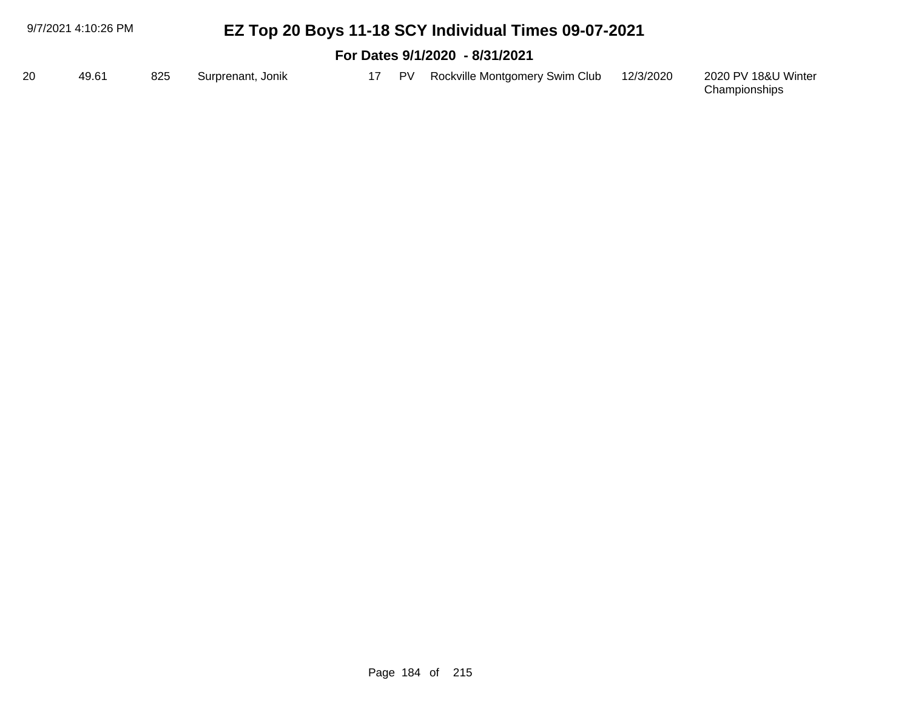# EZ Top 20 Boys 11-18 SCY Individual Times 09-07-2021

## For Dates 9/1/2020 - 8/31/2021

| | | | | | | | | |
|---|---|---|---|---|---|---|---|---|
| 20 | 49.61 | 825 | Surprenant, Jonik | 17 | PV | Rockville Montgomery Swim Club | 12/3/2020 | 2020 PV 18&U Winter Championships |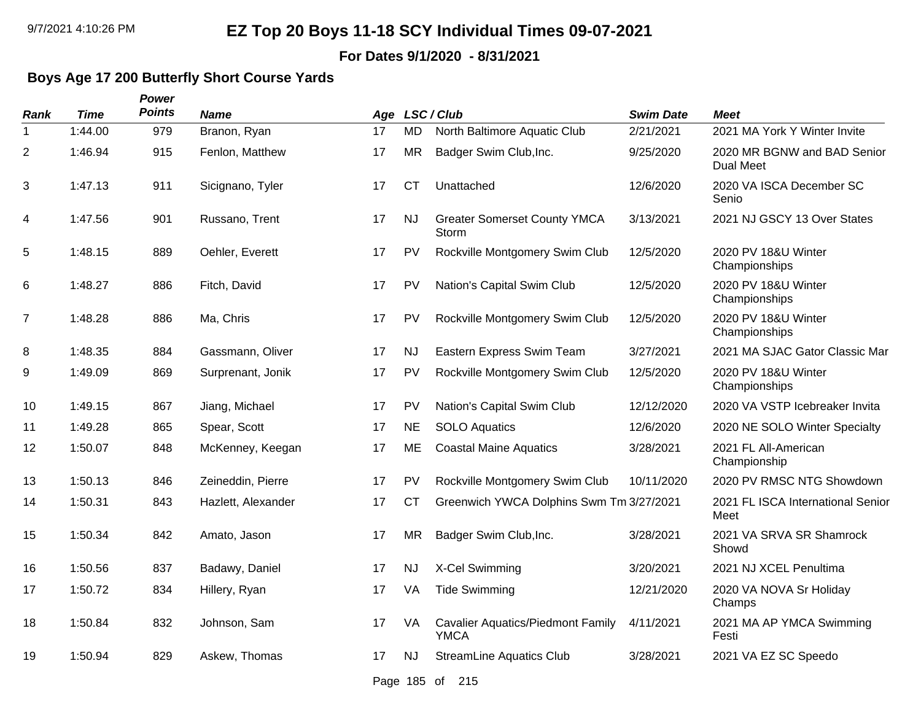# EZ Top 20 Boys 11-18 SCY Individual Times 09-07-2021

**For Dates 9/1/2020 - 8/31/2021**

## Boys Age 17 200 Butterfly Short Course Yards

| Rank | Time | Power Points | Name | Age | LSC / Club | | Swim Date | Meet |
|---|---|---|---|---|---|---|---|---|
| 1 | 1:44.00 | 979 | Branon, Ryan | 17 | MD | North Baltimore Aquatic Club | 2/21/2021 | 2021 MA York Y Winter Invite |
| 2 | 1:46.94 | 915 | Fenlon, Matthew | 17 | MR | Badger Swim Club,Inc. | 9/25/2020 | 2020 MR BGNW and BAD Senior Dual Meet |
| 3 | 1:47.13 | 911 | Sicignano, Tyler | 17 | CT | Unattached | 12/6/2020 | 2020 VA ISCA December SC Senio |
| 4 | 1:47.56 | 901 | Russano, Trent | 17 | NJ | Greater Somerset County YMCA Storm | 3/13/2021 | 2021 NJ GSCY 13 Over States |
| 5 | 1:48.15 | 889 | Oehler, Everett | 17 | PV | Rockville Montgomery Swim Club | 12/5/2020 | 2020 PV 18&U Winter Championships |
| 6 | 1:48.27 | 886 | Fitch, David | 17 | PV | Nation's Capital Swim Club | 12/5/2020 | 2020 PV 18&U Winter Championships |
| 7 | 1:48.28 | 886 | Ma, Chris | 17 | PV | Rockville Montgomery Swim Club | 12/5/2020 | 2020 PV 18&U Winter Championships |
| 8 | 1:48.35 | 884 | Gassmann, Oliver | 17 | NJ | Eastern Express Swim Team | 3/27/2021 | 2021 MA SJAC Gator Classic Mar |
| 9 | 1:49.09 | 869 | Surprenant, Jonik | 17 | PV | Rockville Montgomery Swim Club | 12/5/2020 | 2020 PV 18&U Winter Championships |
| 10 | 1:49.15 | 867 | Jiang, Michael | 17 | PV | Nation's Capital Swim Club | 12/12/2020 | 2020 VA VSTP Icebreaker Invita |
| 11 | 1:49.28 | 865 | Spear, Scott | 17 | NE | SOLO Aquatics | 12/6/2020 | 2020 NE SOLO Winter Specialty |
| 12 | 1:50.07 | 848 | McKenney, Keegan | 17 | ME | Coastal Maine Aquatics | 3/28/2021 | 2021 FL All-American Championship |
| 13 | 1:50.13 | 846 | Zeineddin, Pierre | 17 | PV | Rockville Montgomery Swim Club | 10/11/2020 | 2020 PV RMSC NTG Showdown |
| 14 | 1:50.31 | 843 | Hazlett, Alexander | 17 | CT | Greenwich YWCA Dolphins Swm Tm | 3/27/2021 | 2021 FL ISCA International Senior Meet |
| 15 | 1:50.34 | 842 | Amato, Jason | 17 | MR | Badger Swim Club,Inc. | 3/28/2021 | 2021 VA SRVA SR Shamrock Showd |
| 16 | 1:50.56 | 837 | Badawy, Daniel | 17 | NJ | X-Cel Swimming | 3/20/2021 | 2021 NJ XCEL Penultima |
| 17 | 1:50.72 | 834 | Hillery, Ryan | 17 | VA | Tide Swimming | 12/21/2020 | 2020 VA NOVA Sr Holiday Champs |
| 18 | 1:50.84 | 832 | Johnson, Sam | 17 | VA | Cavalier Aquatics/Piedmont Family YMCA | 4/11/2021 | 2021 MA AP YMCA Swimming Festi |
| 19 | 1:50.94 | 829 | Askew, Thomas | 17 | NJ | StreamLine Aquatics Club | 3/28/2021 | 2021 VA EZ SC Speedo |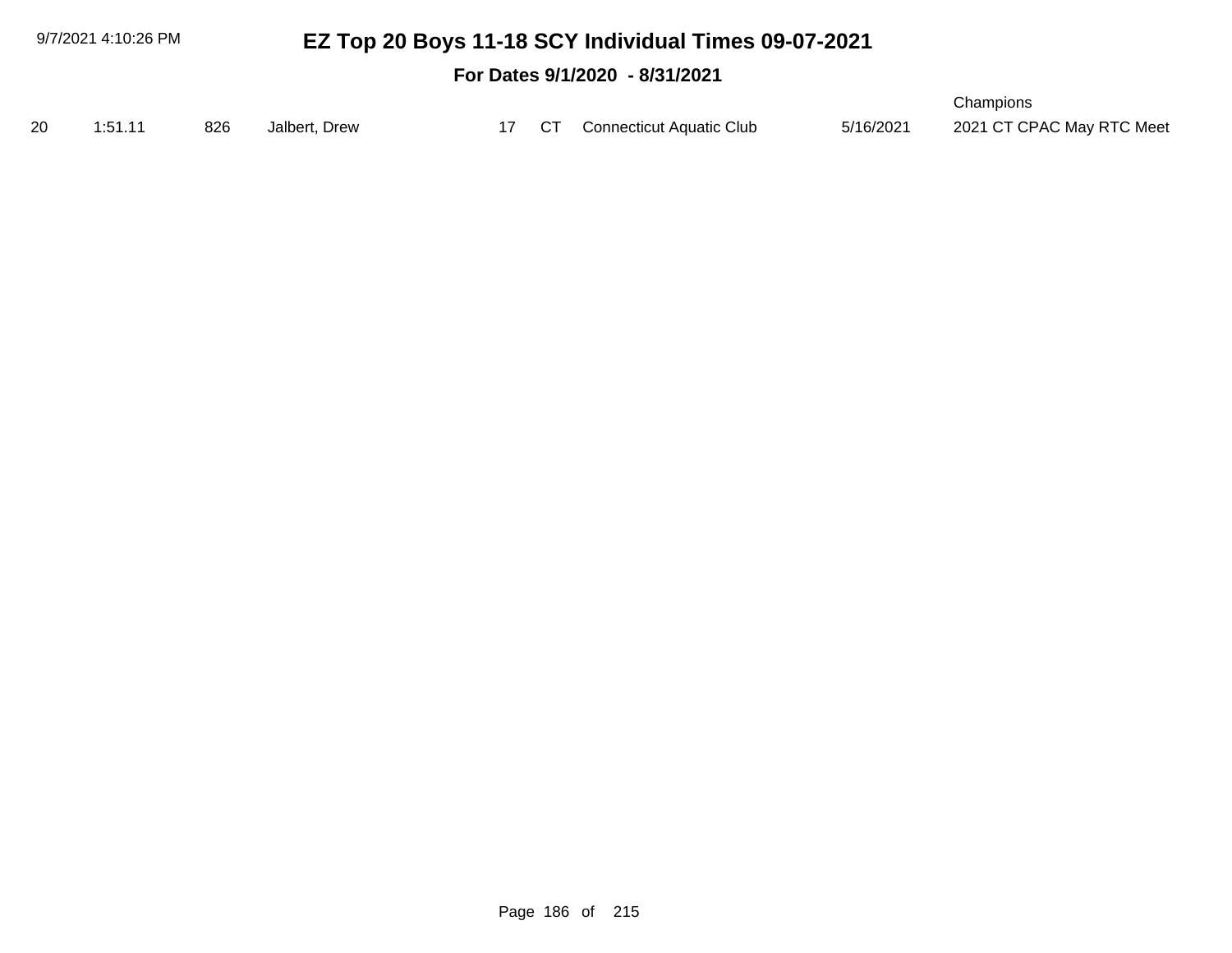# EZ Top 20 Boys 11-18 SCY Individual Times 09-07-2021

## For Dates 9/1/2020 - 8/31/2021

| | | | | | | | | |
|---|---|---|---|---|---|---|---|---|
| 20 | 1:51.11 | 826 | Jalbert, Drew | 17 | CT | Connecticut Aquatic Club | 5/16/2021 | Champions 2021 CT CPAC May RTC Meet |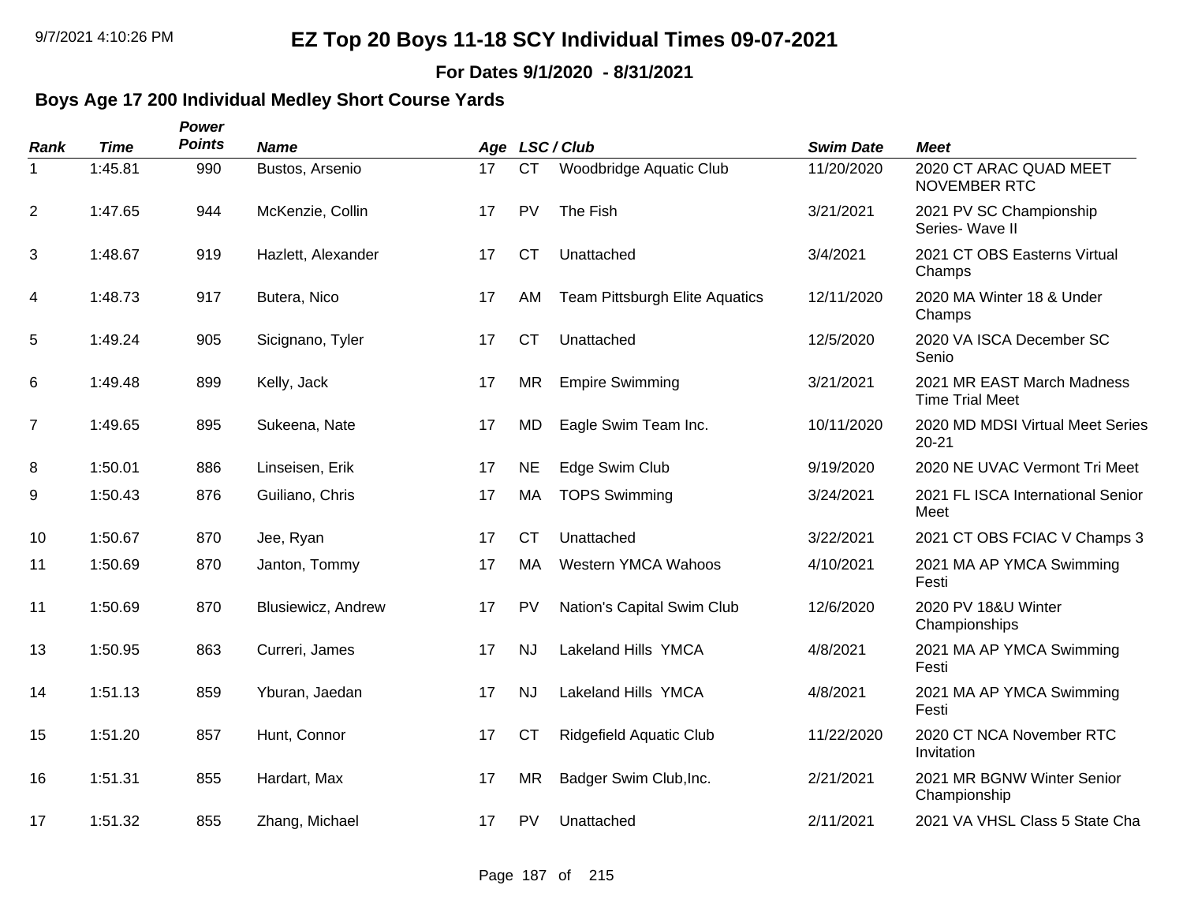# EZ Top 20 Boys 11-18 SCY Individual Times 09-07-2021

**For Dates 9/1/2020 - 8/31/2021**

## Boys Age 17 200 Individual Medley Short Course Yards

| Rank | Time | Power Points | Name | Age | LSC / Club | | Swim Date | Meet |
|---|---|---|---|---|---|---|---|---|
| 1 | 1:45.81 | 990 | Bustos, Arsenio | 17 | CT | Woodbridge Aquatic Club | 11/20/2020 | 2020 CT ARAC QUAD MEET NOVEMBER RTC |
| 2 | 1:47.65 | 944 | McKenzie, Collin | 17 | PV | The Fish | 3/21/2021 | 2021 PV SC Championship Series- Wave II |
| 3 | 1:48.67 | 919 | Hazlett, Alexander | 17 | CT | Unattached | 3/4/2021 | 2021 CT OBS Easterns Virtual Champs |
| 4 | 1:48.73 | 917 | Butera, Nico | 17 | AM | Team Pittsburgh Elite Aquatics | 12/11/2020 | 2020 MA Winter 18 & Under Champs |
| 5 | 1:49.24 | 905 | Sicignano, Tyler | 17 | CT | Unattached | 12/5/2020 | 2020 VA ISCA December SC Senio |
| 6 | 1:49.48 | 899 | Kelly, Jack | 17 | MR | Empire Swimming | 3/21/2021 | 2021 MR EAST March Madness Time Trial Meet |
| 7 | 1:49.65 | 895 | Sukeena, Nate | 17 | MD | Eagle Swim Team Inc. | 10/11/2020 | 2020 MD MDSI Virtual Meet Series 20-21 |
| 8 | 1:50.01 | 886 | Linseisen, Erik | 17 | NE | Edge Swim Club | 9/19/2020 | 2020 NE UVAC Vermont Tri Meet |
| 9 | 1:50.43 | 876 | Guiliano, Chris | 17 | MA | TOPS Swimming | 3/24/2021 | 2021 FL ISCA International Senior Meet |
| 10 | 1:50.67 | 870 | Jee, Ryan | 17 | CT | Unattached | 3/22/2021 | 2021 CT OBS FCIAC V Champs 3 |
| 11 | 1:50.69 | 870 | Janton, Tommy | 17 | MA | Western YMCA Wahoos | 4/10/2021 | 2021 MA AP YMCA Swimming Festi |
| 11 | 1:50.69 | 870 | Blusiewicz, Andrew | 17 | PV | Nation's Capital Swim Club | 12/6/2020 | 2020 PV 18&U Winter Championships |
| 13 | 1:50.95 | 863 | Curreri, James | 17 | NJ | Lakeland Hills YMCA | 4/8/2021 | 2021 MA AP YMCA Swimming Festi |
| 14 | 1:51.13 | 859 | Yburan, Jaedan | 17 | NJ | Lakeland Hills YMCA | 4/8/2021 | 2021 MA AP YMCA Swimming Festi |
| 15 | 1:51.20 | 857 | Hunt, Connor | 17 | CT | Ridgefield Aquatic Club | 11/22/2020 | 2020 CT NCA November RTC Invitation |
| 16 | 1:51.31 | 855 | Hardart, Max | 17 | MR | Badger Swim Club,Inc. | 2/21/2021 | 2021 MR BGNW Winter Senior Championship |
| 17 | 1:51.32 | 855 | Zhang, Michael | 17 | PV | Unattached | 2/11/2021 | 2021 VA VHSL Class 5 State Cha |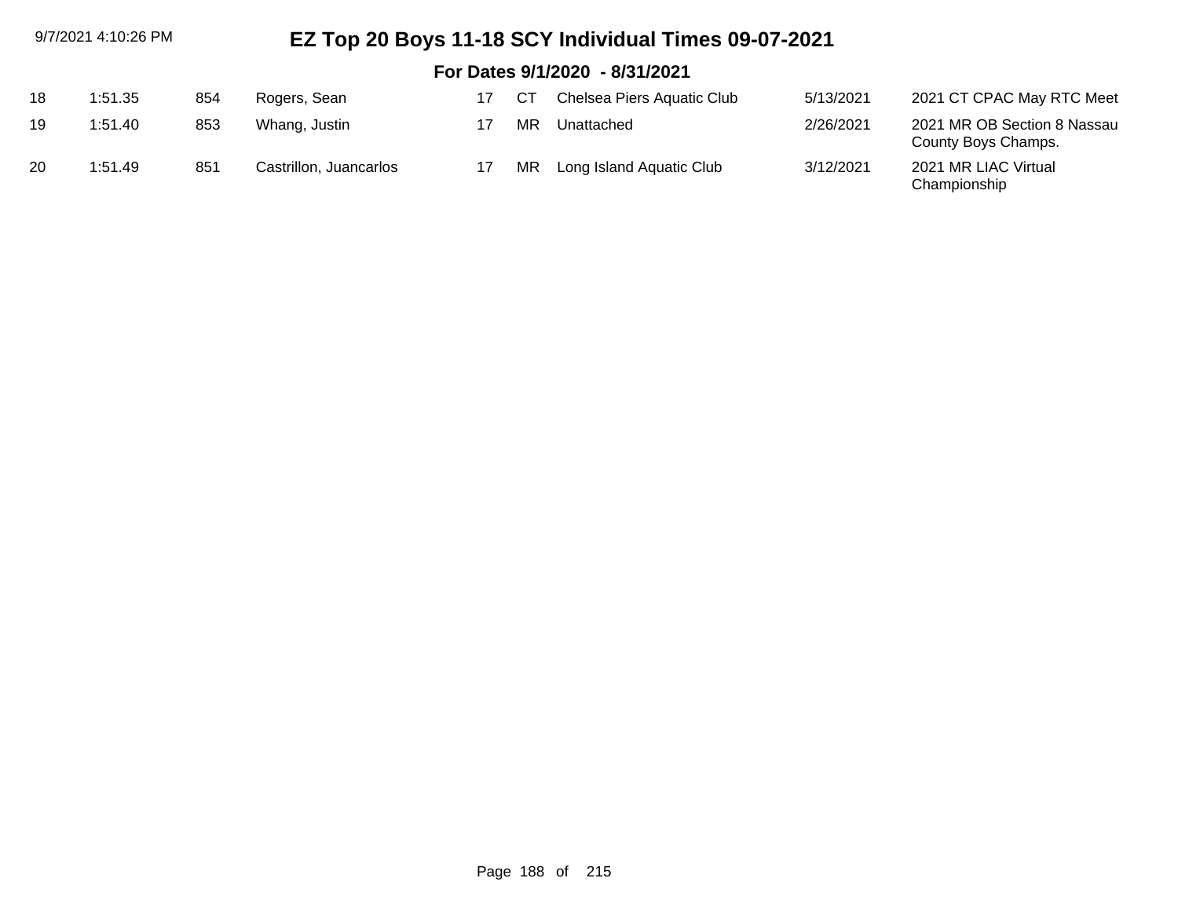# EZ Top 20 Boys 11-18 SCY Individual Times 09-07-2021

## For Dates 9/1/2020 - 8/31/2021

| | | | | | | | | |
|---|---|---|---|---|---|---|---|---|
| 18 | 1:51.35 | 854 | Rogers, Sean | 17 | CT | Chelsea Piers Aquatic Club | 5/13/2021 | 2021 CT CPAC May RTC Meet |
| 19 | 1:51.40 | 853 | Whang, Justin | 17 | MR | Unattached | 2/26/2021 | 2021 MR OB Section 8 Nassau County Boys Champs. |
| 20 | 1:51.49 | 851 | Castrillon, Juancarlos | 17 | MR | Long Island Aquatic Club | 3/12/2021 | 2021 MR LIAC Virtual Championship |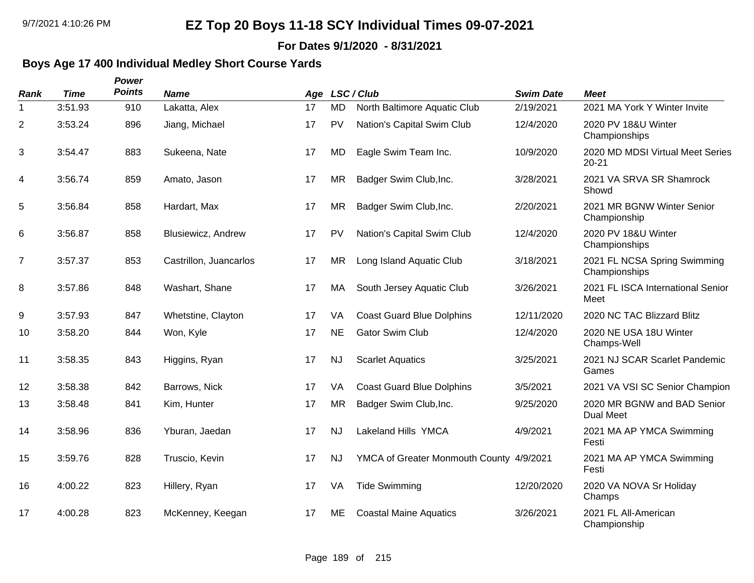# EZ Top 20 Boys 11-18 SCY Individual Times 09-07-2021

**For Dates 9/1/2020 - 8/31/2021**

## Boys Age 17 400 Individual Medley Short Course Yards

| Rank | Time | Power Points | Name | Age | LSC | Club | Swim Date | Meet |
|---|---|---|---|---|---|---|---|---|
| 1 | 3:51.93 | 910 | Lakatta, Alex | 17 | MD | North Baltimore Aquatic Club | 2/19/2021 | 2021 MA York Y Winter Invite |
| 2 | 3:53.24 | 896 | Jiang, Michael | 17 | PV | Nation's Capital Swim Club | 12/4/2020 | 2020 PV 18&U Winter Championships |
| 3 | 3:54.47 | 883 | Sukeena, Nate | 17 | MD | Eagle Swim Team Inc. | 10/9/2020 | 2020 MD MDSI Virtual Meet Series 20-21 |
| 4 | 3:56.74 | 859 | Amato, Jason | 17 | MR | Badger Swim Club,Inc. | 3/28/2021 | 2021 VA SRVA SR Shamrock Showd |
| 5 | 3:56.84 | 858 | Hardart, Max | 17 | MR | Badger Swim Club,Inc. | 2/20/2021 | 2021 MR BGNW Winter Senior Championship |
| 6 | 3:56.87 | 858 | Blusiewicz, Andrew | 17 | PV | Nation's Capital Swim Club | 12/4/2020 | 2020 PV 18&U Winter Championships |
| 7 | 3:57.37 | 853 | Castrillon, Juancarlos | 17 | MR | Long Island Aquatic Club | 3/18/2021 | 2021 FL NCSA Spring Swimming Championships |
| 8 | 3:57.86 | 848 | Washart, Shane | 17 | MA | South Jersey Aquatic Club | 3/26/2021 | 2021 FL ISCA International Senior Meet |
| 9 | 3:57.93 | 847 | Whetstine, Clayton | 17 | VA | Coast Guard Blue Dolphins | 12/11/2020 | 2020 NC TAC Blizzard Blitz |
| 10 | 3:58.20 | 844 | Won, Kyle | 17 | NE | Gator Swim Club | 12/4/2020 | 2020 NE USA 18U Winter Champs-Well |
| 11 | 3:58.35 | 843 | Higgins, Ryan | 17 | NJ | Scarlet Aquatics | 3/25/2021 | 2021 NJ SCAR Scarlet Pandemic Games |
| 12 | 3:58.38 | 842 | Barrows, Nick | 17 | VA | Coast Guard Blue Dolphins | 3/5/2021 | 2021 VA VSI SC Senior Champion |
| 13 | 3:58.48 | 841 | Kim, Hunter | 17 | MR | Badger Swim Club,Inc. | 9/25/2020 | 2020 MR BGNW and BAD Senior Dual Meet |
| 14 | 3:58.96 | 836 | Yburan, Jaedan | 17 | NJ | Lakeland Hills YMCA | 4/9/2021 | 2021 MA AP YMCA Swimming Festi |
| 15 | 3:59.76 | 828 | Truscio, Kevin | 17 | NJ | YMCA of Greater Monmouth County | 4/9/2021 | 2021 MA AP YMCA Swimming Festi |
| 16 | 4:00.22 | 823 | Hillery, Ryan | 17 | VA | Tide Swimming | 12/20/2020 | 2020 VA NOVA Sr Holiday Champs |
| 17 | 4:00.28 | 823 | McKenney, Keegan | 17 | ME | Coastal Maine Aquatics | 3/26/2021 | 2021 FL All-American Championship |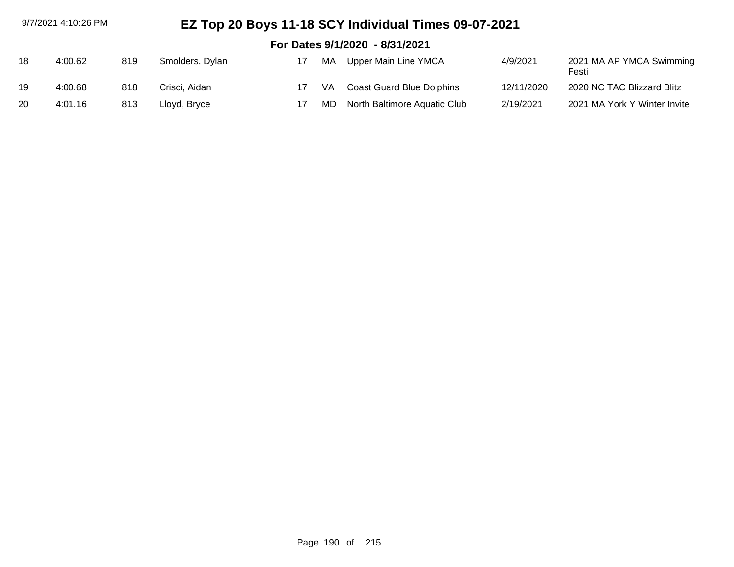# EZ Top 20 Boys 11-18 SCY Individual Times 09-07-2021

## For Dates 9/1/2020 - 8/31/2021

| | | | | | | | | |
|---|---|---|---|---|---|---|---|---|
| 18 | 4:00.62 | 819 | Smolders, Dylan | 17 | MA | Upper Main Line YMCA | 4/9/2021 | 2021 MA AP YMCA Swimming Festi |
| 19 | 4:00.68 | 818 | Crisci, Aidan | 17 | VA | Coast Guard Blue Dolphins | 12/11/2020 | 2020 NC TAC Blizzard Blitz |
| 20 | 4:01.16 | 813 | Lloyd, Bryce | 17 | MD | North Baltimore Aquatic Club | 2/19/2021 | 2021 MA York Y Winter Invite |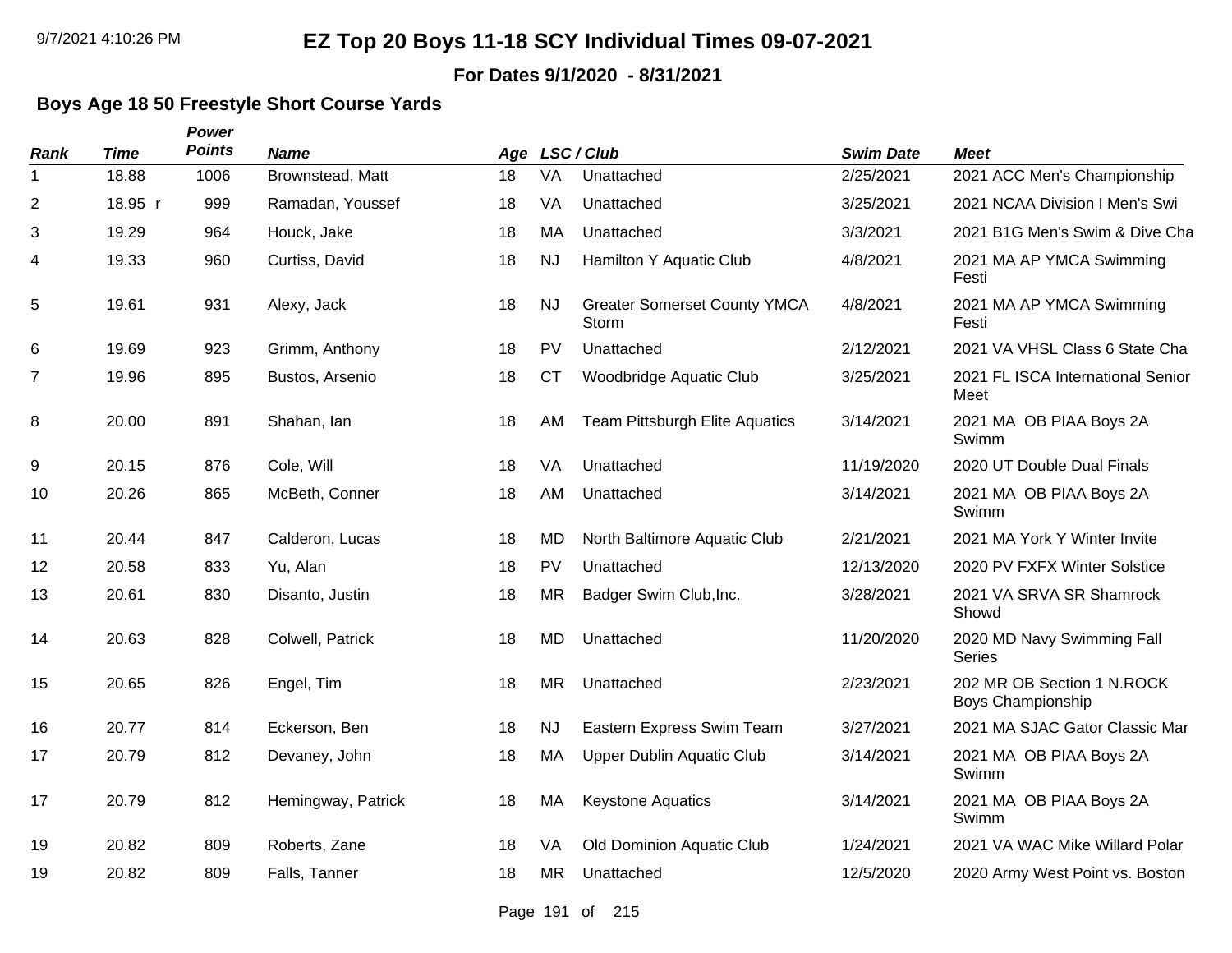# EZ Top 20 Boys 11-18 SCY Individual Times 09-07-2021

**For Dates 9/1/2020 - 8/31/2021**

## Boys Age 18 50 Freestyle Short Course Yards

| Rank | Time | Power Points | Name | Age | LSC | Club | Swim Date | Meet |
|---|---|---|---|---|---|---|---|---|
| 1 | 18.88 | 1006 | Brownstead, Matt | 18 | VA | Unattached | 2/25/2021 | 2021 ACC Men's Championship |
| 2 | 18.95 r | 999 | Ramadan, Youssef | 18 | VA | Unattached | 3/25/2021 | 2021 NCAA Division I Men's Swi |
| 3 | 19.29 | 964 | Houck, Jake | 18 | MA | Unattached | 3/3/2021 | 2021 B1G Men's Swim & Dive Cha |
| 4 | 19.33 | 960 | Curtiss, David | 18 | NJ | Hamilton Y Aquatic Club | 4/8/2021 | 2021 MA AP YMCA Swimming Festi |
| 5 | 19.61 | 931 | Alexy, Jack | 18 | NJ | Greater Somerset County YMCA Storm | 4/8/2021 | 2021 MA AP YMCA Swimming Festi |
| 6 | 19.69 | 923 | Grimm, Anthony | 18 | PV | Unattached | 2/12/2021 | 2021 VA VHSL Class 6 State Cha |
| 7 | 19.96 | 895 | Bustos, Arsenio | 18 | CT | Woodbridge Aquatic Club | 3/25/2021 | 2021 FL ISCA International Senior Meet |
| 8 | 20.00 | 891 | Shahan, Ian | 18 | AM | Team Pittsburgh Elite Aquatics | 3/14/2021 | 2021 MA OB PIAA Boys 2A Swimm |
| 9 | 20.15 | 876 | Cole, Will | 18 | VA | Unattached | 11/19/2020 | 2020 UT Double Dual Finals |
| 10 | 20.26 | 865 | McBeth, Conner | 18 | AM | Unattached | 3/14/2021 | 2021 MA OB PIAA Boys 2A Swimm |
| 11 | 20.44 | 847 | Calderon, Lucas | 18 | MD | North Baltimore Aquatic Club | 2/21/2021 | 2021 MA York Y Winter Invite |
| 12 | 20.58 | 833 | Yu, Alan | 18 | PV | Unattached | 12/13/2020 | 2020 PV FXFX Winter Solstice |
| 13 | 20.61 | 830 | Disanto, Justin | 18 | MR | Badger Swim Club,Inc. | 3/28/2021 | 2021 VA SRVA SR Shamrock Showd |
| 14 | 20.63 | 828 | Colwell, Patrick | 18 | MD | Unattached | 11/20/2020 | 2020 MD Navy Swimming Fall Series |
| 15 | 20.65 | 826 | Engel, Tim | 18 | MR | Unattached | 2/23/2021 | 202 MR OB Section 1 N.ROCK Boys Championship |
| 16 | 20.77 | 814 | Eckerson, Ben | 18 | NJ | Eastern Express Swim Team | 3/27/2021 | 2021 MA SJAC Gator Classic Mar |
| 17 | 20.79 | 812 | Devaney, John | 18 | MA | Upper Dublin Aquatic Club | 3/14/2021 | 2021 MA OB PIAA Boys 2A Swimm |
| 17 | 20.79 | 812 | Hemingway, Patrick | 18 | MA | Keystone Aquatics | 3/14/2021 | 2021 MA OB PIAA Boys 2A Swimm |
| 19 | 20.82 | 809 | Roberts, Zane | 18 | VA | Old Dominion Aquatic Club | 1/24/2021 | 2021 VA WAC Mike Willard Polar |
| 19 | 20.82 | 809 | Falls, Tanner | 18 | MR | Unattached | 12/5/2020 | 2020 Army West Point vs. Boston |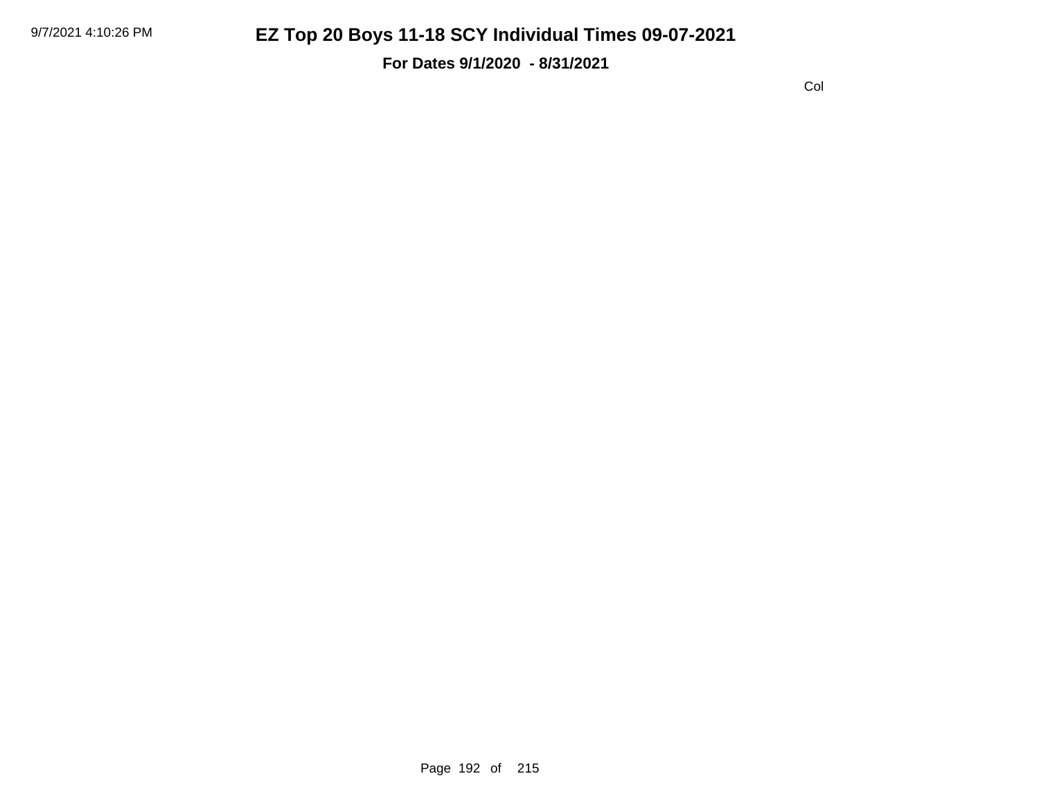# EZ Top 20 Boys 11-18 SCY Individual Times 09-07-2021

**For Dates 9/1/2020 - 8/31/2021**

Col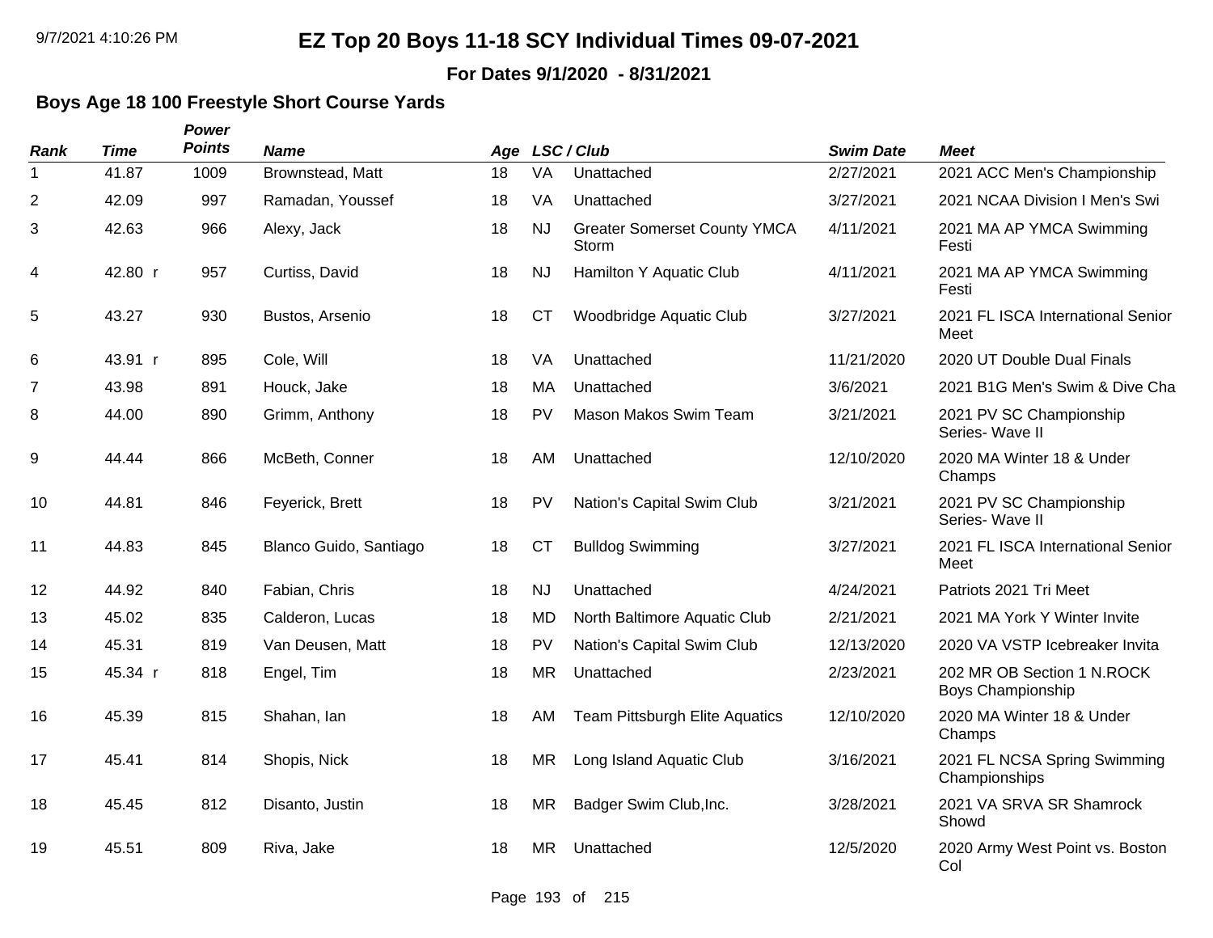# EZ Top 20 Boys 11-18 SCY Individual Times 09-07-2021

**For Dates 9/1/2020 - 8/31/2021**

### Boys Age 18 100 Freestyle Short Course Yards

| Rank | Time | Power Points | Name | Age | LSC / Club | | Swim Date | Meet |
|---|---|---|---|---|---|---|---|---|
| 1 | 41.87 | 1009 | Brownstead, Matt | 18 | VA | Unattached | 2/27/2021 | 2021 ACC Men's Championship |
| 2 | 42.09 | 997 | Ramadan, Youssef | 18 | VA | Unattached | 3/27/2021 | 2021 NCAA Division I Men's Swi |
| 3 | 42.63 | 966 | Alexy, Jack | 18 | NJ | Greater Somerset County YMCA Storm | 4/11/2021 | 2021 MA AP YMCA Swimming Festi |
| 4 | 42.80 r | 957 | Curtiss, David | 18 | NJ | Hamilton Y Aquatic Club | 4/11/2021 | 2021 MA AP YMCA Swimming Festi |
| 5 | 43.27 | 930 | Bustos, Arsenio | 18 | CT | Woodbridge Aquatic Club | 3/27/2021 | 2021 FL ISCA International Senior Meet |
| 6 | 43.91 r | 895 | Cole, Will | 18 | VA | Unattached | 11/21/2020 | 2020 UT Double Dual Finals |
| 7 | 43.98 | 891 | Houck, Jake | 18 | MA | Unattached | 3/6/2021 | 2021 B1G Men's Swim & Dive Cha |
| 8 | 44.00 | 890 | Grimm, Anthony | 18 | PV | Mason Makos Swim Team | 3/21/2021 | 2021 PV SC Championship Series- Wave II |
| 9 | 44.44 | 866 | McBeth, Conner | 18 | AM | Unattached | 12/10/2020 | 2020 MA Winter 18 & Under Champs |
| 10 | 44.81 | 846 | Feyerick, Brett | 18 | PV | Nation's Capital Swim Club | 3/21/2021 | 2021 PV SC Championship Series- Wave II |
| 11 | 44.83 | 845 | Blanco Guido, Santiago | 18 | CT | Bulldog Swimming | 3/27/2021 | 2021 FL ISCA International Senior Meet |
| 12 | 44.92 | 840 | Fabian, Chris | 18 | NJ | Unattached | 4/24/2021 | Patriots 2021 Tri Meet |
| 13 | 45.02 | 835 | Calderon, Lucas | 18 | MD | North Baltimore Aquatic Club | 2/21/2021 | 2021 MA York Y Winter Invite |
| 14 | 45.31 | 819 | Van Deusen, Matt | 18 | PV | Nation's Capital Swim Club | 12/13/2020 | 2020 VA VSTP Icebreaker Invita |
| 15 | 45.34 r | 818 | Engel, Tim | 18 | MR | Unattached | 2/23/2021 | 202 MR OB Section 1 N.ROCK Boys Championship |
| 16 | 45.39 | 815 | Shahan, Ian | 18 | AM | Team Pittsburgh Elite Aquatics | 12/10/2020 | 2020 MA Winter 18 & Under Champs |
| 17 | 45.41 | 814 | Shopis, Nick | 18 | MR | Long Island Aquatic Club | 3/16/2021 | 2021 FL NCSA Spring Swimming Championships |
| 18 | 45.45 | 812 | Disanto, Justin | 18 | MR | Badger Swim Club,Inc. | 3/28/2021 | 2021 VA SRVA SR Shamrock Showd |
| 19 | 45.51 | 809 | Riva, Jake | 18 | MR | Unattached | 12/5/2020 | 2020 Army West Point vs. Boston Col |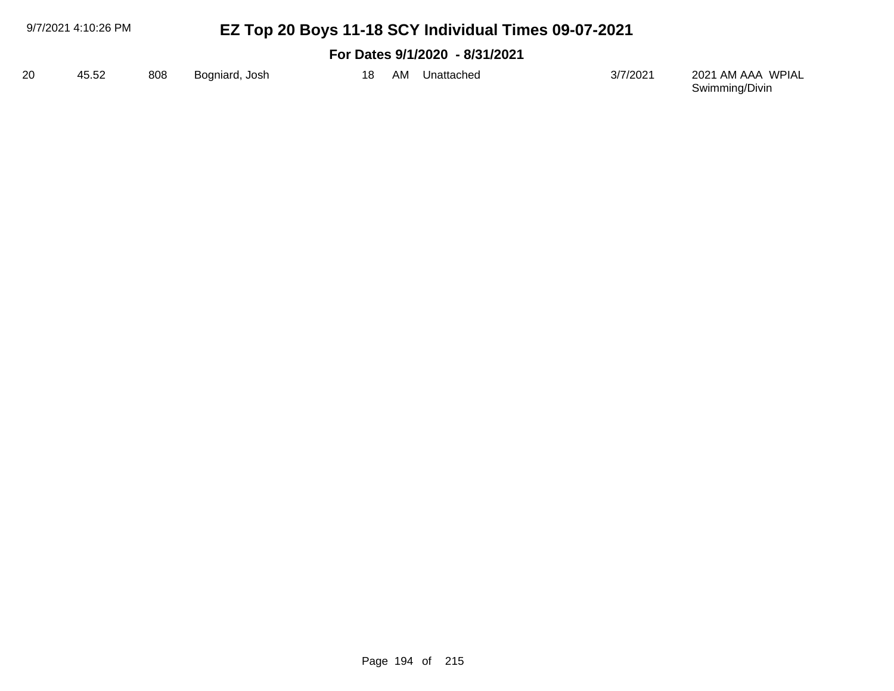# EZ Top 20 Boys 11-18 SCY Individual Times 09-07-2021

## For Dates 9/1/2020 - 8/31/2021

| | | | | | | | | |
|---|---|---|---|---|---|---|---|---|
| 20 | 45.52 | 808 | Bogniard, Josh | 18 | AM | Unattached | 3/7/2021 | 2021 AM AAA WPIAL Swimming/Divin |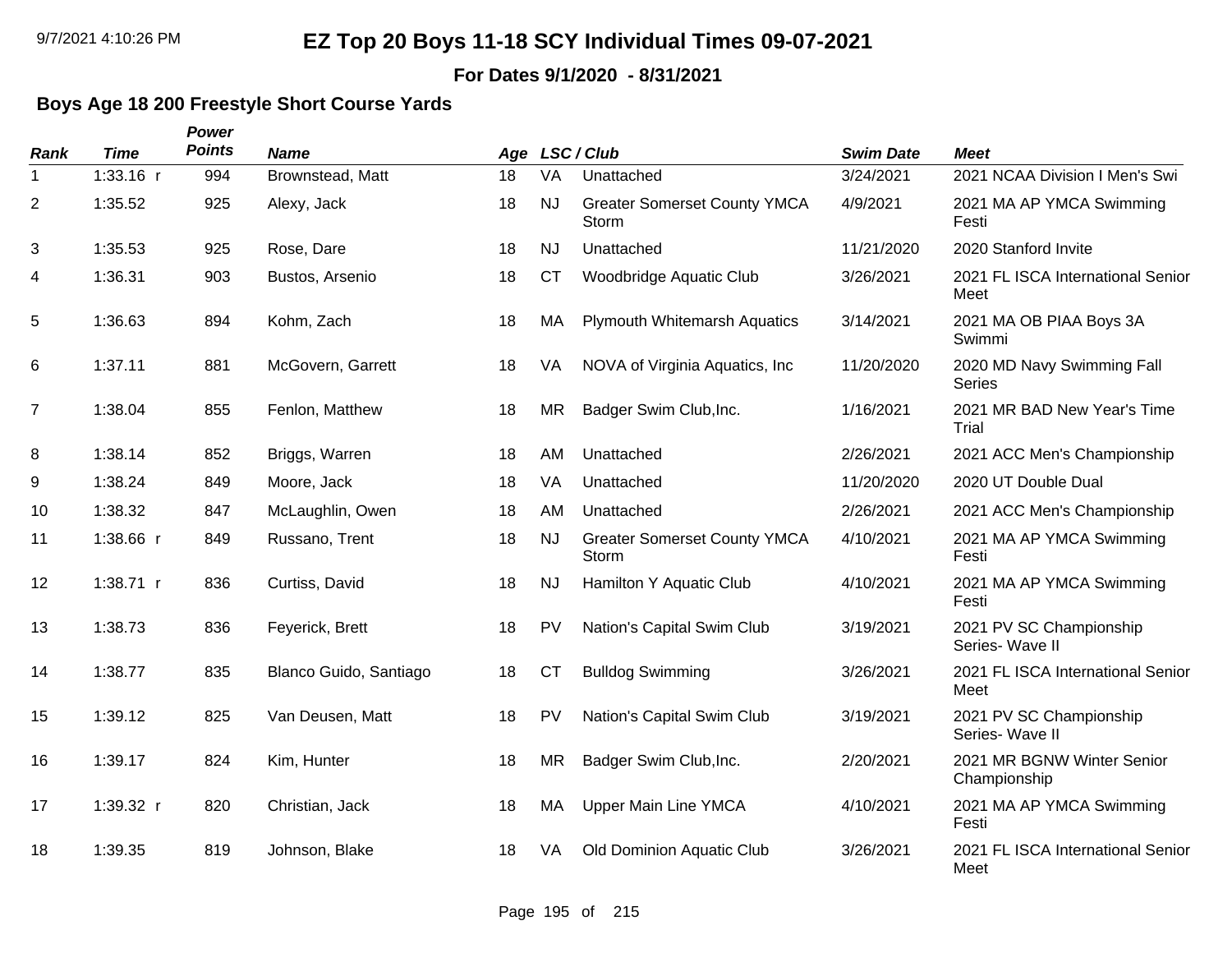# EZ Top 20 Boys 11-18 SCY Individual Times 09-07-2021

**For Dates 9/1/2020 - 8/31/2021**

### Boys Age 18 200 Freestyle Short Course Yards

| Rank | Time | Power Points | Name | Age | LSC | Club | Swim Date | Meet |
|---|---|---|---|---|---|---|---|---|
| 1 | 1:33.16 r | 994 | Brownstead, Matt | 18 | VA | Unattached | 3/24/2021 | 2021 NCAA Division I Men's Swi |
| 2 | 1:35.52 | 925 | Alexy, Jack | 18 | NJ | Greater Somerset County YMCA Storm | 4/9/2021 | 2021 MA AP YMCA Swimming Festi |
| 3 | 1:35.53 | 925 | Rose, Dare | 18 | NJ | Unattached | 11/21/2020 | 2020 Stanford Invite |
| 4 | 1:36.31 | 903 | Bustos, Arsenio | 18 | CT | Woodbridge Aquatic Club | 3/26/2021 | 2021 FL ISCA International Senior Meet |
| 5 | 1:36.63 | 894 | Kohm, Zach | 18 | MA | Plymouth Whitemarsh Aquatics | 3/14/2021 | 2021 MA OB PIAA Boys 3A Swimmi |
| 6 | 1:37.11 | 881 | McGovern, Garrett | 18 | VA | NOVA of Virginia Aquatics, Inc | 11/20/2020 | 2020 MD Navy Swimming Fall Series |
| 7 | 1:38.04 | 855 | Fenlon, Matthew | 18 | MR | Badger Swim Club,Inc. | 1/16/2021 | 2021 MR BAD New Year's Time Trial |
| 8 | 1:38.14 | 852 | Briggs, Warren | 18 | AM | Unattached | 2/26/2021 | 2021 ACC Men's Championship |
| 9 | 1:38.24 | 849 | Moore, Jack | 18 | VA | Unattached | 11/20/2020 | 2020 UT Double Dual |
| 10 | 1:38.32 | 847 | McLaughlin, Owen | 18 | AM | Unattached | 2/26/2021 | 2021 ACC Men's Championship |
| 11 | 1:38.66 r | 849 | Russano, Trent | 18 | NJ | Greater Somerset County YMCA Storm | 4/10/2021 | 2021 MA AP YMCA Swimming Festi |
| 12 | 1:38.71 r | 836 | Curtiss, David | 18 | NJ | Hamilton Y Aquatic Club | 4/10/2021 | 2021 MA AP YMCA Swimming Festi |
| 13 | 1:38.73 | 836 | Feyerick, Brett | 18 | PV | Nation's Capital Swim Club | 3/19/2021 | 2021 PV SC Championship Series- Wave II |
| 14 | 1:38.77 | 835 | Blanco Guido, Santiago | 18 | CT | Bulldog Swimming | 3/26/2021 | 2021 FL ISCA International Senior Meet |
| 15 | 1:39.12 | 825 | Van Deusen, Matt | 18 | PV | Nation's Capital Swim Club | 3/19/2021 | 2021 PV SC Championship Series- Wave II |
| 16 | 1:39.17 | 824 | Kim, Hunter | 18 | MR | Badger Swim Club,Inc. | 2/20/2021 | 2021 MR BGNW Winter Senior Championship |
| 17 | 1:39.32 r | 820 | Christian, Jack | 18 | MA | Upper Main Line YMCA | 4/10/2021 | 2021 MA AP YMCA Swimming Festi |
| 18 | 1:39.35 | 819 | Johnson, Blake | 18 | VA | Old Dominion Aquatic Club | 3/26/2021 | 2021 FL ISCA International Senior Meet |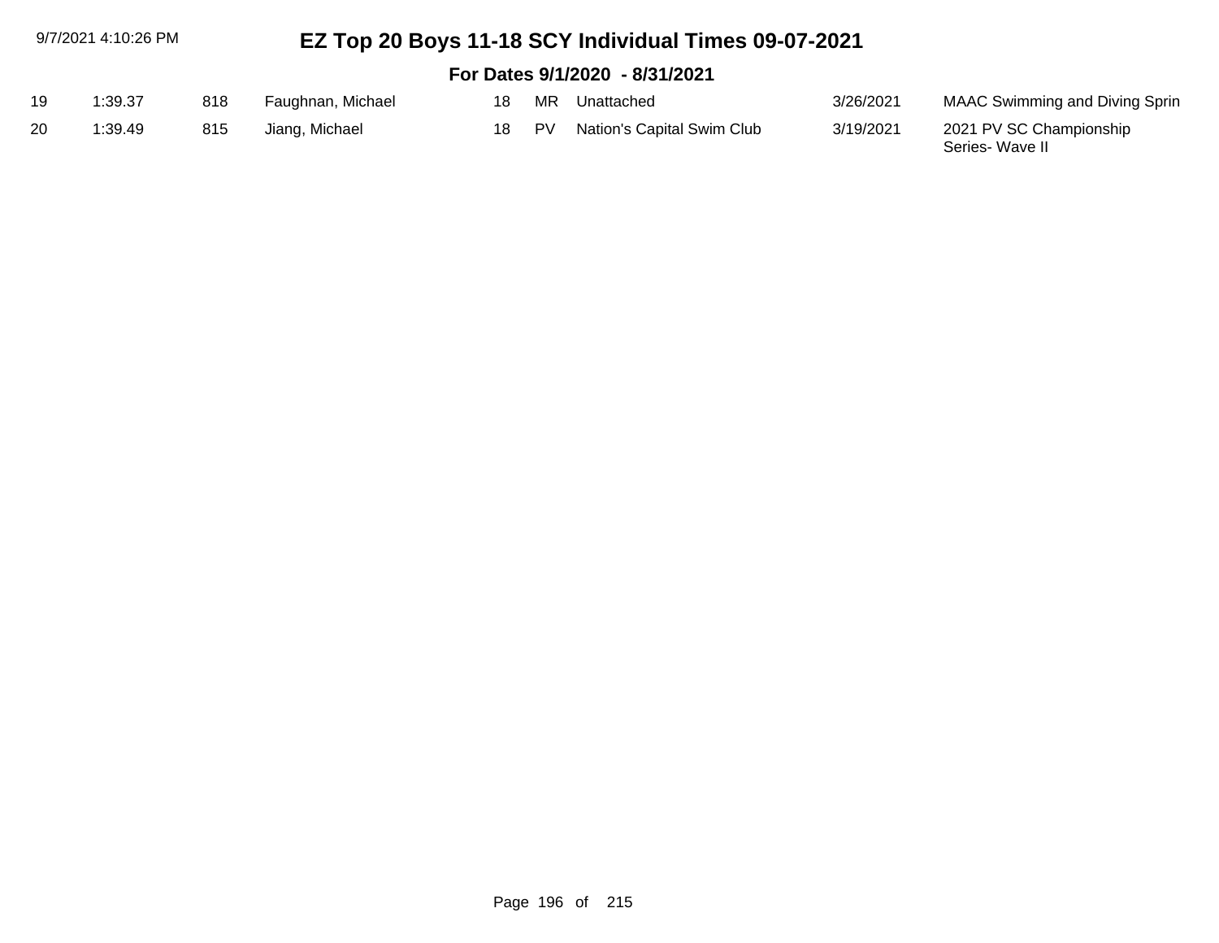# EZ Top 20 Boys 11-18 SCY Individual Times 09-07-2021

## For Dates 9/1/2020 - 8/31/2021

| | | | | | | | | |
|---|---|---|---|---|---|---|---|---|
| 19 | 1:39.37 | 818 | Faughnan, Michael | 18 | MR | Unattached | 3/26/2021 | MAAC Swimming and Diving Sprin |
| 20 | 1:39.49 | 815 | Jiang, Michael | 18 | PV | Nation's Capital Swim Club | 3/19/2021 | 2021 PV SC Championship Series- Wave II |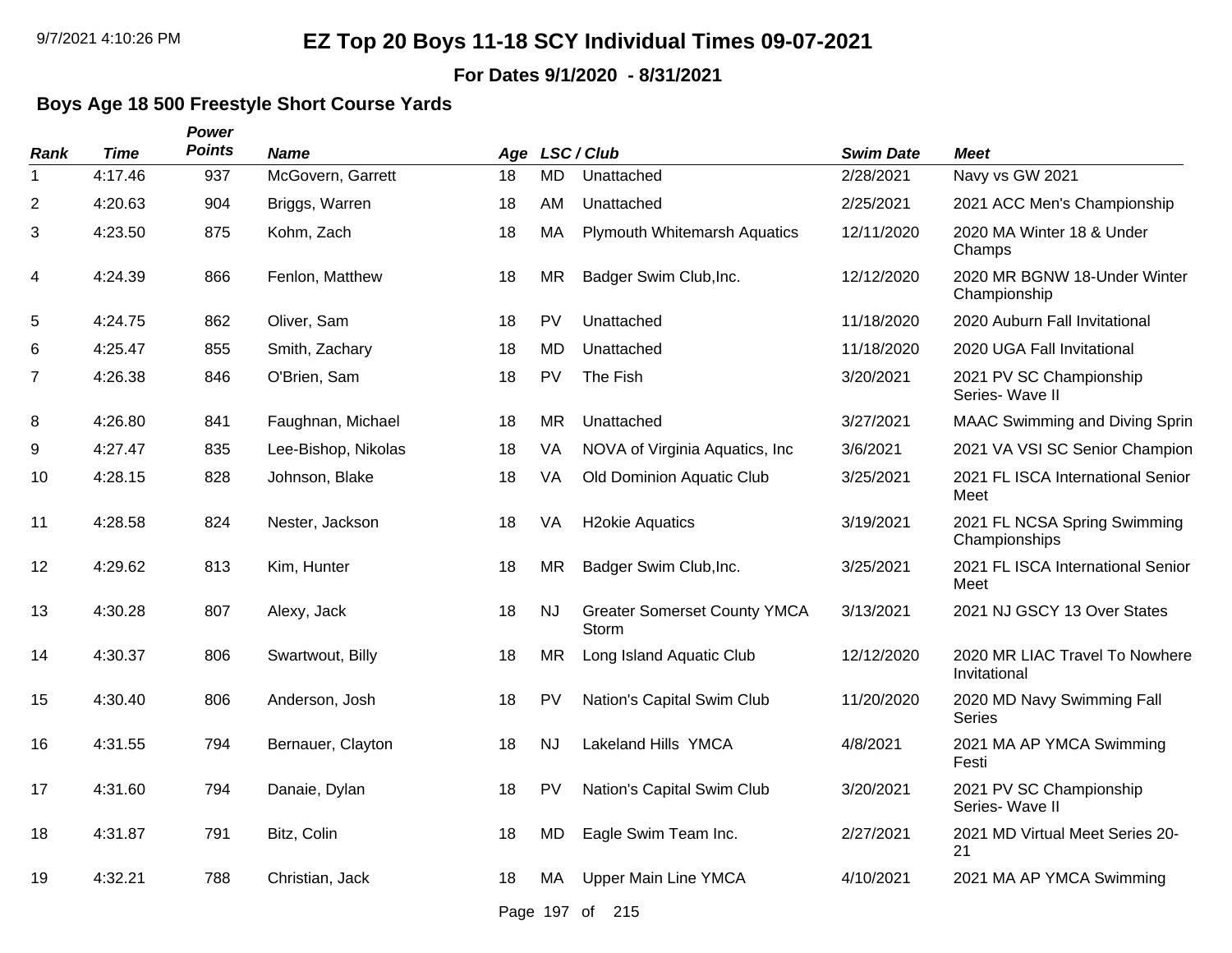# EZ Top 20 Boys 11-18 SCY Individual Times 09-07-2021

**For Dates 9/1/2020 - 8/31/2021**

### Boys Age 18 500 Freestyle Short Course Yards

| Rank | Time | Power Points | Name | Age | LSC / Club | | Swim Date | Meet |
|---|---|---|---|---|---|---|---|---|
| 1 | 4:17.46 | 937 | McGovern, Garrett | 18 | MD | Unattached | 2/28/2021 | Navy vs GW 2021 |
| 2 | 4:20.63 | 904 | Briggs, Warren | 18 | AM | Unattached | 2/25/2021 | 2021 ACC Men's Championship |
| 3 | 4:23.50 | 875 | Kohm, Zach | 18 | MA | Plymouth Whitemarsh Aquatics | 12/11/2020 | 2020 MA Winter 18 & Under Champs |
| 4 | 4:24.39 | 866 | Fenlon, Matthew | 18 | MR | Badger Swim Club,Inc. | 12/12/2020 | 2020 MR BGNW 18-Under Winter Championship |
| 5 | 4:24.75 | 862 | Oliver, Sam | 18 | PV | Unattached | 11/18/2020 | 2020 Auburn Fall Invitational |
| 6 | 4:25.47 | 855 | Smith, Zachary | 18 | MD | Unattached | 11/18/2020 | 2020 UGA Fall Invitational |
| 7 | 4:26.38 | 846 | O'Brien, Sam | 18 | PV | The Fish | 3/20/2021 | 2021 PV SC Championship Series- Wave II |
| 8 | 4:26.80 | 841 | Faughnan, Michael | 18 | MR | Unattached | 3/27/2021 | MAAC Swimming and Diving Sprin |
| 9 | 4:27.47 | 835 | Lee-Bishop, Nikolas | 18 | VA | NOVA of Virginia Aquatics, Inc | 3/6/2021 | 2021 VA VSI SC Senior Champion |
| 10 | 4:28.15 | 828 | Johnson, Blake | 18 | VA | Old Dominion Aquatic Club | 3/25/2021 | 2021 FL ISCA International Senior Meet |
| 11 | 4:28.58 | 824 | Nester, Jackson | 18 | VA | H2okie Aquatics | 3/19/2021 | 2021 FL NCSA Spring Swimming Championships |
| 12 | 4:29.62 | 813 | Kim, Hunter | 18 | MR | Badger Swim Club,Inc. | 3/25/2021 | 2021 FL ISCA International Senior Meet |
| 13 | 4:30.28 | 807 | Alexy, Jack | 18 | NJ | Greater Somerset County YMCA Storm | 3/13/2021 | 2021 NJ GSCY 13 Over States |
| 14 | 4:30.37 | 806 | Swartwout, Billy | 18 | MR | Long Island Aquatic Club | 12/12/2020 | 2020 MR LIAC Travel To Nowhere Invitational |
| 15 | 4:30.40 | 806 | Anderson, Josh | 18 | PV | Nation's Capital Swim Club | 11/20/2020 | 2020 MD Navy Swimming Fall Series |
| 16 | 4:31.55 | 794 | Bernauer, Clayton | 18 | NJ | Lakeland Hills YMCA | 4/8/2021 | 2021 MA AP YMCA Swimming Festi |
| 17 | 4:31.60 | 794 | Danaie, Dylan | 18 | PV | Nation's Capital Swim Club | 3/20/2021 | 2021 PV SC Championship Series- Wave II |
| 18 | 4:31.87 | 791 | Bitz, Colin | 18 | MD | Eagle Swim Team Inc. | 2/27/2021 | 2021 MD Virtual Meet Series 20-21 |
| 19 | 4:32.21 | 788 | Christian, Jack | 18 | MA | Upper Main Line YMCA | 4/10/2021 | 2021 MA AP YMCA Swimming |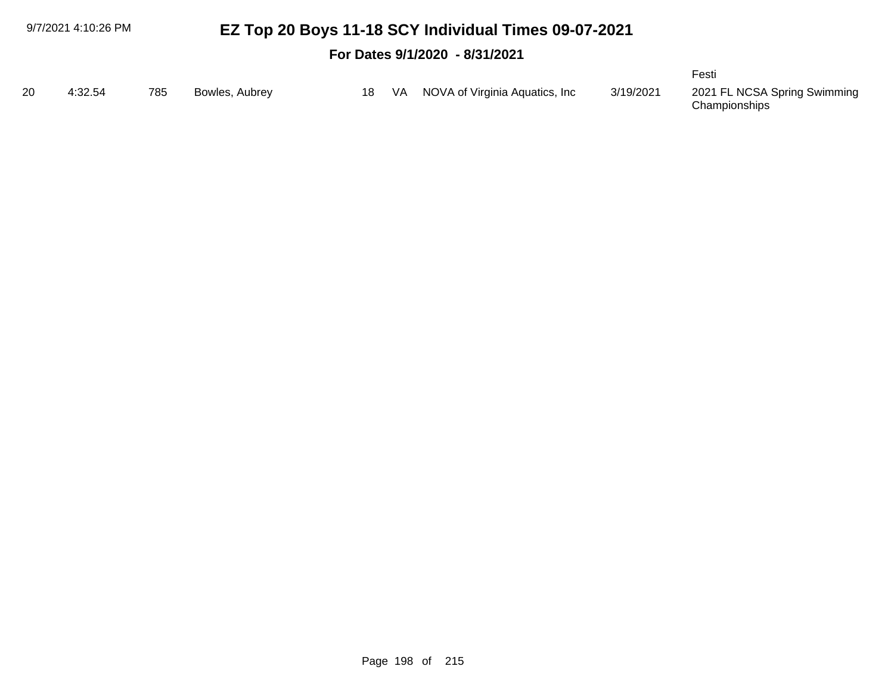# EZ Top 20 Boys 11-18 SCY Individual Times 09-07-2021

**For Dates 9/1/2020 - 8/31/2021**

| | | | | | | | | |
|---|---|---|---|---|---|---|---|---|
| | | | | | | | | Festi |
| 20 | 4:32.54 | 785 | Bowles, Aubrey | 18 | VA | NOVA of Virginia Aquatics, Inc | 3/19/2021 | 2021 FL NCSA Spring Swimming Championships |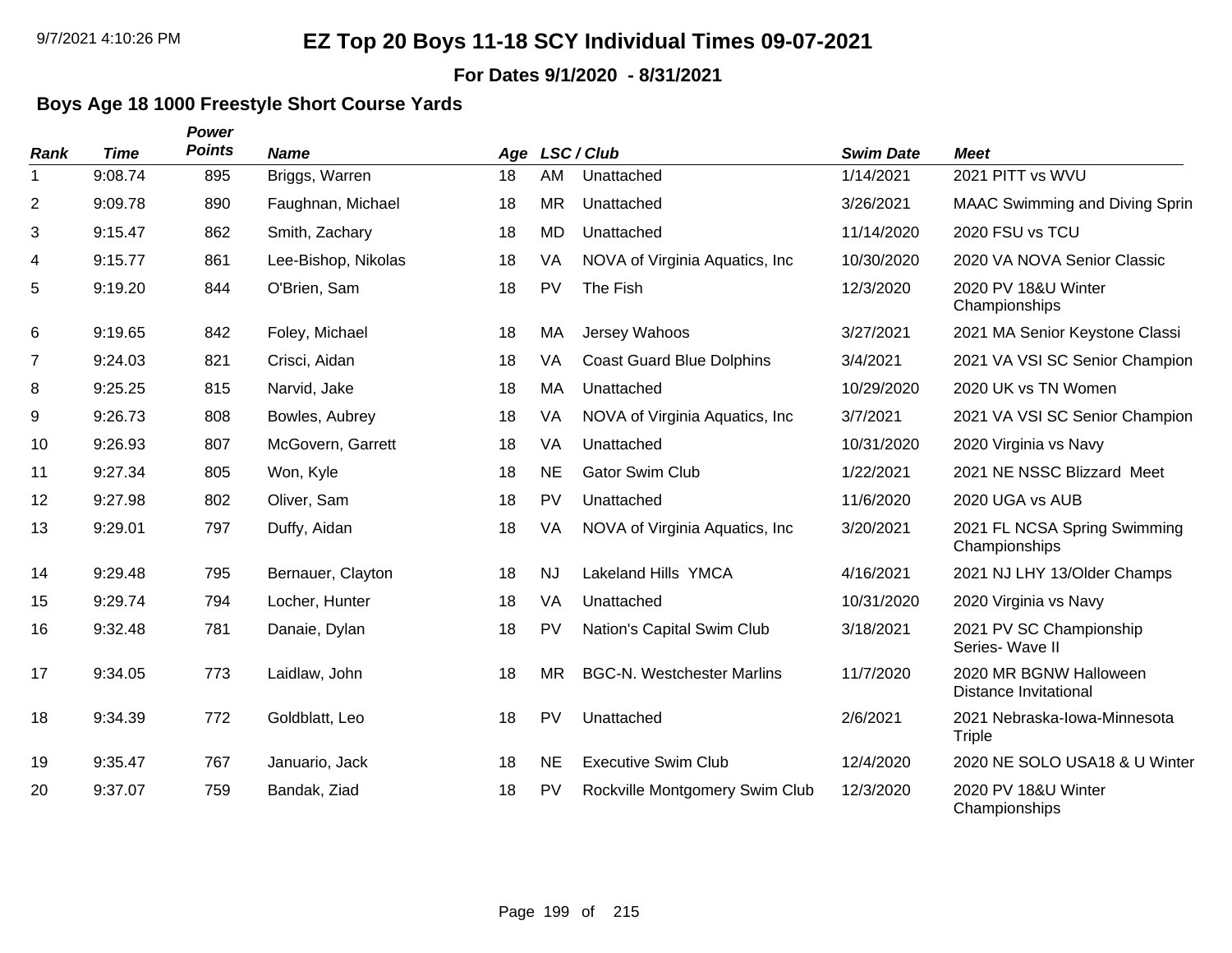# EZ Top 20 Boys 11-18 SCY Individual Times 09-07-2021

**For Dates 9/1/2020 - 8/31/2021**

### Boys Age 18 1000 Freestyle Short Course Yards

| Rank | Time | Power Points | Name | Age | LSC / Club | | Swim Date | Meet |
|---|---|---|---|---|---|---|---|---|
| 1 | 9:08.74 | 895 | Briggs, Warren | 18 | AM | Unattached | 1/14/2021 | 2021 PITT vs WVU |
| 2 | 9:09.78 | 890 | Faughnan, Michael | 18 | MR | Unattached | 3/26/2021 | MAAC Swimming and Diving Sprin |
| 3 | 9:15.47 | 862 | Smith, Zachary | 18 | MD | Unattached | 11/14/2020 | 2020 FSU vs TCU |
| 4 | 9:15.77 | 861 | Lee-Bishop, Nikolas | 18 | VA | NOVA of Virginia Aquatics, Inc | 10/30/2020 | 2020 VA NOVA Senior Classic |
| 5 | 9:19.20 | 844 | O'Brien, Sam | 18 | PV | The Fish | 12/3/2020 | 2020 PV 18&U Winter Championships |
| 6 | 9:19.65 | 842 | Foley, Michael | 18 | MA | Jersey Wahoos | 3/27/2021 | 2021 MA Senior Keystone Classi |
| 7 | 9:24.03 | 821 | Crisci, Aidan | 18 | VA | Coast Guard Blue Dolphins | 3/4/2021 | 2021 VA VSI SC Senior Champion |
| 8 | 9:25.25 | 815 | Narvid, Jake | 18 | MA | Unattached | 10/29/2020 | 2020 UK vs TN Women |
| 9 | 9:26.73 | 808 | Bowles, Aubrey | 18 | VA | NOVA of Virginia Aquatics, Inc | 3/7/2021 | 2021 VA VSI SC Senior Champion |
| 10 | 9:26.93 | 807 | McGovern, Garrett | 18 | VA | Unattached | 10/31/2020 | 2020 Virginia vs Navy |
| 11 | 9:27.34 | 805 | Won, Kyle | 18 | NE | Gator Swim Club | 1/22/2021 | 2021 NE NSSC Blizzard Meet |
| 12 | 9:27.98 | 802 | Oliver, Sam | 18 | PV | Unattached | 11/6/2020 | 2020 UGA vs AUB |
| 13 | 9:29.01 | 797 | Duffy, Aidan | 18 | VA | NOVA of Virginia Aquatics, Inc | 3/20/2021 | 2021 FL NCSA Spring Swimming Championships |
| 14 | 9:29.48 | 795 | Bernauer, Clayton | 18 | NJ | Lakeland Hills YMCA | 4/16/2021 | 2021 NJ LHY 13/Older Champs |
| 15 | 9:29.74 | 794 | Locher, Hunter | 18 | VA | Unattached | 10/31/2020 | 2020 Virginia vs Navy |
| 16 | 9:32.48 | 781 | Danaie, Dylan | 18 | PV | Nation's Capital Swim Club | 3/18/2021 | 2021 PV SC Championship Series- Wave II |
| 17 | 9:34.05 | 773 | Laidlaw, John | 18 | MR | BGC-N. Westchester Marlins | 11/7/2020 | 2020 MR BGNW Halloween Distance Invitational |
| 18 | 9:34.39 | 772 | Goldblatt, Leo | 18 | PV | Unattached | 2/6/2021 | 2021 Nebraska-Iowa-Minnesota Triple |
| 19 | 9:35.47 | 767 | Januario, Jack | 18 | NE | Executive Swim Club | 12/4/2020 | 2020 NE SOLO USA18 & U Winter |
| 20 | 9:37.07 | 759 | Bandak, Ziad | 18 | PV | Rockville Montgomery Swim Club | 12/3/2020 | 2020 PV 18&U Winter Championships |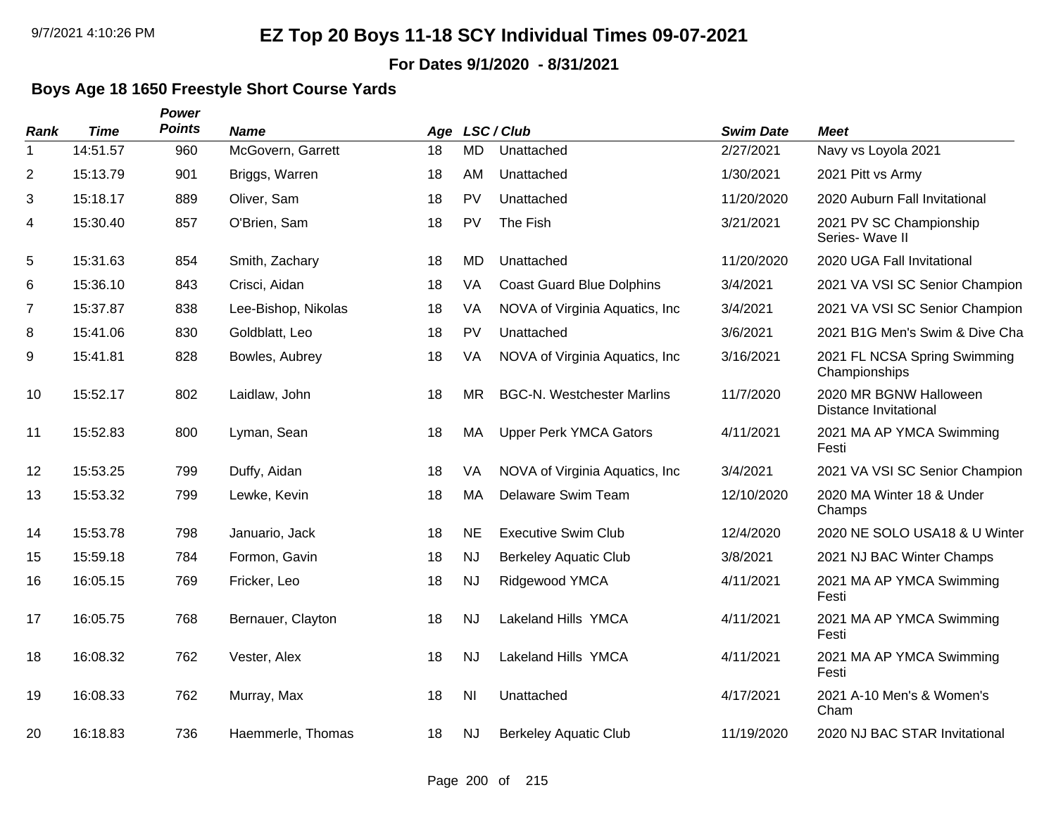# EZ Top 20 Boys 11-18 SCY Individual Times 09-07-2021

**For Dates 9/1/2020 - 8/31/2021**

## Boys Age 18 1650 Freestyle Short Course Yards

| Rank | Time | Power Points | Name | Age | LSC | Club | Swim Date | Meet |
|---|---|---|---|---|---|---|---|---|
| 1 | 14:51.57 | 960 | McGovern, Garrett | 18 | MD | Unattached | 2/27/2021 | Navy vs Loyola 2021 |
| 2 | 15:13.79 | 901 | Briggs, Warren | 18 | AM | Unattached | 1/30/2021 | 2021 Pitt vs Army |
| 3 | 15:18.17 | 889 | Oliver, Sam | 18 | PV | Unattached | 11/20/2020 | 2020 Auburn Fall Invitational |
| 4 | 15:30.40 | 857 | O'Brien, Sam | 18 | PV | The Fish | 3/21/2021 | 2021 PV SC Championship Series- Wave II |
| 5 | 15:31.63 | 854 | Smith, Zachary | 18 | MD | Unattached | 11/20/2020 | 2020 UGA Fall Invitational |
| 6 | 15:36.10 | 843 | Crisci, Aidan | 18 | VA | Coast Guard Blue Dolphins | 3/4/2021 | 2021 VA VSI SC Senior Champion |
| 7 | 15:37.87 | 838 | Lee-Bishop, Nikolas | 18 | VA | NOVA of Virginia Aquatics, Inc | 3/4/2021 | 2021 VA VSI SC Senior Champion |
| 8 | 15:41.06 | 830 | Goldblatt, Leo | 18 | PV | Unattached | 3/6/2021 | 2021 B1G Men's Swim & Dive Cha |
| 9 | 15:41.81 | 828 | Bowles, Aubrey | 18 | VA | NOVA of Virginia Aquatics, Inc | 3/16/2021 | 2021 FL NCSA Spring Swimming Championships |
| 10 | 15:52.17 | 802 | Laidlaw, John | 18 | MR | BGC-N. Westchester Marlins | 11/7/2020 | 2020 MR BGNW Halloween Distance Invitational |
| 11 | 15:52.83 | 800 | Lyman, Sean | 18 | MA | Upper Perk YMCA Gators | 4/11/2021 | 2021 MA AP YMCA Swimming Festi |
| 12 | 15:53.25 | 799 | Duffy, Aidan | 18 | VA | NOVA of Virginia Aquatics, Inc | 3/4/2021 | 2021 VA VSI SC Senior Champion |
| 13 | 15:53.32 | 799 | Lewke, Kevin | 18 | MA | Delaware Swim Team | 12/10/2020 | 2020 MA Winter 18 & Under Champs |
| 14 | 15:53.78 | 798 | Januario, Jack | 18 | NE | Executive Swim Club | 12/4/2020 | 2020 NE SOLO USA18 & U Winter |
| 15 | 15:59.18 | 784 | Formon, Gavin | 18 | NJ | Berkeley Aquatic Club | 3/8/2021 | 2021 NJ BAC Winter Champs |
| 16 | 16:05.15 | 769 | Fricker, Leo | 18 | NJ | Ridgewood YMCA | 4/11/2021 | 2021 MA AP YMCA Swimming Festi |
| 17 | 16:05.75 | 768 | Bernauer, Clayton | 18 | NJ | Lakeland Hills YMCA | 4/11/2021 | 2021 MA AP YMCA Swimming Festi |
| 18 | 16:08.32 | 762 | Vester, Alex | 18 | NJ | Lakeland Hills YMCA | 4/11/2021 | 2021 MA AP YMCA Swimming Festi |
| 19 | 16:08.33 | 762 | Murray, Max | 18 | NI | Unattached | 4/17/2021 | 2021 A-10 Men's & Women's Cham |
| 20 | 16:18.83 | 736 | Haemmerle, Thomas | 18 | NJ | Berkeley Aquatic Club | 11/19/2020 | 2020 NJ BAC STAR Invitational |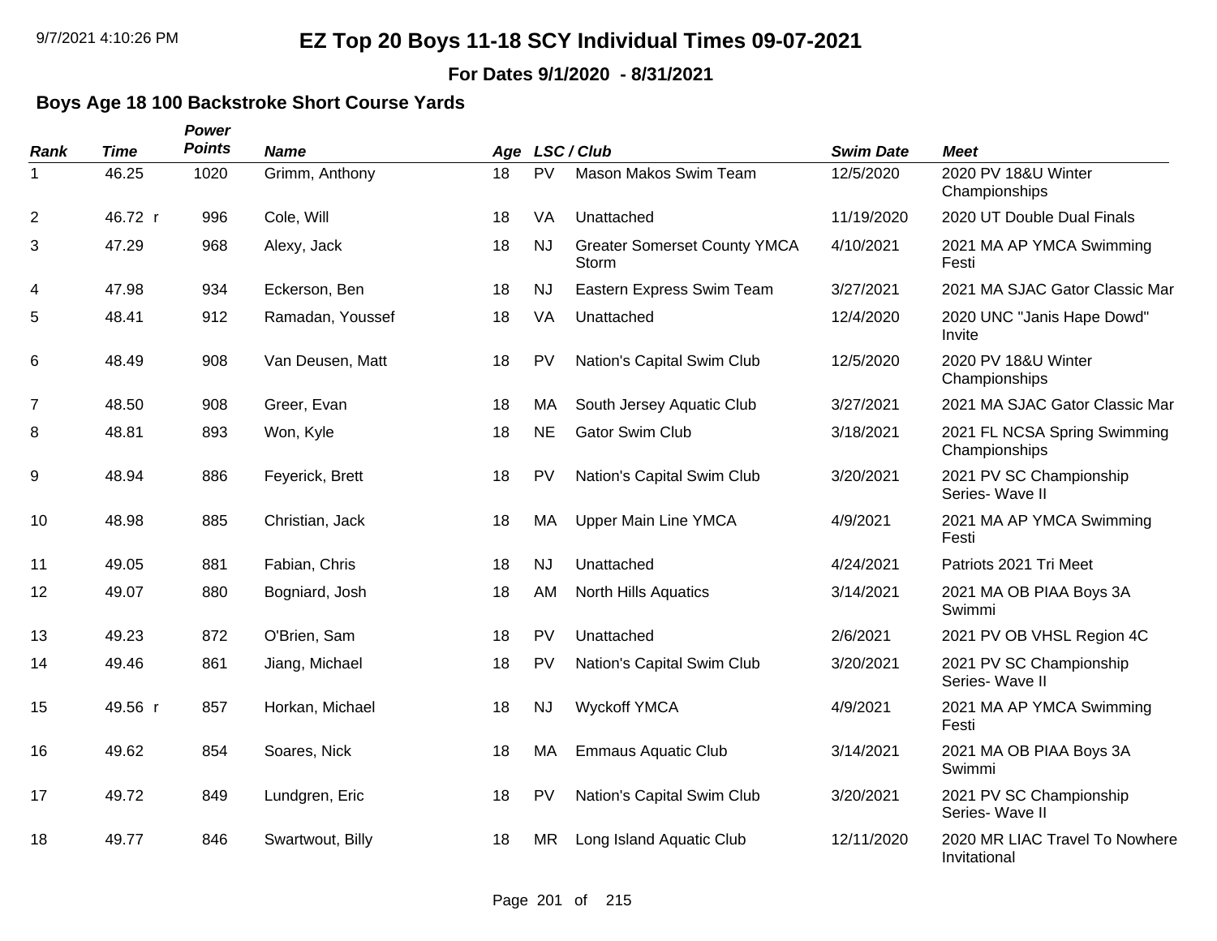# EZ Top 20 Boys 11-18 SCY Individual Times 09-07-2021

**For Dates 9/1/2020 - 8/31/2021**

### Boys Age 18 100 Backstroke Short Course Yards

| Rank | Time | Power Points | Name | Age | LSC / Club | | Swim Date | Meet |
|---|---|---|---|---|---|---|---|---|
| 1 | 46.25 | 1020 | Grimm, Anthony | 18 | PV | Mason Makos Swim Team | 12/5/2020 | 2020 PV 18&U Winter Championships |
| 2 | 46.72 r | 996 | Cole, Will | 18 | VA | Unattached | 11/19/2020 | 2020 UT Double Dual Finals |
| 3 | 47.29 | 968 | Alexy, Jack | 18 | NJ | Greater Somerset County YMCA Storm | 4/10/2021 | 2021 MA AP YMCA Swimming Festi |
| 4 | 47.98 | 934 | Eckerson, Ben | 18 | NJ | Eastern Express Swim Team | 3/27/2021 | 2021 MA SJAC Gator Classic Mar |
| 5 | 48.41 | 912 | Ramadan, Youssef | 18 | VA | Unattached | 12/4/2020 | 2020 UNC "Janis Hape Dowd" Invite |
| 6 | 48.49 | 908 | Van Deusen, Matt | 18 | PV | Nation's Capital Swim Club | 12/5/2020 | 2020 PV 18&U Winter Championships |
| 7 | 48.50 | 908 | Greer, Evan | 18 | MA | South Jersey Aquatic Club | 3/27/2021 | 2021 MA SJAC Gator Classic Mar |
| 8 | 48.81 | 893 | Won, Kyle | 18 | NE | Gator Swim Club | 3/18/2021 | 2021 FL NCSA Spring Swimming Championships |
| 9 | 48.94 | 886 | Feyerick, Brett | 18 | PV | Nation's Capital Swim Club | 3/20/2021 | 2021 PV SC Championship Series- Wave II |
| 10 | 48.98 | 885 | Christian, Jack | 18 | MA | Upper Main Line YMCA | 4/9/2021 | 2021 MA AP YMCA Swimming Festi |
| 11 | 49.05 | 881 | Fabian, Chris | 18 | NJ | Unattached | 4/24/2021 | Patriots 2021 Tri Meet |
| 12 | 49.07 | 880 | Bogniard, Josh | 18 | AM | North Hills Aquatics | 3/14/2021 | 2021 MA OB PIAA Boys 3A Swimmi |
| 13 | 49.23 | 872 | O'Brien, Sam | 18 | PV | Unattached | 2/6/2021 | 2021 PV OB VHSL Region 4C |
| 14 | 49.46 | 861 | Jiang, Michael | 18 | PV | Nation's Capital Swim Club | 3/20/2021 | 2021 PV SC Championship Series- Wave II |
| 15 | 49.56 r | 857 | Horkan, Michael | 18 | NJ | Wyckoff YMCA | 4/9/2021 | 2021 MA AP YMCA Swimming Festi |
| 16 | 49.62 | 854 | Soares, Nick | 18 | MA | Emmaus Aquatic Club | 3/14/2021 | 2021 MA OB PIAA Boys 3A Swimmi |
| 17 | 49.72 | 849 | Lundgren, Eric | 18 | PV | Nation's Capital Swim Club | 3/20/2021 | 2021 PV SC Championship Series- Wave II |
| 18 | 49.77 | 846 | Swartwout, Billy | 18 | MR | Long Island Aquatic Club | 12/11/2020 | 2020 MR LIAC Travel To Nowhere Invitational |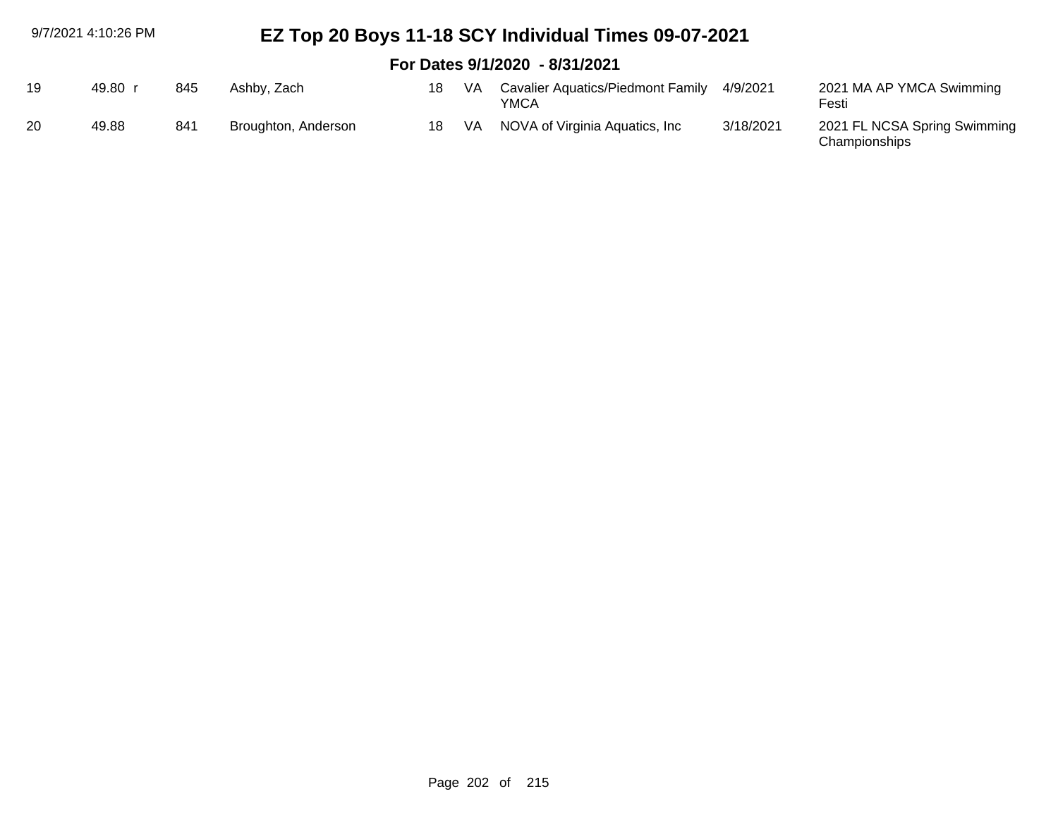# EZ Top 20 Boys 11-18 SCY Individual Times 09-07-2021

## For Dates 9/1/2020 - 8/31/2021

| | | | | | | | | |
|---|---|---|---|---|---|---|---|---|
| 19 | 49.80 r | 845 | Ashby, Zach | 18 | VA | Cavalier Aquatics/Piedmont Family YMCA | 4/9/2021 | 2021 MA AP YMCA Swimming Festi |
| 20 | 49.88 | 841 | Broughton, Anderson | 18 | VA | NOVA of Virginia Aquatics, Inc | 3/18/2021 | 2021 FL NCSA Spring Swimming Championships |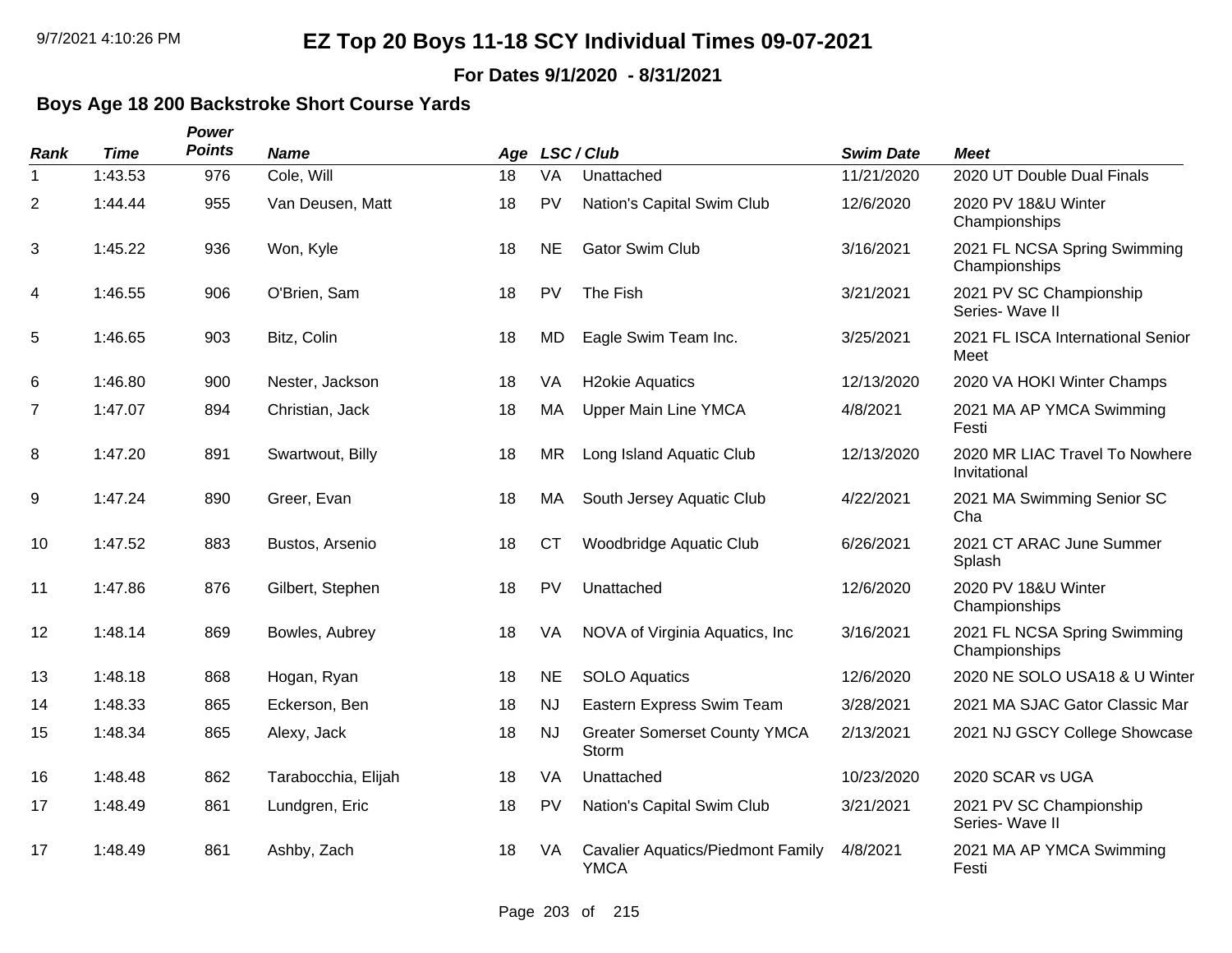# EZ Top 20 Boys 11-18 SCY Individual Times 09-07-2021

**For Dates 9/1/2020 - 8/31/2021**

### Boys Age 18 200 Backstroke Short Course Yards

| Rank | Time | Power Points | Name | Age | LSC | Club | Swim Date | Meet |
|---|---|---|---|---|---|---|---|---|
| 1 | 1:43.53 | 976 | Cole, Will | 18 | VA | Unattached | 11/21/2020 | 2020 UT Double Dual Finals |
| 2 | 1:44.44 | 955 | Van Deusen, Matt | 18 | PV | Nation's Capital Swim Club | 12/6/2020 | 2020 PV 18&U Winter Championships |
| 3 | 1:45.22 | 936 | Won, Kyle | 18 | NE | Gator Swim Club | 3/16/2021 | 2021 FL NCSA Spring Swimming Championships |
| 4 | 1:46.55 | 906 | O'Brien, Sam | 18 | PV | The Fish | 3/21/2021 | 2021 PV SC Championship Series- Wave II |
| 5 | 1:46.65 | 903 | Bitz, Colin | 18 | MD | Eagle Swim Team Inc. | 3/25/2021 | 2021 FL ISCA International Senior Meet |
| 6 | 1:46.80 | 900 | Nester, Jackson | 18 | VA | H2okie Aquatics | 12/13/2020 | 2020 VA HOKI Winter Champs |
| 7 | 1:47.07 | 894 | Christian, Jack | 18 | MA | Upper Main Line YMCA | 4/8/2021 | 2021 MA AP YMCA Swimming Festi |
| 8 | 1:47.20 | 891 | Swartwout, Billy | 18 | MR | Long Island Aquatic Club | 12/13/2020 | 2020 MR LIAC Travel To Nowhere Invitational |
| 9 | 1:47.24 | 890 | Greer, Evan | 18 | MA | South Jersey Aquatic Club | 4/22/2021 | 2021 MA Swimming Senior SC Cha |
| 10 | 1:47.52 | 883 | Bustos, Arsenio | 18 | CT | Woodbridge Aquatic Club | 6/26/2021 | 2021 CT ARAC June Summer Splash |
| 11 | 1:47.86 | 876 | Gilbert, Stephen | 18 | PV | Unattached | 12/6/2020 | 2020 PV 18&U Winter Championships |
| 12 | 1:48.14 | 869 | Bowles, Aubrey | 18 | VA | NOVA of Virginia Aquatics, Inc | 3/16/2021 | 2021 FL NCSA Spring Swimming Championships |
| 13 | 1:48.18 | 868 | Hogan, Ryan | 18 | NE | SOLO Aquatics | 12/6/2020 | 2020 NE SOLO USA18 & U Winter |
| 14 | 1:48.33 | 865 | Eckerson, Ben | 18 | NJ | Eastern Express Swim Team | 3/28/2021 | 2021 MA SJAC Gator Classic Mar |
| 15 | 1:48.34 | 865 | Alexy, Jack | 18 | NJ | Greater Somerset County YMCA Storm | 2/13/2021 | 2021 NJ GSCY College Showcase |
| 16 | 1:48.48 | 862 | Tarabocchia, Elijah | 18 | VA | Unattached | 10/23/2020 | 2020 SCAR vs UGA |
| 17 | 1:48.49 | 861 | Lundgren, Eric | 18 | PV | Nation's Capital Swim Club | 3/21/2021 | 2021 PV SC Championship Series- Wave II |
| 17 | 1:48.49 | 861 | Ashby, Zach | 18 | VA | Cavalier Aquatics/Piedmont Family YMCA | 4/8/2021 | 2021 MA AP YMCA Swimming Festi |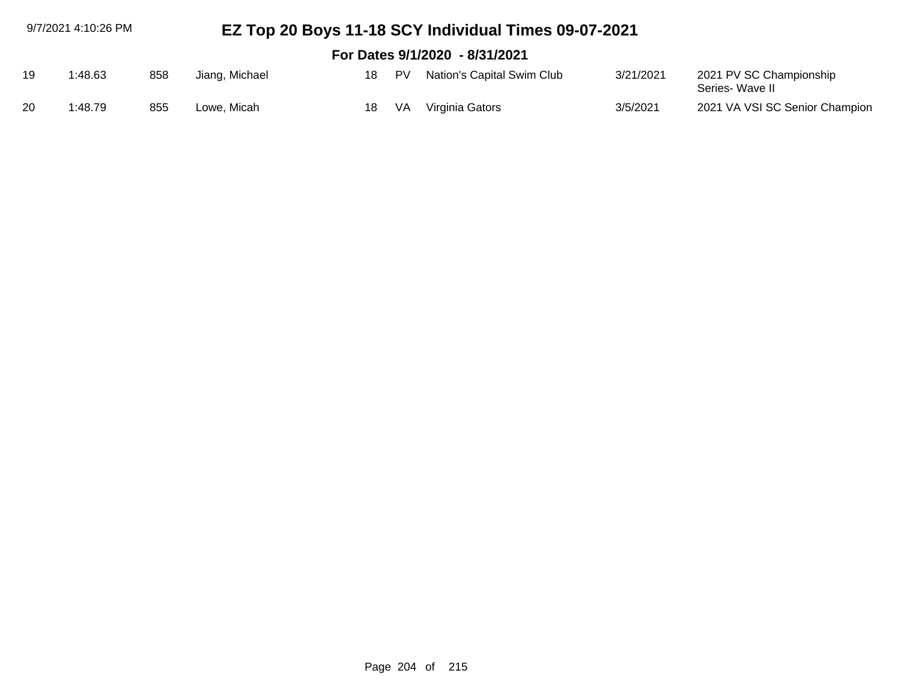# EZ Top 20 Boys 11-18 SCY Individual Times 09-07-2021

## For Dates 9/1/2020 - 8/31/2021

| | | | | | | | | |
|---|---|---|---|---|---|---|---|---|
| 19 | 1:48.63 | 858 | Jiang, Michael | 18 | PV | Nation's Capital Swim Club | 3/21/2021 | 2021 PV SC Championship Series- Wave II |
| 20 | 1:48.79 | 855 | Lowe, Micah | 18 | VA | Virginia Gators | 3/5/2021 | 2021 VA VSI SC Senior Champion |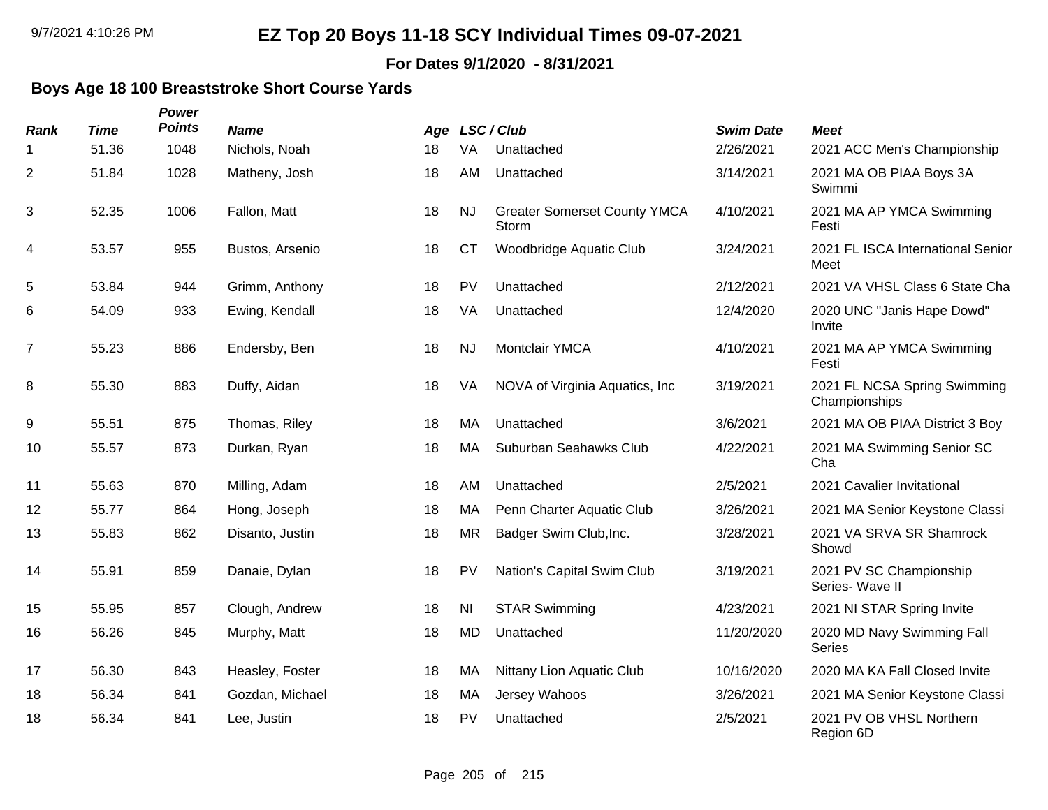# EZ Top 20 Boys 11-18 SCY Individual Times 09-07-2021

**For Dates 9/1/2020 - 8/31/2021**

## Boys Age 18 100 Breaststroke Short Course Yards

| Rank | Time | Power Points | Name | Age | LSC / Club | | Swim Date | Meet |
|---|---|---|---|---|---|---|---|---|
| 1 | 51.36 | 1048 | Nichols, Noah | 18 | VA | Unattached | 2/26/2021 | 2021 ACC Men's Championship |
| 2 | 51.84 | 1028 | Matheny, Josh | 18 | AM | Unattached | 3/14/2021 | 2021 MA OB PIAA Boys 3A Swimmi |
| 3 | 52.35 | 1006 | Fallon, Matt | 18 | NJ | Greater Somerset County YMCA Storm | 4/10/2021 | 2021 MA AP YMCA Swimming Festi |
| 4 | 53.57 | 955 | Bustos, Arsenio | 18 | CT | Woodbridge Aquatic Club | 3/24/2021 | 2021 FL ISCA International Senior Meet |
| 5 | 53.84 | 944 | Grimm, Anthony | 18 | PV | Unattached | 2/12/2021 | 2021 VA VHSL Class 6 State Cha |
| 6 | 54.09 | 933 | Ewing, Kendall | 18 | VA | Unattached | 12/4/2020 | 2020 UNC "Janis Hape Dowd" Invite |
| 7 | 55.23 | 886 | Endersby, Ben | 18 | NJ | Montclair YMCA | 4/10/2021 | 2021 MA AP YMCA Swimming Festi |
| 8 | 55.30 | 883 | Duffy, Aidan | 18 | VA | NOVA of Virginia Aquatics, Inc | 3/19/2021 | 2021 FL NCSA Spring Swimming Championships |
| 9 | 55.51 | 875 | Thomas, Riley | 18 | MA | Unattached | 3/6/2021 | 2021 MA OB PIAA District 3 Boy |
| 10 | 55.57 | 873 | Durkan, Ryan | 18 | MA | Suburban Seahawks Club | 4/22/2021 | 2021 MA Swimming Senior SC Cha |
| 11 | 55.63 | 870 | Milling, Adam | 18 | AM | Unattached | 2/5/2021 | 2021 Cavalier Invitational |
| 12 | 55.77 | 864 | Hong, Joseph | 18 | MA | Penn Charter Aquatic Club | 3/26/2021 | 2021 MA Senior Keystone Classi |
| 13 | 55.83 | 862 | Disanto, Justin | 18 | MR | Badger Swim Club,Inc. | 3/28/2021 | 2021 VA SRVA SR Shamrock Showd |
| 14 | 55.91 | 859 | Danaie, Dylan | 18 | PV | Nation's Capital Swim Club | 3/19/2021 | 2021 PV SC Championship Series- Wave II |
| 15 | 55.95 | 857 | Clough, Andrew | 18 | NI | STAR Swimming | 4/23/2021 | 2021 NI STAR Spring Invite |
| 16 | 56.26 | 845 | Murphy, Matt | 18 | MD | Unattached | 11/20/2020 | 2020 MD Navy Swimming Fall Series |
| 17 | 56.30 | 843 | Heasley, Foster | 18 | MA | Nittany Lion Aquatic Club | 10/16/2020 | 2020 MA KA Fall Closed Invite |
| 18 | 56.34 | 841 | Gozdan, Michael | 18 | MA | Jersey Wahoos | 3/26/2021 | 2021 MA Senior Keystone Classi |
| 18 | 56.34 | 841 | Lee, Justin | 18 | PV | Unattached | 2/5/2021 | 2021 PV OB VHSL Northern Region 6D |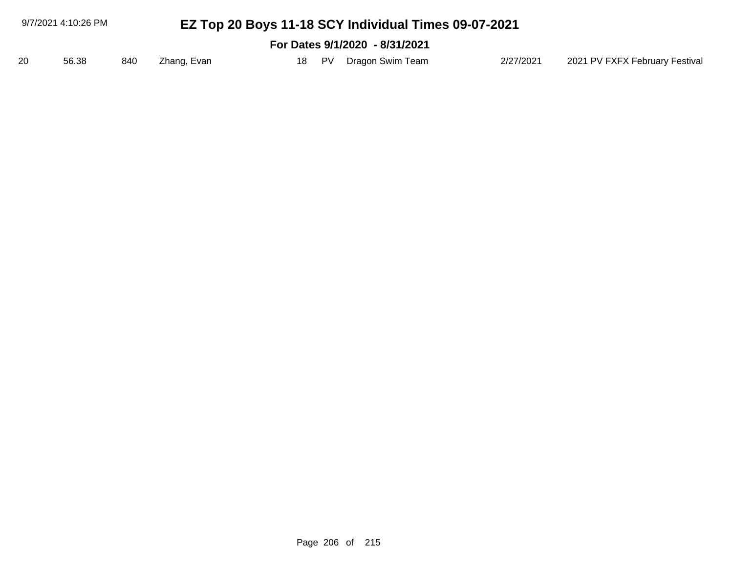| | | | | | | | | |
|---|---|---|---|---|---|---|---|---|
| 20 | 56.38 | 840 | Zhang, Evan | 18 | PV | Dragon Swim Team | 2/27/2021 | 2021 PV FXFX February Festival |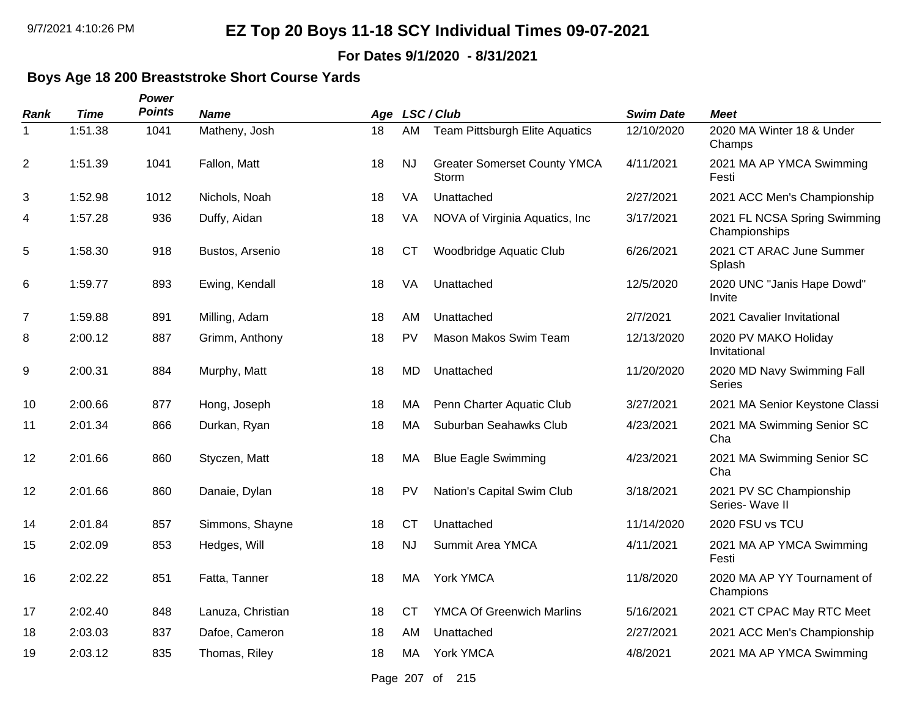# EZ Top 20 Boys 11-18 SCY Individual Times 09-07-2021

**For Dates 9/1/2020 - 8/31/2021**

## Boys Age 18 200 Breaststroke Short Course Yards

| Rank | Time | Power Points | Name | Age | LSC / Club | | Swim Date | Meet |
|---|---|---|---|---|---|---|---|---|
| 1 | 1:51.38 | 1041 | Matheny, Josh | 18 | AM | Team Pittsburgh Elite Aquatics | 12/10/2020 | 2020 MA Winter 18 & Under Champs |
| 2 | 1:51.39 | 1041 | Fallon, Matt | 18 | NJ | Greater Somerset County YMCA Storm | 4/11/2021 | 2021 MA AP YMCA Swimming Festi |
| 3 | 1:52.98 | 1012 | Nichols, Noah | 18 | VA | Unattached | 2/27/2021 | 2021 ACC Men's Championship |
| 4 | 1:57.28 | 936 | Duffy, Aidan | 18 | VA | NOVA of Virginia Aquatics, Inc | 3/17/2021 | 2021 FL NCSA Spring Swimming Championships |
| 5 | 1:58.30 | 918 | Bustos, Arsenio | 18 | CT | Woodbridge Aquatic Club | 6/26/2021 | 2021 CT ARAC June Summer Splash |
| 6 | 1:59.77 | 893 | Ewing, Kendall | 18 | VA | Unattached | 12/5/2020 | 2020 UNC "Janis Hape Dowd" Invite |
| 7 | 1:59.88 | 891 | Milling, Adam | 18 | AM | Unattached | 2/7/2021 | 2021 Cavalier Invitational |
| 8 | 2:00.12 | 887 | Grimm, Anthony | 18 | PV | Mason Makos Swim Team | 12/13/2020 | 2020 PV MAKO Holiday Invitational |
| 9 | 2:00.31 | 884 | Murphy, Matt | 18 | MD | Unattached | 11/20/2020 | 2020 MD Navy Swimming Fall Series |
| 10 | 2:00.66 | 877 | Hong, Joseph | 18 | MA | Penn Charter Aquatic Club | 3/27/2021 | 2021 MA Senior Keystone Classi |
| 11 | 2:01.34 | 866 | Durkan, Ryan | 18 | MA | Suburban Seahawks Club | 4/23/2021 | 2021 MA Swimming Senior SC Cha |
| 12 | 2:01.66 | 860 | Styczen, Matt | 18 | MA | Blue Eagle Swimming | 4/23/2021 | 2021 MA Swimming Senior SC Cha |
| 12 | 2:01.66 | 860 | Danaie, Dylan | 18 | PV | Nation's Capital Swim Club | 3/18/2021 | 2021 PV SC Championship Series- Wave II |
| 14 | 2:01.84 | 857 | Simmons, Shayne | 18 | CT | Unattached | 11/14/2020 | 2020 FSU vs TCU |
| 15 | 2:02.09 | 853 | Hedges, Will | 18 | NJ | Summit Area YMCA | 4/11/2021 | 2021 MA AP YMCA Swimming Festi |
| 16 | 2:02.22 | 851 | Fatta, Tanner | 18 | MA | York YMCA | 11/8/2020 | 2020 MA AP YY Tournament of Champions |
| 17 | 2:02.40 | 848 | Lanuza, Christian | 18 | CT | YMCA Of Greenwich Marlins | 5/16/2021 | 2021 CT CPAC May RTC Meet |
| 18 | 2:03.03 | 837 | Dafoe, Cameron | 18 | AM | Unattached | 2/27/2021 | 2021 ACC Men's Championship |
| 19 | 2:03.12 | 835 | Thomas, Riley | 18 | MA | York YMCA | 4/8/2021 | 2021 MA AP YMCA Swimming |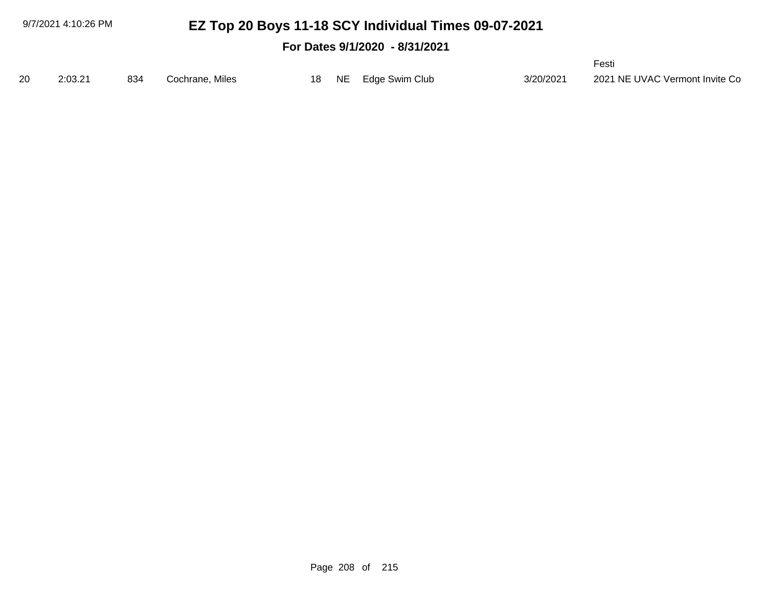# EZ Top 20 Boys 11-18 SCY Individual Times 09-07-2021

**For Dates 9/1/2020 - 8/31/2021**

| | | | | | | | | |
|---|---|---|---|---|---|---|---|---|
| 20 | 2:03.21 | 834 | Cochrane, Miles | 18 | NE | Edge Swim Club | 3/20/2021 | 2021 NE UVAC Vermont Invite Co Festi |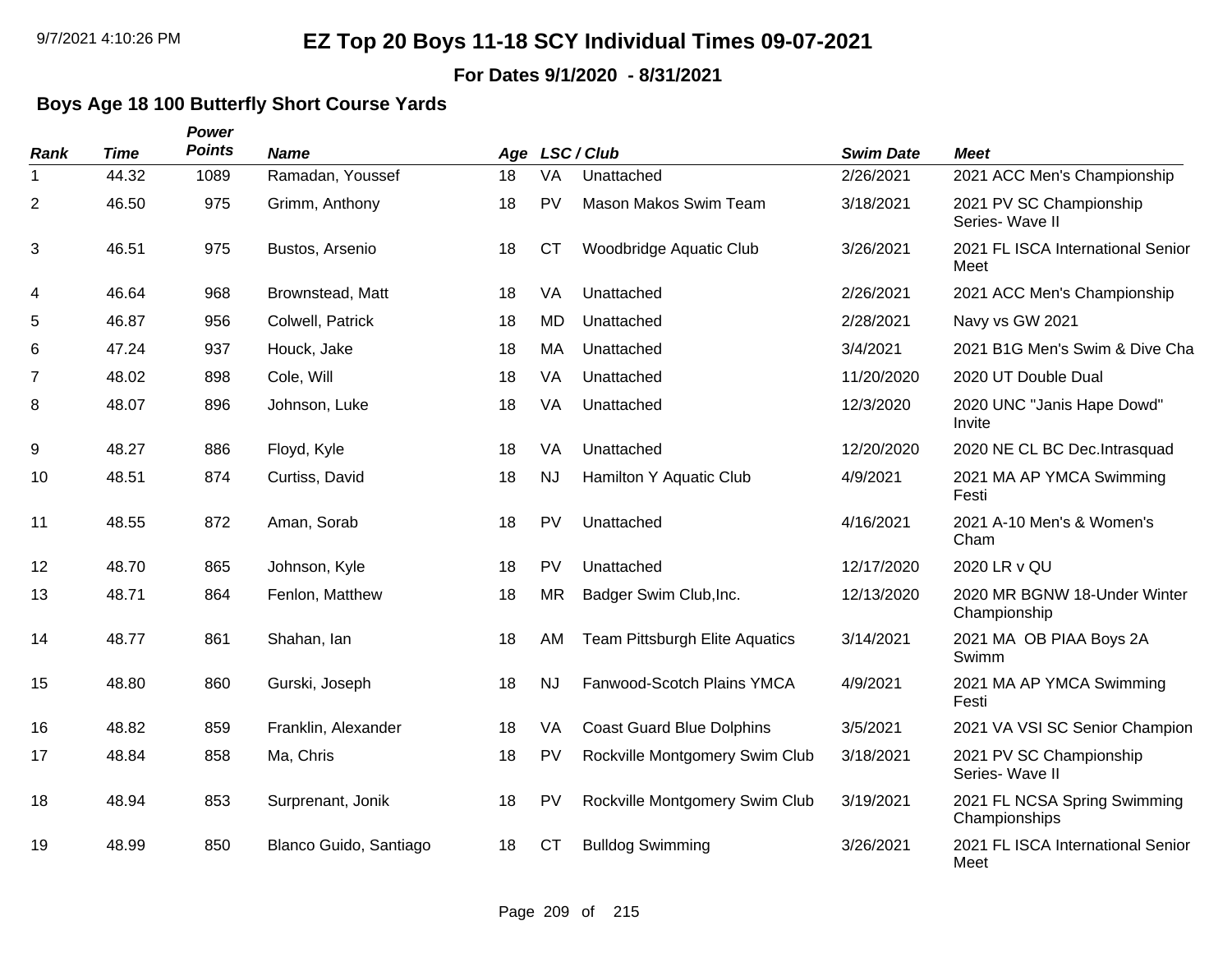# EZ Top 20 Boys 11-18 SCY Individual Times 09-07-2021

**For Dates 9/1/2020 - 8/31/2021**

## Boys Age 18 100 Butterfly Short Course Yards

| *Rank* | *Time* | *Power Points* | *Name* | *Age* | *LSC / Club* | | *Swim Date* | *Meet* |
|---|---|---|---|---|---|---|---|---|
| 1 | 44.32 | 1089 | Ramadan, Youssef | 18 | VA | Unattached | 2/26/2021 | 2021 ACC Men's Championship |
| 2 | 46.50 | 975 | Grimm, Anthony | 18 | PV | Mason Makos Swim Team | 3/18/2021 | 2021 PV SC Championship Series- Wave II |
| 3 | 46.51 | 975 | Bustos, Arsenio | 18 | CT | Woodbridge Aquatic Club | 3/26/2021 | 2021 FL ISCA International Senior Meet |
| 4 | 46.64 | 968 | Brownstead, Matt | 18 | VA | Unattached | 2/26/2021 | 2021 ACC Men's Championship |
| 5 | 46.87 | 956 | Colwell, Patrick | 18 | MD | Unattached | 2/28/2021 | Navy vs GW 2021 |
| 6 | 47.24 | 937 | Houck, Jake | 18 | MA | Unattached | 3/4/2021 | 2021 B1G Men's Swim & Dive Cha |
| 7 | 48.02 | 898 | Cole, Will | 18 | VA | Unattached | 11/20/2020 | 2020 UT Double Dual |
| 8 | 48.07 | 896 | Johnson, Luke | 18 | VA | Unattached | 12/3/2020 | 2020 UNC "Janis Hape Dowd" Invite |
| 9 | 48.27 | 886 | Floyd, Kyle | 18 | VA | Unattached | 12/20/2020 | 2020 NE CL BC Dec.Intrasquad |
| 10 | 48.51 | 874 | Curtiss, David | 18 | NJ | Hamilton Y Aquatic Club | 4/9/2021 | 2021 MA AP YMCA Swimming Festi |
| 11 | 48.55 | 872 | Aman, Sorab | 18 | PV | Unattached | 4/16/2021 | 2021 A-10 Men's & Women's Cham |
| 12 | 48.70 | 865 | Johnson, Kyle | 18 | PV | Unattached | 12/17/2020 | 2020 LR v QU |
| 13 | 48.71 | 864 | Fenlon, Matthew | 18 | MR | Badger Swim Club,Inc. | 12/13/2020 | 2020 MR BGNW 18-Under Winter Championship |
| 14 | 48.77 | 861 | Shahan, Ian | 18 | AM | Team Pittsburgh Elite Aquatics | 3/14/2021 | 2021 MA OB PIAA Boys 2A Swimm |
| 15 | 48.80 | 860 | Gurski, Joseph | 18 | NJ | Fanwood-Scotch Plains YMCA | 4/9/2021 | 2021 MA AP YMCA Swimming Festi |
| 16 | 48.82 | 859 | Franklin, Alexander | 18 | VA | Coast Guard Blue Dolphins | 3/5/2021 | 2021 VA VSI SC Senior Champion |
| 17 | 48.84 | 858 | Ma, Chris | 18 | PV | Rockville Montgomery Swim Club | 3/18/2021 | 2021 PV SC Championship Series- Wave II |
| 18 | 48.94 | 853 | Surprenant, Jonik | 18 | PV | Rockville Montgomery Swim Club | 3/19/2021 | 2021 FL NCSA Spring Swimming Championships |
| 19 | 48.99 | 850 | Blanco Guido, Santiago | 18 | CT | Bulldog Swimming | 3/26/2021 | 2021 FL ISCA International Senior Meet |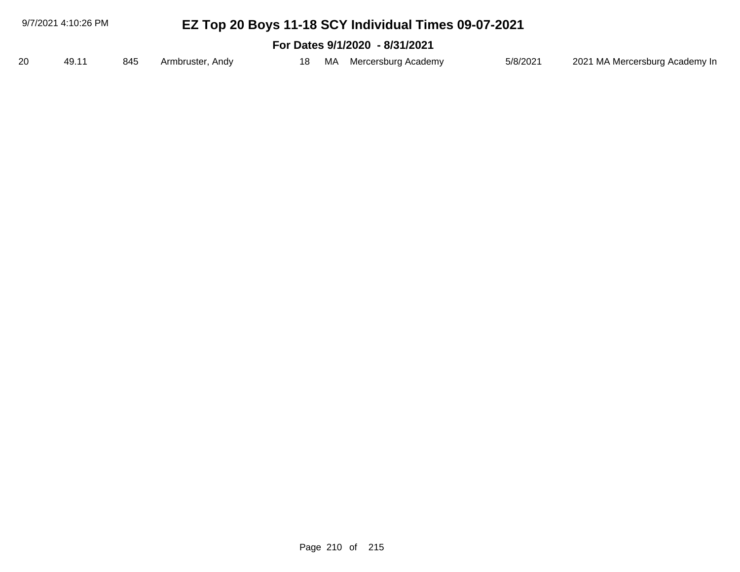# EZ Top 20 Boys 11-18 SCY Individual Times 09-07-2021

**For Dates 9/1/2020 - 8/31/2021**

| | | | | | | | | |
|---|---|---|---|---|---|---|---|---|
| 20 | 49.11 | 845 | Armbruster, Andy | 18 | MA | Mercersburg Academy | 5/8/2021 | 2021 MA Mercersburg Academy In |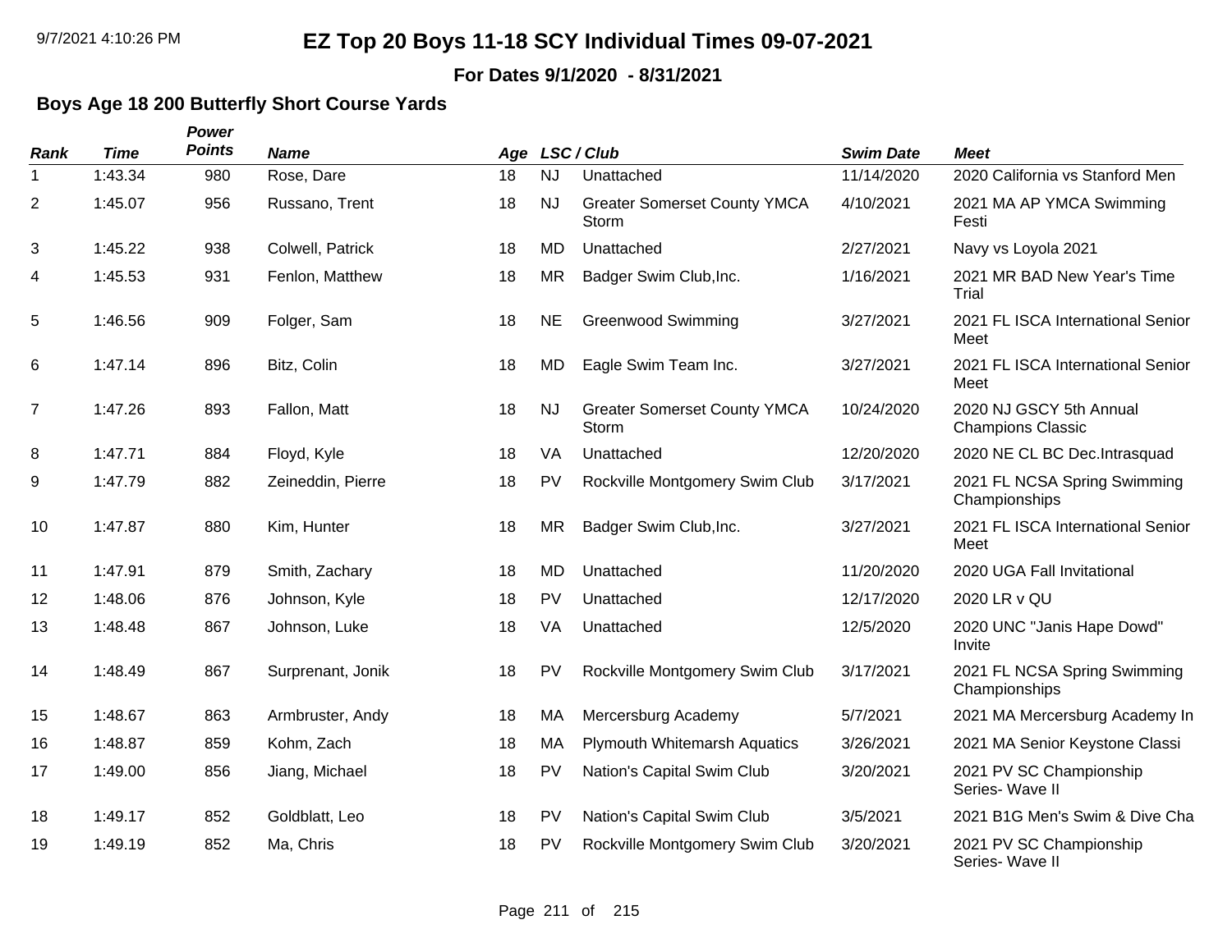# EZ Top 20 Boys 11-18 SCY Individual Times 09-07-2021

**For Dates 9/1/2020 - 8/31/2021**

### Boys Age 18 200 Butterfly Short Course Yards

| Rank | Time | Power Points | Name | Age | LSC | Club | Swim Date | Meet |
|---|---|---|---|---|---|---|---|---|
| 1 | 1:43.34 | 980 | Rose, Dare | 18 | NJ | Unattached | 11/14/2020 | 2020 California vs Stanford Men |
| 2 | 1:45.07 | 956 | Russano, Trent | 18 | NJ | Greater Somerset County YMCA Storm | 4/10/2021 | 2021 MA AP YMCA Swimming Festi |
| 3 | 1:45.22 | 938 | Colwell, Patrick | 18 | MD | Unattached | 2/27/2021 | Navy vs Loyola 2021 |
| 4 | 1:45.53 | 931 | Fenlon, Matthew | 18 | MR | Badger Swim Club,Inc. | 1/16/2021 | 2021 MR BAD New Year's Time Trial |
| 5 | 1:46.56 | 909 | Folger, Sam | 18 | NE | Greenwood Swimming | 3/27/2021 | 2021 FL ISCA International Senior Meet |
| 6 | 1:47.14 | 896 | Bitz, Colin | 18 | MD | Eagle Swim Team Inc. | 3/27/2021 | 2021 FL ISCA International Senior Meet |
| 7 | 1:47.26 | 893 | Fallon, Matt | 18 | NJ | Greater Somerset County YMCA Storm | 10/24/2020 | 2020 NJ GSCY 5th Annual Champions Classic |
| 8 | 1:47.71 | 884 | Floyd, Kyle | 18 | VA | Unattached | 12/20/2020 | 2020 NE CL BC Dec.Intrasquad |
| 9 | 1:47.79 | 882 | Zeineddin, Pierre | 18 | PV | Rockville Montgomery Swim Club | 3/17/2021 | 2021 FL NCSA Spring Swimming Championships |
| 10 | 1:47.87 | 880 | Kim, Hunter | 18 | MR | Badger Swim Club,Inc. | 3/27/2021 | 2021 FL ISCA International Senior Meet |
| 11 | 1:47.91 | 879 | Smith, Zachary | 18 | MD | Unattached | 11/20/2020 | 2020 UGA Fall Invitational |
| 12 | 1:48.06 | 876 | Johnson, Kyle | 18 | PV | Unattached | 12/17/2020 | 2020 LR v QU |
| 13 | 1:48.48 | 867 | Johnson, Luke | 18 | VA | Unattached | 12/5/2020 | 2020 UNC "Janis Hape Dowd" Invite |
| 14 | 1:48.49 | 867 | Surprenant, Jonik | 18 | PV | Rockville Montgomery Swim Club | 3/17/2021 | 2021 FL NCSA Spring Swimming Championships |
| 15 | 1:48.67 | 863 | Armbruster, Andy | 18 | MA | Mercersburg Academy | 5/7/2021 | 2021 MA Mercersburg Academy In |
| 16 | 1:48.87 | 859 | Kohm, Zach | 18 | MA | Plymouth Whitemarsh Aquatics | 3/26/2021 | 2021 MA Senior Keystone Classi |
| 17 | 1:49.00 | 856 | Jiang, Michael | 18 | PV | Nation's Capital Swim Club | 3/20/2021 | 2021 PV SC Championship Series- Wave II |
| 18 | 1:49.17 | 852 | Goldblatt, Leo | 18 | PV | Nation's Capital Swim Club | 3/5/2021 | 2021 B1G Men's Swim & Dive Cha |
| 19 | 1:49.19 | 852 | Ma, Chris | 18 | PV | Rockville Montgomery Swim Club | 3/20/2021 | 2021 PV SC Championship Series- Wave II |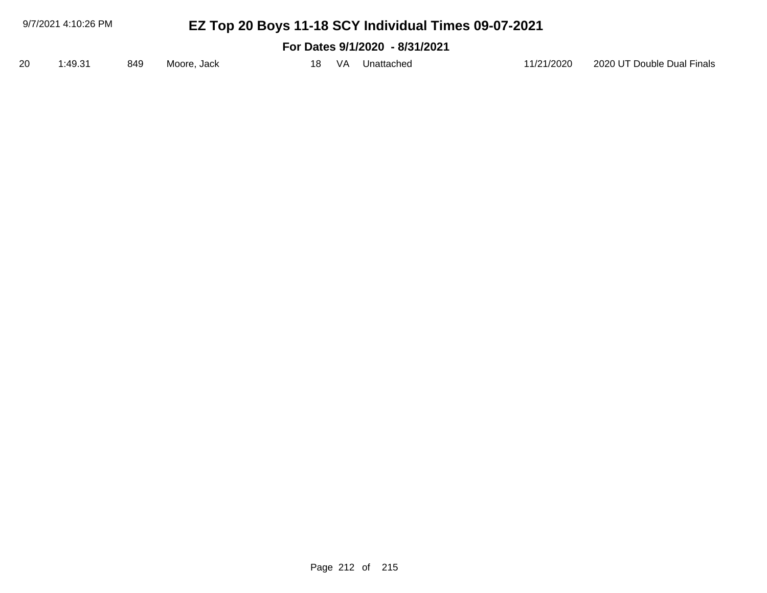# EZ Top 20 Boys 11-18 SCY Individual Times 09-07-2021

## For Dates 9/1/2020 - 8/31/2021

| | | | | | | | | |
|---|---|---|---|---|---|---|---|---|
| 20 | 1:49.31 | 849 | Moore, Jack | 18 | VA | Unattached | 11/21/2020 | 2020 UT Double Dual Finals |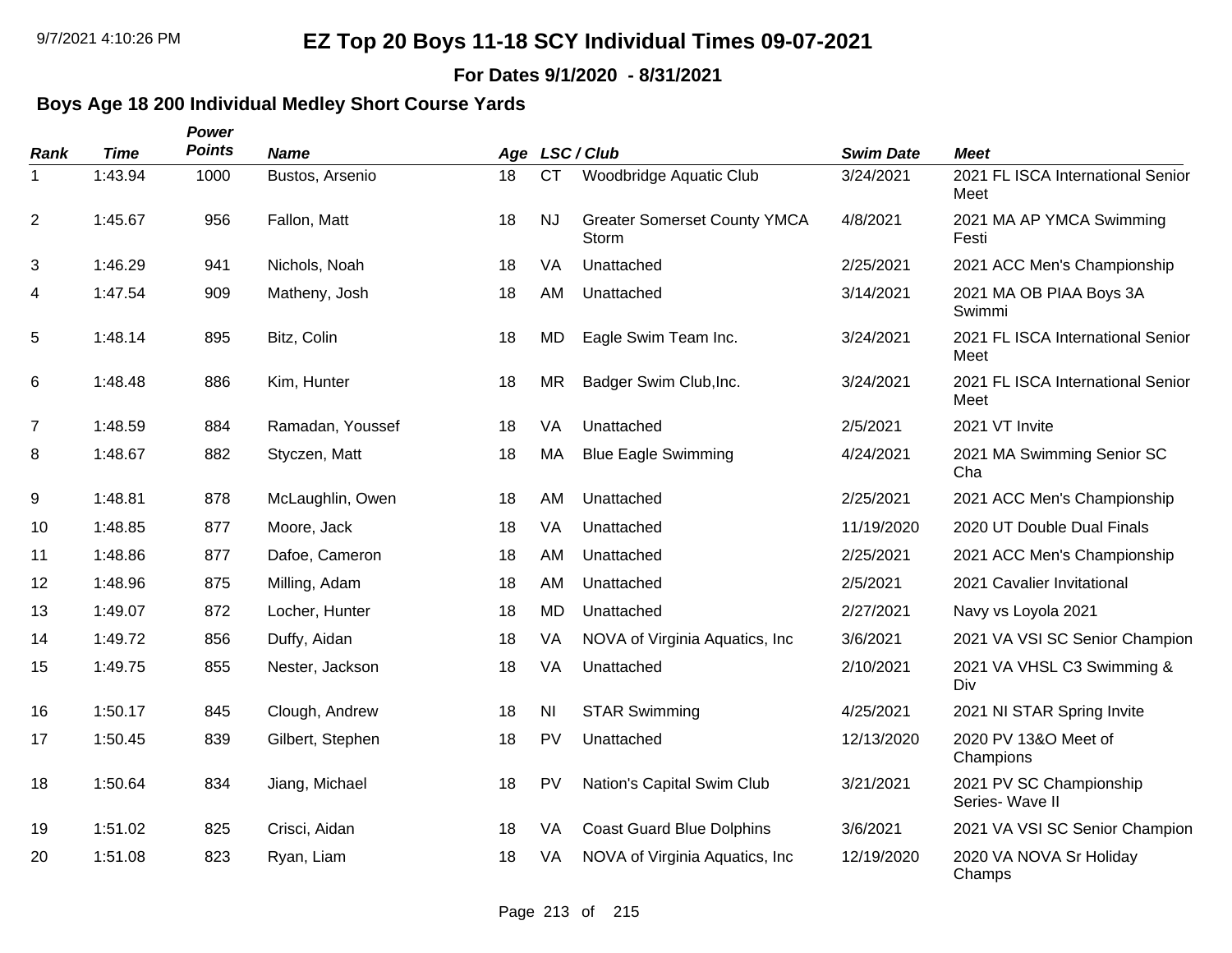# EZ Top 20 Boys 11-18 SCY Individual Times 09-07-2021

**For Dates 9/1/2020 - 8/31/2021**

## Boys Age 18 200 Individual Medley Short Course Yards

| Rank | Time | Power Points | Name | Age | LSC | Club | Swim Date | Meet |
|---|---|---|---|---|---|---|---|---|
| 1 | 1:43.94 | 1000 | Bustos, Arsenio | 18 | CT | Woodbridge Aquatic Club | 3/24/2021 | 2021 FL ISCA International Senior Meet |
| 2 | 1:45.67 | 956 | Fallon, Matt | 18 | NJ | Greater Somerset County YMCA Storm | 4/8/2021 | 2021 MA AP YMCA Swimming Festi |
| 3 | 1:46.29 | 941 | Nichols, Noah | 18 | VA | Unattached | 2/25/2021 | 2021 ACC Men's Championship |
| 4 | 1:47.54 | 909 | Matheny, Josh | 18 | AM | Unattached | 3/14/2021 | 2021 MA OB PIAA Boys 3A Swimmi |
| 5 | 1:48.14 | 895 | Bitz, Colin | 18 | MD | Eagle Swim Team Inc. | 3/24/2021 | 2021 FL ISCA International Senior Meet |
| 6 | 1:48.48 | 886 | Kim, Hunter | 18 | MR | Badger Swim Club,Inc. | 3/24/2021 | 2021 FL ISCA International Senior Meet |
| 7 | 1:48.59 | 884 | Ramadan, Youssef | 18 | VA | Unattached | 2/5/2021 | 2021 VT Invite |
| 8 | 1:48.67 | 882 | Styczen, Matt | 18 | MA | Blue Eagle Swimming | 4/24/2021 | 2021 MA Swimming Senior SC Cha |
| 9 | 1:48.81 | 878 | McLaughlin, Owen | 18 | AM | Unattached | 2/25/2021 | 2021 ACC Men's Championship |
| 10 | 1:48.85 | 877 | Moore, Jack | 18 | VA | Unattached | 11/19/2020 | 2020 UT Double Dual Finals |
| 11 | 1:48.86 | 877 | Dafoe, Cameron | 18 | AM | Unattached | 2/25/2021 | 2021 ACC Men's Championship |
| 12 | 1:48.96 | 875 | Milling, Adam | 18 | AM | Unattached | 2/5/2021 | 2021 Cavalier Invitational |
| 13 | 1:49.07 | 872 | Locher, Hunter | 18 | MD | Unattached | 2/27/2021 | Navy vs Loyola 2021 |
| 14 | 1:49.72 | 856 | Duffy, Aidan | 18 | VA | NOVA of Virginia Aquatics, Inc | 3/6/2021 | 2021 VA VSI SC Senior Champion |
| 15 | 1:49.75 | 855 | Nester, Jackson | 18 | VA | Unattached | 2/10/2021 | 2021 VA VHSL C3 Swimming & Div |
| 16 | 1:50.17 | 845 | Clough, Andrew | 18 | NI | STAR Swimming | 4/25/2021 | 2021 NI STAR Spring Invite |
| 17 | 1:50.45 | 839 | Gilbert, Stephen | 18 | PV | Unattached | 12/13/2020 | 2020 PV 13&O Meet of Champions |
| 18 | 1:50.64 | 834 | Jiang, Michael | 18 | PV | Nation's Capital Swim Club | 3/21/2021 | 2021 PV SC Championship Series- Wave II |
| 19 | 1:51.02 | 825 | Crisci, Aidan | 18 | VA | Coast Guard Blue Dolphins | 3/6/2021 | 2021 VA VSI SC Senior Champion |
| 20 | 1:51.08 | 823 | Ryan, Liam | 18 | VA | NOVA of Virginia Aquatics, Inc | 12/19/2020 | 2020 VA NOVA Sr Holiday Champs |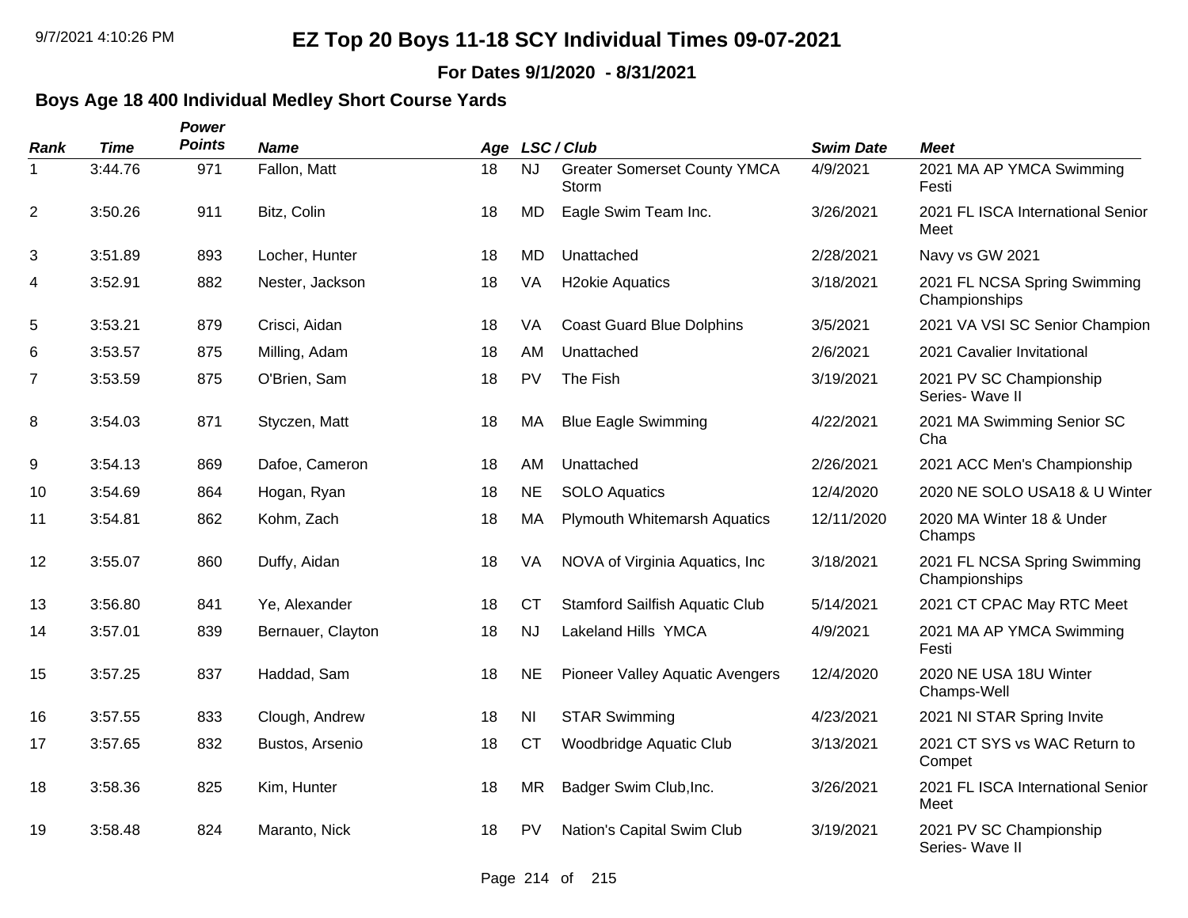# EZ Top 20 Boys 11-18 SCY Individual Times 09-07-2021

**For Dates 9/1/2020 - 8/31/2021**

## Boys Age 18 400 Individual Medley Short Course Yards

| Rank | Time | Power Points | Name | Age | LSC / Club | | Swim Date | Meet |
|---|---|---|---|---|---|---|---|---|
| 1 | 3:44.76 | 971 | Fallon, Matt | 18 | NJ | Greater Somerset County YMCA Storm | 4/9/2021 | 2021 MA AP YMCA Swimming Festi |
| 2 | 3:50.26 | 911 | Bitz, Colin | 18 | MD | Eagle Swim Team Inc. | 3/26/2021 | 2021 FL ISCA International Senior Meet |
| 3 | 3:51.89 | 893 | Locher, Hunter | 18 | MD | Unattached | 2/28/2021 | Navy vs GW 2021 |
| 4 | 3:52.91 | 882 | Nester, Jackson | 18 | VA | H2okie Aquatics | 3/18/2021 | 2021 FL NCSA Spring Swimming Championships |
| 5 | 3:53.21 | 879 | Crisci, Aidan | 18 | VA | Coast Guard Blue Dolphins | 3/5/2021 | 2021 VA VSI SC Senior Champion |
| 6 | 3:53.57 | 875 | Milling, Adam | 18 | AM | Unattached | 2/6/2021 | 2021 Cavalier Invitational |
| 7 | 3:53.59 | 875 | O'Brien, Sam | 18 | PV | The Fish | 3/19/2021 | 2021 PV SC Championship Series- Wave II |
| 8 | 3:54.03 | 871 | Styczen, Matt | 18 | MA | Blue Eagle Swimming | 4/22/2021 | 2021 MA Swimming Senior SC Cha |
| 9 | 3:54.13 | 869 | Dafoe, Cameron | 18 | AM | Unattached | 2/26/2021 | 2021 ACC Men's Championship |
| 10 | 3:54.69 | 864 | Hogan, Ryan | 18 | NE | SOLO Aquatics | 12/4/2020 | 2020 NE SOLO USA18 & U Winter |
| 11 | 3:54.81 | 862 | Kohm, Zach | 18 | MA | Plymouth Whitemarsh Aquatics | 12/11/2020 | 2020 MA Winter 18 & Under Champs |
| 12 | 3:55.07 | 860 | Duffy, Aidan | 18 | VA | NOVA of Virginia Aquatics, Inc | 3/18/2021 | 2021 FL NCSA Spring Swimming Championships |
| 13 | 3:56.80 | 841 | Ye, Alexander | 18 | CT | Stamford Sailfish Aquatic Club | 5/14/2021 | 2021 CT CPAC May RTC Meet |
| 14 | 3:57.01 | 839 | Bernauer, Clayton | 18 | NJ | Lakeland Hills YMCA | 4/9/2021 | 2021 MA AP YMCA Swimming Festi |
| 15 | 3:57.25 | 837 | Haddad, Sam | 18 | NE | Pioneer Valley Aquatic Avengers | 12/4/2020 | 2020 NE USA 18U Winter Champs-Well |
| 16 | 3:57.55 | 833 | Clough, Andrew | 18 | NI | STAR Swimming | 4/23/2021 | 2021 NI STAR Spring Invite |
| 17 | 3:57.65 | 832 | Bustos, Arsenio | 18 | CT | Woodbridge Aquatic Club | 3/13/2021 | 2021 CT SYS vs WAC Return to Compet |
| 18 | 3:58.36 | 825 | Kim, Hunter | 18 | MR | Badger Swim Club,Inc. | 3/26/2021 | 2021 FL ISCA International Senior Meet |
| 19 | 3:58.48 | 824 | Maranto, Nick | 18 | PV | Nation's Capital Swim Club | 3/19/2021 | 2021 PV SC Championship Series- Wave II |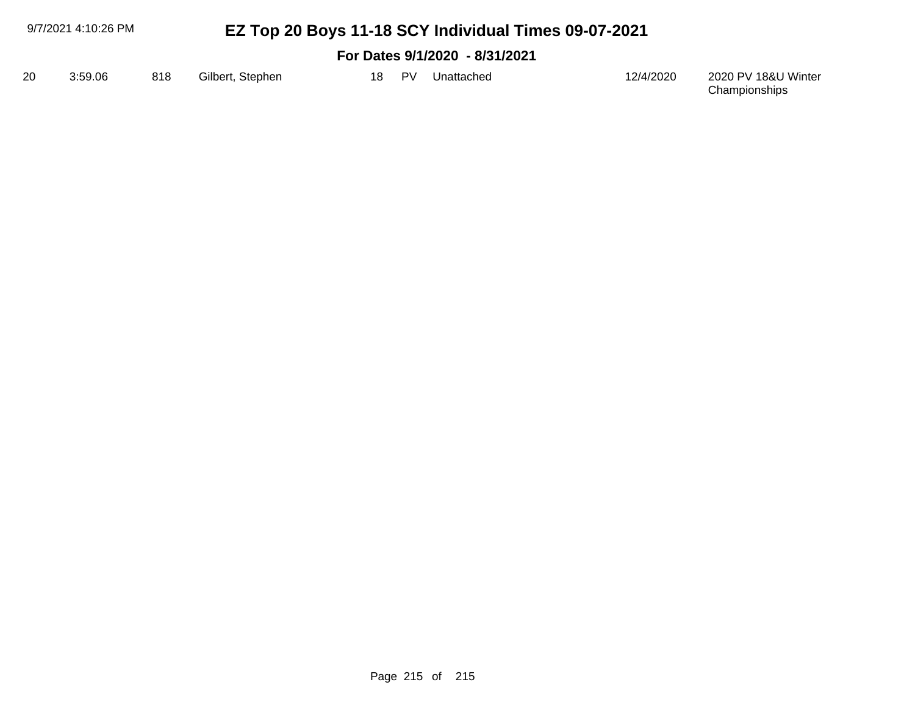# EZ Top 20 Boys 11-18 SCY Individual Times 09-07-2021

## For Dates 9/1/2020 - 8/31/2021

| | | | | | | | | |
|---|---|---|---|---|---|---|---|---|
| 20 | 3:59.06 | 818 | Gilbert, Stephen | 18 | PV | Unattached | 12/4/2020 | 2020 PV 18&U Winter Championships |